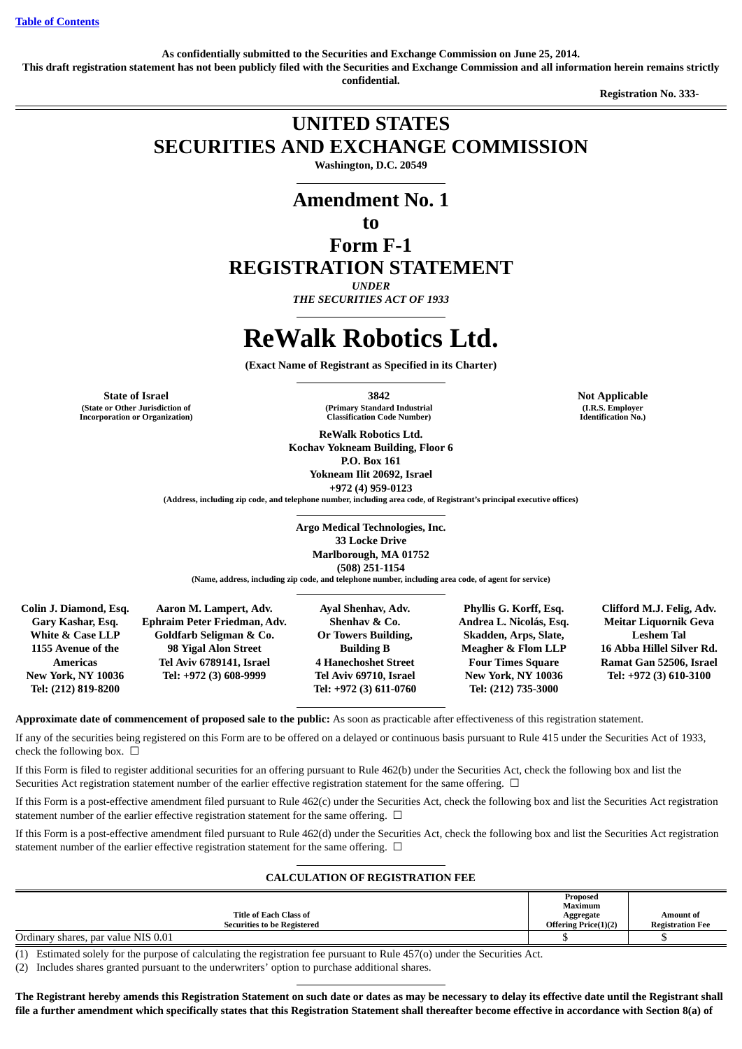[Table of Contents](#)

**As confidentially submitted to the Securities and Exchange Commission on June 25, 2014.**

**This draft registration statement has not been publicly filed with the Securities and Exchange Commission and all information herein remains strictly confidential.**

**Registration No. 333-**

# UNITED STATES SECURITIES AND EXCHANGE COMMISSION

**Washington, D.C. 20549**

# Amendment No. 1 to Form F-1 REGISTRATION STATEMENT

***UNDER***

***THE SECURITIES ACT OF 1933***

# ReWalk Robotics Ltd.

**(Exact Name of Registrant as Specified in its Charter)**

| **State of Israel** | **3842** | **Not Applicable** |
|---|---|---|
| **(State or Other Jurisdiction of Incorporation or Organization)** | **(Primary Standard Industrial Classification Code Number)** | **(I.R.S. Employer Identification No.)** |

**ReWalk Robotics Ltd.**
**Kochav Yokneam Building, Floor 6**
**P.O. Box 161**
**Yokneam Ilit 20692, Israel**
**+972 (4) 959-0123**

**(Address, including zip code, and telephone number, including area code, of Registrant's principal executive offices)**

**Argo Medical Technologies, Inc.**
**33 Locke Drive**
**Marlborough, MA 01752**
**(508) 251-1154**

**(Name, address, including zip code, and telephone number, including area code, of agent for service)**

| **Colin J. Diamond, Esq.** | **Aaron M. Lampert, Adv.** | **Ayal Shenhav, Adv.** | **Phyllis G. Korff, Esq.** | **Clifford M.J. Felig, Adv.** |
|---|---|---|---|---|
| **Gary Kashar, Esq.** | **Ephraim Peter Friedman, Adv.** | **Shenhav & Co.** | **Andrea L. Nicolás, Esq.** | **Meitar Liquornik Geva** |
| **White & Case LLP** | **Goldfarb Seligman & Co.** | **Or Towers Building,** | **Skadden, Arps, Slate,** | **Leshem Tal** |
| **1155 Avenue of the Americas** | **98 Yigal Alon Street** | **Building B** | **Meagher & Flom LLP** | **16 Abba Hillel Silver Rd.** |
| **New York, NY 10036** | **Tel Aviv 6789141, Israel** | **4 Hanechoshet Street** | **Four Times Square** | **Ramat Gan 52506, Israel** |
| **Tel: (212) 819-8200** | **Tel: +972 (3) 608-9999** | **Tel Aviv 69710, Israel** | **New York, NY 10036** | **Tel: +972 (3) 610-3100** |
| | | **Tel: +972 (3) 611-0760** | **Tel: (212) 735-3000** | |

**Approximate date of commencement of proposed sale to the public:** As soon as practicable after effectiveness of this registration statement.

If any of the securities being registered on this Form are to be offered on a delayed or continuous basis pursuant to Rule 415 under the Securities Act of 1933, check the following box. ☐

If this Form is filed to register additional securities for an offering pursuant to Rule 462(b) under the Securities Act, check the following box and list the Securities Act registration statement number of the earlier effective registration statement for the same offering. ☐

If this Form is a post-effective amendment filed pursuant to Rule 462(c) under the Securities Act, check the following box and list the Securities Act registration statement number of the earlier effective registration statement for the same offering. ☐

If this Form is a post-effective amendment filed pursuant to Rule 462(d) under the Securities Act, check the following box and list the Securities Act registration statement number of the earlier effective registration statement for the same offering. ☐

**CALCULATION OF REGISTRATION FEE**

| **Title of Each Class of Securities to be Registered** | **Proposed Maximum Aggregate Offering Price(1)(2)** | **Amount of Registration Fee** |
|---|---|---|
| Ordinary shares, par value NIS 0.01 | $ | $ |

(1) Estimated solely for the purpose of calculating the registration fee pursuant to Rule 457(o) under the Securities Act.

(2) Includes shares granted pursuant to the underwriters' option to purchase additional shares.

**The Registrant hereby amends this Registration Statement on such date or dates as may be necessary to delay its effective date until the Registrant shall file a further amendment which specifically states that this Registration Statement shall thereafter become effective in accordance with Section 8(a) of**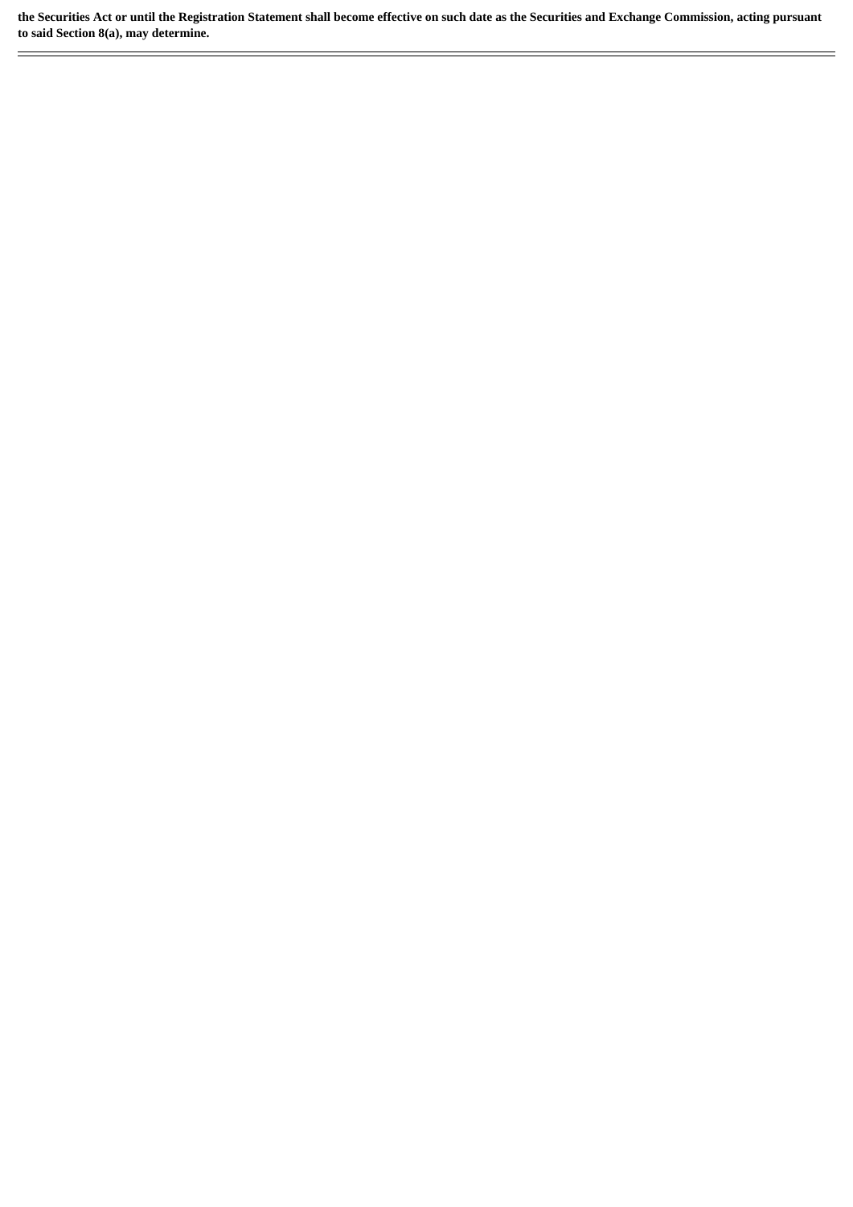**the Securities Act or until the Registration Statement shall become effective on such date as the Securities and Exchange Commission, acting pursuant to said Section 8(a), may determine.**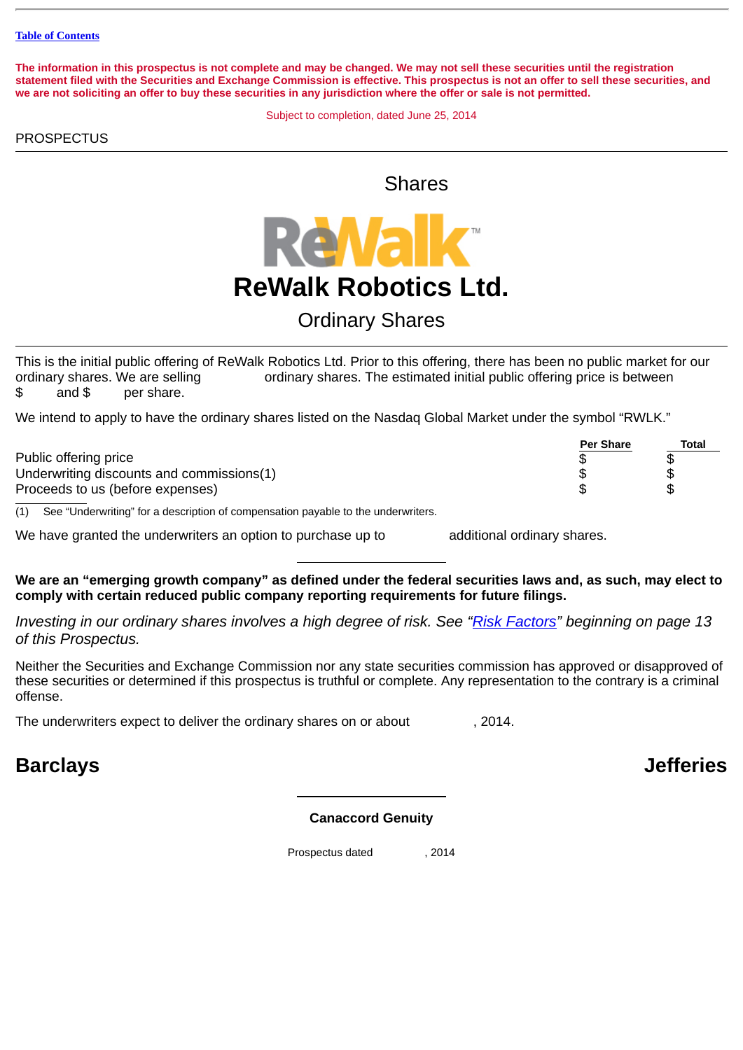Table of Contents

**The information in this prospectus is not complete and may be changed. We may not sell these securities until the registration statement filed with the Securities and Exchange Commission is effective. This prospectus is not an offer to sell these securities, and we are not soliciting an offer to buy these securities in any jurisdiction where the offer or sale is not permitted.**

Subject to completion, dated June 25, 2014

PROSPECTUS

Shares

ReWalk™

# ReWalk Robotics Ltd.

## Ordinary Shares

This is the initial public offering of ReWalk Robotics Ltd. Prior to this offering, there has been no public market for our ordinary shares. We are selling ordinary shares. The estimated initial public offering price is between $ and $ per share.

We intend to apply to have the ordinary shares listed on the Nasdaq Global Market under the symbol "RWLK."

| | Per Share | Total |
|---|---|---|
| Public offering price | $ | $ |
| Underwriting discounts and commissions(1) | $ | $ |
| Proceeds to us (before expenses) | $ | $ |

(1) See "Underwriting" for a description of compensation payable to the underwriters.

We have granted the underwriters an option to purchase up to additional ordinary shares.

**We are an "emerging growth company" as defined under the federal securities laws and, as such, may elect to comply with certain reduced public company reporting requirements for future filings.**

*Investing in our ordinary shares involves a high degree of risk. See "Risk Factors" beginning on page 13 of this Prospectus.*

Neither the Securities and Exchange Commission nor any state securities commission has approved or disapproved of these securities or determined if this prospectus is truthful or complete. Any representation to the contrary is a criminal offense.

The underwriters expect to deliver the ordinary shares on or about , 2014.

**Barclays** **Jefferies**

**Canaccord Genuity**

Prospectus dated , 2014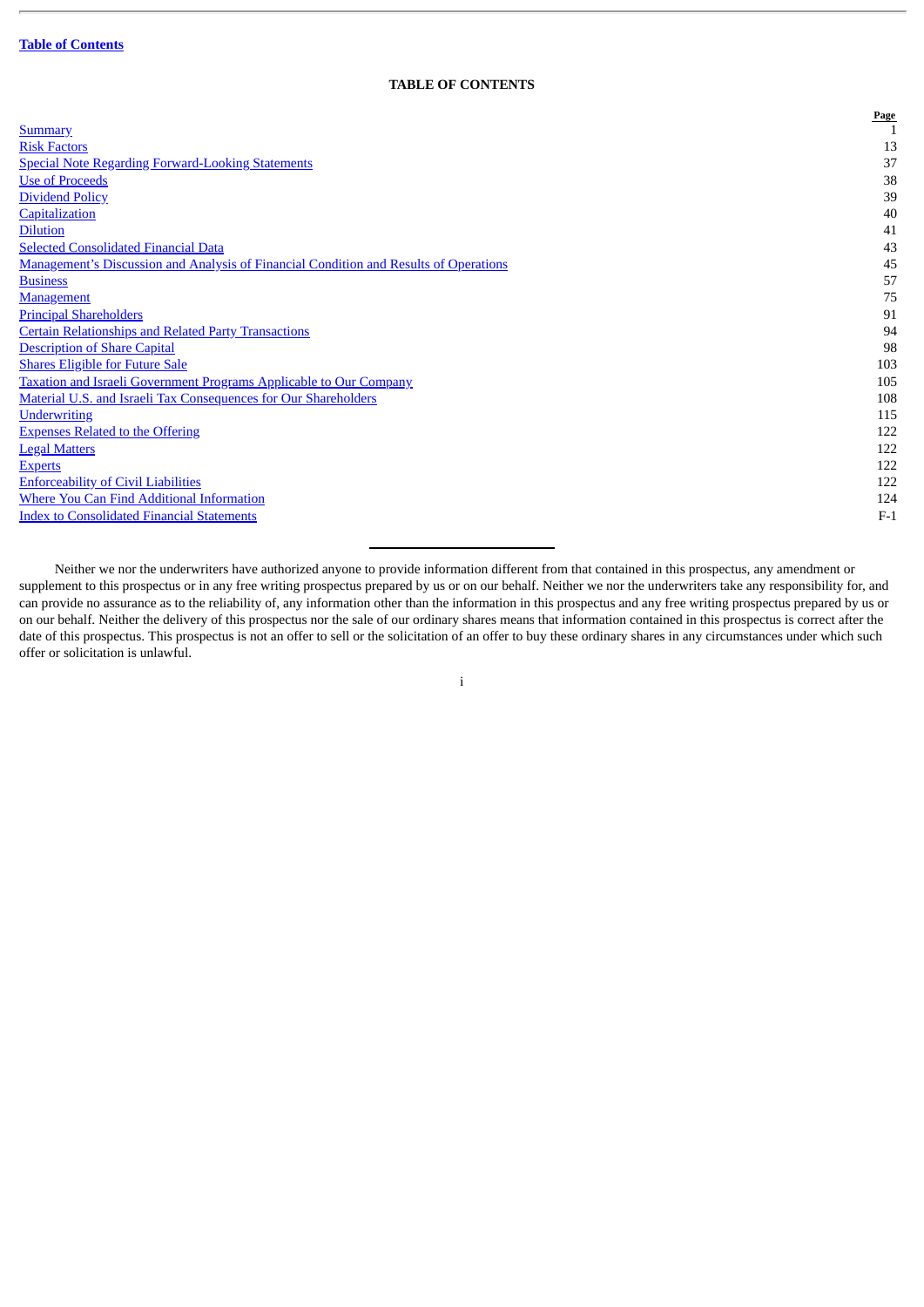**Table of Contents**

# TABLE OF CONTENTS

| | Page |
|---|---|
| Summary | 1 |
| Risk Factors | 13 |
| Special Note Regarding Forward-Looking Statements | 37 |
| Use of Proceeds | 38 |
| Dividend Policy | 39 |
| Capitalization | 40 |
| Dilution | 41 |
| Selected Consolidated Financial Data | 43 |
| Management's Discussion and Analysis of Financial Condition and Results of Operations | 45 |
| Business | 57 |
| Management | 75 |
| Principal Shareholders | 91 |
| Certain Relationships and Related Party Transactions | 94 |
| Description of Share Capital | 98 |
| Shares Eligible for Future Sale | 103 |
| Taxation and Israeli Government Programs Applicable to Our Company | 105 |
| Material U.S. and Israeli Tax Consequences for Our Shareholders | 108 |
| Underwriting | 115 |
| Expenses Related to the Offering | 122 |
| Legal Matters | 122 |
| Experts | 122 |
| Enforceability of Civil Liabilities | 122 |
| Where You Can Find Additional Information | 124 |
| Index to Consolidated Financial Statements | F-1 |

---

Neither we nor the underwriters have authorized anyone to provide information different from that contained in this prospectus, any amendment or supplement to this prospectus or in any free writing prospectus prepared by us or on our behalf. Neither we nor the underwriters take any responsibility for, and can provide no assurance as to the reliability of, any information other than the information in this prospectus and any free writing prospectus prepared by us or on our behalf. Neither the delivery of this prospectus nor the sale of our ordinary shares means that information contained in this prospectus is correct after the date of this prospectus. This prospectus is not an offer to sell or the solicitation of an offer to buy these ordinary shares in any circumstances under which such offer or solicitation is unlawful.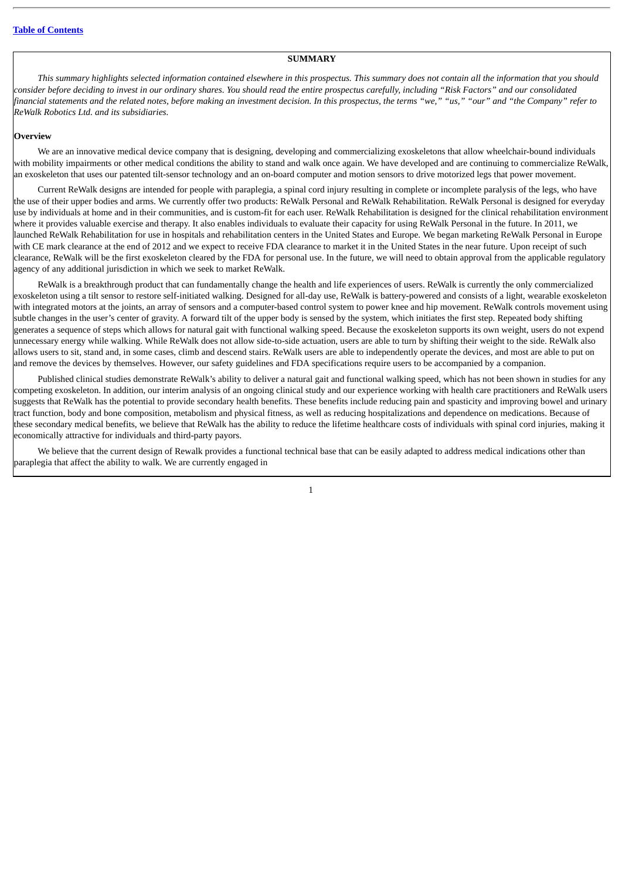## SUMMARY

*This summary highlights selected information contained elsewhere in this prospectus. This summary does not contain all the information that you should consider before deciding to invest in our ordinary shares. You should read the entire prospectus carefully, including "Risk Factors" and our consolidated financial statements and the related notes, before making an investment decision. In this prospectus, the terms "we," "us," "our" and "the Company" refer to ReWalk Robotics Ltd. and its subsidiaries.*

### Overview

We are an innovative medical device company that is designing, developing and commercializing exoskeletons that allow wheelchair-bound individuals with mobility impairments or other medical conditions the ability to stand and walk once again. We have developed and are continuing to commercialize ReWalk, an exoskeleton that uses our patented tilt-sensor technology and an on-board computer and motion sensors to drive motorized legs that power movement.

Current ReWalk designs are intended for people with paraplegia, a spinal cord injury resulting in complete or incomplete paralysis of the legs, who have the use of their upper bodies and arms. We currently offer two products: ReWalk Personal and ReWalk Rehabilitation. ReWalk Personal is designed for everyday use by individuals at home and in their communities, and is custom-fit for each user. ReWalk Rehabilitation is designed for the clinical rehabilitation environment where it provides valuable exercise and therapy. It also enables individuals to evaluate their capacity for using ReWalk Personal in the future. In 2011, we launched ReWalk Rehabilitation for use in hospitals and rehabilitation centers in the United States and Europe. We began marketing ReWalk Personal in Europe with CE mark clearance at the end of 2012 and we expect to receive FDA clearance to market it in the United States in the near future. Upon receipt of such clearance, ReWalk will be the first exoskeleton cleared by the FDA for personal use. In the future, we will need to obtain approval from the applicable regulatory agency of any additional jurisdiction in which we seek to market ReWalk.

ReWalk is a breakthrough product that can fundamentally change the health and life experiences of users. ReWalk is currently the only commercialized exoskeleton using a tilt sensor to restore self-initiated walking. Designed for all-day use, ReWalk is battery-powered and consists of a light, wearable exoskeleton with integrated motors at the joints, an array of sensors and a computer-based control system to power knee and hip movement. ReWalk controls movement using subtle changes in the user's center of gravity. A forward tilt of the upper body is sensed by the system, which initiates the first step. Repeated body shifting generates a sequence of steps which allows for natural gait with functional walking speed. Because the exoskeleton supports its own weight, users do not expend unnecessary energy while walking. While ReWalk does not allow side-to-side actuation, users are able to turn by shifting their weight to the side. ReWalk also allows users to sit, stand and, in some cases, climb and descend stairs. ReWalk users are able to independently operate the devices, and most are able to put on and remove the devices by themselves. However, our safety guidelines and FDA specifications require users to be accompanied by a companion.

Published clinical studies demonstrate ReWalk's ability to deliver a natural gait and functional walking speed, which has not been shown in studies for any competing exoskeleton. In addition, our interim analysis of an ongoing clinical study and our experience working with health care practitioners and ReWalk users suggests that ReWalk has the potential to provide secondary health benefits. These benefits include reducing pain and spasticity and improving bowel and urinary tract function, body and bone composition, metabolism and physical fitness, as well as reducing hospitalizations and dependence on medications. Because of these secondary medical benefits, we believe that ReWalk has the ability to reduce the lifetime healthcare costs of individuals with spinal cord injuries, making it economically attractive for individuals and third-party payors.

We believe that the current design of Rewalk provides a functional technical base that can be easily adapted to address medical indications other than paraplegia that affect the ability to walk. We are currently engaged in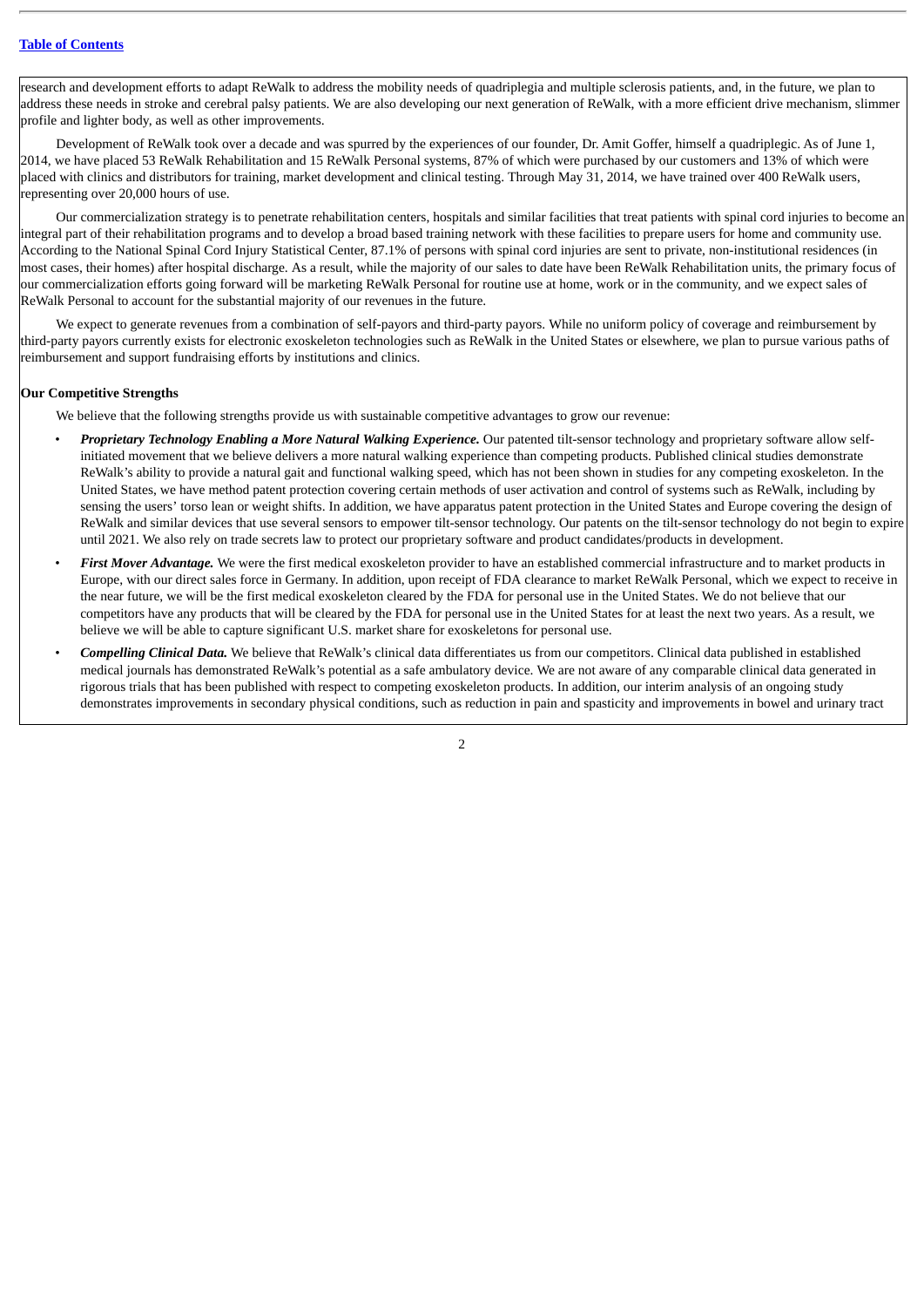research and development efforts to adapt ReWalk to address the mobility needs of quadriplegia and multiple sclerosis patients, and, in the future, we plan to address these needs in stroke and cerebral palsy patients. We are also developing our next generation of ReWalk, with a more efficient drive mechanism, slimmer profile and lighter body, as well as other improvements.

Development of ReWalk took over a decade and was spurred by the experiences of our founder, Dr. Amit Goffer, himself a quadriplegic. As of June 1, 2014, we have placed 53 ReWalk Rehabilitation and 15 ReWalk Personal systems, 87% of which were purchased by our customers and 13% of which were placed with clinics and distributors for training, market development and clinical testing. Through May 31, 2014, we have trained over 400 ReWalk users, representing over 20,000 hours of use.

Our commercialization strategy is to penetrate rehabilitation centers, hospitals and similar facilities that treat patients with spinal cord injuries to become an integral part of their rehabilitation programs and to develop a broad based training network with these facilities to prepare users for home and community use. According to the National Spinal Cord Injury Statistical Center, 87.1% of persons with spinal cord injuries are sent to private, non-institutional residences (in most cases, their homes) after hospital discharge. As a result, while the majority of our sales to date have been ReWalk Rehabilitation units, the primary focus of our commercialization efforts going forward will be marketing ReWalk Personal for routine use at home, work or in the community, and we expect sales of ReWalk Personal to account for the substantial majority of our revenues in the future.

We expect to generate revenues from a combination of self-payors and third-party payors. While no uniform policy of coverage and reimbursement by third-party payors currently exists for electronic exoskeleton technologies such as ReWalk in the United States or elsewhere, we plan to pursue various paths of reimbursement and support fundraising efforts by institutions and clinics.

**Our Competitive Strengths**

We believe that the following strengths provide us with sustainable competitive advantages to grow our revenue:

- ***Proprietary Technology Enabling a More Natural Walking Experience.*** Our patented tilt-sensor technology and proprietary software allow self-initiated movement that we believe delivers a more natural walking experience than competing products. Published clinical studies demonstrate ReWalk's ability to provide a natural gait and functional walking speed, which has not been shown in studies for any competing exoskeleton. In the United States, we have method patent protection covering certain methods of user activation and control of systems such as ReWalk, including by sensing the users' torso lean or weight shifts. In addition, we have apparatus patent protection in the United States and Europe covering the design of ReWalk and similar devices that use several sensors to empower tilt-sensor technology. Our patents on the tilt-sensor technology do not begin to expire until 2021. We also rely on trade secrets law to protect our proprietary software and product candidates/products in development.
- ***First Mover Advantage.*** We were the first medical exoskeleton provider to have an established commercial infrastructure and to market products in Europe, with our direct sales force in Germany. In addition, upon receipt of FDA clearance to market ReWalk Personal, which we expect to receive in the near future, we will be the first medical exoskeleton cleared by the FDA for personal use in the United States. We do not believe that our competitors have any products that will be cleared by the FDA for personal use in the United States for at least the next two years. As a result, we believe we will be able to capture significant U.S. market share for exoskeletons for personal use.
- ***Compelling Clinical Data.*** We believe that ReWalk's clinical data differentiates us from our competitors. Clinical data published in established medical journals has demonstrated ReWalk's potential as a safe ambulatory device. We are not aware of any comparable clinical data generated in rigorous trials that has been published with respect to competing exoskeleton products. In addition, our interim analysis of an ongoing study demonstrates improvements in secondary physical conditions, such as reduction in pain and spasticity and improvements in bowel and urinary tract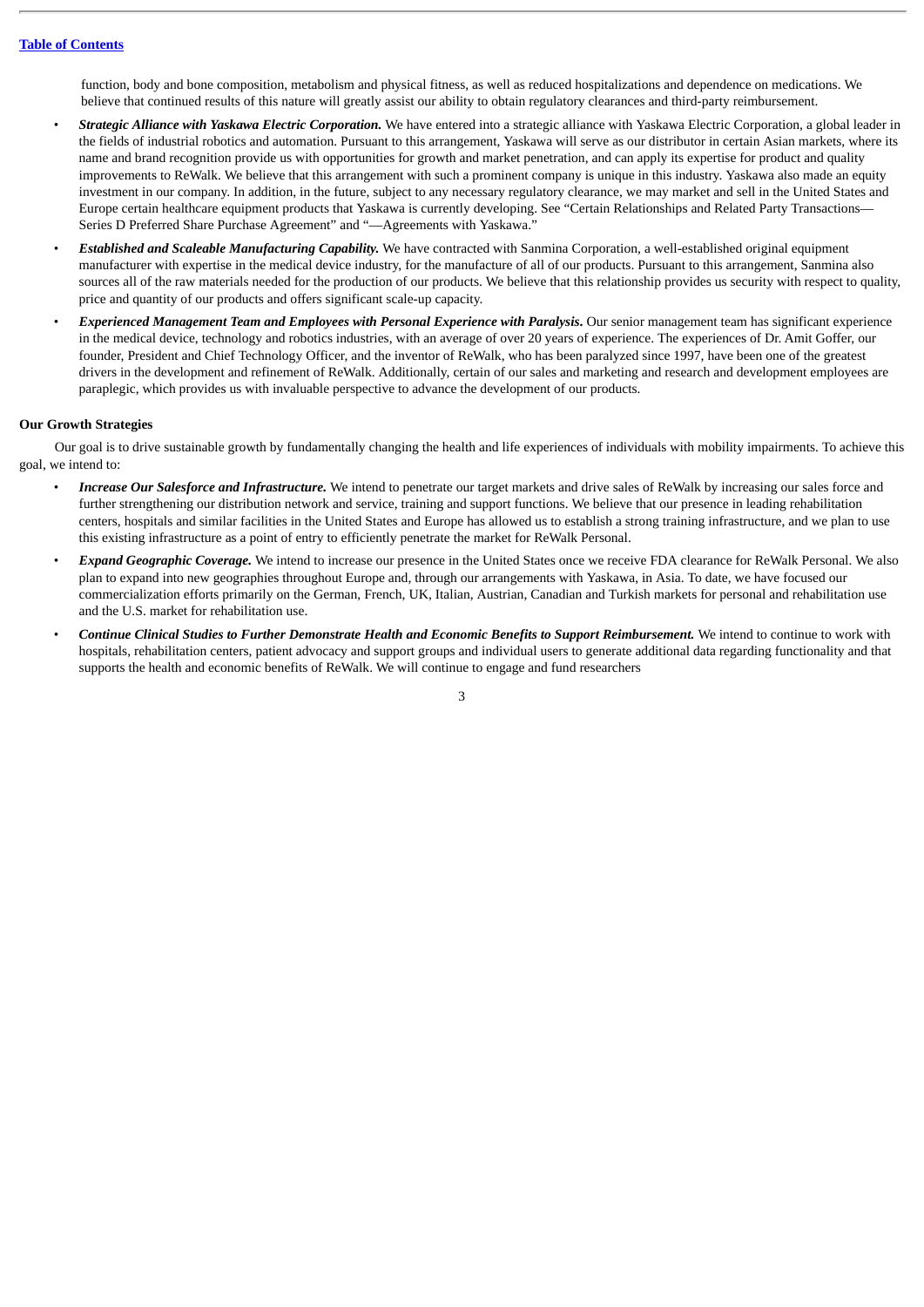function, body and bone composition, metabolism and physical fitness, as well as reduced hospitalizations and dependence on medications. We believe that continued results of this nature will greatly assist our ability to obtain regulatory clearances and third-party reimbursement.

- ***Strategic Alliance with Yaskawa Electric Corporation.*** We have entered into a strategic alliance with Yaskawa Electric Corporation, a global leader in the fields of industrial robotics and automation. Pursuant to this arrangement, Yaskawa will serve as our distributor in certain Asian markets, where its name and brand recognition provide us with opportunities for growth and market penetration, and can apply its expertise for product and quality improvements to ReWalk. We believe that this arrangement with such a prominent company is unique in this industry. Yaskawa also made an equity investment in our company. In addition, in the future, subject to any necessary regulatory clearance, we may market and sell in the United States and Europe certain healthcare equipment products that Yaskawa is currently developing. See "Certain Relationships and Related Party Transactions—Series D Preferred Share Purchase Agreement" and "—Agreements with Yaskawa."
- ***Established and Scaleable Manufacturing Capability.*** We have contracted with Sanmina Corporation, a well-established original equipment manufacturer with expertise in the medical device industry, for the manufacture of all of our products. Pursuant to this arrangement, Sanmina also sources all of the raw materials needed for the production of our products. We believe that this relationship provides us security with respect to quality, price and quantity of our products and offers significant scale-up capacity.
- ***Experienced Management Team and Employees with Personal Experience with Paralysis.*** Our senior management team has significant experience in the medical device, technology and robotics industries, with an average of over 20 years of experience. The experiences of Dr. Amit Goffer, our founder, President and Chief Technology Officer, and the inventor of ReWalk, who has been paralyzed since 1997, have been one of the greatest drivers in the development and refinement of ReWalk. Additionally, certain of our sales and marketing and research and development employees are paraplegic, which provides us with invaluable perspective to advance the development of our products.

**Our Growth Strategies**

Our goal is to drive sustainable growth by fundamentally changing the health and life experiences of individuals with mobility impairments. To achieve this goal, we intend to:

- ***Increase Our Salesforce and Infrastructure.*** We intend to penetrate our target markets and drive sales of ReWalk by increasing our sales force and further strengthening our distribution network and service, training and support functions. We believe that our presence in leading rehabilitation centers, hospitals and similar facilities in the United States and Europe has allowed us to establish a strong training infrastructure, and we plan to use this existing infrastructure as a point of entry to efficiently penetrate the market for ReWalk Personal.
- ***Expand Geographic Coverage.*** We intend to increase our presence in the United States once we receive FDA clearance for ReWalk Personal. We also plan to expand into new geographies throughout Europe and, through our arrangements with Yaskawa, in Asia. To date, we have focused our commercialization efforts primarily on the German, French, UK, Italian, Austrian, Canadian and Turkish markets for personal and rehabilitation use and the U.S. market for rehabilitation use.
- ***Continue Clinical Studies to Further Demonstrate Health and Economic Benefits to Support Reimbursement.*** We intend to continue to work with hospitals, rehabilitation centers, patient advocacy and support groups and individual users to generate additional data regarding functionality and that supports the health and economic benefits of ReWalk. We will continue to engage and fund researchers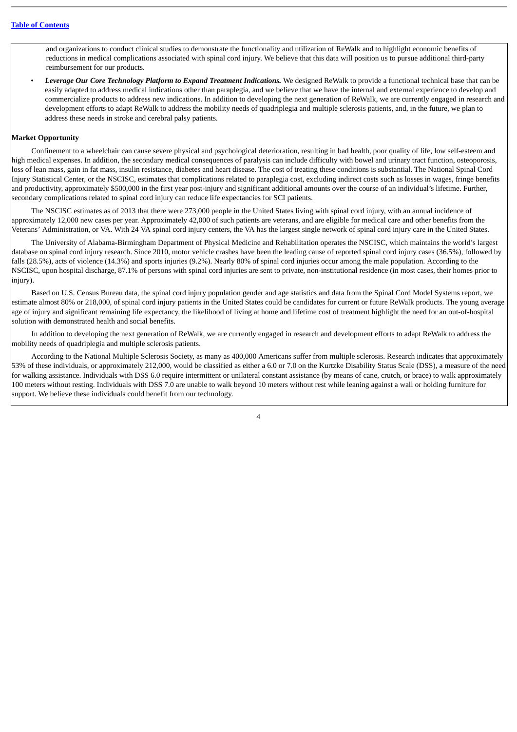and organizations to conduct clinical studies to demonstrate the functionality and utilization of ReWalk and to highlight economic benefits of reductions in medical complications associated with spinal cord injury. We believe that this data will position us to pursue additional third-party reimbursement for our products.

- ***Leverage Our Core Technology Platform to Expand Treatment Indications.*** We designed ReWalk to provide a functional technical base that can be easily adapted to address medical indications other than paraplegia, and we believe that we have the internal and external experience to develop and commercialize products to address new indications. In addition to developing the next generation of ReWalk, we are currently engaged in research and development efforts to adapt ReWalk to address the mobility needs of quadriplegia and multiple sclerosis patients, and, in the future, we plan to address these needs in stroke and cerebral palsy patients.

**Market Opportunity**

Confinement to a wheelchair can cause severe physical and psychological deterioration, resulting in bad health, poor quality of life, low self-esteem and high medical expenses. In addition, the secondary medical consequences of paralysis can include difficulty with bowel and urinary tract function, osteoporosis, loss of lean mass, gain in fat mass, insulin resistance, diabetes and heart disease. The cost of treating these conditions is substantial. The National Spinal Cord Injury Statistical Center, or the NSCISC, estimates that complications related to paraplegia cost, excluding indirect costs such as losses in wages, fringe benefits and productivity, approximately $500,000 in the first year post-injury and significant additional amounts over the course of an individual's lifetime. Further, secondary complications related to spinal cord injury can reduce life expectancies for SCI patients.

The NSCISC estimates as of 2013 that there were 273,000 people in the United States living with spinal cord injury, with an annual incidence of approximately 12,000 new cases per year. Approximately 42,000 of such patients are veterans, and are eligible for medical care and other benefits from the Veterans' Administration, or VA. With 24 VA spinal cord injury centers, the VA has the largest single network of spinal cord injury care in the United States.

The University of Alabama-Birmingham Department of Physical Medicine and Rehabilitation operates the NSCISC, which maintains the world's largest database on spinal cord injury research. Since 2010, motor vehicle crashes have been the leading cause of reported spinal cord injury cases (36.5%), followed by falls (28.5%), acts of violence (14.3%) and sports injuries (9.2%). Nearly 80% of spinal cord injuries occur among the male population. According to the NSCISC, upon hospital discharge, 87.1% of persons with spinal cord injuries are sent to private, non-institutional residence (in most cases, their homes prior to injury).

Based on U.S. Census Bureau data, the spinal cord injury population gender and age statistics and data from the Spinal Cord Model Systems report, we estimate almost 80% or 218,000, of spinal cord injury patients in the United States could be candidates for current or future ReWalk products. The young average age of injury and significant remaining life expectancy, the likelihood of living at home and lifetime cost of treatment highlight the need for an out-of-hospital solution with demonstrated health and social benefits.

In addition to developing the next generation of ReWalk, we are currently engaged in research and development efforts to adapt ReWalk to address the mobility needs of quadriplegia and multiple sclerosis patients.

According to the National Multiple Sclerosis Society, as many as 400,000 Americans suffer from multiple sclerosis. Research indicates that approximately 53% of these individuals, or approximately 212,000, would be classified as either a 6.0 or 7.0 on the Kurtzke Disability Status Scale (DSS), a measure of the need for walking assistance. Individuals with DSS 6.0 require intermittent or unilateral constant assistance (by means of cane, crutch, or brace) to walk approximately 100 meters without resting. Individuals with DSS 7.0 are unable to walk beyond 10 meters without rest while leaning against a wall or holding furniture for support. We believe these individuals could benefit from our technology.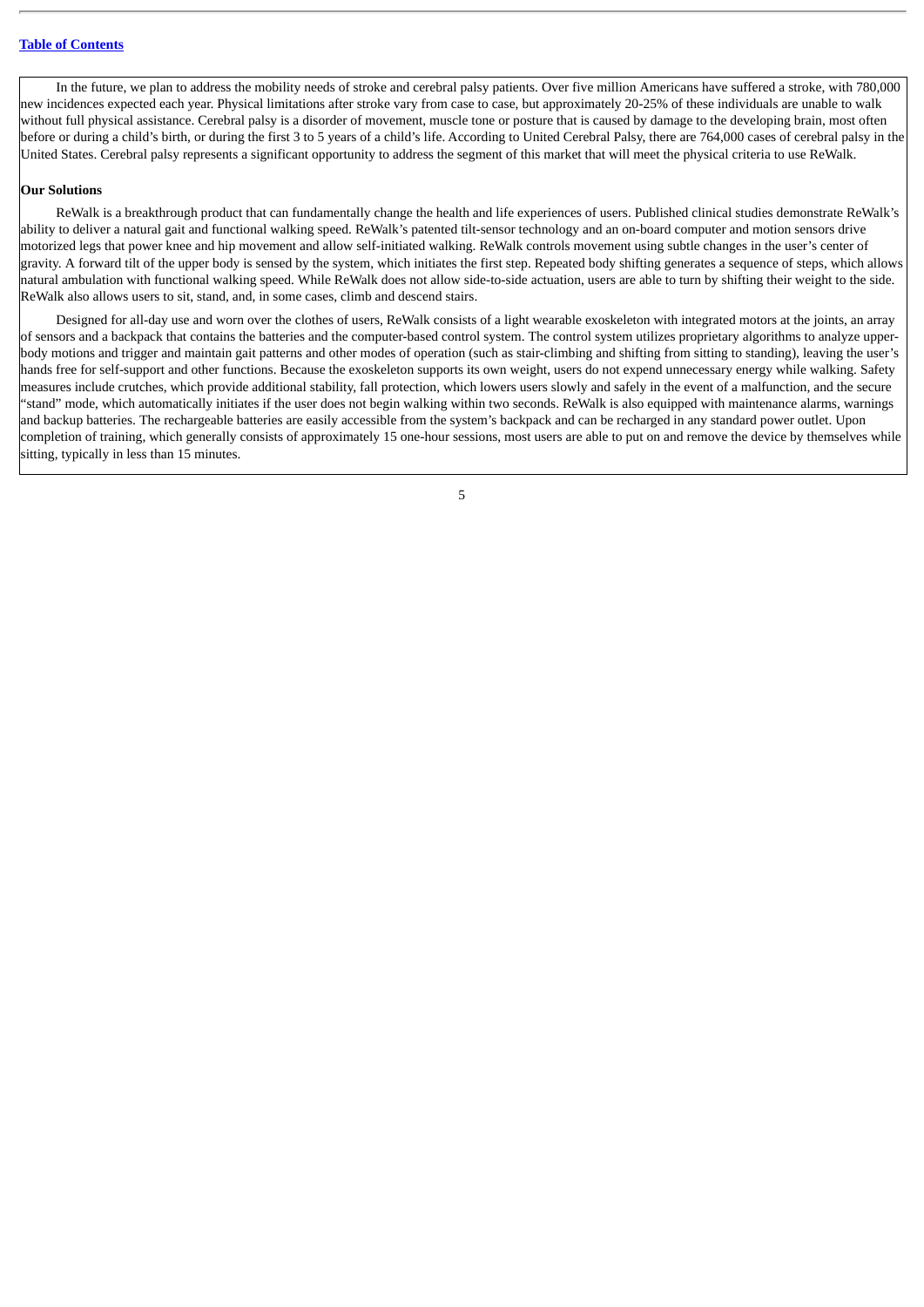In the future, we plan to address the mobility needs of stroke and cerebral palsy patients. Over five million Americans have suffered a stroke, with 780,000 new incidences expected each year. Physical limitations after stroke vary from case to case, but approximately 20-25% of these individuals are unable to walk without full physical assistance. Cerebral palsy is a disorder of movement, muscle tone or posture that is caused by damage to the developing brain, most often before or during a child's birth, or during the first 3 to 5 years of a child's life. According to United Cerebral Palsy, there are 764,000 cases of cerebral palsy in the United States. Cerebral palsy represents a significant opportunity to address the segment of this market that will meet the physical criteria to use ReWalk.

**Our Solutions**

ReWalk is a breakthrough product that can fundamentally change the health and life experiences of users. Published clinical studies demonstrate ReWalk's ability to deliver a natural gait and functional walking speed. ReWalk's patented tilt-sensor technology and an on-board computer and motion sensors drive motorized legs that power knee and hip movement and allow self-initiated walking. ReWalk controls movement using subtle changes in the user's center of gravity. A forward tilt of the upper body is sensed by the system, which initiates the first step. Repeated body shifting generates a sequence of steps, which allows natural ambulation with functional walking speed. While ReWalk does not allow side-to-side actuation, users are able to turn by shifting their weight to the side. ReWalk also allows users to sit, stand, and, in some cases, climb and descend stairs.

Designed for all-day use and worn over the clothes of users, ReWalk consists of a light wearable exoskeleton with integrated motors at the joints, an array of sensors and a backpack that contains the batteries and the computer-based control system. The control system utilizes proprietary algorithms to analyze upper-body motions and trigger and maintain gait patterns and other modes of operation (such as stair-climbing and shifting from sitting to standing), leaving the user's hands free for self-support and other functions. Because the exoskeleton supports its own weight, users do not expend unnecessary energy while walking. Safety measures include crutches, which provide additional stability, fall protection, which lowers users slowly and safely in the event of a malfunction, and the secure "stand" mode, which automatically initiates if the user does not begin walking within two seconds. ReWalk is also equipped with maintenance alarms, warnings and backup batteries. The rechargeable batteries are easily accessible from the system's backpack and can be recharged in any standard power outlet. Upon completion of training, which generally consists of approximately 15 one-hour sessions, most users are able to put on and remove the device by themselves while sitting, typically in less than 15 minutes.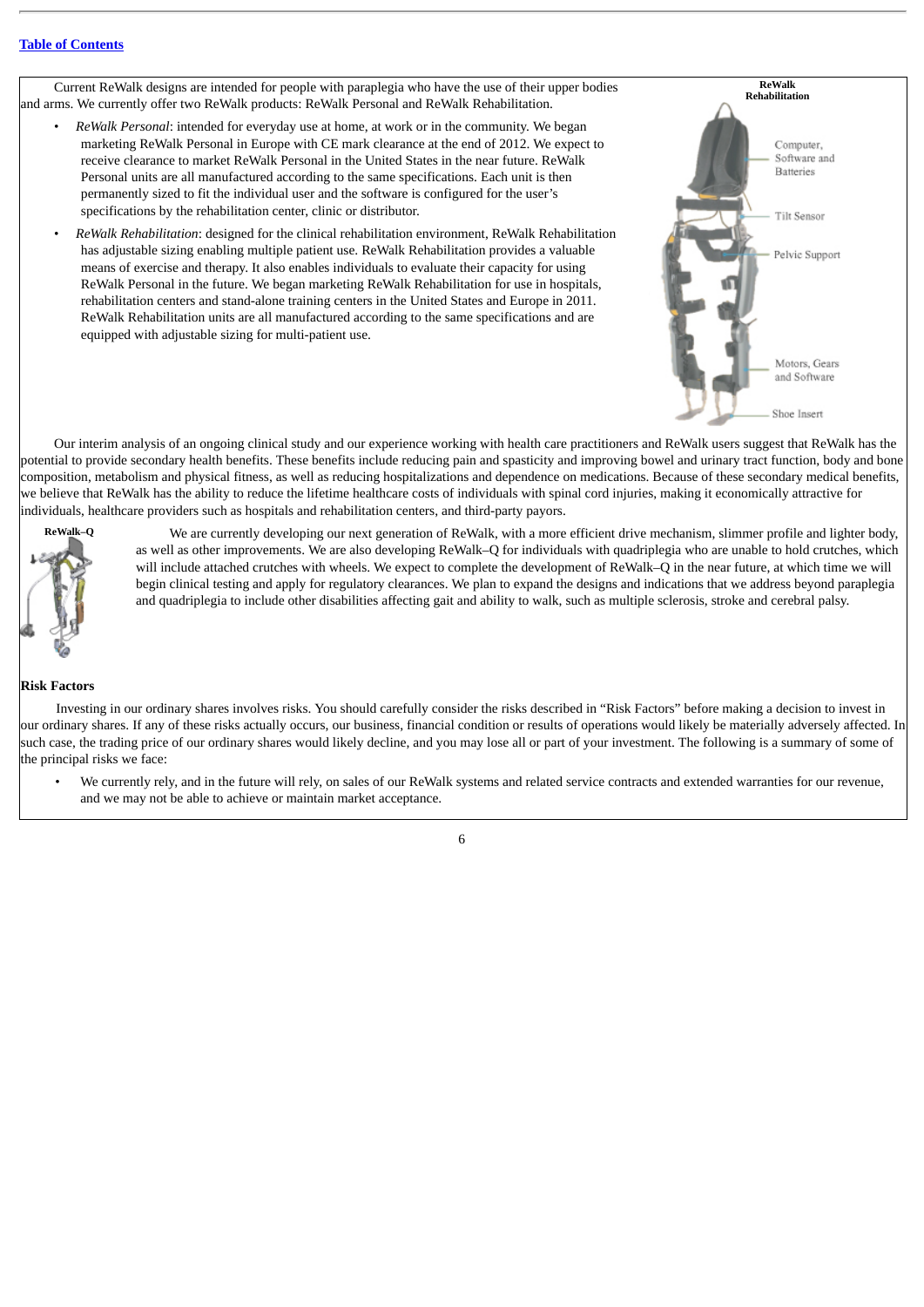Current ReWalk designs are intended for people with paraplegia who have the use of their upper bodies and arms. We currently offer two ReWalk products: ReWalk Personal and ReWalk Rehabilitation.

- *ReWalk Personal*: intended for everyday use at home, at work or in the community. We began marketing ReWalk Personal in Europe with CE mark clearance at the end of 2012. We expect to receive clearance to market ReWalk Personal in the United States in the near future. ReWalk Personal units are all manufactured according to the same specifications. Each unit is then permanently sized to fit the individual user and the software is configured for the user's specifications by the rehabilitation center, clinic or distributor.
- *ReWalk Rehabilitation*: designed for the clinical rehabilitation environment, ReWalk Rehabilitation has adjustable sizing enabling multiple patient use. ReWalk Rehabilitation provides a valuable means of exercise and therapy. It also enables individuals to evaluate their capacity for using ReWalk Personal in the future. We began marketing ReWalk Rehabilitation for use in hospitals, rehabilitation centers and stand-alone training centers in the United States and Europe in 2011. ReWalk Rehabilitation units are all manufactured according to the same specifications and are equipped with adjustable sizing for multi-patient use.

**ReWalk Rehabilitation**

Computer, Software and Batteries

Tilt Sensor

Pelvic Support

Motors, Gears and Software

Shoe Insert

Our interim analysis of an ongoing clinical study and our experience working with health care practitioners and ReWalk users suggest that ReWalk has the potential to provide secondary health benefits. These benefits include reducing pain and spasticity and improving bowel and urinary tract function, body and bone composition, metabolism and physical fitness, as well as reducing hospitalizations and dependence on medications. Because of these secondary medical benefits, we believe that ReWalk has the ability to reduce the lifetime healthcare costs of individuals with spinal cord injuries, making it economically attractive for individuals, healthcare providers such as hospitals and rehabilitation centers, and third-party payors.

**ReWalk–Q**

We are currently developing our next generation of ReWalk, with a more efficient drive mechanism, slimmer profile and lighter body, as well as other improvements. We are also developing ReWalk–Q for individuals with quadriplegia who are unable to hold crutches, which will include attached crutches with wheels. We expect to complete the development of ReWalk–Q in the near future, at which time we will begin clinical testing and apply for regulatory clearances. We plan to expand the designs and indications that we address beyond paraplegia and quadriplegia to include other disabilities affecting gait and ability to walk, such as multiple sclerosis, stroke and cerebral palsy.

**Risk Factors**

Investing in our ordinary shares involves risks. You should carefully consider the risks described in "Risk Factors" before making a decision to invest in our ordinary shares. If any of these risks actually occurs, our business, financial condition or results of operations would likely be materially adversely affected. In such case, the trading price of our ordinary shares would likely decline, and you may lose all or part of your investment. The following is a summary of some of the principal risks we face:

- We currently rely, and in the future will rely, on sales of our ReWalk systems and related service contracts and extended warranties for our revenue, and we may not be able to achieve or maintain market acceptance.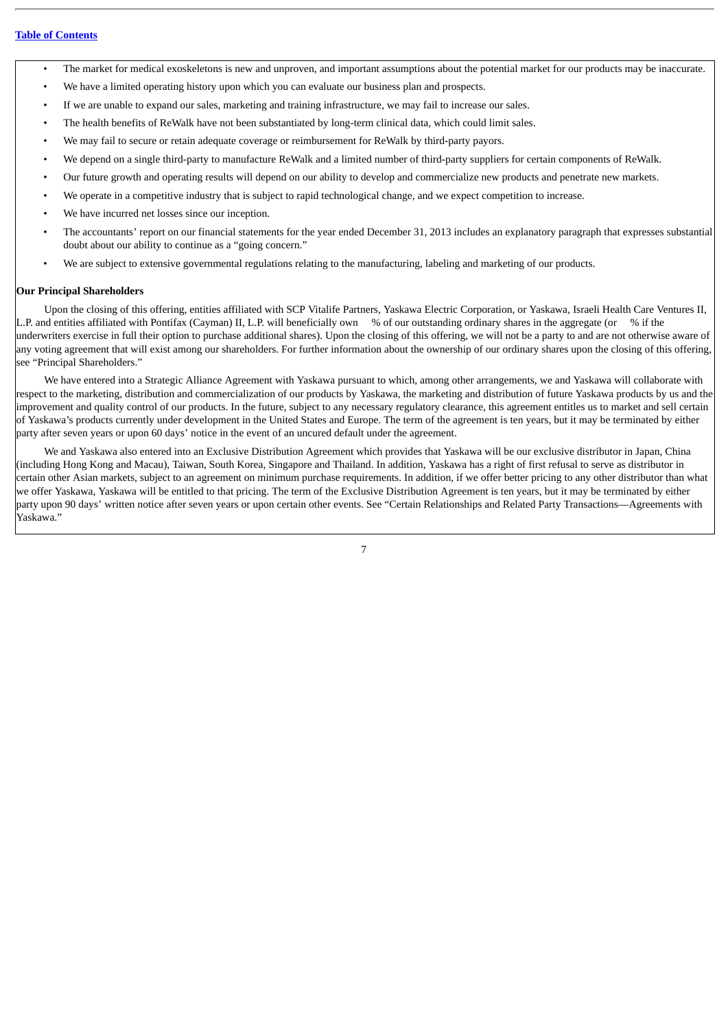- The market for medical exoskeletons is new and unproven, and important assumptions about the potential market for our products may be inaccurate.
- We have a limited operating history upon which you can evaluate our business plan and prospects.
- If we are unable to expand our sales, marketing and training infrastructure, we may fail to increase our sales.
- The health benefits of ReWalk have not been substantiated by long-term clinical data, which could limit sales.
- We may fail to secure or retain adequate coverage or reimbursement for ReWalk by third-party payors.
- We depend on a single third-party to manufacture ReWalk and a limited number of third-party suppliers for certain components of ReWalk.
- Our future growth and operating results will depend on our ability to develop and commercialize new products and penetrate new markets.
- We operate in a competitive industry that is subject to rapid technological change, and we expect competition to increase.
- We have incurred net losses since our inception.
- The accountants' report on our financial statements for the year ended December 31, 2013 includes an explanatory paragraph that expresses substantial doubt about our ability to continue as a "going concern."
- We are subject to extensive governmental regulations relating to the manufacturing, labeling and marketing of our products.

**Our Principal Shareholders**

Upon the closing of this offering, entities affiliated with SCP Vitalife Partners, Yaskawa Electric Corporation, or Yaskawa, Israeli Health Care Ventures II, L.P. and entities affiliated with Pontifax (Cayman) II, L.P. will beneficially own % of our outstanding ordinary shares in the aggregate (or % if the underwriters exercise in full their option to purchase additional shares). Upon the closing of this offering, we will not be a party to and are not otherwise aware of any voting agreement that will exist among our shareholders. For further information about the ownership of our ordinary shares upon the closing of this offering, see "Principal Shareholders."

We have entered into a Strategic Alliance Agreement with Yaskawa pursuant to which, among other arrangements, we and Yaskawa will collaborate with respect to the marketing, distribution and commercialization of our products by Yaskawa, the marketing and distribution of future Yaskawa products by us and the improvement and quality control of our products. In the future, subject to any necessary regulatory clearance, this agreement entitles us to market and sell certain of Yaskawa's products currently under development in the United States and Europe. The term of the agreement is ten years, but it may be terminated by either party after seven years or upon 60 days' notice in the event of an uncured default under the agreement.

We and Yaskawa also entered into an Exclusive Distribution Agreement which provides that Yaskawa will be our exclusive distributor in Japan, China (including Hong Kong and Macau), Taiwan, South Korea, Singapore and Thailand. In addition, Yaskawa has a right of first refusal to serve as distributor in certain other Asian markets, subject to an agreement on minimum purchase requirements. In addition, if we offer better pricing to any other distributor than what we offer Yaskawa, Yaskawa will be entitled to that pricing. The term of the Exclusive Distribution Agreement is ten years, but it may be terminated by either party upon 90 days' written notice after seven years or upon certain other events. See "Certain Relationships and Related Party Transactions—Agreements with Yaskawa."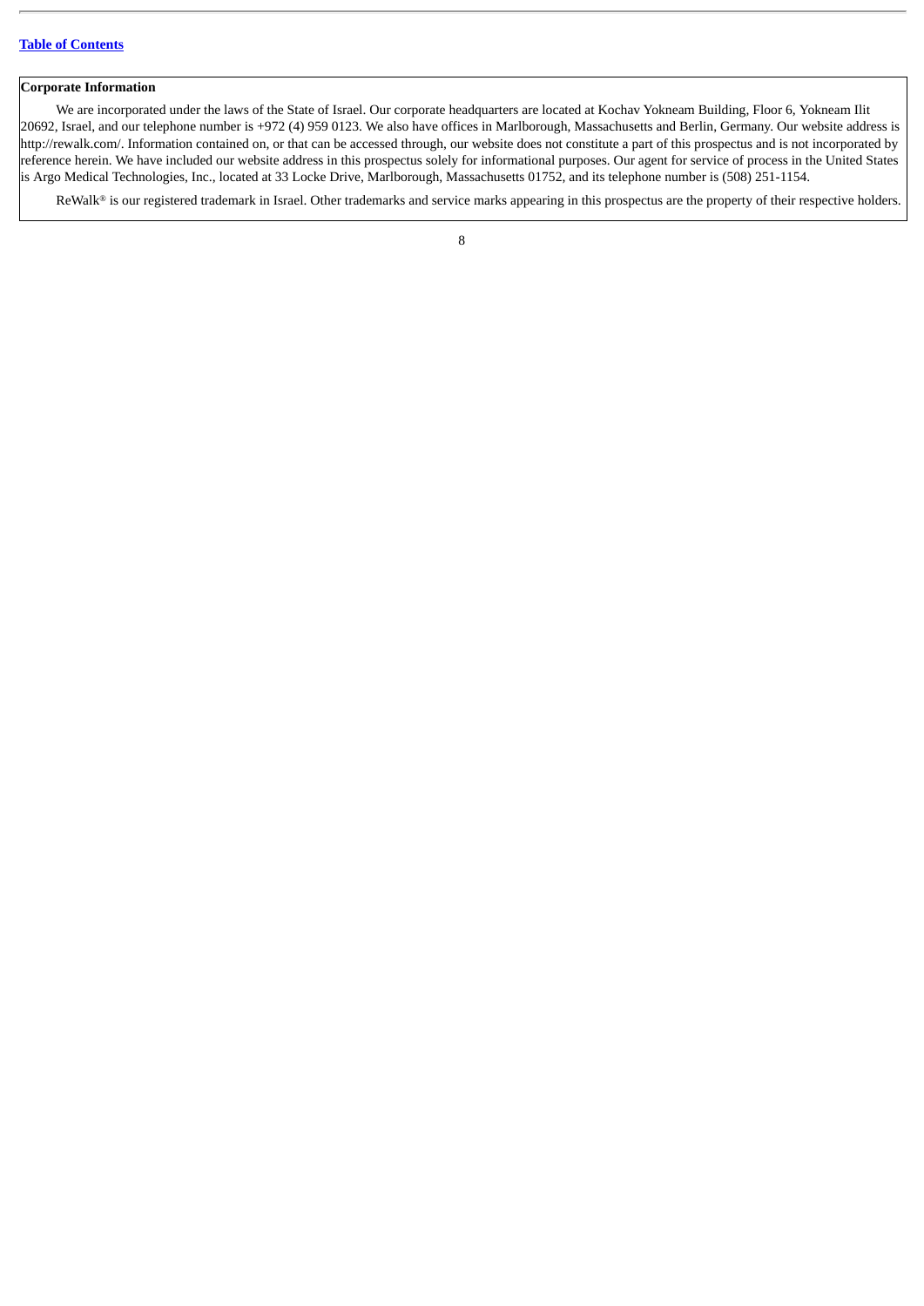**Corporate Information**

We are incorporated under the laws of the State of Israel. Our corporate headquarters are located at Kochav Yokneam Building, Floor 6, Yokneam Ilit 20692, Israel, and our telephone number is +972 (4) 959 0123. We also have offices in Marlborough, Massachusetts and Berlin, Germany. Our website address is http://rewalk.com/. Information contained on, or that can be accessed through, our website does not constitute a part of this prospectus and is not incorporated by reference herein. We have included our website address in this prospectus solely for informational purposes. Our agent for service of process in the United States is Argo Medical Technologies, Inc., located at 33 Locke Drive, Marlborough, Massachusetts 01752, and its telephone number is (508) 251-1154.

ReWalk® is our registered trademark in Israel. Other trademarks and service marks appearing in this prospectus are the property of their respective holders.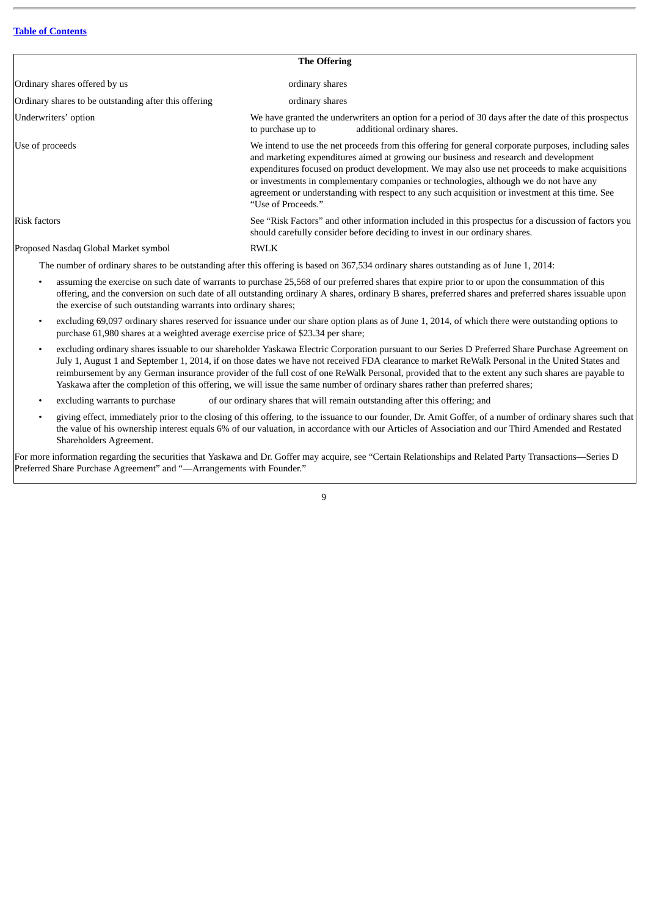## The Offering

| | |
|---|---|
| Ordinary shares offered by us | ordinary shares |
| Ordinary shares to be outstanding after this offering | ordinary shares |
| Underwriters' option | We have granted the underwriters an option for a period of 30 days after the date of this prospectus to purchase up to additional ordinary shares. |
| Use of proceeds | We intend to use the net proceeds from this offering for general corporate purposes, including sales and marketing expenditures aimed at growing our business and research and development expenditures focused on product development. We may also use net proceeds to make acquisitions or investments in complementary companies or technologies, although we do not have any agreement or understanding with respect to any such acquisition or investment at this time. See "Use of Proceeds." |
| Risk factors | See "Risk Factors" and other information included in this prospectus for a discussion of factors you should carefully consider before deciding to invest in our ordinary shares. |
| Proposed Nasdaq Global Market symbol | RWLK |

The number of ordinary shares to be outstanding after this offering is based on 367,534 ordinary shares outstanding as of June 1, 2014:

- assuming the exercise on such date of warrants to purchase 25,568 of our preferred shares that expire prior to or upon the consummation of this offering, and the conversion on such date of all outstanding ordinary A shares, ordinary B shares, preferred shares and preferred shares issuable upon the exercise of such outstanding warrants into ordinary shares;
- excluding 69,097 ordinary shares reserved for issuance under our share option plans as of June 1, 2014, of which there were outstanding options to purchase 61,980 shares at a weighted average exercise price of $23.34 per share;
- excluding ordinary shares issuable to our shareholder Yaskawa Electric Corporation pursuant to our Series D Preferred Share Purchase Agreement on July 1, August 1 and September 1, 2014, if on those dates we have not received FDA clearance to market ReWalk Personal in the United States and reimbursement by any German insurance provider of the full cost of one ReWalk Personal, provided that to the extent any such shares are payable to Yaskawa after the completion of this offering, we will issue the same number of ordinary shares rather than preferred shares;
- excluding warrants to purchase of our ordinary shares that will remain outstanding after this offering; and
- giving effect, immediately prior to the closing of this offering, to the issuance to our founder, Dr. Amit Goffer, of a number of ordinary shares such that the value of his ownership interest equals 6% of our valuation, in accordance with our Articles of Association and our Third Amended and Restated Shareholders Agreement.

For more information regarding the securities that Yaskawa and Dr. Goffer may acquire, see "Certain Relationships and Related Party Transactions—Series D Preferred Share Purchase Agreement" and "—Arrangements with Founder."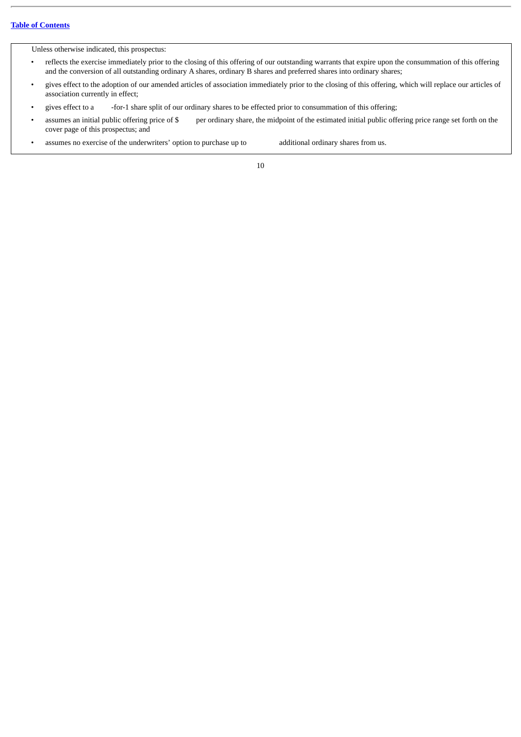Unless otherwise indicated, this prospectus:

- reflects the exercise immediately prior to the closing of this offering of our outstanding warrants that expire upon the consummation of this offering and the conversion of all outstanding ordinary A shares, ordinary B shares and preferred shares into ordinary shares;
- gives effect to the adoption of our amended articles of association immediately prior to the closing of this offering, which will replace our articles of association currently in effect;
- gives effect to a -for-1 share split of our ordinary shares to be effected prior to consummation of this offering;
- assumes an initial public offering price of $ per ordinary share, the midpoint of the estimated initial public offering price range set forth on the cover page of this prospectus; and
- assumes no exercise of the underwriters' option to purchase up to additional ordinary shares from us.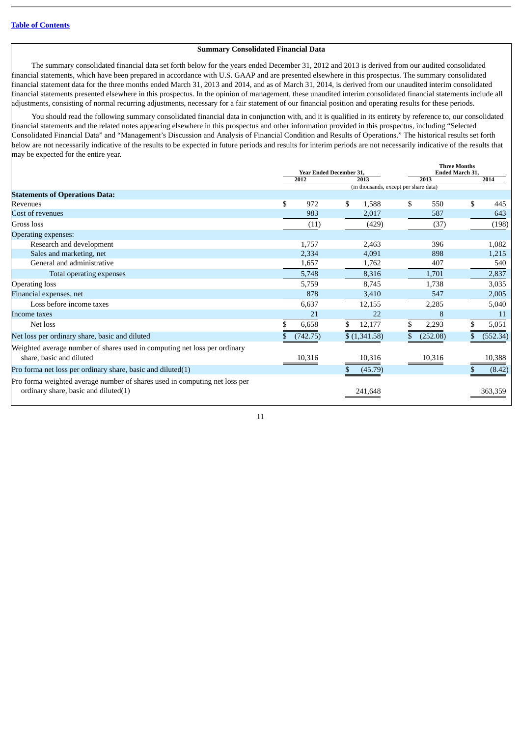### Summary Consolidated Financial Data

The summary consolidated financial data set forth below for the years ended December 31, 2012 and 2013 is derived from our audited consolidated financial statements, which have been prepared in accordance with U.S. GAAP and are presented elsewhere in this prospectus. The summary consolidated financial statement data for the three months ended March 31, 2013 and 2014, and as of March 31, 2014, is derived from our unaudited interim consolidated financial statements presented elsewhere in this prospectus. In the opinion of management, these unaudited interim consolidated financial statements include all adjustments, consisting of normal recurring adjustments, necessary for a fair statement of our financial position and operating results for these periods.

You should read the following summary consolidated financial data in conjunction with, and it is qualified in its entirety by reference to, our consolidated financial statements and the related notes appearing elsewhere in this prospectus and other information provided in this prospectus, including "Selected Consolidated Financial Data" and "Management's Discussion and Analysis of Financial Condition and Results of Operations." The historical results set forth below are not necessarily indicative of the results to be expected in future periods and results for interim periods are not necessarily indicative of the results that may be expected for the entire year.

| | Year Ended December 31, | | Three Months Ended March 31, | |
|---|---|---|---|---|
| | 2012 | 2013 | 2013 | 2014 |
| | (in thousands, except per share data) | | | |
| **Statements of Operations Data:** | | | | |
| Revenues | $ 972 | $ 1,588 | $ 550 | $ 445 |
| Cost of revenues | 983 | 2,017 | 587 | 643 |
| Gross loss | (11) | (429) | (37) | (198) |
| Operating expenses: | | | | |
| Research and development | 1,757 | 2,463 | 396 | 1,082 |
| Sales and marketing, net | 2,334 | 4,091 | 898 | 1,215 |
| General and administrative | 1,657 | 1,762 | 407 | 540 |
| Total operating expenses | 5,748 | 8,316 | 1,701 | 2,837 |
| Operating loss | 5,759 | 8,745 | 1,738 | 3,035 |
| Financial expenses, net | 878 | 3,410 | 547 | 2,005 |
| Loss before income taxes | 6,637 | 12,155 | 2,285 | 5,040 |
| Income taxes | 21 | 22 | 8 | 11 |
| Net loss | $ 6,658 | $ 12,177 | $ 2,293 | $ 5,051 |
| Net loss per ordinary share, basic and diluted | $ (742.75) | $ (1,341.58) | $ (252.08) | $ (552.34) |
| Weighted average number of shares used in computing net loss per ordinary share, basic and diluted | 10,316 | 10,316 | 10,316 | 10,388 |
| Pro forma net loss per ordinary share, basic and diluted(1) | | $ (45.79) | | $ (8.42) |
| Pro forma weighted average number of shares used in computing net loss per ordinary share, basic and diluted(1) | | 241,648 | | 363,359 |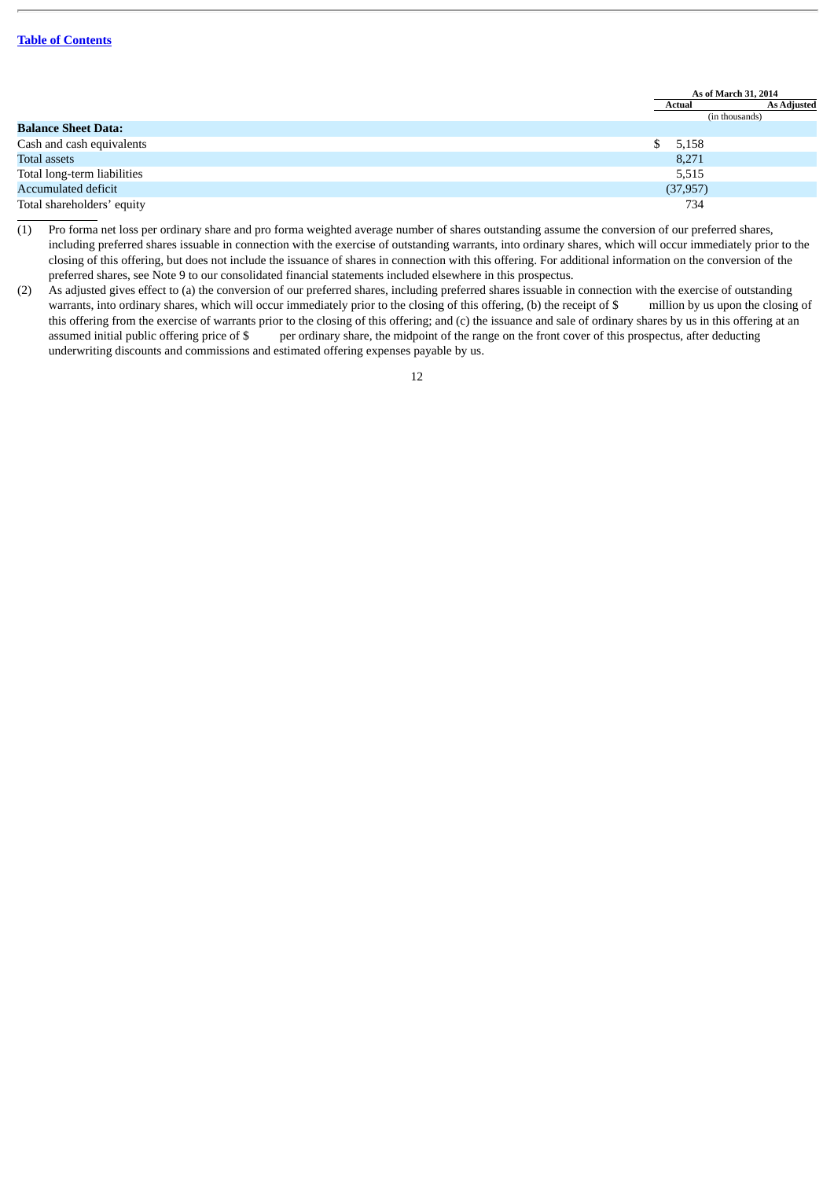| | As of March 31, 2014 | |
|---|---|---|
| | Actual | As Adjusted |
| | (in thousands) | |
| **Balance Sheet Data:** | | |
| Cash and cash equivalents | $ 5,158 | |
| Total assets | 8,271 | |
| Total long-term liabilities | 5,515 | |
| Accumulated deficit | (37,957) | |
| Total shareholders' equity | 734 | |

(1) Pro forma net loss per ordinary share and pro forma weighted average number of shares outstanding assume the conversion of our preferred shares, including preferred shares issuable in connection with the exercise of outstanding warrants, into ordinary shares, which will occur immediately prior to the closing of this offering, but does not include the issuance of shares in connection with this offering. For additional information on the conversion of the preferred shares, see Note 9 to our consolidated financial statements included elsewhere in this prospectus.

(2) As adjusted gives effect to (a) the conversion of our preferred shares, including preferred shares issuable in connection with the exercise of outstanding warrants, into ordinary shares, which will occur immediately prior to the closing of this offering, (b) the receipt of $ million by us upon the closing of this offering from the exercise of warrants prior to the closing of this offering; and (c) the issuance and sale of ordinary shares by us in this offering at an assumed initial public offering price of $ per ordinary share, the midpoint of the range on the front cover of this prospectus, after deducting underwriting discounts and commissions and estimated offering expenses payable by us.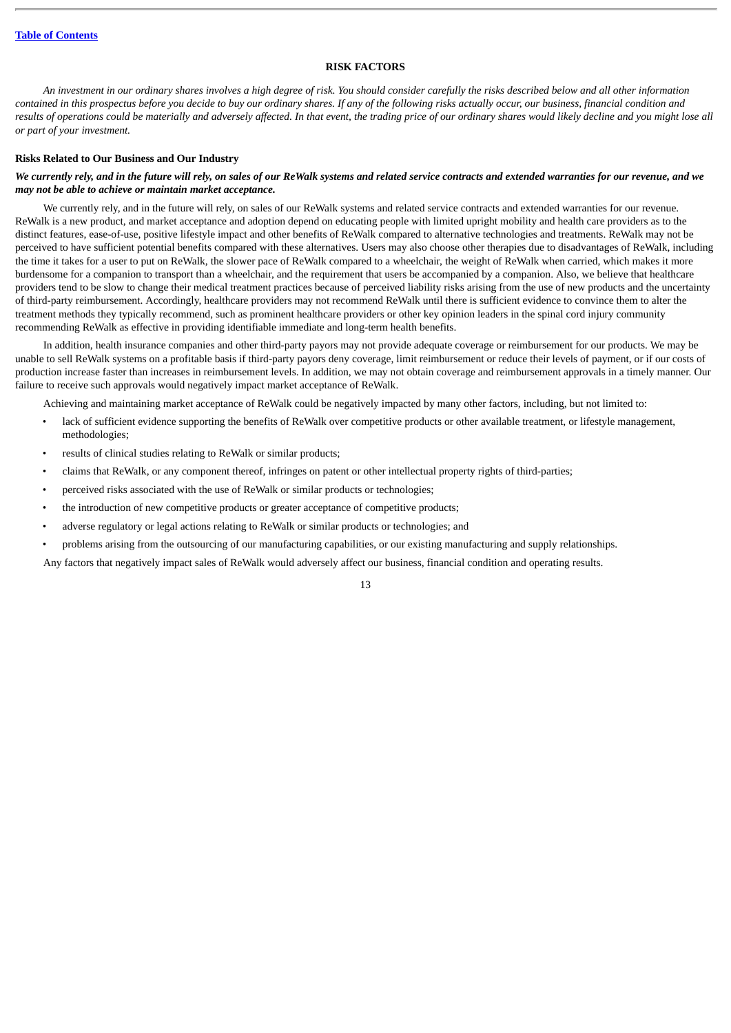## RISK FACTORS

*An investment in our ordinary shares involves a high degree of risk. You should consider carefully the risks described below and all other information contained in this prospectus before you decide to buy our ordinary shares. If any of the following risks actually occur, our business, financial condition and results of operations could be materially and adversely affected. In that event, the trading price of our ordinary shares would likely decline and you might lose all or part of your investment.*

### Risks Related to Our Business and Our Industry

***We currently rely, and in the future will rely, on sales of our ReWalk systems and related service contracts and extended warranties for our revenue, and we may not be able to achieve or maintain market acceptance.***

We currently rely, and in the future will rely, on sales of our ReWalk systems and related service contracts and extended warranties for our revenue. ReWalk is a new product, and market acceptance and adoption depend on educating people with limited upright mobility and health care providers as to the distinct features, ease-of-use, positive lifestyle impact and other benefits of ReWalk compared to alternative technologies and treatments. ReWalk may not be perceived to have sufficient potential benefits compared with these alternatives. Users may also choose other therapies due to disadvantages of ReWalk, including the time it takes for a user to put on ReWalk, the slower pace of ReWalk compared to a wheelchair, the weight of ReWalk when carried, which makes it more burdensome for a companion to transport than a wheelchair, and the requirement that users be accompanied by a companion. Also, we believe that healthcare providers tend to be slow to change their medical treatment practices because of perceived liability risks arising from the use of new products and the uncertainty of third-party reimbursement. Accordingly, healthcare providers may not recommend ReWalk until there is sufficient evidence to convince them to alter the treatment methods they typically recommend, such as prominent healthcare providers or other key opinion leaders in the spinal cord injury community recommending ReWalk as effective in providing identifiable immediate and long-term health benefits.

In addition, health insurance companies and other third-party payors may not provide adequate coverage or reimbursement for our products. We may be unable to sell ReWalk systems on a profitable basis if third-party payors deny coverage, limit reimbursement or reduce their levels of payment, or if our costs of production increase faster than increases in reimbursement levels. In addition, we may not obtain coverage and reimbursement approvals in a timely manner. Our failure to receive such approvals would negatively impact market acceptance of ReWalk.

Achieving and maintaining market acceptance of ReWalk could be negatively impacted by many other factors, including, but not limited to:

- lack of sufficient evidence supporting the benefits of ReWalk over competitive products or other available treatment, or lifestyle management, methodologies;
- results of clinical studies relating to ReWalk or similar products;
- claims that ReWalk, or any component thereof, infringes on patent or other intellectual property rights of third-parties;
- perceived risks associated with the use of ReWalk or similar products or technologies;
- the introduction of new competitive products or greater acceptance of competitive products;
- adverse regulatory or legal actions relating to ReWalk or similar products or technologies; and
- problems arising from the outsourcing of our manufacturing capabilities, or our existing manufacturing and supply relationships.

Any factors that negatively impact sales of ReWalk would adversely affect our business, financial condition and operating results.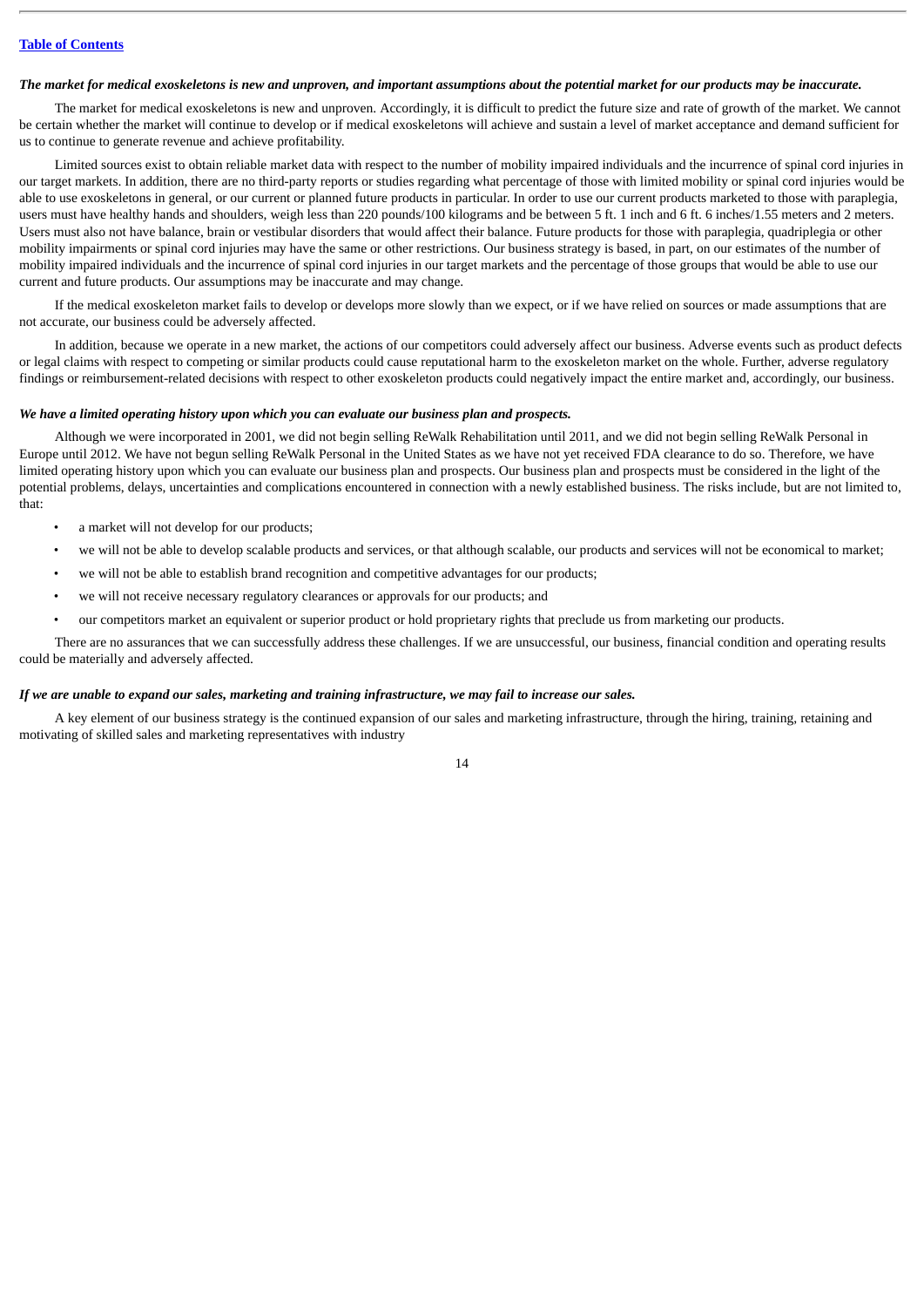*The market for medical exoskeletons is new and unproven, and important assumptions about the potential market for our products may be inaccurate.*

The market for medical exoskeletons is new and unproven. Accordingly, it is difficult to predict the future size and rate of growth of the market. We cannot be certain whether the market will continue to develop or if medical exoskeletons will achieve and sustain a level of market acceptance and demand sufficient for us to continue to generate revenue and achieve profitability.

Limited sources exist to obtain reliable market data with respect to the number of mobility impaired individuals and the incurrence of spinal cord injuries in our target markets. In addition, there are no third-party reports or studies regarding what percentage of those with limited mobility or spinal cord injuries would be able to use exoskeletons in general, or our current or planned future products in particular. In order to use our current products marketed to those with paraplegia, users must have healthy hands and shoulders, weigh less than 220 pounds/100 kilograms and be between 5 ft. 1 inch and 6 ft. 6 inches/1.55 meters and 2 meters. Users must also not have balance, brain or vestibular disorders that would affect their balance. Future products for those with paraplegia, quadriplegia or other mobility impairments or spinal cord injuries may have the same or other restrictions. Our business strategy is based, in part, on our estimates of the number of mobility impaired individuals and the incurrence of spinal cord injuries in our target markets and the percentage of those groups that would be able to use our current and future products. Our assumptions may be inaccurate and may change.

If the medical exoskeleton market fails to develop or develops more slowly than we expect, or if we have relied on sources or made assumptions that are not accurate, our business could be adversely affected.

In addition, because we operate in a new market, the actions of our competitors could adversely affect our business. Adverse events such as product defects or legal claims with respect to competing or similar products could cause reputational harm to the exoskeleton market on the whole. Further, adverse regulatory findings or reimbursement-related decisions with respect to other exoskeleton products could negatively impact the entire market and, accordingly, our business.

*We have a limited operating history upon which you can evaluate our business plan and prospects.*

Although we were incorporated in 2001, we did not begin selling ReWalk Rehabilitation until 2011, and we did not begin selling ReWalk Personal in Europe until 2012. We have not begun selling ReWalk Personal in the United States as we have not yet received FDA clearance to do so. Therefore, we have limited operating history upon which you can evaluate our business plan and prospects. Our business plan and prospects must be considered in the light of the potential problems, delays, uncertainties and complications encountered in connection with a newly established business. The risks include, but are not limited to, that:

- a market will not develop for our products;
- we will not be able to develop scalable products and services, or that although scalable, our products and services will not be economical to market;
- we will not be able to establish brand recognition and competitive advantages for our products;
- we will not receive necessary regulatory clearances or approvals for our products; and
- our competitors market an equivalent or superior product or hold proprietary rights that preclude us from marketing our products.

There are no assurances that we can successfully address these challenges. If we are unsuccessful, our business, financial condition and operating results could be materially and adversely affected.

*If we are unable to expand our sales, marketing and training infrastructure, we may fail to increase our sales.*

A key element of our business strategy is the continued expansion of our sales and marketing infrastructure, through the hiring, training, retaining and motivating of skilled sales and marketing representatives with industry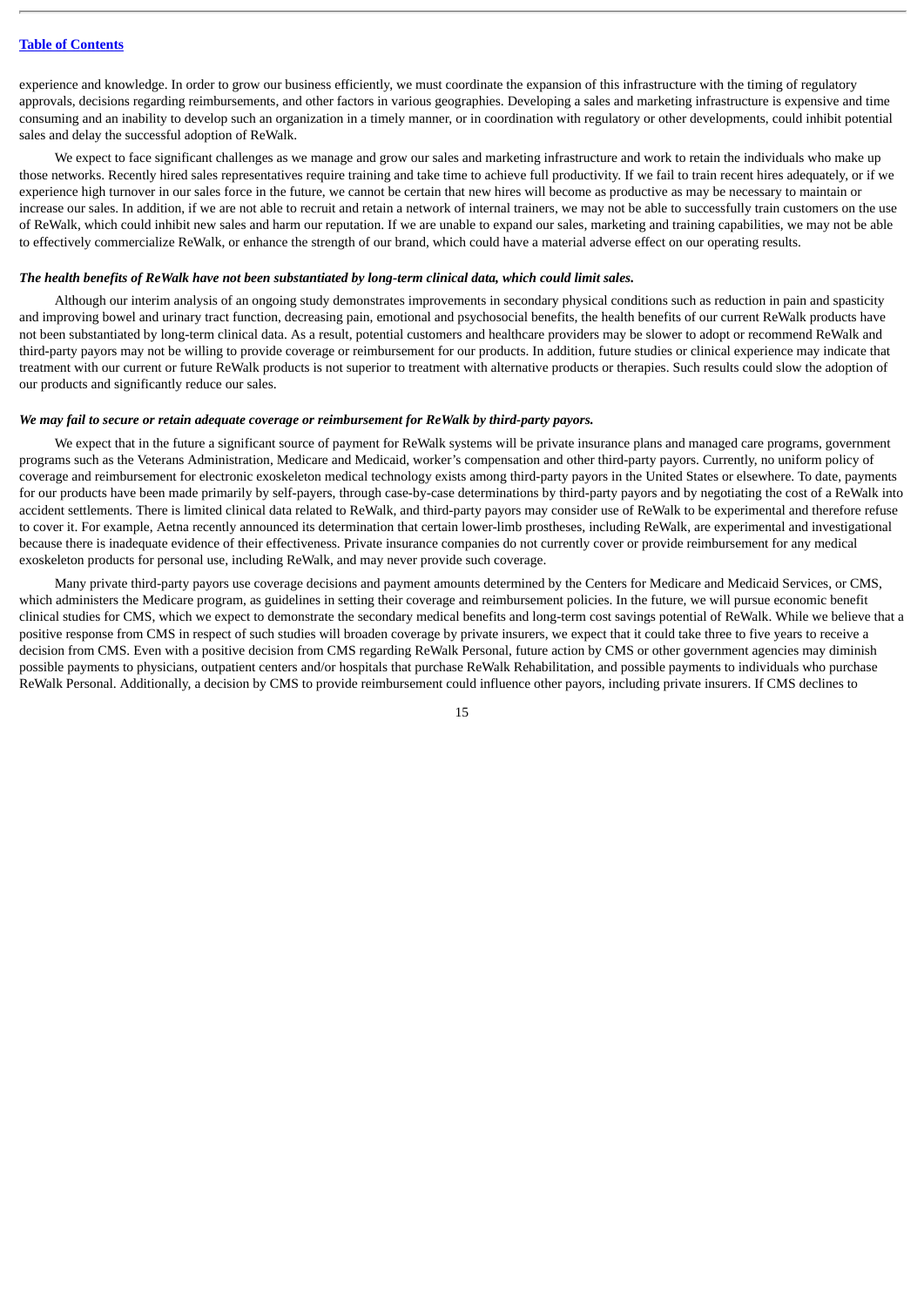experience and knowledge. In order to grow our business efficiently, we must coordinate the expansion of this infrastructure with the timing of regulatory approvals, decisions regarding reimbursements, and other factors in various geographies. Developing a sales and marketing infrastructure is expensive and time consuming and an inability to develop such an organization in a timely manner, or in coordination with regulatory or other developments, could inhibit potential sales and delay the successful adoption of ReWalk.

We expect to face significant challenges as we manage and grow our sales and marketing infrastructure and work to retain the individuals who make up those networks. Recently hired sales representatives require training and take time to achieve full productivity. If we fail to train recent hires adequately, or if we experience high turnover in our sales force in the future, we cannot be certain that new hires will become as productive as may be necessary to maintain or increase our sales. In addition, if we are not able to recruit and retain a network of internal trainers, we may not be able to successfully train customers on the use of ReWalk, which could inhibit new sales and harm our reputation. If we are unable to expand our sales, marketing and training capabilities, we may not be able to effectively commercialize ReWalk, or enhance the strength of our brand, which could have a material adverse effect on our operating results.

***The health benefits of ReWalk have not been substantiated by long-term clinical data, which could limit sales.***

Although our interim analysis of an ongoing study demonstrates improvements in secondary physical conditions such as reduction in pain and spasticity and improving bowel and urinary tract function, decreasing pain, emotional and psychosocial benefits, the health benefits of our current ReWalk products have not been substantiated by long-term clinical data. As a result, potential customers and healthcare providers may be slower to adopt or recommend ReWalk and third-party payors may not be willing to provide coverage or reimbursement for our products. In addition, future studies or clinical experience may indicate that treatment with our current or future ReWalk products is not superior to treatment with alternative products or therapies. Such results could slow the adoption of our products and significantly reduce our sales.

***We may fail to secure or retain adequate coverage or reimbursement for ReWalk by third-party payors.***

We expect that in the future a significant source of payment for ReWalk systems will be private insurance plans and managed care programs, government programs such as the Veterans Administration, Medicare and Medicaid, worker's compensation and other third-party payors. Currently, no uniform policy of coverage and reimbursement for electronic exoskeleton medical technology exists among third-party payors in the United States or elsewhere. To date, payments for our products have been made primarily by self-payers, through case-by-case determinations by third-party payors and by negotiating the cost of a ReWalk into accident settlements. There is limited clinical data related to ReWalk, and third-party payors may consider use of ReWalk to be experimental and therefore refuse to cover it. For example, Aetna recently announced its determination that certain lower-limb prostheses, including ReWalk, are experimental and investigational because there is inadequate evidence of their effectiveness. Private insurance companies do not currently cover or provide reimbursement for any medical exoskeleton products for personal use, including ReWalk, and may never provide such coverage.

Many private third-party payors use coverage decisions and payment amounts determined by the Centers for Medicare and Medicaid Services, or CMS, which administers the Medicare program, as guidelines in setting their coverage and reimbursement policies. In the future, we will pursue economic benefit clinical studies for CMS, which we expect to demonstrate the secondary medical benefits and long-term cost savings potential of ReWalk. While we believe that a positive response from CMS in respect of such studies will broaden coverage by private insurers, we expect that it could take three to five years to receive a decision from CMS. Even with a positive decision from CMS regarding ReWalk Personal, future action by CMS or other government agencies may diminish possible payments to physicians, outpatient centers and/or hospitals that purchase ReWalk Rehabilitation, and possible payments to individuals who purchase ReWalk Personal. Additionally, a decision by CMS to provide reimbursement could influence other payors, including private insurers. If CMS declines to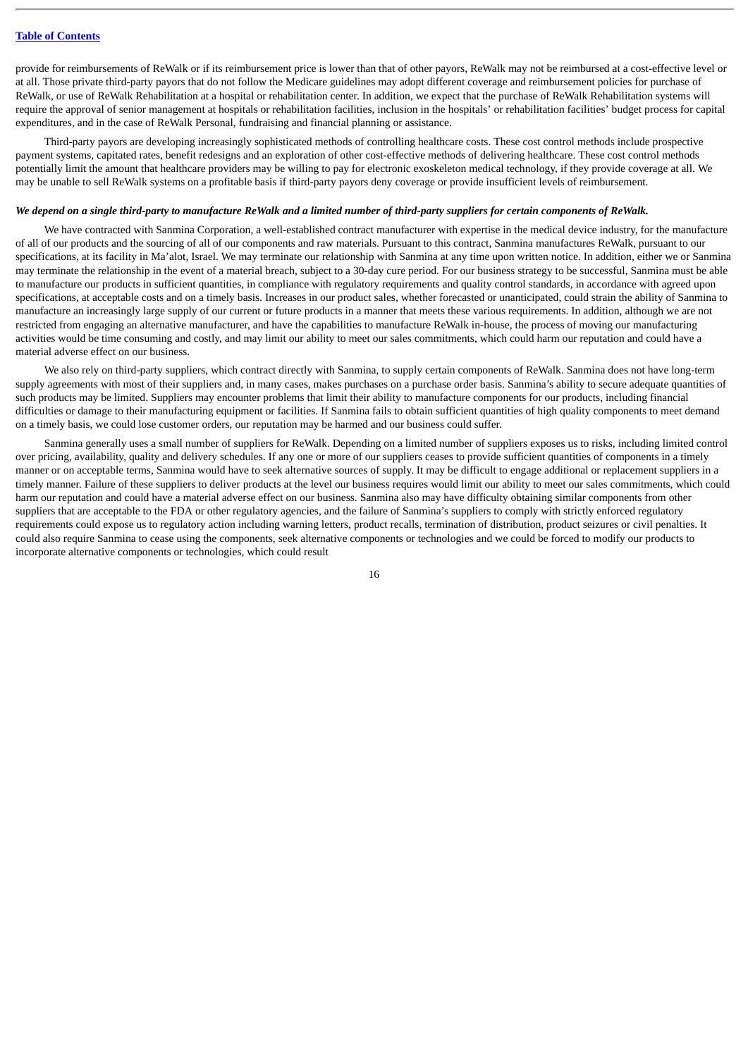provide for reimbursements of ReWalk or if its reimbursement price is lower than that of other payors, ReWalk may not be reimbursed at a cost-effective level or at all. Those private third-party payors that do not follow the Medicare guidelines may adopt different coverage and reimbursement policies for purchase of ReWalk, or use of ReWalk Rehabilitation at a hospital or rehabilitation center. In addition, we expect that the purchase of ReWalk Rehabilitation systems will require the approval of senior management at hospitals or rehabilitation facilities, inclusion in the hospitals' or rehabilitation facilities' budget process for capital expenditures, and in the case of ReWalk Personal, fundraising and financial planning or assistance.

Third-party payors are developing increasingly sophisticated methods of controlling healthcare costs. These cost control methods include prospective payment systems, capitated rates, benefit redesigns and an exploration of other cost-effective methods of delivering healthcare. These cost control methods potentially limit the amount that healthcare providers may be willing to pay for electronic exoskeleton medical technology, if they provide coverage at all. We may be unable to sell ReWalk systems on a profitable basis if third-party payors deny coverage or provide insufficient levels of reimbursement.

***We depend on a single third-party to manufacture ReWalk and a limited number of third-party suppliers for certain components of ReWalk.***

We have contracted with Sanmina Corporation, a well-established contract manufacturer with expertise in the medical device industry, for the manufacture of all of our products and the sourcing of all of our components and raw materials. Pursuant to this contract, Sanmina manufactures ReWalk, pursuant to our specifications, at its facility in Ma'alot, Israel. We may terminate our relationship with Sanmina at any time upon written notice. In addition, either we or Sanmina may terminate the relationship in the event of a material breach, subject to a 30-day cure period. For our business strategy to be successful, Sanmina must be able to manufacture our products in sufficient quantities, in compliance with regulatory requirements and quality control standards, in accordance with agreed upon specifications, at acceptable costs and on a timely basis. Increases in our product sales, whether forecasted or unanticipated, could strain the ability of Sanmina to manufacture an increasingly large supply of our current or future products in a manner that meets these various requirements. In addition, although we are not restricted from engaging an alternative manufacturer, and have the capabilities to manufacture ReWalk in-house, the process of moving our manufacturing activities would be time consuming and costly, and may limit our ability to meet our sales commitments, which could harm our reputation and could have a material adverse effect on our business.

We also rely on third-party suppliers, which contract directly with Sanmina, to supply certain components of ReWalk. Sanmina does not have long-term supply agreements with most of their suppliers and, in many cases, makes purchases on a purchase order basis. Sanmina's ability to secure adequate quantities of such products may be limited. Suppliers may encounter problems that limit their ability to manufacture components for our products, including financial difficulties or damage to their manufacturing equipment or facilities. If Sanmina fails to obtain sufficient quantities of high quality components to meet demand on a timely basis, we could lose customer orders, our reputation may be harmed and our business could suffer.

Sanmina generally uses a small number of suppliers for ReWalk. Depending on a limited number of suppliers exposes us to risks, including limited control over pricing, availability, quality and delivery schedules. If any one or more of our suppliers ceases to provide sufficient quantities of components in a timely manner or on acceptable terms, Sanmina would have to seek alternative sources of supply. It may be difficult to engage additional or replacement suppliers in a timely manner. Failure of these suppliers to deliver products at the level our business requires would limit our ability to meet our sales commitments, which could harm our reputation and could have a material adverse effect on our business. Sanmina also may have difficulty obtaining similar components from other suppliers that are acceptable to the FDA or other regulatory agencies, and the failure of Sanmina's suppliers to comply with strictly enforced regulatory requirements could expose us to regulatory action including warning letters, product recalls, termination of distribution, product seizures or civil penalties. It could also require Sanmina to cease using the components, seek alternative components or technologies and we could be forced to modify our products to incorporate alternative components or technologies, which could result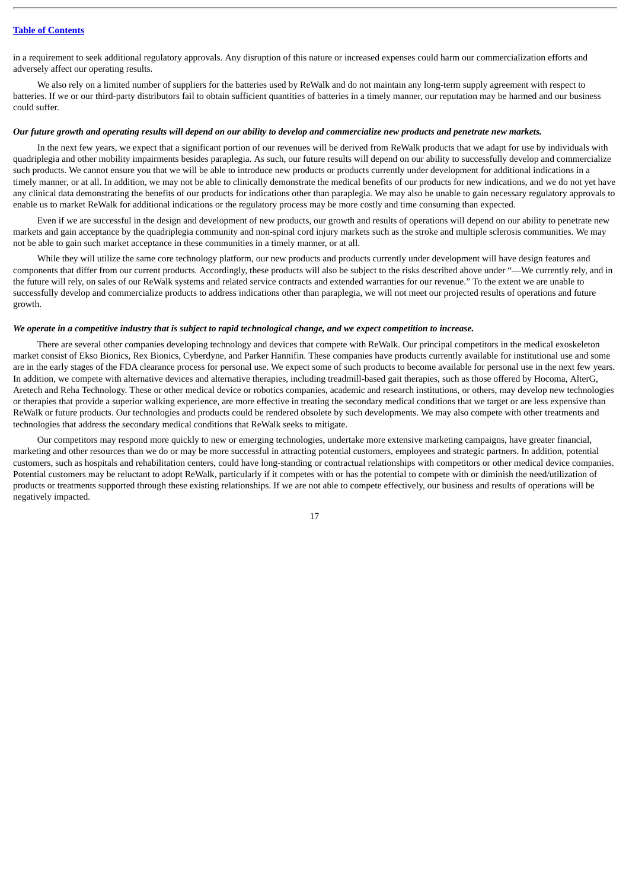in a requirement to seek additional regulatory approvals. Any disruption of this nature or increased expenses could harm our commercialization efforts and adversely affect our operating results.

We also rely on a limited number of suppliers for the batteries used by ReWalk and do not maintain any long-term supply agreement with respect to batteries. If we or our third-party distributors fail to obtain sufficient quantities of batteries in a timely manner, our reputation may be harmed and our business could suffer.

***Our future growth and operating results will depend on our ability to develop and commercialize new products and penetrate new markets.***

In the next few years, we expect that a significant portion of our revenues will be derived from ReWalk products that we adapt for use by individuals with quadriplegia and other mobility impairments besides paraplegia. As such, our future results will depend on our ability to successfully develop and commercialize such products. We cannot ensure you that we will be able to introduce new products or products currently under development for additional indications in a timely manner, or at all. In addition, we may not be able to clinically demonstrate the medical benefits of our products for new indications, and we do not yet have any clinical data demonstrating the benefits of our products for indications other than paraplegia. We may also be unable to gain necessary regulatory approvals to enable us to market ReWalk for additional indications or the regulatory process may be more costly and time consuming than expected.

Even if we are successful in the design and development of new products, our growth and results of operations will depend on our ability to penetrate new markets and gain acceptance by the quadriplegia community and non-spinal cord injury markets such as the stroke and multiple sclerosis communities. We may not be able to gain such market acceptance in these communities in a timely manner, or at all.

While they will utilize the same core technology platform, our new products and products currently under development will have design features and components that differ from our current products. Accordingly, these products will also be subject to the risks described above under "—We currently rely, and in the future will rely, on sales of our ReWalk systems and related service contracts and extended warranties for our revenue." To the extent we are unable to successfully develop and commercialize products to address indications other than paraplegia, we will not meet our projected results of operations and future growth.

***We operate in a competitive industry that is subject to rapid technological change, and we expect competition to increase.***

There are several other companies developing technology and devices that compete with ReWalk. Our principal competitors in the medical exoskeleton market consist of Ekso Bionics, Rex Bionics, Cyberdyne, and Parker Hannifin. These companies have products currently available for institutional use and some are in the early stages of the FDA clearance process for personal use. We expect some of such products to become available for personal use in the next few years. In addition, we compete with alternative devices and alternative therapies, including treadmill-based gait therapies, such as those offered by Hocoma, AlterG, Aretech and Reha Technology. These or other medical device or robotics companies, academic and research institutions, or others, may develop new technologies or therapies that provide a superior walking experience, are more effective in treating the secondary medical conditions that we target or are less expensive than ReWalk or future products. Our technologies and products could be rendered obsolete by such developments. We may also compete with other treatments and technologies that address the secondary medical conditions that ReWalk seeks to mitigate.

Our competitors may respond more quickly to new or emerging technologies, undertake more extensive marketing campaigns, have greater financial, marketing and other resources than we do or may be more successful in attracting potential customers, employees and strategic partners. In addition, potential customers, such as hospitals and rehabilitation centers, could have long-standing or contractual relationships with competitors or other medical device companies. Potential customers may be reluctant to adopt ReWalk, particularly if it competes with or has the potential to compete with or diminish the need/utilization of products or treatments supported through these existing relationships. If we are not able to compete effectively, our business and results of operations will be negatively impacted.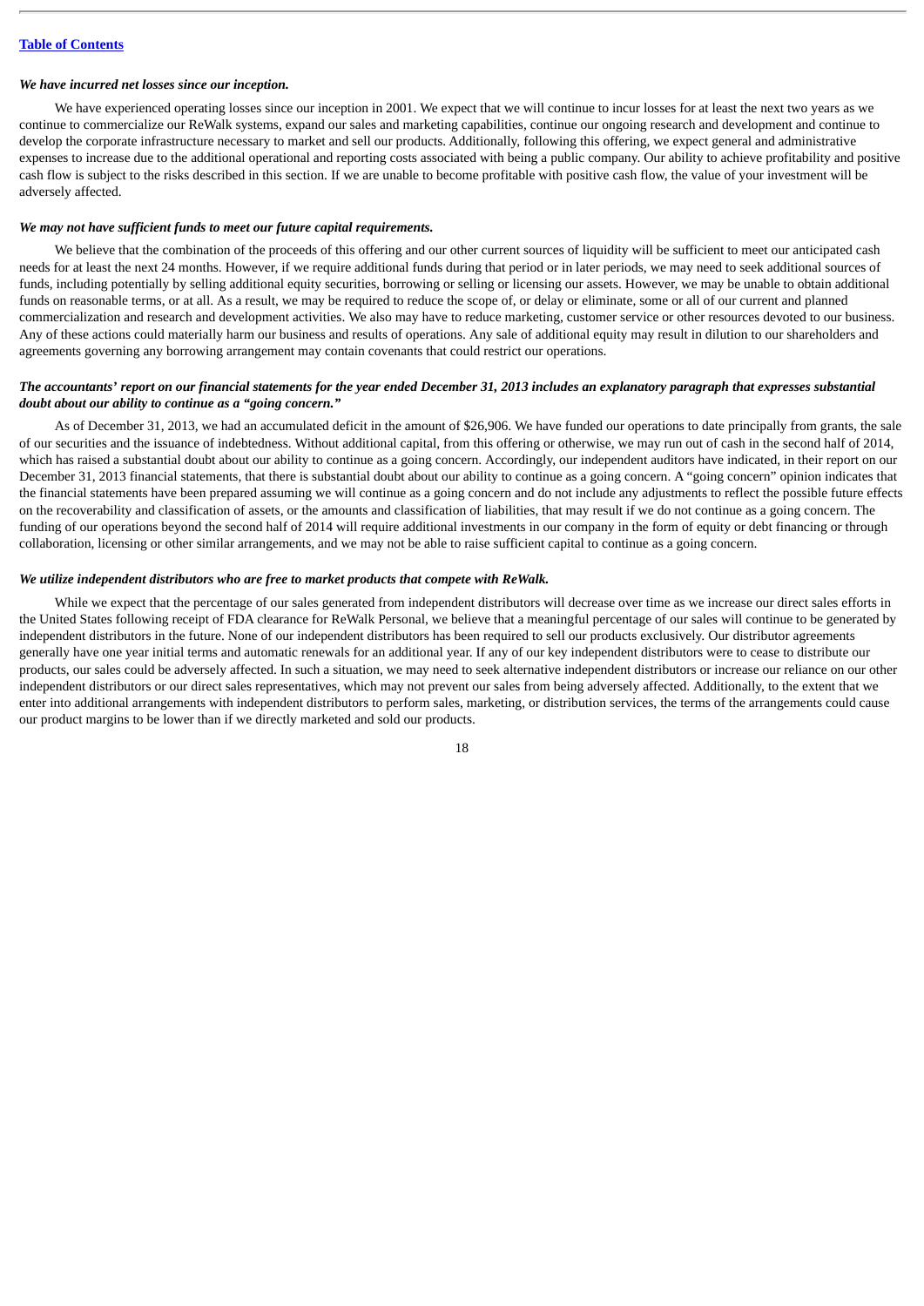*We have incurred net losses since our inception.*

We have experienced operating losses since our inception in 2001. We expect that we will continue to incur losses for at least the next two years as we continue to commercialize our ReWalk systems, expand our sales and marketing capabilities, continue our ongoing research and development and continue to develop the corporate infrastructure necessary to market and sell our products. Additionally, following this offering, we expect general and administrative expenses to increase due to the additional operational and reporting costs associated with being a public company. Our ability to achieve profitability and positive cash flow is subject to the risks described in this section. If we are unable to become profitable with positive cash flow, the value of your investment will be adversely affected.

*We may not have sufficient funds to meet our future capital requirements.*

We believe that the combination of the proceeds of this offering and our other current sources of liquidity will be sufficient to meet our anticipated cash needs for at least the next 24 months. However, if we require additional funds during that period or in later periods, we may need to seek additional sources of funds, including potentially by selling additional equity securities, borrowing or selling or licensing our assets. However, we may be unable to obtain additional funds on reasonable terms, or at all. As a result, we may be required to reduce the scope of, or delay or eliminate, some or all of our current and planned commercialization and research and development activities. We also may have to reduce marketing, customer service or other resources devoted to our business. Any of these actions could materially harm our business and results of operations. Any sale of additional equity may result in dilution to our shareholders and agreements governing any borrowing arrangement may contain covenants that could restrict our operations.

*The accountants' report on our financial statements for the year ended December 31, 2013 includes an explanatory paragraph that expresses substantial doubt about our ability to continue as a "going concern."*

As of December 31, 2013, we had an accumulated deficit in the amount of $26,906. We have funded our operations to date principally from grants, the sale of our securities and the issuance of indebtedness. Without additional capital, from this offering or otherwise, we may run out of cash in the second half of 2014, which has raised a substantial doubt about our ability to continue as a going concern. Accordingly, our independent auditors have indicated, in their report on our December 31, 2013 financial statements, that there is substantial doubt about our ability to continue as a going concern. A "going concern" opinion indicates that the financial statements have been prepared assuming we will continue as a going concern and do not include any adjustments to reflect the possible future effects on the recoverability and classification of assets, or the amounts and classification of liabilities, that may result if we do not continue as a going concern. The funding of our operations beyond the second half of 2014 will require additional investments in our company in the form of equity or debt financing or through collaboration, licensing or other similar arrangements, and we may not be able to raise sufficient capital to continue as a going concern.

*We utilize independent distributors who are free to market products that compete with ReWalk.*

While we expect that the percentage of our sales generated from independent distributors will decrease over time as we increase our direct sales efforts in the United States following receipt of FDA clearance for ReWalk Personal, we believe that a meaningful percentage of our sales will continue to be generated by independent distributors in the future. None of our independent distributors has been required to sell our products exclusively. Our distributor agreements generally have one year initial terms and automatic renewals for an additional year. If any of our key independent distributors were to cease to distribute our products, our sales could be adversely affected. In such a situation, we may need to seek alternative independent distributors or increase our reliance on our other independent distributors or our direct sales representatives, which may not prevent our sales from being adversely affected. Additionally, to the extent that we enter into additional arrangements with independent distributors to perform sales, marketing, or distribution services, the terms of the arrangements could cause our product margins to be lower than if we directly marketed and sold our products.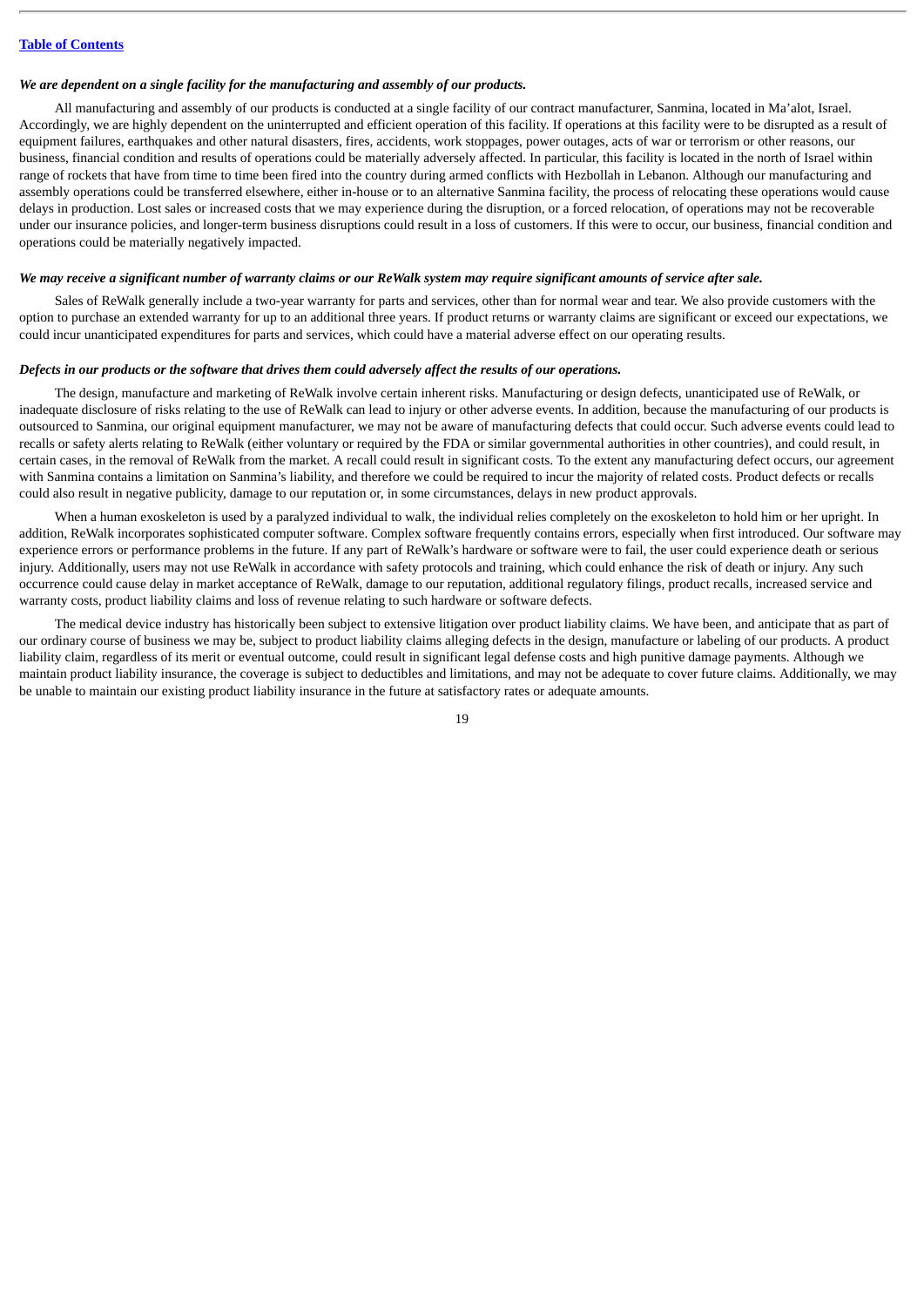*We are dependent on a single facility for the manufacturing and assembly of our products.*

All manufacturing and assembly of our products is conducted at a single facility of our contract manufacturer, Sanmina, located in Ma'alot, Israel. Accordingly, we are highly dependent on the uninterrupted and efficient operation of this facility. If operations at this facility were to be disrupted as a result of equipment failures, earthquakes and other natural disasters, fires, accidents, work stoppages, power outages, acts of war or terrorism or other reasons, our business, financial condition and results of operations could be materially adversely affected. In particular, this facility is located in the north of Israel within range of rockets that have from time to time been fired into the country during armed conflicts with Hezbollah in Lebanon. Although our manufacturing and assembly operations could be transferred elsewhere, either in-house or to an alternative Sanmina facility, the process of relocating these operations would cause delays in production. Lost sales or increased costs that we may experience during the disruption, or a forced relocation, of operations may not be recoverable under our insurance policies, and longer-term business disruptions could result in a loss of customers. If this were to occur, our business, financial condition and operations could be materially negatively impacted.

*We may receive a significant number of warranty claims or our ReWalk system may require significant amounts of service after sale.*

Sales of ReWalk generally include a two-year warranty for parts and services, other than for normal wear and tear. We also provide customers with the option to purchase an extended warranty for up to an additional three years. If product returns or warranty claims are significant or exceed our expectations, we could incur unanticipated expenditures for parts and services, which could have a material adverse effect on our operating results.

*Defects in our products or the software that drives them could adversely affect the results of our operations.*

The design, manufacture and marketing of ReWalk involve certain inherent risks. Manufacturing or design defects, unanticipated use of ReWalk, or inadequate disclosure of risks relating to the use of ReWalk can lead to injury or other adverse events. In addition, because the manufacturing of our products is outsourced to Sanmina, our original equipment manufacturer, we may not be aware of manufacturing defects that could occur. Such adverse events could lead to recalls or safety alerts relating to ReWalk (either voluntary or required by the FDA or similar governmental authorities in other countries), and could result, in certain cases, in the removal of ReWalk from the market. A recall could result in significant costs. To the extent any manufacturing defect occurs, our agreement with Sanmina contains a limitation on Sanmina's liability, and therefore we could be required to incur the majority of related costs. Product defects or recalls could also result in negative publicity, damage to our reputation or, in some circumstances, delays in new product approvals.

When a human exoskeleton is used by a paralyzed individual to walk, the individual relies completely on the exoskeleton to hold him or her upright. In addition, ReWalk incorporates sophisticated computer software. Complex software frequently contains errors, especially when first introduced. Our software may experience errors or performance problems in the future. If any part of ReWalk's hardware or software were to fail, the user could experience death or serious injury. Additionally, users may not use ReWalk in accordance with safety protocols and training, which could enhance the risk of death or injury. Any such occurrence could cause delay in market acceptance of ReWalk, damage to our reputation, additional regulatory filings, product recalls, increased service and warranty costs, product liability claims and loss of revenue relating to such hardware or software defects.

The medical device industry has historically been subject to extensive litigation over product liability claims. We have been, and anticipate that as part of our ordinary course of business we may be, subject to product liability claims alleging defects in the design, manufacture or labeling of our products. A product liability claim, regardless of its merit or eventual outcome, could result in significant legal defense costs and high punitive damage payments. Although we maintain product liability insurance, the coverage is subject to deductibles and limitations, and may not be adequate to cover future claims. Additionally, we may be unable to maintain our existing product liability insurance in the future at satisfactory rates or adequate amounts.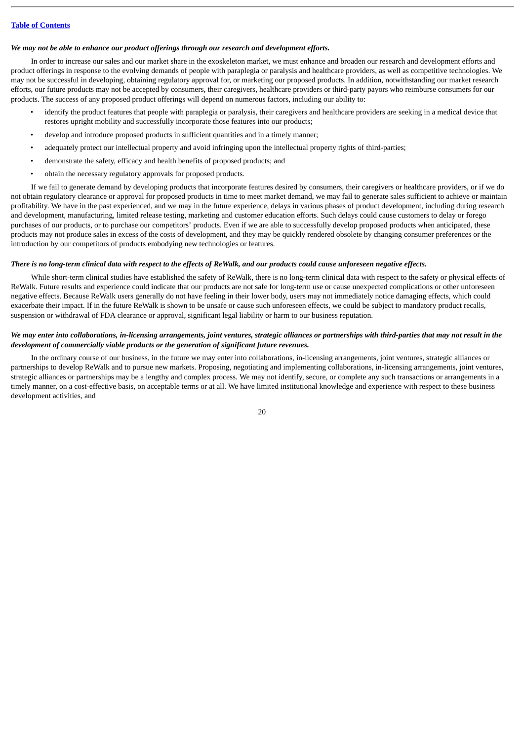*We may not be able to enhance our product offerings through our research and development efforts.*

In order to increase our sales and our market share in the exoskeleton market, we must enhance and broaden our research and development efforts and product offerings in response to the evolving demands of people with paraplegia or paralysis and healthcare providers, as well as competitive technologies. We may not be successful in developing, obtaining regulatory approval for, or marketing our proposed products. In addition, notwithstanding our market research efforts, our future products may not be accepted by consumers, their caregivers, healthcare providers or third-party payors who reimburse consumers for our products. The success of any proposed product offerings will depend on numerous factors, including our ability to:

- identify the product features that people with paraplegia or paralysis, their caregivers and healthcare providers are seeking in a medical device that restores upright mobility and successfully incorporate those features into our products;
- develop and introduce proposed products in sufficient quantities and in a timely manner;
- adequately protect our intellectual property and avoid infringing upon the intellectual property rights of third-parties;
- demonstrate the safety, efficacy and health benefits of proposed products; and
- obtain the necessary regulatory approvals for proposed products.

If we fail to generate demand by developing products that incorporate features desired by consumers, their caregivers or healthcare providers, or if we do not obtain regulatory clearance or approval for proposed products in time to meet market demand, we may fail to generate sales sufficient to achieve or maintain profitability. We have in the past experienced, and we may in the future experience, delays in various phases of product development, including during research and development, manufacturing, limited release testing, marketing and customer education efforts. Such delays could cause customers to delay or forego purchases of our products, or to purchase our competitors' products. Even if we are able to successfully develop proposed products when anticipated, these products may not produce sales in excess of the costs of development, and they may be quickly rendered obsolete by changing consumer preferences or the introduction by our competitors of products embodying new technologies or features.

*There is no long-term clinical data with respect to the effects of ReWalk, and our products could cause unforeseen negative effects.*

While short-term clinical studies have established the safety of ReWalk, there is no long-term clinical data with respect to the safety or physical effects of ReWalk. Future results and experience could indicate that our products are not safe for long-term use or cause unexpected complications or other unforeseen negative effects. Because ReWalk users generally do not have feeling in their lower body, users may not immediately notice damaging effects, which could exacerbate their impact. If in the future ReWalk is shown to be unsafe or cause such unforeseen effects, we could be subject to mandatory product recalls, suspension or withdrawal of FDA clearance or approval, significant legal liability or harm to our business reputation.

*We may enter into collaborations, in-licensing arrangements, joint ventures, strategic alliances or partnerships with third-parties that may not result in the development of commercially viable products or the generation of significant future revenues.*

In the ordinary course of our business, in the future we may enter into collaborations, in-licensing arrangements, joint ventures, strategic alliances or partnerships to develop ReWalk and to pursue new markets. Proposing, negotiating and implementing collaborations, in-licensing arrangements, joint ventures, strategic alliances or partnerships may be a lengthy and complex process. We may not identify, secure, or complete any such transactions or arrangements in a timely manner, on a cost-effective basis, on acceptable terms or at all. We have limited institutional knowledge and experience with respect to these business development activities, and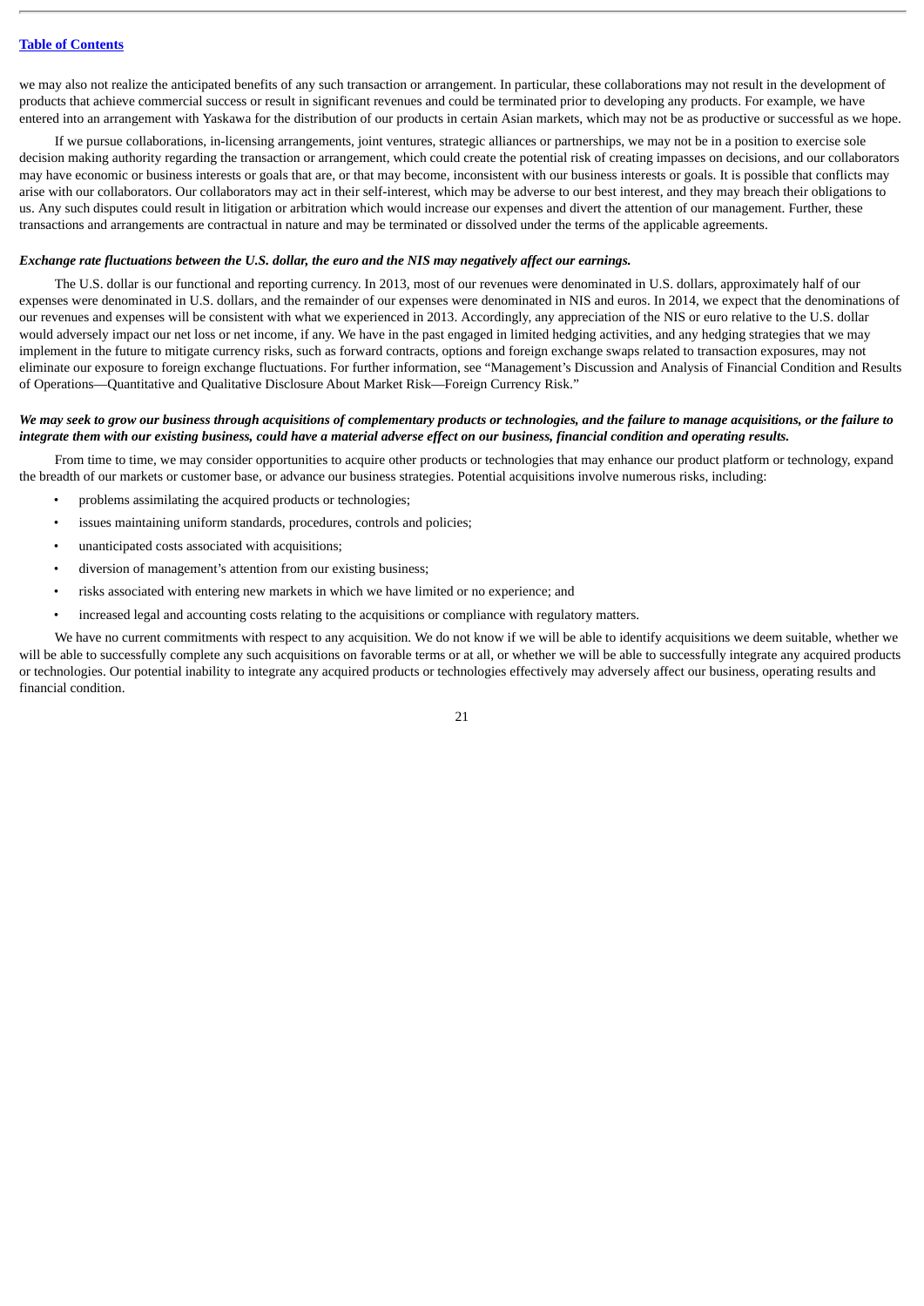we may also not realize the anticipated benefits of any such transaction or arrangement. In particular, these collaborations may not result in the development of products that achieve commercial success or result in significant revenues and could be terminated prior to developing any products. For example, we have entered into an arrangement with Yaskawa for the distribution of our products in certain Asian markets, which may not be as productive or successful as we hope.

If we pursue collaborations, in-licensing arrangements, joint ventures, strategic alliances or partnerships, we may not be in a position to exercise sole decision making authority regarding the transaction or arrangement, which could create the potential risk of creating impasses on decisions, and our collaborators may have economic or business interests or goals that are, or that may become, inconsistent with our business interests or goals. It is possible that conflicts may arise with our collaborators. Our collaborators may act in their self-interest, which may be adverse to our best interest, and they may breach their obligations to us. Any such disputes could result in litigation or arbitration which would increase our expenses and divert the attention of our management. Further, these transactions and arrangements are contractual in nature and may be terminated or dissolved under the terms of the applicable agreements.

***Exchange rate fluctuations between the U.S. dollar, the euro and the NIS may negatively affect our earnings.***

The U.S. dollar is our functional and reporting currency. In 2013, most of our revenues were denominated in U.S. dollars, approximately half of our expenses were denominated in U.S. dollars, and the remainder of our expenses were denominated in NIS and euros. In 2014, we expect that the denominations of our revenues and expenses will be consistent with what we experienced in 2013. Accordingly, any appreciation of the NIS or euro relative to the U.S. dollar would adversely impact our net loss or net income, if any. We have in the past engaged in limited hedging activities, and any hedging strategies that we may implement in the future to mitigate currency risks, such as forward contracts, options and foreign exchange swaps related to transaction exposures, may not eliminate our exposure to foreign exchange fluctuations. For further information, see "Management's Discussion and Analysis of Financial Condition and Results of Operations—Quantitative and Qualitative Disclosure About Market Risk—Foreign Currency Risk."

***We may seek to grow our business through acquisitions of complementary products or technologies, and the failure to manage acquisitions, or the failure to integrate them with our existing business, could have a material adverse effect on our business, financial condition and operating results.***

From time to time, we may consider opportunities to acquire other products or technologies that may enhance our product platform or technology, expand the breadth of our markets or customer base, or advance our business strategies. Potential acquisitions involve numerous risks, including:

- problems assimilating the acquired products or technologies;
- issues maintaining uniform standards, procedures, controls and policies;
- unanticipated costs associated with acquisitions;
- diversion of management's attention from our existing business;
- risks associated with entering new markets in which we have limited or no experience; and
- increased legal and accounting costs relating to the acquisitions or compliance with regulatory matters.

We have no current commitments with respect to any acquisition. We do not know if we will be able to identify acquisitions we deem suitable, whether we will be able to successfully complete any such acquisitions on favorable terms or at all, or whether we will be able to successfully integrate any acquired products or technologies. Our potential inability to integrate any acquired products or technologies effectively may adversely affect our business, operating results and financial condition.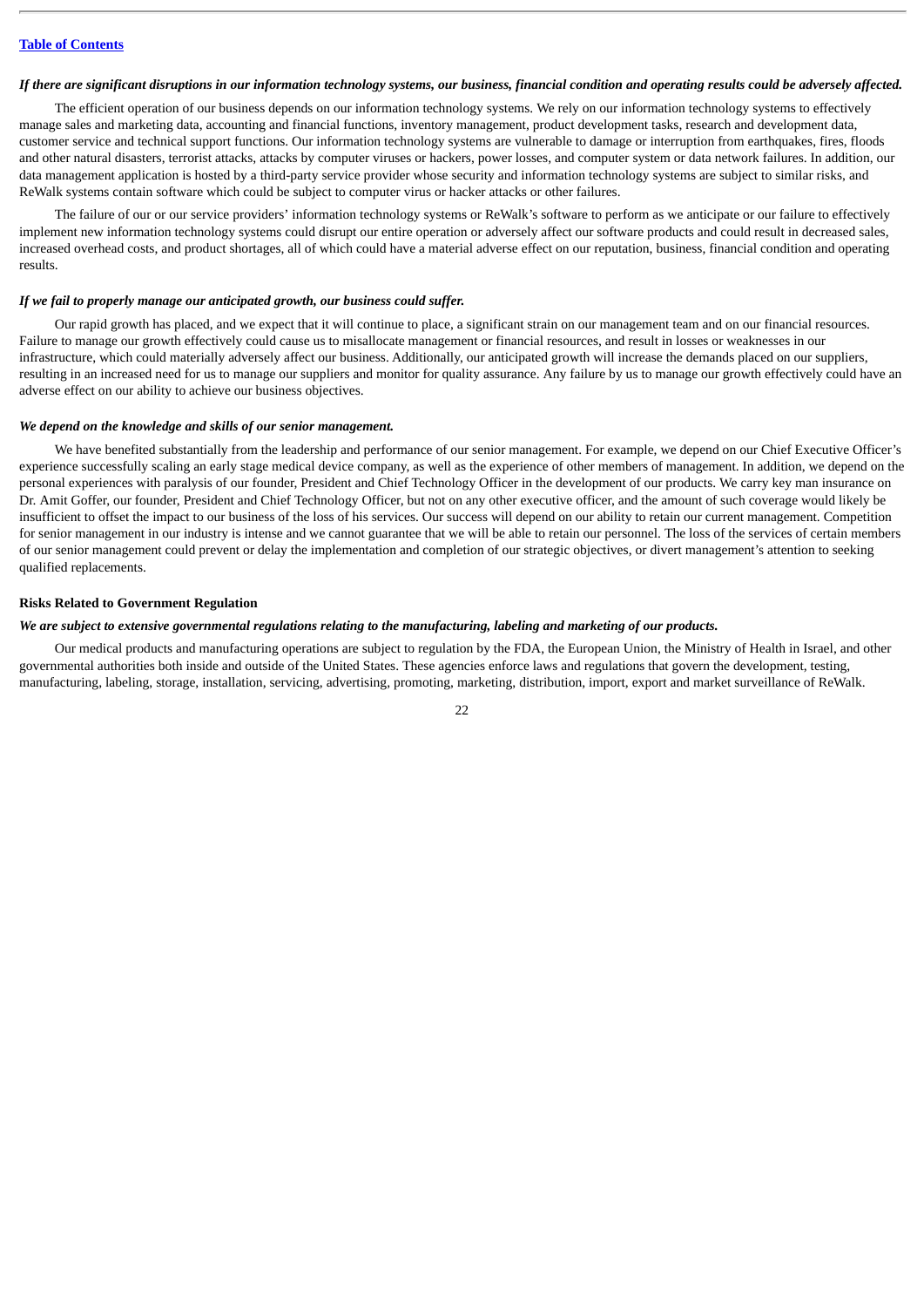*If there are significant disruptions in our information technology systems, our business, financial condition and operating results could be adversely affected.*

The efficient operation of our business depends on our information technology systems. We rely on our information technology systems to effectively manage sales and marketing data, accounting and financial functions, inventory management, product development tasks, research and development data, customer service and technical support functions. Our information technology systems are vulnerable to damage or interruption from earthquakes, fires, floods and other natural disasters, terrorist attacks, attacks by computer viruses or hackers, power losses, and computer system or data network failures. In addition, our data management application is hosted by a third-party service provider whose security and information technology systems are subject to similar risks, and ReWalk systems contain software which could be subject to computer virus or hacker attacks or other failures.

The failure of our or our service providers' information technology systems or ReWalk's software to perform as we anticipate or our failure to effectively implement new information technology systems could disrupt our entire operation or adversely affect our software products and could result in decreased sales, increased overhead costs, and product shortages, all of which could have a material adverse effect on our reputation, business, financial condition and operating results.

*If we fail to properly manage our anticipated growth, our business could suffer.*

Our rapid growth has placed, and we expect that it will continue to place, a significant strain on our management team and on our financial resources. Failure to manage our growth effectively could cause us to misallocate management or financial resources, and result in losses or weaknesses in our infrastructure, which could materially adversely affect our business. Additionally, our anticipated growth will increase the demands placed on our suppliers, resulting in an increased need for us to manage our suppliers and monitor for quality assurance. Any failure by us to manage our growth effectively could have an adverse effect on our ability to achieve our business objectives.

*We depend on the knowledge and skills of our senior management.*

We have benefited substantially from the leadership and performance of our senior management. For example, we depend on our Chief Executive Officer's experience successfully scaling an early stage medical device company, as well as the experience of other members of management. In addition, we depend on the personal experiences with paralysis of our founder, President and Chief Technology Officer in the development of our products. We carry key man insurance on Dr. Amit Goffer, our founder, President and Chief Technology Officer, but not on any other executive officer, and the amount of such coverage would likely be insufficient to offset the impact to our business of the loss of his services. Our success will depend on our ability to retain our current management. Competition for senior management in our industry is intense and we cannot guarantee that we will be able to retain our personnel. The loss of the services of certain members of our senior management could prevent or delay the implementation and completion of our strategic objectives, or divert management's attention to seeking qualified replacements.

**Risks Related to Government Regulation**

*We are subject to extensive governmental regulations relating to the manufacturing, labeling and marketing of our products.*

Our medical products and manufacturing operations are subject to regulation by the FDA, the European Union, the Ministry of Health in Israel, and other governmental authorities both inside and outside of the United States. These agencies enforce laws and regulations that govern the development, testing, manufacturing, labeling, storage, installation, servicing, advertising, promoting, marketing, distribution, import, export and market surveillance of ReWalk.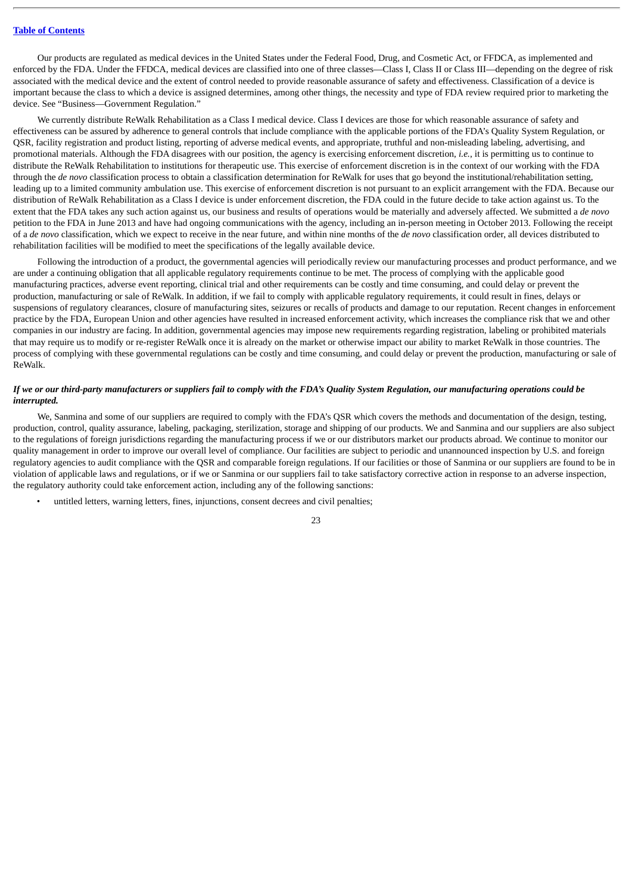Our products are regulated as medical devices in the United States under the Federal Food, Drug, and Cosmetic Act, or FFDCA, as implemented and enforced by the FDA. Under the FFDCA, medical devices are classified into one of three classes—Class I, Class II or Class III—depending on the degree of risk associated with the medical device and the extent of control needed to provide reasonable assurance of safety and effectiveness. Classification of a device is important because the class to which a device is assigned determines, among other things, the necessity and type of FDA review required prior to marketing the device. See "Business—Government Regulation."

We currently distribute ReWalk Rehabilitation as a Class I medical device. Class I devices are those for which reasonable assurance of safety and effectiveness can be assured by adherence to general controls that include compliance with the applicable portions of the FDA's Quality System Regulation, or QSR, facility registration and product listing, reporting of adverse medical events, and appropriate, truthful and non-misleading labeling, advertising, and promotional materials. Although the FDA disagrees with our position, the agency is exercising enforcement discretion, *i.e.*, it is permitting us to continue to distribute the ReWalk Rehabilitation to institutions for therapeutic use. This exercise of enforcement discretion is in the context of our working with the FDA through the *de novo* classification process to obtain a classification determination for ReWalk for uses that go beyond the institutional/rehabilitation setting, leading up to a limited community ambulation use. This exercise of enforcement discretion is not pursuant to an explicit arrangement with the FDA. Because our distribution of ReWalk Rehabilitation as a Class I device is under enforcement discretion, the FDA could in the future decide to take action against us. To the extent that the FDA takes any such action against us, our business and results of operations would be materially and adversely affected. We submitted a *de novo* petition to the FDA in June 2013 and have had ongoing communications with the agency, including an in-person meeting in October 2013. Following the receipt of a *de novo* classification, which we expect to receive in the near future, and within nine months of the *de novo* classification order, all devices distributed to rehabilitation facilities will be modified to meet the specifications of the legally available device.

Following the introduction of a product, the governmental agencies will periodically review our manufacturing processes and product performance, and we are under a continuing obligation that all applicable regulatory requirements continue to be met. The process of complying with the applicable good manufacturing practices, adverse event reporting, clinical trial and other requirements can be costly and time consuming, and could delay or prevent the production, manufacturing or sale of ReWalk. In addition, if we fail to comply with applicable regulatory requirements, it could result in fines, delays or suspensions of regulatory clearances, closure of manufacturing sites, seizures or recalls of products and damage to our reputation. Recent changes in enforcement practice by the FDA, European Union and other agencies have resulted in increased enforcement activity, which increases the compliance risk that we and other companies in our industry are facing. In addition, governmental agencies may impose new requirements regarding registration, labeling or prohibited materials that may require us to modify or re-register ReWalk once it is already on the market or otherwise impact our ability to market ReWalk in those countries. The process of complying with these governmental regulations can be costly and time consuming, and could delay or prevent the production, manufacturing or sale of ReWalk.

***If we or our third-party manufacturers or suppliers fail to comply with the FDA's Quality System Regulation, our manufacturing operations could be interrupted.***

We, Sanmina and some of our suppliers are required to comply with the FDA's QSR which covers the methods and documentation of the design, testing, production, control, quality assurance, labeling, packaging, sterilization, storage and shipping of our products. We and Sanmina and our suppliers are also subject to the regulations of foreign jurisdictions regarding the manufacturing process if we or our distributors market our products abroad. We continue to monitor our quality management in order to improve our overall level of compliance. Our facilities are subject to periodic and unannounced inspection by U.S. and foreign regulatory agencies to audit compliance with the QSR and comparable foreign regulations. If our facilities or those of Sanmina or our suppliers are found to be in violation of applicable laws and regulations, or if we or Sanmina or our suppliers fail to take satisfactory corrective action in response to an adverse inspection, the regulatory authority could take enforcement action, including any of the following sanctions:

- untitled letters, warning letters, fines, injunctions, consent decrees and civil penalties;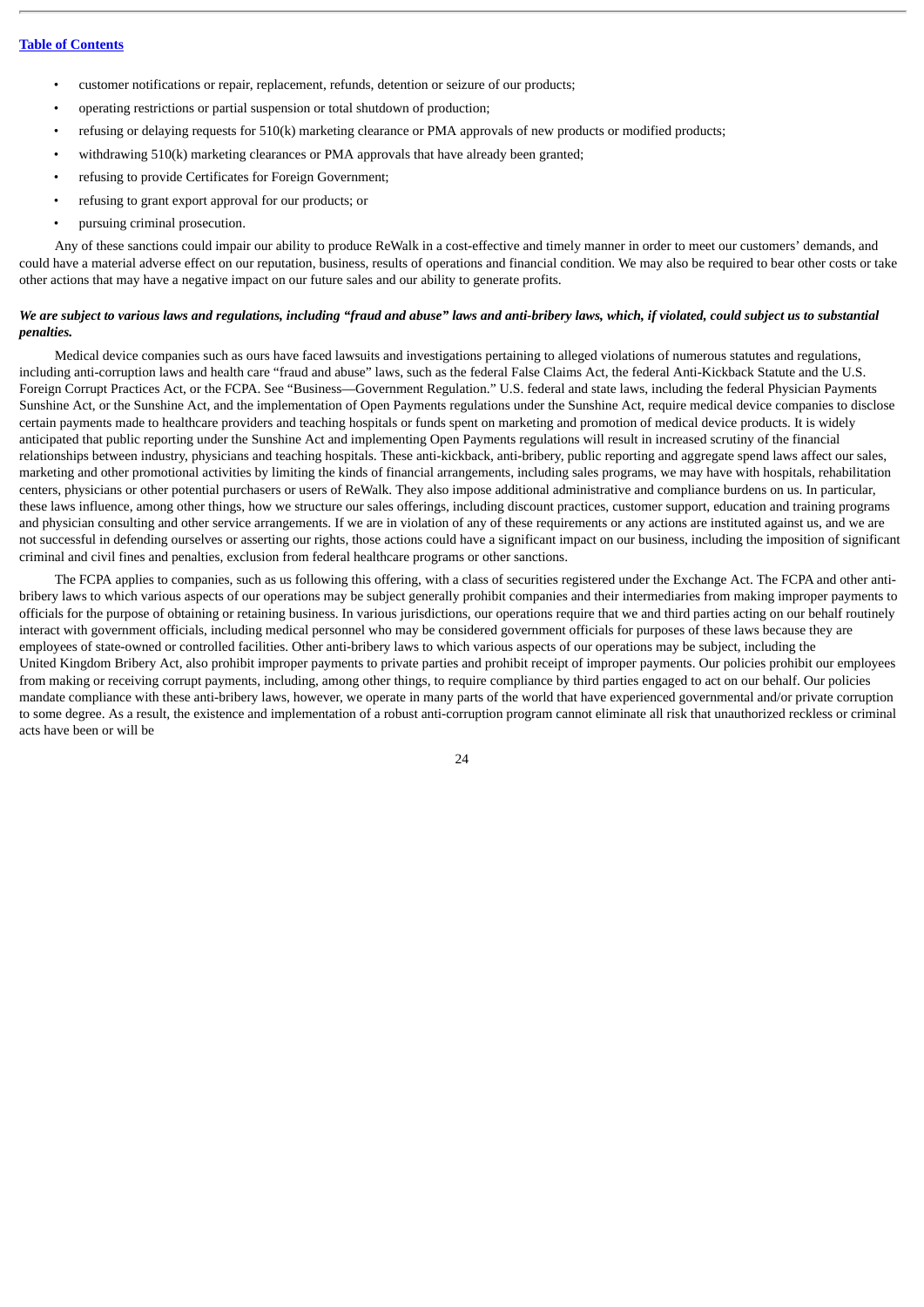- customer notifications or repair, replacement, refunds, detention or seizure of our products;
- operating restrictions or partial suspension or total shutdown of production;
- refusing or delaying requests for 510(k) marketing clearance or PMA approvals of new products or modified products;
- withdrawing 510(k) marketing clearances or PMA approvals that have already been granted;
- refusing to provide Certificates for Foreign Government;
- refusing to grant export approval for our products; or
- pursuing criminal prosecution.

Any of these sanctions could impair our ability to produce ReWalk in a cost-effective and timely manner in order to meet our customers' demands, and could have a material adverse effect on our reputation, business, results of operations and financial condition. We may also be required to bear other costs or take other actions that may have a negative impact on our future sales and our ability to generate profits.

***We are subject to various laws and regulations, including "fraud and abuse" laws and anti-bribery laws, which, if violated, could subject us to substantial penalties.***

Medical device companies such as ours have faced lawsuits and investigations pertaining to alleged violations of numerous statutes and regulations, including anti-corruption laws and health care "fraud and abuse" laws, such as the federal False Claims Act, the federal Anti-Kickback Statute and the U.S. Foreign Corrupt Practices Act, or the FCPA. See "Business—Government Regulation." U.S. federal and state laws, including the federal Physician Payments Sunshine Act, or the Sunshine Act, and the implementation of Open Payments regulations under the Sunshine Act, require medical device companies to disclose certain payments made to healthcare providers and teaching hospitals or funds spent on marketing and promotion of medical device products. It is widely anticipated that public reporting under the Sunshine Act and implementing Open Payments regulations will result in increased scrutiny of the financial relationships between industry, physicians and teaching hospitals. These anti-kickback, anti-bribery, public reporting and aggregate spend laws affect our sales, marketing and other promotional activities by limiting the kinds of financial arrangements, including sales programs, we may have with hospitals, rehabilitation centers, physicians or other potential purchasers or users of ReWalk. They also impose additional administrative and compliance burdens on us. In particular, these laws influence, among other things, how we structure our sales offerings, including discount practices, customer support, education and training programs and physician consulting and other service arrangements. If we are in violation of any of these requirements or any actions are instituted against us, and we are not successful in defending ourselves or asserting our rights, those actions could have a significant impact on our business, including the imposition of significant criminal and civil fines and penalties, exclusion from federal healthcare programs or other sanctions.

The FCPA applies to companies, such as us following this offering, with a class of securities registered under the Exchange Act. The FCPA and other anti-bribery laws to which various aspects of our operations may be subject generally prohibit companies and their intermediaries from making improper payments to officials for the purpose of obtaining or retaining business. In various jurisdictions, our operations require that we and third parties acting on our behalf routinely interact with government officials, including medical personnel who may be considered government officials for purposes of these laws because they are employees of state-owned or controlled facilities. Other anti-bribery laws to which various aspects of our operations may be subject, including the United Kingdom Bribery Act, also prohibit improper payments to private parties and prohibit receipt of improper payments. Our policies prohibit our employees from making or receiving corrupt payments, including, among other things, to require compliance by third parties engaged to act on our behalf. Our policies mandate compliance with these anti-bribery laws, however, we operate in many parts of the world that have experienced governmental and/or private corruption to some degree. As a result, the existence and implementation of a robust anti-corruption program cannot eliminate all risk that unauthorized reckless or criminal acts have been or will be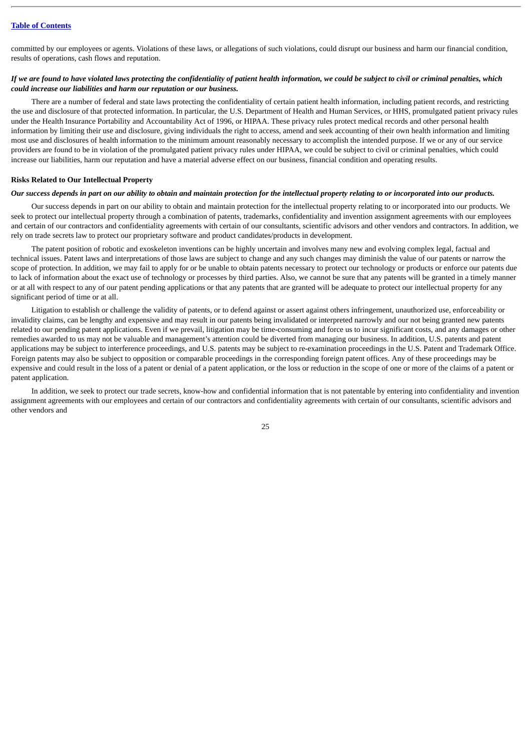committed by our employees or agents. Violations of these laws, or allegations of such violations, could disrupt our business and harm our financial condition, results of operations, cash flows and reputation.

***If we are found to have violated laws protecting the confidentiality of patient health information, we could be subject to civil or criminal penalties, which could increase our liabilities and harm our reputation or our business.***

There are a number of federal and state laws protecting the confidentiality of certain patient health information, including patient records, and restricting the use and disclosure of that protected information. In particular, the U.S. Department of Health and Human Services, or HHS, promulgated patient privacy rules under the Health Insurance Portability and Accountability Act of 1996, or HIPAA. These privacy rules protect medical records and other personal health information by limiting their use and disclosure, giving individuals the right to access, amend and seek accounting of their own health information and limiting most use and disclosures of health information to the minimum amount reasonably necessary to accomplish the intended purpose. If we or any of our service providers are found to be in violation of the promulgated patient privacy rules under HIPAA, we could be subject to civil or criminal penalties, which could increase our liabilities, harm our reputation and have a material adverse effect on our business, financial condition and operating results.

**Risks Related to Our Intellectual Property**

***Our success depends in part on our ability to obtain and maintain protection for the intellectual property relating to or incorporated into our products.***

Our success depends in part on our ability to obtain and maintain protection for the intellectual property relating to or incorporated into our products. We seek to protect our intellectual property through a combination of patents, trademarks, confidentiality and invention assignment agreements with our employees and certain of our contractors and confidentiality agreements with certain of our consultants, scientific advisors and other vendors and contractors. In addition, we rely on trade secrets law to protect our proprietary software and product candidates/products in development.

The patent position of robotic and exoskeleton inventions can be highly uncertain and involves many new and evolving complex legal, factual and technical issues. Patent laws and interpretations of those laws are subject to change and any such changes may diminish the value of our patents or narrow the scope of protection. In addition, we may fail to apply for or be unable to obtain patents necessary to protect our technology or products or enforce our patents due to lack of information about the exact use of technology or processes by third parties. Also, we cannot be sure that any patents will be granted in a timely manner or at all with respect to any of our patent pending applications or that any patents that are granted will be adequate to protect our intellectual property for any significant period of time or at all.

Litigation to establish or challenge the validity of patents, or to defend against or assert against others infringement, unauthorized use, enforceability or invalidity claims, can be lengthy and expensive and may result in our patents being invalidated or interpreted narrowly and our not being granted new patents related to our pending patent applications. Even if we prevail, litigation may be time-consuming and force us to incur significant costs, and any damages or other remedies awarded to us may not be valuable and management's attention could be diverted from managing our business. In addition, U.S. patents and patent applications may be subject to interference proceedings, and U.S. patents may be subject to re-examination proceedings in the U.S. Patent and Trademark Office. Foreign patents may also be subject to opposition or comparable proceedings in the corresponding foreign patent offices. Any of these proceedings may be expensive and could result in the loss of a patent or denial of a patent application, or the loss or reduction in the scope of one or more of the claims of a patent or patent application.

In addition, we seek to protect our trade secrets, know-how and confidential information that is not patentable by entering into confidentiality and invention assignment agreements with our employees and certain of our contractors and confidentiality agreements with certain of our consultants, scientific advisors and other vendors and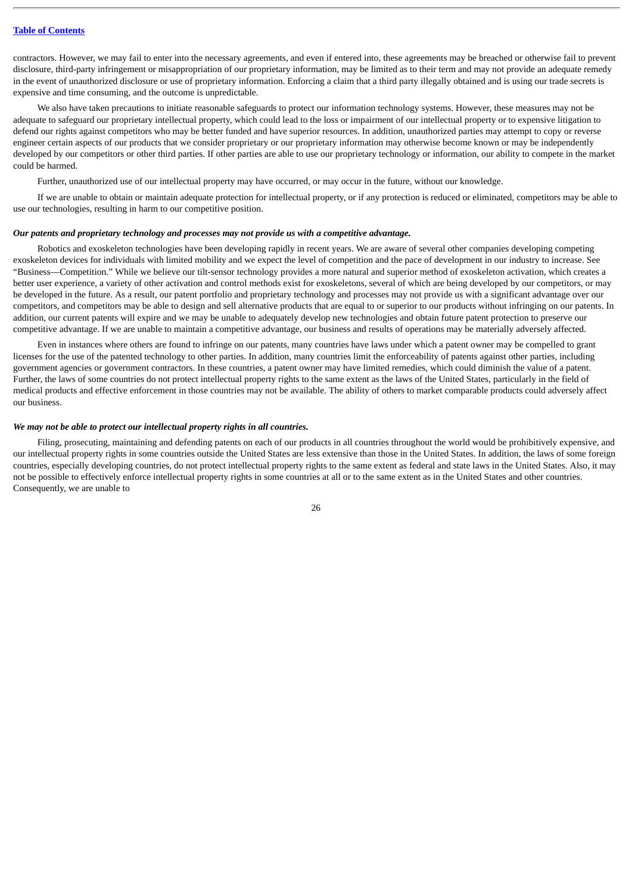contractors. However, we may fail to enter into the necessary agreements, and even if entered into, these agreements may be breached or otherwise fail to prevent disclosure, third-party infringement or misappropriation of our proprietary information, may be limited as to their term and may not provide an adequate remedy in the event of unauthorized disclosure or use of proprietary information. Enforcing a claim that a third party illegally obtained and is using our trade secrets is expensive and time consuming, and the outcome is unpredictable.

We also have taken precautions to initiate reasonable safeguards to protect our information technology systems. However, these measures may not be adequate to safeguard our proprietary intellectual property, which could lead to the loss or impairment of our intellectual property or to expensive litigation to defend our rights against competitors who may be better funded and have superior resources. In addition, unauthorized parties may attempt to copy or reverse engineer certain aspects of our products that we consider proprietary or our proprietary information may otherwise become known or may be independently developed by our competitors or other third parties. If other parties are able to use our proprietary technology or information, our ability to compete in the market could be harmed.

Further, unauthorized use of our intellectual property may have occurred, or may occur in the future, without our knowledge.

If we are unable to obtain or maintain adequate protection for intellectual property, or if any protection is reduced or eliminated, competitors may be able to use our technologies, resulting in harm to our competitive position.

***Our patents and proprietary technology and processes may not provide us with a competitive advantage.***

Robotics and exoskeleton technologies have been developing rapidly in recent years. We are aware of several other companies developing competing exoskeleton devices for individuals with limited mobility and we expect the level of competition and the pace of development in our industry to increase. See "Business—Competition." While we believe our tilt-sensor technology provides a more natural and superior method of exoskeleton activation, which creates a better user experience, a variety of other activation and control methods exist for exoskeletons, several of which are being developed by our competitors, or may be developed in the future. As a result, our patent portfolio and proprietary technology and processes may not provide us with a significant advantage over our competitors, and competitors may be able to design and sell alternative products that are equal to or superior to our products without infringing on our patents. In addition, our current patents will expire and we may be unable to adequately develop new technologies and obtain future patent protection to preserve our competitive advantage. If we are unable to maintain a competitive advantage, our business and results of operations may be materially adversely affected.

Even in instances where others are found to infringe on our patents, many countries have laws under which a patent owner may be compelled to grant licenses for the use of the patented technology to other parties. In addition, many countries limit the enforceability of patents against other parties, including government agencies or government contractors. In these countries, a patent owner may have limited remedies, which could diminish the value of a patent. Further, the laws of some countries do not protect intellectual property rights to the same extent as the laws of the United States, particularly in the field of medical products and effective enforcement in those countries may not be available. The ability of others to market comparable products could adversely affect our business.

***We may not be able to protect our intellectual property rights in all countries.***

Filing, prosecuting, maintaining and defending patents on each of our products in all countries throughout the world would be prohibitively expensive, and our intellectual property rights in some countries outside the United States are less extensive than those in the United States. In addition, the laws of some foreign countries, especially developing countries, do not protect intellectual property rights to the same extent as federal and state laws in the United States. Also, it may not be possible to effectively enforce intellectual property rights in some countries at all or to the same extent as in the United States and other countries. Consequently, we are unable to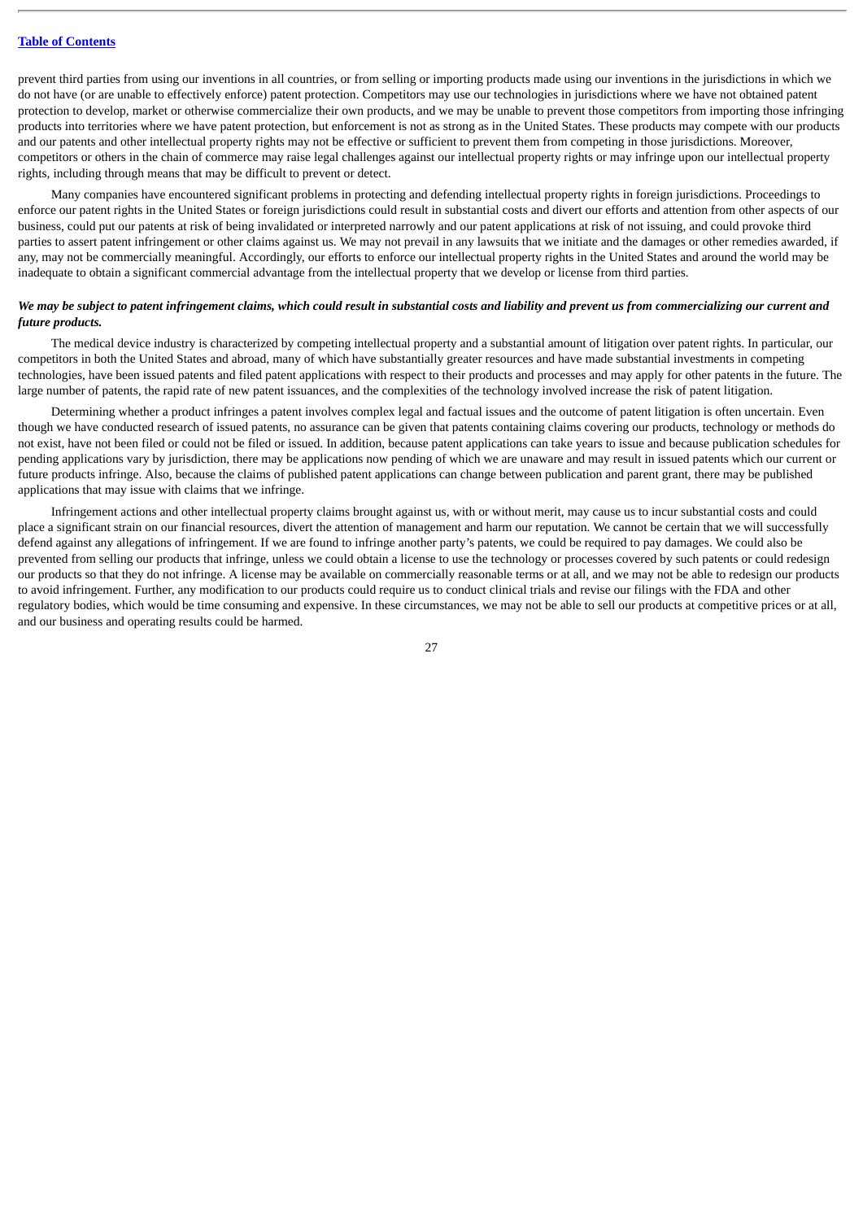prevent third parties from using our inventions in all countries, or from selling or importing products made using our inventions in the jurisdictions in which we do not have (or are unable to effectively enforce) patent protection. Competitors may use our technologies in jurisdictions where we have not obtained patent protection to develop, market or otherwise commercialize their own products, and we may be unable to prevent those competitors from importing those infringing products into territories where we have patent protection, but enforcement is not as strong as in the United States. These products may compete with our products and our patents and other intellectual property rights may not be effective or sufficient to prevent them from competing in those jurisdictions. Moreover, competitors or others in the chain of commerce may raise legal challenges against our intellectual property rights or may infringe upon our intellectual property rights, including through means that may be difficult to prevent or detect.

Many companies have encountered significant problems in protecting and defending intellectual property rights in foreign jurisdictions. Proceedings to enforce our patent rights in the United States or foreign jurisdictions could result in substantial costs and divert our efforts and attention from other aspects of our business, could put our patents at risk of being invalidated or interpreted narrowly and our patent applications at risk of not issuing, and could provoke third parties to assert patent infringement or other claims against us. We may not prevail in any lawsuits that we initiate and the damages or other remedies awarded, if any, may not be commercially meaningful. Accordingly, our efforts to enforce our intellectual property rights in the United States and around the world may be inadequate to obtain a significant commercial advantage from the intellectual property that we develop or license from third parties.

***We may be subject to patent infringement claims, which could result in substantial costs and liability and prevent us from commercializing our current and future products.***

The medical device industry is characterized by competing intellectual property and a substantial amount of litigation over patent rights. In particular, our competitors in both the United States and abroad, many of which have substantially greater resources and have made substantial investments in competing technologies, have been issued patents and filed patent applications with respect to their products and processes and may apply for other patents in the future. The large number of patents, the rapid rate of new patent issuances, and the complexities of the technology involved increase the risk of patent litigation.

Determining whether a product infringes a patent involves complex legal and factual issues and the outcome of patent litigation is often uncertain. Even though we have conducted research of issued patents, no assurance can be given that patents containing claims covering our products, technology or methods do not exist, have not been filed or could not be filed or issued. In addition, because patent applications can take years to issue and because publication schedules for pending applications vary by jurisdiction, there may be applications now pending of which we are unaware and may result in issued patents which our current or future products infringe. Also, because the claims of published patent applications can change between publication and parent grant, there may be published applications that may issue with claims that we infringe.

Infringement actions and other intellectual property claims brought against us, with or without merit, may cause us to incur substantial costs and could place a significant strain on our financial resources, divert the attention of management and harm our reputation. We cannot be certain that we will successfully defend against any allegations of infringement. If we are found to infringe another party's patents, we could be required to pay damages. We could also be prevented from selling our products that infringe, unless we could obtain a license to use the technology or processes covered by such patents or could redesign our products so that they do not infringe. A license may be available on commercially reasonable terms or at all, and we may not be able to redesign our products to avoid infringement. Further, any modification to our products could require us to conduct clinical trials and revise our filings with the FDA and other regulatory bodies, which would be time consuming and expensive. In these circumstances, we may not be able to sell our products at competitive prices or at all, and our business and operating results could be harmed.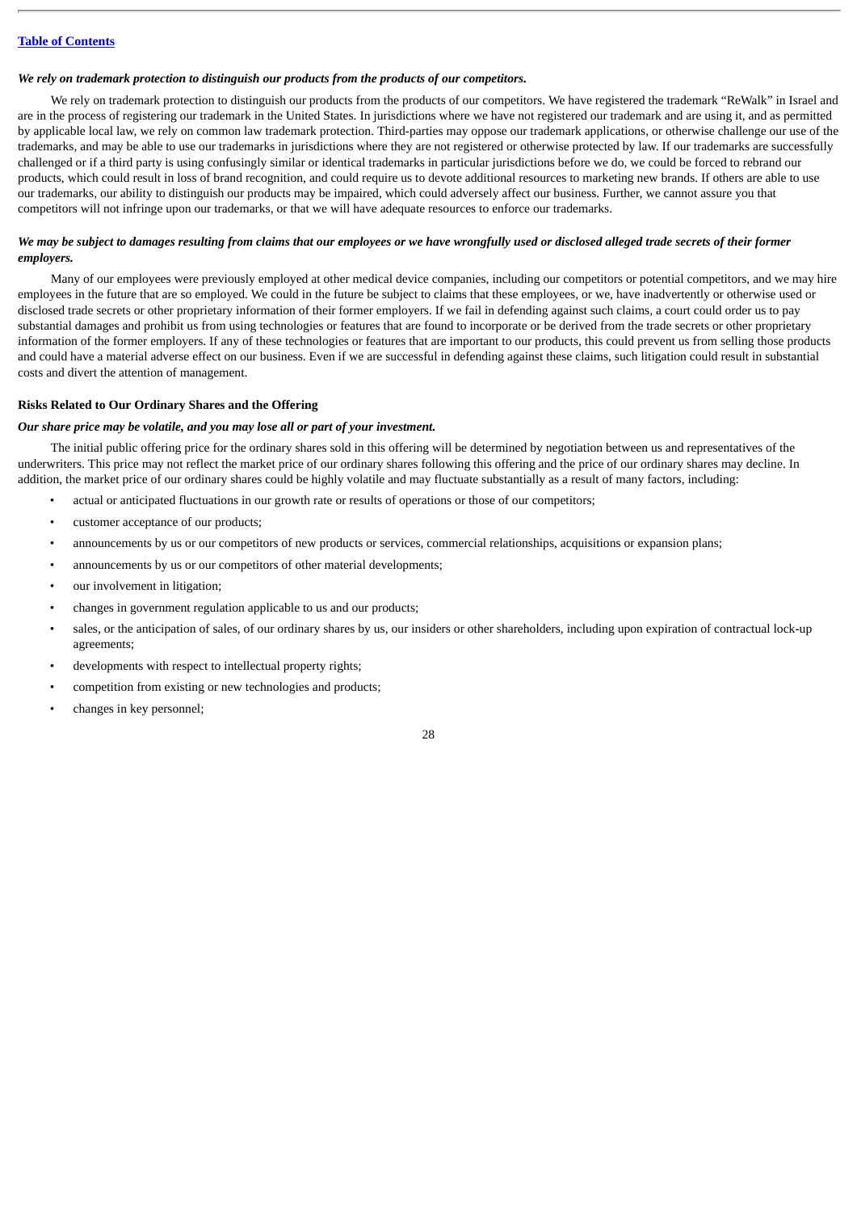*We rely on trademark protection to distinguish our products from the products of our competitors.*

We rely on trademark protection to distinguish our products from the products of our competitors. We have registered the trademark "ReWalk" in Israel and are in the process of registering our trademark in the United States. In jurisdictions where we have not registered our trademark and are using it, and as permitted by applicable local law, we rely on common law trademark protection. Third-parties may oppose our trademark applications, or otherwise challenge our use of the trademarks, and may be able to use our trademarks in jurisdictions where they are not registered or otherwise protected by law. If our trademarks are successfully challenged or if a third party is using confusingly similar or identical trademarks in particular jurisdictions before we do, we could be forced to rebrand our products, which could result in loss of brand recognition, and could require us to devote additional resources to marketing new brands. If others are able to use our trademarks, our ability to distinguish our products may be impaired, which could adversely affect our business. Further, we cannot assure you that competitors will not infringe upon our trademarks, or that we will have adequate resources to enforce our trademarks.

*We may be subject to damages resulting from claims that our employees or we have wrongfully used or disclosed alleged trade secrets of their former employers.*

Many of our employees were previously employed at other medical device companies, including our competitors or potential competitors, and we may hire employees in the future that are so employed. We could in the future be subject to claims that these employees, or we, have inadvertently or otherwise used or disclosed trade secrets or other proprietary information of their former employers. If we fail in defending against such claims, a court could order us to pay substantial damages and prohibit us from using technologies or features that are found to incorporate or be derived from the trade secrets or other proprietary information of the former employers. If any of these technologies or features that are important to our products, this could prevent us from selling those products and could have a material adverse effect on our business. Even if we are successful in defending against these claims, such litigation could result in substantial costs and divert the attention of management.

**Risks Related to Our Ordinary Shares and the Offering**

*Our share price may be volatile, and you may lose all or part of your investment.*

The initial public offering price for the ordinary shares sold in this offering will be determined by negotiation between us and representatives of the underwriters. This price may not reflect the market price of our ordinary shares following this offering and the price of our ordinary shares may decline. In addition, the market price of our ordinary shares could be highly volatile and may fluctuate substantially as a result of many factors, including:

- actual or anticipated fluctuations in our growth rate or results of operations or those of our competitors;
- customer acceptance of our products;
- announcements by us or our competitors of new products or services, commercial relationships, acquisitions or expansion plans;
- announcements by us or our competitors of other material developments;
- our involvement in litigation;
- changes in government regulation applicable to us and our products;
- sales, or the anticipation of sales, of our ordinary shares by us, our insiders or other shareholders, including upon expiration of contractual lock-up agreements;
- developments with respect to intellectual property rights;
- competition from existing or new technologies and products;
- changes in key personnel;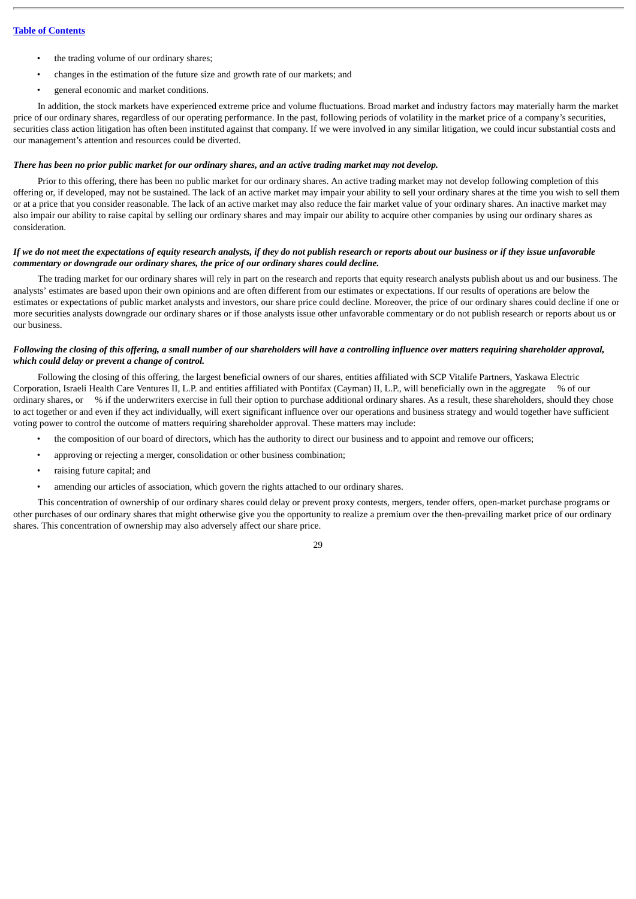- the trading volume of our ordinary shares;
- changes in the estimation of the future size and growth rate of our markets; and
- general economic and market conditions.

In addition, the stock markets have experienced extreme price and volume fluctuations. Broad market and industry factors may materially harm the market price of our ordinary shares, regardless of our operating performance. In the past, following periods of volatility in the market price of a company's securities, securities class action litigation has often been instituted against that company. If we were involved in any similar litigation, we could incur substantial costs and our management's attention and resources could be diverted.

***There has been no prior public market for our ordinary shares, and an active trading market may not develop.***

Prior to this offering, there has been no public market for our ordinary shares. An active trading market may not develop following completion of this offering or, if developed, may not be sustained. The lack of an active market may impair your ability to sell your ordinary shares at the time you wish to sell them or at a price that you consider reasonable. The lack of an active market may also reduce the fair market value of your ordinary shares. An inactive market may also impair our ability to raise capital by selling our ordinary shares and may impair our ability to acquire other companies by using our ordinary shares as consideration.

***If we do not meet the expectations of equity research analysts, if they do not publish research or reports about our business or if they issue unfavorable commentary or downgrade our ordinary shares, the price of our ordinary shares could decline.***

The trading market for our ordinary shares will rely in part on the research and reports that equity research analysts publish about us and our business. The analysts' estimates are based upon their own opinions and are often different from our estimates or expectations. If our results of operations are below the estimates or expectations of public market analysts and investors, our share price could decline. Moreover, the price of our ordinary shares could decline if one or more securities analysts downgrade our ordinary shares or if those analysts issue other unfavorable commentary or do not publish research or reports about us or our business.

***Following the closing of this offering, a small number of our shareholders will have a controlling influence over matters requiring shareholder approval, which could delay or prevent a change of control.***

Following the closing of this offering, the largest beneficial owners of our shares, entities affiliated with SCP Vitalife Partners, Yaskawa Electric Corporation, Israeli Health Care Ventures II, L.P. and entities affiliated with Pontifax (Cayman) II, L.P., will beneficially own in the aggregate   % of our ordinary shares, or   % if the underwriters exercise in full their option to purchase additional ordinary shares. As a result, these shareholders, should they chose to act together or and even if they act individually, will exert significant influence over our operations and business strategy and would together have sufficient voting power to control the outcome of matters requiring shareholder approval. These matters may include:

- the composition of our board of directors, which has the authority to direct our business and to appoint and remove our officers;
- approving or rejecting a merger, consolidation or other business combination;
- raising future capital; and
- amending our articles of association, which govern the rights attached to our ordinary shares.

This concentration of ownership of our ordinary shares could delay or prevent proxy contests, mergers, tender offers, open-market purchase programs or other purchases of our ordinary shares that might otherwise give you the opportunity to realize a premium over the then-prevailing market price of our ordinary shares. This concentration of ownership may also adversely affect our share price.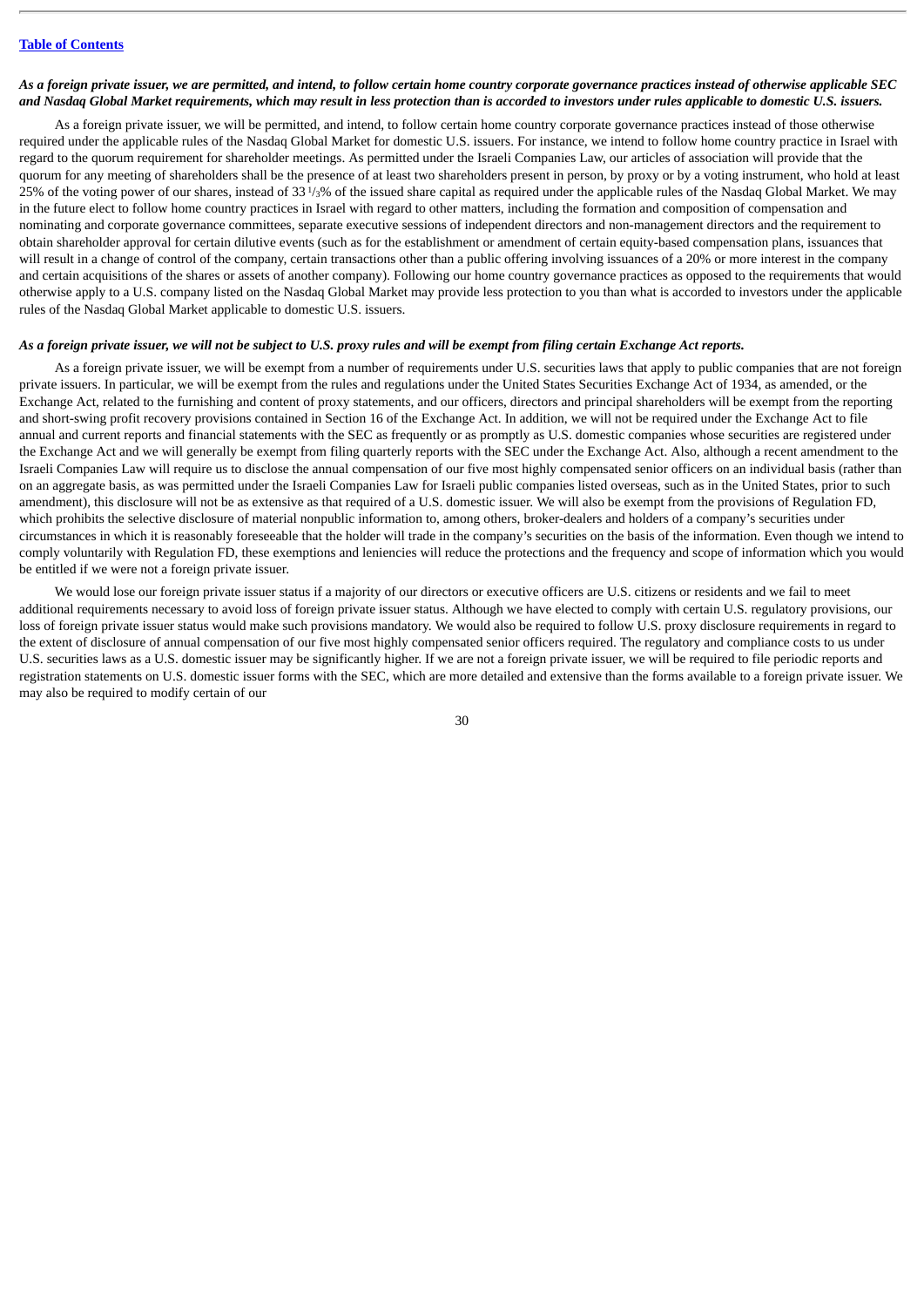*As a foreign private issuer, we are permitted, and intend, to follow certain home country corporate governance practices instead of otherwise applicable SEC and Nasdaq Global Market requirements, which may result in less protection than is accorded to investors under rules applicable to domestic U.S. issuers.*

As a foreign private issuer, we will be permitted, and intend, to follow certain home country corporate governance practices instead of those otherwise required under the applicable rules of the Nasdaq Global Market for domestic U.S. issuers. For instance, we intend to follow home country practice in Israel with regard to the quorum requirement for shareholder meetings. As permitted under the Israeli Companies Law, our articles of association will provide that the quorum for any meeting of shareholders shall be the presence of at least two shareholders present in person, by proxy or by a voting instrument, who hold at least 25% of the voting power of our shares, instead of 33 1/3% of the issued share capital as required under the applicable rules of the Nasdaq Global Market. We may in the future elect to follow home country practices in Israel with regard to other matters, including the formation and composition of compensation and nominating and corporate governance committees, separate executive sessions of independent directors and non-management directors and the requirement to obtain shareholder approval for certain dilutive events (such as for the establishment or amendment of certain equity-based compensation plans, issuances that will result in a change of control of the company, certain transactions other than a public offering involving issuances of a 20% or more interest in the company and certain acquisitions of the shares or assets of another company). Following our home country governance practices as opposed to the requirements that would otherwise apply to a U.S. company listed on the Nasdaq Global Market may provide less protection to you than what is accorded to investors under the applicable rules of the Nasdaq Global Market applicable to domestic U.S. issuers.

*As a foreign private issuer, we will not be subject to U.S. proxy rules and will be exempt from filing certain Exchange Act reports.*

As a foreign private issuer, we will be exempt from a number of requirements under U.S. securities laws that apply to public companies that are not foreign private issuers. In particular, we will be exempt from the rules and regulations under the United States Securities Exchange Act of 1934, as amended, or the Exchange Act, related to the furnishing and content of proxy statements, and our officers, directors and principal shareholders will be exempt from the reporting and short-swing profit recovery provisions contained in Section 16 of the Exchange Act. In addition, we will not be required under the Exchange Act to file annual and current reports and financial statements with the SEC as frequently or as promptly as U.S. domestic companies whose securities are registered under the Exchange Act and we will generally be exempt from filing quarterly reports with the SEC under the Exchange Act. Also, although a recent amendment to the Israeli Companies Law will require us to disclose the annual compensation of our five most highly compensated senior officers on an individual basis (rather than on an aggregate basis, as was permitted under the Israeli Companies Law for Israeli public companies listed overseas, such as in the United States, prior to such amendment), this disclosure will not be as extensive as that required of a U.S. domestic issuer. We will also be exempt from the provisions of Regulation FD, which prohibits the selective disclosure of material nonpublic information to, among others, broker-dealers and holders of a company's securities under circumstances in which it is reasonably foreseeable that the holder will trade in the company's securities on the basis of the information. Even though we intend to comply voluntarily with Regulation FD, these exemptions and leniencies will reduce the protections and the frequency and scope of information which you would be entitled if we were not a foreign private issuer.

We would lose our foreign private issuer status if a majority of our directors or executive officers are U.S. citizens or residents and we fail to meet additional requirements necessary to avoid loss of foreign private issuer status. Although we have elected to comply with certain U.S. regulatory provisions, our loss of foreign private issuer status would make such provisions mandatory. We would also be required to follow U.S. proxy disclosure requirements in regard to the extent of disclosure of annual compensation of our five most highly compensated senior officers required. The regulatory and compliance costs to us under U.S. securities laws as a U.S. domestic issuer may be significantly higher. If we are not a foreign private issuer, we will be required to file periodic reports and registration statements on U.S. domestic issuer forms with the SEC, which are more detailed and extensive than the forms available to a foreign private issuer. We may also be required to modify certain of our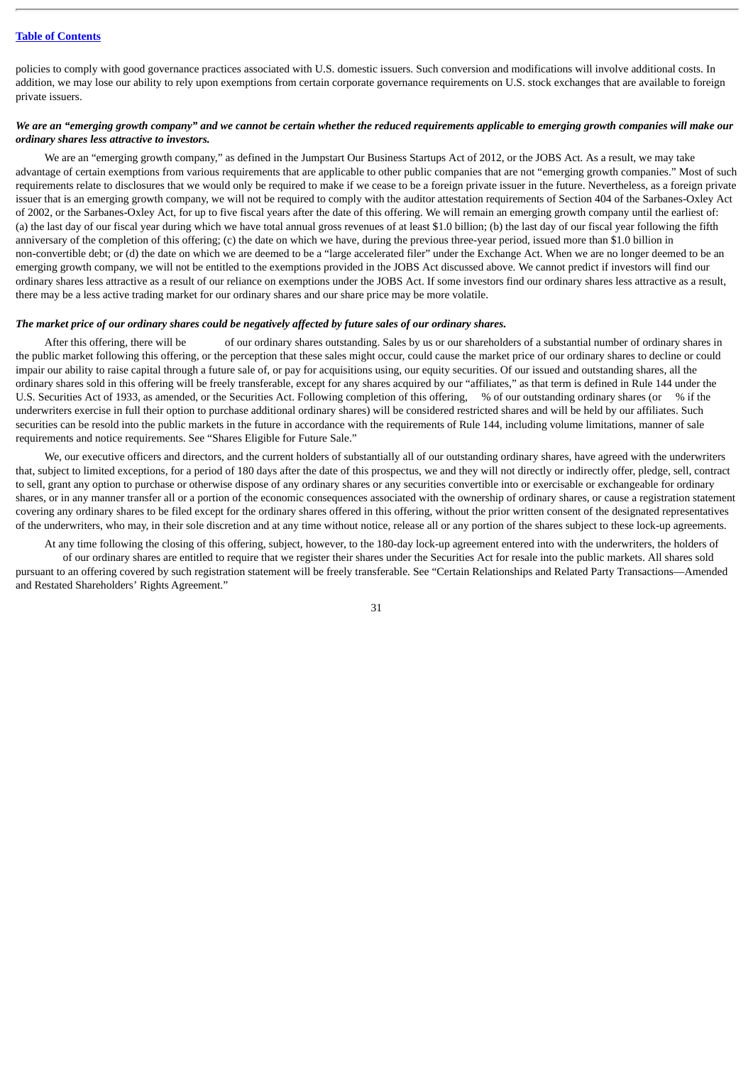policies to comply with good governance practices associated with U.S. domestic issuers. Such conversion and modifications will involve additional costs. In addition, we may lose our ability to rely upon exemptions from certain corporate governance requirements on U.S. stock exchanges that are available to foreign private issuers.

***We are an "emerging growth company" and we cannot be certain whether the reduced requirements applicable to emerging growth companies will make our ordinary shares less attractive to investors.***

We are an "emerging growth company," as defined in the Jumpstart Our Business Startups Act of 2012, or the JOBS Act. As a result, we may take advantage of certain exemptions from various requirements that are applicable to other public companies that are not "emerging growth companies." Most of such requirements relate to disclosures that we would only be required to make if we cease to be a foreign private issuer in the future. Nevertheless, as a foreign private issuer that is an emerging growth company, we will not be required to comply with the auditor attestation requirements of Section 404 of the Sarbanes-Oxley Act of 2002, or the Sarbanes-Oxley Act, for up to five fiscal years after the date of this offering. We will remain an emerging growth company until the earliest of: (a) the last day of our fiscal year during which we have total annual gross revenues of at least $1.0 billion; (b) the last day of our fiscal year following the fifth anniversary of the completion of this offering; (c) the date on which we have, during the previous three-year period, issued more than $1.0 billion in non-convertible debt; or (d) the date on which we are deemed to be a "large accelerated filer" under the Exchange Act. When we are no longer deemed to be an emerging growth company, we will not be entitled to the exemptions provided in the JOBS Act discussed above. We cannot predict if investors will find our ordinary shares less attractive as a result of our reliance on exemptions under the JOBS Act. If some investors find our ordinary shares less attractive as a result, there may be a less active trading market for our ordinary shares and our share price may be more volatile.

***The market price of our ordinary shares could be negatively affected by future sales of our ordinary shares.***

After this offering, there will be          of our ordinary shares outstanding. Sales by us or our shareholders of a substantial number of ordinary shares in the public market following this offering, or the perception that these sales might occur, could cause the market price of our ordinary shares to decline or could impair our ability to raise capital through a future sale of, or pay for acquisitions using, our equity securities. Of our issued and outstanding shares, all the ordinary shares sold in this offering will be freely transferable, except for any shares acquired by our "affiliates," as that term is defined in Rule 144 under the U.S. Securities Act of 1933, as amended, or the Securities Act. Following completion of this offering,     % of our outstanding ordinary shares (or     % if the underwriters exercise in full their option to purchase additional ordinary shares) will be considered restricted shares and will be held by our affiliates. Such securities can be resold into the public markets in the future in accordance with the requirements of Rule 144, including volume limitations, manner of sale requirements and notice requirements. See "Shares Eligible for Future Sale."

We, our executive officers and directors, and the current holders of substantially all of our outstanding ordinary shares, have agreed with the underwriters that, subject to limited exceptions, for a period of 180 days after the date of this prospectus, we and they will not directly or indirectly offer, pledge, sell, contract to sell, grant any option to purchase or otherwise dispose of any ordinary shares or any securities convertible into or exercisable or exchangeable for ordinary shares, or in any manner transfer all or a portion of the economic consequences associated with the ownership of ordinary shares, or cause a registration statement covering any ordinary shares to be filed except for the ordinary shares offered in this offering, without the prior written consent of the designated representatives of the underwriters, who may, in their sole discretion and at any time without notice, release all or any portion of the shares subject to these lock-up agreements.

At any time following the closing of this offering, subject, however, to the 180-day lock-up agreement entered into with the underwriters, the holders of          of our ordinary shares are entitled to require that we register their shares under the Securities Act for resale into the public markets. All shares sold pursuant to an offering covered by such registration statement will be freely transferable. See "Certain Relationships and Related Party Transactions—Amended and Restated Shareholders' Rights Agreement."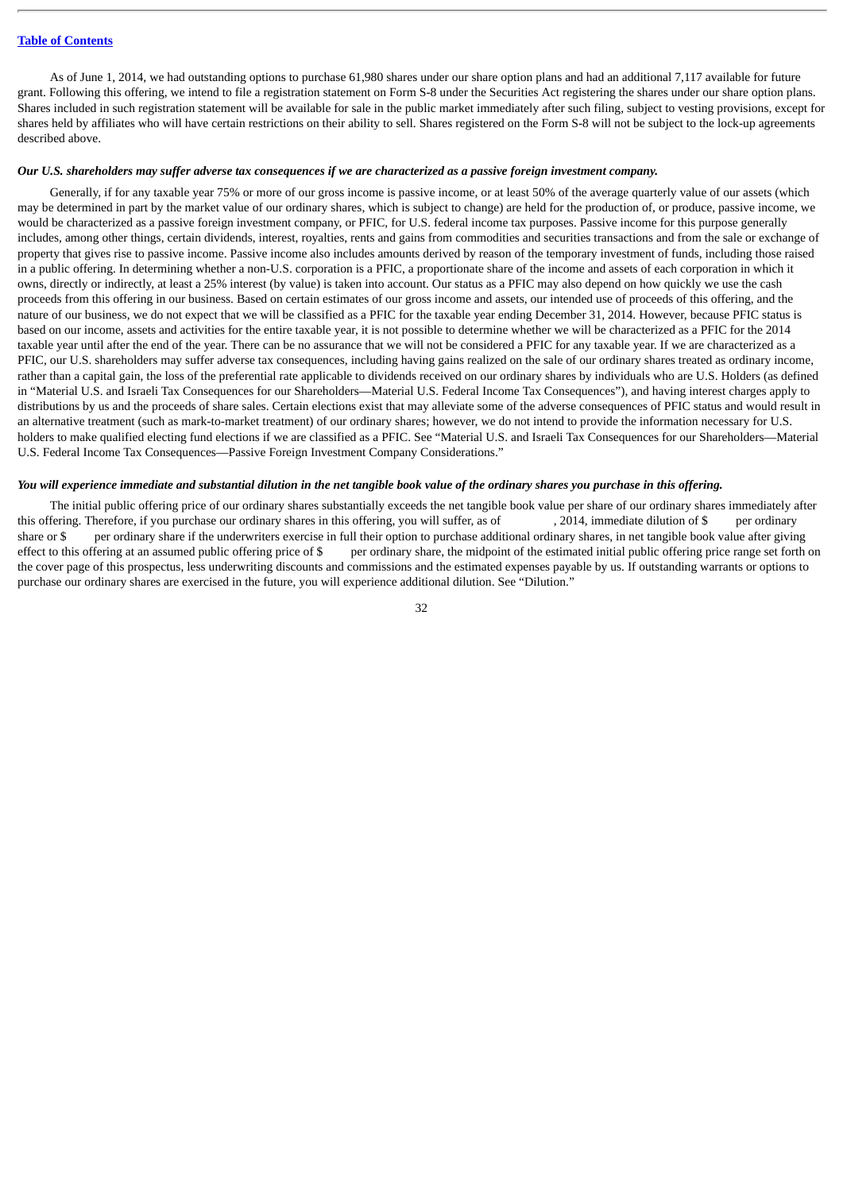As of June 1, 2014, we had outstanding options to purchase 61,980 shares under our share option plans and had an additional 7,117 available for future grant. Following this offering, we intend to file a registration statement on Form S-8 under the Securities Act registering the shares under our share option plans. Shares included in such registration statement will be available for sale in the public market immediately after such filing, subject to vesting provisions, except for shares held by affiliates who will have certain restrictions on their ability to sell. Shares registered on the Form S-8 will not be subject to the lock-up agreements described above.

***Our U.S. shareholders may suffer adverse tax consequences if we are characterized as a passive foreign investment company.***

Generally, if for any taxable year 75% or more of our gross income is passive income, or at least 50% of the average quarterly value of our assets (which may be determined in part by the market value of our ordinary shares, which is subject to change) are held for the production of, or produce, passive income, we would be characterized as a passive foreign investment company, or PFIC, for U.S. federal income tax purposes. Passive income for this purpose generally includes, among other things, certain dividends, interest, royalties, rents and gains from commodities and securities transactions and from the sale or exchange of property that gives rise to passive income. Passive income also includes amounts derived by reason of the temporary investment of funds, including those raised in a public offering. In determining whether a non-U.S. corporation is a PFIC, a proportionate share of the income and assets of each corporation in which it owns, directly or indirectly, at least a 25% interest (by value) is taken into account. Our status as a PFIC may also depend on how quickly we use the cash proceeds from this offering in our business. Based on certain estimates of our gross income and assets, our intended use of proceeds of this offering, and the nature of our business, we do not expect that we will be classified as a PFIC for the taxable year ending December 31, 2014. However, because PFIC status is based on our income, assets and activities for the entire taxable year, it is not possible to determine whether we will be characterized as a PFIC for the 2014 taxable year until after the end of the year. There can be no assurance that we will not be considered a PFIC for any taxable year. If we are characterized as a PFIC, our U.S. shareholders may suffer adverse tax consequences, including having gains realized on the sale of our ordinary shares treated as ordinary income, rather than a capital gain, the loss of the preferential rate applicable to dividends received on our ordinary shares by individuals who are U.S. Holders (as defined in "Material U.S. and Israeli Tax Consequences for our Shareholders—Material U.S. Federal Income Tax Consequences"), and having interest charges apply to distributions by us and the proceeds of share sales. Certain elections exist that may alleviate some of the adverse consequences of PFIC status and would result in an alternative treatment (such as mark-to-market treatment) of our ordinary shares; however, we do not intend to provide the information necessary for U.S. holders to make qualified electing fund elections if we are classified as a PFIC. See "Material U.S. and Israeli Tax Consequences for our Shareholders—Material U.S. Federal Income Tax Consequences—Passive Foreign Investment Company Considerations."

***You will experience immediate and substantial dilution in the net tangible book value of the ordinary shares you purchase in this offering.***

The initial public offering price of our ordinary shares substantially exceeds the net tangible book value per share of our ordinary shares immediately after this offering. Therefore, if you purchase our ordinary shares in this offering, you will suffer, as of , 2014, immediate dilution of $ per ordinary share or $ per ordinary share if the underwriters exercise in full their option to purchase additional ordinary shares, in net tangible book value after giving effect to this offering at an assumed public offering price of $ per ordinary share, the midpoint of the estimated initial public offering price range set forth on the cover page of this prospectus, less underwriting discounts and commissions and the estimated expenses payable by us. If outstanding warrants or options to purchase our ordinary shares are exercised in the future, you will experience additional dilution. See "Dilution."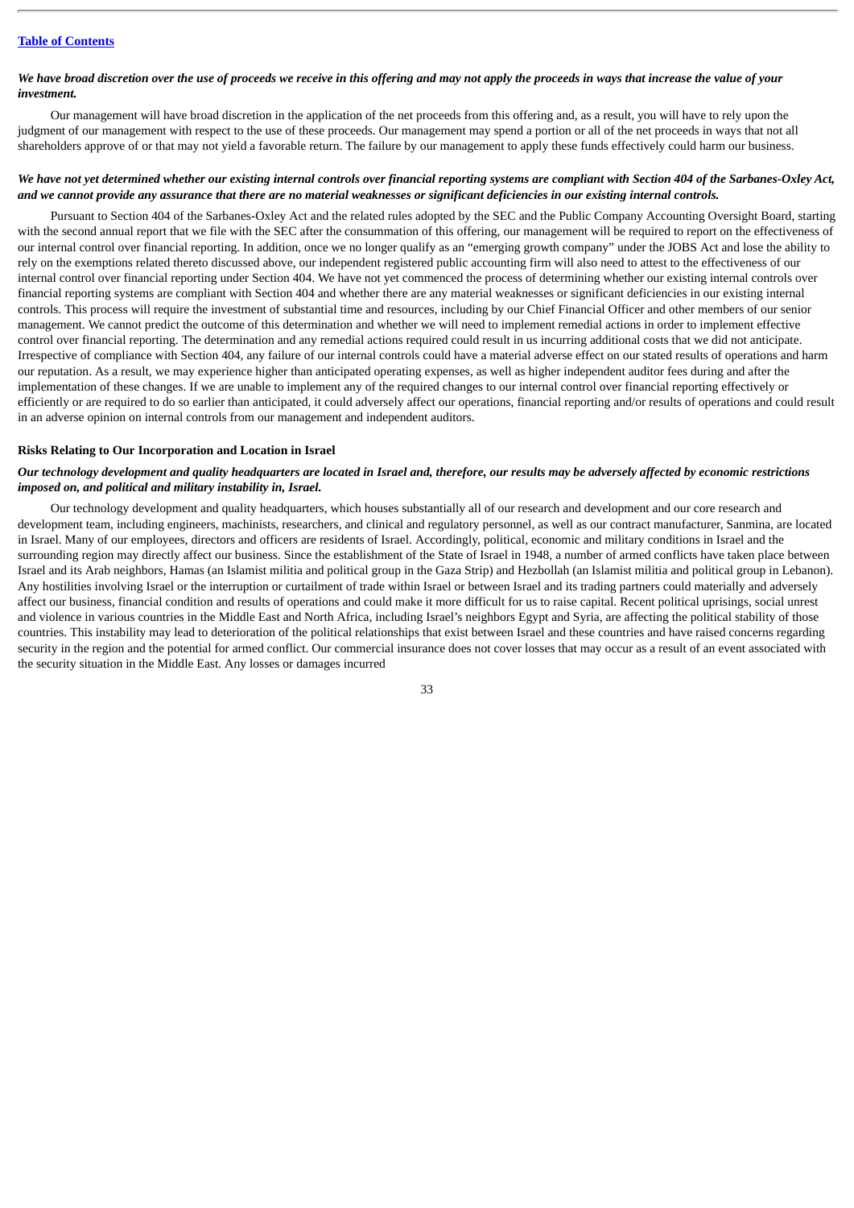*We have broad discretion over the use of proceeds we receive in this offering and may not apply the proceeds in ways that increase the value of your investment.*

Our management will have broad discretion in the application of the net proceeds from this offering and, as a result, you will have to rely upon the judgment of our management with respect to the use of these proceeds. Our management may spend a portion or all of the net proceeds in ways that not all shareholders approve of or that may not yield a favorable return. The failure by our management to apply these funds effectively could harm our business.

*We have not yet determined whether our existing internal controls over financial reporting systems are compliant with Section 404 of the Sarbanes-Oxley Act, and we cannot provide any assurance that there are no material weaknesses or significant deficiencies in our existing internal controls.*

Pursuant to Section 404 of the Sarbanes-Oxley Act and the related rules adopted by the SEC and the Public Company Accounting Oversight Board, starting with the second annual report that we file with the SEC after the consummation of this offering, our management will be required to report on the effectiveness of our internal control over financial reporting. In addition, once we no longer qualify as an "emerging growth company" under the JOBS Act and lose the ability to rely on the exemptions related thereto discussed above, our independent registered public accounting firm will also need to attest to the effectiveness of our internal control over financial reporting under Section 404. We have not yet commenced the process of determining whether our existing internal controls over financial reporting systems are compliant with Section 404 and whether there are any material weaknesses or significant deficiencies in our existing internal controls. This process will require the investment of substantial time and resources, including by our Chief Financial Officer and other members of our senior management. We cannot predict the outcome of this determination and whether we will need to implement remedial actions in order to implement effective control over financial reporting. The determination and any remedial actions required could result in us incurring additional costs that we did not anticipate. Irrespective of compliance with Section 404, any failure of our internal controls could have a material adverse effect on our stated results of operations and harm our reputation. As a result, we may experience higher than anticipated operating expenses, as well as higher independent auditor fees during and after the implementation of these changes. If we are unable to implement any of the required changes to our internal control over financial reporting effectively or efficiently or are required to do so earlier than anticipated, it could adversely affect our operations, financial reporting and/or results of operations and could result in an adverse opinion on internal controls from our management and independent auditors.

**Risks Relating to Our Incorporation and Location in Israel**

*Our technology development and quality headquarters are located in Israel and, therefore, our results may be adversely affected by economic restrictions imposed on, and political and military instability in, Israel.*

Our technology development and quality headquarters, which houses substantially all of our research and development and our core research and development team, including engineers, machinists, researchers, and clinical and regulatory personnel, as well as our contract manufacturer, Sanmina, are located in Israel. Many of our employees, directors and officers are residents of Israel. Accordingly, political, economic and military conditions in Israel and the surrounding region may directly affect our business. Since the establishment of the State of Israel in 1948, a number of armed conflicts have taken place between Israel and its Arab neighbors, Hamas (an Islamist militia and political group in the Gaza Strip) and Hezbollah (an Islamist militia and political group in Lebanon). Any hostilities involving Israel or the interruption or curtailment of trade within Israel or between Israel and its trading partners could materially and adversely affect our business, financial condition and results of operations and could make it more difficult for us to raise capital. Recent political uprisings, social unrest and violence in various countries in the Middle East and North Africa, including Israel's neighbors Egypt and Syria, are affecting the political stability of those countries. This instability may lead to deterioration of the political relationships that exist between Israel and these countries and have raised concerns regarding security in the region and the potential for armed conflict. Our commercial insurance does not cover losses that may occur as a result of an event associated with the security situation in the Middle East. Any losses or damages incurred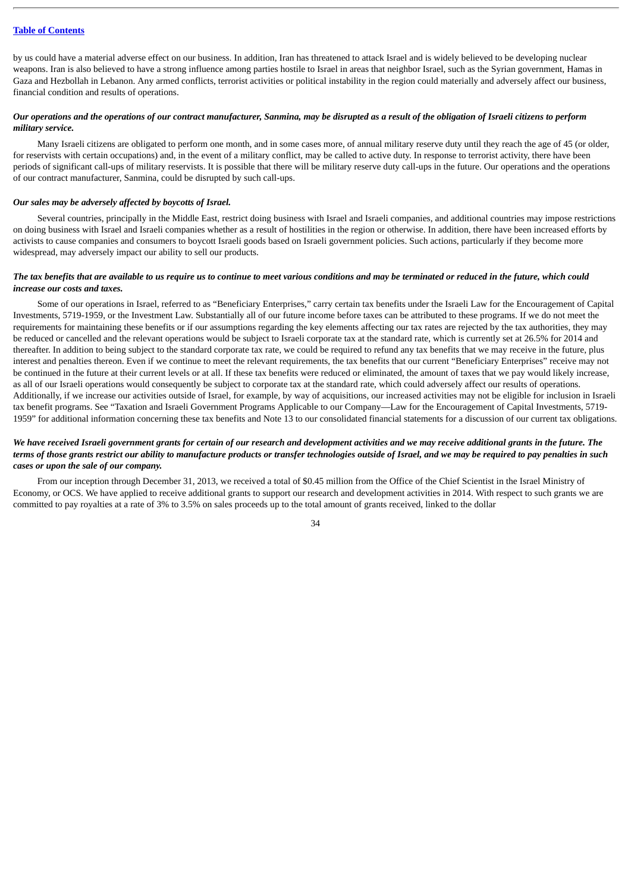by us could have a material adverse effect on our business. In addition, Iran has threatened to attack Israel and is widely believed to be developing nuclear weapons. Iran is also believed to have a strong influence among parties hostile to Israel in areas that neighbor Israel, such as the Syrian government, Hamas in Gaza and Hezbollah in Lebanon. Any armed conflicts, terrorist activities or political instability in the region could materially and adversely affect our business, financial condition and results of operations.

***Our operations and the operations of our contract manufacturer, Sanmina, may be disrupted as a result of the obligation of Israeli citizens to perform military service.***

Many Israeli citizens are obligated to perform one month, and in some cases more, of annual military reserve duty until they reach the age of 45 (or older, for reservists with certain occupations) and, in the event of a military conflict, may be called to active duty. In response to terrorist activity, there have been periods of significant call-ups of military reservists. It is possible that there will be military reserve duty call-ups in the future. Our operations and the operations of our contract manufacturer, Sanmina, could be disrupted by such call-ups.

***Our sales may be adversely affected by boycotts of Israel.***

Several countries, principally in the Middle East, restrict doing business with Israel and Israeli companies, and additional countries may impose restrictions on doing business with Israel and Israeli companies whether as a result of hostilities in the region or otherwise. In addition, there have been increased efforts by activists to cause companies and consumers to boycott Israeli goods based on Israeli government policies. Such actions, particularly if they become more widespread, may adversely impact our ability to sell our products.

***The tax benefits that are available to us require us to continue to meet various conditions and may be terminated or reduced in the future, which could increase our costs and taxes.***

Some of our operations in Israel, referred to as "Beneficiary Enterprises," carry certain tax benefits under the Israeli Law for the Encouragement of Capital Investments, 5719-1959, or the Investment Law. Substantially all of our future income before taxes can be attributed to these programs. If we do not meet the requirements for maintaining these benefits or if our assumptions regarding the key elements affecting our tax rates are rejected by the tax authorities, they may be reduced or cancelled and the relevant operations would be subject to Israeli corporate tax at the standard rate, which is currently set at 26.5% for 2014 and thereafter. In addition to being subject to the standard corporate tax rate, we could be required to refund any tax benefits that we may receive in the future, plus interest and penalties thereon. Even if we continue to meet the relevant requirements, the tax benefits that our current "Beneficiary Enterprises" receive may not be continued in the future at their current levels or at all. If these tax benefits were reduced or eliminated, the amount of taxes that we pay would likely increase, as all of our Israeli operations would consequently be subject to corporate tax at the standard rate, which could adversely affect our results of operations. Additionally, if we increase our activities outside of Israel, for example, by way of acquisitions, our increased activities may not be eligible for inclusion in Israeli tax benefit programs. See "Taxation and Israeli Government Programs Applicable to our Company—Law for the Encouragement of Capital Investments, 5719-1959" for additional information concerning these tax benefits and Note 13 to our consolidated financial statements for a discussion of our current tax obligations.

***We have received Israeli government grants for certain of our research and development activities and we may receive additional grants in the future. The terms of those grants restrict our ability to manufacture products or transfer technologies outside of Israel, and we may be required to pay penalties in such cases or upon the sale of our company.***

From our inception through December 31, 2013, we received a total of $0.45 million from the Office of the Chief Scientist in the Israel Ministry of Economy, or OCS. We have applied to receive additional grants to support our research and development activities in 2014. With respect to such grants we are committed to pay royalties at a rate of 3% to 3.5% on sales proceeds up to the total amount of grants received, linked to the dollar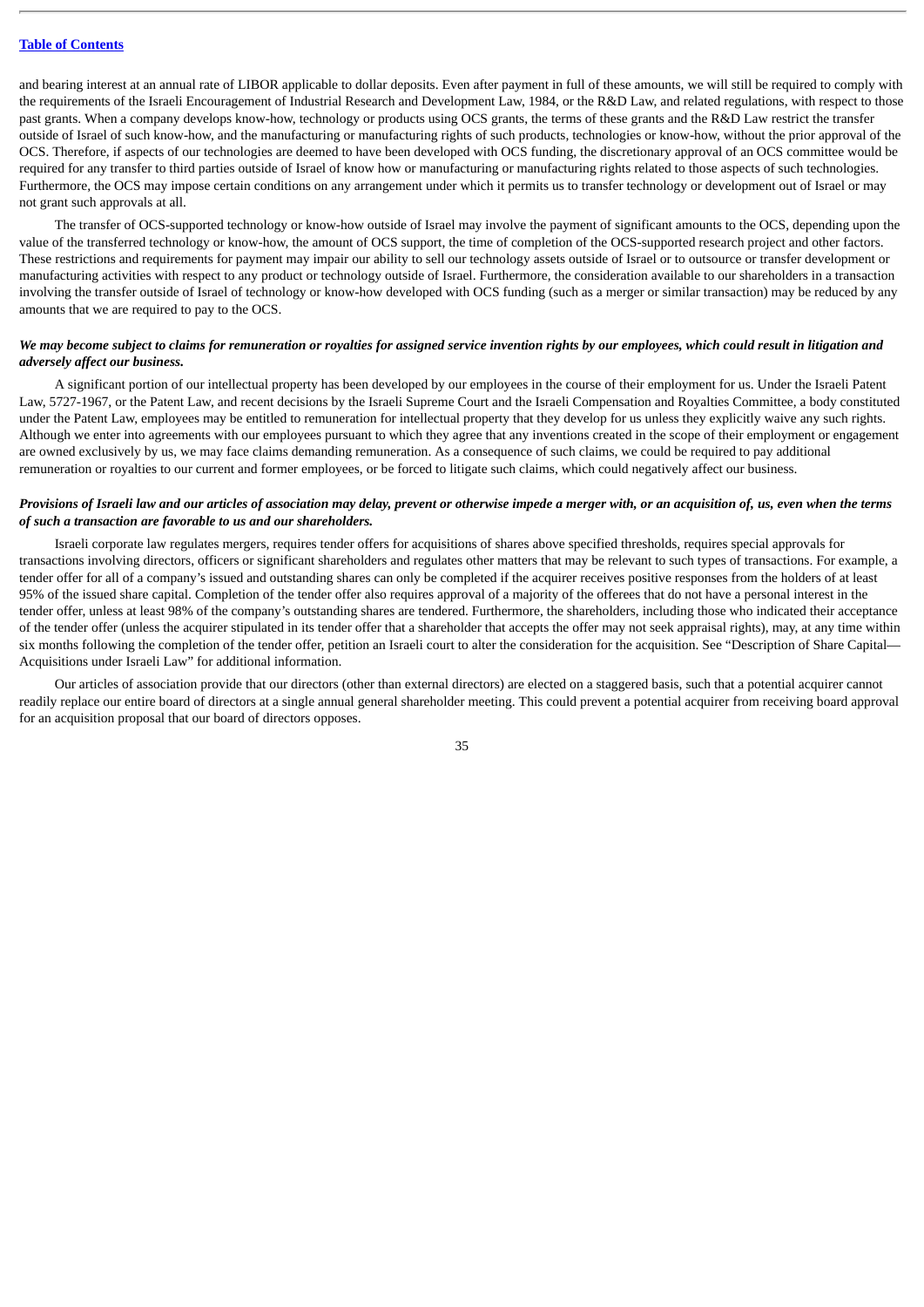and bearing interest at an annual rate of LIBOR applicable to dollar deposits. Even after payment in full of these amounts, we will still be required to comply with the requirements of the Israeli Encouragement of Industrial Research and Development Law, 1984, or the R&D Law, and related regulations, with respect to those past grants. When a company develops know-how, technology or products using OCS grants, the terms of these grants and the R&D Law restrict the transfer outside of Israel of such know-how, and the manufacturing or manufacturing rights of such products, technologies or know-how, without the prior approval of the OCS. Therefore, if aspects of our technologies are deemed to have been developed with OCS funding, the discretionary approval of an OCS committee would be required for any transfer to third parties outside of Israel of know how or manufacturing or manufacturing rights related to those aspects of such technologies. Furthermore, the OCS may impose certain conditions on any arrangement under which it permits us to transfer technology or development out of Israel or may not grant such approvals at all.

The transfer of OCS-supported technology or know-how outside of Israel may involve the payment of significant amounts to the OCS, depending upon the value of the transferred technology or know-how, the amount of OCS support, the time of completion of the OCS-supported research project and other factors. These restrictions and requirements for payment may impair our ability to sell our technology assets outside of Israel or to outsource or transfer development or manufacturing activities with respect to any product or technology outside of Israel. Furthermore, the consideration available to our shareholders in a transaction involving the transfer outside of Israel of technology or know-how developed with OCS funding (such as a merger or similar transaction) may be reduced by any amounts that we are required to pay to the OCS.

***We may become subject to claims for remuneration or royalties for assigned service invention rights by our employees, which could result in litigation and adversely affect our business.***

A significant portion of our intellectual property has been developed by our employees in the course of their employment for us. Under the Israeli Patent Law, 5727-1967, or the Patent Law, and recent decisions by the Israeli Supreme Court and the Israeli Compensation and Royalties Committee, a body constituted under the Patent Law, employees may be entitled to remuneration for intellectual property that they develop for us unless they explicitly waive any such rights. Although we enter into agreements with our employees pursuant to which they agree that any inventions created in the scope of their employment or engagement are owned exclusively by us, we may face claims demanding remuneration. As a consequence of such claims, we could be required to pay additional remuneration or royalties to our current and former employees, or be forced to litigate such claims, which could negatively affect our business.

***Provisions of Israeli law and our articles of association may delay, prevent or otherwise impede a merger with, or an acquisition of, us, even when the terms of such a transaction are favorable to us and our shareholders.***

Israeli corporate law regulates mergers, requires tender offers for acquisitions of shares above specified thresholds, requires special approvals for transactions involving directors, officers or significant shareholders and regulates other matters that may be relevant to such types of transactions. For example, a tender offer for all of a company's issued and outstanding shares can only be completed if the acquirer receives positive responses from the holders of at least 95% of the issued share capital. Completion of the tender offer also requires approval of a majority of the offerees that do not have a personal interest in the tender offer, unless at least 98% of the company's outstanding shares are tendered. Furthermore, the shareholders, including those who indicated their acceptance of the tender offer (unless the acquirer stipulated in its tender offer that a shareholder that accepts the offer may not seek appraisal rights), may, at any time within six months following the completion of the tender offer, petition an Israeli court to alter the consideration for the acquisition. See "Description of Share Capital—Acquisitions under Israeli Law" for additional information.

Our articles of association provide that our directors (other than external directors) are elected on a staggered basis, such that a potential acquirer cannot readily replace our entire board of directors at a single annual general shareholder meeting. This could prevent a potential acquirer from receiving board approval for an acquisition proposal that our board of directors opposes.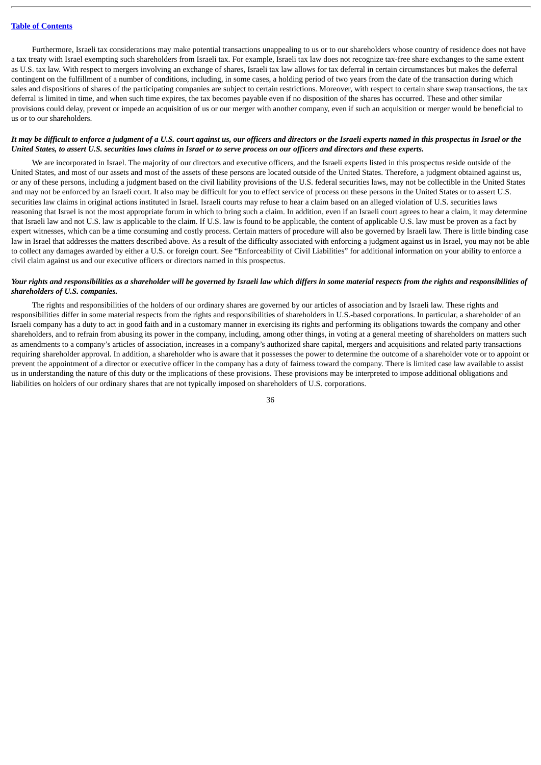Furthermore, Israeli tax considerations may make potential transactions unappealing to us or to our shareholders whose country of residence does not have a tax treaty with Israel exempting such shareholders from Israeli tax. For example, Israeli tax law does not recognize tax-free share exchanges to the same extent as U.S. tax law. With respect to mergers involving an exchange of shares, Israeli tax law allows for tax deferral in certain circumstances but makes the deferral contingent on the fulfillment of a number of conditions, including, in some cases, a holding period of two years from the date of the transaction during which sales and dispositions of shares of the participating companies are subject to certain restrictions. Moreover, with respect to certain share swap transactions, the tax deferral is limited in time, and when such time expires, the tax becomes payable even if no disposition of the shares has occurred. These and other similar provisions could delay, prevent or impede an acquisition of us or our merger with another company, even if such an acquisition or merger would be beneficial to us or to our shareholders.

***It may be difficult to enforce a judgment of a U.S. court against us, our officers and directors or the Israeli experts named in this prospectus in Israel or the United States, to assert U.S. securities laws claims in Israel or to serve process on our officers and directors and these experts.***

We are incorporated in Israel. The majority of our directors and executive officers, and the Israeli experts listed in this prospectus reside outside of the United States, and most of our assets and most of the assets of these persons are located outside of the United States. Therefore, a judgment obtained against us, or any of these persons, including a judgment based on the civil liability provisions of the U.S. federal securities laws, may not be collectible in the United States and may not be enforced by an Israeli court. It also may be difficult for you to effect service of process on these persons in the United States or to assert U.S. securities law claims in original actions instituted in Israel. Israeli courts may refuse to hear a claim based on an alleged violation of U.S. securities laws reasoning that Israel is not the most appropriate forum in which to bring such a claim. In addition, even if an Israeli court agrees to hear a claim, it may determine that Israeli law and not U.S. law is applicable to the claim. If U.S. law is found to be applicable, the content of applicable U.S. law must be proven as a fact by expert witnesses, which can be a time consuming and costly process. Certain matters of procedure will also be governed by Israeli law. There is little binding case law in Israel that addresses the matters described above. As a result of the difficulty associated with enforcing a judgment against us in Israel, you may not be able to collect any damages awarded by either a U.S. or foreign court. See "Enforceability of Civil Liabilities" for additional information on your ability to enforce a civil claim against us and our executive officers or directors named in this prospectus.

***Your rights and responsibilities as a shareholder will be governed by Israeli law which differs in some material respects from the rights and responsibilities of shareholders of U.S. companies.***

The rights and responsibilities of the holders of our ordinary shares are governed by our articles of association and by Israeli law. These rights and responsibilities differ in some material respects from the rights and responsibilities of shareholders in U.S.-based corporations. In particular, a shareholder of an Israeli company has a duty to act in good faith and in a customary manner in exercising its rights and performing its obligations towards the company and other shareholders, and to refrain from abusing its power in the company, including, among other things, in voting at a general meeting of shareholders on matters such as amendments to a company's articles of association, increases in a company's authorized share capital, mergers and acquisitions and related party transactions requiring shareholder approval. In addition, a shareholder who is aware that it possesses the power to determine the outcome of a shareholder vote or to appoint or prevent the appointment of a director or executive officer in the company has a duty of fairness toward the company. There is limited case law available to assist us in understanding the nature of this duty or the implications of these provisions. These provisions may be interpreted to impose additional obligations and liabilities on holders of our ordinary shares that are not typically imposed on shareholders of U.S. corporations.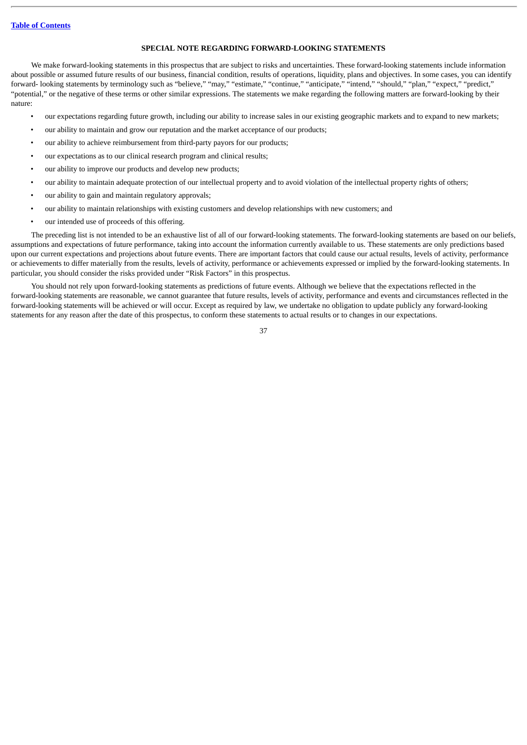## SPECIAL NOTE REGARDING FORWARD-LOOKING STATEMENTS

We make forward-looking statements in this prospectus that are subject to risks and uncertainties. These forward-looking statements include information about possible or assumed future results of our business, financial condition, results of operations, liquidity, plans and objectives. In some cases, you can identify forward- looking statements by terminology such as "believe," "may," "estimate," "continue," "anticipate," "intend," "should," "plan," "expect," "predict," "potential," or the negative of these terms or other similar expressions. The statements we make regarding the following matters are forward-looking by their nature:

- our expectations regarding future growth, including our ability to increase sales in our existing geographic markets and to expand to new markets;
- our ability to maintain and grow our reputation and the market acceptance of our products;
- our ability to achieve reimbursement from third-party payors for our products;
- our expectations as to our clinical research program and clinical results;
- our ability to improve our products and develop new products;
- our ability to maintain adequate protection of our intellectual property and to avoid violation of the intellectual property rights of others;
- our ability to gain and maintain regulatory approvals;
- our ability to maintain relationships with existing customers and develop relationships with new customers; and
- our intended use of proceeds of this offering.

The preceding list is not intended to be an exhaustive list of all of our forward-looking statements. The forward-looking statements are based on our beliefs, assumptions and expectations of future performance, taking into account the information currently available to us. These statements are only predictions based upon our current expectations and projections about future events. There are important factors that could cause our actual results, levels of activity, performance or achievements to differ materially from the results, levels of activity, performance or achievements expressed or implied by the forward-looking statements. In particular, you should consider the risks provided under "Risk Factors" in this prospectus.

You should not rely upon forward-looking statements as predictions of future events. Although we believe that the expectations reflected in the forward-looking statements are reasonable, we cannot guarantee that future results, levels of activity, performance and events and circumstances reflected in the forward-looking statements will be achieved or will occur. Except as required by law, we undertake no obligation to update publicly any forward-looking statements for any reason after the date of this prospectus, to conform these statements to actual results or to changes in our expectations.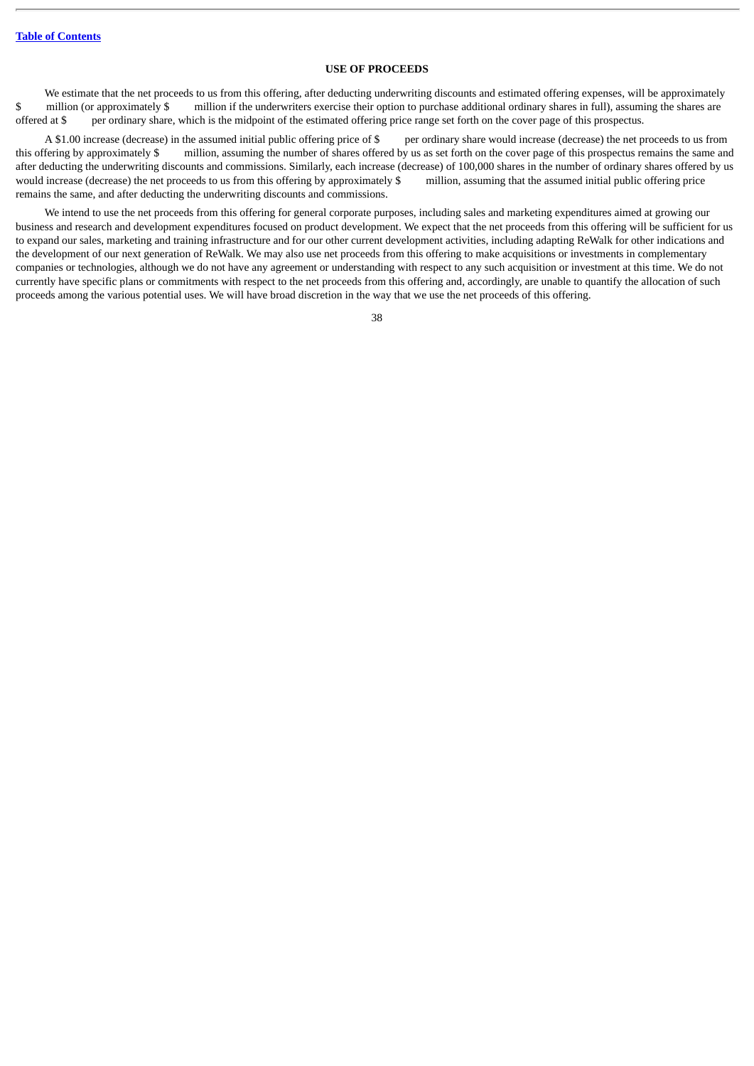## USE OF PROCEEDS

We estimate that the net proceeds to us from this offering, after deducting underwriting discounts and estimated offering expenses, will be approximately $        million (or approximately $        million if the underwriters exercise their option to purchase additional ordinary shares in full), assuming the shares are offered at $        per ordinary share, which is the midpoint of the estimated offering price range set forth on the cover page of this prospectus.

A $1.00 increase (decrease) in the assumed initial public offering price of $        per ordinary share would increase (decrease) the net proceeds to us from this offering by approximately $        million, assuming the number of shares offered by us as set forth on the cover page of this prospectus remains the same and after deducting the underwriting discounts and commissions. Similarly, each increase (decrease) of 100,000 shares in the number of ordinary shares offered by us would increase (decrease) the net proceeds to us from this offering by approximately $        million, assuming that the assumed initial public offering price remains the same, and after deducting the underwriting discounts and commissions.

We intend to use the net proceeds from this offering for general corporate purposes, including sales and marketing expenditures aimed at growing our business and research and development expenditures focused on product development. We expect that the net proceeds from this offering will be sufficient for us to expand our sales, marketing and training infrastructure and for our other current development activities, including adapting ReWalk for other indications and the development of our next generation of ReWalk. We may also use net proceeds from this offering to make acquisitions or investments in complementary companies or technologies, although we do not have any agreement or understanding with respect to any such acquisition or investment at this time. We do not currently have specific plans or commitments with respect to the net proceeds from this offering and, accordingly, are unable to quantify the allocation of such proceeds among the various potential uses. We will have broad discretion in the way that we use the net proceeds of this offering.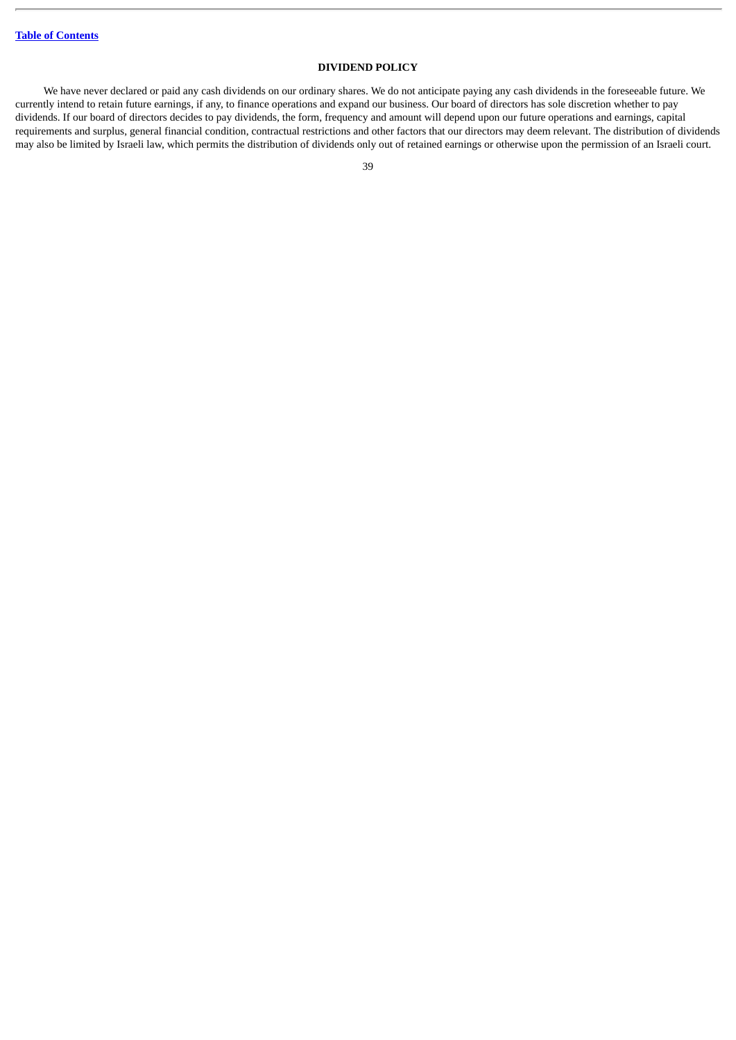## DIVIDEND POLICY

We have never declared or paid any cash dividends on our ordinary shares. We do not anticipate paying any cash dividends in the foreseeable future. We currently intend to retain future earnings, if any, to finance operations and expand our business. Our board of directors has sole discretion whether to pay dividends. If our board of directors decides to pay dividends, the form, frequency and amount will depend upon our future operations and earnings, capital requirements and surplus, general financial condition, contractual restrictions and other factors that our directors may deem relevant. The distribution of dividends may also be limited by Israeli law, which permits the distribution of dividends only out of retained earnings or otherwise upon the permission of an Israeli court.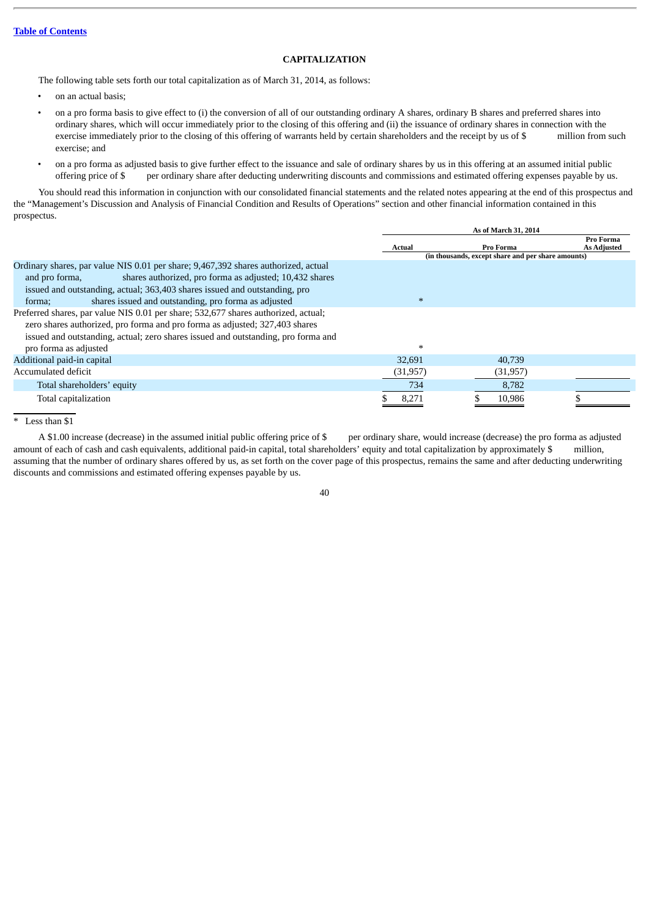# CAPITALIZATION

The following table sets forth our total capitalization as of March 31, 2014, as follows:

- on an actual basis;
- on a pro forma basis to give effect to (i) the conversion of all of our outstanding ordinary A shares, ordinary B shares and preferred shares into ordinary shares, which will occur immediately prior to the closing of this offering and (ii) the issuance of ordinary shares in connection with the exercise immediately prior to the closing of this offering of warrants held by certain shareholders and the receipt by us of $ million from such exercise; and
- on a pro forma as adjusted basis to give further effect to the issuance and sale of ordinary shares by us in this offering at an assumed initial public offering price of $ per ordinary share after deducting underwriting discounts and commissions and estimated offering expenses payable by us.

You should read this information in conjunction with our consolidated financial statements and the related notes appearing at the end of this prospectus and the "Management's Discussion and Analysis of Financial Condition and Results of Operations" section and other financial information contained in this prospectus.

| | As of March 31, 2014 | | |
|---|---|---|---|
| | Actual | Pro Forma | Pro Forma As Adjusted |
| | (in thousands, except share and per share amounts) | | |
| Ordinary shares, par value NIS 0.01 per share; 9,467,392 shares authorized, actual and pro forma, shares authorized, pro forma as adjusted; 10,432 shares issued and outstanding, actual; 363,403 shares issued and outstanding, pro forma; shares issued and outstanding, pro forma as adjusted | * | | |
| Preferred shares, par value NIS 0.01 per share; 532,677 shares authorized, actual; zero shares authorized, pro forma and pro forma as adjusted; 327,403 shares issued and outstanding, actual; zero shares issued and outstanding, pro forma and pro forma as adjusted | * | | |
| Additional paid-in capital | 32,691 | 40,739 | |
| Accumulated deficit | (31,957) | (31,957) | |
| Total shareholders' equity | 734 | 8,782 | |
| Total capitalization | $ 8,271 | $ 10,986 | $ |

\* Less than $1

A $1.00 increase (decrease) in the assumed initial public offering price of $ per ordinary share, would increase (decrease) the pro forma as adjusted amount of each of cash and cash equivalents, additional paid-in capital, total shareholders' equity and total capitalization by approximately $ million, assuming that the number of ordinary shares offered by us, as set forth on the cover page of this prospectus, remains the same and after deducting underwriting discounts and commissions and estimated offering expenses payable by us.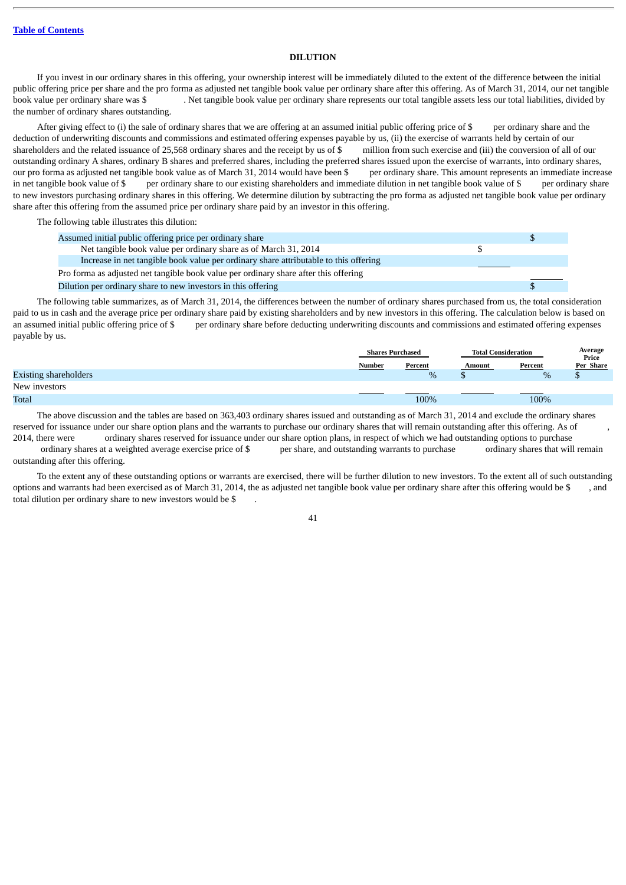[Table of Contents](#)

## DILUTION

If you invest in our ordinary shares in this offering, your ownership interest will be immediately diluted to the extent of the difference between the initial public offering price per share and the pro forma as adjusted net tangible book value per ordinary share after this offering. As of March 31, 2014, our net tangible book value per ordinary share was $ . Net tangible book value per ordinary share represents our total tangible assets less our total liabilities, divided by the number of ordinary shares outstanding.

After giving effect to (i) the sale of ordinary shares that we are offering at an assumed initial public offering price of $ per ordinary share and the deduction of underwriting discounts and commissions and estimated offering expenses payable by us, (ii) the exercise of warrants held by certain of our shareholders and the related issuance of 25,568 ordinary shares and the receipt by us of $ million from such exercise and (iii) the conversion of all of our outstanding ordinary A shares, ordinary B shares and preferred shares, including the preferred shares issued upon the exercise of warrants, into ordinary shares, our pro forma as adjusted net tangible book value as of March 31, 2014 would have been $ per ordinary share. This amount represents an immediate increase in net tangible book value of $ per ordinary share to our existing shareholders and immediate dilution in net tangible book value of $ per ordinary share to new investors purchasing ordinary shares in this offering. We determine dilution by subtracting the pro forma as adjusted net tangible book value per ordinary share after this offering from the assumed price per ordinary share paid by an investor in this offering.

The following table illustrates this dilution:

| | | |
|---|---|---|
| Assumed initial public offering price per ordinary share | | $ |
| Net tangible book value per ordinary share as of March 31, 2014 | $ | |
| Increase in net tangible book value per ordinary share attributable to this offering | | |
| Pro forma as adjusted net tangible book value per ordinary share after this offering | | |
| Dilution per ordinary share to new investors in this offering | | $ |

The following table summarizes, as of March 31, 2014, the differences between the number of ordinary shares purchased from us, the total consideration paid to us in cash and the average price per ordinary share paid by existing shareholders and by new investors in this offering. The calculation below is based on an assumed initial public offering price of $ per ordinary share before deducting underwriting discounts and commissions and estimated offering expenses payable by us.

| | Shares Purchased | | Total Consideration | | Average Price |
|---|---|---|---|---|---|
| | Number | Percent | Amount | Percent | Per Share |
| Existing shareholders | | % | $ | % | $ |
| New investors | | | | | |
| Total | | 100% | | 100% | |

The above discussion and the tables are based on 363,403 ordinary shares issued and outstanding as of March 31, 2014 and exclude the ordinary shares reserved for issuance under our share option plans and the warrants to purchase our ordinary shares that will remain outstanding after this offering. As of , 2014, there were ordinary shares reserved for issuance under our share option plans, in respect of which we had outstanding options to purchase ordinary shares at a weighted average exercise price of $ per share, and outstanding warrants to purchase ordinary shares that will remain outstanding after this offering.

To the extent any of these outstanding options or warrants are exercised, there will be further dilution to new investors. To the extent all of such outstanding options and warrants had been exercised as of March 31, 2014, the as adjusted net tangible book value per ordinary share after this offering would be $ , and total dilution per ordinary share to new investors would be $ .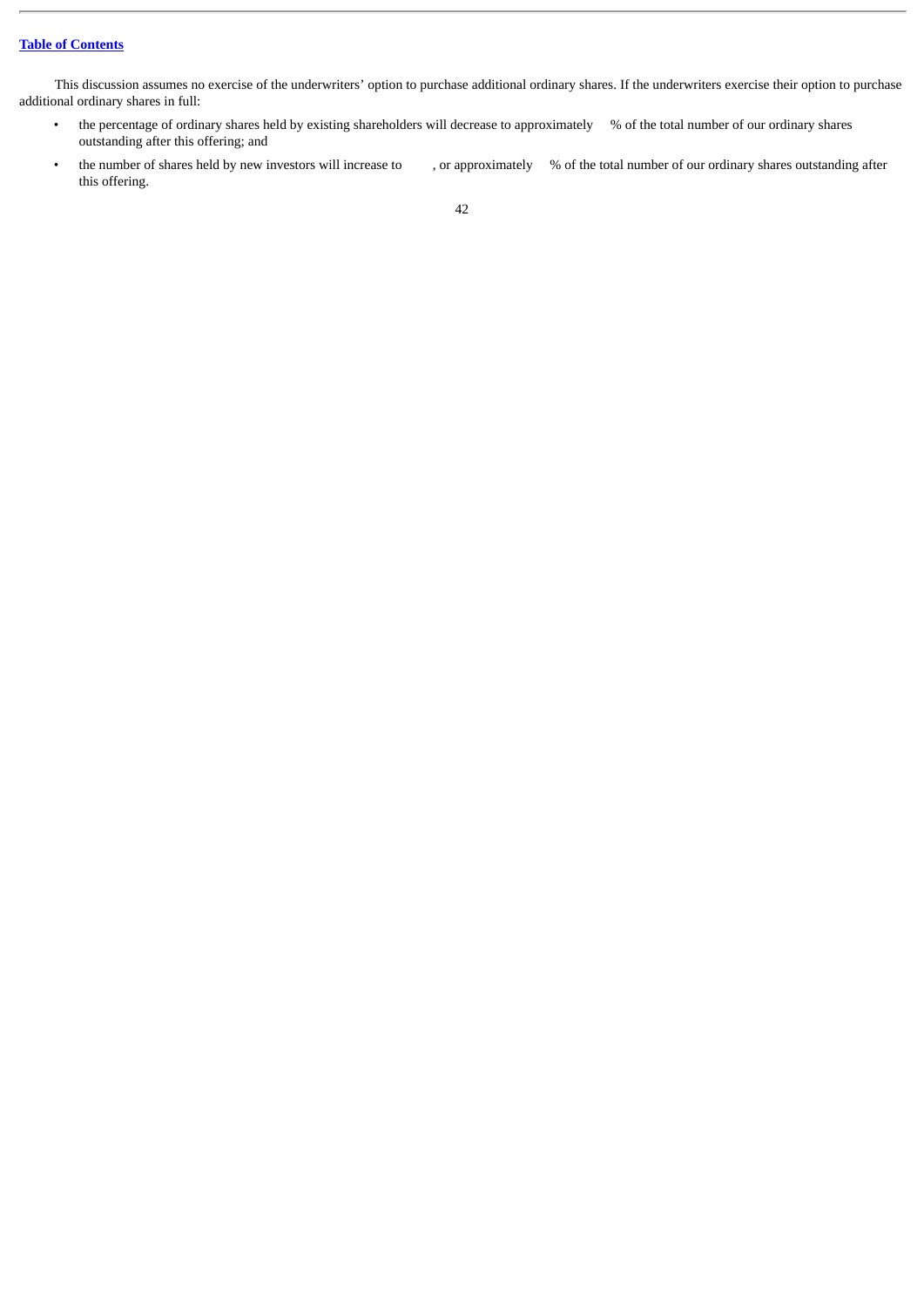This discussion assumes no exercise of the underwriters' option to purchase additional ordinary shares. If the underwriters exercise their option to purchase additional ordinary shares in full:

- the percentage of ordinary shares held by existing shareholders will decrease to approximately % of the total number of our ordinary shares outstanding after this offering; and
- the number of shares held by new investors will increase to , or approximately % of the total number of our ordinary shares outstanding after this offering.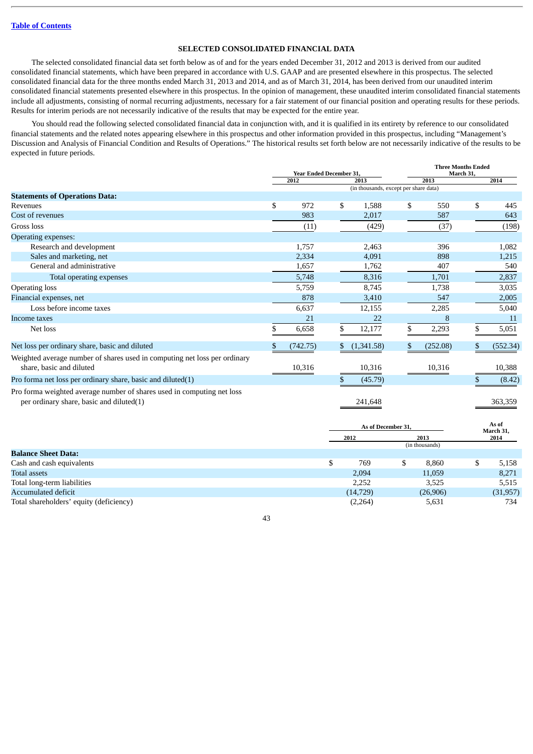[Table of Contents](#)

## SELECTED CONSOLIDATED FINANCIAL DATA

The selected consolidated financial data set forth below as of and for the years ended December 31, 2012 and 2013 is derived from our audited consolidated financial statements, which have been prepared in accordance with U.S. GAAP and are presented elsewhere in this prospectus. The selected consolidated financial data for the three months ended March 31, 2013 and 2014, and as of March 31, 2014, has been derived from our unaudited interim consolidated financial statements presented elsewhere in this prospectus. In the opinion of management, these unaudited interim consolidated financial statements include all adjustments, consisting of normal recurring adjustments, necessary for a fair statement of our financial position and operating results for these periods. Results for interim periods are not necessarily indicative of the results that may be expected for the entire year.

You should read the following selected consolidated financial data in conjunction with, and it is qualified in its entirety by reference to our consolidated financial statements and the related notes appearing elsewhere in this prospectus and other information provided in this prospectus, including "Management's Discussion and Analysis of Financial Condition and Results of Operations." The historical results set forth below are not necessarily indicative of the results to be expected in future periods.

| | Year Ended December 31, | | Three Months Ended March 31, | |
|---|---|---|---|---|
| | 2012 | 2013 | 2013 | 2014 |
| | (in thousands, except per share data) | | | |
| **Statements of Operations Data:** | | | | |
| Revenues | $ 972 | $ 1,588 | $ 550 | $ 445 |
| Cost of revenues | 983 | 2,017 | 587 | 643 |
| Gross loss | (11) | (429) | (37) | (198) |
| Operating expenses: | | | | |
| Research and development | 1,757 | 2,463 | 396 | 1,082 |
| Sales and marketing, net | 2,334 | 4,091 | 898 | 1,215 |
| General and administrative | 1,657 | 1,762 | 407 | 540 |
| Total operating expenses | 5,748 | 8,316 | 1,701 | 2,837 |
| Operating loss | 5,759 | 8,745 | 1,738 | 3,035 |
| Financial expenses, net | 878 | 3,410 | 547 | 2,005 |
| Loss before income taxes | 6,637 | 12,155 | 2,285 | 5,040 |
| Income taxes | 21 | 22 | 8 | 11 |
| Net loss | $ 6,658 | $ 12,177 | $ 2,293 | $ 5,051 |
| Net loss per ordinary share, basic and diluted | $ (742.75) | $ (1,341.58) | $ (252.08) | $ (552.34) |
| Weighted average number of shares used in computing net loss per ordinary share, basic and diluted | 10,316 | 10,316 | 10,316 | 10,388 |
| Pro forma net loss per ordinary share, basic and diluted(1) | | $ (45.79) | | $ (8.42) |
| Pro forma weighted average number of shares used in computing net loss per ordinary share, basic and diluted(1) | | 241,648 | | 363,359 |

| | As of December 31, | | As of March 31, |
|---|---|---|---|
| | 2012 | 2013 | 2014 |
| | (in thousands) | | |
| **Balance Sheet Data:** | | | |
| Cash and cash equivalents | $ 769 | $ 8,860 | $ 5,158 |
| Total assets | 2,094 | 11,059 | 8,271 |
| Total long-term liabilities | 2,252 | 3,525 | 5,515 |
| Accumulated deficit | (14,729) | (26,906) | (31,957) |
| Total shareholders' equity (deficiency) | (2,264) | 5,631 | 734 |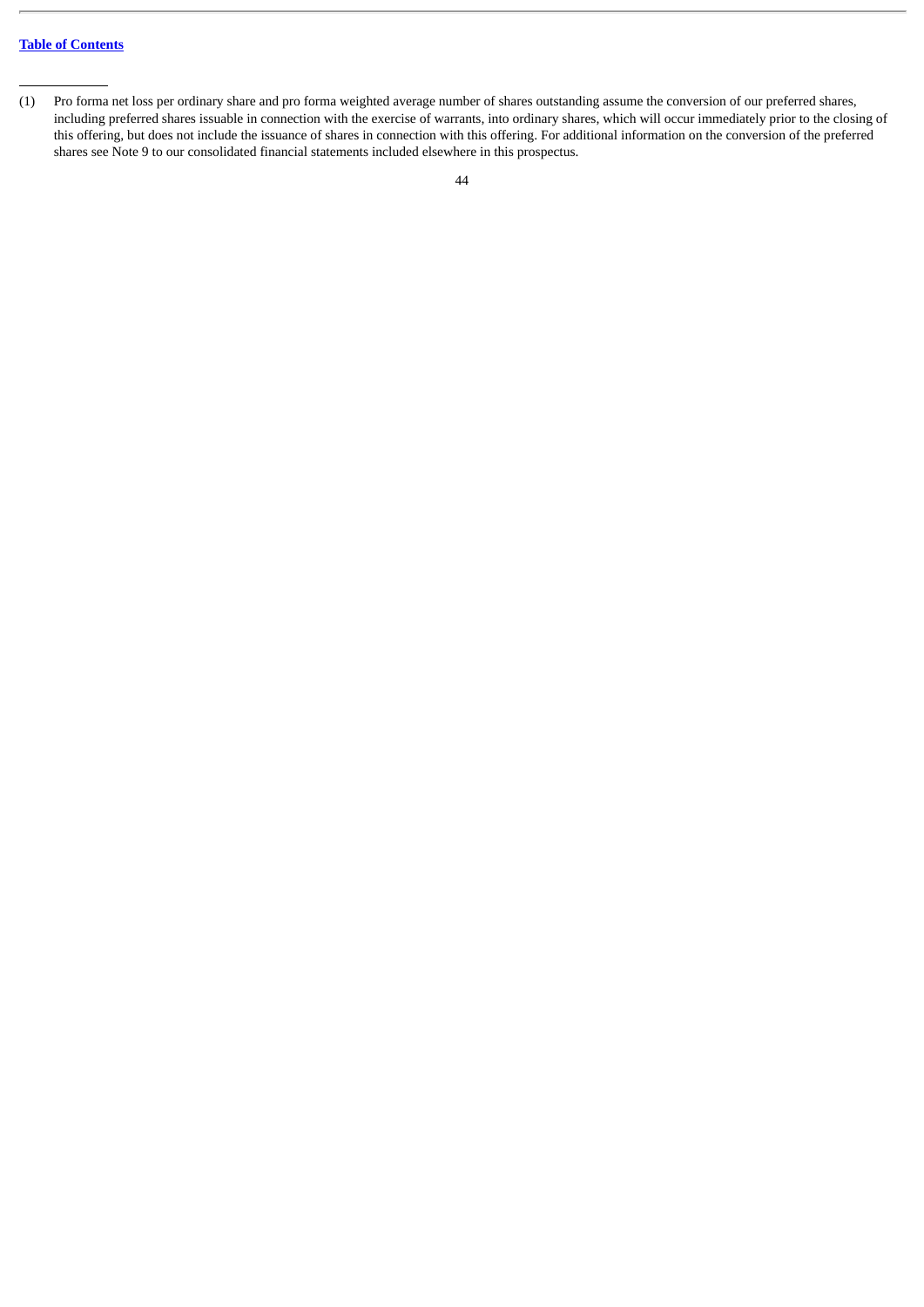(1) Pro forma net loss per ordinary share and pro forma weighted average number of shares outstanding assume the conversion of our preferred shares, including preferred shares issuable in connection with the exercise of warrants, into ordinary shares, which will occur immediately prior to the closing of this offering, but does not include the issuance of shares in connection with this offering. For additional information on the conversion of the preferred shares see Note 9 to our consolidated financial statements included elsewhere in this prospectus.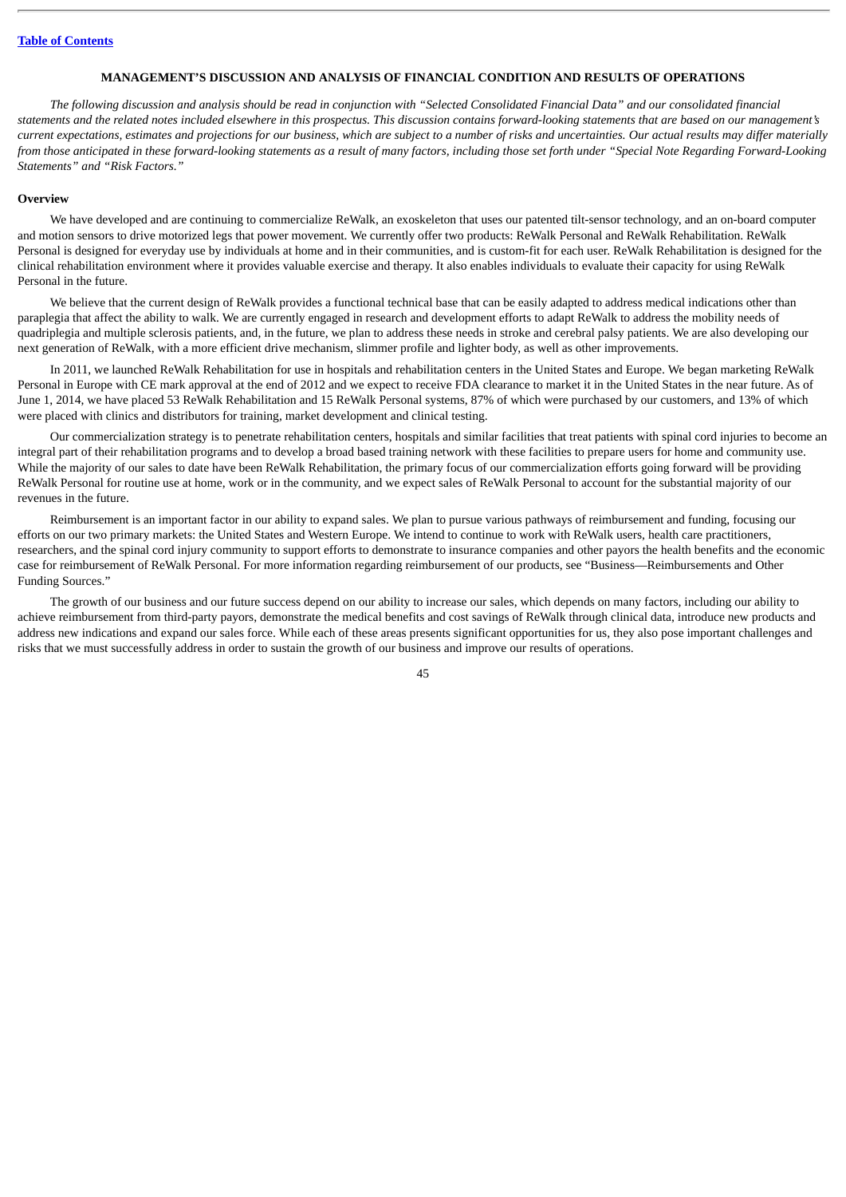## MANAGEMENT'S DISCUSSION AND ANALYSIS OF FINANCIAL CONDITION AND RESULTS OF OPERATIONS

*The following discussion and analysis should be read in conjunction with "Selected Consolidated Financial Data" and our consolidated financial statements and the related notes included elsewhere in this prospectus. This discussion contains forward-looking statements that are based on our management's current expectations, estimates and projections for our business, which are subject to a number of risks and uncertainties. Our actual results may differ materially from those anticipated in these forward-looking statements as a result of many factors, including those set forth under "Special Note Regarding Forward-Looking Statements" and "Risk Factors."*

### Overview

We have developed and are continuing to commercialize ReWalk, an exoskeleton that uses our patented tilt-sensor technology, and an on-board computer and motion sensors to drive motorized legs that power movement. We currently offer two products: ReWalk Personal and ReWalk Rehabilitation. ReWalk Personal is designed for everyday use by individuals at home and in their communities, and is custom-fit for each user. ReWalk Rehabilitation is designed for the clinical rehabilitation environment where it provides valuable exercise and therapy. It also enables individuals to evaluate their capacity for using ReWalk Personal in the future.

We believe that the current design of ReWalk provides a functional technical base that can be easily adapted to address medical indications other than paraplegia that affect the ability to walk. We are currently engaged in research and development efforts to adapt ReWalk to address the mobility needs of quadriplegia and multiple sclerosis patients, and, in the future, we plan to address these needs in stroke and cerebral palsy patients. We are also developing our next generation of ReWalk, with a more efficient drive mechanism, slimmer profile and lighter body, as well as other improvements.

In 2011, we launched ReWalk Rehabilitation for use in hospitals and rehabilitation centers in the United States and Europe. We began marketing ReWalk Personal in Europe with CE mark approval at the end of 2012 and we expect to receive FDA clearance to market it in the United States in the near future. As of June 1, 2014, we have placed 53 ReWalk Rehabilitation and 15 ReWalk Personal systems, 87% of which were purchased by our customers, and 13% of which were placed with clinics and distributors for training, market development and clinical testing.

Our commercialization strategy is to penetrate rehabilitation centers, hospitals and similar facilities that treat patients with spinal cord injuries to become an integral part of their rehabilitation programs and to develop a broad based training network with these facilities to prepare users for home and community use. While the majority of our sales to date have been ReWalk Rehabilitation, the primary focus of our commercialization efforts going forward will be providing ReWalk Personal for routine use at home, work or in the community, and we expect sales of ReWalk Personal to account for the substantial majority of our revenues in the future.

Reimbursement is an important factor in our ability to expand sales. We plan to pursue various pathways of reimbursement and funding, focusing our efforts on our two primary markets: the United States and Western Europe. We intend to continue to work with ReWalk users, health care practitioners, researchers, and the spinal cord injury community to support efforts to demonstrate to insurance companies and other payors the health benefits and the economic case for reimbursement of ReWalk Personal. For more information regarding reimbursement of our products, see "Business—Reimbursements and Other Funding Sources."

The growth of our business and our future success depend on our ability to increase our sales, which depends on many factors, including our ability to achieve reimbursement from third-party payors, demonstrate the medical benefits and cost savings of ReWalk through clinical data, introduce new products and address new indications and expand our sales force. While each of these areas presents significant opportunities for us, they also pose important challenges and risks that we must successfully address in order to sustain the growth of our business and improve our results of operations.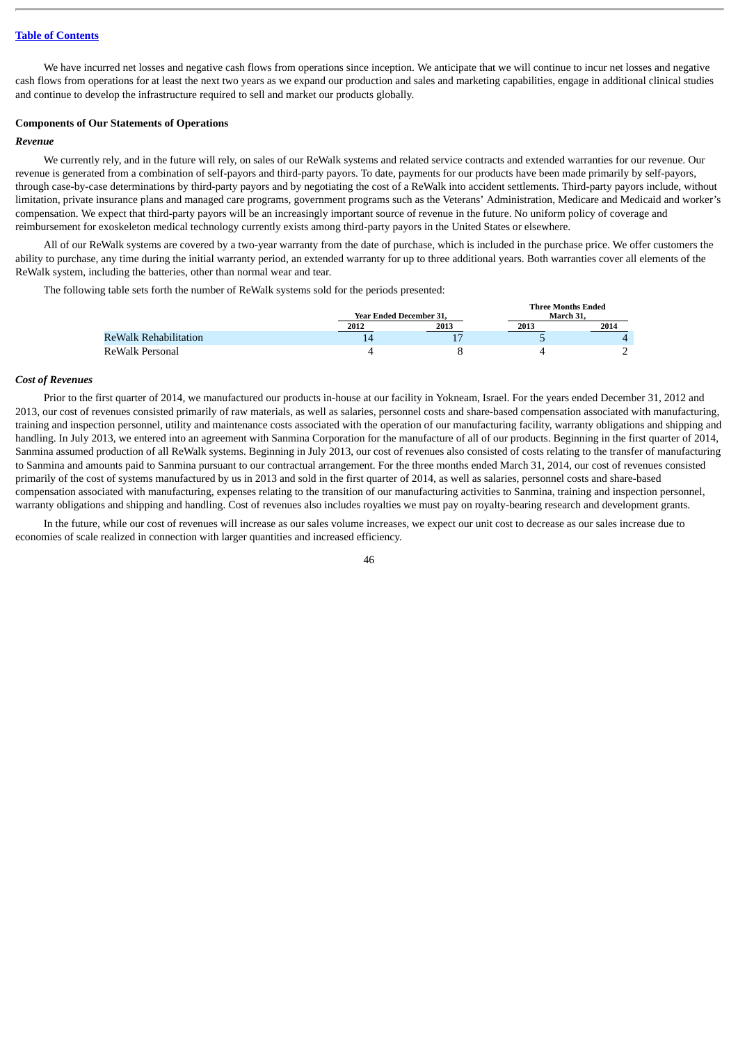We have incurred net losses and negative cash flows from operations since inception. We anticipate that we will continue to incur net losses and negative cash flows from operations for at least the next two years as we expand our production and sales and marketing capabilities, engage in additional clinical studies and continue to develop the infrastructure required to sell and market our products globally.

**Components of Our Statements of Operations**

***Revenue***

We currently rely, and in the future will rely, on sales of our ReWalk systems and related service contracts and extended warranties for our revenue. Our revenue is generated from a combination of self-payors and third-party payors. To date, payments for our products have been made primarily by self-payors, through case-by-case determinations by third-party payors and by negotiating the cost of a ReWalk into accident settlements. Third-party payors include, without limitation, private insurance plans and managed care programs, government programs such as the Veterans' Administration, Medicare and Medicaid and worker's compensation. We expect that third-party payors will be an increasingly important source of revenue in the future. No uniform policy of coverage and reimbursement for exoskeleton medical technology currently exists among third-party payors in the United States or elsewhere.

All of our ReWalk systems are covered by a two-year warranty from the date of purchase, which is included in the purchase price. We offer customers the ability to purchase, any time during the initial warranty period, an extended warranty for up to three additional years. Both warranties cover all elements of the ReWalk system, including the batteries, other than normal wear and tear.

The following table sets forth the number of ReWalk systems sold for the periods presented:

| | Year Ended December 31, | | Three Months Ended March 31, | |
|---|---|---|---|---|
| | 2012 | 2013 | 2013 | 2014 |
| ReWalk Rehabilitation | 14 | 17 | 5 | 4 |
| ReWalk Personal | 4 | 8 | 4 | 2 |

***Cost of Revenues***

Prior to the first quarter of 2014, we manufactured our products in-house at our facility in Yokneam, Israel. For the years ended December 31, 2012 and 2013, our cost of revenues consisted primarily of raw materials, as well as salaries, personnel costs and share-based compensation associated with manufacturing, training and inspection personnel, utility and maintenance costs associated with the operation of our manufacturing facility, warranty obligations and shipping and handling. In July 2013, we entered into an agreement with Sanmina Corporation for the manufacture of all of our products. Beginning in the first quarter of 2014, Sanmina assumed production of all ReWalk systems. Beginning in July 2013, our cost of revenues also consisted of costs relating to the transfer of manufacturing to Sanmina and amounts paid to Sanmina pursuant to our contractual arrangement. For the three months ended March 31, 2014, our cost of revenues consisted primarily of the cost of systems manufactured by us in 2013 and sold in the first quarter of 2014, as well as salaries, personnel costs and share-based compensation associated with manufacturing, expenses relating to the transition of our manufacturing activities to Sanmina, training and inspection personnel, warranty obligations and shipping and handling. Cost of revenues also includes royalties we must pay on royalty-bearing research and development grants.

In the future, while our cost of revenues will increase as our sales volume increases, we expect our unit cost to decrease as our sales increase due to economies of scale realized in connection with larger quantities and increased efficiency.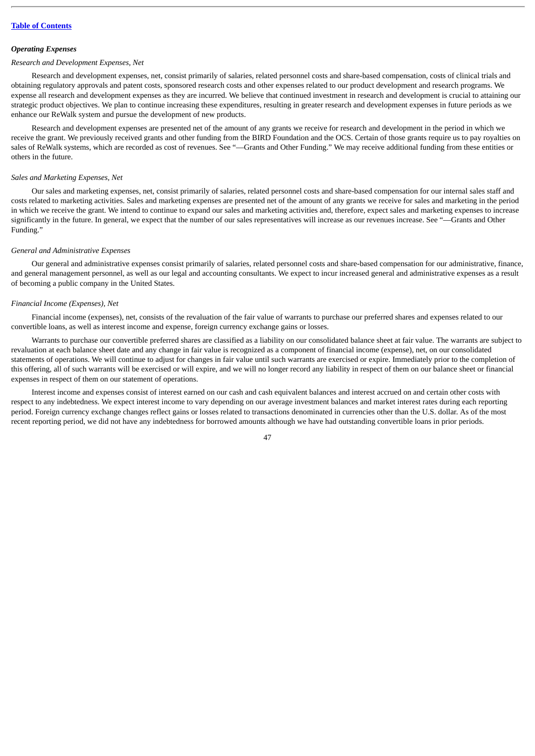*Operating Expenses*

*Research and Development Expenses, Net*

Research and development expenses, net, consist primarily of salaries, related personnel costs and share-based compensation, costs of clinical trials and obtaining regulatory approvals and patent costs, sponsored research costs and other expenses related to our product development and research programs. We expense all research and development expenses as they are incurred. We believe that continued investment in research and development is crucial to attaining our strategic product objectives. We plan to continue increasing these expenditures, resulting in greater research and development expenses in future periods as we enhance our ReWalk system and pursue the development of new products.

Research and development expenses are presented net of the amount of any grants we receive for research and development in the period in which we receive the grant. We previously received grants and other funding from the BIRD Foundation and the OCS. Certain of those grants require us to pay royalties on sales of ReWalk systems, which are recorded as cost of revenues. See "—Grants and Other Funding." We may receive additional funding from these entities or others in the future.

*Sales and Marketing Expenses, Net*

Our sales and marketing expenses, net, consist primarily of salaries, related personnel costs and share-based compensation for our internal sales staff and costs related to marketing activities. Sales and marketing expenses are presented net of the amount of any grants we receive for sales and marketing in the period in which we receive the grant. We intend to continue to expand our sales and marketing activities and, therefore, expect sales and marketing expenses to increase significantly in the future. In general, we expect that the number of our sales representatives will increase as our revenues increase. See "—Grants and Other Funding."

*General and Administrative Expenses*

Our general and administrative expenses consist primarily of salaries, related personnel costs and share-based compensation for our administrative, finance, and general management personnel, as well as our legal and accounting consultants. We expect to incur increased general and administrative expenses as a result of becoming a public company in the United States.

*Financial Income (Expenses), Net*

Financial income (expenses), net, consists of the revaluation of the fair value of warrants to purchase our preferred shares and expenses related to our convertible loans, as well as interest income and expense, foreign currency exchange gains or losses.

Warrants to purchase our convertible preferred shares are classified as a liability on our consolidated balance sheet at fair value. The warrants are subject to revaluation at each balance sheet date and any change in fair value is recognized as a component of financial income (expense), net, on our consolidated statements of operations. We will continue to adjust for changes in fair value until such warrants are exercised or expire. Immediately prior to the completion of this offering, all of such warrants will be exercised or will expire, and we will no longer record any liability in respect of them on our balance sheet or financial expenses in respect of them on our statement of operations.

Interest income and expenses consist of interest earned on our cash and cash equivalent balances and interest accrued on and certain other costs with respect to any indebtedness. We expect interest income to vary depending on our average investment balances and market interest rates during each reporting period. Foreign currency exchange changes reflect gains or losses related to transactions denominated in currencies other than the U.S. dollar. As of the most recent reporting period, we did not have any indebtedness for borrowed amounts although we have had outstanding convertible loans in prior periods.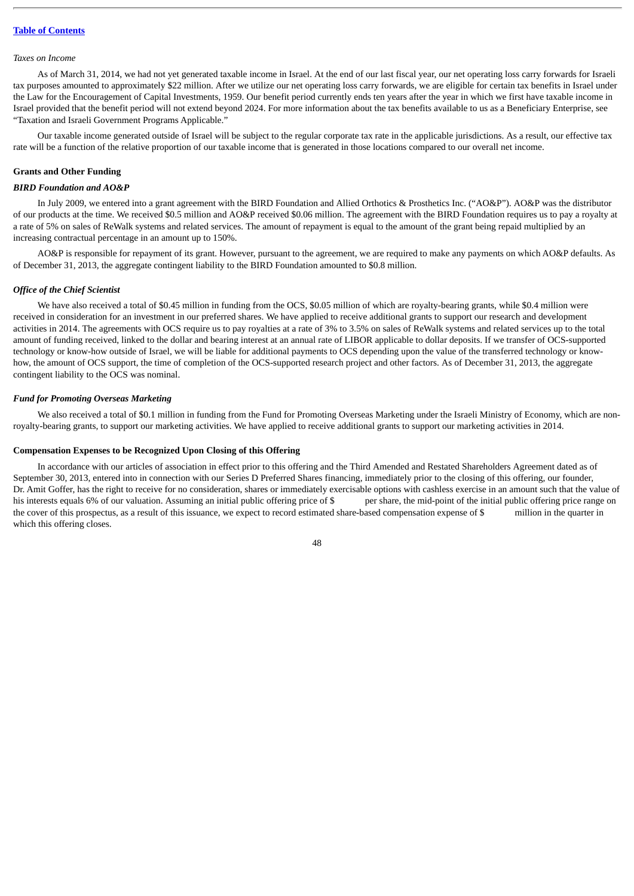*Taxes on Income*

As of March 31, 2014, we had not yet generated taxable income in Israel. At the end of our last fiscal year, our net operating loss carry forwards for Israeli tax purposes amounted to approximately $22 million. After we utilize our net operating loss carry forwards, we are eligible for certain tax benefits in Israel under the Law for the Encouragement of Capital Investments, 1959. Our benefit period currently ends ten years after the year in which we first have taxable income in Israel provided that the benefit period will not extend beyond 2024. For more information about the tax benefits available to us as a Beneficiary Enterprise, see "Taxation and Israeli Government Programs Applicable."

Our taxable income generated outside of Israel will be subject to the regular corporate tax rate in the applicable jurisdictions. As a result, our effective tax rate will be a function of the relative proportion of our taxable income that is generated in those locations compared to our overall net income.

**Grants and Other Funding**

***BIRD Foundation and AO&P***

In July 2009, we entered into a grant agreement with the BIRD Foundation and Allied Orthotics & Prosthetics Inc. ("AO&P"). AO&P was the distributor of our products at the time. We received $0.5 million and AO&P received $0.06 million. The agreement with the BIRD Foundation requires us to pay a royalty at a rate of 5% on sales of ReWalk systems and related services. The amount of repayment is equal to the amount of the grant being repaid multiplied by an increasing contractual percentage in an amount up to 150%.

AO&P is responsible for repayment of its grant. However, pursuant to the agreement, we are required to make any payments on which AO&P defaults. As of December 31, 2013, the aggregate contingent liability to the BIRD Foundation amounted to $0.8 million.

***Office of the Chief Scientist***

We have also received a total of $0.45 million in funding from the OCS, $0.05 million of which are royalty-bearing grants, while $0.4 million were received in consideration for an investment in our preferred shares. We have applied to receive additional grants to support our research and development activities in 2014. The agreements with OCS require us to pay royalties at a rate of 3% to 3.5% on sales of ReWalk systems and related services up to the total amount of funding received, linked to the dollar and bearing interest at an annual rate of LIBOR applicable to dollar deposits. If we transfer of OCS-supported technology or know-how outside of Israel, we will be liable for additional payments to OCS depending upon the value of the transferred technology or know-how, the amount of OCS support, the time of completion of the OCS-supported research project and other factors. As of December 31, 2013, the aggregate contingent liability to the OCS was nominal.

***Fund for Promoting Overseas Marketing***

We also received a total of $0.1 million in funding from the Fund for Promoting Overseas Marketing under the Israeli Ministry of Economy, which are non-royalty-bearing grants, to support our marketing activities. We have applied to receive additional grants to support our marketing activities in 2014.

**Compensation Expenses to be Recognized Upon Closing of this Offering**

In accordance with our articles of association in effect prior to this offering and the Third Amended and Restated Shareholders Agreement dated as of September 30, 2013, entered into in connection with our Series D Preferred Shares financing, immediately prior to the closing of this offering, our founder, Dr. Amit Goffer, has the right to receive for no consideration, shares or immediately exercisable options with cashless exercise in an amount such that the value of his interests equals 6% of our valuation. Assuming an initial public offering price of $ per share, the mid-point of the initial public offering price range on the cover of this prospectus, as a result of this issuance, we expect to record estimated share-based compensation expense of $ million in the quarter in which this offering closes.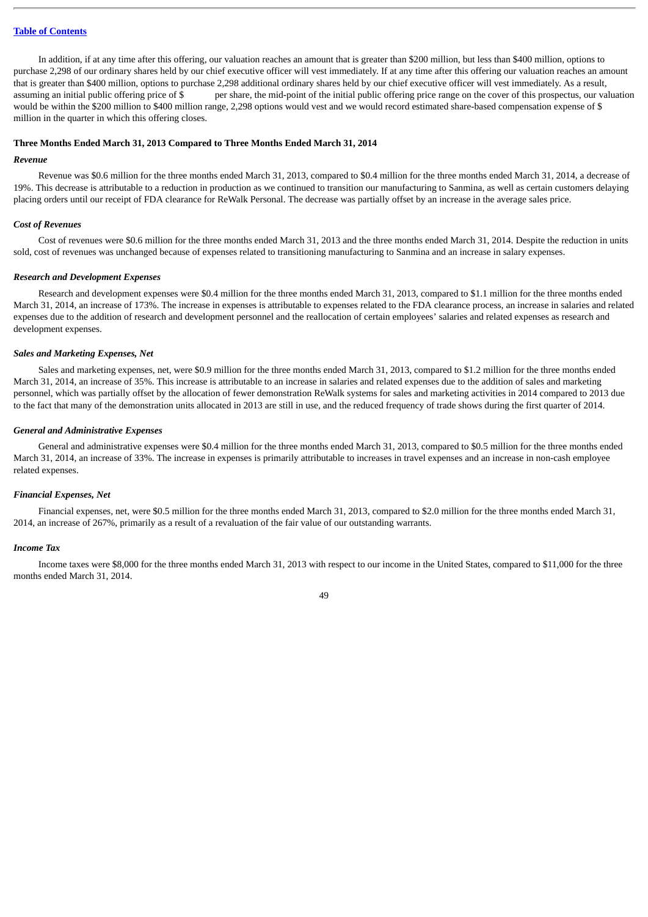In addition, if at any time after this offering, our valuation reaches an amount that is greater than $200 million, but less than $400 million, options to purchase 2,298 of our ordinary shares held by our chief executive officer will vest immediately. If at any time after this offering our valuation reaches an amount that is greater than $400 million, options to purchase 2,298 additional ordinary shares held by our chief executive officer will vest immediately. As a result, assuming an initial public offering price of $          per share, the mid-point of the initial public offering price range on the cover of this prospectus, our valuation would be within the $200 million to $400 million range, 2,298 options would vest and we would record estimated share-based compensation expense of $          million in the quarter in which this offering closes.

**Three Months Ended March 31, 2013 Compared to Three Months Ended March 31, 2014**

***Revenue***

Revenue was $0.6 million for the three months ended March 31, 2013, compared to $0.4 million for the three months ended March 31, 2014, a decrease of 19%. This decrease is attributable to a reduction in production as we continued to transition our manufacturing to Sanmina, as well as certain customers delaying placing orders until our receipt of FDA clearance for ReWalk Personal. The decrease was partially offset by an increase in the average sales price.

***Cost of Revenues***

Cost of revenues were $0.6 million for the three months ended March 31, 2013 and the three months ended March 31, 2014. Despite the reduction in units sold, cost of revenues was unchanged because of expenses related to transitioning manufacturing to Sanmina and an increase in salary expenses.

***Research and Development Expenses***

Research and development expenses were $0.4 million for the three months ended March 31, 2013, compared to $1.1 million for the three months ended March 31, 2014, an increase of 173%. The increase in expenses is attributable to expenses related to the FDA clearance process, an increase in salaries and related expenses due to the addition of research and development personnel and the reallocation of certain employees' salaries and related expenses as research and development expenses.

***Sales and Marketing Expenses, Net***

Sales and marketing expenses, net, were $0.9 million for the three months ended March 31, 2013, compared to $1.2 million for the three months ended March 31, 2014, an increase of 35%. This increase is attributable to an increase in salaries and related expenses due to the addition of sales and marketing personnel, which was partially offset by the allocation of fewer demonstration ReWalk systems for sales and marketing activities in 2014 compared to 2013 due to the fact that many of the demonstration units allocated in 2013 are still in use, and the reduced frequency of trade shows during the first quarter of 2014.

***General and Administrative Expenses***

General and administrative expenses were $0.4 million for the three months ended March 31, 2013, compared to $0.5 million for the three months ended March 31, 2014, an increase of 33%. The increase in expenses is primarily attributable to increases in travel expenses and an increase in non-cash employee related expenses.

***Financial Expenses, Net***

Financial expenses, net, were $0.5 million for the three months ended March 31, 2013, compared to $2.0 million for the three months ended March 31, 2014, an increase of 267%, primarily as a result of a revaluation of the fair value of our outstanding warrants.

***Income Tax***

Income taxes were $8,000 for the three months ended March 31, 2013 with respect to our income in the United States, compared to $11,000 for the three months ended March 31, 2014.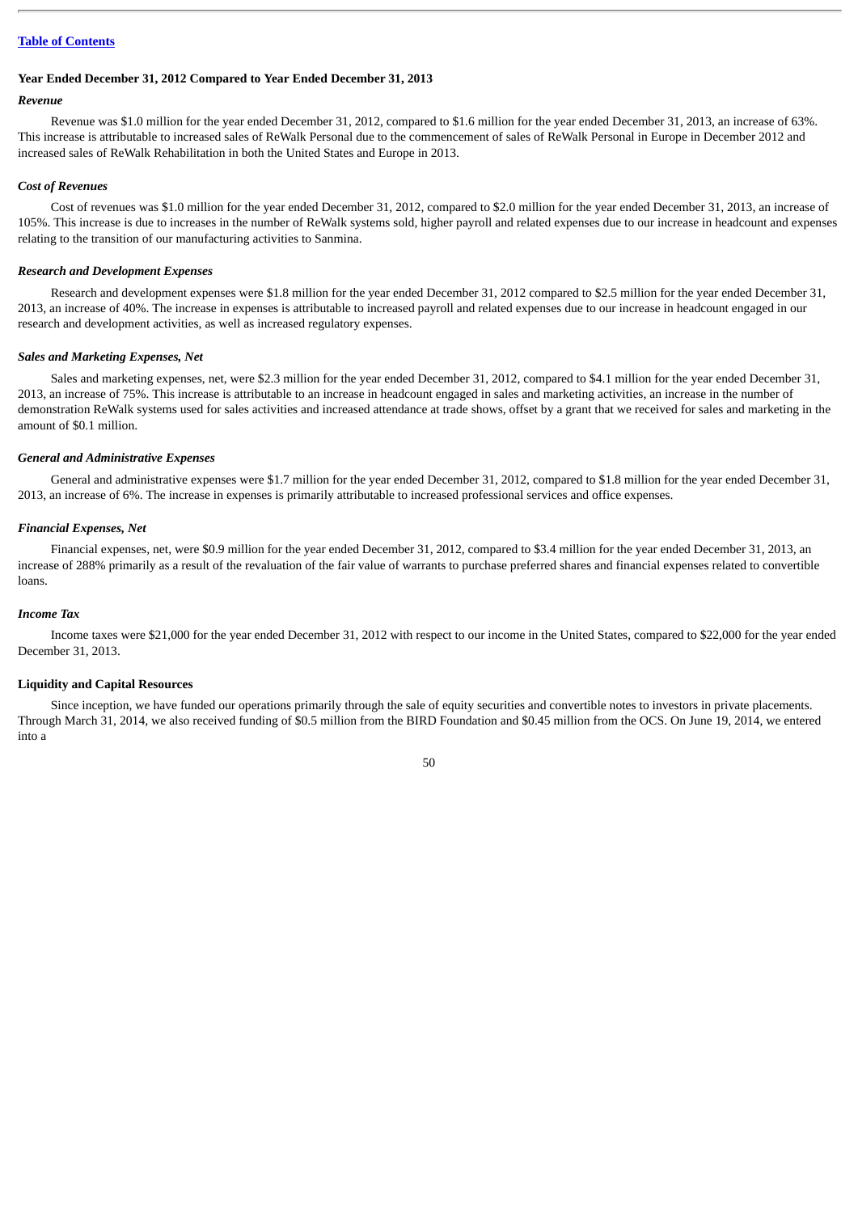### Year Ended December 31, 2012 Compared to Year Ended December 31, 2013

#### *Revenue*

Revenue was $1.0 million for the year ended December 31, 2012, compared to $1.6 million for the year ended December 31, 2013, an increase of 63%. This increase is attributable to increased sales of ReWalk Personal due to the commencement of sales of ReWalk Personal in Europe in December 2012 and increased sales of ReWalk Rehabilitation in both the United States and Europe in 2013.

#### *Cost of Revenues*

Cost of revenues was $1.0 million for the year ended December 31, 2012, compared to $2.0 million for the year ended December 31, 2013, an increase of 105%. This increase is due to increases in the number of ReWalk systems sold, higher payroll and related expenses due to our increase in headcount and expenses relating to the transition of our manufacturing activities to Sanmina.

#### *Research and Development Expenses*

Research and development expenses were $1.8 million for the year ended December 31, 2012 compared to $2.5 million for the year ended December 31, 2013, an increase of 40%. The increase in expenses is attributable to increased payroll and related expenses due to our increase in headcount engaged in our research and development activities, as well as increased regulatory expenses.

#### *Sales and Marketing Expenses, Net*

Sales and marketing expenses, net, were $2.3 million for the year ended December 31, 2012, compared to $4.1 million for the year ended December 31, 2013, an increase of 75%. This increase is attributable to an increase in headcount engaged in sales and marketing activities, an increase in the number of demonstration ReWalk systems used for sales activities and increased attendance at trade shows, offset by a grant that we received for sales and marketing in the amount of $0.1 million.

#### *General and Administrative Expenses*

General and administrative expenses were $1.7 million for the year ended December 31, 2012, compared to $1.8 million for the year ended December 31, 2013, an increase of 6%. The increase in expenses is primarily attributable to increased professional services and office expenses.

#### *Financial Expenses, Net*

Financial expenses, net, were $0.9 million for the year ended December 31, 2012, compared to $3.4 million for the year ended December 31, 2013, an increase of 288% primarily as a result of the revaluation of the fair value of warrants to purchase preferred shares and financial expenses related to convertible loans.

#### *Income Tax*

Income taxes were $21,000 for the year ended December 31, 2012 with respect to our income in the United States, compared to $22,000 for the year ended December 31, 2013.

### Liquidity and Capital Resources

Since inception, we have funded our operations primarily through the sale of equity securities and convertible notes to investors in private placements. Through March 31, 2014, we also received funding of $0.5 million from the BIRD Foundation and $0.45 million from the OCS. On June 19, 2014, we entered into a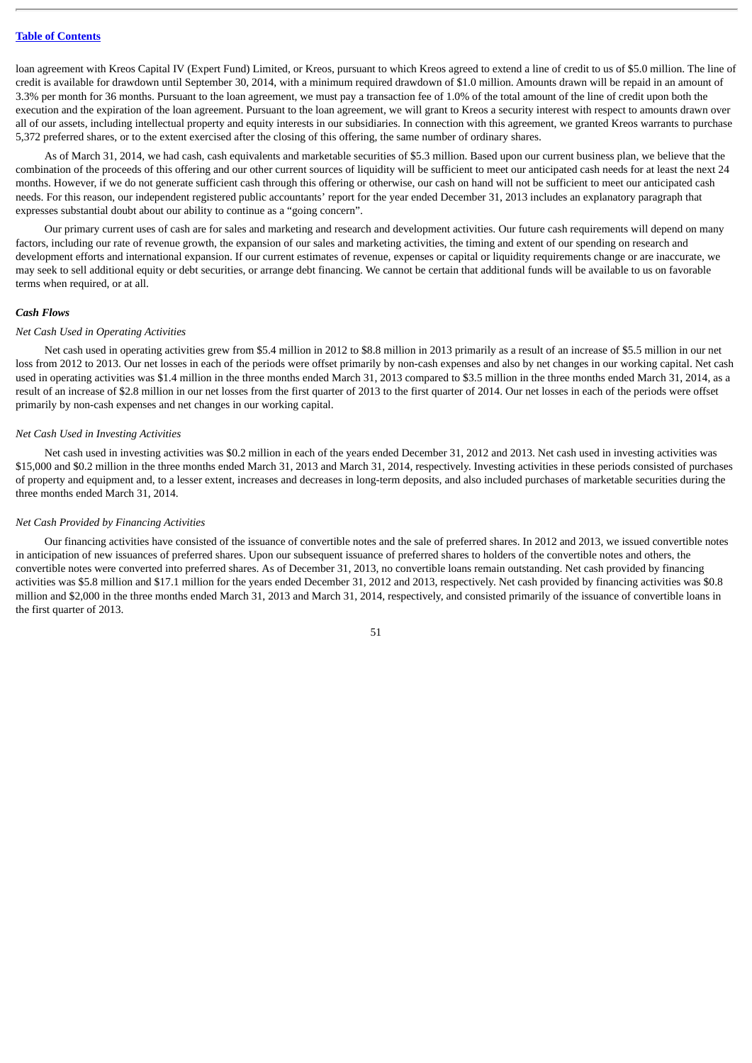loan agreement with Kreos Capital IV (Expert Fund) Limited, or Kreos, pursuant to which Kreos agreed to extend a line of credit to us of $5.0 million. The line of credit is available for drawdown until September 30, 2014, with a minimum required drawdown of $1.0 million. Amounts drawn will be repaid in an amount of 3.3% per month for 36 months. Pursuant to the loan agreement, we must pay a transaction fee of 1.0% of the total amount of the line of credit upon both the execution and the expiration of the loan agreement. Pursuant to the loan agreement, we will grant to Kreos a security interest with respect to amounts drawn over all of our assets, including intellectual property and equity interests in our subsidiaries. In connection with this agreement, we granted Kreos warrants to purchase 5,372 preferred shares, or to the extent exercised after the closing of this offering, the same number of ordinary shares.

As of March 31, 2014, we had cash, cash equivalents and marketable securities of $5.3 million. Based upon our current business plan, we believe that the combination of the proceeds of this offering and our other current sources of liquidity will be sufficient to meet our anticipated cash needs for at least the next 24 months. However, if we do not generate sufficient cash through this offering or otherwise, our cash on hand will not be sufficient to meet our anticipated cash needs. For this reason, our independent registered public accountants' report for the year ended December 31, 2013 includes an explanatory paragraph that expresses substantial doubt about our ability to continue as a "going concern".

Our primary current uses of cash are for sales and marketing and research and development activities. Our future cash requirements will depend on many factors, including our rate of revenue growth, the expansion of our sales and marketing activities, the timing and extent of our spending on research and development efforts and international expansion. If our current estimates of revenue, expenses or capital or liquidity requirements change or are inaccurate, we may seek to sell additional equity or debt securities, or arrange debt financing. We cannot be certain that additional funds will be available to us on favorable terms when required, or at all.

***Cash Flows***

*Net Cash Used in Operating Activities*

Net cash used in operating activities grew from $5.4 million in 2012 to $8.8 million in 2013 primarily as a result of an increase of $5.5 million in our net loss from 2012 to 2013. Our net losses in each of the periods were offset primarily by non-cash expenses and also by net changes in our working capital. Net cash used in operating activities was $1.4 million in the three months ended March 31, 2013 compared to $3.5 million in the three months ended March 31, 2014, as a result of an increase of $2.8 million in our net losses from the first quarter of 2013 to the first quarter of 2014. Our net losses in each of the periods were offset primarily by non-cash expenses and net changes in our working capital.

*Net Cash Used in Investing Activities*

Net cash used in investing activities was $0.2 million in each of the years ended December 31, 2012 and 2013. Net cash used in investing activities was $15,000 and $0.2 million in the three months ended March 31, 2013 and March 31, 2014, respectively. Investing activities in these periods consisted of purchases of property and equipment and, to a lesser extent, increases and decreases in long-term deposits, and also included purchases of marketable securities during the three months ended March 31, 2014.

*Net Cash Provided by Financing Activities*

Our financing activities have consisted of the issuance of convertible notes and the sale of preferred shares. In 2012 and 2013, we issued convertible notes in anticipation of new issuances of preferred shares. Upon our subsequent issuance of preferred shares to holders of the convertible notes and others, the convertible notes were converted into preferred shares. As of December 31, 2013, no convertible loans remain outstanding. Net cash provided by financing activities was $5.8 million and $17.1 million for the years ended December 31, 2012 and 2013, respectively. Net cash provided by financing activities was $0.8 million and $2,000 in the three months ended March 31, 2013 and March 31, 2014, respectively, and consisted primarily of the issuance of convertible loans in the first quarter of 2013.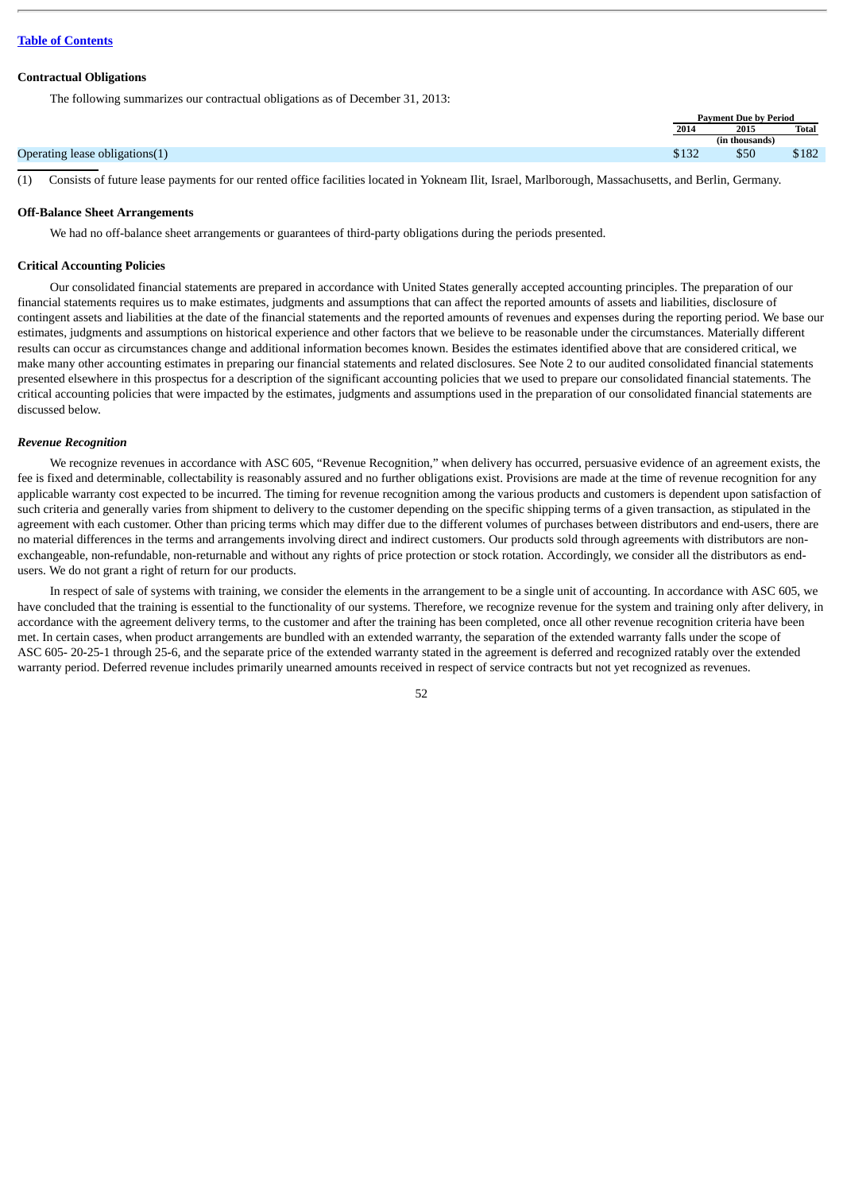### Contractual Obligations

The following summarizes our contractual obligations as of December 31, 2013:

| | Payment Due by Period | | |
|---|---|---|---|
| | 2014 | 2015 | Total |
| | (in thousands) | | |
| Operating lease obligations(1) | $132 | $50 | $182 |

(1) Consists of future lease payments for our rented office facilities located in Yokneam Ilit, Israel, Marlborough, Massachusetts, and Berlin, Germany.

### Off-Balance Sheet Arrangements

We had no off-balance sheet arrangements or guarantees of third-party obligations during the periods presented.

### Critical Accounting Policies

Our consolidated financial statements are prepared in accordance with United States generally accepted accounting principles. The preparation of our financial statements requires us to make estimates, judgments and assumptions that can affect the reported amounts of assets and liabilities, disclosure of contingent assets and liabilities at the date of the financial statements and the reported amounts of revenues and expenses during the reporting period. We base our estimates, judgments and assumptions on historical experience and other factors that we believe to be reasonable under the circumstances. Materially different results can occur as circumstances change and additional information becomes known. Besides the estimates identified above that are considered critical, we make many other accounting estimates in preparing our financial statements and related disclosures. See Note 2 to our audited consolidated financial statements presented elsewhere in this prospectus for a description of the significant accounting policies that we used to prepare our consolidated financial statements. The critical accounting policies that were impacted by the estimates, judgments and assumptions used in the preparation of our consolidated financial statements are discussed below.

#### *Revenue Recognition*

We recognize revenues in accordance with ASC 605, "Revenue Recognition," when delivery has occurred, persuasive evidence of an agreement exists, the fee is fixed and determinable, collectability is reasonably assured and no further obligations exist. Provisions are made at the time of revenue recognition for any applicable warranty cost expected to be incurred. The timing for revenue recognition among the various products and customers is dependent upon satisfaction of such criteria and generally varies from shipment to delivery to the customer depending on the specific shipping terms of a given transaction, as stipulated in the agreement with each customer. Other than pricing terms which may differ due to the different volumes of purchases between distributors and end-users, there are no material differences in the terms and arrangements involving direct and indirect customers. Our products sold through agreements with distributors are non-exchangeable, non-refundable, non-returnable and without any rights of price protection or stock rotation. Accordingly, we consider all the distributors as end-users. We do not grant a right of return for our products.

In respect of sale of systems with training, we consider the elements in the arrangement to be a single unit of accounting. In accordance with ASC 605, we have concluded that the training is essential to the functionality of our systems. Therefore, we recognize revenue for the system and training only after delivery, in accordance with the agreement delivery terms, to the customer and after the training has been completed, once all other revenue recognition criteria have been met. In certain cases, when product arrangements are bundled with an extended warranty, the separation of the extended warranty falls under the scope of ASC 605- 20-25-1 through 25-6, and the separate price of the extended warranty stated in the agreement is deferred and recognized ratably over the extended warranty period. Deferred revenue includes primarily unearned amounts received in respect of service contracts but not yet recognized as revenues.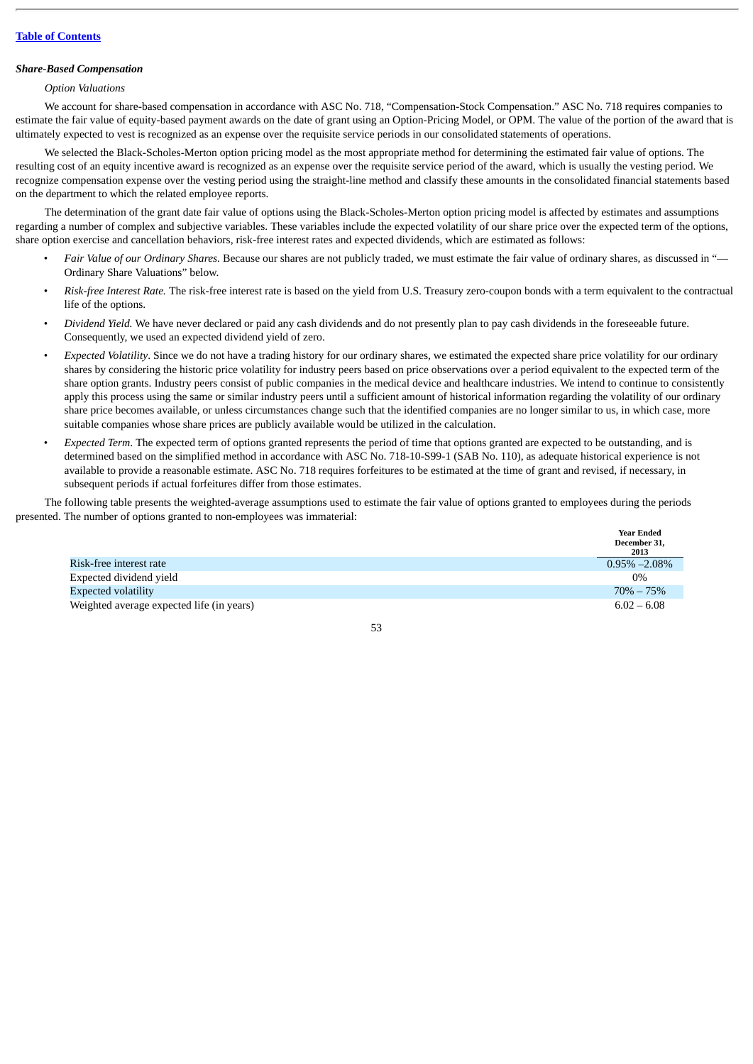[Table of Contents](#)

***Share-Based Compensation***

*Option Valuations*

We account for share-based compensation in accordance with ASC No. 718, "Compensation-Stock Compensation." ASC No. 718 requires companies to estimate the fair value of equity-based payment awards on the date of grant using an Option-Pricing Model, or OPM. The value of the portion of the award that is ultimately expected to vest is recognized as an expense over the requisite service periods in our consolidated statements of operations.

We selected the Black-Scholes-Merton option pricing model as the most appropriate method for determining the estimated fair value of options. The resulting cost of an equity incentive award is recognized as an expense over the requisite service period of the award, which is usually the vesting period. We recognize compensation expense over the vesting period using the straight-line method and classify these amounts in the consolidated financial statements based on the department to which the related employee reports.

The determination of the grant date fair value of options using the Black-Scholes-Merton option pricing model is affected by estimates and assumptions regarding a number of complex and subjective variables. These variables include the expected volatility of our share price over the expected term of the options, share option exercise and cancellation behaviors, risk-free interest rates and expected dividends, which are estimated as follows:

- *Fair Value of our Ordinary Shares.* Because our shares are not publicly traded, we must estimate the fair value of ordinary shares, as discussed in "—Ordinary Share Valuations" below.
- *Risk-free Interest Rate.* The risk-free interest rate is based on the yield from U.S. Treasury zero-coupon bonds with a term equivalent to the contractual life of the options.
- *Dividend Yield.* We have never declared or paid any cash dividends and do not presently plan to pay cash dividends in the foreseeable future. Consequently, we used an expected dividend yield of zero.
- *Expected Volatility*. Since we do not have a trading history for our ordinary shares, we estimated the expected share price volatility for our ordinary shares by considering the historic price volatility for industry peers based on price observations over a period equivalent to the expected term of the share option grants. Industry peers consist of public companies in the medical device and healthcare industries. We intend to continue to consistently apply this process using the same or similar industry peers until a sufficient amount of historical information regarding the volatility of our ordinary share price becomes available, or unless circumstances change such that the identified companies are no longer similar to us, in which case, more suitable companies whose share prices are publicly available would be utilized in the calculation.
- *Expected Term.* The expected term of options granted represents the period of time that options granted are expected to be outstanding, and is determined based on the simplified method in accordance with ASC No. 718-10-S99-1 (SAB No. 110), as adequate historical experience is not available to provide a reasonable estimate. ASC No. 718 requires forfeitures to be estimated at the time of grant and revised, if necessary, in subsequent periods if actual forfeitures differ from those estimates.

The following table presents the weighted-average assumptions used to estimate the fair value of options granted to employees during the periods presented. The number of options granted to non-employees was immaterial:

| | Year Ended December 31, 2013 |
|---|---|
| Risk-free interest rate | 0.95% –2.08% |
| Expected dividend yield | 0% |
| Expected volatility | 70% – 75% |
| Weighted average expected life (in years) | 6.02 – 6.08 |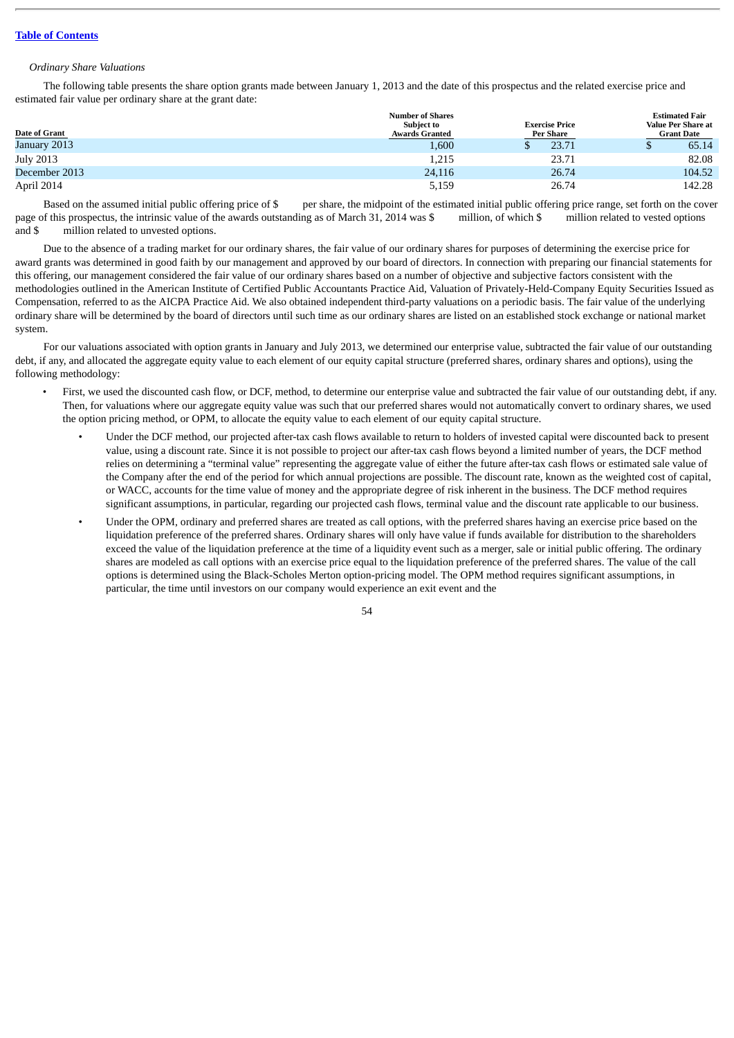*Ordinary Share Valuations*

The following table presents the share option grants made between January 1, 2013 and the date of this prospectus and the related exercise price and estimated fair value per ordinary share at the grant date:

| Date of Grant | Number of Shares Subject to Awards Granted | Exercise Price Per Share | Estimated Fair Value Per Share at Grant Date |
|---|---|---|---|
| January 2013 | 1,600 | $ 23.71 | $ 65.14 |
| July 2013 | 1,215 | 23.71 | 82.08 |
| December 2013 | 24,116 | 26.74 | 104.52 |
| April 2014 | 5,159 | 26.74 | 142.28 |

Based on the assumed initial public offering price of $ per share, the midpoint of the estimated initial public offering price range, set forth on the cover page of this prospectus, the intrinsic value of the awards outstanding as of March 31, 2014 was $ million, of which $ million related to vested options and $ million related to unvested options.

Due to the absence of a trading market for our ordinary shares, the fair value of our ordinary shares for purposes of determining the exercise price for award grants was determined in good faith by our management and approved by our board of directors. In connection with preparing our financial statements for this offering, our management considered the fair value of our ordinary shares based on a number of objective and subjective factors consistent with the methodologies outlined in the American Institute of Certified Public Accountants Practice Aid, Valuation of Privately-Held-Company Equity Securities Issued as Compensation, referred to as the AICPA Practice Aid. We also obtained independent third-party valuations on a periodic basis. The fair value of the underlying ordinary share will be determined by the board of directors until such time as our ordinary shares are listed on an established stock exchange or national market system.

For our valuations associated with option grants in January and July 2013, we determined our enterprise value, subtracted the fair value of our outstanding debt, if any, and allocated the aggregate equity value to each element of our equity capital structure (preferred shares, ordinary shares and options), using the following methodology:

- First, we used the discounted cash flow, or DCF, method, to determine our enterprise value and subtracted the fair value of our outstanding debt, if any. Then, for valuations where our aggregate equity value was such that our preferred shares would not automatically convert to ordinary shares, we used the option pricing method, or OPM, to allocate the equity value to each element of our equity capital structure.
  - Under the DCF method, our projected after-tax cash flows available to return to holders of invested capital were discounted back to present value, using a discount rate. Since it is not possible to project our after-tax cash flows beyond a limited number of years, the DCF method relies on determining a "terminal value" representing the aggregate value of either the future after-tax cash flows or estimated sale value of the Company after the end of the period for which annual projections are possible. The discount rate, known as the weighted cost of capital, or WACC, accounts for the time value of money and the appropriate degree of risk inherent in the business. The DCF method requires significant assumptions, in particular, regarding our projected cash flows, terminal value and the discount rate applicable to our business.
  - Under the OPM, ordinary and preferred shares are treated as call options, with the preferred shares having an exercise price based on the liquidation preference of the preferred shares. Ordinary shares will only have value if funds available for distribution to the shareholders exceed the value of the liquidation preference at the time of a liquidity event such as a merger, sale or initial public offering. The ordinary shares are modeled as call options with an exercise price equal to the liquidation preference of the preferred shares. The value of the call options is determined using the Black-Scholes Merton option-pricing model. The OPM method requires significant assumptions, in particular, the time until investors on our company would experience an exit event and the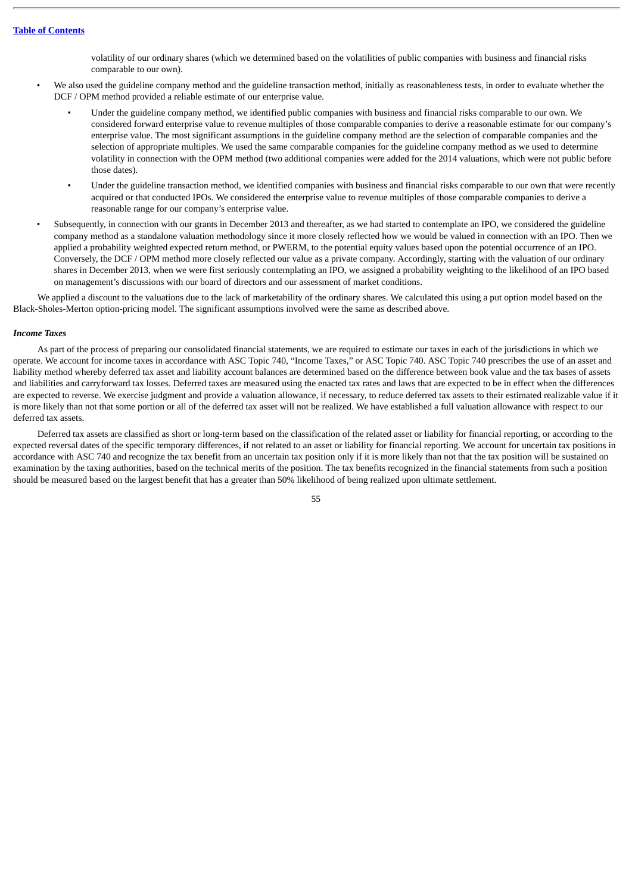volatility of our ordinary shares (which we determined based on the volatilities of public companies with business and financial risks comparable to our own).

- We also used the guideline company method and the guideline transaction method, initially as reasonableness tests, in order to evaluate whether the DCF / OPM method provided a reliable estimate of our enterprise value.
  - Under the guideline company method, we identified public companies with business and financial risks comparable to our own. We considered forward enterprise value to revenue multiples of those comparable companies to derive a reasonable estimate for our company's enterprise value. The most significant assumptions in the guideline company method are the selection of comparable companies and the selection of appropriate multiples. We used the same comparable companies for the guideline company method as we used to determine volatility in connection with the OPM method (two additional companies were added for the 2014 valuations, which were not public before those dates).
  - Under the guideline transaction method, we identified companies with business and financial risks comparable to our own that were recently acquired or that conducted IPOs. We considered the enterprise value to revenue multiples of those comparable companies to derive a reasonable range for our company's enterprise value.
- Subsequently, in connection with our grants in December 2013 and thereafter, as we had started to contemplate an IPO, we considered the guideline company method as a standalone valuation methodology since it more closely reflected how we would be valued in connection with an IPO. Then we applied a probability weighted expected return method, or PWERM, to the potential equity values based upon the potential occurrence of an IPO. Conversely, the DCF / OPM method more closely reflected our value as a private company. Accordingly, starting with the valuation of our ordinary shares in December 2013, when we were first seriously contemplating an IPO, we assigned a probability weighting to the likelihood of an IPO based on management's discussions with our board of directors and our assessment of market conditions.

We applied a discount to the valuations due to the lack of marketability of the ordinary shares. We calculated this using a put option model based on the Black-Sholes-Merton option-pricing model. The significant assumptions involved were the same as described above.

***Income Taxes***

As part of the process of preparing our consolidated financial statements, we are required to estimate our taxes in each of the jurisdictions in which we operate. We account for income taxes in accordance with ASC Topic 740, "Income Taxes," or ASC Topic 740. ASC Topic 740 prescribes the use of an asset and liability method whereby deferred tax asset and liability account balances are determined based on the difference between book value and the tax bases of assets and liabilities and carryforward tax losses. Deferred taxes are measured using the enacted tax rates and laws that are expected to be in effect when the differences are expected to reverse. We exercise judgment and provide a valuation allowance, if necessary, to reduce deferred tax assets to their estimated realizable value if it is more likely than not that some portion or all of the deferred tax asset will not be realized. We have established a full valuation allowance with respect to our deferred tax assets.

Deferred tax assets are classified as short or long-term based on the classification of the related asset or liability for financial reporting, or according to the expected reversal dates of the specific temporary differences, if not related to an asset or liability for financial reporting. We account for uncertain tax positions in accordance with ASC 740 and recognize the tax benefit from an uncertain tax position only if it is more likely than not that the tax position will be sustained on examination by the taxing authorities, based on the technical merits of the position. The tax benefits recognized in the financial statements from such a position should be measured based on the largest benefit that has a greater than 50% likelihood of being realized upon ultimate settlement.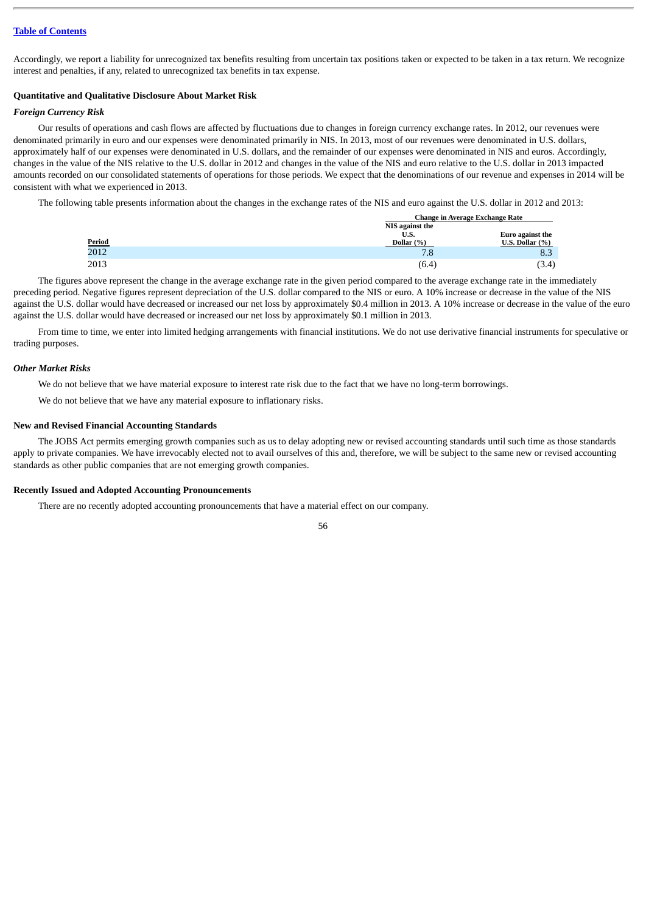Accordingly, we report a liability for unrecognized tax benefits resulting from uncertain tax positions taken or expected to be taken in a tax return. We recognize interest and penalties, if any, related to unrecognized tax benefits in tax expense.

### Quantitative and Qualitative Disclosure About Market Risk

#### *Foreign Currency Risk*

Our results of operations and cash flows are affected by fluctuations due to changes in foreign currency exchange rates. In 2012, our revenues were denominated primarily in euro and our expenses were denominated primarily in NIS. In 2013, most of our revenues were denominated in U.S. dollars, approximately half of our expenses were denominated in U.S. dollars, and the remainder of our expenses were denominated in NIS and euros. Accordingly, changes in the value of the NIS relative to the U.S. dollar in 2012 and changes in the value of the NIS and euro relative to the U.S. dollar in 2013 impacted amounts recorded on our consolidated statements of operations for those periods. We expect that the denominations of our revenue and expenses in 2014 will be consistent with what we experienced in 2013.

The following table presents information about the changes in the exchange rates of the NIS and euro against the U.S. dollar in 2012 and 2013:

| | Change in Average Exchange Rate | |
|---|---|---|
| Period | NIS against the U.S. Dollar (%) | Euro against the U.S. Dollar (%) |
| 2012 | 7.8 | 8.3 |
| 2013 | (6.4) | (3.4) |

The figures above represent the change in the average exchange rate in the given period compared to the average exchange rate in the immediately preceding period. Negative figures represent depreciation of the U.S. dollar compared to the NIS or euro. A 10% increase or decrease in the value of the NIS against the U.S. dollar would have decreased or increased our net loss by approximately $0.4 million in 2013. A 10% increase or decrease in the value of the euro against the U.S. dollar would have decreased or increased our net loss by approximately $0.1 million in 2013.

From time to time, we enter into limited hedging arrangements with financial institutions. We do not use derivative financial instruments for speculative or trading purposes.

#### *Other Market Risks*

We do not believe that we have material exposure to interest rate risk due to the fact that we have no long-term borrowings.

We do not believe that we have any material exposure to inflationary risks.

### New and Revised Financial Accounting Standards

The JOBS Act permits emerging growth companies such as us to delay adopting new or revised accounting standards until such time as those standards apply to private companies. We have irrevocably elected not to avail ourselves of this and, therefore, we will be subject to the same new or revised accounting standards as other public companies that are not emerging growth companies.

### Recently Issued and Adopted Accounting Pronouncements

There are no recently adopted accounting pronouncements that have a material effect on our company.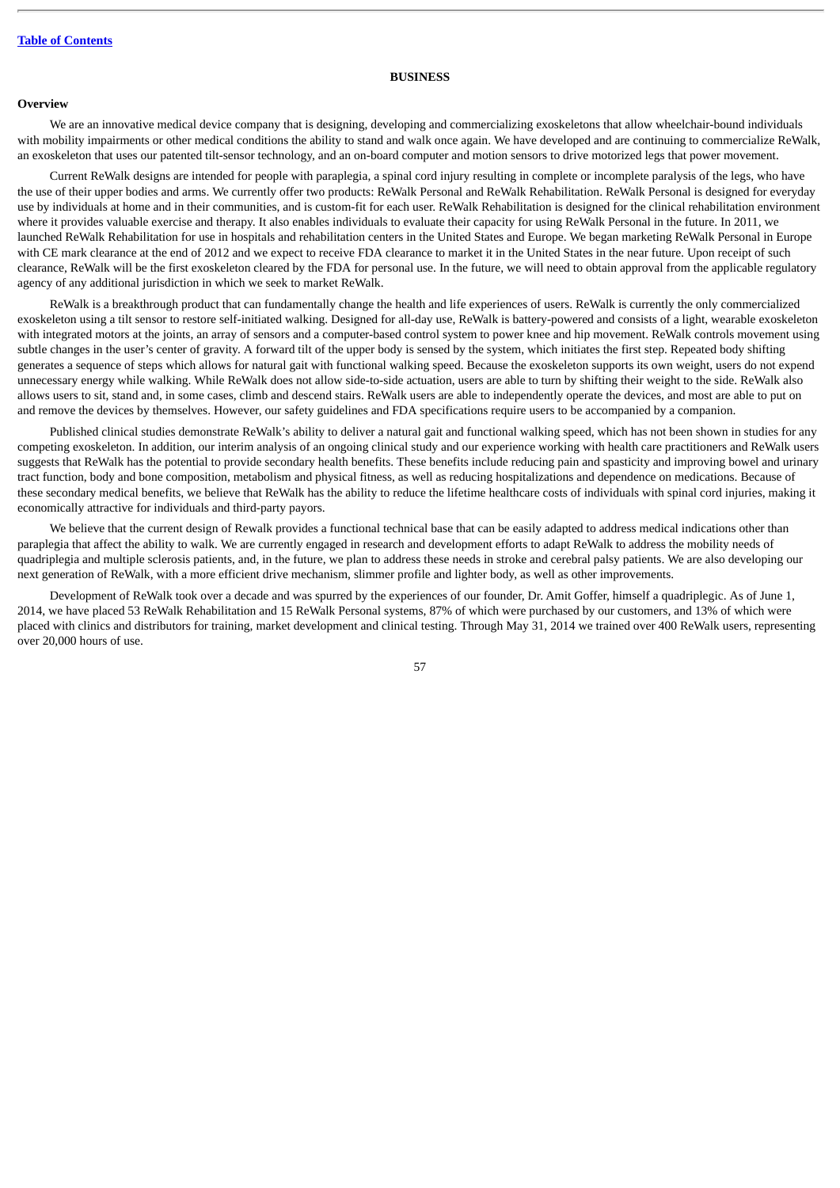# BUSINESS

## Overview

We are an innovative medical device company that is designing, developing and commercializing exoskeletons that allow wheelchair-bound individuals with mobility impairments or other medical conditions the ability to stand and walk once again. We have developed and are continuing to commercialize ReWalk, an exoskeleton that uses our patented tilt-sensor technology, and an on-board computer and motion sensors to drive motorized legs that power movement.

Current ReWalk designs are intended for people with paraplegia, a spinal cord injury resulting in complete or incomplete paralysis of the legs, who have the use of their upper bodies and arms. We currently offer two products: ReWalk Personal and ReWalk Rehabilitation. ReWalk Personal is designed for everyday use by individuals at home and in their communities, and is custom-fit for each user. ReWalk Rehabilitation is designed for the clinical rehabilitation environment where it provides valuable exercise and therapy. It also enables individuals to evaluate their capacity for using ReWalk Personal in the future. In 2011, we launched ReWalk Rehabilitation for use in hospitals and rehabilitation centers in the United States and Europe. We began marketing ReWalk Personal in Europe with CE mark clearance at the end of 2012 and we expect to receive FDA clearance to market it in the United States in the near future. Upon receipt of such clearance, ReWalk will be the first exoskeleton cleared by the FDA for personal use. In the future, we will need to obtain approval from the applicable regulatory agency of any additional jurisdiction in which we seek to market ReWalk.

ReWalk is a breakthrough product that can fundamentally change the health and life experiences of users. ReWalk is currently the only commercialized exoskeleton using a tilt sensor to restore self-initiated walking. Designed for all-day use, ReWalk is battery-powered and consists of a light, wearable exoskeleton with integrated motors at the joints, an array of sensors and a computer-based control system to power knee and hip movement. ReWalk controls movement using subtle changes in the user's center of gravity. A forward tilt of the upper body is sensed by the system, which initiates the first step. Repeated body shifting generates a sequence of steps which allows for natural gait with functional walking speed. Because the exoskeleton supports its own weight, users do not expend unnecessary energy while walking. While ReWalk does not allow side-to-side actuation, users are able to turn by shifting their weight to the side. ReWalk also allows users to sit, stand and, in some cases, climb and descend stairs. ReWalk users are able to independently operate the devices, and most are able to put on and remove the devices by themselves. However, our safety guidelines and FDA specifications require users to be accompanied by a companion.

Published clinical studies demonstrate ReWalk's ability to deliver a natural gait and functional walking speed, which has not been shown in studies for any competing exoskeleton. In addition, our interim analysis of an ongoing clinical study and our experience working with health care practitioners and ReWalk users suggests that ReWalk has the potential to provide secondary health benefits. These benefits include reducing pain and spasticity and improving bowel and urinary tract function, body and bone composition, metabolism and physical fitness, as well as reducing hospitalizations and dependence on medications. Because of these secondary medical benefits, we believe that ReWalk has the ability to reduce the lifetime healthcare costs of individuals with spinal cord injuries, making it economically attractive for individuals and third-party payors.

We believe that the current design of Rewalk provides a functional technical base that can be easily adapted to address medical indications other than paraplegia that affect the ability to walk. We are currently engaged in research and development efforts to adapt ReWalk to address the mobility needs of quadriplegia and multiple sclerosis patients, and, in the future, we plan to address these needs in stroke and cerebral palsy patients. We are also developing our next generation of ReWalk, with a more efficient drive mechanism, slimmer profile and lighter body, as well as other improvements.

Development of ReWalk took over a decade and was spurred by the experiences of our founder, Dr. Amit Goffer, himself a quadriplegic. As of June 1, 2014, we have placed 53 ReWalk Rehabilitation and 15 ReWalk Personal systems, 87% of which were purchased by our customers, and 13% of which were placed with clinics and distributors for training, market development and clinical testing. Through May 31, 2014 we trained over 400 ReWalk users, representing over 20,000 hours of use.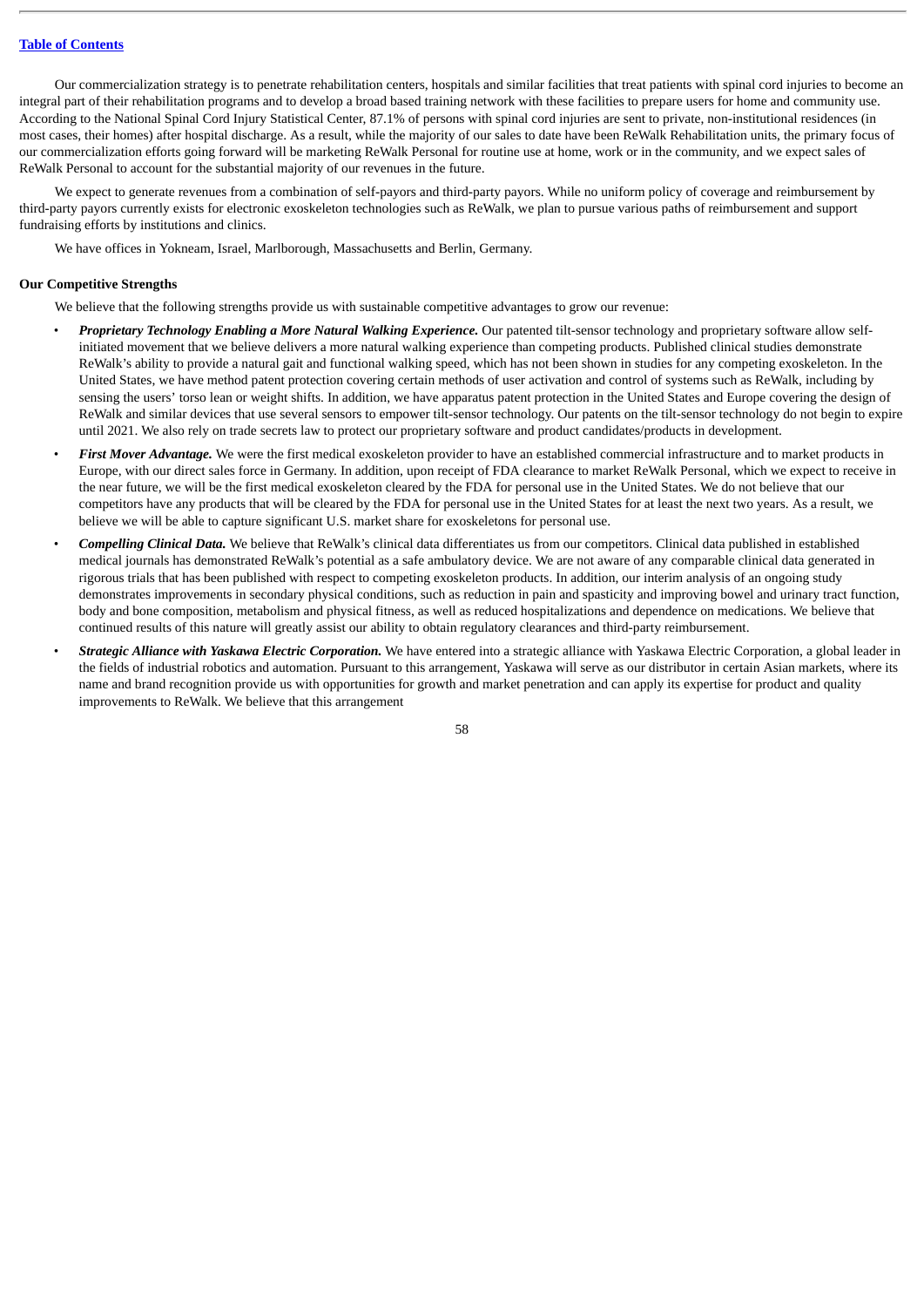Our commercialization strategy is to penetrate rehabilitation centers, hospitals and similar facilities that treat patients with spinal cord injuries to become an integral part of their rehabilitation programs and to develop a broad based training network with these facilities to prepare users for home and community use. According to the National Spinal Cord Injury Statistical Center, 87.1% of persons with spinal cord injuries are sent to private, non-institutional residences (in most cases, their homes) after hospital discharge. As a result, while the majority of our sales to date have been ReWalk Rehabilitation units, the primary focus of our commercialization efforts going forward will be marketing ReWalk Personal for routine use at home, work or in the community, and we expect sales of ReWalk Personal to account for the substantial majority of our revenues in the future.

We expect to generate revenues from a combination of self-payors and third-party payors. While no uniform policy of coverage and reimbursement by third-party payors currently exists for electronic exoskeleton technologies such as ReWalk, we plan to pursue various paths of reimbursement and support fundraising efforts by institutions and clinics.

We have offices in Yokneam, Israel, Marlborough, Massachusetts and Berlin, Germany.

**Our Competitive Strengths**

We believe that the following strengths provide us with sustainable competitive advantages to grow our revenue:

- ***Proprietary Technology Enabling a More Natural Walking Experience.*** Our patented tilt-sensor technology and proprietary software allow self-initiated movement that we believe delivers a more natural walking experience than competing products. Published clinical studies demonstrate ReWalk's ability to provide a natural gait and functional walking speed, which has not been shown in studies for any competing exoskeleton. In the United States, we have method patent protection covering certain methods of user activation and control of systems such as ReWalk, including by sensing the users' torso lean or weight shifts. In addition, we have apparatus patent protection in the United States and Europe covering the design of ReWalk and similar devices that use several sensors to empower tilt-sensor technology. Our patents on the tilt-sensor technology do not begin to expire until 2021. We also rely on trade secrets law to protect our proprietary software and product candidates/products in development.
- ***First Mover Advantage.*** We were the first medical exoskeleton provider to have an established commercial infrastructure and to market products in Europe, with our direct sales force in Germany. In addition, upon receipt of FDA clearance to market ReWalk Personal, which we expect to receive in the near future, we will be the first medical exoskeleton cleared by the FDA for personal use in the United States. We do not believe that our competitors have any products that will be cleared by the FDA for personal use in the United States for at least the next two years. As a result, we believe we will be able to capture significant U.S. market share for exoskeletons for personal use.
- ***Compelling Clinical Data.*** We believe that ReWalk's clinical data differentiates us from our competitors. Clinical data published in established medical journals has demonstrated ReWalk's potential as a safe ambulatory device. We are not aware of any comparable clinical data generated in rigorous trials that has been published with respect to competing exoskeleton products. In addition, our interim analysis of an ongoing study demonstrates improvements in secondary physical conditions, such as reduction in pain and spasticity and improving bowel and urinary tract function, body and bone composition, metabolism and physical fitness, as well as reduced hospitalizations and dependence on medications. We believe that continued results of this nature will greatly assist our ability to obtain regulatory clearances and third-party reimbursement.
- ***Strategic Alliance with Yaskawa Electric Corporation.*** We have entered into a strategic alliance with Yaskawa Electric Corporation, a global leader in the fields of industrial robotics and automation. Pursuant to this arrangement, Yaskawa will serve as our distributor in certain Asian markets, where its name and brand recognition provide us with opportunities for growth and market penetration and can apply its expertise for product and quality improvements to ReWalk. We believe that this arrangement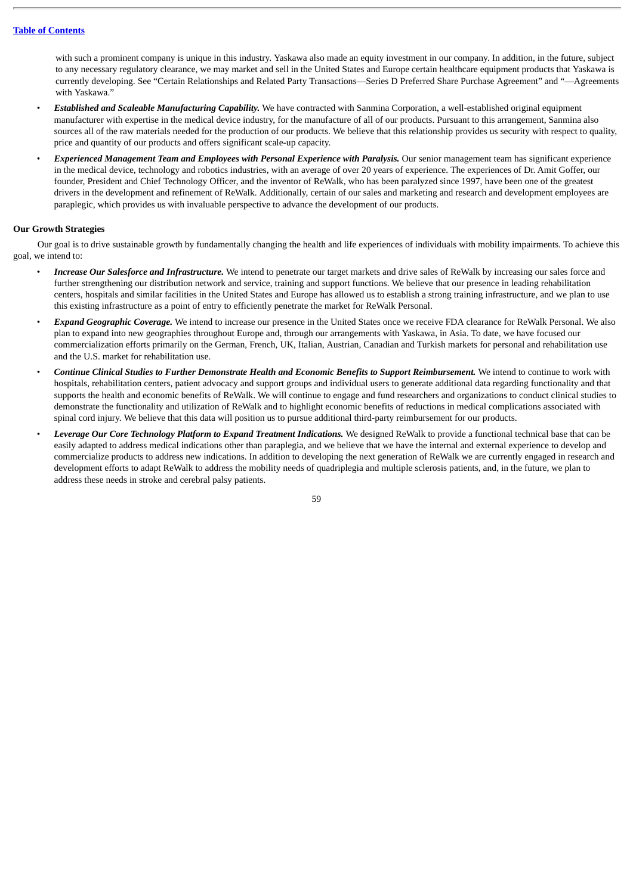with such a prominent company is unique in this industry. Yaskawa also made an equity investment in our company. In addition, in the future, subject to any necessary regulatory clearance, we may market and sell in the United States and Europe certain healthcare equipment products that Yaskawa is currently developing. See "Certain Relationships and Related Party Transactions—Series D Preferred Share Purchase Agreement" and "—Agreements with Yaskawa."

- ***Established and Scaleable Manufacturing Capability.*** We have contracted with Sanmina Corporation, a well-established original equipment manufacturer with expertise in the medical device industry, for the manufacture of all of our products. Pursuant to this arrangement, Sanmina also sources all of the raw materials needed for the production of our products. We believe that this relationship provides us security with respect to quality, price and quantity of our products and offers significant scale-up capacity.
- ***Experienced Management Team and Employees with Personal Experience with Paralysis.*** Our senior management team has significant experience in the medical device, technology and robotics industries, with an average of over 20 years of experience. The experiences of Dr. Amit Goffer, our founder, President and Chief Technology Officer, and the inventor of ReWalk, who has been paralyzed since 1997, have been one of the greatest drivers in the development and refinement of ReWalk. Additionally, certain of our sales and marketing and research and development employees are paraplegic, which provides us with invaluable perspective to advance the development of our products.

**Our Growth Strategies**

Our goal is to drive sustainable growth by fundamentally changing the health and life experiences of individuals with mobility impairments. To achieve this goal, we intend to:

- ***Increase Our Salesforce and Infrastructure.*** We intend to penetrate our target markets and drive sales of ReWalk by increasing our sales force and further strengthening our distribution network and service, training and support functions. We believe that our presence in leading rehabilitation centers, hospitals and similar facilities in the United States and Europe has allowed us to establish a strong training infrastructure, and we plan to use this existing infrastructure as a point of entry to efficiently penetrate the market for ReWalk Personal.
- ***Expand Geographic Coverage.*** We intend to increase our presence in the United States once we receive FDA clearance for ReWalk Personal. We also plan to expand into new geographies throughout Europe and, through our arrangements with Yaskawa, in Asia. To date, we have focused our commercialization efforts primarily on the German, French, UK, Italian, Austrian, Canadian and Turkish markets for personal and rehabilitation use and the U.S. market for rehabilitation use.
- ***Continue Clinical Studies to Further Demonstrate Health and Economic Benefits to Support Reimbursement.*** We intend to continue to work with hospitals, rehabilitation centers, patient advocacy and support groups and individual users to generate additional data regarding functionality and that supports the health and economic benefits of ReWalk. We will continue to engage and fund researchers and organizations to conduct clinical studies to demonstrate the functionality and utilization of ReWalk and to highlight economic benefits of reductions in medical complications associated with spinal cord injury. We believe that this data will position us to pursue additional third-party reimbursement for our products.
- ***Leverage Our Core Technology Platform to Expand Treatment Indications.*** We designed ReWalk to provide a functional technical base that can be easily adapted to address medical indications other than paraplegia, and we believe that we have the internal and external experience to develop and commercialize products to address new indications. In addition to developing the next generation of ReWalk we are currently engaged in research and development efforts to adapt ReWalk to address the mobility needs of quadriplegia and multiple sclerosis patients, and, in the future, we plan to address these needs in stroke and cerebral palsy patients.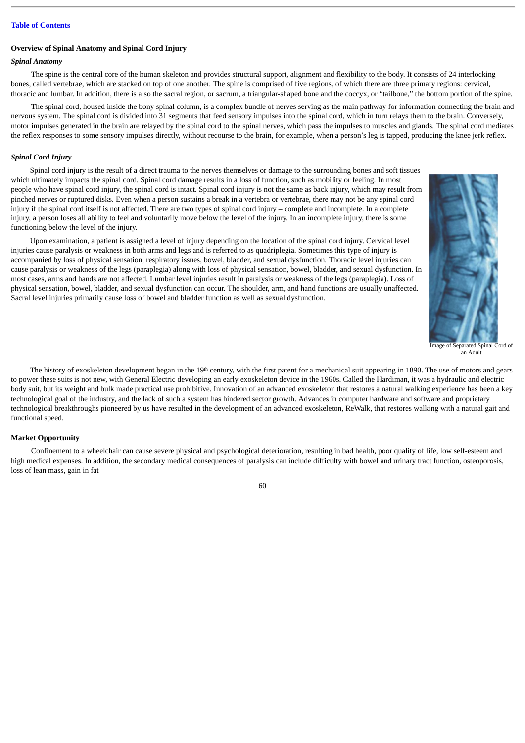Table of Contents

**Overview of Spinal Anatomy and Spinal Cord Injury**

***Spinal Anatomy***

The spine is the central core of the human skeleton and provides structural support, alignment and flexibility to the body. It consists of 24 interlocking bones, called vertebrae, which are stacked on top of one another. The spine is comprised of five regions, of which there are three primary regions: cervical, thoracic and lumbar. In addition, there is also the sacral region, or sacrum, a triangular-shaped bone and the coccyx, or "tailbone," the bottom portion of the spine.

The spinal cord, housed inside the bony spinal column, is a complex bundle of nerves serving as the main pathway for information connecting the brain and nervous system. The spinal cord is divided into 31 segments that feed sensory impulses into the spinal cord, which in turn relays them to the brain. Conversely, motor impulses generated in the brain are relayed by the spinal cord to the spinal nerves, which pass the impulses to muscles and glands. The spinal cord mediates the reflex responses to some sensory impulses directly, without recourse to the brain, for example, when a person's leg is tapped, producing the knee jerk reflex.

***Spinal Cord Injury***

Spinal cord injury is the result of a direct trauma to the nerves themselves or damage to the surrounding bones and soft tissues which ultimately impacts the spinal cord. Spinal cord damage results in a loss of function, such as mobility or feeling. In most people who have spinal cord injury, the spinal cord is intact. Spinal cord injury is not the same as back injury, which may result from pinched nerves or ruptured disks. Even when a person sustains a break in a vertebra or vertebrae, there may not be any spinal cord injury if the spinal cord itself is not affected. There are two types of spinal cord injury – complete and incomplete. In a complete injury, a person loses all ability to feel and voluntarily move below the level of the injury. In an incomplete injury, there is some functioning below the level of the injury.

Upon examination, a patient is assigned a level of injury depending on the location of the spinal cord injury. Cervical level injuries cause paralysis or weakness in both arms and legs and is referred to as quadriplegia. Sometimes this type of injury is accompanied by loss of physical sensation, respiratory issues, bowel, bladder, and sexual dysfunction. Thoracic level injuries can cause paralysis or weakness of the legs (paraplegia) along with loss of physical sensation, bowel, bladder, and sexual dysfunction. In most cases, arms and hands are not affected. Lumbar level injuries result in paralysis or weakness of the legs (paraplegia). Loss of physical sensation, bowel, bladder, and sexual dysfunction can occur. The shoulder, arm, and hand functions are usually unaffected. Sacral level injuries primarily cause loss of bowel and bladder function as well as sexual dysfunction.

Image of Separated Spinal Cord of an Adult

The history of exoskeleton development began in the 19th century, with the first patent for a mechanical suit appearing in 1890. The use of motors and gears to power these suits is not new, with General Electric developing an early exoskeleton device in the 1960s. Called the Hardiman, it was a hydraulic and electric body suit, but its weight and bulk made practical use prohibitive. Innovation of an advanced exoskeleton that restores a natural walking experience has been a key technological goal of the industry, and the lack of such a system has hindered sector growth. Advances in computer hardware and software and proprietary technological breakthroughs pioneered by us have resulted in the development of an advanced exoskeleton, ReWalk, that restores walking with a natural gait and functional speed.

**Market Opportunity**

Confinement to a wheelchair can cause severe physical and psychological deterioration, resulting in bad health, poor quality of life, low self-esteem and high medical expenses. In addition, the secondary medical consequences of paralysis can include difficulty with bowel and urinary tract function, osteoporosis, loss of lean mass, gain in fat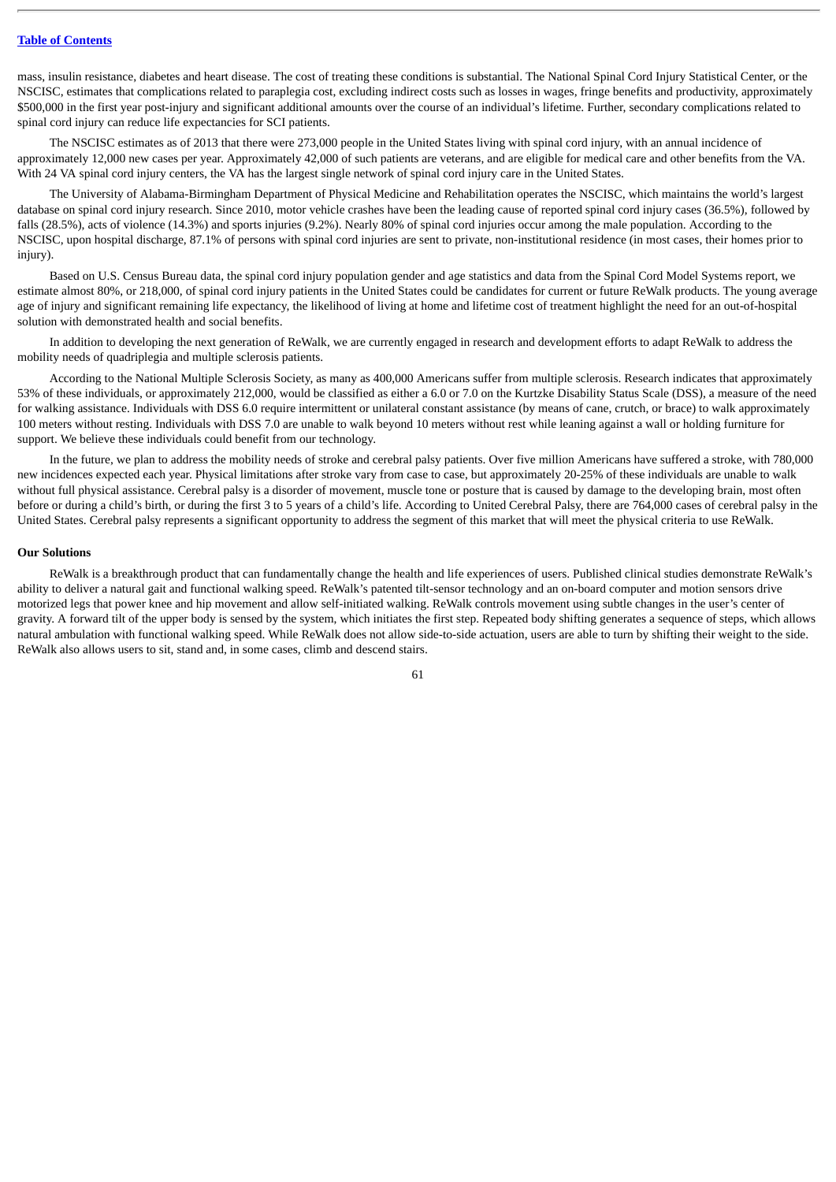mass, insulin resistance, diabetes and heart disease. The cost of treating these conditions is substantial. The National Spinal Cord Injury Statistical Center, or the NSCISC, estimates that complications related to paraplegia cost, excluding indirect costs such as losses in wages, fringe benefits and productivity, approximately $500,000 in the first year post-injury and significant additional amounts over the course of an individual's lifetime. Further, secondary complications related to spinal cord injury can reduce life expectancies for SCI patients.

The NSCISC estimates as of 2013 that there were 273,000 people in the United States living with spinal cord injury, with an annual incidence of approximately 12,000 new cases per year. Approximately 42,000 of such patients are veterans, and are eligible for medical care and other benefits from the VA. With 24 VA spinal cord injury centers, the VA has the largest single network of spinal cord injury care in the United States.

The University of Alabama-Birmingham Department of Physical Medicine and Rehabilitation operates the NSCISC, which maintains the world's largest database on spinal cord injury research. Since 2010, motor vehicle crashes have been the leading cause of reported spinal cord injury cases (36.5%), followed by falls (28.5%), acts of violence (14.3%) and sports injuries (9.2%). Nearly 80% of spinal cord injuries occur among the male population. According to the NSCISC, upon hospital discharge, 87.1% of persons with spinal cord injuries are sent to private, non-institutional residence (in most cases, their homes prior to injury).

Based on U.S. Census Bureau data, the spinal cord injury population gender and age statistics and data from the Spinal Cord Model Systems report, we estimate almost 80%, or 218,000, of spinal cord injury patients in the United States could be candidates for current or future ReWalk products. The young average age of injury and significant remaining life expectancy, the likelihood of living at home and lifetime cost of treatment highlight the need for an out-of-hospital solution with demonstrated health and social benefits.

In addition to developing the next generation of ReWalk, we are currently engaged in research and development efforts to adapt ReWalk to address the mobility needs of quadriplegia and multiple sclerosis patients.

According to the National Multiple Sclerosis Society, as many as 400,000 Americans suffer from multiple sclerosis. Research indicates that approximately 53% of these individuals, or approximately 212,000, would be classified as either a 6.0 or 7.0 on the Kurtzke Disability Status Scale (DSS), a measure of the need for walking assistance. Individuals with DSS 6.0 require intermittent or unilateral constant assistance (by means of cane, crutch, or brace) to walk approximately 100 meters without resting. Individuals with DSS 7.0 are unable to walk beyond 10 meters without rest while leaning against a wall or holding furniture for support. We believe these individuals could benefit from our technology.

In the future, we plan to address the mobility needs of stroke and cerebral palsy patients. Over five million Americans have suffered a stroke, with 780,000 new incidences expected each year. Physical limitations after stroke vary from case to case, but approximately 20-25% of these individuals are unable to walk without full physical assistance. Cerebral palsy is a disorder of movement, muscle tone or posture that is caused by damage to the developing brain, most often before or during a child's birth, or during the first 3 to 5 years of a child's life. According to United Cerebral Palsy, there are 764,000 cases of cerebral palsy in the United States. Cerebral palsy represents a significant opportunity to address the segment of this market that will meet the physical criteria to use ReWalk.

### Our Solutions

ReWalk is a breakthrough product that can fundamentally change the health and life experiences of users. Published clinical studies demonstrate ReWalk's ability to deliver a natural gait and functional walking speed. ReWalk's patented tilt-sensor technology and an on-board computer and motion sensors drive motorized legs that power knee and hip movement and allow self-initiated walking. ReWalk controls movement using subtle changes in the user's center of gravity. A forward tilt of the upper body is sensed by the system, which initiates the first step. Repeated body shifting generates a sequence of steps, which allows natural ambulation with functional walking speed. While ReWalk does not allow side-to-side actuation, users are able to turn by shifting their weight to the side. ReWalk also allows users to sit, stand and, in some cases, climb and descend stairs.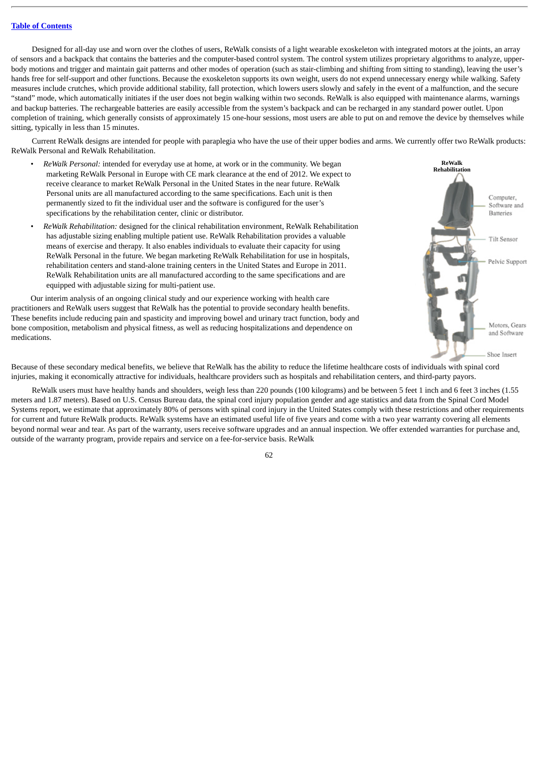Designed for all-day use and worn over the clothes of users, ReWalk consists of a light wearable exoskeleton with integrated motors at the joints, an array of sensors and a backpack that contains the batteries and the computer-based control system. The control system utilizes proprietary algorithms to analyze, upper-body motions and trigger and maintain gait patterns and other modes of operation (such as stair-climbing and shifting from sitting to standing), leaving the user's hands free for self-support and other functions. Because the exoskeleton supports its own weight, users do not expend unnecessary energy while walking. Safety measures include crutches, which provide additional stability, fall protection, which lowers users slowly and safely in the event of a malfunction, and the secure "stand" mode, which automatically initiates if the user does not begin walking within two seconds. ReWalk is also equipped with maintenance alarms, warnings and backup batteries. The rechargeable batteries are easily accessible from the system's backpack and can be recharged in any standard power outlet. Upon completion of training, which generally consists of approximately 15 one-hour sessions, most users are able to put on and remove the device by themselves while sitting, typically in less than 15 minutes.

Current ReWalk designs are intended for people with paraplegia who have the use of their upper bodies and arms. We currently offer two ReWalk products: ReWalk Personal and ReWalk Rehabilitation.

- *ReWalk Personal:* intended for everyday use at home, at work or in the community. We began marketing ReWalk Personal in Europe with CE mark clearance at the end of 2012. We expect to receive clearance to market ReWalk Personal in the United States in the near future. ReWalk Personal units are all manufactured according to the same specifications. Each unit is then permanently sized to fit the individual user and the software is configured for the user's specifications by the rehabilitation center, clinic or distributor.
- *ReWalk Rehabilitation:* designed for the clinical rehabilitation environment, ReWalk Rehabilitation has adjustable sizing enabling multiple patient use. ReWalk Rehabilitation provides a valuable means of exercise and therapy. It also enables individuals to evaluate their capacity for using ReWalk Personal in the future. We began marketing ReWalk Rehabilitation for use in hospitals, rehabilitation centers and stand-alone training centers in the United States and Europe in 2011. ReWalk Rehabilitation units are all manufactured according to the same specifications and are equipped with adjustable sizing for multi-patient use.

**ReWalk Rehabilitation**

Computer, Software and Batteries

Tilt Sensor

Pelvic Support

Motors, Gears and Software

Shoe Insert

Our interim analysis of an ongoing clinical study and our experience working with health care practitioners and ReWalk users suggest that ReWalk has the potential to provide secondary health benefits. These benefits include reducing pain and spasticity and improving bowel and urinary tract function, body and bone composition, metabolism and physical fitness, as well as reducing hospitalizations and dependence on medications. Because of these secondary medical benefits, we believe that ReWalk has the ability to reduce the lifetime healthcare costs of individuals with spinal cord injuries, making it economically attractive for individuals, healthcare providers such as hospitals and rehabilitation centers, and third-party payors.

ReWalk users must have healthy hands and shoulders, weigh less than 220 pounds (100 kilograms) and be between 5 feet 1 inch and 6 feet 3 inches (1.55 meters and 1.87 meters). Based on U.S. Census Bureau data, the spinal cord injury population gender and age statistics and data from the Spinal Cord Model Systems report, we estimate that approximately 80% of persons with spinal cord injury in the United States comply with these restrictions and other requirements for current and future ReWalk products. ReWalk systems have an estimated useful life of five years and come with a two year warranty covering all elements beyond normal wear and tear. As part of the warranty, users receive software upgrades and an annual inspection. We offer extended warranties for purchase and, outside of the warranty program, provide repairs and service on a fee-for-service basis. ReWalk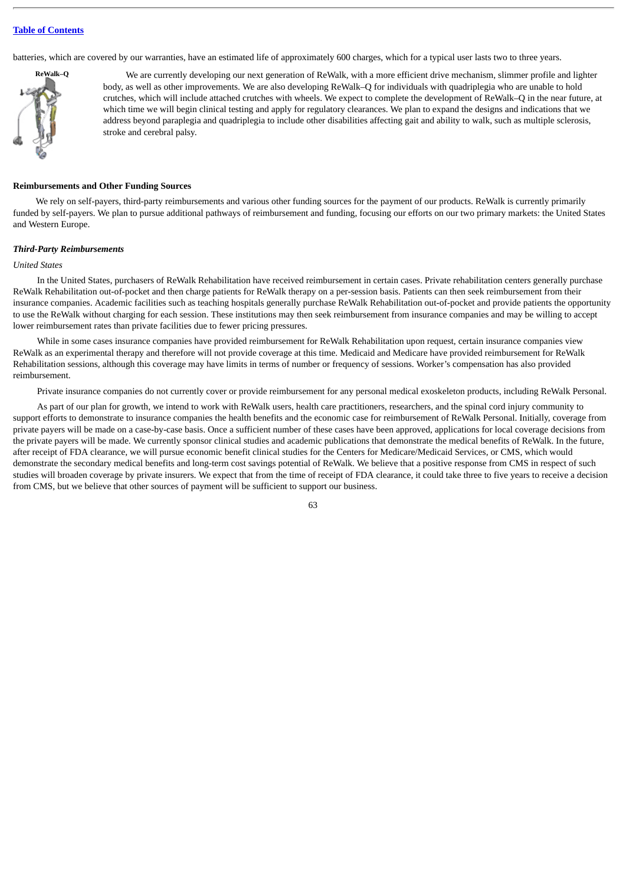batteries, which are covered by our warranties, have an estimated life of approximately 600 charges, which for a typical user lasts two to three years.

**ReWalk–Q**

We are currently developing our next generation of ReWalk, with a more efficient drive mechanism, slimmer profile and lighter body, as well as other improvements. We are also developing ReWalk–Q for individuals with quadriplegia who are unable to hold crutches, which will include attached crutches with wheels. We expect to complete the development of ReWalk–Q in the near future, at which time we will begin clinical testing and apply for regulatory clearances. We plan to expand the designs and indications that we address beyond paraplegia and quadriplegia to include other disabilities affecting gait and ability to walk, such as multiple sclerosis, stroke and cerebral palsy.

**Reimbursements and Other Funding Sources**

We rely on self-payers, third-party reimbursements and various other funding sources for the payment of our products. ReWalk is currently primarily funded by self-payers. We plan to pursue additional pathways of reimbursement and funding, focusing our efforts on our two primary markets: the United States and Western Europe.

***Third-Party Reimbursements***

*United States*

In the United States, purchasers of ReWalk Rehabilitation have received reimbursement in certain cases. Private rehabilitation centers generally purchase ReWalk Rehabilitation out-of-pocket and then charge patients for ReWalk therapy on a per-session basis. Patients can then seek reimbursement from their insurance companies. Academic facilities such as teaching hospitals generally purchase ReWalk Rehabilitation out-of-pocket and provide patients the opportunity to use the ReWalk without charging for each session. These institutions may then seek reimbursement from insurance companies and may be willing to accept lower reimbursement rates than private facilities due to fewer pricing pressures.

While in some cases insurance companies have provided reimbursement for ReWalk Rehabilitation upon request, certain insurance companies view ReWalk as an experimental therapy and therefore will not provide coverage at this time. Medicaid and Medicare have provided reimbursement for ReWalk Rehabilitation sessions, although this coverage may have limits in terms of number or frequency of sessions. Worker's compensation has also provided reimbursement.

Private insurance companies do not currently cover or provide reimbursement for any personal medical exoskeleton products, including ReWalk Personal.

As part of our plan for growth, we intend to work with ReWalk users, health care practitioners, researchers, and the spinal cord injury community to support efforts to demonstrate to insurance companies the health benefits and the economic case for reimbursement of ReWalk Personal. Initially, coverage from private payers will be made on a case-by-case basis. Once a sufficient number of these cases have been approved, applications for local coverage decisions from the private payers will be made. We currently sponsor clinical studies and academic publications that demonstrate the medical benefits of ReWalk. In the future, after receipt of FDA clearance, we will pursue economic benefit clinical studies for the Centers for Medicare/Medicaid Services, or CMS, which would demonstrate the secondary medical benefits and long-term cost savings potential of ReWalk. We believe that a positive response from CMS in respect of such studies will broaden coverage by private insurers. We expect that from the time of receipt of FDA clearance, it could take three to five years to receive a decision from CMS, but we believe that other sources of payment will be sufficient to support our business.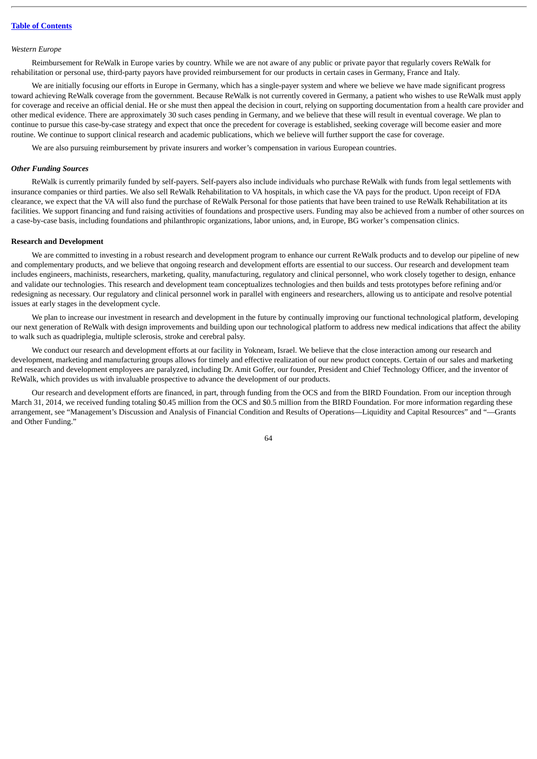*Western Europe*

Reimbursement for ReWalk in Europe varies by country. While we are not aware of any public or private payor that regularly covers ReWalk for rehabilitation or personal use, third-party payors have provided reimbursement for our products in certain cases in Germany, France and Italy.

We are initially focusing our efforts in Europe in Germany, which has a single-payer system and where we believe we have made significant progress toward achieving ReWalk coverage from the government. Because ReWalk is not currently covered in Germany, a patient who wishes to use ReWalk must apply for coverage and receive an official denial. He or she must then appeal the decision in court, relying on supporting documentation from a health care provider and other medical evidence. There are approximately 30 such cases pending in Germany, and we believe that these will result in eventual coverage. We plan to continue to pursue this case-by-case strategy and expect that once the precedent for coverage is established, seeking coverage will become easier and more routine. We continue to support clinical research and academic publications, which we believe will further support the case for coverage.

We are also pursuing reimbursement by private insurers and worker's compensation in various European countries.

***Other Funding Sources***

ReWalk is currently primarily funded by self-payers. Self-payers also include individuals who purchase ReWalk with funds from legal settlements with insurance companies or third parties. We also sell ReWalk Rehabilitation to VA hospitals, in which case the VA pays for the product. Upon receipt of FDA clearance, we expect that the VA will also fund the purchase of ReWalk Personal for those patients that have been trained to use ReWalk Rehabilitation at its facilities. We support financing and fund raising activities of foundations and prospective users. Funding may also be achieved from a number of other sources on a case-by-case basis, including foundations and philanthropic organizations, labor unions, and, in Europe, BG worker's compensation clinics.

**Research and Development**

We are committed to investing in a robust research and development program to enhance our current ReWalk products and to develop our pipeline of new and complementary products, and we believe that ongoing research and development efforts are essential to our success. Our research and development team includes engineers, machinists, researchers, marketing, quality, manufacturing, regulatory and clinical personnel, who work closely together to design, enhance and validate our technologies. This research and development team conceptualizes technologies and then builds and tests prototypes before refining and/or redesigning as necessary. Our regulatory and clinical personnel work in parallel with engineers and researchers, allowing us to anticipate and resolve potential issues at early stages in the development cycle.

We plan to increase our investment in research and development in the future by continually improving our functional technological platform, developing our next generation of ReWalk with design improvements and building upon our technological platform to address new medical indications that affect the ability to walk such as quadriplegia, multiple sclerosis, stroke and cerebral palsy.

We conduct our research and development efforts at our facility in Yokneam, Israel. We believe that the close interaction among our research and development, marketing and manufacturing groups allows for timely and effective realization of our new product concepts. Certain of our sales and marketing and research and development employees are paralyzed, including Dr. Amit Goffer, our founder, President and Chief Technology Officer, and the inventor of ReWalk, which provides us with invaluable prospective to advance the development of our products.

Our research and development efforts are financed, in part, through funding from the OCS and from the BIRD Foundation. From our inception through March 31, 2014, we received funding totaling $0.45 million from the OCS and $0.5 million from the BIRD Foundation. For more information regarding these arrangement, see "Management's Discussion and Analysis of Financial Condition and Results of Operations—Liquidity and Capital Resources" and "—Grants and Other Funding."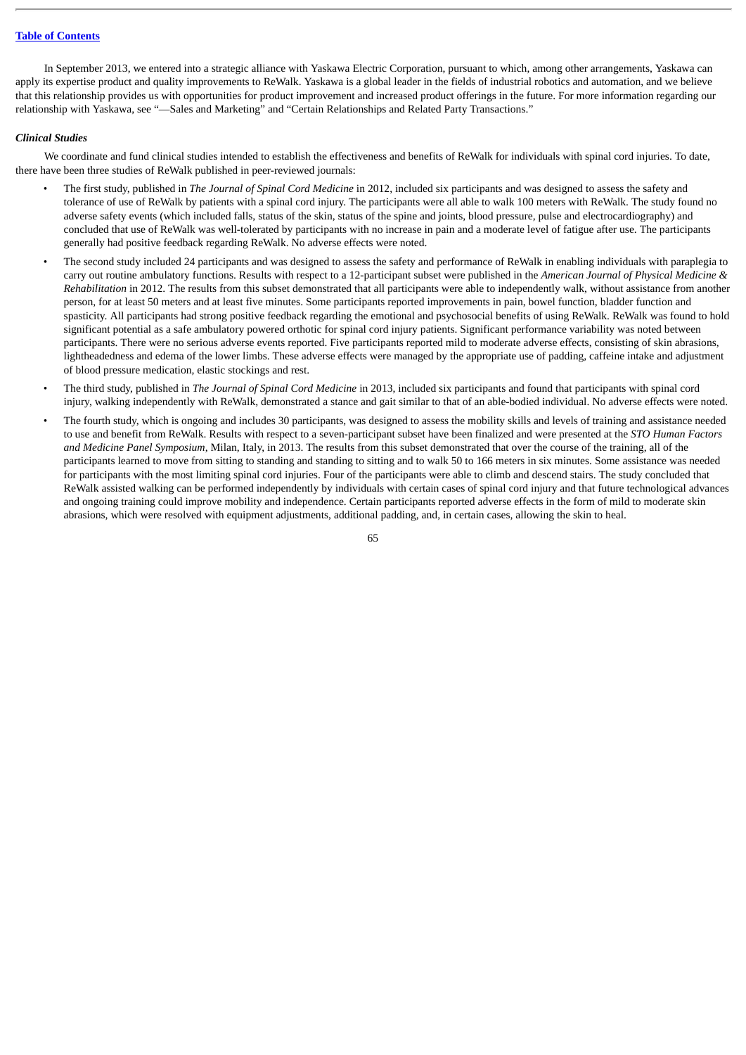In September 2013, we entered into a strategic alliance with Yaskawa Electric Corporation, pursuant to which, among other arrangements, Yaskawa can apply its expertise product and quality improvements to ReWalk. Yaskawa is a global leader in the fields of industrial robotics and automation, and we believe that this relationship provides us with opportunities for product improvement and increased product offerings in the future. For more information regarding our relationship with Yaskawa, see "—Sales and Marketing" and "Certain Relationships and Related Party Transactions."

***Clinical Studies***

We coordinate and fund clinical studies intended to establish the effectiveness and benefits of ReWalk for individuals with spinal cord injuries. To date, there have been three studies of ReWalk published in peer-reviewed journals:

- The first study, published in *The Journal of Spinal Cord Medicine* in 2012, included six participants and was designed to assess the safety and tolerance of use of ReWalk by patients with a spinal cord injury. The participants were all able to walk 100 meters with ReWalk. The study found no adverse safety events (which included falls, status of the skin, status of the spine and joints, blood pressure, pulse and electrocardiography) and concluded that use of ReWalk was well-tolerated by participants with no increase in pain and a moderate level of fatigue after use. The participants generally had positive feedback regarding ReWalk. No adverse effects were noted.
- The second study included 24 participants and was designed to assess the safety and performance of ReWalk in enabling individuals with paraplegia to carry out routine ambulatory functions. Results with respect to a 12-participant subset were published in the *American Journal of Physical Medicine & Rehabilitation* in 2012. The results from this subset demonstrated that all participants were able to independently walk, without assistance from another person, for at least 50 meters and at least five minutes. Some participants reported improvements in pain, bowel function, bladder function and spasticity. All participants had strong positive feedback regarding the emotional and psychosocial benefits of using ReWalk. ReWalk was found to hold significant potential as a safe ambulatory powered orthotic for spinal cord injury patients. Significant performance variability was noted between participants. There were no serious adverse events reported. Five participants reported mild to moderate adverse effects, consisting of skin abrasions, lightheadedness and edema of the lower limbs. These adverse effects were managed by the appropriate use of padding, caffeine intake and adjustment of blood pressure medication, elastic stockings and rest.
- The third study, published in *The Journal of Spinal Cord Medicine* in 2013, included six participants and found that participants with spinal cord injury, walking independently with ReWalk, demonstrated a stance and gait similar to that of an able-bodied individual. No adverse effects were noted.
- The fourth study, which is ongoing and includes 30 participants, was designed to assess the mobility skills and levels of training and assistance needed to use and benefit from ReWalk. Results with respect to a seven-participant subset have been finalized and were presented at the *STO Human Factors and Medicine Panel Symposium*, Milan, Italy, in 2013. The results from this subset demonstrated that over the course of the training, all of the participants learned to move from sitting to standing and standing to sitting and to walk 50 to 166 meters in six minutes. Some assistance was needed for participants with the most limiting spinal cord injuries. Four of the participants were able to climb and descend stairs. The study concluded that ReWalk assisted walking can be performed independently by individuals with certain cases of spinal cord injury and that future technological advances and ongoing training could improve mobility and independence. Certain participants reported adverse effects in the form of mild to moderate skin abrasions, which were resolved with equipment adjustments, additional padding, and, in certain cases, allowing the skin to heal.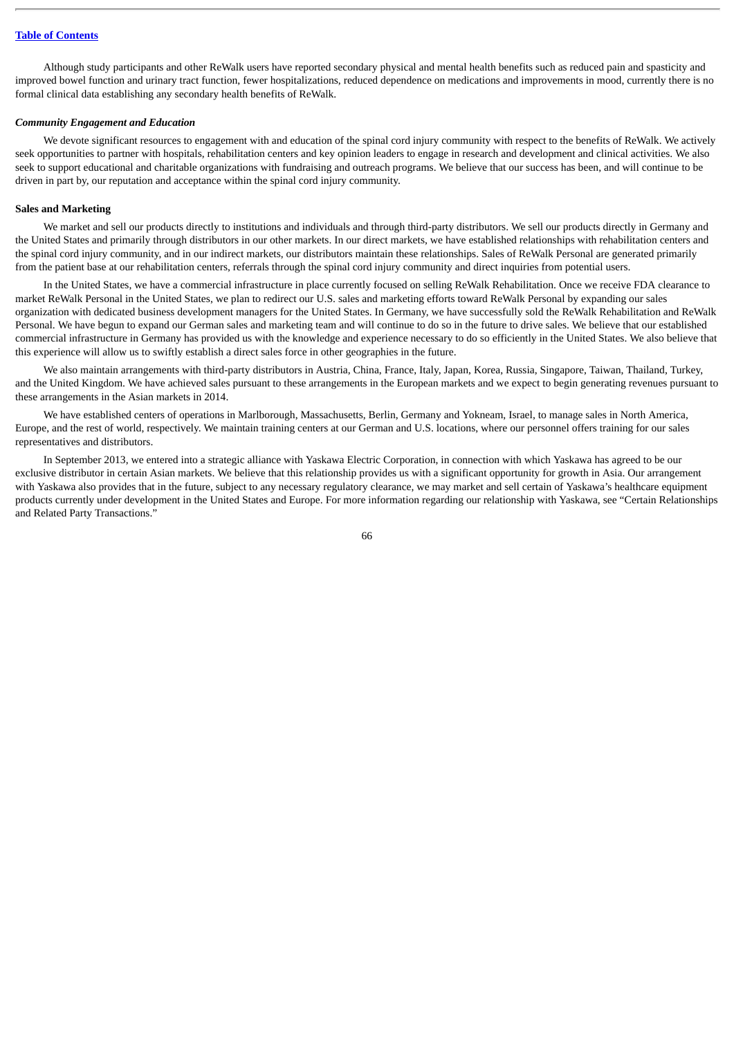Although study participants and other ReWalk users have reported secondary physical and mental health benefits such as reduced pain and spasticity and improved bowel function and urinary tract function, fewer hospitalizations, reduced dependence on medications and improvements in mood, currently there is no formal clinical data establishing any secondary health benefits of ReWalk.

### *Community Engagement and Education*

We devote significant resources to engagement with and education of the spinal cord injury community with respect to the benefits of ReWalk. We actively seek opportunities to partner with hospitals, rehabilitation centers and key opinion leaders to engage in research and development and clinical activities. We also seek to support educational and charitable organizations with fundraising and outreach programs. We believe that our success has been, and will continue to be driven in part by, our reputation and acceptance within the spinal cord injury community.

## Sales and Marketing

We market and sell our products directly to institutions and individuals and through third-party distributors. We sell our products directly in Germany and the United States and primarily through distributors in our other markets. In our direct markets, we have established relationships with rehabilitation centers and the spinal cord injury community, and in our indirect markets, our distributors maintain these relationships. Sales of ReWalk Personal are generated primarily from the patient base at our rehabilitation centers, referrals through the spinal cord injury community and direct inquiries from potential users.

In the United States, we have a commercial infrastructure in place currently focused on selling ReWalk Rehabilitation. Once we receive FDA clearance to market ReWalk Personal in the United States, we plan to redirect our U.S. sales and marketing efforts toward ReWalk Personal by expanding our sales organization with dedicated business development managers for the United States. In Germany, we have successfully sold the ReWalk Rehabilitation and ReWalk Personal. We have begun to expand our German sales and marketing team and will continue to do so in the future to drive sales. We believe that our established commercial infrastructure in Germany has provided us with the knowledge and experience necessary to do so efficiently in the United States. We also believe that this experience will allow us to swiftly establish a direct sales force in other geographies in the future.

We also maintain arrangements with third-party distributors in Austria, China, France, Italy, Japan, Korea, Russia, Singapore, Taiwan, Thailand, Turkey, and the United Kingdom. We have achieved sales pursuant to these arrangements in the European markets and we expect to begin generating revenues pursuant to these arrangements in the Asian markets in 2014.

We have established centers of operations in Marlborough, Massachusetts, Berlin, Germany and Yokneam, Israel, to manage sales in North America, Europe, and the rest of world, respectively. We maintain training centers at our German and U.S. locations, where our personnel offers training for our sales representatives and distributors.

In September 2013, we entered into a strategic alliance with Yaskawa Electric Corporation, in connection with which Yaskawa has agreed to be our exclusive distributor in certain Asian markets. We believe that this relationship provides us with a significant opportunity for growth in Asia. Our arrangement with Yaskawa also provides that in the future, subject to any necessary regulatory clearance, we may market and sell certain of Yaskawa's healthcare equipment products currently under development in the United States and Europe. For more information regarding our relationship with Yaskawa, see "Certain Relationships and Related Party Transactions."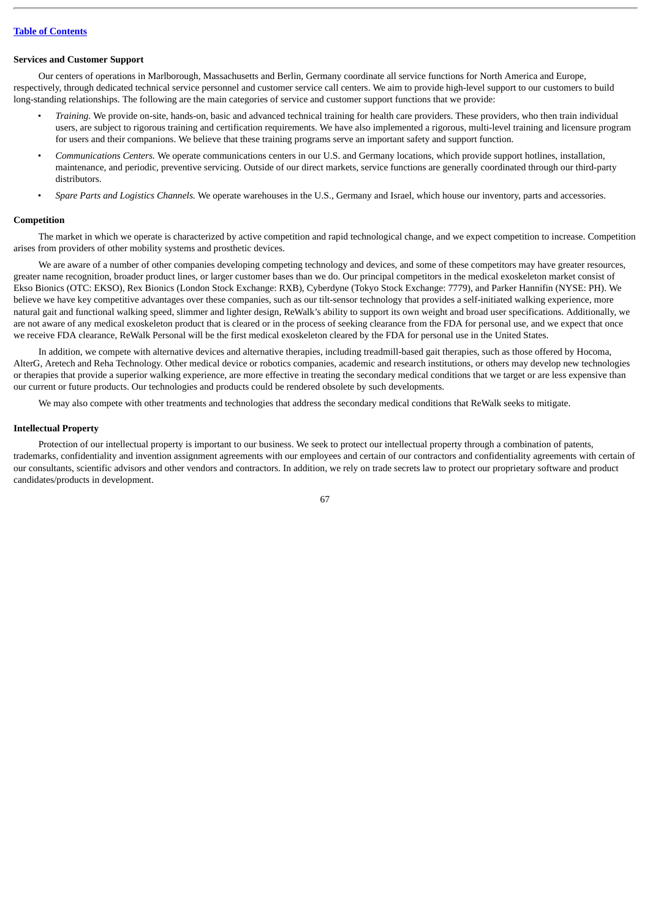**Services and Customer Support**

Our centers of operations in Marlborough, Massachusetts and Berlin, Germany coordinate all service functions for North America and Europe, respectively, through dedicated technical service personnel and customer service call centers. We aim to provide high-level support to our customers to build long-standing relationships. The following are the main categories of service and customer support functions that we provide:

- *Training.* We provide on-site, hands-on, basic and advanced technical training for health care providers. These providers, who then train individual users, are subject to rigorous training and certification requirements. We have also implemented a rigorous, multi-level training and licensure program for users and their companions. We believe that these training programs serve an important safety and support function.
- *Communications Centers.* We operate communications centers in our U.S. and Germany locations, which provide support hotlines, installation, maintenance, and periodic, preventive servicing. Outside of our direct markets, service functions are generally coordinated through our third-party distributors.
- *Spare Parts and Logistics Channels.* We operate warehouses in the U.S., Germany and Israel, which house our inventory, parts and accessories.

**Competition**

The market in which we operate is characterized by active competition and rapid technological change, and we expect competition to increase. Competition arises from providers of other mobility systems and prosthetic devices.

We are aware of a number of other companies developing competing technology and devices, and some of these competitors may have greater resources, greater name recognition, broader product lines, or larger customer bases than we do. Our principal competitors in the medical exoskeleton market consist of Ekso Bionics (OTC: EKSO), Rex Bionics (London Stock Exchange: RXB), Cyberdyne (Tokyo Stock Exchange: 7779), and Parker Hannifin (NYSE: PH). We believe we have key competitive advantages over these companies, such as our tilt-sensor technology that provides a self-initiated walking experience, more natural gait and functional walking speed, slimmer and lighter design, ReWalk's ability to support its own weight and broad user specifications. Additionally, we are not aware of any medical exoskeleton product that is cleared or in the process of seeking clearance from the FDA for personal use, and we expect that once we receive FDA clearance, ReWalk Personal will be the first medical exoskeleton cleared by the FDA for personal use in the United States.

In addition, we compete with alternative devices and alternative therapies, including treadmill-based gait therapies, such as those offered by Hocoma, AlterG, Aretech and Reha Technology. Other medical device or robotics companies, academic and research institutions, or others may develop new technologies or therapies that provide a superior walking experience, are more effective in treating the secondary medical conditions that we target or are less expensive than our current or future products. Our technologies and products could be rendered obsolete by such developments.

We may also compete with other treatments and technologies that address the secondary medical conditions that ReWalk seeks to mitigate.

**Intellectual Property**

Protection of our intellectual property is important to our business. We seek to protect our intellectual property through a combination of patents, trademarks, confidentiality and invention assignment agreements with our employees and certain of our contractors and confidentiality agreements with certain of our consultants, scientific advisors and other vendors and contractors. In addition, we rely on trade secrets law to protect our proprietary software and product candidates/products in development.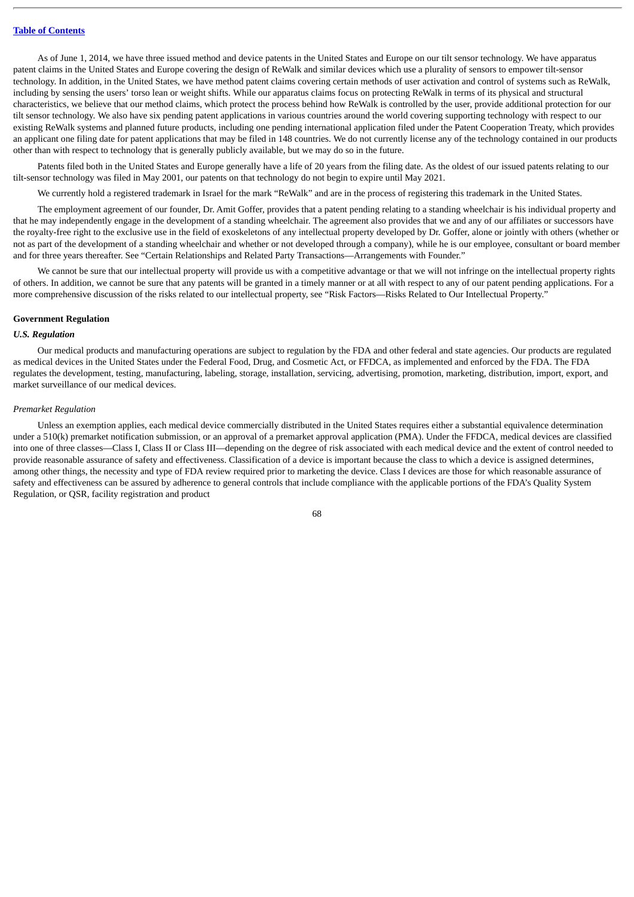As of June 1, 2014, we have three issued method and device patents in the United States and Europe on our tilt sensor technology. We have apparatus patent claims in the United States and Europe covering the design of ReWalk and similar devices which use a plurality of sensors to empower tilt-sensor technology. In addition, in the United States, we have method patent claims covering certain methods of user activation and control of systems such as ReWalk, including by sensing the users' torso lean or weight shifts. While our apparatus claims focus on protecting ReWalk in terms of its physical and structural characteristics, we believe that our method claims, which protect the process behind how ReWalk is controlled by the user, provide additional protection for our tilt sensor technology. We also have six pending patent applications in various countries around the world covering supporting technology with respect to our existing ReWalk systems and planned future products, including one pending international application filed under the Patent Cooperation Treaty, which provides an applicant one filing date for patent applications that may be filed in 148 countries. We do not currently license any of the technology contained in our products other than with respect to technology that is generally publicly available, but we may do so in the future.

Patents filed both in the United States and Europe generally have a life of 20 years from the filing date. As the oldest of our issued patents relating to our tilt-sensor technology was filed in May 2001, our patents on that technology do not begin to expire until May 2021.

We currently hold a registered trademark in Israel for the mark "ReWalk" and are in the process of registering this trademark in the United States.

The employment agreement of our founder, Dr. Amit Goffer, provides that a patent pending relating to a standing wheelchair is his individual property and that he may independently engage in the development of a standing wheelchair. The agreement also provides that we and any of our affiliates or successors have the royalty-free right to the exclusive use in the field of exoskeletons of any intellectual property developed by Dr. Goffer, alone or jointly with others (whether or not as part of the development of a standing wheelchair and whether or not developed through a company), while he is our employee, consultant or board member and for three years thereafter. See "Certain Relationships and Related Party Transactions—Arrangements with Founder."

We cannot be sure that our intellectual property will provide us with a competitive advantage or that we will not infringe on the intellectual property rights of others. In addition, we cannot be sure that any patents will be granted in a timely manner or at all with respect to any of our patent pending applications. For a more comprehensive discussion of the risks related to our intellectual property, see "Risk Factors—Risks Related to Our Intellectual Property."

## Government Regulation

### *U.S. Regulation*

Our medical products and manufacturing operations are subject to regulation by the FDA and other federal and state agencies. Our products are regulated as medical devices in the United States under the Federal Food, Drug, and Cosmetic Act, or FFDCA, as implemented and enforced by the FDA. The FDA regulates the development, testing, manufacturing, labeling, storage, installation, servicing, advertising, promotion, marketing, distribution, import, export, and market surveillance of our medical devices.

*Premarket Regulation*

Unless an exemption applies, each medical device commercially distributed in the United States requires either a substantial equivalence determination under a 510(k) premarket notification submission, or an approval of a premarket approval application (PMA). Under the FFDCA, medical devices are classified into one of three classes—Class I, Class II or Class III—depending on the degree of risk associated with each medical device and the extent of control needed to provide reasonable assurance of safety and effectiveness. Classification of a device is important because the class to which a device is assigned determines, among other things, the necessity and type of FDA review required prior to marketing the device. Class I devices are those for which reasonable assurance of safety and effectiveness can be assured by adherence to general controls that include compliance with the applicable portions of the FDA's Quality System Regulation, or QSR, facility registration and product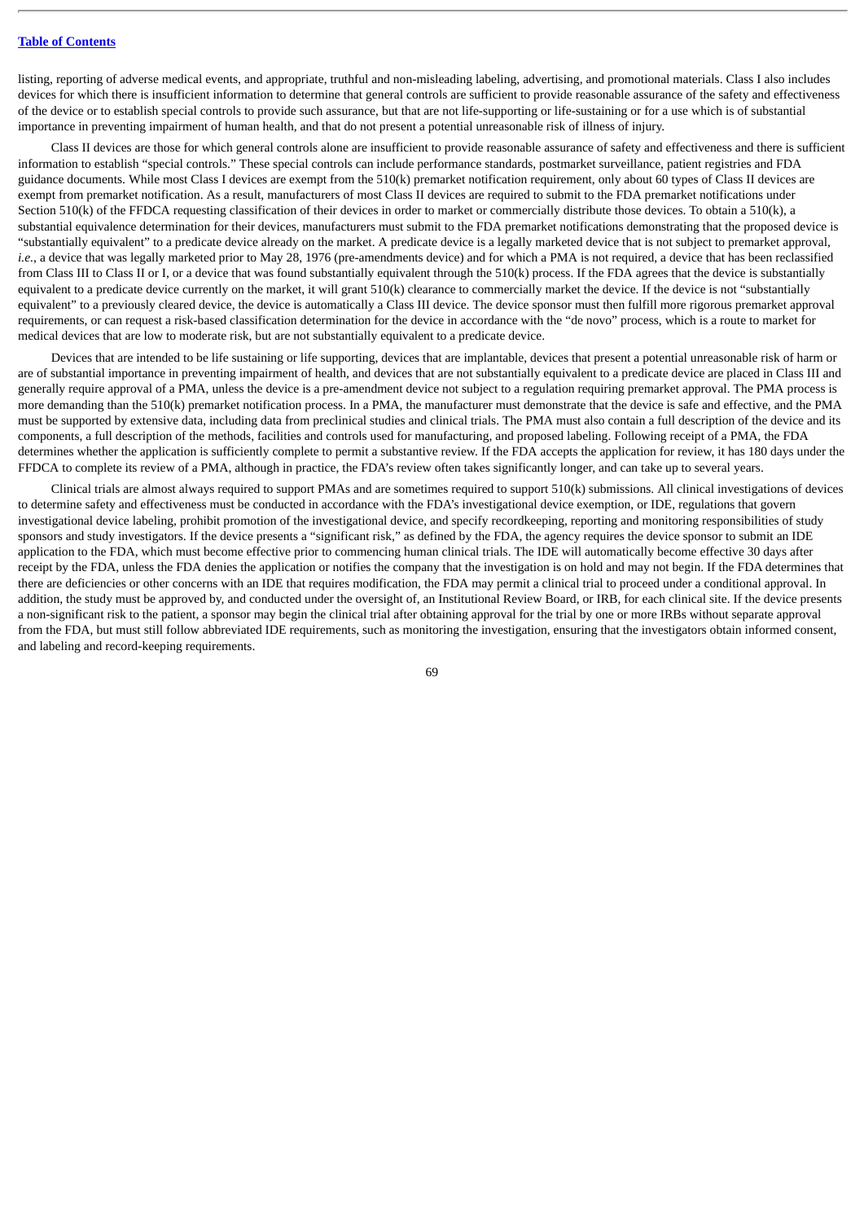listing, reporting of adverse medical events, and appropriate, truthful and non-misleading labeling, advertising, and promotional materials. Class I also includes devices for which there is insufficient information to determine that general controls are sufficient to provide reasonable assurance of the safety and effectiveness of the device or to establish special controls to provide such assurance, but that are not life-supporting or life-sustaining or for a use which is of substantial importance in preventing impairment of human health, and that do not present a potential unreasonable risk of illness of injury.

Class II devices are those for which general controls alone are insufficient to provide reasonable assurance of safety and effectiveness and there is sufficient information to establish "special controls." These special controls can include performance standards, postmarket surveillance, patient registries and FDA guidance documents. While most Class I devices are exempt from the 510(k) premarket notification requirement, only about 60 types of Class II devices are exempt from premarket notification. As a result, manufacturers of most Class II devices are required to submit to the FDA premarket notifications under Section 510(k) of the FFDCA requesting classification of their devices in order to market or commercially distribute those devices. To obtain a 510(k), a substantial equivalence determination for their devices, manufacturers must submit to the FDA premarket notifications demonstrating that the proposed device is "substantially equivalent" to a predicate device already on the market. A predicate device is a legally marketed device that is not subject to premarket approval, *i.e.*, a device that was legally marketed prior to May 28, 1976 (pre-amendments device) and for which a PMA is not required, a device that has been reclassified from Class III to Class II or I, or a device that was found substantially equivalent through the 510(k) process. If the FDA agrees that the device is substantially equivalent to a predicate device currently on the market, it will grant 510(k) clearance to commercially market the device. If the device is not "substantially equivalent" to a previously cleared device, the device is automatically a Class III device. The device sponsor must then fulfill more rigorous premarket approval requirements, or can request a risk-based classification determination for the device in accordance with the "de novo" process, which is a route to market for medical devices that are low to moderate risk, but are not substantially equivalent to a predicate device.

Devices that are intended to be life sustaining or life supporting, devices that are implantable, devices that present a potential unreasonable risk of harm or are of substantial importance in preventing impairment of health, and devices that are not substantially equivalent to a predicate device are placed in Class III and generally require approval of a PMA, unless the device is a pre-amendment device not subject to a regulation requiring premarket approval. The PMA process is more demanding than the 510(k) premarket notification process. In a PMA, the manufacturer must demonstrate that the device is safe and effective, and the PMA must be supported by extensive data, including data from preclinical studies and clinical trials. The PMA must also contain a full description of the device and its components, a full description of the methods, facilities and controls used for manufacturing, and proposed labeling. Following receipt of a PMA, the FDA determines whether the application is sufficiently complete to permit a substantive review. If the FDA accepts the application for review, it has 180 days under the FFDCA to complete its review of a PMA, although in practice, the FDA's review often takes significantly longer, and can take up to several years.

Clinical trials are almost always required to support PMAs and are sometimes required to support 510(k) submissions. All clinical investigations of devices to determine safety and effectiveness must be conducted in accordance with the FDA's investigational device exemption, or IDE, regulations that govern investigational device labeling, prohibit promotion of the investigational device, and specify recordkeeping, reporting and monitoring responsibilities of study sponsors and study investigators. If the device presents a "significant risk," as defined by the FDA, the agency requires the device sponsor to submit an IDE application to the FDA, which must become effective prior to commencing human clinical trials. The IDE will automatically become effective 30 days after receipt by the FDA, unless the FDA denies the application or notifies the company that the investigation is on hold and may not begin. If the FDA determines that there are deficiencies or other concerns with an IDE that requires modification, the FDA may permit a clinical trial to proceed under a conditional approval. In addition, the study must be approved by, and conducted under the oversight of, an Institutional Review Board, or IRB, for each clinical site. If the device presents a non-significant risk to the patient, a sponsor may begin the clinical trial after obtaining approval for the trial by one or more IRBs without separate approval from the FDA, but must still follow abbreviated IDE requirements, such as monitoring the investigation, ensuring that the investigators obtain informed consent, and labeling and record-keeping requirements.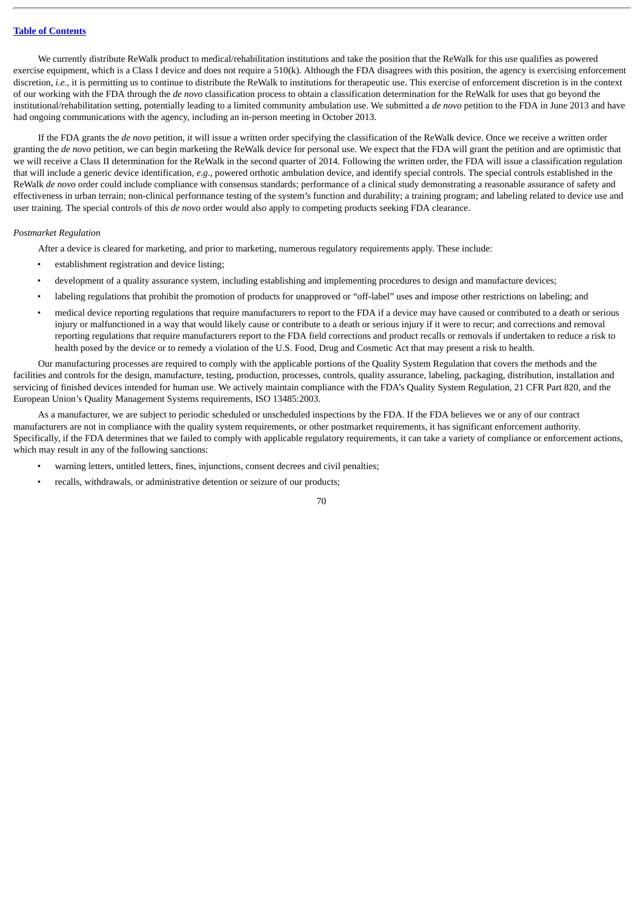We currently distribute ReWalk product to medical/rehabilitation institutions and take the position that the ReWalk for this use qualifies as powered exercise equipment, which is a Class I device and does not require a 510(k). Although the FDA disagrees with this position, the agency is exercising enforcement discretion, *i.e.*, it is permitting us to continue to distribute the ReWalk to institutions for therapeutic use. This exercise of enforcement discretion is in the context of our working with the FDA through the *de novo* classification process to obtain a classification determination for the ReWalk for uses that go beyond the institutional/rehabilitation setting, potentially leading to a limited community ambulation use. We submitted a *de novo* petition to the FDA in June 2013 and have had ongoing communications with the agency, including an in-person meeting in October 2013.

If the FDA grants the *de novo* petition, it will issue a written order specifying the classification of the ReWalk device. Once we receive a written order granting the *de novo* petition, we can begin marketing the ReWalk device for personal use. We expect that the FDA will grant the petition and are optimistic that we will receive a Class II determination for the ReWalk in the second quarter of 2014. Following the written order, the FDA will issue a classification regulation that will include a generic device identification, *e.g*., powered orthotic ambulation device, and identify special controls. The special controls established in the ReWalk *de novo* order could include compliance with consensus standards; performance of a clinical study demonstrating a reasonable assurance of safety and effectiveness in urban terrain; non-clinical performance testing of the system's function and durability; a training program; and labeling related to device use and user training. The special controls of this *de novo* order would also apply to competing products seeking FDA clearance.

*Postmarket Regulation*

After a device is cleared for marketing, and prior to marketing, numerous regulatory requirements apply. These include:

- establishment registration and device listing;
- development of a quality assurance system, including establishing and implementing procedures to design and manufacture devices;
- labeling regulations that prohibit the promotion of products for unapproved or "off-label" uses and impose other restrictions on labeling; and
- medical device reporting regulations that require manufacturers to report to the FDA if a device may have caused or contributed to a death or serious injury or malfunctioned in a way that would likely cause or contribute to a death or serious injury if it were to recur; and corrections and removal reporting regulations that require manufacturers report to the FDA field corrections and product recalls or removals if undertaken to reduce a risk to health posed by the device or to remedy a violation of the U.S. Food, Drug and Cosmetic Act that may present a risk to health.

Our manufacturing processes are required to comply with the applicable portions of the Quality System Regulation that covers the methods and the facilities and controls for the design, manufacture, testing, production, processes, controls, quality assurance, labeling, packaging, distribution, installation and servicing of finished devices intended for human use. We actively maintain compliance with the FDA's Quality System Regulation, 21 CFR Part 820, and the European Union's Quality Management Systems requirements, ISO 13485:2003.

As a manufacturer, we are subject to periodic scheduled or unscheduled inspections by the FDA. If the FDA believes we or any of our contract manufacturers are not in compliance with the quality system requirements, or other postmarket requirements, it has significant enforcement authority. Specifically, if the FDA determines that we failed to comply with applicable regulatory requirements, it can take a variety of compliance or enforcement actions, which may result in any of the following sanctions:

- warning letters, untitled letters, fines, injunctions, consent decrees and civil penalties;
- recalls, withdrawals, or administrative detention or seizure of our products;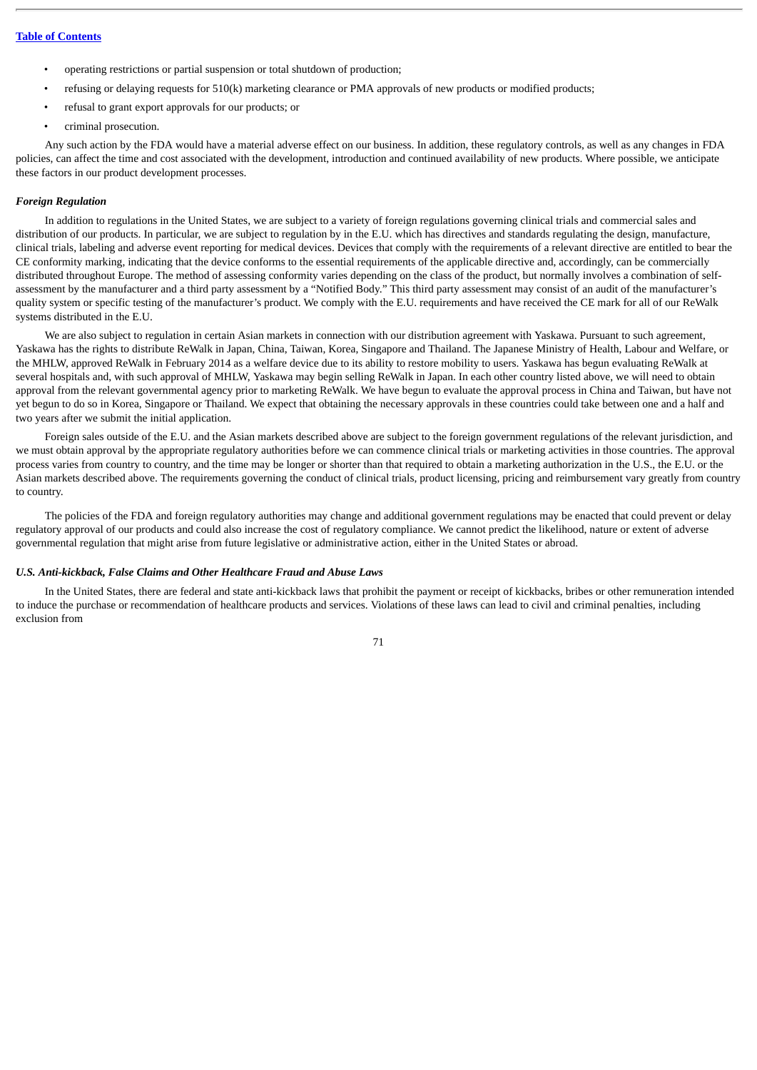- operating restrictions or partial suspension or total shutdown of production;
- refusing or delaying requests for 510(k) marketing clearance or PMA approvals of new products or modified products;
- refusal to grant export approvals for our products; or
- criminal prosecution.

Any such action by the FDA would have a material adverse effect on our business. In addition, these regulatory controls, as well as any changes in FDA policies, can affect the time and cost associated with the development, introduction and continued availability of new products. Where possible, we anticipate these factors in our product development processes.

***Foreign Regulation***

In addition to regulations in the United States, we are subject to a variety of foreign regulations governing clinical trials and commercial sales and distribution of our products. In particular, we are subject to regulation by in the E.U. which has directives and standards regulating the design, manufacture, clinical trials, labeling and adverse event reporting for medical devices. Devices that comply with the requirements of a relevant directive are entitled to bear the CE conformity marking, indicating that the device conforms to the essential requirements of the applicable directive and, accordingly, can be commercially distributed throughout Europe. The method of assessing conformity varies depending on the class of the product, but normally involves a combination of self-assessment by the manufacturer and a third party assessment by a "Notified Body." This third party assessment may consist of an audit of the manufacturer's quality system or specific testing of the manufacturer's product. We comply with the E.U. requirements and have received the CE mark for all of our ReWalk systems distributed in the E.U.

We are also subject to regulation in certain Asian markets in connection with our distribution agreement with Yaskawa. Pursuant to such agreement, Yaskawa has the rights to distribute ReWalk in Japan, China, Taiwan, Korea, Singapore and Thailand. The Japanese Ministry of Health, Labour and Welfare, or the MHLW, approved ReWalk in February 2014 as a welfare device due to its ability to restore mobility to users. Yaskawa has begun evaluating ReWalk at several hospitals and, with such approval of MHLW, Yaskawa may begin selling ReWalk in Japan. In each other country listed above, we will need to obtain approval from the relevant governmental agency prior to marketing ReWalk. We have begun to evaluate the approval process in China and Taiwan, but have not yet begun to do so in Korea, Singapore or Thailand. We expect that obtaining the necessary approvals in these countries could take between one and a half and two years after we submit the initial application.

Foreign sales outside of the E.U. and the Asian markets described above are subject to the foreign government regulations of the relevant jurisdiction, and we must obtain approval by the appropriate regulatory authorities before we can commence clinical trials or marketing activities in those countries. The approval process varies from country to country, and the time may be longer or shorter than that required to obtain a marketing authorization in the U.S., the E.U. or the Asian markets described above. The requirements governing the conduct of clinical trials, product licensing, pricing and reimbursement vary greatly from country to country.

The policies of the FDA and foreign regulatory authorities may change and additional government regulations may be enacted that could prevent or delay regulatory approval of our products and could also increase the cost of regulatory compliance. We cannot predict the likelihood, nature or extent of adverse governmental regulation that might arise from future legislative or administrative action, either in the United States or abroad.

***U.S. Anti-kickback, False Claims and Other Healthcare Fraud and Abuse Laws***

In the United States, there are federal and state anti-kickback laws that prohibit the payment or receipt of kickbacks, bribes or other remuneration intended to induce the purchase or recommendation of healthcare products and services. Violations of these laws can lead to civil and criminal penalties, including exclusion from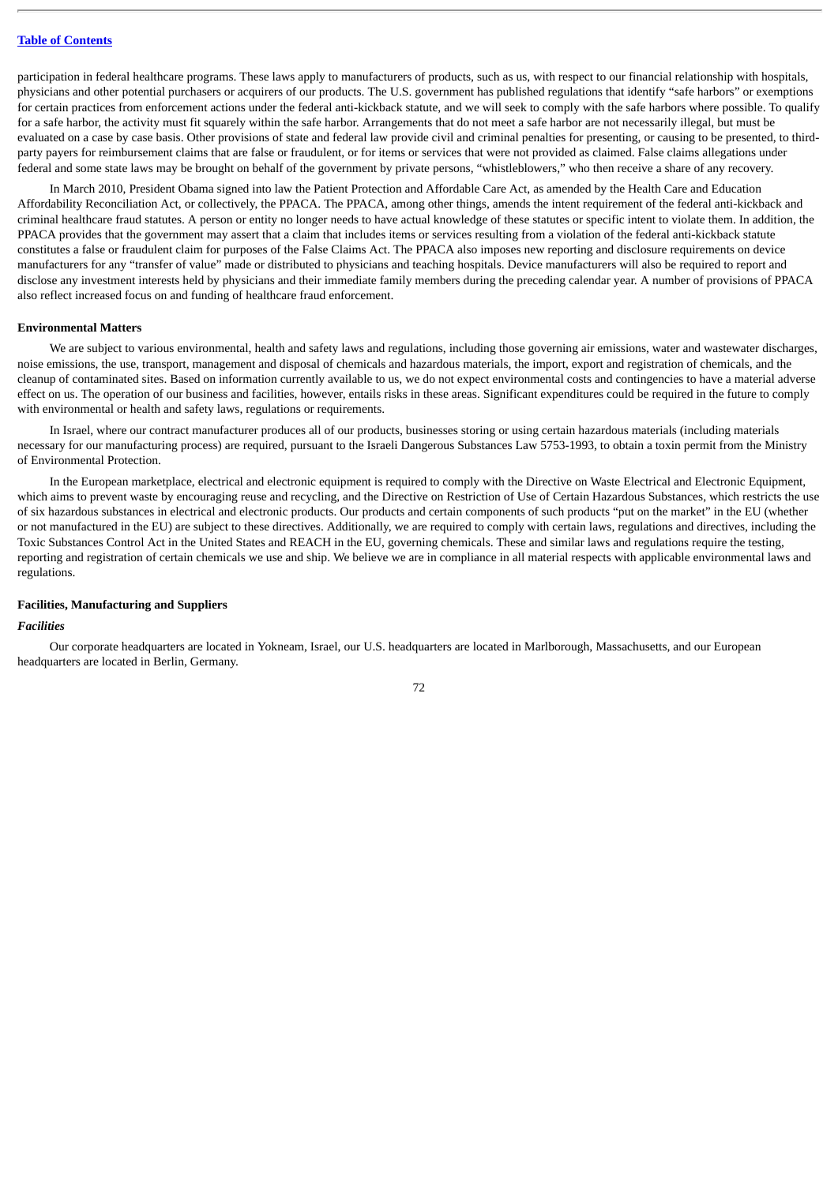participation in federal healthcare programs. These laws apply to manufacturers of products, such as us, with respect to our financial relationship with hospitals, physicians and other potential purchasers or acquirers of our products. The U.S. government has published regulations that identify "safe harbors" or exemptions for certain practices from enforcement actions under the federal anti-kickback statute, and we will seek to comply with the safe harbors where possible. To qualify for a safe harbor, the activity must fit squarely within the safe harbor. Arrangements that do not meet a safe harbor are not necessarily illegal, but must be evaluated on a case by case basis. Other provisions of state and federal law provide civil and criminal penalties for presenting, or causing to be presented, to third-party payers for reimbursement claims that are false or fraudulent, or for items or services that were not provided as claimed. False claims allegations under federal and some state laws may be brought on behalf of the government by private persons, "whistleblowers," who then receive a share of any recovery.

In March 2010, President Obama signed into law the Patient Protection and Affordable Care Act, as amended by the Health Care and Education Affordability Reconciliation Act, or collectively, the PPACA. The PPACA, among other things, amends the intent requirement of the federal anti-kickback and criminal healthcare fraud statutes. A person or entity no longer needs to have actual knowledge of these statutes or specific intent to violate them. In addition, the PPACA provides that the government may assert that a claim that includes items or services resulting from a violation of the federal anti-kickback statute constitutes a false or fraudulent claim for purposes of the False Claims Act. The PPACA also imposes new reporting and disclosure requirements on device manufacturers for any "transfer of value" made or distributed to physicians and teaching hospitals. Device manufacturers will also be required to report and disclose any investment interests held by physicians and their immediate family members during the preceding calendar year. A number of provisions of PPACA also reflect increased focus on and funding of healthcare fraud enforcement.

**Environmental Matters**

We are subject to various environmental, health and safety laws and regulations, including those governing air emissions, water and wastewater discharges, noise emissions, the use, transport, management and disposal of chemicals and hazardous materials, the import, export and registration of chemicals, and the cleanup of contaminated sites. Based on information currently available to us, we do not expect environmental costs and contingencies to have a material adverse effect on us. The operation of our business and facilities, however, entails risks in these areas. Significant expenditures could be required in the future to comply with environmental or health and safety laws, regulations or requirements.

In Israel, where our contract manufacturer produces all of our products, businesses storing or using certain hazardous materials (including materials necessary for our manufacturing process) are required, pursuant to the Israeli Dangerous Substances Law 5753-1993, to obtain a toxin permit from the Ministry of Environmental Protection.

In the European marketplace, electrical and electronic equipment is required to comply with the Directive on Waste Electrical and Electronic Equipment, which aims to prevent waste by encouraging reuse and recycling, and the Directive on Restriction of Use of Certain Hazardous Substances, which restricts the use of six hazardous substances in electrical and electronic products. Our products and certain components of such products "put on the market" in the EU (whether or not manufactured in the EU) are subject to these directives. Additionally, we are required to comply with certain laws, regulations and directives, including the Toxic Substances Control Act in the United States and REACH in the EU, governing chemicals. These and similar laws and regulations require the testing, reporting and registration of certain chemicals we use and ship. We believe we are in compliance in all material respects with applicable environmental laws and regulations.

**Facilities, Manufacturing and Suppliers**

***Facilities***

Our corporate headquarters are located in Yokneam, Israel, our U.S. headquarters are located in Marlborough, Massachusetts, and our European headquarters are located in Berlin, Germany.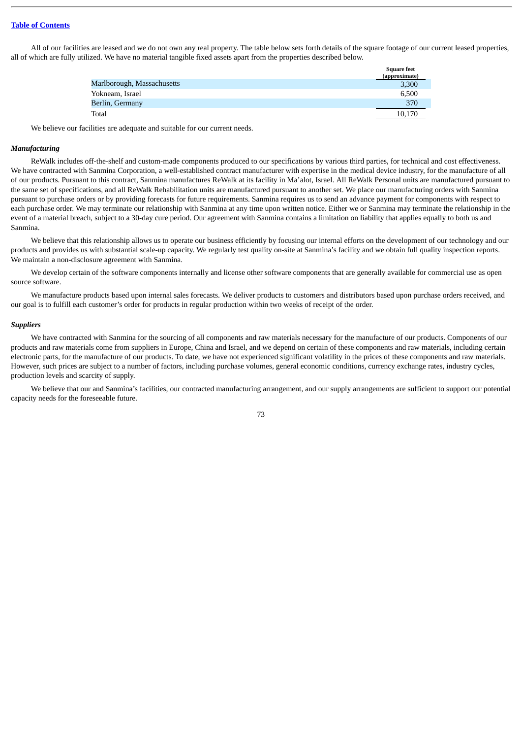All of our facilities are leased and we do not own any real property. The table below sets forth details of the square footage of our current leased properties, all of which are fully utilized. We have no material tangible fixed assets apart from the properties described below.

| | Square feet (approximate) |
|---|---|
| Marlborough, Massachusetts | 3,300 |
| Yokneam, Israel | 6,500 |
| Berlin, Germany | 370 |
| Total | 10,170 |

We believe our facilities are adequate and suitable for our current needs.

***Manufacturing***

ReWalk includes off-the-shelf and custom-made components produced to our specifications by various third parties, for technical and cost effectiveness. We have contracted with Sanmina Corporation, a well-established contract manufacturer with expertise in the medical device industry, for the manufacture of all of our products. Pursuant to this contract, Sanmina manufactures ReWalk at its facility in Ma'alot, Israel. All ReWalk Personal units are manufactured pursuant to the same set of specifications, and all ReWalk Rehabilitation units are manufactured pursuant to another set. We place our manufacturing orders with Sanmina pursuant to purchase orders or by providing forecasts for future requirements. Sanmina requires us to send an advance payment for components with respect to each purchase order. We may terminate our relationship with Sanmina at any time upon written notice. Either we or Sanmina may terminate the relationship in the event of a material breach, subject to a 30-day cure period. Our agreement with Sanmina contains a limitation on liability that applies equally to both us and Sanmina.

We believe that this relationship allows us to operate our business efficiently by focusing our internal efforts on the development of our technology and our products and provides us with substantial scale-up capacity. We regularly test quality on-site at Sanmina's facility and we obtain full quality inspection reports. We maintain a non-disclosure agreement with Sanmina.

We develop certain of the software components internally and license other software components that are generally available for commercial use as open source software.

We manufacture products based upon internal sales forecasts. We deliver products to customers and distributors based upon purchase orders received, and our goal is to fulfill each customer's order for products in regular production within two weeks of receipt of the order.

***Suppliers***

We have contracted with Sanmina for the sourcing of all components and raw materials necessary for the manufacture of our products. Components of our products and raw materials come from suppliers in Europe, China and Israel, and we depend on certain of these components and raw materials, including certain electronic parts, for the manufacture of our products. To date, we have not experienced significant volatility in the prices of these components and raw materials. However, such prices are subject to a number of factors, including purchase volumes, general economic conditions, currency exchange rates, industry cycles, production levels and scarcity of supply.

We believe that our and Sanmina's facilities, our contracted manufacturing arrangement, and our supply arrangements are sufficient to support our potential capacity needs for the foreseeable future.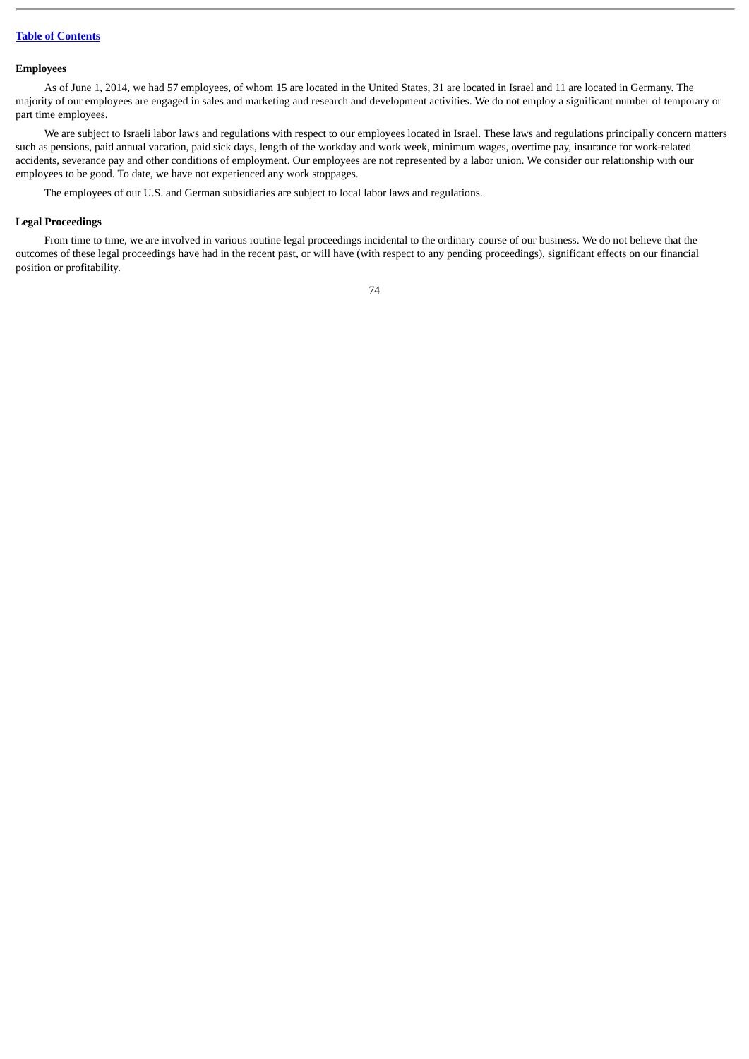### Employees

As of June 1, 2014, we had 57 employees, of whom 15 are located in the United States, 31 are located in Israel and 11 are located in Germany. The majority of our employees are engaged in sales and marketing and research and development activities. We do not employ a significant number of temporary or part time employees.

We are subject to Israeli labor laws and regulations with respect to our employees located in Israel. These laws and regulations principally concern matters such as pensions, paid annual vacation, paid sick days, length of the workday and work week, minimum wages, overtime pay, insurance for work-related accidents, severance pay and other conditions of employment. Our employees are not represented by a labor union. We consider our relationship with our employees to be good. To date, we have not experienced any work stoppages.

The employees of our U.S. and German subsidiaries are subject to local labor laws and regulations.

### Legal Proceedings

From time to time, we are involved in various routine legal proceedings incidental to the ordinary course of our business. We do not believe that the outcomes of these legal proceedings have had in the recent past, or will have (with respect to any pending proceedings), significant effects on our financial position or profitability.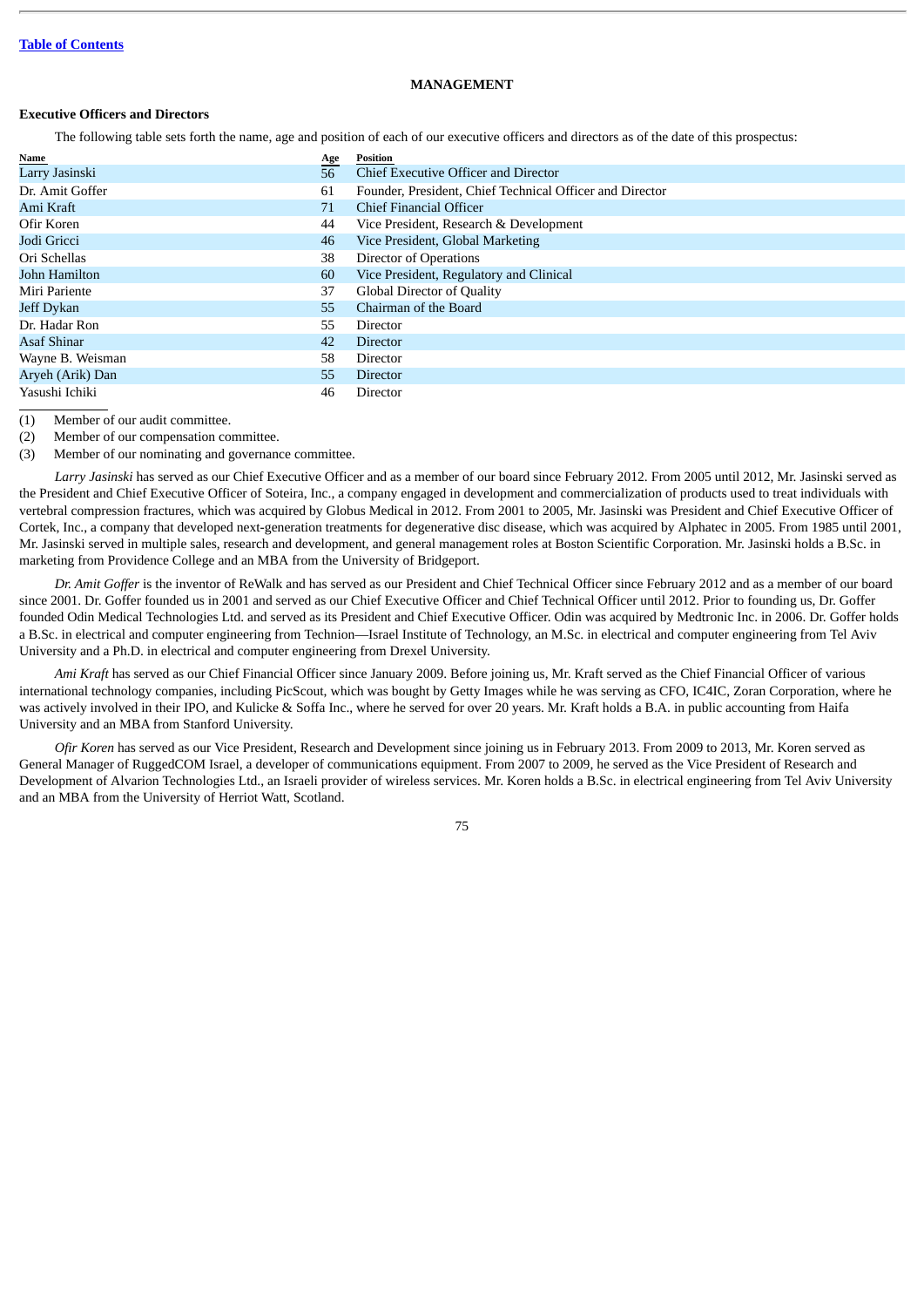[Table of Contents](#)

# MANAGEMENT

## Executive Officers and Directors

The following table sets forth the name, age and position of each of our executive officers and directors as of the date of this prospectus:

| Name | Age | Position |
|---|---|---|
| Larry Jasinski | 56 | Chief Executive Officer and Director |
| Dr. Amit Goffer | 61 | Founder, President, Chief Technical Officer and Director |
| Ami Kraft | 71 | Chief Financial Officer |
| Ofir Koren | 44 | Vice President, Research & Development |
| Jodi Gricci | 46 | Vice President, Global Marketing |
| Ori Schellas | 38 | Director of Operations |
| John Hamilton | 60 | Vice President, Regulatory and Clinical |
| Miri Pariente | 37 | Global Director of Quality |
| Jeff Dykan | 55 | Chairman of the Board |
| Dr. Hadar Ron | 55 | Director |
| Asaf Shinar | 42 | Director |
| Wayne B. Weisman | 58 | Director |
| Aryeh (Arik) Dan | 55 | Director |
| Yasushi Ichiki | 46 | Director |

(1) Member of our audit committee.
(2) Member of our compensation committee.
(3) Member of our nominating and governance committee.

*Larry Jasinski* has served as our Chief Executive Officer and as a member of our board since February 2012. From 2005 until 2012, Mr. Jasinski served as the President and Chief Executive Officer of Soteira, Inc., a company engaged in development and commercialization of products used to treat individuals with vertebral compression fractures, which was acquired by Globus Medical in 2012. From 2001 to 2005, Mr. Jasinski was President and Chief Executive Officer of Cortek, Inc., a company that developed next-generation treatments for degenerative disc disease, which was acquired by Alphatec in 2005. From 1985 until 2001, Mr. Jasinski served in multiple sales, research and development, and general management roles at Boston Scientific Corporation. Mr. Jasinski holds a B.Sc. in marketing from Providence College and an MBA from the University of Bridgeport.

*Dr. Amit Goffer* is the inventor of ReWalk and has served as our President and Chief Technical Officer since February 2012 and as a member of our board since 2001. Dr. Goffer founded us in 2001 and served as our Chief Executive Officer and Chief Technical Officer until 2012. Prior to founding us, Dr. Goffer founded Odin Medical Technologies Ltd. and served as its President and Chief Executive Officer. Odin was acquired by Medtronic Inc. in 2006. Dr. Goffer holds a B.Sc. in electrical and computer engineering from Technion—Israel Institute of Technology, an M.Sc. in electrical and computer engineering from Tel Aviv University and a Ph.D. in electrical and computer engineering from Drexel University.

*Ami Kraft* has served as our Chief Financial Officer since January 2009. Before joining us, Mr. Kraft served as the Chief Financial Officer of various international technology companies, including PicScout, which was bought by Getty Images while he was serving as CFO, IC4IC, Zoran Corporation, where he was actively involved in their IPO, and Kulicke & Soffa Inc., where he served for over 20 years. Mr. Kraft holds a B.A. in public accounting from Haifa University and an MBA from Stanford University.

*Ofir Koren* has served as our Vice President, Research and Development since joining us in February 2013. From 2009 to 2013, Mr. Koren served as General Manager of RuggedCOM Israel, a developer of communications equipment. From 2007 to 2009, he served as the Vice President of Research and Development of Alvarion Technologies Ltd., an Israeli provider of wireless services. Mr. Koren holds a B.Sc. in electrical engineering from Tel Aviv University and an MBA from the University of Herriot Watt, Scotland.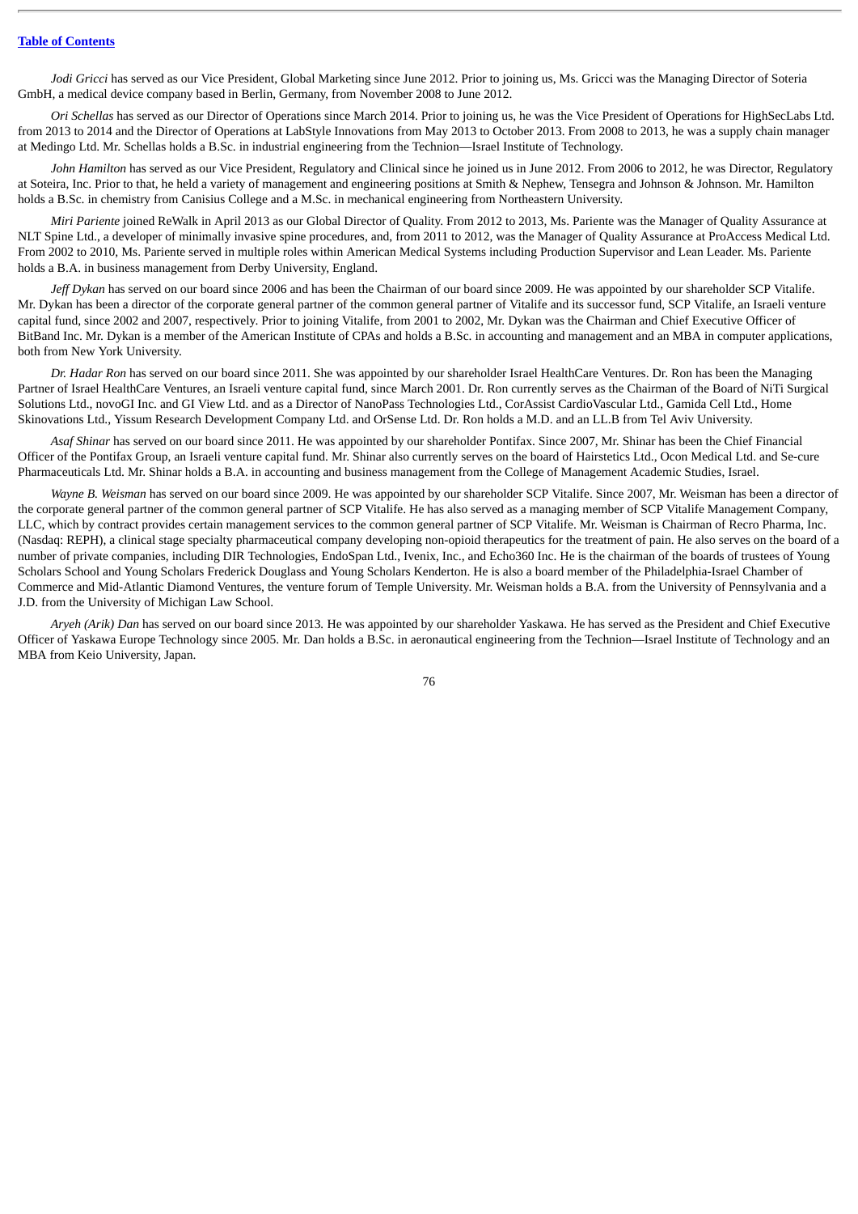*Jodi Gricci* has served as our Vice President, Global Marketing since June 2012. Prior to joining us, Ms. Gricci was the Managing Director of Soteria GmbH, a medical device company based in Berlin, Germany, from November 2008 to June 2012.

*Ori Schellas* has served as our Director of Operations since March 2014. Prior to joining us, he was the Vice President of Operations for HighSecLabs Ltd. from 2013 to 2014 and the Director of Operations at LabStyle Innovations from May 2013 to October 2013. From 2008 to 2013, he was a supply chain manager at Medingo Ltd. Mr. Schellas holds a B.Sc. in industrial engineering from the Technion—Israel Institute of Technology.

*John Hamilton* has served as our Vice President, Regulatory and Clinical since he joined us in June 2012. From 2006 to 2012, he was Director, Regulatory at Soteira, Inc. Prior to that, he held a variety of management and engineering positions at Smith & Nephew, Tensegra and Johnson & Johnson. Mr. Hamilton holds a B.Sc. in chemistry from Canisius College and a M.Sc. in mechanical engineering from Northeastern University.

*Miri Pariente* joined ReWalk in April 2013 as our Global Director of Quality. From 2012 to 2013, Ms. Pariente was the Manager of Quality Assurance at NLT Spine Ltd., a developer of minimally invasive spine procedures, and, from 2011 to 2012, was the Manager of Quality Assurance at ProAccess Medical Ltd. From 2002 to 2010, Ms. Pariente served in multiple roles within American Medical Systems including Production Supervisor and Lean Leader. Ms. Pariente holds a B.A. in business management from Derby University, England.

*Jeff Dykan* has served on our board since 2006 and has been the Chairman of our board since 2009. He was appointed by our shareholder SCP Vitalife. Mr. Dykan has been a director of the corporate general partner of the common general partner of Vitalife and its successor fund, SCP Vitalife, an Israeli venture capital fund, since 2002 and 2007, respectively. Prior to joining Vitalife, from 2001 to 2002, Mr. Dykan was the Chairman and Chief Executive Officer of BitBand Inc. Mr. Dykan is a member of the American Institute of CPAs and holds a B.Sc. in accounting and management and an MBA in computer applications, both from New York University.

*Dr. Hadar Ron* has served on our board since 2011. She was appointed by our shareholder Israel HealthCare Ventures. Dr. Ron has been the Managing Partner of Israel HealthCare Ventures, an Israeli venture capital fund, since March 2001. Dr. Ron currently serves as the Chairman of the Board of NiTi Surgical Solutions Ltd., novoGI Inc. and GI View Ltd. and as a Director of NanoPass Technologies Ltd., CorAssist CardioVascular Ltd., Gamida Cell Ltd., Home Skinovations Ltd., Yissum Research Development Company Ltd. and OrSense Ltd. Dr. Ron holds a M.D. and an LL.B from Tel Aviv University.

*Asaf Shinar* has served on our board since 2011. He was appointed by our shareholder Pontifax. Since 2007, Mr. Shinar has been the Chief Financial Officer of the Pontifax Group, an Israeli venture capital fund. Mr. Shinar also currently serves on the board of Hairstetics Ltd., Ocon Medical Ltd. and Se-cure Pharmaceuticals Ltd. Mr. Shinar holds a B.A. in accounting and business management from the College of Management Academic Studies, Israel.

*Wayne B. Weisman* has served on our board since 2009. He was appointed by our shareholder SCP Vitalife. Since 2007, Mr. Weisman has been a director of the corporate general partner of the common general partner of SCP Vitalife. He has also served as a managing member of SCP Vitalife Management Company, LLC, which by contract provides certain management services to the common general partner of SCP Vitalife. Mr. Weisman is Chairman of Recro Pharma, Inc. (Nasdaq: REPH), a clinical stage specialty pharmaceutical company developing non-opioid therapeutics for the treatment of pain. He also serves on the board of a number of private companies, including DIR Technologies, EndoSpan Ltd., Ivenix, Inc., and Echo360 Inc. He is the chairman of the boards of trustees of Young Scholars School and Young Scholars Frederick Douglass and Young Scholars Kenderton. He is also a board member of the Philadelphia-Israel Chamber of Commerce and Mid-Atlantic Diamond Ventures, the venture forum of Temple University. Mr. Weisman holds a B.A. from the University of Pennsylvania and a J.D. from the University of Michigan Law School.

*Aryeh (Arik) Dan* has served on our board since 2013. He was appointed by our shareholder Yaskawa. He has served as the President and Chief Executive Officer of Yaskawa Europe Technology since 2005. Mr. Dan holds a B.Sc. in aeronautical engineering from the Technion—Israel Institute of Technology and an MBA from Keio University, Japan.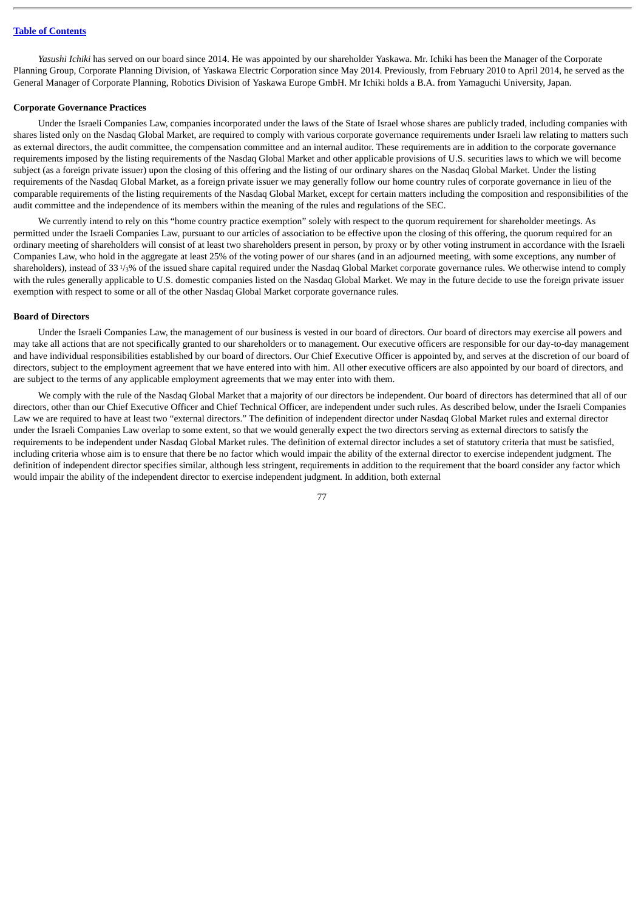*Yasushi Ichiki* has served on our board since 2014. He was appointed by our shareholder Yaskawa. Mr. Ichiki has been the Manager of the Corporate Planning Group, Corporate Planning Division, of Yaskawa Electric Corporation since May 2014. Previously, from February 2010 to April 2014, he served as the General Manager of Corporate Planning, Robotics Division of Yaskawa Europe GmbH. Mr Ichiki holds a B.A. from Yamaguchi University, Japan.

**Corporate Governance Practices**

Under the Israeli Companies Law, companies incorporated under the laws of the State of Israel whose shares are publicly traded, including companies with shares listed only on the Nasdaq Global Market, are required to comply with various corporate governance requirements under Israeli law relating to matters such as external directors, the audit committee, the compensation committee and an internal auditor. These requirements are in addition to the corporate governance requirements imposed by the listing requirements of the Nasdaq Global Market and other applicable provisions of U.S. securities laws to which we will become subject (as a foreign private issuer) upon the closing of this offering and the listing of our ordinary shares on the Nasdaq Global Market. Under the listing requirements of the Nasdaq Global Market, as a foreign private issuer we may generally follow our home country rules of corporate governance in lieu of the comparable requirements of the listing requirements of the Nasdaq Global Market, except for certain matters including the composition and responsibilities of the audit committee and the independence of its members within the meaning of the rules and regulations of the SEC.

We currently intend to rely on this "home country practice exemption" solely with respect to the quorum requirement for shareholder meetings. As permitted under the Israeli Companies Law, pursuant to our articles of association to be effective upon the closing of this offering, the quorum required for an ordinary meeting of shareholders will consist of at least two shareholders present in person, by proxy or by other voting instrument in accordance with the Israeli Companies Law, who hold in the aggregate at least 25% of the voting power of our shares (and in an adjourned meeting, with some exceptions, any number of shareholders), instead of 33 1/3% of the issued share capital required under the Nasdaq Global Market corporate governance rules. We otherwise intend to comply with the rules generally applicable to U.S. domestic companies listed on the Nasdaq Global Market. We may in the future decide to use the foreign private issuer exemption with respect to some or all of the other Nasdaq Global Market corporate governance rules.

**Board of Directors**

Under the Israeli Companies Law, the management of our business is vested in our board of directors. Our board of directors may exercise all powers and may take all actions that are not specifically granted to our shareholders or to management. Our executive officers are responsible for our day-to-day management and have individual responsibilities established by our board of directors. Our Chief Executive Officer is appointed by, and serves at the discretion of our board of directors, subject to the employment agreement that we have entered into with him. All other executive officers are also appointed by our board of directors, and are subject to the terms of any applicable employment agreements that we may enter into with them.

We comply with the rule of the Nasdaq Global Market that a majority of our directors be independent. Our board of directors has determined that all of our directors, other than our Chief Executive Officer and Chief Technical Officer, are independent under such rules. As described below, under the Israeli Companies Law we are required to have at least two "external directors." The definition of independent director under Nasdaq Global Market rules and external director under the Israeli Companies Law overlap to some extent, so that we would generally expect the two directors serving as external directors to satisfy the requirements to be independent under Nasdaq Global Market rules. The definition of external director includes a set of statutory criteria that must be satisfied, including criteria whose aim is to ensure that there be no factor which would impair the ability of the external director to exercise independent judgment. The definition of independent director specifies similar, although less stringent, requirements in addition to the requirement that the board consider any factor which would impair the ability of the independent director to exercise independent judgment. In addition, both external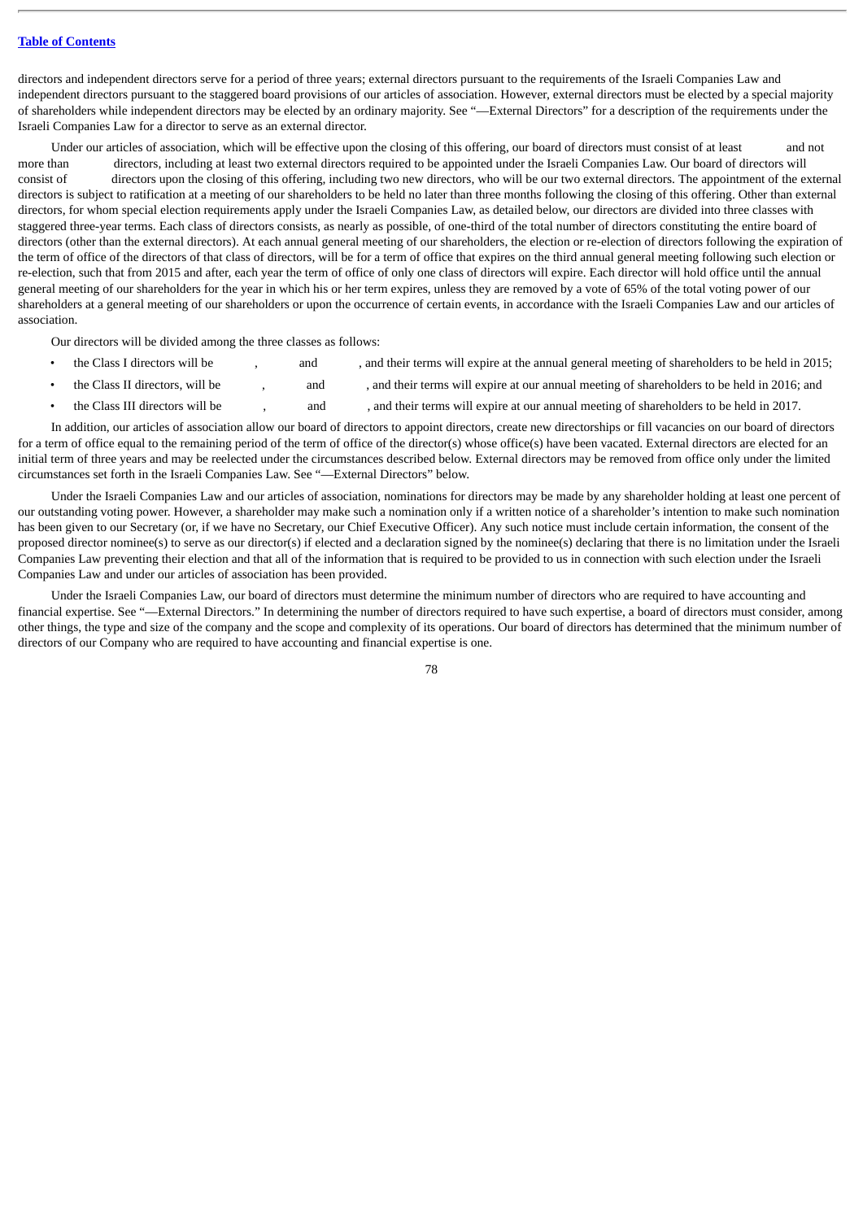directors and independent directors serve for a period of three years; external directors pursuant to the requirements of the Israeli Companies Law and independent directors pursuant to the staggered board provisions of our articles of association. However, external directors must be elected by a special majority of shareholders while independent directors may be elected by an ordinary majority. See "—External Directors" for a description of the requirements under the Israeli Companies Law for a director to serve as an external director.

Under our articles of association, which will be effective upon the closing of this offering, our board of directors must consist of at least       and not more than       directors, including at least two external directors required to be appointed under the Israeli Companies Law. Our board of directors will consist of       directors upon the closing of this offering, including two new directors, who will be our two external directors. The appointment of the external directors is subject to ratification at a meeting of our shareholders to be held no later than three months following the closing of this offering. Other than external directors, for whom special election requirements apply under the Israeli Companies Law, as detailed below, our directors are divided into three classes with staggered three-year terms. Each class of directors consists, as nearly as possible, of one-third of the total number of directors constituting the entire board of directors (other than the external directors). At each annual general meeting of our shareholders, the election or re-election of directors following the expiration of the term of office of the directors of that class of directors, will be for a term of office that expires on the third annual general meeting following such election or re-election, such that from 2015 and after, each year the term of office of only one class of directors will expire. Each director will hold office until the annual general meeting of our shareholders for the year in which his or her term expires, unless they are removed by a vote of 65% of the total voting power of our shareholders at a general meeting of our shareholders or upon the occurrence of certain events, in accordance with the Israeli Companies Law and our articles of association.

Our directors will be divided among the three classes as follows:

- the Class I directors will be      ,       and      , and their terms will expire at the annual general meeting of shareholders to be held in 2015;
- the Class II directors, will be      ,       and      , and their terms will expire at our annual meeting of shareholders to be held in 2016; and
- the Class III directors will be      ,       and      , and their terms will expire at our annual meeting of shareholders to be held in 2017.

In addition, our articles of association allow our board of directors to appoint directors, create new directorships or fill vacancies on our board of directors for a term of office equal to the remaining period of the term of office of the director(s) whose office(s) have been vacated. External directors are elected for an initial term of three years and may be reelected under the circumstances described below. External directors may be removed from office only under the limited circumstances set forth in the Israeli Companies Law. See "—External Directors" below.

Under the Israeli Companies Law and our articles of association, nominations for directors may be made by any shareholder holding at least one percent of our outstanding voting power. However, a shareholder may make such a nomination only if a written notice of a shareholder's intention to make such nomination has been given to our Secretary (or, if we have no Secretary, our Chief Executive Officer). Any such notice must include certain information, the consent of the proposed director nominee(s) to serve as our director(s) if elected and a declaration signed by the nominee(s) declaring that there is no limitation under the Israeli Companies Law preventing their election and that all of the information that is required to be provided to us in connection with such election under the Israeli Companies Law and under our articles of association has been provided.

Under the Israeli Companies Law, our board of directors must determine the minimum number of directors who are required to have accounting and financial expertise. See "—External Directors." In determining the number of directors required to have such expertise, a board of directors must consider, among other things, the type and size of the company and the scope and complexity of its operations. Our board of directors has determined that the minimum number of directors of our Company who are required to have accounting and financial expertise is one.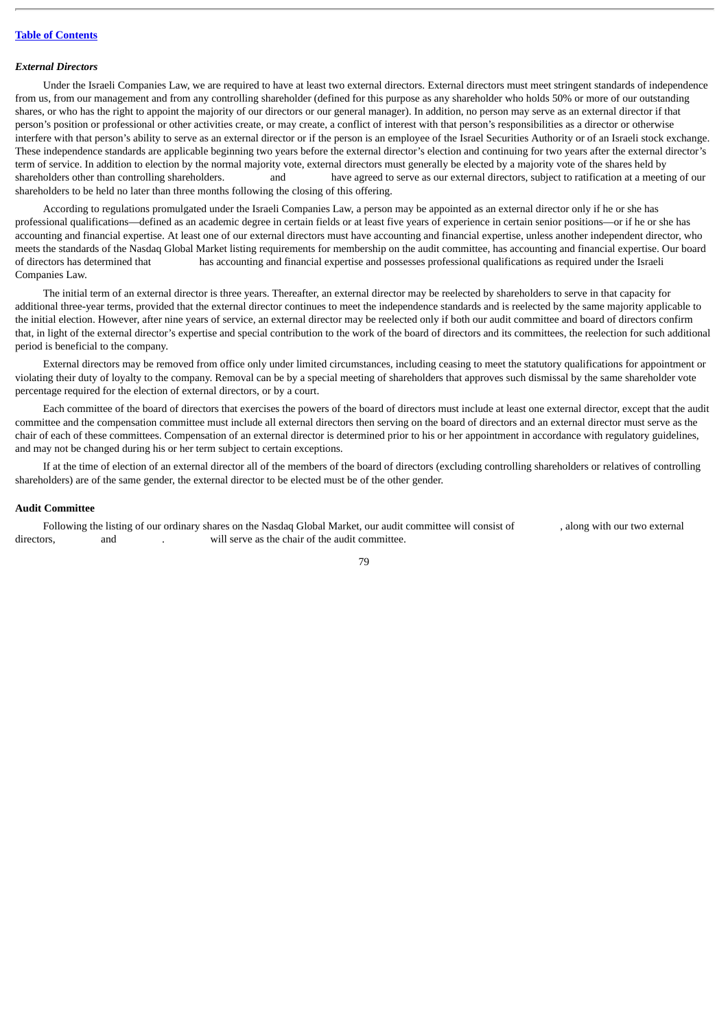[Table of Contents](#)

### *External Directors*

Under the Israeli Companies Law, we are required to have at least two external directors. External directors must meet stringent standards of independence from us, from our management and from any controlling shareholder (defined for this purpose as any shareholder who holds 50% or more of our outstanding shares, or who has the right to appoint the majority of our directors or our general manager). In addition, no person may serve as an external director if that person's position or professional or other activities create, or may create, a conflict of interest with that person's responsibilities as a director or otherwise interfere with that person's ability to serve as an external director or if the person is an employee of the Israel Securities Authority or of an Israeli stock exchange. These independence standards are applicable beginning two years before the external director's election and continuing for two years after the external director's term of service. In addition to election by the normal majority vote, external directors must generally be elected by a majority vote of the shares held by shareholders other than controlling shareholders.              and              have agreed to serve as our external directors, subject to ratification at a meeting of our shareholders to be held no later than three months following the closing of this offering.

According to regulations promulgated under the Israeli Companies Law, a person may be appointed as an external director only if he or she has professional qualifications—defined as an academic degree in certain fields or at least five years of experience in certain senior positions—or if he or she has accounting and financial expertise. At least one of our external directors must have accounting and financial expertise, unless another independent director, who meets the standards of the Nasdaq Global Market listing requirements for membership on the audit committee, has accounting and financial expertise. Our board of directors has determined that              has accounting and financial expertise and possesses professional qualifications as required under the Israeli Companies Law.

The initial term of an external director is three years. Thereafter, an external director may be reelected by shareholders to serve in that capacity for additional three-year terms, provided that the external director continues to meet the independence standards and is reelected by the same majority applicable to the initial election. However, after nine years of service, an external director may be reelected only if both our audit committee and board of directors confirm that, in light of the external director's expertise and special contribution to the work of the board of directors and its committees, the reelection for such additional period is beneficial to the company.

External directors may be removed from office only under limited circumstances, including ceasing to meet the statutory qualifications for appointment or violating their duty of loyalty to the company. Removal can be by a special meeting of shareholders that approves such dismissal by the same shareholder vote percentage required for the election of external directors, or by a court.

Each committee of the board of directors that exercises the powers of the board of directors must include at least one external director, except that the audit committee and the compensation committee must include all external directors then serving on the board of directors and an external director must serve as the chair of each of these committees. Compensation of an external director is determined prior to his or her appointment in accordance with regulatory guidelines, and may not be changed during his or her term subject to certain exceptions.

If at the time of election of an external director all of the members of the board of directors (excluding controlling shareholders or relatives of controlling shareholders) are of the same gender, the external director to be elected must be of the other gender.

### Audit Committee

Following the listing of our ordinary shares on the Nasdaq Global Market, our audit committee will consist of              , along with our two external directors,              and              .              will serve as the chair of the audit committee.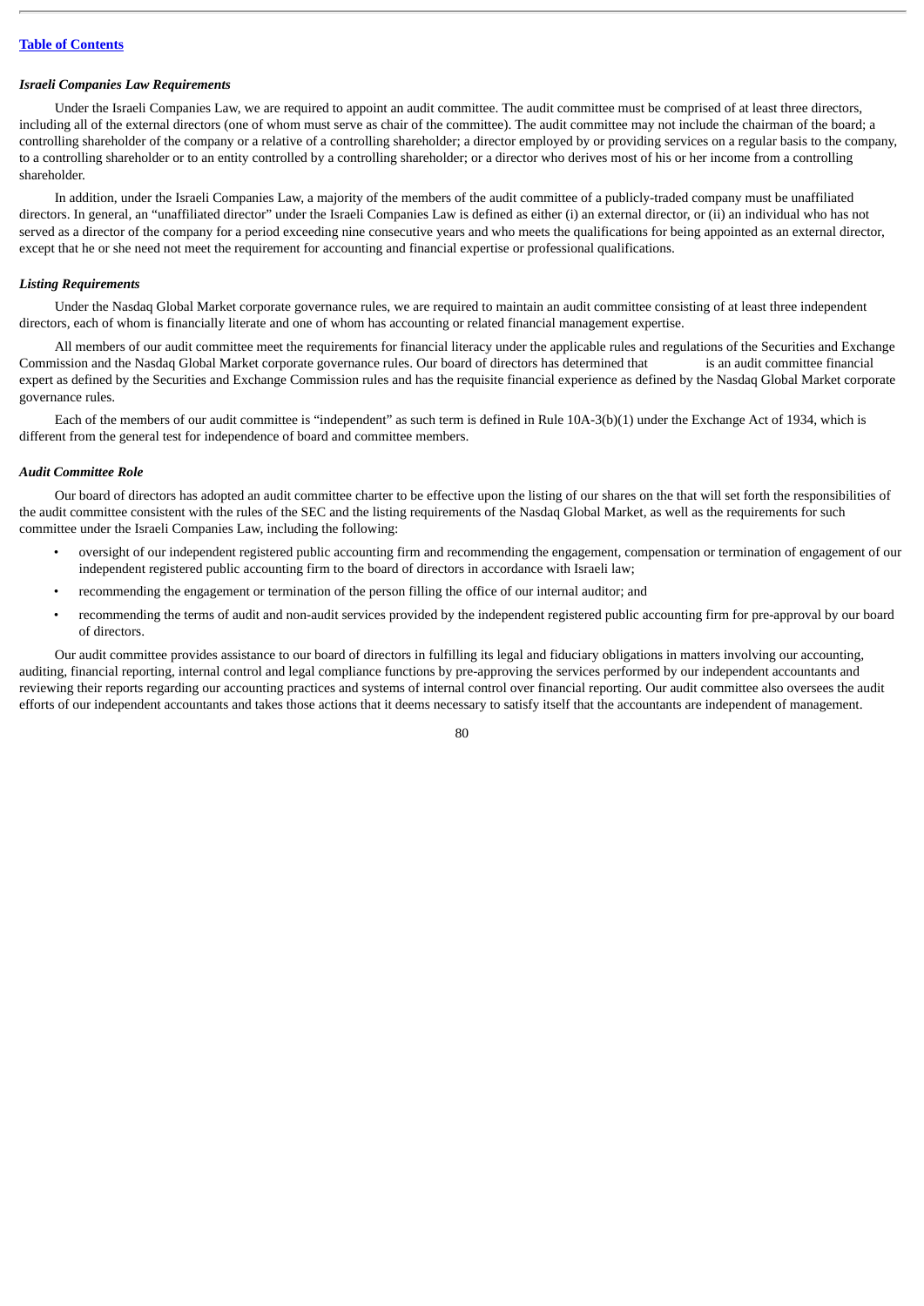***Israeli Companies Law Requirements***

Under the Israeli Companies Law, we are required to appoint an audit committee. The audit committee must be comprised of at least three directors, including all of the external directors (one of whom must serve as chair of the committee). The audit committee may not include the chairman of the board; a controlling shareholder of the company or a relative of a controlling shareholder; a director employed by or providing services on a regular basis to the company, to a controlling shareholder or to an entity controlled by a controlling shareholder; or a director who derives most of his or her income from a controlling shareholder.

In addition, under the Israeli Companies Law, a majority of the members of the audit committee of a publicly-traded company must be unaffiliated directors. In general, an "unaffiliated director" under the Israeli Companies Law is defined as either (i) an external director, or (ii) an individual who has not served as a director of the company for a period exceeding nine consecutive years and who meets the qualifications for being appointed as an external director, except that he or she need not meet the requirement for accounting and financial expertise or professional qualifications.

***Listing Requirements***

Under the Nasdaq Global Market corporate governance rules, we are required to maintain an audit committee consisting of at least three independent directors, each of whom is financially literate and one of whom has accounting or related financial management expertise.

All members of our audit committee meet the requirements for financial literacy under the applicable rules and regulations of the Securities and Exchange Commission and the Nasdaq Global Market corporate governance rules. Our board of directors has determined that          is an audit committee financial expert as defined by the Securities and Exchange Commission rules and has the requisite financial experience as defined by the Nasdaq Global Market corporate governance rules.

Each of the members of our audit committee is "independent" as such term is defined in Rule 10A-3(b)(1) under the Exchange Act of 1934, which is different from the general test for independence of board and committee members.

***Audit Committee Role***

Our board of directors has adopted an audit committee charter to be effective upon the listing of our shares on the that will set forth the responsibilities of the audit committee consistent with the rules of the SEC and the listing requirements of the Nasdaq Global Market, as well as the requirements for such committee under the Israeli Companies Law, including the following:

- oversight of our independent registered public accounting firm and recommending the engagement, compensation or termination of engagement of our independent registered public accounting firm to the board of directors in accordance with Israeli law;
- recommending the engagement or termination of the person filling the office of our internal auditor; and
- recommending the terms of audit and non-audit services provided by the independent registered public accounting firm for pre-approval by our board of directors.

Our audit committee provides assistance to our board of directors in fulfilling its legal and fiduciary obligations in matters involving our accounting, auditing, financial reporting, internal control and legal compliance functions by pre-approving the services performed by our independent accountants and reviewing their reports regarding our accounting practices and systems of internal control over financial reporting. Our audit committee also oversees the audit efforts of our independent accountants and takes those actions that it deems necessary to satisfy itself that the accountants are independent of management.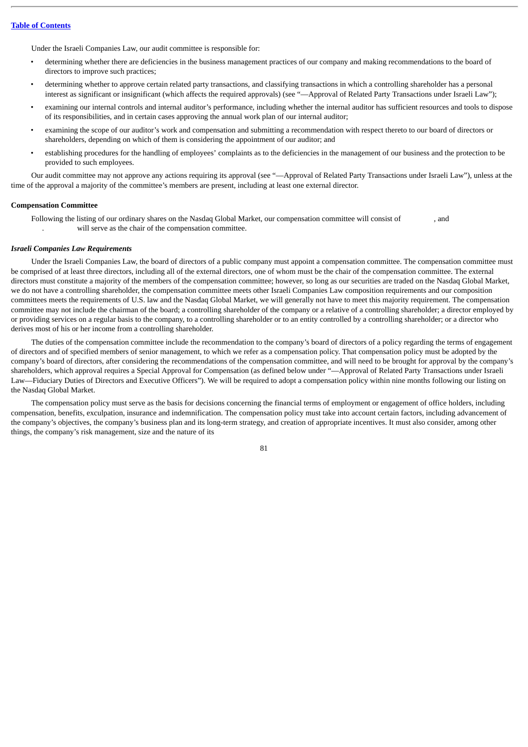Under the Israeli Companies Law, our audit committee is responsible for:

- determining whether there are deficiencies in the business management practices of our company and making recommendations to the board of directors to improve such practices;
- determining whether to approve certain related party transactions, and classifying transactions in which a controlling shareholder has a personal interest as significant or insignificant (which affects the required approvals) (see "—Approval of Related Party Transactions under Israeli Law");
- examining our internal controls and internal auditor's performance, including whether the internal auditor has sufficient resources and tools to dispose of its responsibilities, and in certain cases approving the annual work plan of our internal auditor;
- examining the scope of our auditor's work and compensation and submitting a recommendation with respect thereto to our board of directors or shareholders, depending on which of them is considering the appointment of our auditor; and
- establishing procedures for the handling of employees' complaints as to the deficiencies in the management of our business and the protection to be provided to such employees.

Our audit committee may not approve any actions requiring its approval (see "—Approval of Related Party Transactions under Israeli Law"), unless at the time of the approval a majority of the committee's members are present, including at least one external director.

**Compensation Committee**

Following the listing of our ordinary shares on the Nasdaq Global Market, our compensation committee will consist of , and . will serve as the chair of the compensation committee.

***Israeli Companies Law Requirements***

Under the Israeli Companies Law, the board of directors of a public company must appoint a compensation committee. The compensation committee must be comprised of at least three directors, including all of the external directors, one of whom must be the chair of the compensation committee. The external directors must constitute a majority of the members of the compensation committee; however, so long as our securities are traded on the Nasdaq Global Market, we do not have a controlling shareholder, the compensation committee meets other Israeli Companies Law composition requirements and our composition committees meets the requirements of U.S. law and the Nasdaq Global Market, we will generally not have to meet this majority requirement. The compensation committee may not include the chairman of the board; a controlling shareholder of the company or a relative of a controlling shareholder; a director employed by or providing services on a regular basis to the company, to a controlling shareholder or to an entity controlled by a controlling shareholder; or a director who derives most of his or her income from a controlling shareholder.

The duties of the compensation committee include the recommendation to the company's board of directors of a policy regarding the terms of engagement of directors and of specified members of senior management, to which we refer as a compensation policy. That compensation policy must be adopted by the company's board of directors, after considering the recommendations of the compensation committee, and will need to be brought for approval by the company's shareholders, which approval requires a Special Approval for Compensation (as defined below under "—Approval of Related Party Transactions under Israeli Law—Fiduciary Duties of Directors and Executive Officers"). We will be required to adopt a compensation policy within nine months following our listing on the Nasdaq Global Market.

The compensation policy must serve as the basis for decisions concerning the financial terms of employment or engagement of office holders, including compensation, benefits, exculpation, insurance and indemnification. The compensation policy must take into account certain factors, including advancement of the company's objectives, the company's business plan and its long-term strategy, and creation of appropriate incentives. It must also consider, among other things, the company's risk management, size and the nature of its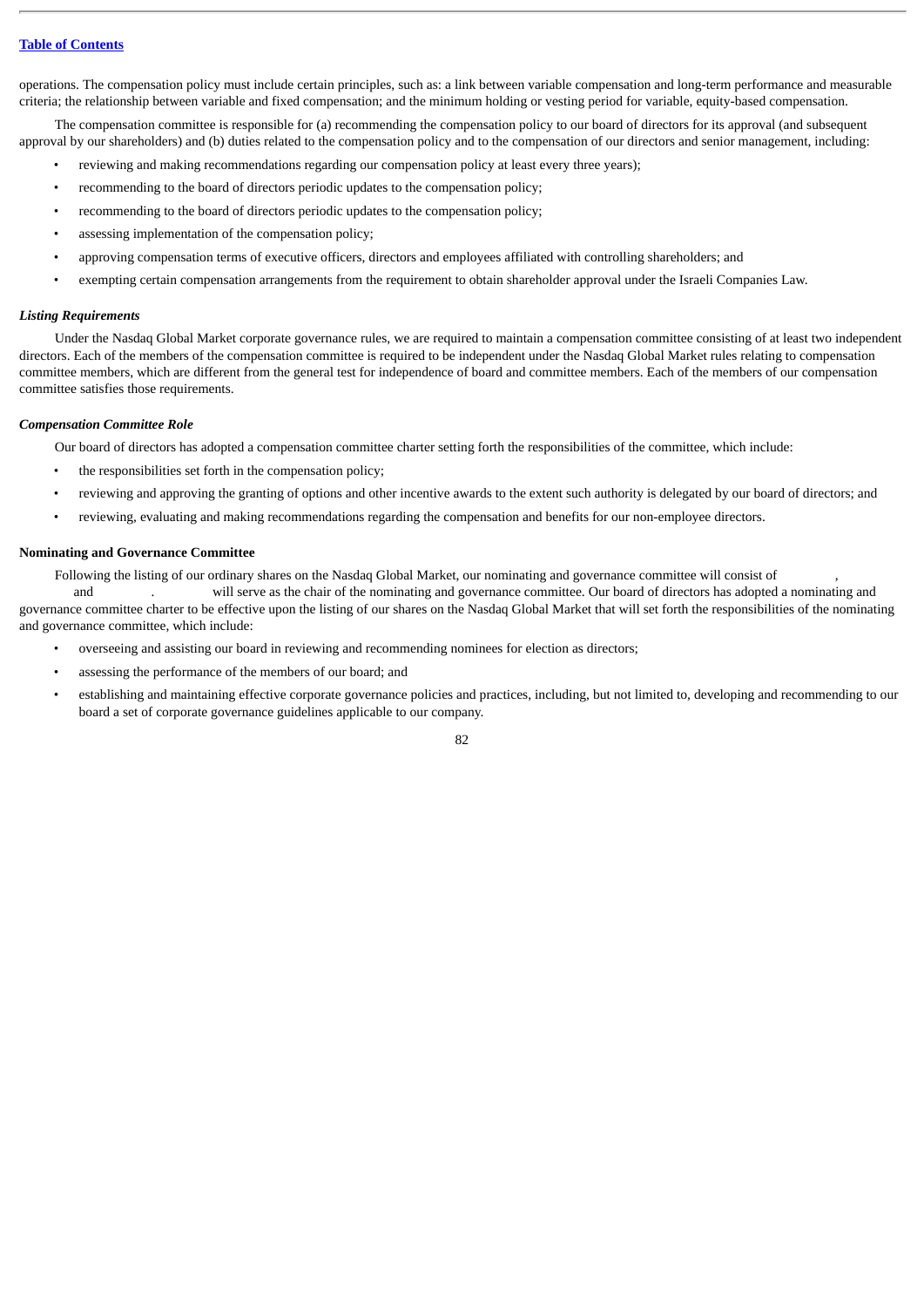operations. The compensation policy must include certain principles, such as: a link between variable compensation and long-term performance and measurable criteria; the relationship between variable and fixed compensation; and the minimum holding or vesting period for variable, equity-based compensation.

The compensation committee is responsible for (a) recommending the compensation policy to our board of directors for its approval (and subsequent approval by our shareholders) and (b) duties related to the compensation policy and to the compensation of our directors and senior management, including:

- reviewing and making recommendations regarding our compensation policy at least every three years);
- recommending to the board of directors periodic updates to the compensation policy;
- recommending to the board of directors periodic updates to the compensation policy;
- assessing implementation of the compensation policy;
- approving compensation terms of executive officers, directors and employees affiliated with controlling shareholders; and
- exempting certain compensation arrangements from the requirement to obtain shareholder approval under the Israeli Companies Law.

***Listing Requirements***

Under the Nasdaq Global Market corporate governance rules, we are required to maintain a compensation committee consisting of at least two independent directors. Each of the members of the compensation committee is required to be independent under the Nasdaq Global Market rules relating to compensation committee members, which are different from the general test for independence of board and committee members. Each of the members of our compensation committee satisfies those requirements.

***Compensation Committee Role***

Our board of directors has adopted a compensation committee charter setting forth the responsibilities of the committee, which include:

- the responsibilities set forth in the compensation policy;
- reviewing and approving the granting of options and other incentive awards to the extent such authority is delegated by our board of directors; and
- reviewing, evaluating and making recommendations regarding the compensation and benefits for our non-employee directors.

**Nominating and Governance Committee**

Following the listing of our ordinary shares on the Nasdaq Global Market, our nominating and governance committee will consist of , and . will serve as the chair of the nominating and governance committee. Our board of directors has adopted a nominating and governance committee charter to be effective upon the listing of our shares on the Nasdaq Global Market that will set forth the responsibilities of the nominating and governance committee, which include:

- overseeing and assisting our board in reviewing and recommending nominees for election as directors;
- assessing the performance of the members of our board; and
- establishing and maintaining effective corporate governance policies and practices, including, but not limited to, developing and recommending to our board a set of corporate governance guidelines applicable to our company.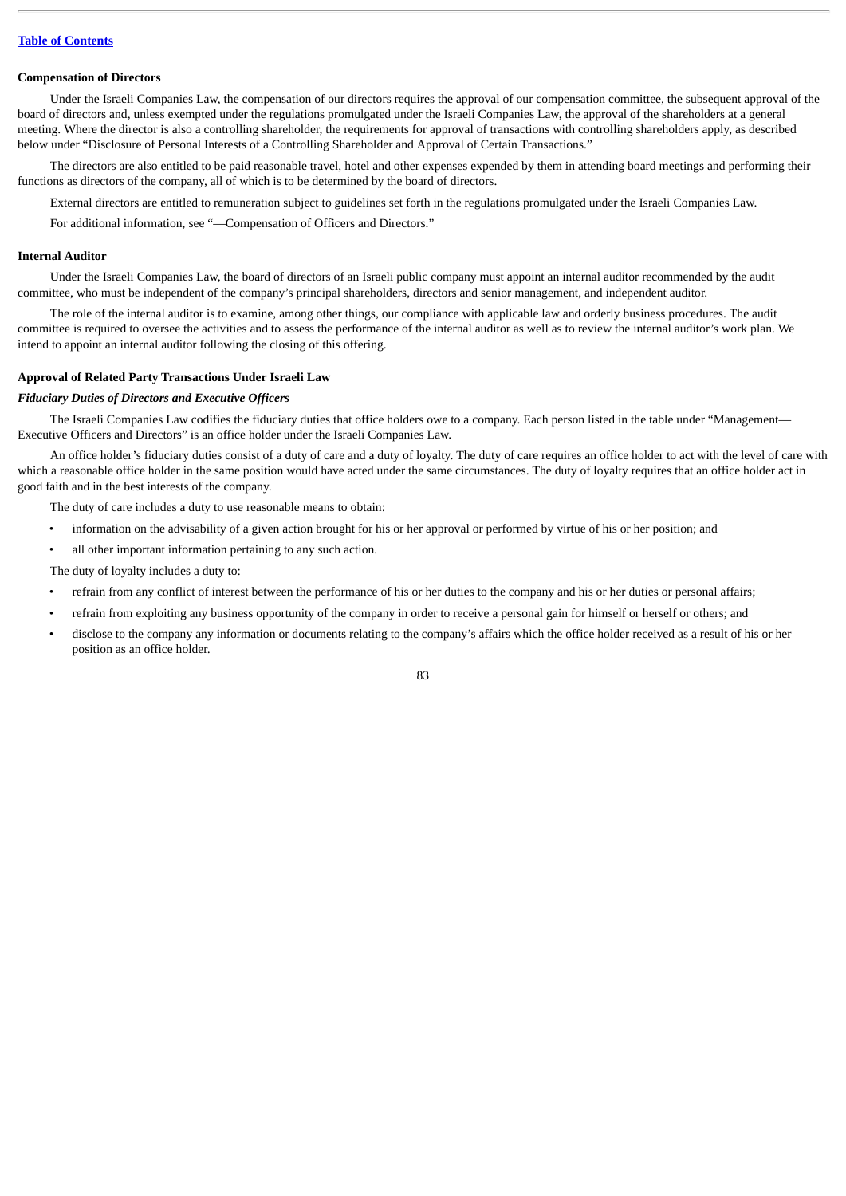**Compensation of Directors**

Under the Israeli Companies Law, the compensation of our directors requires the approval of our compensation committee, the subsequent approval of the board of directors and, unless exempted under the regulations promulgated under the Israeli Companies Law, the approval of the shareholders at a general meeting. Where the director is also a controlling shareholder, the requirements for approval of transactions with controlling shareholders apply, as described below under "Disclosure of Personal Interests of a Controlling Shareholder and Approval of Certain Transactions."

The directors are also entitled to be paid reasonable travel, hotel and other expenses expended by them in attending board meetings and performing their functions as directors of the company, all of which is to be determined by the board of directors.

External directors are entitled to remuneration subject to guidelines set forth in the regulations promulgated under the Israeli Companies Law.

For additional information, see "—Compensation of Officers and Directors."

**Internal Auditor**

Under the Israeli Companies Law, the board of directors of an Israeli public company must appoint an internal auditor recommended by the audit committee, who must be independent of the company's principal shareholders, directors and senior management, and independent auditor.

The role of the internal auditor is to examine, among other things, our compliance with applicable law and orderly business procedures. The audit committee is required to oversee the activities and to assess the performance of the internal auditor as well as to review the internal auditor's work plan. We intend to appoint an internal auditor following the closing of this offering.

**Approval of Related Party Transactions Under Israeli Law**

***Fiduciary Duties of Directors and Executive Officers***

The Israeli Companies Law codifies the fiduciary duties that office holders owe to a company. Each person listed in the table under "Management—Executive Officers and Directors" is an office holder under the Israeli Companies Law.

An office holder's fiduciary duties consist of a duty of care and a duty of loyalty. The duty of care requires an office holder to act with the level of care with which a reasonable office holder in the same position would have acted under the same circumstances. The duty of loyalty requires that an office holder act in good faith and in the best interests of the company.

The duty of care includes a duty to use reasonable means to obtain:

- information on the advisability of a given action brought for his or her approval or performed by virtue of his or her position; and
- all other important information pertaining to any such action.

The duty of loyalty includes a duty to:

- refrain from any conflict of interest between the performance of his or her duties to the company and his or her duties or personal affairs;
- refrain from exploiting any business opportunity of the company in order to receive a personal gain for himself or herself or others; and
- disclose to the company any information or documents relating to the company's affairs which the office holder received as a result of his or her position as an office holder.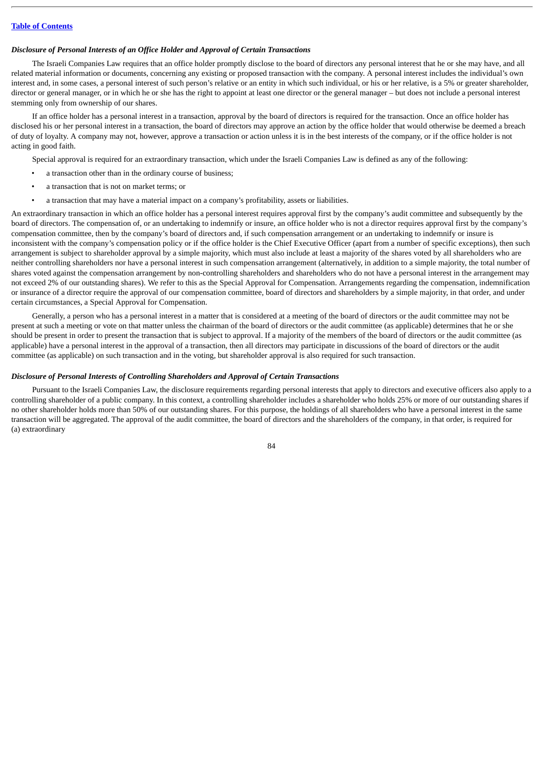*Disclosure of Personal Interests of an Office Holder and Approval of Certain Transactions*

The Israeli Companies Law requires that an office holder promptly disclose to the board of directors any personal interest that he or she may have, and all related material information or documents, concerning any existing or proposed transaction with the company. A personal interest includes the individual's own interest and, in some cases, a personal interest of such person's relative or an entity in which such individual, or his or her relative, is a 5% or greater shareholder, director or general manager, or in which he or she has the right to appoint at least one director or the general manager – but does not include a personal interest stemming only from ownership of our shares.

If an office holder has a personal interest in a transaction, approval by the board of directors is required for the transaction. Once an office holder has disclosed his or her personal interest in a transaction, the board of directors may approve an action by the office holder that would otherwise be deemed a breach of duty of loyalty. A company may not, however, approve a transaction or action unless it is in the best interests of the company, or if the office holder is not acting in good faith.

Special approval is required for an extraordinary transaction, which under the Israeli Companies Law is defined as any of the following:

- a transaction other than in the ordinary course of business;
- a transaction that is not on market terms; or
- a transaction that may have a material impact on a company's profitability, assets or liabilities.

An extraordinary transaction in which an office holder has a personal interest requires approval first by the company's audit committee and subsequently by the board of directors. The compensation of, or an undertaking to indemnify or insure, an office holder who is not a director requires approval first by the company's compensation committee, then by the company's board of directors and, if such compensation arrangement or an undertaking to indemnify or insure is inconsistent with the company's compensation policy or if the office holder is the Chief Executive Officer (apart from a number of specific exceptions), then such arrangement is subject to shareholder approval by a simple majority, which must also include at least a majority of the shares voted by all shareholders who are neither controlling shareholders nor have a personal interest in such compensation arrangement (alternatively, in addition to a simple majority, the total number of shares voted against the compensation arrangement by non-controlling shareholders and shareholders who do not have a personal interest in the arrangement may not exceed 2% of our outstanding shares). We refer to this as the Special Approval for Compensation. Arrangements regarding the compensation, indemnification or insurance of a director require the approval of our compensation committee, board of directors and shareholders by a simple majority, in that order, and under certain circumstances, a Special Approval for Compensation.

Generally, a person who has a personal interest in a matter that is considered at a meeting of the board of directors or the audit committee may not be present at such a meeting or vote on that matter unless the chairman of the board of directors or the audit committee (as applicable) determines that he or she should be present in order to present the transaction that is subject to approval. If a majority of the members of the board of directors or the audit committee (as applicable) have a personal interest in the approval of a transaction, then all directors may participate in discussions of the board of directors or the audit committee (as applicable) on such transaction and in the voting, but shareholder approval is also required for such transaction.

*Disclosure of Personal Interests of Controlling Shareholders and Approval of Certain Transactions*

Pursuant to the Israeli Companies Law, the disclosure requirements regarding personal interests that apply to directors and executive officers also apply to a controlling shareholder of a public company. In this context, a controlling shareholder includes a shareholder who holds 25% or more of our outstanding shares if no other shareholder holds more than 50% of our outstanding shares. For this purpose, the holdings of all shareholders who have a personal interest in the same transaction will be aggregated. The approval of the audit committee, the board of directors and the shareholders of the company, in that order, is required for (a) extraordinary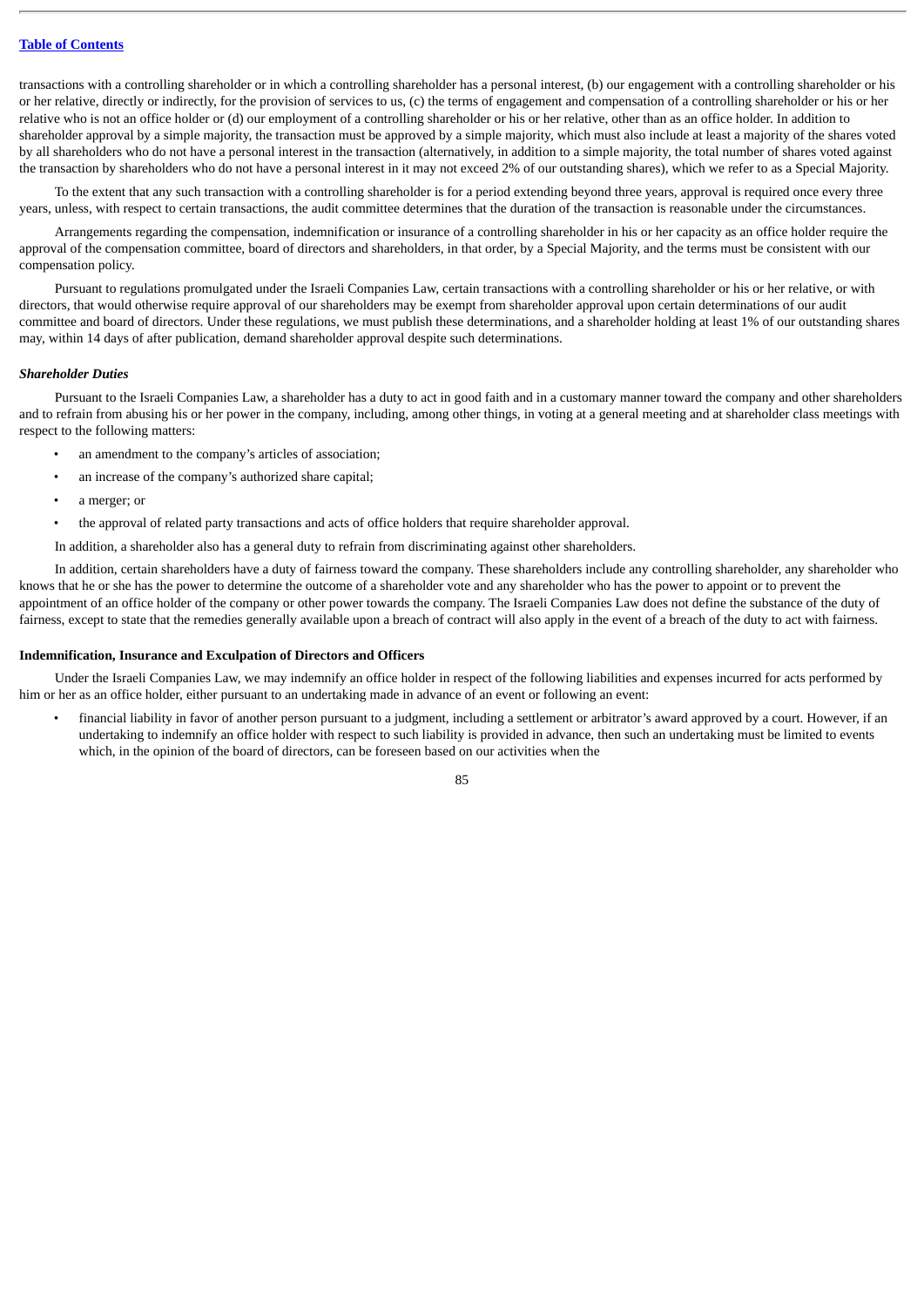transactions with a controlling shareholder or in which a controlling shareholder has a personal interest, (b) our engagement with a controlling shareholder or his or her relative, directly or indirectly, for the provision of services to us, (c) the terms of engagement and compensation of a controlling shareholder or his or her relative who is not an office holder or (d) our employment of a controlling shareholder or his or her relative, other than as an office holder. In addition to shareholder approval by a simple majority, the transaction must be approved by a simple majority, which must also include at least a majority of the shares voted by all shareholders who do not have a personal interest in the transaction (alternatively, in addition to a simple majority, the total number of shares voted against the transaction by shareholders who do not have a personal interest in it may not exceed 2% of our outstanding shares), which we refer to as a Special Majority.

To the extent that any such transaction with a controlling shareholder is for a period extending beyond three years, approval is required once every three years, unless, with respect to certain transactions, the audit committee determines that the duration of the transaction is reasonable under the circumstances.

Arrangements regarding the compensation, indemnification or insurance of a controlling shareholder in his or her capacity as an office holder require the approval of the compensation committee, board of directors and shareholders, in that order, by a Special Majority, and the terms must be consistent with our compensation policy.

Pursuant to regulations promulgated under the Israeli Companies Law, certain transactions with a controlling shareholder or his or her relative, or with directors, that would otherwise require approval of our shareholders may be exempt from shareholder approval upon certain determinations of our audit committee and board of directors. Under these regulations, we must publish these determinations, and a shareholder holding at least 1% of our outstanding shares may, within 14 days of after publication, demand shareholder approval despite such determinations.

*Shareholder Duties*

Pursuant to the Israeli Companies Law, a shareholder has a duty to act in good faith and in a customary manner toward the company and other shareholders and to refrain from abusing his or her power in the company, including, among other things, in voting at a general meeting and at shareholder class meetings with respect to the following matters:

- an amendment to the company's articles of association;
- an increase of the company's authorized share capital;
- a merger; or
- the approval of related party transactions and acts of office holders that require shareholder approval.

In addition, a shareholder also has a general duty to refrain from discriminating against other shareholders.

In addition, certain shareholders have a duty of fairness toward the company. These shareholders include any controlling shareholder, any shareholder who knows that he or she has the power to determine the outcome of a shareholder vote and any shareholder who has the power to appoint or to prevent the appointment of an office holder of the company or other power towards the company. The Israeli Companies Law does not define the substance of the duty of fairness, except to state that the remedies generally available upon a breach of contract will also apply in the event of a breach of the duty to act with fairness.

**Indemnification, Insurance and Exculpation of Directors and Officers**

Under the Israeli Companies Law, we may indemnify an office holder in respect of the following liabilities and expenses incurred for acts performed by him or her as an office holder, either pursuant to an undertaking made in advance of an event or following an event:

- financial liability in favor of another person pursuant to a judgment, including a settlement or arbitrator's award approved by a court. However, if an undertaking to indemnify an office holder with respect to such liability is provided in advance, then such an undertaking must be limited to events which, in the opinion of the board of directors, can be foreseen based on our activities when the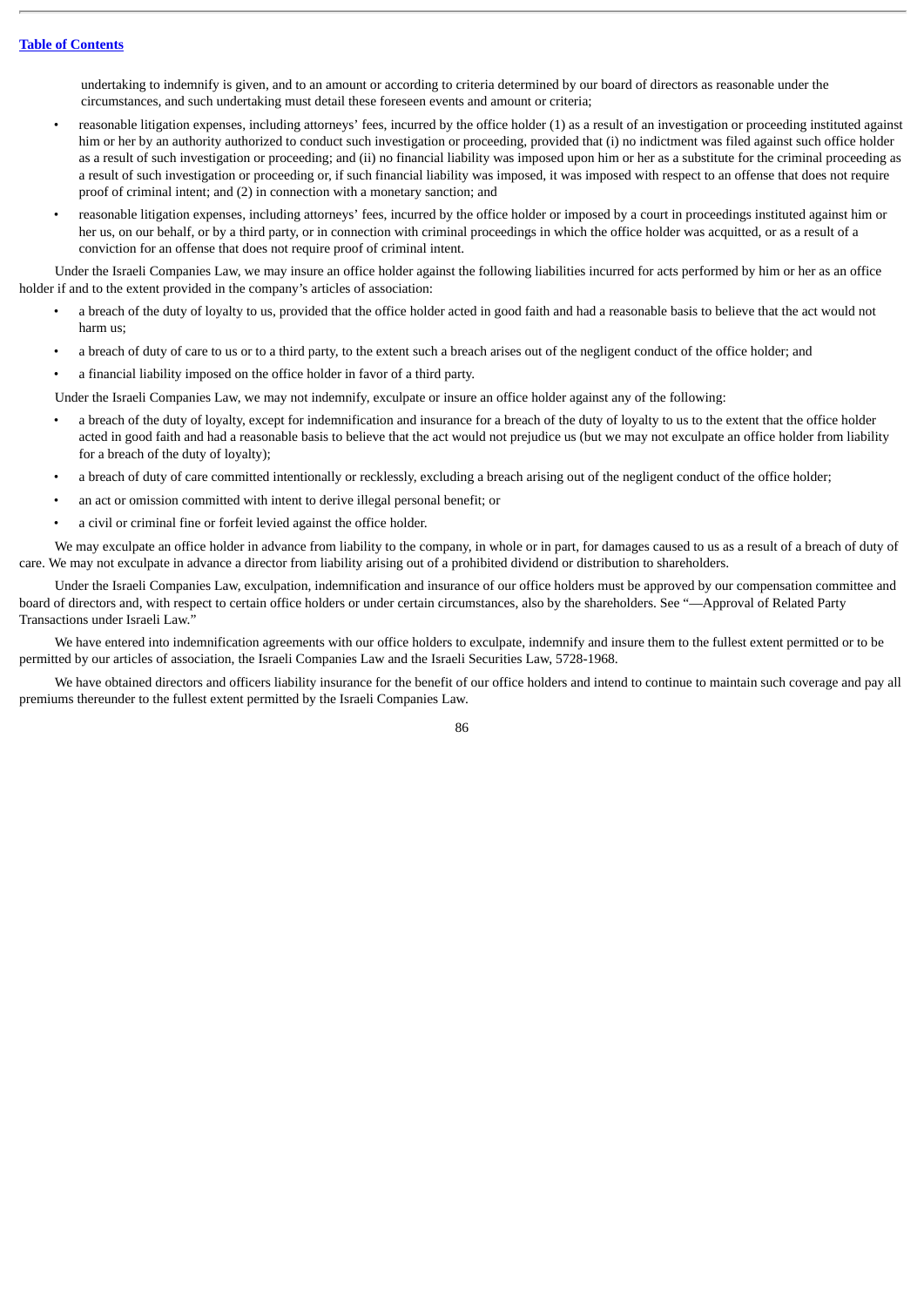undertaking to indemnify is given, and to an amount or according to criteria determined by our board of directors as reasonable under the circumstances, and such undertaking must detail these foreseen events and amount or criteria;

- reasonable litigation expenses, including attorneys' fees, incurred by the office holder (1) as a result of an investigation or proceeding instituted against him or her by an authority authorized to conduct such investigation or proceeding, provided that (i) no indictment was filed against such office holder as a result of such investigation or proceeding; and (ii) no financial liability was imposed upon him or her as a substitute for the criminal proceeding as a result of such investigation or proceeding or, if such financial liability was imposed, it was imposed with respect to an offense that does not require proof of criminal intent; and (2) in connection with a monetary sanction; and
- reasonable litigation expenses, including attorneys' fees, incurred by the office holder or imposed by a court in proceedings instituted against him or her us, on our behalf, or by a third party, or in connection with criminal proceedings in which the office holder was acquitted, or as a result of a conviction for an offense that does not require proof of criminal intent.

Under the Israeli Companies Law, we may insure an office holder against the following liabilities incurred for acts performed by him or her as an office holder if and to the extent provided in the company's articles of association:

- a breach of the duty of loyalty to us, provided that the office holder acted in good faith and had a reasonable basis to believe that the act would not harm us;
- a breach of duty of care to us or to a third party, to the extent such a breach arises out of the negligent conduct of the office holder; and
- a financial liability imposed on the office holder in favor of a third party.

Under the Israeli Companies Law, we may not indemnify, exculpate or insure an office holder against any of the following:

- a breach of the duty of loyalty, except for indemnification and insurance for a breach of the duty of loyalty to us to the extent that the office holder acted in good faith and had a reasonable basis to believe that the act would not prejudice us (but we may not exculpate an office holder from liability for a breach of the duty of loyalty);
- a breach of duty of care committed intentionally or recklessly, excluding a breach arising out of the negligent conduct of the office holder;
- an act or omission committed with intent to derive illegal personal benefit; or
- a civil or criminal fine or forfeit levied against the office holder.

We may exculpate an office holder in advance from liability to the company, in whole or in part, for damages caused to us as a result of a breach of duty of care. We may not exculpate in advance a director from liability arising out of a prohibited dividend or distribution to shareholders.

Under the Israeli Companies Law, exculpation, indemnification and insurance of our office holders must be approved by our compensation committee and board of directors and, with respect to certain office holders or under certain circumstances, also by the shareholders. See "—Approval of Related Party Transactions under Israeli Law."

We have entered into indemnification agreements with our office holders to exculpate, indemnify and insure them to the fullest extent permitted or to be permitted by our articles of association, the Israeli Companies Law and the Israeli Securities Law, 5728-1968.

We have obtained directors and officers liability insurance for the benefit of our office holders and intend to continue to maintain such coverage and pay all premiums thereunder to the fullest extent permitted by the Israeli Companies Law.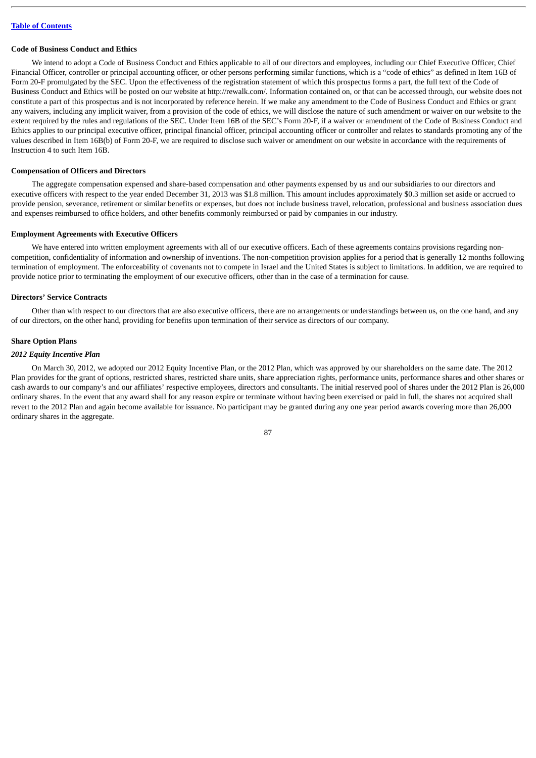### Code of Business Conduct and Ethics

We intend to adopt a Code of Business Conduct and Ethics applicable to all of our directors and employees, including our Chief Executive Officer, Chief Financial Officer, controller or principal accounting officer, or other persons performing similar functions, which is a "code of ethics" as defined in Item 16B of Form 20-F promulgated by the SEC. Upon the effectiveness of the registration statement of which this prospectus forms a part, the full text of the Code of Business Conduct and Ethics will be posted on our website at http://rewalk.com/. Information contained on, or that can be accessed through, our website does not constitute a part of this prospectus and is not incorporated by reference herein. If we make any amendment to the Code of Business Conduct and Ethics or grant any waivers, including any implicit waiver, from a provision of the code of ethics, we will disclose the nature of such amendment or waiver on our website to the extent required by the rules and regulations of the SEC. Under Item 16B of the SEC's Form 20-F, if a waiver or amendment of the Code of Business Conduct and Ethics applies to our principal executive officer, principal financial officer, principal accounting officer or controller and relates to standards promoting any of the values described in Item 16B(b) of Form 20-F, we are required to disclose such waiver or amendment on our website in accordance with the requirements of Instruction 4 to such Item 16B.

### Compensation of Officers and Directors

The aggregate compensation expensed and share-based compensation and other payments expensed by us and our subsidiaries to our directors and executive officers with respect to the year ended December 31, 2013 was $1.8 million. This amount includes approximately $0.3 million set aside or accrued to provide pension, severance, retirement or similar benefits or expenses, but does not include business travel, relocation, professional and business association dues and expenses reimbursed to office holders, and other benefits commonly reimbursed or paid by companies in our industry.

### Employment Agreements with Executive Officers

We have entered into written employment agreements with all of our executive officers. Each of these agreements contains provisions regarding non-competition, confidentiality of information and ownership of inventions. The non-competition provision applies for a period that is generally 12 months following termination of employment. The enforceability of covenants not to compete in Israel and the United States is subject to limitations. In addition, we are required to provide notice prior to terminating the employment of our executive officers, other than in the case of a termination for cause.

### Directors' Service Contracts

Other than with respect to our directors that are also executive officers, there are no arrangements or understandings between us, on the one hand, and any of our directors, on the other hand, providing for benefits upon termination of their service as directors of our company.

### Share Option Plans

#### *2012 Equity Incentive Plan*

On March 30, 2012, we adopted our 2012 Equity Incentive Plan, or the 2012 Plan, which was approved by our shareholders on the same date. The 2012 Plan provides for the grant of options, restricted shares, restricted share units, share appreciation rights, performance units, performance shares and other shares or cash awards to our company's and our affiliates' respective employees, directors and consultants. The initial reserved pool of shares under the 2012 Plan is 26,000 ordinary shares. In the event that any award shall for any reason expire or terminate without having been exercised or paid in full, the shares not acquired shall revert to the 2012 Plan and again become available for issuance. No participant may be granted during any one year period awards covering more than 26,000 ordinary shares in the aggregate.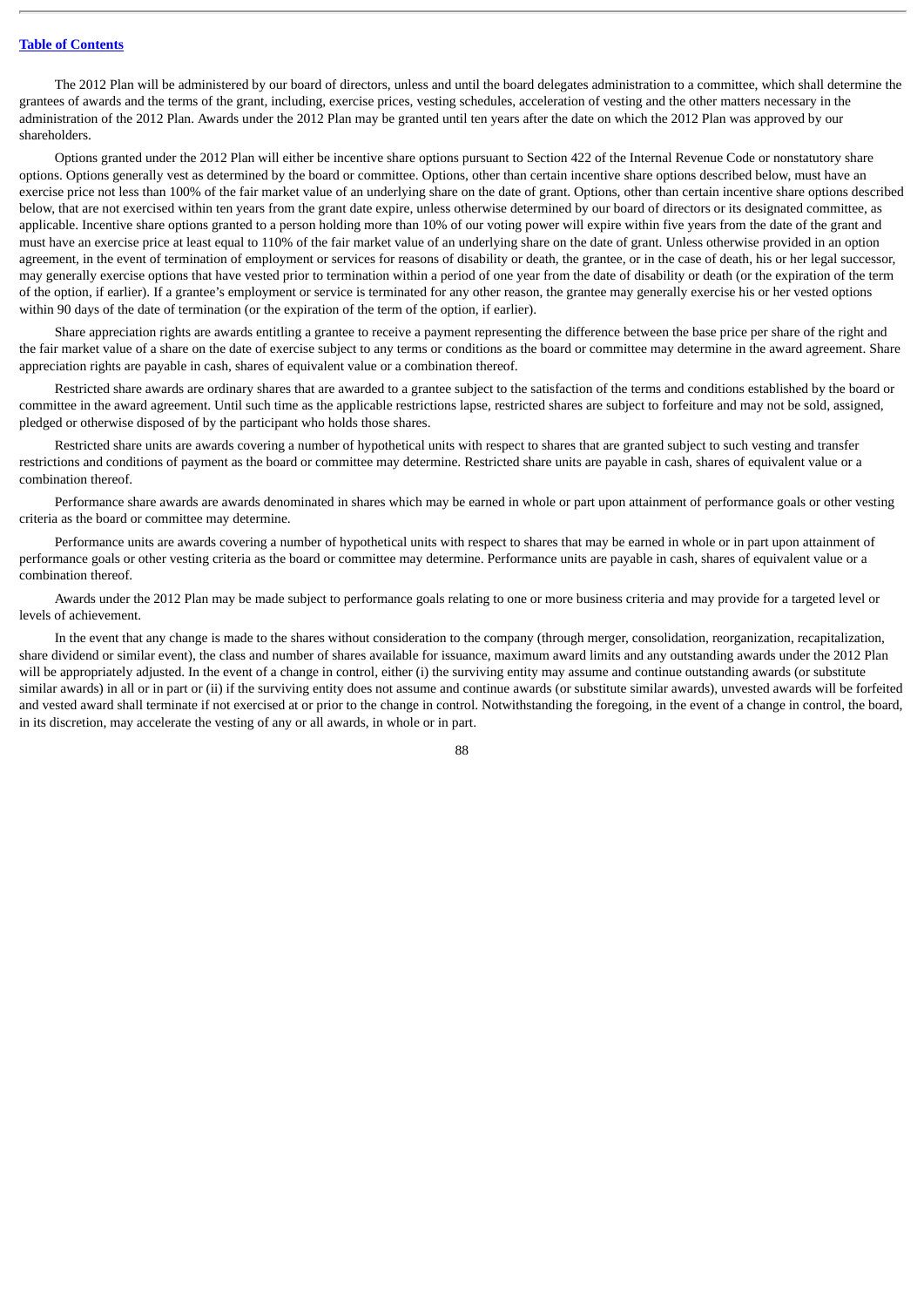The 2012 Plan will be administered by our board of directors, unless and until the board delegates administration to a committee, which shall determine the grantees of awards and the terms of the grant, including, exercise prices, vesting schedules, acceleration of vesting and the other matters necessary in the administration of the 2012 Plan. Awards under the 2012 Plan may be granted until ten years after the date on which the 2012 Plan was approved by our shareholders.

Options granted under the 2012 Plan will either be incentive share options pursuant to Section 422 of the Internal Revenue Code or nonstatutory share options. Options generally vest as determined by the board or committee. Options, other than certain incentive share options described below, must have an exercise price not less than 100% of the fair market value of an underlying share on the date of grant. Options, other than certain incentive share options described below, that are not exercised within ten years from the grant date expire, unless otherwise determined by our board of directors or its designated committee, as applicable. Incentive share options granted to a person holding more than 10% of our voting power will expire within five years from the date of the grant and must have an exercise price at least equal to 110% of the fair market value of an underlying share on the date of grant. Unless otherwise provided in an option agreement, in the event of termination of employment or services for reasons of disability or death, the grantee, or in the case of death, his or her legal successor, may generally exercise options that have vested prior to termination within a period of one year from the date of disability or death (or the expiration of the term of the option, if earlier). If a grantee's employment or service is terminated for any other reason, the grantee may generally exercise his or her vested options within 90 days of the date of termination (or the expiration of the term of the option, if earlier).

Share appreciation rights are awards entitling a grantee to receive a payment representing the difference between the base price per share of the right and the fair market value of a share on the date of exercise subject to any terms or conditions as the board or committee may determine in the award agreement. Share appreciation rights are payable in cash, shares of equivalent value or a combination thereof.

Restricted share awards are ordinary shares that are awarded to a grantee subject to the satisfaction of the terms and conditions established by the board or committee in the award agreement. Until such time as the applicable restrictions lapse, restricted shares are subject to forfeiture and may not be sold, assigned, pledged or otherwise disposed of by the participant who holds those shares.

Restricted share units are awards covering a number of hypothetical units with respect to shares that are granted subject to such vesting and transfer restrictions and conditions of payment as the board or committee may determine. Restricted share units are payable in cash, shares of equivalent value or a combination thereof.

Performance share awards are awards denominated in shares which may be earned in whole or part upon attainment of performance goals or other vesting criteria as the board or committee may determine.

Performance units are awards covering a number of hypothetical units with respect to shares that may be earned in whole or in part upon attainment of performance goals or other vesting criteria as the board or committee may determine. Performance units are payable in cash, shares of equivalent value or a combination thereof.

Awards under the 2012 Plan may be made subject to performance goals relating to one or more business criteria and may provide for a targeted level or levels of achievement.

In the event that any change is made to the shares without consideration to the company (through merger, consolidation, reorganization, recapitalization, share dividend or similar event), the class and number of shares available for issuance, maximum award limits and any outstanding awards under the 2012 Plan will be appropriately adjusted. In the event of a change in control, either (i) the surviving entity may assume and continue outstanding awards (or substitute similar awards) in all or in part or (ii) if the surviving entity does not assume and continue awards (or substitute similar awards), unvested awards will be forfeited and vested award shall terminate if not exercised at or prior to the change in control. Notwithstanding the foregoing, in the event of a change in control, the board, in its discretion, may accelerate the vesting of any or all awards, in whole or in part.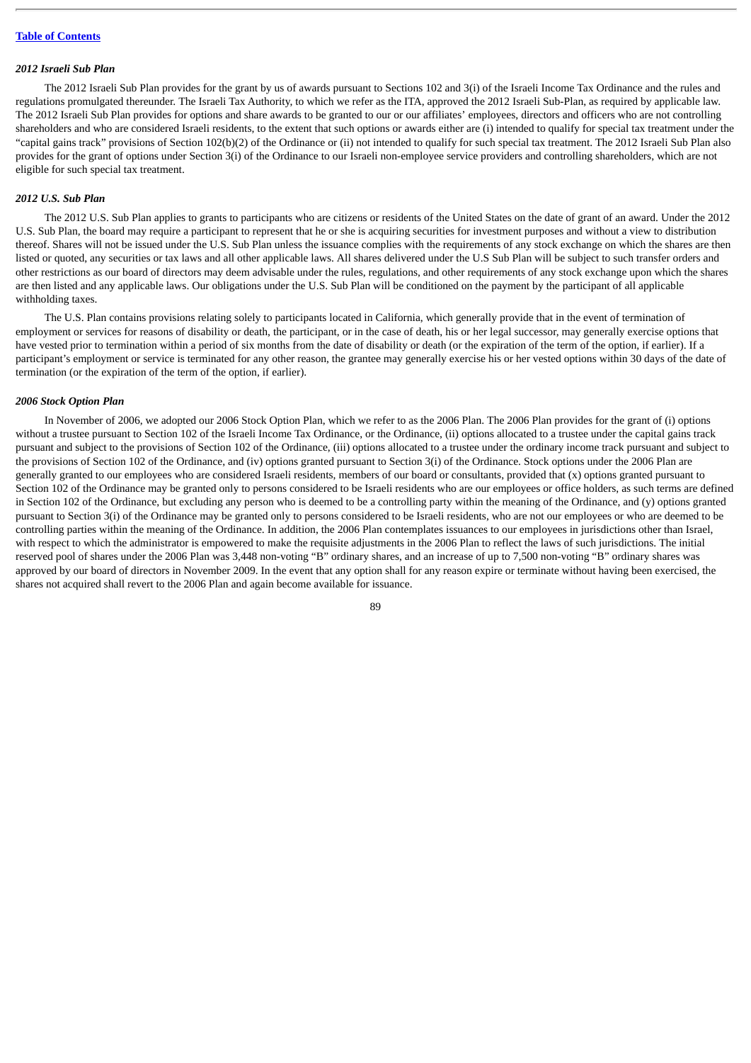### *2012 Israeli Sub Plan*

The 2012 Israeli Sub Plan provides for the grant by us of awards pursuant to Sections 102 and 3(i) of the Israeli Income Tax Ordinance and the rules and regulations promulgated thereunder. The Israeli Tax Authority, to which we refer as the ITA, approved the 2012 Israeli Sub-Plan, as required by applicable law. The 2012 Israeli Sub Plan provides for options and share awards to be granted to our or our affiliates' employees, directors and officers who are not controlling shareholders and who are considered Israeli residents, to the extent that such options or awards either are (i) intended to qualify for special tax treatment under the "capital gains track" provisions of Section 102(b)(2) of the Ordinance or (ii) not intended to qualify for such special tax treatment. The 2012 Israeli Sub Plan also provides for the grant of options under Section 3(i) of the Ordinance to our Israeli non-employee service providers and controlling shareholders, which are not eligible for such special tax treatment.

### *2012 U.S. Sub Plan*

The 2012 U.S. Sub Plan applies to grants to participants who are citizens or residents of the United States on the date of grant of an award. Under the 2012 U.S. Sub Plan, the board may require a participant to represent that he or she is acquiring securities for investment purposes and without a view to distribution thereof. Shares will not be issued under the U.S. Sub Plan unless the issuance complies with the requirements of any stock exchange on which the shares are then listed or quoted, any securities or tax laws and all other applicable laws. All shares delivered under the U.S Sub Plan will be subject to such transfer orders and other restrictions as our board of directors may deem advisable under the rules, regulations, and other requirements of any stock exchange upon which the shares are then listed and any applicable laws. Our obligations under the U.S. Sub Plan will be conditioned on the payment by the participant of all applicable withholding taxes.

The U.S. Plan contains provisions relating solely to participants located in California, which generally provide that in the event of termination of employment or services for reasons of disability or death, the participant, or in the case of death, his or her legal successor, may generally exercise options that have vested prior to termination within a period of six months from the date of disability or death (or the expiration of the term of the option, if earlier). If a participant's employment or service is terminated for any other reason, the grantee may generally exercise his or her vested options within 30 days of the date of termination (or the expiration of the term of the option, if earlier).

### *2006 Stock Option Plan*

In November of 2006, we adopted our 2006 Stock Option Plan, which we refer to as the 2006 Plan. The 2006 Plan provides for the grant of (i) options without a trustee pursuant to Section 102 of the Israeli Income Tax Ordinance, or the Ordinance, (ii) options allocated to a trustee under the capital gains track pursuant and subject to the provisions of Section 102 of the Ordinance, (iii) options allocated to a trustee under the ordinary income track pursuant and subject to the provisions of Section 102 of the Ordinance, and (iv) options granted pursuant to Section 3(i) of the Ordinance. Stock options under the 2006 Plan are generally granted to our employees who are considered Israeli residents, members of our board or consultants, provided that (x) options granted pursuant to Section 102 of the Ordinance may be granted only to persons considered to be Israeli residents who are our employees or office holders, as such terms are defined in Section 102 of the Ordinance, but excluding any person who is deemed to be a controlling party within the meaning of the Ordinance, and (y) options granted pursuant to Section 3(i) of the Ordinance may be granted only to persons considered to be Israeli residents, who are not our employees or who are deemed to be controlling parties within the meaning of the Ordinance. In addition, the 2006 Plan contemplates issuances to our employees in jurisdictions other than Israel, with respect to which the administrator is empowered to make the requisite adjustments in the 2006 Plan to reflect the laws of such jurisdictions. The initial reserved pool of shares under the 2006 Plan was 3,448 non-voting "B" ordinary shares, and an increase of up to 7,500 non-voting "B" ordinary shares was approved by our board of directors in November 2009. In the event that any option shall for any reason expire or terminate without having been exercised, the shares not acquired shall revert to the 2006 Plan and again become available for issuance.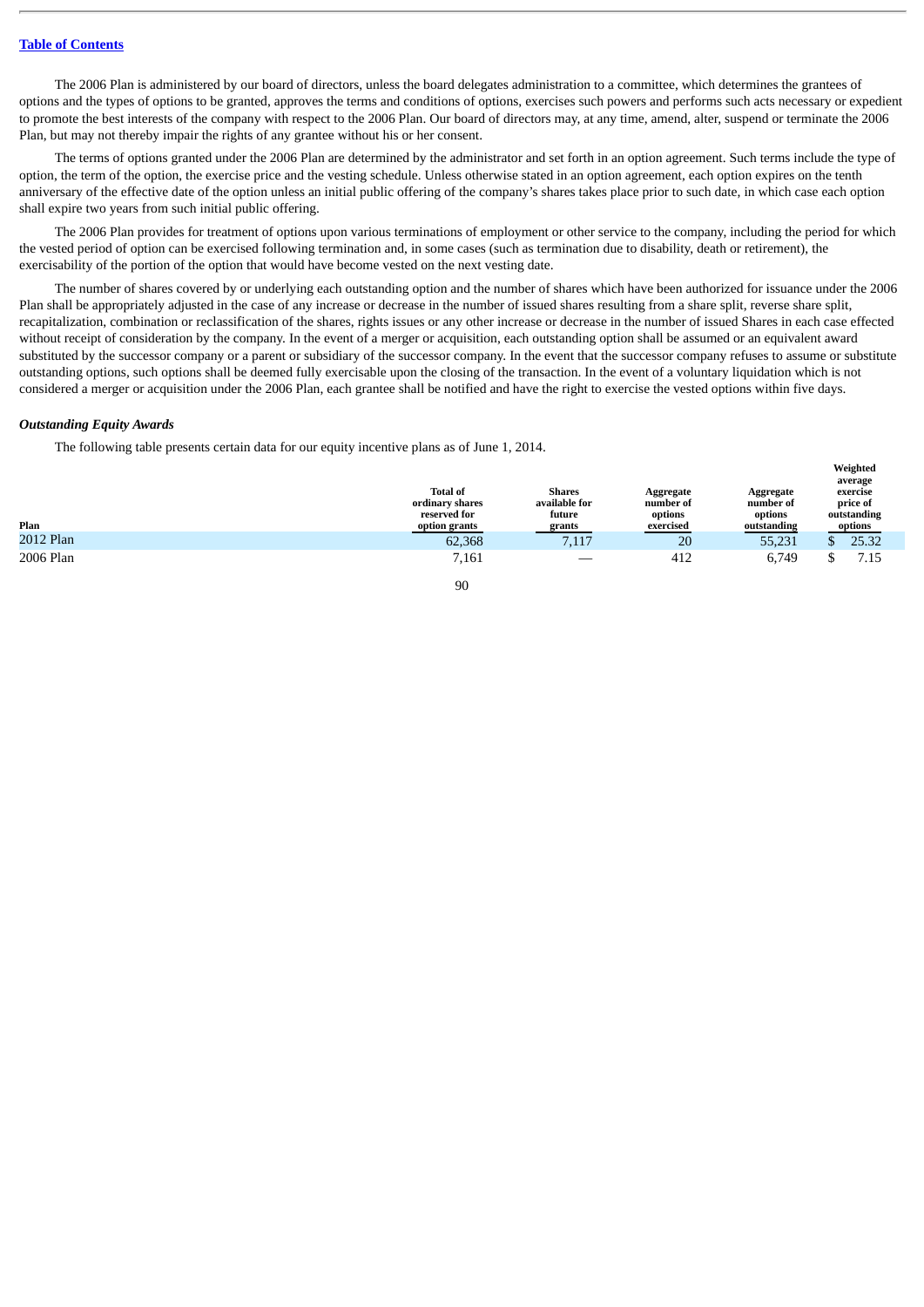The 2006 Plan is administered by our board of directors, unless the board delegates administration to a committee, which determines the grantees of options and the types of options to be granted, approves the terms and conditions of options, exercises such powers and performs such acts necessary or expedient to promote the best interests of the company with respect to the 2006 Plan. Our board of directors may, at any time, amend, alter, suspend or terminate the 2006 Plan, but may not thereby impair the rights of any grantee without his or her consent.

The terms of options granted under the 2006 Plan are determined by the administrator and set forth in an option agreement. Such terms include the type of option, the term of the option, the exercise price and the vesting schedule. Unless otherwise stated in an option agreement, each option expires on the tenth anniversary of the effective date of the option unless an initial public offering of the company's shares takes place prior to such date, in which case each option shall expire two years from such initial public offering.

The 2006 Plan provides for treatment of options upon various terminations of employment or other service to the company, including the period for which the vested period of option can be exercised following termination and, in some cases (such as termination due to disability, death or retirement), the exercisability of the portion of the option that would have become vested on the next vesting date.

The number of shares covered by or underlying each outstanding option and the number of shares which have been authorized for issuance under the 2006 Plan shall be appropriately adjusted in the case of any increase or decrease in the number of issued shares resulting from a share split, reverse share split, recapitalization, combination or reclassification of the shares, rights issues or any other increase or decrease in the number of issued Shares in each case effected without receipt of consideration by the company. In the event of a merger or acquisition, each outstanding option shall be assumed or an equivalent award substituted by the successor company or a parent or subsidiary of the successor company. In the event that the successor company refuses to assume or substitute outstanding options, such options shall be deemed fully exercisable upon the closing of the transaction. In the event of a voluntary liquidation which is not considered a merger or acquisition under the 2006 Plan, each grantee shall be notified and have the right to exercise the vested options within five days.

***Outstanding Equity Awards***

The following table presents certain data for our equity incentive plans as of June 1, 2014.

| Plan | Total of ordinary shares reserved for option grants | Shares available for future grants | Aggregate number of options exercised | Aggregate number of options outstanding | Weighted average exercise price of outstanding options |
|---|---|---|---|---|---|
| 2012 Plan | 62,368 | 7,117 | 20 | 55,231 | $ 25.32 |
| 2006 Plan | 7,161 | — | 412 | 6,749 | $ 7.15 |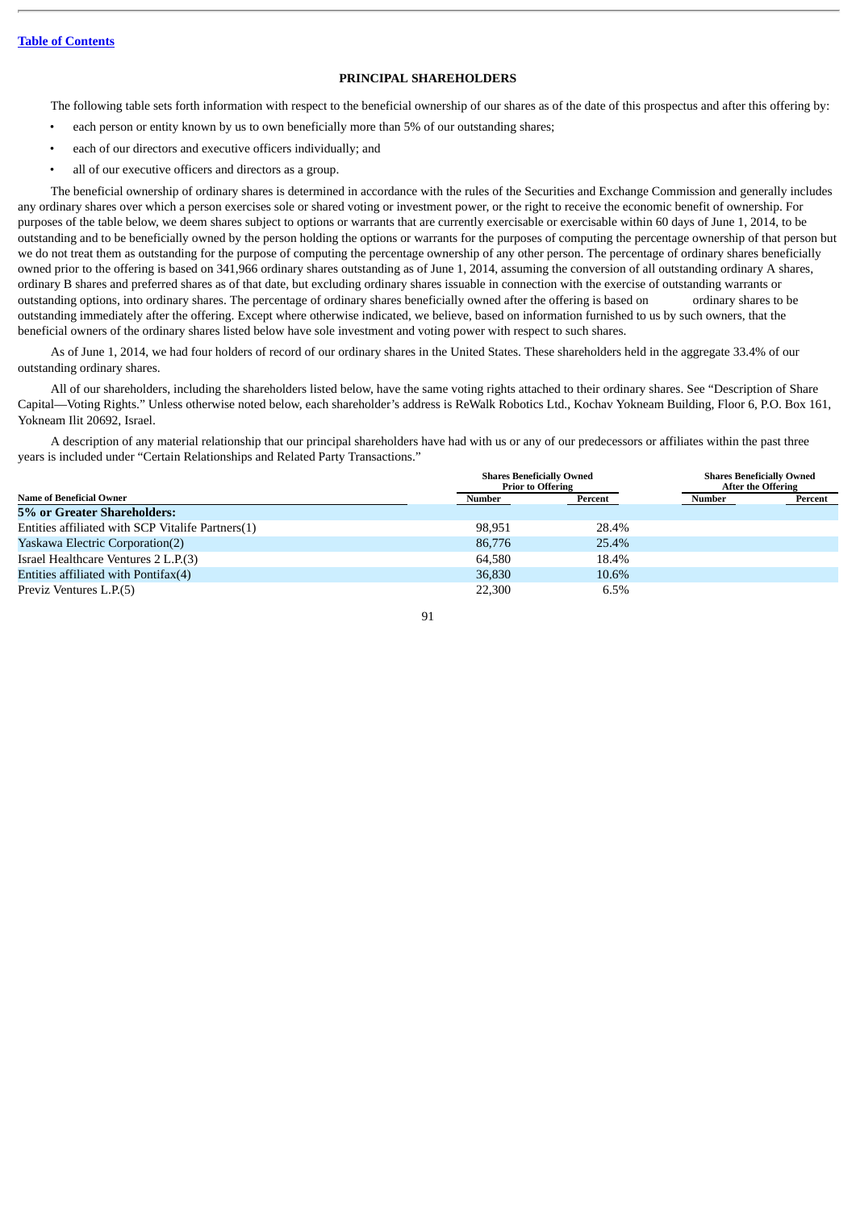## PRINCIPAL SHAREHOLDERS

The following table sets forth information with respect to the beneficial ownership of our shares as of the date of this prospectus and after this offering by:

- each person or entity known by us to own beneficially more than 5% of our outstanding shares;
- each of our directors and executive officers individually; and
- all of our executive officers and directors as a group.

The beneficial ownership of ordinary shares is determined in accordance with the rules of the Securities and Exchange Commission and generally includes any ordinary shares over which a person exercises sole or shared voting or investment power, or the right to receive the economic benefit of ownership. For purposes of the table below, we deem shares subject to options or warrants that are currently exercisable or exercisable within 60 days of June 1, 2014, to be outstanding and to be beneficially owned by the person holding the options or warrants for the purposes of computing the percentage ownership of that person but we do not treat them as outstanding for the purpose of computing the percentage ownership of any other person. The percentage of ordinary shares beneficially owned prior to the offering is based on 341,966 ordinary shares outstanding as of June 1, 2014, assuming the conversion of all outstanding ordinary A shares, ordinary B shares and preferred shares as of that date, but excluding ordinary shares issuable in connection with the exercise of outstanding warrants or outstanding options, into ordinary shares. The percentage of ordinary shares beneficially owned after the offering is based on ordinary shares to be outstanding immediately after the offering. Except where otherwise indicated, we believe, based on information furnished to us by such owners, that the beneficial owners of the ordinary shares listed below have sole investment and voting power with respect to such shares.

As of June 1, 2014, we had four holders of record of our ordinary shares in the United States. These shareholders held in the aggregate 33.4% of our outstanding ordinary shares.

All of our shareholders, including the shareholders listed below, have the same voting rights attached to their ordinary shares. See "Description of Share Capital—Voting Rights." Unless otherwise noted below, each shareholder's address is ReWalk Robotics Ltd., Kochav Yokneam Building, Floor 6, P.O. Box 161, Yokneam Ilit 20692, Israel.

A description of any material relationship that our principal shareholders have had with us or any of our predecessors or affiliates within the past three years is included under "Certain Relationships and Related Party Transactions."

| Name of Beneficial Owner | Shares Beneficially Owned Prior to Offering | | Shares Beneficially Owned After the Offering | |
|---|---|---|---|---|
| | Number | Percent | Number | Percent |
| **5% or Greater Shareholders:** | | | | |
| Entities affiliated with SCP Vitalife Partners(1) | 98,951 | 28.4% | | |
| Yaskawa Electric Corporation(2) | 86,776 | 25.4% | | |
| Israel Healthcare Ventures 2 L.P.(3) | 64,580 | 18.4% | | |
| Entities affiliated with Pontifax(4) | 36,830 | 10.6% | | |
| Previz Ventures L.P.(5) | 22,300 | 6.5% | | |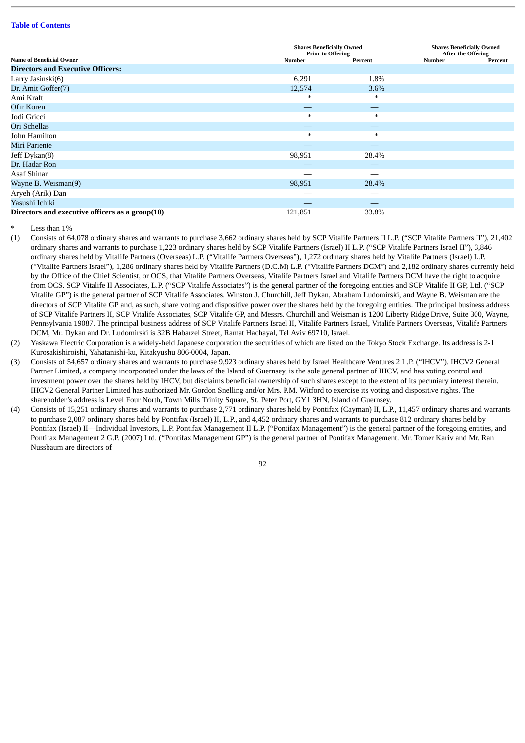[Table of Contents](#)

| Name of Beneficial Owner | Shares Beneficially Owned Prior to Offering | | Shares Beneficially Owned After the Offering | |
|---|---|---|---|---|
| | Number | Percent | Number | Percent |
| **Directors and Executive Officers:** | | | | |
| Larry Jasinski(6) | 6,291 | 1.8% | | |
| Dr. Amit Goffer(7) | 12,574 | 3.6% | | |
| Ami Kraft | * | * | | |
| Ofir Koren | — | — | | |
| Jodi Gricci | * | * | | |
| Ori Schellas | — | — | | |
| John Hamilton | * | * | | |
| Miri Pariente | — | — | | |
| Jeff Dykan(8) | 98,951 | 28.4% | | |
| Dr. Hadar Ron | — | — | | |
| Asaf Shinar | — | — | | |
| Wayne B. Weisman(9) | 98,951 | 28.4% | | |
| Aryeh (Arik) Dan | — | — | | |
| Yasushi Ichiki | — | — | | |
| **Directors and executive officers as a group(10)** | 121,851 | 33.8% | | |

\* Less than 1%

(1) Consists of 64,078 ordinary shares and warrants to purchase 3,662 ordinary shares held by SCP Vitalife Partners II L.P. ("SCP Vitalife Partners II"), 21,402 ordinary shares and warrants to purchase 1,223 ordinary shares held by SCP Vitalife Partners (Israel) II L.P. ("SCP Vitalife Partners Israel II"), 3,846 ordinary shares held by Vitalife Partners (Overseas) L.P. ("Vitalife Partners Overseas"), 1,272 ordinary shares held by Vitalife Partners (Israel) L.P. ("Vitalife Partners Israel"), 1,286 ordinary shares held by Vitalife Partners (D.C.M) L.P. ("Vitalife Partners DCM") and 2,182 ordinary shares currently held by the Office of the Chief Scientist, or OCS, that Vitalife Partners Overseas, Vitalife Partners Israel and Vitalife Partners DCM have the right to acquire from OCS. SCP Vitalife II Associates, L.P. ("SCP Vitalife Associates") is the general partner of the foregoing entities and SCP Vitalife II GP, Ltd. ("SCP Vitalife GP") is the general partner of SCP Vitalife Associates. Winston J. Churchill, Jeff Dykan, Abraham Ludomirski, and Wayne B. Weisman are the directors of SCP Vitalife GP and, as such, share voting and dispositive power over the shares held by the foregoing entities. The principal business address of SCP Vitalife Partners II, SCP Vitalife Associates, SCP Vitalife GP, and Messrs. Churchill and Weisman is 1200 Liberty Ridge Drive, Suite 300, Wayne, Pennsylvania 19087. The principal business address of SCP Vitalife Partners Israel II, Vitalife Partners Israel, Vitalife Partners Overseas, Vitalife Partners DCM, Mr. Dykan and Dr. Ludomirski is 32B Habarzel Street, Ramat Hachayal, Tel Aviv 69710, Israel.

(2) Yaskawa Electric Corporation is a widely-held Japanese corporation the securities of which are listed on the Tokyo Stock Exchange. Its address is 2-1 Kurosakishiroishi, Yahatanishi-ku, Kitakyushu 806-0004, Japan.

(3) Consists of 54,657 ordinary shares and warrants to purchase 9,923 ordinary shares held by Israel Healthcare Ventures 2 L.P. ("IHCV"). IHCV2 General Partner Limited, a company incorporated under the laws of the Island of Guernsey, is the sole general partner of IHCV, and has voting control and investment power over the shares held by IHCV, but disclaims beneficial ownership of such shares except to the extent of its pecuniary interest therein. IHCV2 General Partner Limited has authorized Mr. Gordon Snelling and/or Mrs. P.M. Witford to exercise its voting and dispositive rights. The shareholder's address is Level Four North, Town Mills Trinity Square, St. Peter Port, GY1 3HN, Island of Guernsey.

(4) Consists of 15,251 ordinary shares and warrants to purchase 2,771 ordinary shares held by Pontifax (Cayman) II, L.P., 11,457 ordinary shares and warrants to purchase 2,087 ordinary shares held by Pontifax (Israel) II, L.P., and 4,452 ordinary shares and warrants to purchase 812 ordinary shares held by Pontifax (Israel) II—Individual Investors, L.P. Pontifax Management II L.P. ("Pontifax Management") is the general partner of the foregoing entities, and Pontifax Management 2 G.P. (2007) Ltd. ("Pontifax Management GP") is the general partner of Pontifax Management. Mr. Tomer Kariv and Mr. Ran Nussbaum are directors of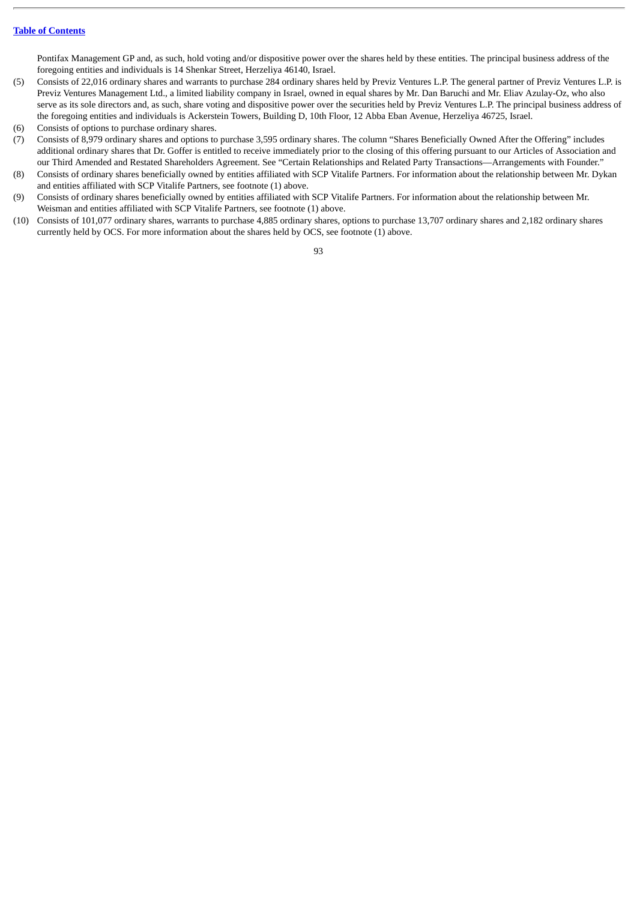Pontifax Management GP and, as such, hold voting and/or dispositive power over the shares held by these entities. The principal business address of the foregoing entities and individuals is 14 Shenkar Street, Herzeliya 46140, Israel.

(5) Consists of 22,016 ordinary shares and warrants to purchase 284 ordinary shares held by Previz Ventures L.P. The general partner of Previz Ventures L.P. is Previz Ventures Management Ltd., a limited liability company in Israel, owned in equal shares by Mr. Dan Baruchi and Mr. Eliav Azulay-Oz, who also serve as its sole directors and, as such, share voting and dispositive power over the securities held by Previz Ventures L.P. The principal business address of the foregoing entities and individuals is Ackerstein Towers, Building D, 10th Floor, 12 Abba Eban Avenue, Herzeliya 46725, Israel.

(6) Consists of options to purchase ordinary shares.

(7) Consists of 8,979 ordinary shares and options to purchase 3,595 ordinary shares. The column "Shares Beneficially Owned After the Offering" includes additional ordinary shares that Dr. Goffer is entitled to receive immediately prior to the closing of this offering pursuant to our Articles of Association and our Third Amended and Restated Shareholders Agreement. See "Certain Relationships and Related Party Transactions—Arrangements with Founder."

(8) Consists of ordinary shares beneficially owned by entities affiliated with SCP Vitalife Partners. For information about the relationship between Mr. Dykan and entities affiliated with SCP Vitalife Partners, see footnote (1) above.

(9) Consists of ordinary shares beneficially owned by entities affiliated with SCP Vitalife Partners. For information about the relationship between Mr. Weisman and entities affiliated with SCP Vitalife Partners, see footnote (1) above.

(10) Consists of 101,077 ordinary shares, warrants to purchase 4,885 ordinary shares, options to purchase 13,707 ordinary shares and 2,182 ordinary shares currently held by OCS. For more information about the shares held by OCS, see footnote (1) above.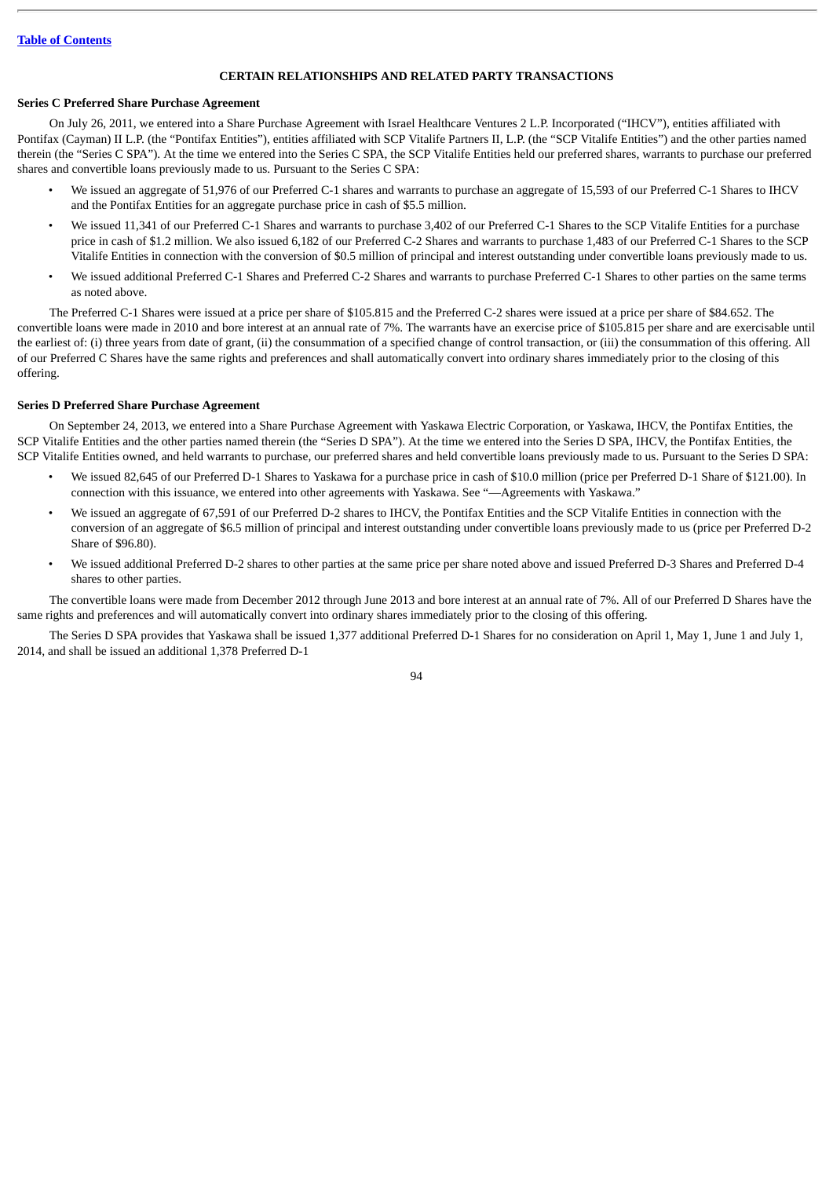## CERTAIN RELATIONSHIPS AND RELATED PARTY TRANSACTIONS

### Series C Preferred Share Purchase Agreement

On July 26, 2011, we entered into a Share Purchase Agreement with Israel Healthcare Ventures 2 L.P. Incorporated ("IHCV"), entities affiliated with Pontifax (Cayman) II L.P. (the "Pontifax Entities"), entities affiliated with SCP Vitalife Partners II, L.P. (the "SCP Vitalife Entities") and the other parties named therein (the "Series C SPA"). At the time we entered into the Series C SPA, the SCP Vitalife Entities held our preferred shares, warrants to purchase our preferred shares and convertible loans previously made to us. Pursuant to the Series C SPA:

- We issued an aggregate of 51,976 of our Preferred C-1 shares and warrants to purchase an aggregate of 15,593 of our Preferred C-1 Shares to IHCV and the Pontifax Entities for an aggregate purchase price in cash of $5.5 million.
- We issued 11,341 of our Preferred C-1 Shares and warrants to purchase 3,402 of our Preferred C-1 Shares to the SCP Vitalife Entities for a purchase price in cash of $1.2 million. We also issued 6,182 of our Preferred C-2 Shares and warrants to purchase 1,483 of our Preferred C-1 Shares to the SCP Vitalife Entities in connection with the conversion of $0.5 million of principal and interest outstanding under convertible loans previously made to us.
- We issued additional Preferred C-1 Shares and Preferred C-2 Shares and warrants to purchase Preferred C-1 Shares to other parties on the same terms as noted above.

The Preferred C-1 Shares were issued at a price per share of $105.815 and the Preferred C-2 shares were issued at a price per share of $84.652. The convertible loans were made in 2010 and bore interest at an annual rate of 7%. The warrants have an exercise price of $105.815 per share and are exercisable until the earliest of: (i) three years from date of grant, (ii) the consummation of a specified change of control transaction, or (iii) the consummation of this offering. All of our Preferred C Shares have the same rights and preferences and shall automatically convert into ordinary shares immediately prior to the closing of this offering.

### Series D Preferred Share Purchase Agreement

On September 24, 2013, we entered into a Share Purchase Agreement with Yaskawa Electric Corporation, or Yaskawa, IHCV, the Pontifax Entities, the SCP Vitalife Entities and the other parties named therein (the "Series D SPA"). At the time we entered into the Series D SPA, IHCV, the Pontifax Entities, the SCP Vitalife Entities owned, and held warrants to purchase, our preferred shares and held convertible loans previously made to us. Pursuant to the Series D SPA:

- We issued 82,645 of our Preferred D-1 Shares to Yaskawa for a purchase price in cash of $10.0 million (price per Preferred D-1 Share of $121.00). In connection with this issuance, we entered into other agreements with Yaskawa. See "—Agreements with Yaskawa."
- We issued an aggregate of 67,591 of our Preferred D-2 shares to IHCV, the Pontifax Entities and the SCP Vitalife Entities in connection with the conversion of an aggregate of $6.5 million of principal and interest outstanding under convertible loans previously made to us (price per Preferred D-2 Share of $96.80).
- We issued additional Preferred D-2 shares to other parties at the same price per share noted above and issued Preferred D-3 Shares and Preferred D-4 shares to other parties.

The convertible loans were made from December 2012 through June 2013 and bore interest at an annual rate of 7%. All of our Preferred D Shares have the same rights and preferences and will automatically convert into ordinary shares immediately prior to the closing of this offering.

The Series D SPA provides that Yaskawa shall be issued 1,377 additional Preferred D-1 Shares for no consideration on April 1, May 1, June 1 and July 1, 2014, and shall be issued an additional 1,378 Preferred D-1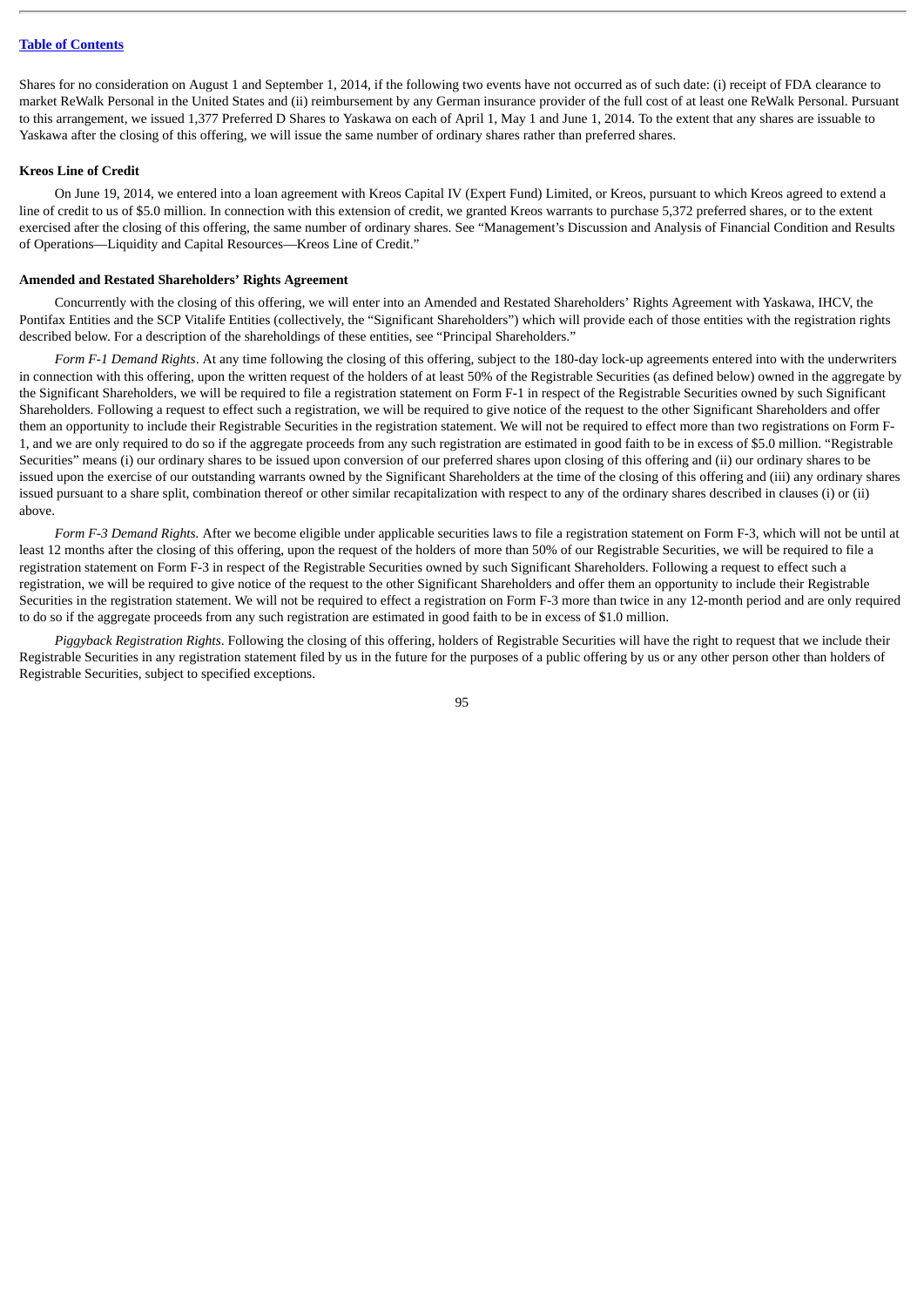Shares for no consideration on August 1 and September 1, 2014, if the following two events have not occurred as of such date: (i) receipt of FDA clearance to market ReWalk Personal in the United States and (ii) reimbursement by any German insurance provider of the full cost of at least one ReWalk Personal. Pursuant to this arrangement, we issued 1,377 Preferred D Shares to Yaskawa on each of April 1, May 1 and June 1, 2014. To the extent that any shares are issuable to Yaskawa after the closing of this offering, we will issue the same number of ordinary shares rather than preferred shares.

**Kreos Line of Credit**

On June 19, 2014, we entered into a loan agreement with Kreos Capital IV (Expert Fund) Limited, or Kreos, pursuant to which Kreos agreed to extend a line of credit to us of $5.0 million. In connection with this extension of credit, we granted Kreos warrants to purchase 5,372 preferred shares, or to the extent exercised after the closing of this offering, the same number of ordinary shares. See "Management's Discussion and Analysis of Financial Condition and Results of Operations—Liquidity and Capital Resources—Kreos Line of Credit."

**Amended and Restated Shareholders' Rights Agreement**

Concurrently with the closing of this offering, we will enter into an Amended and Restated Shareholders' Rights Agreement with Yaskawa, IHCV, the Pontifax Entities and the SCP Vitalife Entities (collectively, the "Significant Shareholders") which will provide each of those entities with the registration rights described below. For a description of the shareholdings of these entities, see "Principal Shareholders."

*Form F-1 Demand Rights*. At any time following the closing of this offering, subject to the 180-day lock-up agreements entered into with the underwriters in connection with this offering, upon the written request of the holders of at least 50% of the Registrable Securities (as defined below) owned in the aggregate by the Significant Shareholders, we will be required to file a registration statement on Form F-1 in respect of the Registrable Securities owned by such Significant Shareholders. Following a request to effect such a registration, we will be required to give notice of the request to the other Significant Shareholders and offer them an opportunity to include their Registrable Securities in the registration statement. We will not be required to effect more than two registrations on Form F-1, and we are only required to do so if the aggregate proceeds from any such registration are estimated in good faith to be in excess of $5.0 million. "Registrable Securities" means (i) our ordinary shares to be issued upon conversion of our preferred shares upon closing of this offering and (ii) our ordinary shares to be issued upon the exercise of our outstanding warrants owned by the Significant Shareholders at the time of the closing of this offering and (iii) any ordinary shares issued pursuant to a share split, combination thereof or other similar recapitalization with respect to any of the ordinary shares described in clauses (i) or (ii) above.

*Form F-3 Demand Rights*. After we become eligible under applicable securities laws to file a registration statement on Form F-3, which will not be until at least 12 months after the closing of this offering, upon the request of the holders of more than 50% of our Registrable Securities, we will be required to file a registration statement on Form F-3 in respect of the Registrable Securities owned by such Significant Shareholders. Following a request to effect such a registration, we will be required to give notice of the request to the other Significant Shareholders and offer them an opportunity to include their Registrable Securities in the registration statement. We will not be required to effect a registration on Form F-3 more than twice in any 12-month period and are only required to do so if the aggregate proceeds from any such registration are estimated in good faith to be in excess of $1.0 million.

*Piggyback Registration Rights*. Following the closing of this offering, holders of Registrable Securities will have the right to request that we include their Registrable Securities in any registration statement filed by us in the future for the purposes of a public offering by us or any other person other than holders of Registrable Securities, subject to specified exceptions.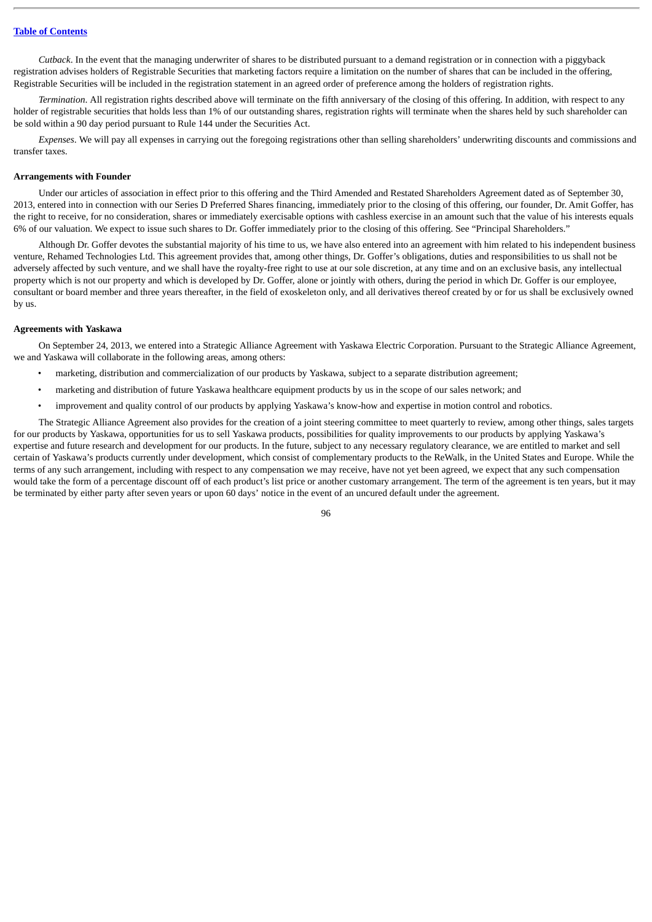*Cutback*. In the event that the managing underwriter of shares to be distributed pursuant to a demand registration or in connection with a piggyback registration advises holders of Registrable Securities that marketing factors require a limitation on the number of shares that can be included in the offering, Registrable Securities will be included in the registration statement in an agreed order of preference among the holders of registration rights.

*Termination*. All registration rights described above will terminate on the fifth anniversary of the closing of this offering. In addition, with respect to any holder of registrable securities that holds less than 1% of our outstanding shares, registration rights will terminate when the shares held by such shareholder can be sold within a 90 day period pursuant to Rule 144 under the Securities Act.

*Expenses*. We will pay all expenses in carrying out the foregoing registrations other than selling shareholders' underwriting discounts and commissions and transfer taxes.

**Arrangements with Founder**

Under our articles of association in effect prior to this offering and the Third Amended and Restated Shareholders Agreement dated as of September 30, 2013, entered into in connection with our Series D Preferred Shares financing, immediately prior to the closing of this offering, our founder, Dr. Amit Goffer, has the right to receive, for no consideration, shares or immediately exercisable options with cashless exercise in an amount such that the value of his interests equals 6% of our valuation. We expect to issue such shares to Dr. Goffer immediately prior to the closing of this offering. See "Principal Shareholders."

Although Dr. Goffer devotes the substantial majority of his time to us, we have also entered into an agreement with him related to his independent business venture, Rehamed Technologies Ltd. This agreement provides that, among other things, Dr. Goffer's obligations, duties and responsibilities to us shall not be adversely affected by such venture, and we shall have the royalty-free right to use at our sole discretion, at any time and on an exclusive basis, any intellectual property which is not our property and which is developed by Dr. Goffer, alone or jointly with others, during the period in which Dr. Goffer is our employee, consultant or board member and three years thereafter, in the field of exoskeleton only, and all derivatives thereof created by or for us shall be exclusively owned by us.

**Agreements with Yaskawa**

On September 24, 2013, we entered into a Strategic Alliance Agreement with Yaskawa Electric Corporation. Pursuant to the Strategic Alliance Agreement, we and Yaskawa will collaborate in the following areas, among others:

- marketing, distribution and commercialization of our products by Yaskawa, subject to a separate distribution agreement;
- marketing and distribution of future Yaskawa healthcare equipment products by us in the scope of our sales network; and
- improvement and quality control of our products by applying Yaskawa's know-how and expertise in motion control and robotics.

The Strategic Alliance Agreement also provides for the creation of a joint steering committee to meet quarterly to review, among other things, sales targets for our products by Yaskawa, opportunities for us to sell Yaskawa products, possibilities for quality improvements to our products by applying Yaskawa's expertise and future research and development for our products. In the future, subject to any necessary regulatory clearance, we are entitled to market and sell certain of Yaskawa's products currently under development, which consist of complementary products to the ReWalk, in the United States and Europe. While the terms of any such arrangement, including with respect to any compensation we may receive, have not yet been agreed, we expect that any such compensation would take the form of a percentage discount off of each product's list price or another customary arrangement. The term of the agreement is ten years, but it may be terminated by either party after seven years or upon 60 days' notice in the event of an uncured default under the agreement.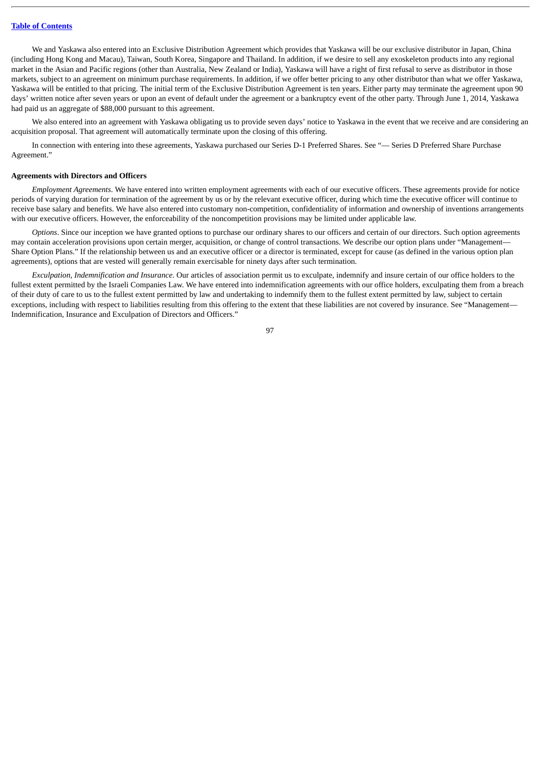We and Yaskawa also entered into an Exclusive Distribution Agreement which provides that Yaskawa will be our exclusive distributor in Japan, China (including Hong Kong and Macau), Taiwan, South Korea, Singapore and Thailand. In addition, if we desire to sell any exoskeleton products into any regional market in the Asian and Pacific regions (other than Australia, New Zealand or India), Yaskawa will have a right of first refusal to serve as distributor in those markets, subject to an agreement on minimum purchase requirements. In addition, if we offer better pricing to any other distributor than what we offer Yaskawa, Yaskawa will be entitled to that pricing. The initial term of the Exclusive Distribution Agreement is ten years. Either party may terminate the agreement upon 90 days' written notice after seven years or upon an event of default under the agreement or a bankruptcy event of the other party. Through June 1, 2014, Yaskawa had paid us an aggregate of $88,000 pursuant to this agreement.

We also entered into an agreement with Yaskawa obligating us to provide seven days' notice to Yaskawa in the event that we receive and are considering an acquisition proposal. That agreement will automatically terminate upon the closing of this offering.

In connection with entering into these agreements, Yaskawa purchased our Series D-1 Preferred Shares. See "— Series D Preferred Share Purchase Agreement."

**Agreements with Directors and Officers**

*Employment Agreements*. We have entered into written employment agreements with each of our executive officers. These agreements provide for notice periods of varying duration for termination of the agreement by us or by the relevant executive officer, during which time the executive officer will continue to receive base salary and benefits. We have also entered into customary non-competition, confidentiality of information and ownership of inventions arrangements with our executive officers. However, the enforceability of the noncompetition provisions may be limited under applicable law.

*Options*. Since our inception we have granted options to purchase our ordinary shares to our officers and certain of our directors. Such option agreements may contain acceleration provisions upon certain merger, acquisition, or change of control transactions. We describe our option plans under "Management—Share Option Plans." If the relationship between us and an executive officer or a director is terminated, except for cause (as defined in the various option plan agreements), options that are vested will generally remain exercisable for ninety days after such termination.

*Exculpation, Indemnification and Insurance.* Our articles of association permit us to exculpate, indemnify and insure certain of our office holders to the fullest extent permitted by the Israeli Companies Law. We have entered into indemnification agreements with our office holders, exculpating them from a breach of their duty of care to us to the fullest extent permitted by law and undertaking to indemnify them to the fullest extent permitted by law, subject to certain exceptions, including with respect to liabilities resulting from this offering to the extent that these liabilities are not covered by insurance. See "Management—Indemnification, Insurance and Exculpation of Directors and Officers."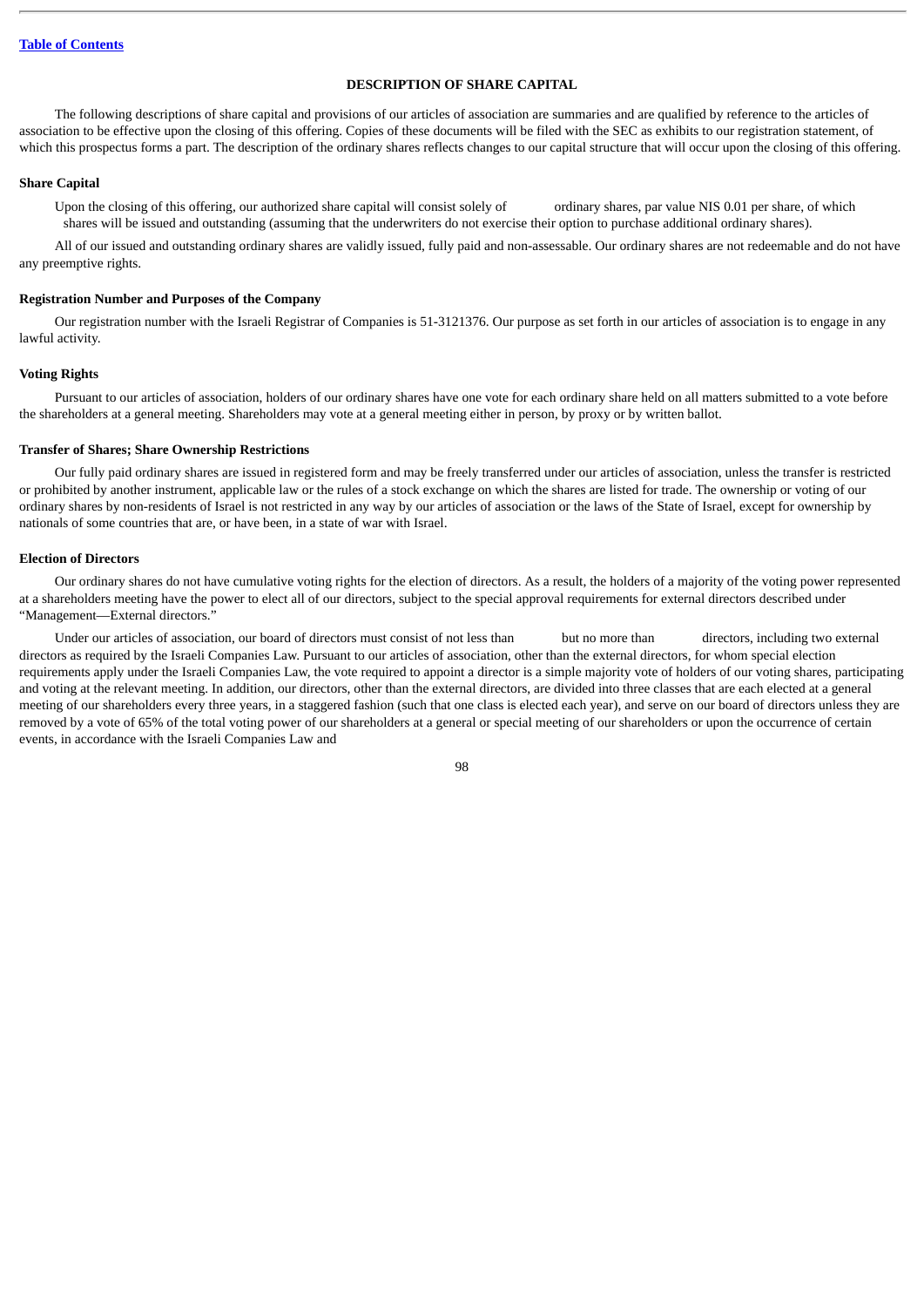## DESCRIPTION OF SHARE CAPITAL

The following descriptions of share capital and provisions of our articles of association are summaries and are qualified by reference to the articles of association to be effective upon the closing of this offering. Copies of these documents will be filed with the SEC as exhibits to our registration statement, of which this prospectus forms a part. The description of the ordinary shares reflects changes to our capital structure that will occur upon the closing of this offering.

### Share Capital

Upon the closing of this offering, our authorized share capital will consist solely of ordinary shares, par value NIS 0.01 per share, of which shares will be issued and outstanding (assuming that the underwriters do not exercise their option to purchase additional ordinary shares).

All of our issued and outstanding ordinary shares are validly issued, fully paid and non-assessable. Our ordinary shares are not redeemable and do not have any preemptive rights.

### Registration Number and Purposes of the Company

Our registration number with the Israeli Registrar of Companies is 51-3121376. Our purpose as set forth in our articles of association is to engage in any lawful activity.

### Voting Rights

Pursuant to our articles of association, holders of our ordinary shares have one vote for each ordinary share held on all matters submitted to a vote before the shareholders at a general meeting. Shareholders may vote at a general meeting either in person, by proxy or by written ballot.

### Transfer of Shares; Share Ownership Restrictions

Our fully paid ordinary shares are issued in registered form and may be freely transferred under our articles of association, unless the transfer is restricted or prohibited by another instrument, applicable law or the rules of a stock exchange on which the shares are listed for trade. The ownership or voting of our ordinary shares by non-residents of Israel is not restricted in any way by our articles of association or the laws of the State of Israel, except for ownership by nationals of some countries that are, or have been, in a state of war with Israel.

### Election of Directors

Our ordinary shares do not have cumulative voting rights for the election of directors. As a result, the holders of a majority of the voting power represented at a shareholders meeting have the power to elect all of our directors, subject to the special approval requirements for external directors described under "Management—External directors."

Under our articles of association, our board of directors must consist of not less than but no more than directors, including two external directors as required by the Israeli Companies Law. Pursuant to our articles of association, other than the external directors, for whom special election requirements apply under the Israeli Companies Law, the vote required to appoint a director is a simple majority vote of holders of our voting shares, participating and voting at the relevant meeting. In addition, our directors, other than the external directors, are divided into three classes that are each elected at a general meeting of our shareholders every three years, in a staggered fashion (such that one class is elected each year), and serve on our board of directors unless they are removed by a vote of 65% of the total voting power of our shareholders at a general or special meeting of our shareholders or upon the occurrence of certain events, in accordance with the Israeli Companies Law and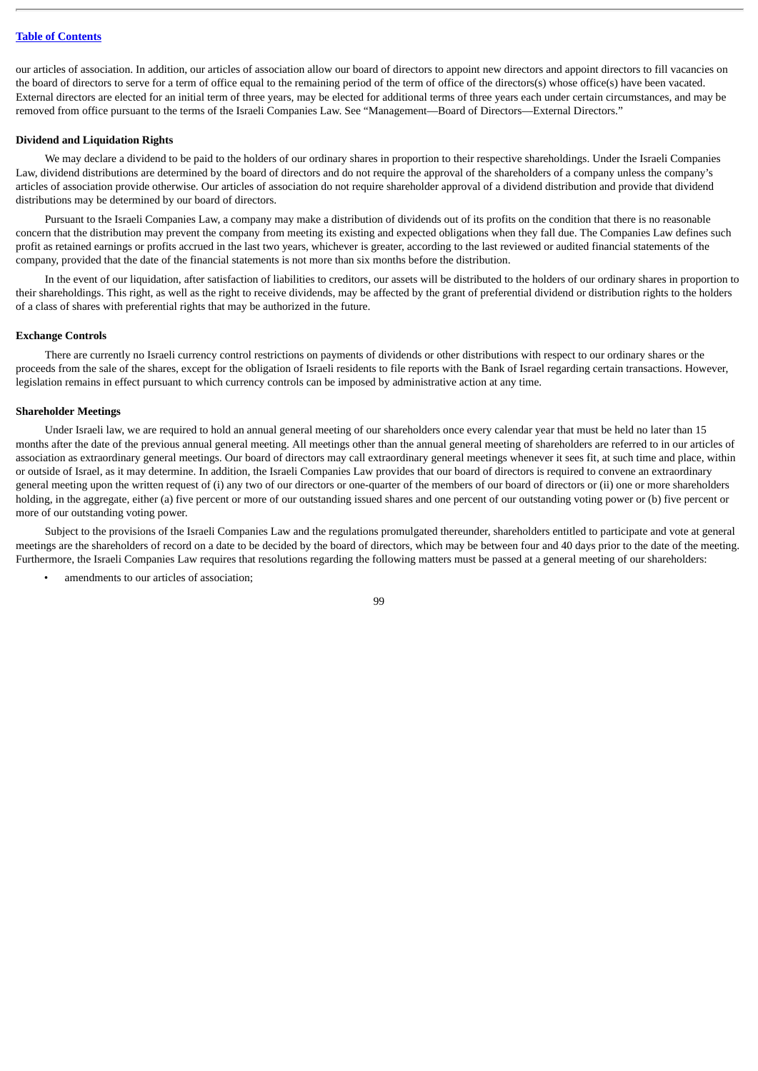our articles of association. In addition, our articles of association allow our board of directors to appoint new directors and appoint directors to fill vacancies on the board of directors to serve for a term of office equal to the remaining period of the term of office of the directors(s) whose office(s) have been vacated. External directors are elected for an initial term of three years, may be elected for additional terms of three years each under certain circumstances, and may be removed from office pursuant to the terms of the Israeli Companies Law. See "Management—Board of Directors—External Directors."

**Dividend and Liquidation Rights**

We may declare a dividend to be paid to the holders of our ordinary shares in proportion to their respective shareholdings. Under the Israeli Companies Law, dividend distributions are determined by the board of directors and do not require the approval of the shareholders of a company unless the company's articles of association provide otherwise. Our articles of association do not require shareholder approval of a dividend distribution and provide that dividend distributions may be determined by our board of directors.

Pursuant to the Israeli Companies Law, a company may make a distribution of dividends out of its profits on the condition that there is no reasonable concern that the distribution may prevent the company from meeting its existing and expected obligations when they fall due. The Companies Law defines such profit as retained earnings or profits accrued in the last two years, whichever is greater, according to the last reviewed or audited financial statements of the company, provided that the date of the financial statements is not more than six months before the distribution.

In the event of our liquidation, after satisfaction of liabilities to creditors, our assets will be distributed to the holders of our ordinary shares in proportion to their shareholdings. This right, as well as the right to receive dividends, may be affected by the grant of preferential dividend or distribution rights to the holders of a class of shares with preferential rights that may be authorized in the future.

**Exchange Controls**

There are currently no Israeli currency control restrictions on payments of dividends or other distributions with respect to our ordinary shares or the proceeds from the sale of the shares, except for the obligation of Israeli residents to file reports with the Bank of Israel regarding certain transactions. However, legislation remains in effect pursuant to which currency controls can be imposed by administrative action at any time.

**Shareholder Meetings**

Under Israeli law, we are required to hold an annual general meeting of our shareholders once every calendar year that must be held no later than 15 months after the date of the previous annual general meeting. All meetings other than the annual general meeting of shareholders are referred to in our articles of association as extraordinary general meetings. Our board of directors may call extraordinary general meetings whenever it sees fit, at such time and place, within or outside of Israel, as it may determine. In addition, the Israeli Companies Law provides that our board of directors is required to convene an extraordinary general meeting upon the written request of (i) any two of our directors or one-quarter of the members of our board of directors or (ii) one or more shareholders holding, in the aggregate, either (a) five percent or more of our outstanding issued shares and one percent of our outstanding voting power or (b) five percent or more of our outstanding voting power.

Subject to the provisions of the Israeli Companies Law and the regulations promulgated thereunder, shareholders entitled to participate and vote at general meetings are the shareholders of record on a date to be decided by the board of directors, which may be between four and 40 days prior to the date of the meeting. Furthermore, the Israeli Companies Law requires that resolutions regarding the following matters must be passed at a general meeting of our shareholders:

- amendments to our articles of association;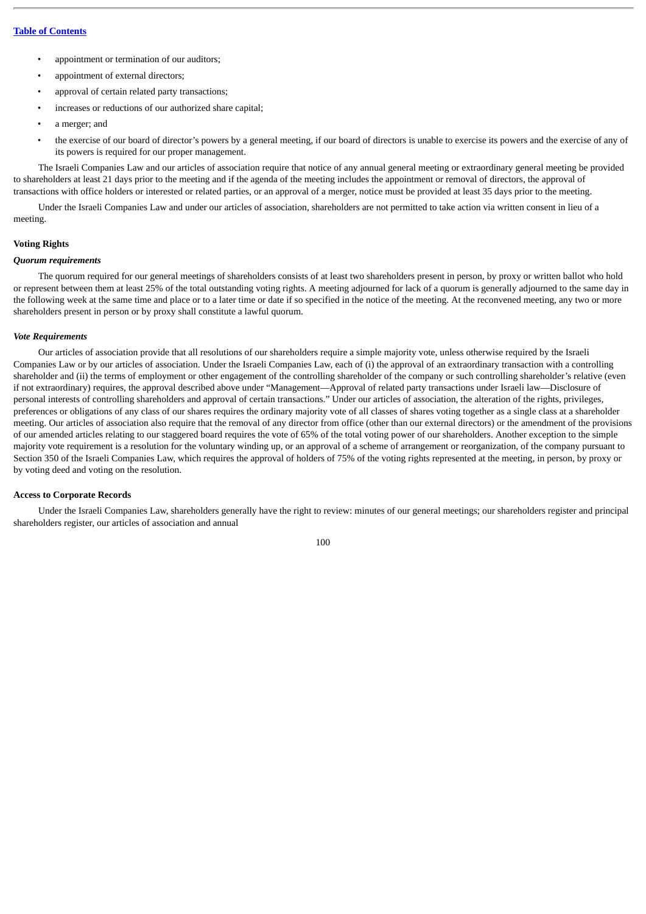- appointment or termination of our auditors;
- appointment of external directors;
- approval of certain related party transactions;
- increases or reductions of our authorized share capital;
- a merger; and
- the exercise of our board of director's powers by a general meeting, if our board of directors is unable to exercise its powers and the exercise of any of its powers is required for our proper management.

The Israeli Companies Law and our articles of association require that notice of any annual general meeting or extraordinary general meeting be provided to shareholders at least 21 days prior to the meeting and if the agenda of the meeting includes the appointment or removal of directors, the approval of transactions with office holders or interested or related parties, or an approval of a merger, notice must be provided at least 35 days prior to the meeting.

Under the Israeli Companies Law and under our articles of association, shareholders are not permitted to take action via written consent in lieu of a meeting.

## Voting Rights

### *Quorum requirements*

The quorum required for our general meetings of shareholders consists of at least two shareholders present in person, by proxy or written ballot who hold or represent between them at least 25% of the total outstanding voting rights. A meeting adjourned for lack of a quorum is generally adjourned to the same day in the following week at the same time and place or to a later time or date if so specified in the notice of the meeting. At the reconvened meeting, any two or more shareholders present in person or by proxy shall constitute a lawful quorum.

### *Vote Requirements*

Our articles of association provide that all resolutions of our shareholders require a simple majority vote, unless otherwise required by the Israeli Companies Law or by our articles of association. Under the Israeli Companies Law, each of (i) the approval of an extraordinary transaction with a controlling shareholder and (ii) the terms of employment or other engagement of the controlling shareholder of the company or such controlling shareholder's relative (even if not extraordinary) requires, the approval described above under "Management—Approval of related party transactions under Israeli law—Disclosure of personal interests of controlling shareholders and approval of certain transactions." Under our articles of association, the alteration of the rights, privileges, preferences or obligations of any class of our shares requires the ordinary majority vote of all classes of shares voting together as a single class at a shareholder meeting. Our articles of association also require that the removal of any director from office (other than our external directors) or the amendment of the provisions of our amended articles relating to our staggered board requires the vote of 65% of the total voting power of our shareholders. Another exception to the simple majority vote requirement is a resolution for the voluntary winding up, or an approval of a scheme of arrangement or reorganization, of the company pursuant to Section 350 of the Israeli Companies Law, which requires the approval of holders of 75% of the voting rights represented at the meeting, in person, by proxy or by voting deed and voting on the resolution.

## Access to Corporate Records

Under the Israeli Companies Law, shareholders generally have the right to review: minutes of our general meetings; our shareholders register and principal shareholders register, our articles of association and annual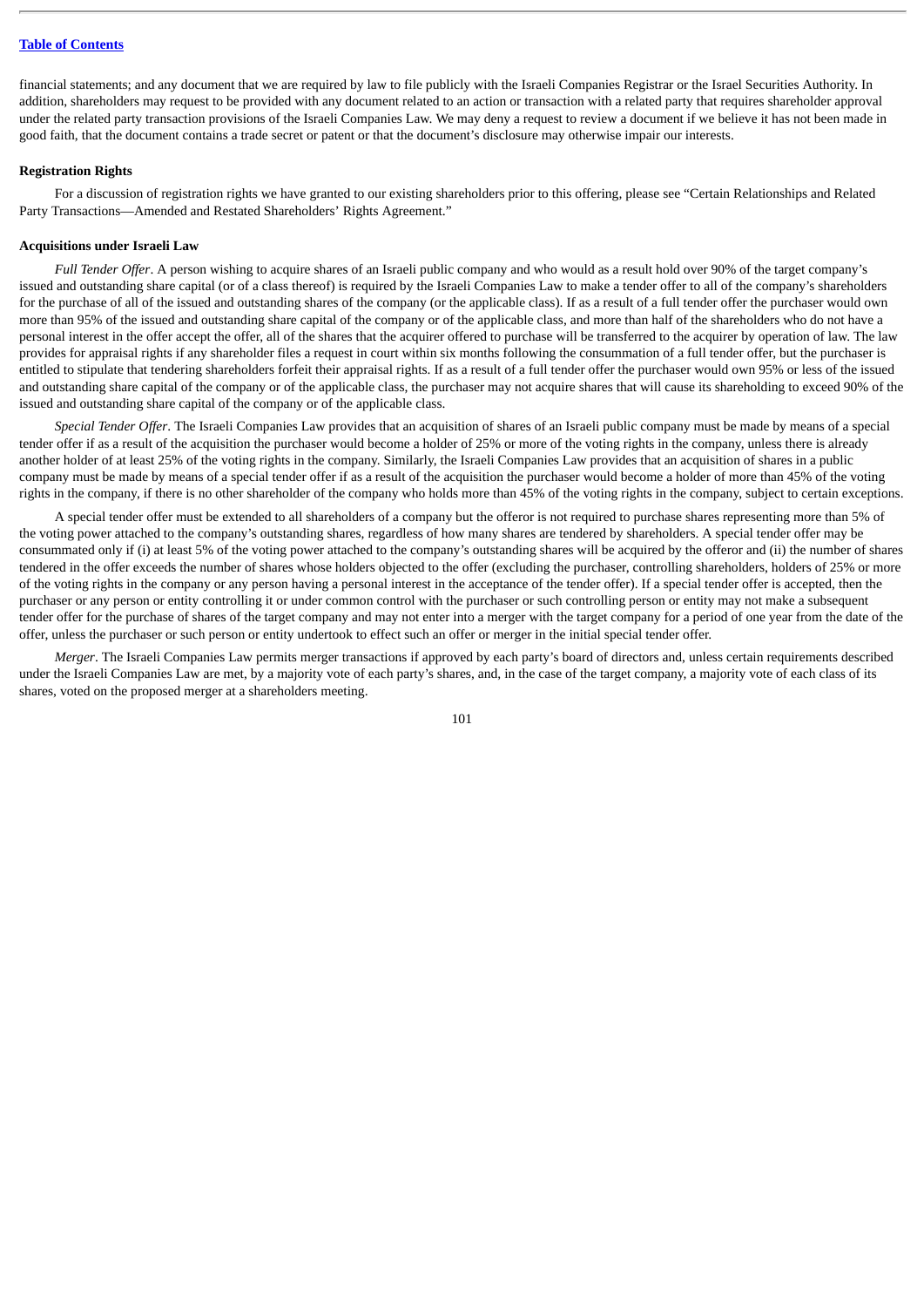financial statements; and any document that we are required by law to file publicly with the Israeli Companies Registrar or the Israel Securities Authority. In addition, shareholders may request to be provided with any document related to an action or transaction with a related party that requires shareholder approval under the related party transaction provisions of the Israeli Companies Law. We may deny a request to review a document if we believe it has not been made in good faith, that the document contains a trade secret or patent or that the document's disclosure may otherwise impair our interests.

**Registration Rights**

For a discussion of registration rights we have granted to our existing shareholders prior to this offering, please see "Certain Relationships and Related Party Transactions—Amended and Restated Shareholders' Rights Agreement."

**Acquisitions under Israeli Law**

*Full Tender Offer*. A person wishing to acquire shares of an Israeli public company and who would as a result hold over 90% of the target company's issued and outstanding share capital (or of a class thereof) is required by the Israeli Companies Law to make a tender offer to all of the company's shareholders for the purchase of all of the issued and outstanding shares of the company (or the applicable class). If as a result of a full tender offer the purchaser would own more than 95% of the issued and outstanding share capital of the company or of the applicable class, and more than half of the shareholders who do not have a personal interest in the offer accept the offer, all of the shares that the acquirer offered to purchase will be transferred to the acquirer by operation of law. The law provides for appraisal rights if any shareholder files a request in court within six months following the consummation of a full tender offer, but the purchaser is entitled to stipulate that tendering shareholders forfeit their appraisal rights. If as a result of a full tender offer the purchaser would own 95% or less of the issued and outstanding share capital of the company or of the applicable class, the purchaser may not acquire shares that will cause its shareholding to exceed 90% of the issued and outstanding share capital of the company or of the applicable class.

*Special Tender Offer*. The Israeli Companies Law provides that an acquisition of shares of an Israeli public company must be made by means of a special tender offer if as a result of the acquisition the purchaser would become a holder of 25% or more of the voting rights in the company, unless there is already another holder of at least 25% of the voting rights in the company. Similarly, the Israeli Companies Law provides that an acquisition of shares in a public company must be made by means of a special tender offer if as a result of the acquisition the purchaser would become a holder of more than 45% of the voting rights in the company, if there is no other shareholder of the company who holds more than 45% of the voting rights in the company, subject to certain exceptions.

A special tender offer must be extended to all shareholders of a company but the offeror is not required to purchase shares representing more than 5% of the voting power attached to the company's outstanding shares, regardless of how many shares are tendered by shareholders. A special tender offer may be consummated only if (i) at least 5% of the voting power attached to the company's outstanding shares will be acquired by the offeror and (ii) the number of shares tendered in the offer exceeds the number of shares whose holders objected to the offer (excluding the purchaser, controlling shareholders, holders of 25% or more of the voting rights in the company or any person having a personal interest in the acceptance of the tender offer). If a special tender offer is accepted, then the purchaser or any person or entity controlling it or under common control with the purchaser or such controlling person or entity may not make a subsequent tender offer for the purchase of shares of the target company and may not enter into a merger with the target company for a period of one year from the date of the offer, unless the purchaser or such person or entity undertook to effect such an offer or merger in the initial special tender offer.

*Merger*. The Israeli Companies Law permits merger transactions if approved by each party's board of directors and, unless certain requirements described under the Israeli Companies Law are met, by a majority vote of each party's shares, and, in the case of the target company, a majority vote of each class of its shares, voted on the proposed merger at a shareholders meeting.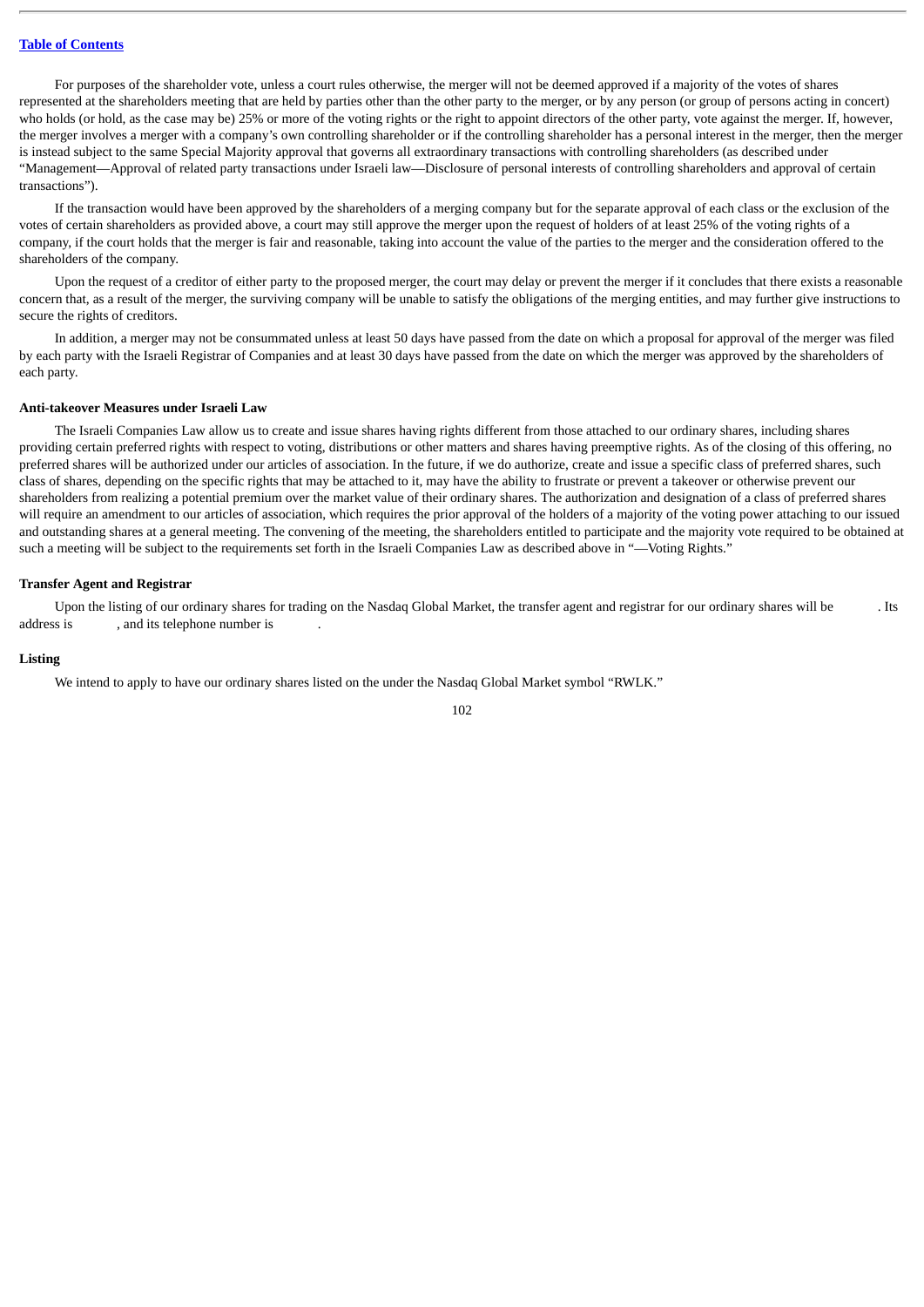For purposes of the shareholder vote, unless a court rules otherwise, the merger will not be deemed approved if a majority of the votes of shares represented at the shareholders meeting that are held by parties other than the other party to the merger, or by any person (or group of persons acting in concert) who holds (or hold, as the case may be) 25% or more of the voting rights or the right to appoint directors of the other party, vote against the merger. If, however, the merger involves a merger with a company's own controlling shareholder or if the controlling shareholder has a personal interest in the merger, then the merger is instead subject to the same Special Majority approval that governs all extraordinary transactions with controlling shareholders (as described under "Management—Approval of related party transactions under Israeli law—Disclosure of personal interests of controlling shareholders and approval of certain transactions").

If the transaction would have been approved by the shareholders of a merging company but for the separate approval of each class or the exclusion of the votes of certain shareholders as provided above, a court may still approve the merger upon the request of holders of at least 25% of the voting rights of a company, if the court holds that the merger is fair and reasonable, taking into account the value of the parties to the merger and the consideration offered to the shareholders of the company.

Upon the request of a creditor of either party to the proposed merger, the court may delay or prevent the merger if it concludes that there exists a reasonable concern that, as a result of the merger, the surviving company will be unable to satisfy the obligations of the merging entities, and may further give instructions to secure the rights of creditors.

In addition, a merger may not be consummated unless at least 50 days have passed from the date on which a proposal for approval of the merger was filed by each party with the Israeli Registrar of Companies and at least 30 days have passed from the date on which the merger was approved by the shareholders of each party.

**Anti-takeover Measures under Israeli Law**

The Israeli Companies Law allow us to create and issue shares having rights different from those attached to our ordinary shares, including shares providing certain preferred rights with respect to voting, distributions or other matters and shares having preemptive rights. As of the closing of this offering, no preferred shares will be authorized under our articles of association. In the future, if we do authorize, create and issue a specific class of preferred shares, such class of shares, depending on the specific rights that may be attached to it, may have the ability to frustrate or prevent a takeover or otherwise prevent our shareholders from realizing a potential premium over the market value of their ordinary shares. The authorization and designation of a class of preferred shares will require an amendment to our articles of association, which requires the prior approval of the holders of a majority of the voting power attaching to our issued and outstanding shares at a general meeting. The convening of the meeting, the shareholders entitled to participate and the majority vote required to be obtained at such a meeting will be subject to the requirements set forth in the Israeli Companies Law as described above in "—Voting Rights."

**Transfer Agent and Registrar**

Upon the listing of our ordinary shares for trading on the Nasdaq Global Market, the transfer agent and registrar for our ordinary shares will be . Its address is , and its telephone number is .

**Listing**

We intend to apply to have our ordinary shares listed on the under the Nasdaq Global Market symbol "RWLK."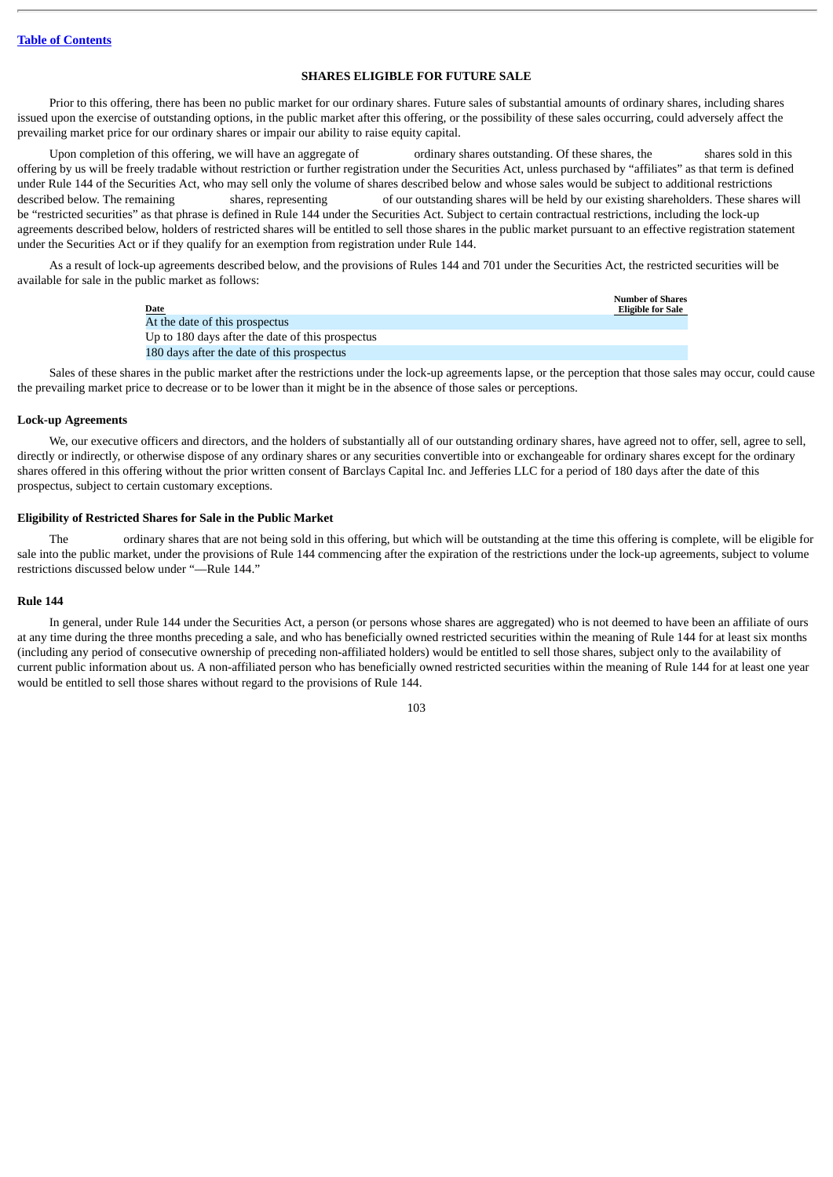## SHARES ELIGIBLE FOR FUTURE SALE

Prior to this offering, there has been no public market for our ordinary shares. Future sales of substantial amounts of ordinary shares, including shares issued upon the exercise of outstanding options, in the public market after this offering, or the possibility of these sales occurring, could adversely affect the prevailing market price for our ordinary shares or impair our ability to raise equity capital.

Upon completion of this offering, we will have an aggregate of ordinary shares outstanding. Of these shares, the shares sold in this offering by us will be freely tradable without restriction or further registration under the Securities Act, unless purchased by "affiliates" as that term is defined under Rule 144 of the Securities Act, who may sell only the volume of shares described below and whose sales would be subject to additional restrictions described below. The remaining shares, representing of our outstanding shares will be held by our existing shareholders. These shares will be "restricted securities" as that phrase is defined in Rule 144 under the Securities Act. Subject to certain contractual restrictions, including the lock-up agreements described below, holders of restricted shares will be entitled to sell those shares in the public market pursuant to an effective registration statement under the Securities Act or if they qualify for an exemption from registration under Rule 144.

As a result of lock-up agreements described below, and the provisions of Rules 144 and 701 under the Securities Act, the restricted securities will be available for sale in the public market as follows:

| Date | Number of Shares Eligible for Sale |
|---|---|
| At the date of this prospectus | |
| Up to 180 days after the date of this prospectus | |
| 180 days after the date of this prospectus | |

Sales of these shares in the public market after the restrictions under the lock-up agreements lapse, or the perception that those sales may occur, could cause the prevailing market price to decrease or to be lower than it might be in the absence of those sales or perceptions.

### Lock-up Agreements

We, our executive officers and directors, and the holders of substantially all of our outstanding ordinary shares, have agreed not to offer, sell, agree to sell, directly or indirectly, or otherwise dispose of any ordinary shares or any securities convertible into or exchangeable for ordinary shares except for the ordinary shares offered in this offering without the prior written consent of Barclays Capital Inc. and Jefferies LLC for a period of 180 days after the date of this prospectus, subject to certain customary exceptions.

### Eligibility of Restricted Shares for Sale in the Public Market

The ordinary shares that are not being sold in this offering, but which will be outstanding at the time this offering is complete, will be eligible for sale into the public market, under the provisions of Rule 144 commencing after the expiration of the restrictions under the lock-up agreements, subject to volume restrictions discussed below under "—Rule 144."

### Rule 144

In general, under Rule 144 under the Securities Act, a person (or persons whose shares are aggregated) who is not deemed to have been an affiliate of ours at any time during the three months preceding a sale, and who has beneficially owned restricted securities within the meaning of Rule 144 for at least six months (including any period of consecutive ownership of preceding non-affiliated holders) would be entitled to sell those shares, subject only to the availability of current public information about us. A non-affiliated person who has beneficially owned restricted securities within the meaning of Rule 144 for at least one year would be entitled to sell those shares without regard to the provisions of Rule 144.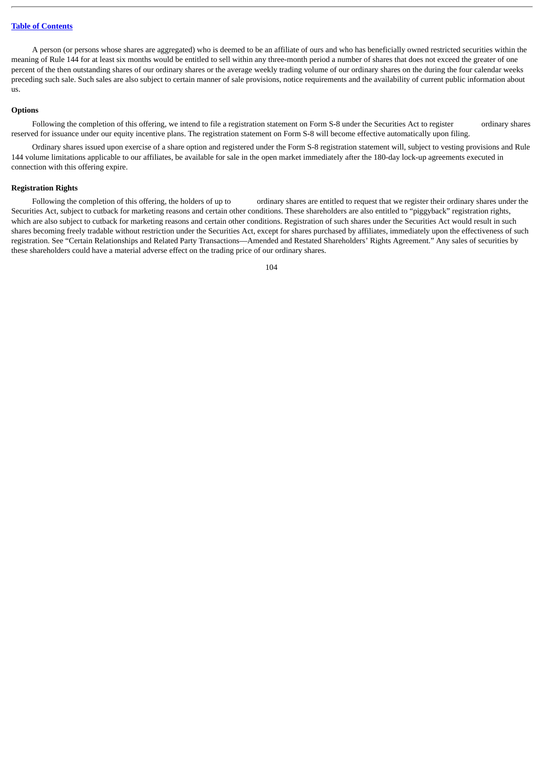A person (or persons whose shares are aggregated) who is deemed to be an affiliate of ours and who has beneficially owned restricted securities within the meaning of Rule 144 for at least six months would be entitled to sell within any three-month period a number of shares that does not exceed the greater of one percent of the then outstanding shares of our ordinary shares or the average weekly trading volume of our ordinary shares on the during the four calendar weeks preceding such sale. Such sales are also subject to certain manner of sale provisions, notice requirements and the availability of current public information about us.

**Options**

Following the completion of this offering, we intend to file a registration statement on Form S-8 under the Securities Act to register ordinary shares reserved for issuance under our equity incentive plans. The registration statement on Form S-8 will become effective automatically upon filing.

Ordinary shares issued upon exercise of a share option and registered under the Form S-8 registration statement will, subject to vesting provisions and Rule 144 volume limitations applicable to our affiliates, be available for sale in the open market immediately after the 180-day lock-up agreements executed in connection with this offering expire.

**Registration Rights**

Following the completion of this offering, the holders of up to ordinary shares are entitled to request that we register their ordinary shares under the Securities Act, subject to cutback for marketing reasons and certain other conditions. These shareholders are also entitled to "piggyback" registration rights, which are also subject to cutback for marketing reasons and certain other conditions. Registration of such shares under the Securities Act would result in such shares becoming freely tradable without restriction under the Securities Act, except for shares purchased by affiliates, immediately upon the effectiveness of such registration. See "Certain Relationships and Related Party Transactions—Amended and Restated Shareholders' Rights Agreement." Any sales of securities by these shareholders could have a material adverse effect on the trading price of our ordinary shares.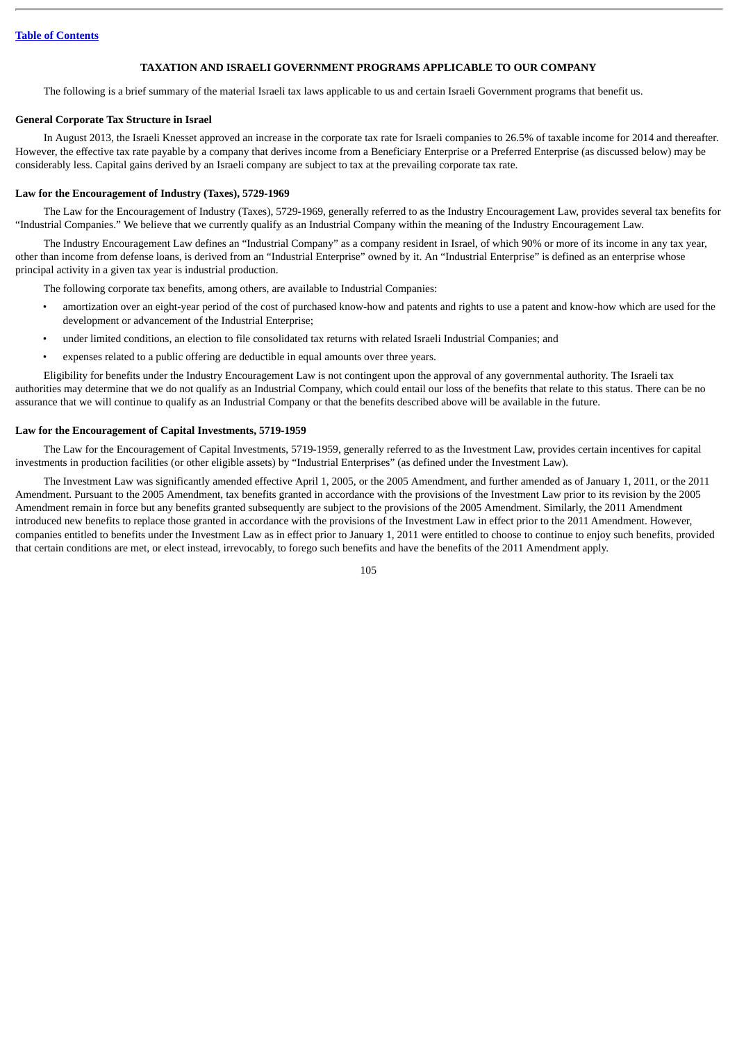## TAXATION AND ISRAELI GOVERNMENT PROGRAMS APPLICABLE TO OUR COMPANY

The following is a brief summary of the material Israeli tax laws applicable to us and certain Israeli Government programs that benefit us.

### General Corporate Tax Structure in Israel

In August 2013, the Israeli Knesset approved an increase in the corporate tax rate for Israeli companies to 26.5% of taxable income for 2014 and thereafter. However, the effective tax rate payable by a company that derives income from a Beneficiary Enterprise or a Preferred Enterprise (as discussed below) may be considerably less. Capital gains derived by an Israeli company are subject to tax at the prevailing corporate tax rate.

### Law for the Encouragement of Industry (Taxes), 5729-1969

The Law for the Encouragement of Industry (Taxes), 5729-1969, generally referred to as the Industry Encouragement Law, provides several tax benefits for "Industrial Companies." We believe that we currently qualify as an Industrial Company within the meaning of the Industry Encouragement Law.

The Industry Encouragement Law defines an "Industrial Company" as a company resident in Israel, of which 90% or more of its income in any tax year, other than income from defense loans, is derived from an "Industrial Enterprise" owned by it. An "Industrial Enterprise" is defined as an enterprise whose principal activity in a given tax year is industrial production.

The following corporate tax benefits, among others, are available to Industrial Companies:

- amortization over an eight-year period of the cost of purchased know-how and patents and rights to use a patent and know-how which are used for the development or advancement of the Industrial Enterprise;
- under limited conditions, an election to file consolidated tax returns with related Israeli Industrial Companies; and
- expenses related to a public offering are deductible in equal amounts over three years.

Eligibility for benefits under the Industry Encouragement Law is not contingent upon the approval of any governmental authority. The Israeli tax authorities may determine that we do not qualify as an Industrial Company, which could entail our loss of the benefits that relate to this status. There can be no assurance that we will continue to qualify as an Industrial Company or that the benefits described above will be available in the future.

### Law for the Encouragement of Capital Investments, 5719-1959

The Law for the Encouragement of Capital Investments, 5719-1959, generally referred to as the Investment Law, provides certain incentives for capital investments in production facilities (or other eligible assets) by "Industrial Enterprises" (as defined under the Investment Law).

The Investment Law was significantly amended effective April 1, 2005, or the 2005 Amendment, and further amended as of January 1, 2011, or the 2011 Amendment. Pursuant to the 2005 Amendment, tax benefits granted in accordance with the provisions of the Investment Law prior to its revision by the 2005 Amendment remain in force but any benefits granted subsequently are subject to the provisions of the 2005 Amendment. Similarly, the 2011 Amendment introduced new benefits to replace those granted in accordance with the provisions of the Investment Law in effect prior to the 2011 Amendment. However, companies entitled to benefits under the Investment Law as in effect prior to January 1, 2011 were entitled to choose to continue to enjoy such benefits, provided that certain conditions are met, or elect instead, irrevocably, to forego such benefits and have the benefits of the 2011 Amendment apply.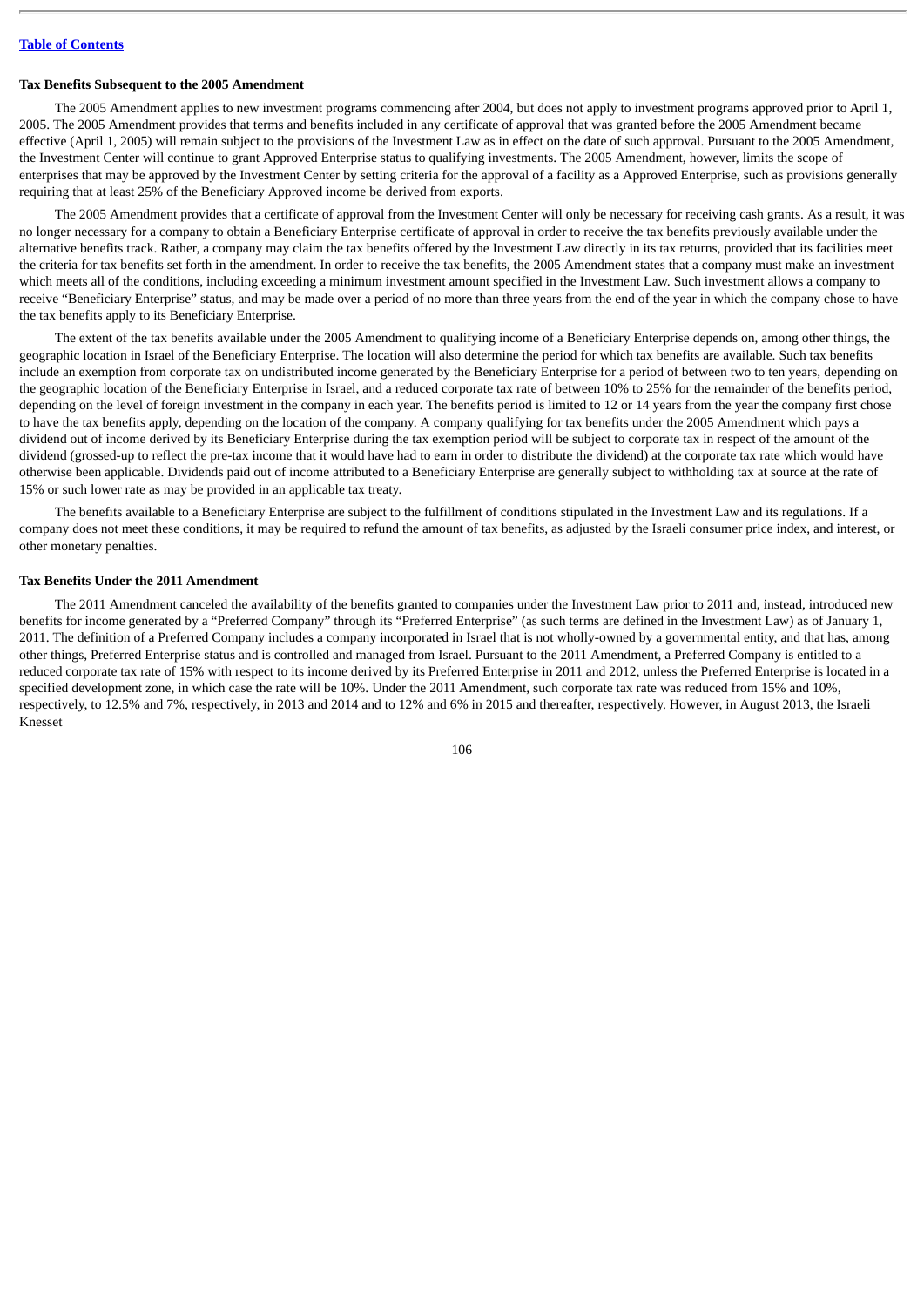**Tax Benefits Subsequent to the 2005 Amendment**

The 2005 Amendment applies to new investment programs commencing after 2004, but does not apply to investment programs approved prior to April 1, 2005. The 2005 Amendment provides that terms and benefits included in any certificate of approval that was granted before the 2005 Amendment became effective (April 1, 2005) will remain subject to the provisions of the Investment Law as in effect on the date of such approval. Pursuant to the 2005 Amendment, the Investment Center will continue to grant Approved Enterprise status to qualifying investments. The 2005 Amendment, however, limits the scope of enterprises that may be approved by the Investment Center by setting criteria for the approval of a facility as a Approved Enterprise, such as provisions generally requiring that at least 25% of the Beneficiary Approved income be derived from exports.

The 2005 Amendment provides that a certificate of approval from the Investment Center will only be necessary for receiving cash grants. As a result, it was no longer necessary for a company to obtain a Beneficiary Enterprise certificate of approval in order to receive the tax benefits previously available under the alternative benefits track. Rather, a company may claim the tax benefits offered by the Investment Law directly in its tax returns, provided that its facilities meet the criteria for tax benefits set forth in the amendment. In order to receive the tax benefits, the 2005 Amendment states that a company must make an investment which meets all of the conditions, including exceeding a minimum investment amount specified in the Investment Law. Such investment allows a company to receive "Beneficiary Enterprise" status, and may be made over a period of no more than three years from the end of the year in which the company chose to have the tax benefits apply to its Beneficiary Enterprise.

The extent of the tax benefits available under the 2005 Amendment to qualifying income of a Beneficiary Enterprise depends on, among other things, the geographic location in Israel of the Beneficiary Enterprise. The location will also determine the period for which tax benefits are available. Such tax benefits include an exemption from corporate tax on undistributed income generated by the Beneficiary Enterprise for a period of between two to ten years, depending on the geographic location of the Beneficiary Enterprise in Israel, and a reduced corporate tax rate of between 10% to 25% for the remainder of the benefits period, depending on the level of foreign investment in the company in each year. The benefits period is limited to 12 or 14 years from the year the company first chose to have the tax benefits apply, depending on the location of the company. A company qualifying for tax benefits under the 2005 Amendment which pays a dividend out of income derived by its Beneficiary Enterprise during the tax exemption period will be subject to corporate tax in respect of the amount of the dividend (grossed-up to reflect the pre-tax income that it would have had to earn in order to distribute the dividend) at the corporate tax rate which would have otherwise been applicable. Dividends paid out of income attributed to a Beneficiary Enterprise are generally subject to withholding tax at source at the rate of 15% or such lower rate as may be provided in an applicable tax treaty.

The benefits available to a Beneficiary Enterprise are subject to the fulfillment of conditions stipulated in the Investment Law and its regulations. If a company does not meet these conditions, it may be required to refund the amount of tax benefits, as adjusted by the Israeli consumer price index, and interest, or other monetary penalties.

**Tax Benefits Under the 2011 Amendment**

The 2011 Amendment canceled the availability of the benefits granted to companies under the Investment Law prior to 2011 and, instead, introduced new benefits for income generated by a "Preferred Company" through its "Preferred Enterprise" (as such terms are defined in the Investment Law) as of January 1, 2011. The definition of a Preferred Company includes a company incorporated in Israel that is not wholly-owned by a governmental entity, and that has, among other things, Preferred Enterprise status and is controlled and managed from Israel. Pursuant to the 2011 Amendment, a Preferred Company is entitled to a reduced corporate tax rate of 15% with respect to its income derived by its Preferred Enterprise in 2011 and 2012, unless the Preferred Enterprise is located in a specified development zone, in which case the rate will be 10%. Under the 2011 Amendment, such corporate tax rate was reduced from 15% and 10%, respectively, to 12.5% and 7%, respectively, in 2013 and 2014 and to 12% and 6% in 2015 and thereafter, respectively. However, in August 2013, the Israeli Knesset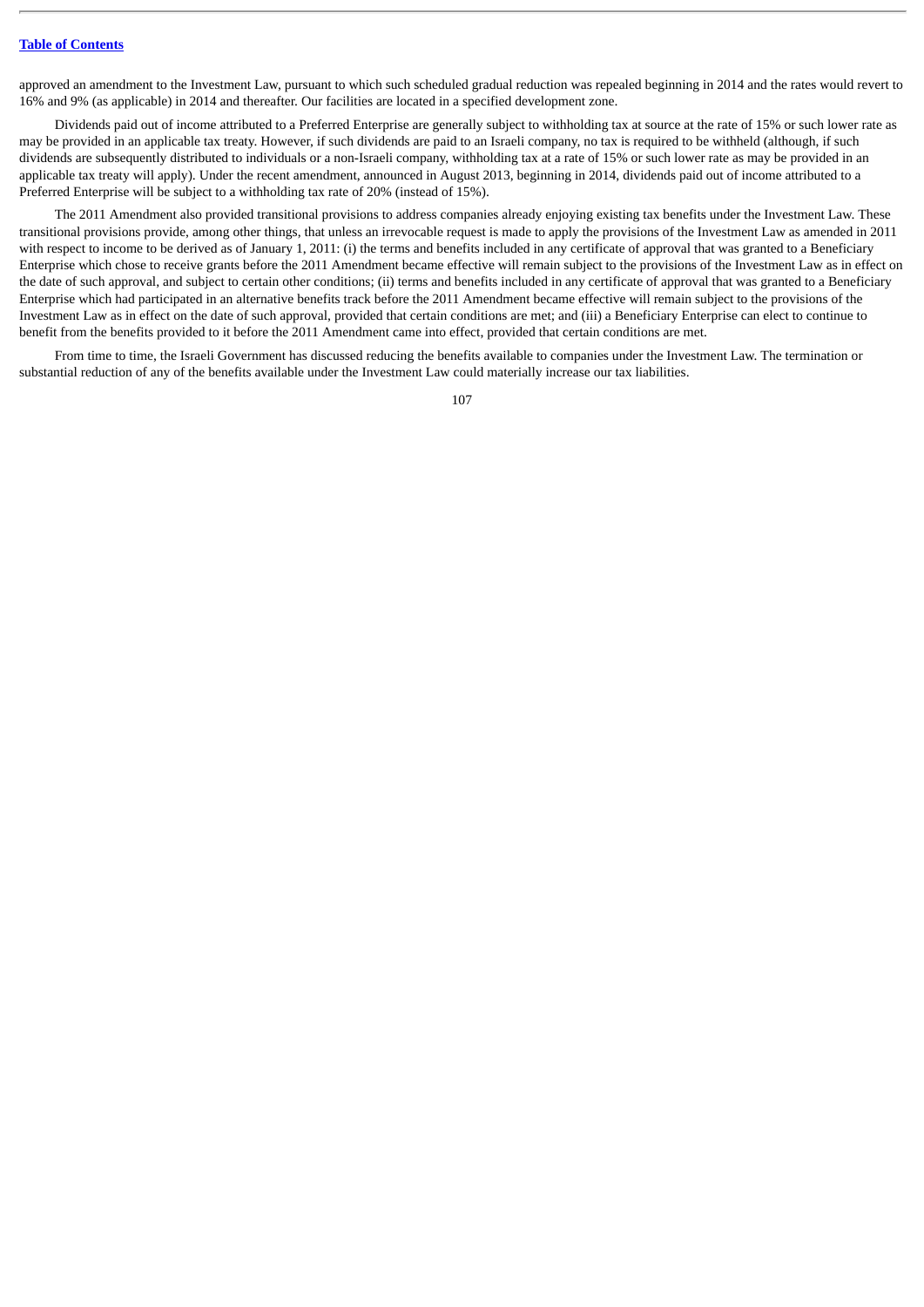approved an amendment to the Investment Law, pursuant to which such scheduled gradual reduction was repealed beginning in 2014 and the rates would revert to 16% and 9% (as applicable) in 2014 and thereafter. Our facilities are located in a specified development zone.

Dividends paid out of income attributed to a Preferred Enterprise are generally subject to withholding tax at source at the rate of 15% or such lower rate as may be provided in an applicable tax treaty. However, if such dividends are paid to an Israeli company, no tax is required to be withheld (although, if such dividends are subsequently distributed to individuals or a non-Israeli company, withholding tax at a rate of 15% or such lower rate as may be provided in an applicable tax treaty will apply). Under the recent amendment, announced in August 2013, beginning in 2014, dividends paid out of income attributed to a Preferred Enterprise will be subject to a withholding tax rate of 20% (instead of 15%).

The 2011 Amendment also provided transitional provisions to address companies already enjoying existing tax benefits under the Investment Law. These transitional provisions provide, among other things, that unless an irrevocable request is made to apply the provisions of the Investment Law as amended in 2011 with respect to income to be derived as of January 1, 2011: (i) the terms and benefits included in any certificate of approval that was granted to a Beneficiary Enterprise which chose to receive grants before the 2011 Amendment became effective will remain subject to the provisions of the Investment Law as in effect on the date of such approval, and subject to certain other conditions; (ii) terms and benefits included in any certificate of approval that was granted to a Beneficiary Enterprise which had participated in an alternative benefits track before the 2011 Amendment became effective will remain subject to the provisions of the Investment Law as in effect on the date of such approval, provided that certain conditions are met; and (iii) a Beneficiary Enterprise can elect to continue to benefit from the benefits provided to it before the 2011 Amendment came into effect, provided that certain conditions are met.

From time to time, the Israeli Government has discussed reducing the benefits available to companies under the Investment Law. The termination or substantial reduction of any of the benefits available under the Investment Law could materially increase our tax liabilities.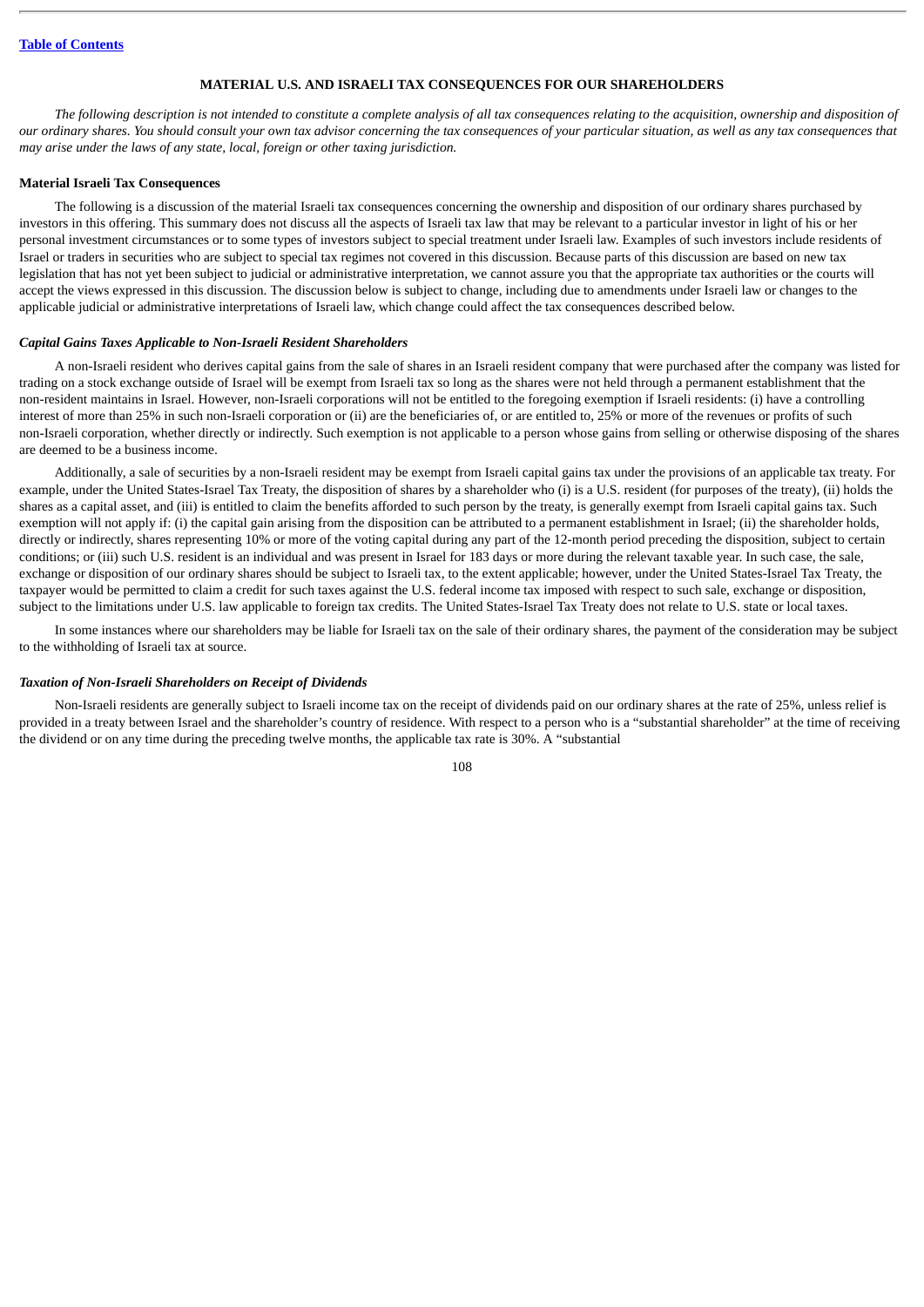## MATERIAL U.S. AND ISRAELI TAX CONSEQUENCES FOR OUR SHAREHOLDERS

*The following description is not intended to constitute a complete analysis of all tax consequences relating to the acquisition, ownership and disposition of our ordinary shares. You should consult your own tax advisor concerning the tax consequences of your particular situation, as well as any tax consequences that may arise under the laws of any state, local, foreign or other taxing jurisdiction.*

### Material Israeli Tax Consequences

The following is a discussion of the material Israeli tax consequences concerning the ownership and disposition of our ordinary shares purchased by investors in this offering. This summary does not discuss all the aspects of Israeli tax law that may be relevant to a particular investor in light of his or her personal investment circumstances or to some types of investors subject to special treatment under Israeli law. Examples of such investors include residents of Israel or traders in securities who are subject to special tax regimes not covered in this discussion. Because parts of this discussion are based on new tax legislation that has not yet been subject to judicial or administrative interpretation, we cannot assure you that the appropriate tax authorities or the courts will accept the views expressed in this discussion. The discussion below is subject to change, including due to amendments under Israeli law or changes to the applicable judicial or administrative interpretations of Israeli law, which change could affect the tax consequences described below.

#### *Capital Gains Taxes Applicable to Non-Israeli Resident Shareholders*

A non-Israeli resident who derives capital gains from the sale of shares in an Israeli resident company that were purchased after the company was listed for trading on a stock exchange outside of Israel will be exempt from Israeli tax so long as the shares were not held through a permanent establishment that the non-resident maintains in Israel. However, non-Israeli corporations will not be entitled to the foregoing exemption if Israeli residents: (i) have a controlling interest of more than 25% in such non-Israeli corporation or (ii) are the beneficiaries of, or are entitled to, 25% or more of the revenues or profits of such non-Israeli corporation, whether directly or indirectly. Such exemption is not applicable to a person whose gains from selling or otherwise disposing of the shares are deemed to be a business income.

Additionally, a sale of securities by a non-Israeli resident may be exempt from Israeli capital gains tax under the provisions of an applicable tax treaty. For example, under the United States-Israel Tax Treaty, the disposition of shares by a shareholder who (i) is a U.S. resident (for purposes of the treaty), (ii) holds the shares as a capital asset, and (iii) is entitled to claim the benefits afforded to such person by the treaty, is generally exempt from Israeli capital gains tax. Such exemption will not apply if: (i) the capital gain arising from the disposition can be attributed to a permanent establishment in Israel; (ii) the shareholder holds, directly or indirectly, shares representing 10% or more of the voting capital during any part of the 12-month period preceding the disposition, subject to certain conditions; or (iii) such U.S. resident is an individual and was present in Israel for 183 days or more during the relevant taxable year. In such case, the sale, exchange or disposition of our ordinary shares should be subject to Israeli tax, to the extent applicable; however, under the United States-Israel Tax Treaty, the taxpayer would be permitted to claim a credit for such taxes against the U.S. federal income tax imposed with respect to such sale, exchange or disposition, subject to the limitations under U.S. law applicable to foreign tax credits. The United States-Israel Tax Treaty does not relate to U.S. state or local taxes.

In some instances where our shareholders may be liable for Israeli tax on the sale of their ordinary shares, the payment of the consideration may be subject to the withholding of Israeli tax at source.

#### *Taxation of Non-Israeli Shareholders on Receipt of Dividends*

Non-Israeli residents are generally subject to Israeli income tax on the receipt of dividends paid on our ordinary shares at the rate of 25%, unless relief is provided in a treaty between Israel and the shareholder's country of residence. With respect to a person who is a "substantial shareholder" at the time of receiving the dividend or on any time during the preceding twelve months, the applicable tax rate is 30%. A "substantial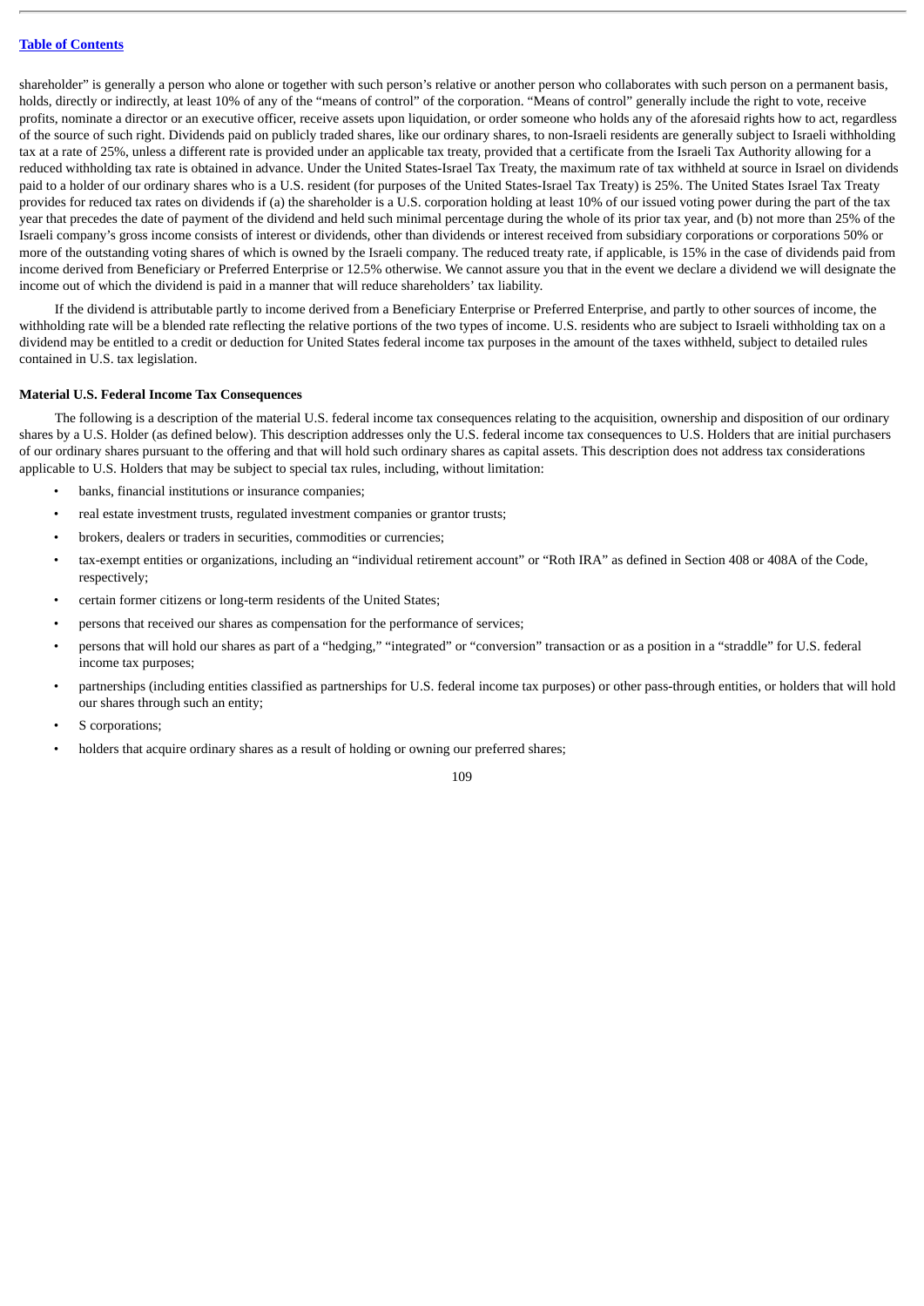shareholder" is generally a person who alone or together with such person's relative or another person who collaborates with such person on a permanent basis, holds, directly or indirectly, at least 10% of any of the "means of control" of the corporation. "Means of control" generally include the right to vote, receive profits, nominate a director or an executive officer, receive assets upon liquidation, or order someone who holds any of the aforesaid rights how to act, regardless of the source of such right. Dividends paid on publicly traded shares, like our ordinary shares, to non-Israeli residents are generally subject to Israeli withholding tax at a rate of 25%, unless a different rate is provided under an applicable tax treaty, provided that a certificate from the Israeli Tax Authority allowing for a reduced withholding tax rate is obtained in advance. Under the United States-Israel Tax Treaty, the maximum rate of tax withheld at source in Israel on dividends paid to a holder of our ordinary shares who is a U.S. resident (for purposes of the United States-Israel Tax Treaty) is 25%. The United States Israel Tax Treaty provides for reduced tax rates on dividends if (a) the shareholder is a U.S. corporation holding at least 10% of our issued voting power during the part of the tax year that precedes the date of payment of the dividend and held such minimal percentage during the whole of its prior tax year, and (b) not more than 25% of the Israeli company's gross income consists of interest or dividends, other than dividends or interest received from subsidiary corporations or corporations 50% or more of the outstanding voting shares of which is owned by the Israeli company. The reduced treaty rate, if applicable, is 15% in the case of dividends paid from income derived from Beneficiary or Preferred Enterprise or 12.5% otherwise. We cannot assure you that in the event we declare a dividend we will designate the income out of which the dividend is paid in a manner that will reduce shareholders' tax liability.

If the dividend is attributable partly to income derived from a Beneficiary Enterprise or Preferred Enterprise, and partly to other sources of income, the withholding rate will be a blended rate reflecting the relative portions of the two types of income. U.S. residents who are subject to Israeli withholding tax on a dividend may be entitled to a credit or deduction for United States federal income tax purposes in the amount of the taxes withheld, subject to detailed rules contained in U.S. tax legislation.

**Material U.S. Federal Income Tax Consequences**

The following is a description of the material U.S. federal income tax consequences relating to the acquisition, ownership and disposition of our ordinary shares by a U.S. Holder (as defined below). This description addresses only the U.S. federal income tax consequences to U.S. Holders that are initial purchasers of our ordinary shares pursuant to the offering and that will hold such ordinary shares as capital assets. This description does not address tax considerations applicable to U.S. Holders that may be subject to special tax rules, including, without limitation:

- banks, financial institutions or insurance companies;
- real estate investment trusts, regulated investment companies or grantor trusts;
- brokers, dealers or traders in securities, commodities or currencies;
- tax-exempt entities or organizations, including an "individual retirement account" or "Roth IRA" as defined in Section 408 or 408A of the Code, respectively;
- certain former citizens or long-term residents of the United States;
- persons that received our shares as compensation for the performance of services;
- persons that will hold our shares as part of a "hedging," "integrated" or "conversion" transaction or as a position in a "straddle" for U.S. federal income tax purposes;
- partnerships (including entities classified as partnerships for U.S. federal income tax purposes) or other pass-through entities, or holders that will hold our shares through such an entity;
- S corporations;
- holders that acquire ordinary shares as a result of holding or owning our preferred shares;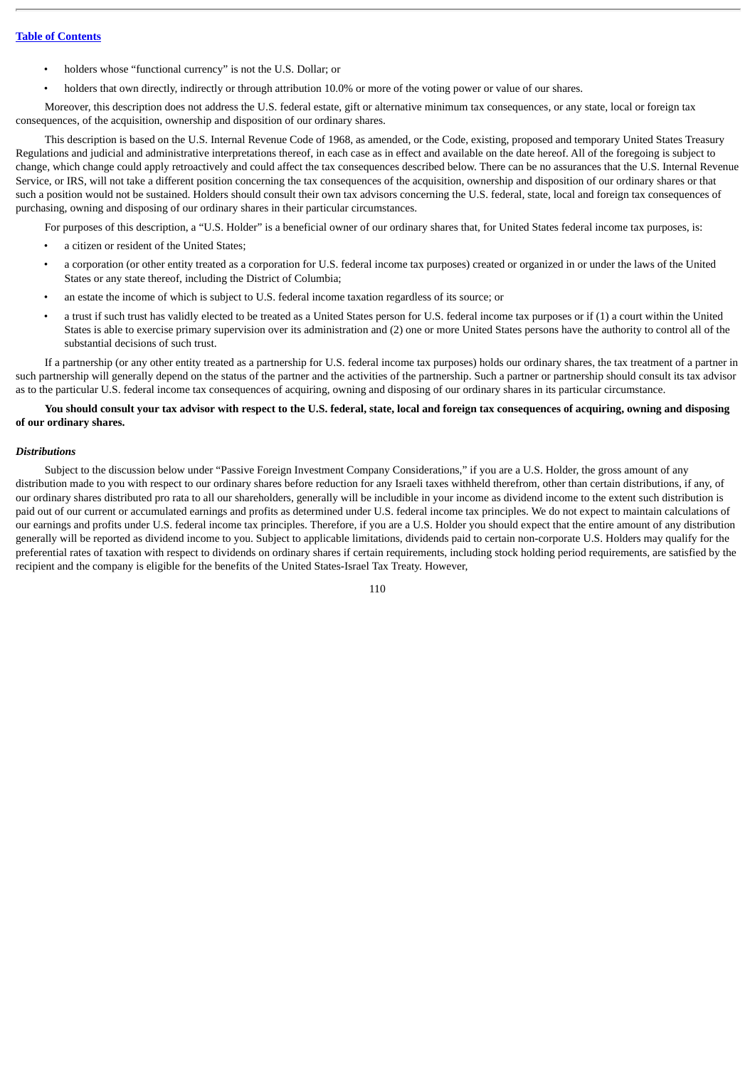- holders whose "functional currency" is not the U.S. Dollar; or
- holders that own directly, indirectly or through attribution 10.0% or more of the voting power or value of our shares.

Moreover, this description does not address the U.S. federal estate, gift or alternative minimum tax consequences, or any state, local or foreign tax consequences, of the acquisition, ownership and disposition of our ordinary shares.

This description is based on the U.S. Internal Revenue Code of 1968, as amended, or the Code, existing, proposed and temporary United States Treasury Regulations and judicial and administrative interpretations thereof, in each case as in effect and available on the date hereof. All of the foregoing is subject to change, which change could apply retroactively and could affect the tax consequences described below. There can be no assurances that the U.S. Internal Revenue Service, or IRS, will not take a different position concerning the tax consequences of the acquisition, ownership and disposition of our ordinary shares or that such a position would not be sustained. Holders should consult their own tax advisors concerning the U.S. federal, state, local and foreign tax consequences of purchasing, owning and disposing of our ordinary shares in their particular circumstances.

For purposes of this description, a "U.S. Holder" is a beneficial owner of our ordinary shares that, for United States federal income tax purposes, is:

- a citizen or resident of the United States;
- a corporation (or other entity treated as a corporation for U.S. federal income tax purposes) created or organized in or under the laws of the United States or any state thereof, including the District of Columbia;
- an estate the income of which is subject to U.S. federal income taxation regardless of its source; or
- a trust if such trust has validly elected to be treated as a United States person for U.S. federal income tax purposes or if (1) a court within the United States is able to exercise primary supervision over its administration and (2) one or more United States persons have the authority to control all of the substantial decisions of such trust.

If a partnership (or any other entity treated as a partnership for U.S. federal income tax purposes) holds our ordinary shares, the tax treatment of a partner in such partnership will generally depend on the status of the partner and the activities of the partnership. Such a partner or partnership should consult its tax advisor as to the particular U.S. federal income tax consequences of acquiring, owning and disposing of our ordinary shares in its particular circumstance.

**You should consult your tax advisor with respect to the U.S. federal, state, local and foreign tax consequences of acquiring, owning and disposing of our ordinary shares.**

### *Distributions*

Subject to the discussion below under "Passive Foreign Investment Company Considerations," if you are a U.S. Holder, the gross amount of any distribution made to you with respect to our ordinary shares before reduction for any Israeli taxes withheld therefrom, other than certain distributions, if any, of our ordinary shares distributed pro rata to all our shareholders, generally will be includible in your income as dividend income to the extent such distribution is paid out of our current or accumulated earnings and profits as determined under U.S. federal income tax principles. We do not expect to maintain calculations of our earnings and profits under U.S. federal income tax principles. Therefore, if you are a U.S. Holder you should expect that the entire amount of any distribution generally will be reported as dividend income to you. Subject to applicable limitations, dividends paid to certain non-corporate U.S. Holders may qualify for the preferential rates of taxation with respect to dividends on ordinary shares if certain requirements, including stock holding period requirements, are satisfied by the recipient and the company is eligible for the benefits of the United States-Israel Tax Treaty. However,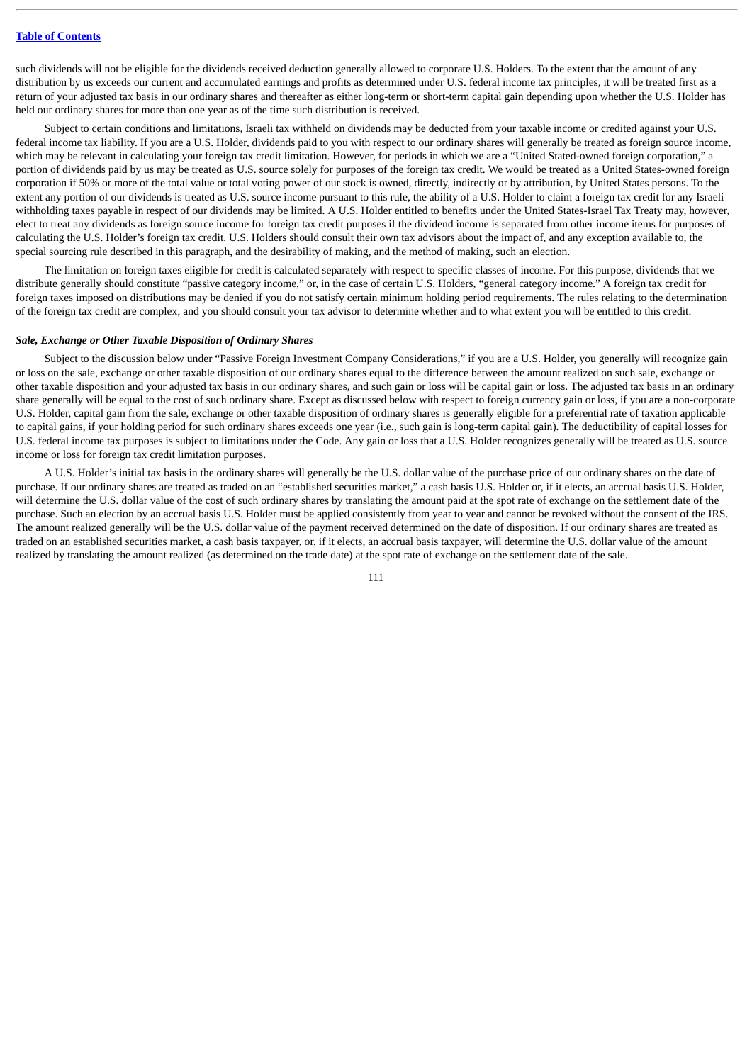such dividends will not be eligible for the dividends received deduction generally allowed to corporate U.S. Holders. To the extent that the amount of any distribution by us exceeds our current and accumulated earnings and profits as determined under U.S. federal income tax principles, it will be treated first as a return of your adjusted tax basis in our ordinary shares and thereafter as either long-term or short-term capital gain depending upon whether the U.S. Holder has held our ordinary shares for more than one year as of the time such distribution is received.

Subject to certain conditions and limitations, Israeli tax withheld on dividends may be deducted from your taxable income or credited against your U.S. federal income tax liability. If you are a U.S. Holder, dividends paid to you with respect to our ordinary shares will generally be treated as foreign source income, which may be relevant in calculating your foreign tax credit limitation. However, for periods in which we are a "United Stated-owned foreign corporation," a portion of dividends paid by us may be treated as U.S. source solely for purposes of the foreign tax credit. We would be treated as a United States-owned foreign corporation if 50% or more of the total value or total voting power of our stock is owned, directly, indirectly or by attribution, by United States persons. To the extent any portion of our dividends is treated as U.S. source income pursuant to this rule, the ability of a U.S. Holder to claim a foreign tax credit for any Israeli withholding taxes payable in respect of our dividends may be limited. A U.S. Holder entitled to benefits under the United States-Israel Tax Treaty may, however, elect to treat any dividends as foreign source income for foreign tax credit purposes if the dividend income is separated from other income items for purposes of calculating the U.S. Holder's foreign tax credit. U.S. Holders should consult their own tax advisors about the impact of, and any exception available to, the special sourcing rule described in this paragraph, and the desirability of making, and the method of making, such an election.

The limitation on foreign taxes eligible for credit is calculated separately with respect to specific classes of income. For this purpose, dividends that we distribute generally should constitute "passive category income," or, in the case of certain U.S. Holders, "general category income." A foreign tax credit for foreign taxes imposed on distributions may be denied if you do not satisfy certain minimum holding period requirements. The rules relating to the determination of the foreign tax credit are complex, and you should consult your tax advisor to determine whether and to what extent you will be entitled to this credit.

***Sale, Exchange or Other Taxable Disposition of Ordinary Shares***

Subject to the discussion below under "Passive Foreign Investment Company Considerations," if you are a U.S. Holder, you generally will recognize gain or loss on the sale, exchange or other taxable disposition of our ordinary shares equal to the difference between the amount realized on such sale, exchange or other taxable disposition and your adjusted tax basis in our ordinary shares, and such gain or loss will be capital gain or loss. The adjusted tax basis in an ordinary share generally will be equal to the cost of such ordinary share. Except as discussed below with respect to foreign currency gain or loss, if you are a non-corporate U.S. Holder, capital gain from the sale, exchange or other taxable disposition of ordinary shares is generally eligible for a preferential rate of taxation applicable to capital gains, if your holding period for such ordinary shares exceeds one year (i.e., such gain is long-term capital gain). The deductibility of capital losses for U.S. federal income tax purposes is subject to limitations under the Code. Any gain or loss that a U.S. Holder recognizes generally will be treated as U.S. source income or loss for foreign tax credit limitation purposes.

A U.S. Holder's initial tax basis in the ordinary shares will generally be the U.S. dollar value of the purchase price of our ordinary shares on the date of purchase. If our ordinary shares are treated as traded on an "established securities market," a cash basis U.S. Holder or, if it elects, an accrual basis U.S. Holder, will determine the U.S. dollar value of the cost of such ordinary shares by translating the amount paid at the spot rate of exchange on the settlement date of the purchase. Such an election by an accrual basis U.S. Holder must be applied consistently from year to year and cannot be revoked without the consent of the IRS. The amount realized generally will be the U.S. dollar value of the payment received determined on the date of disposition. If our ordinary shares are treated as traded on an established securities market, a cash basis taxpayer, or, if it elects, an accrual basis taxpayer, will determine the U.S. dollar value of the amount realized by translating the amount realized (as determined on the trade date) at the spot rate of exchange on the settlement date of the sale.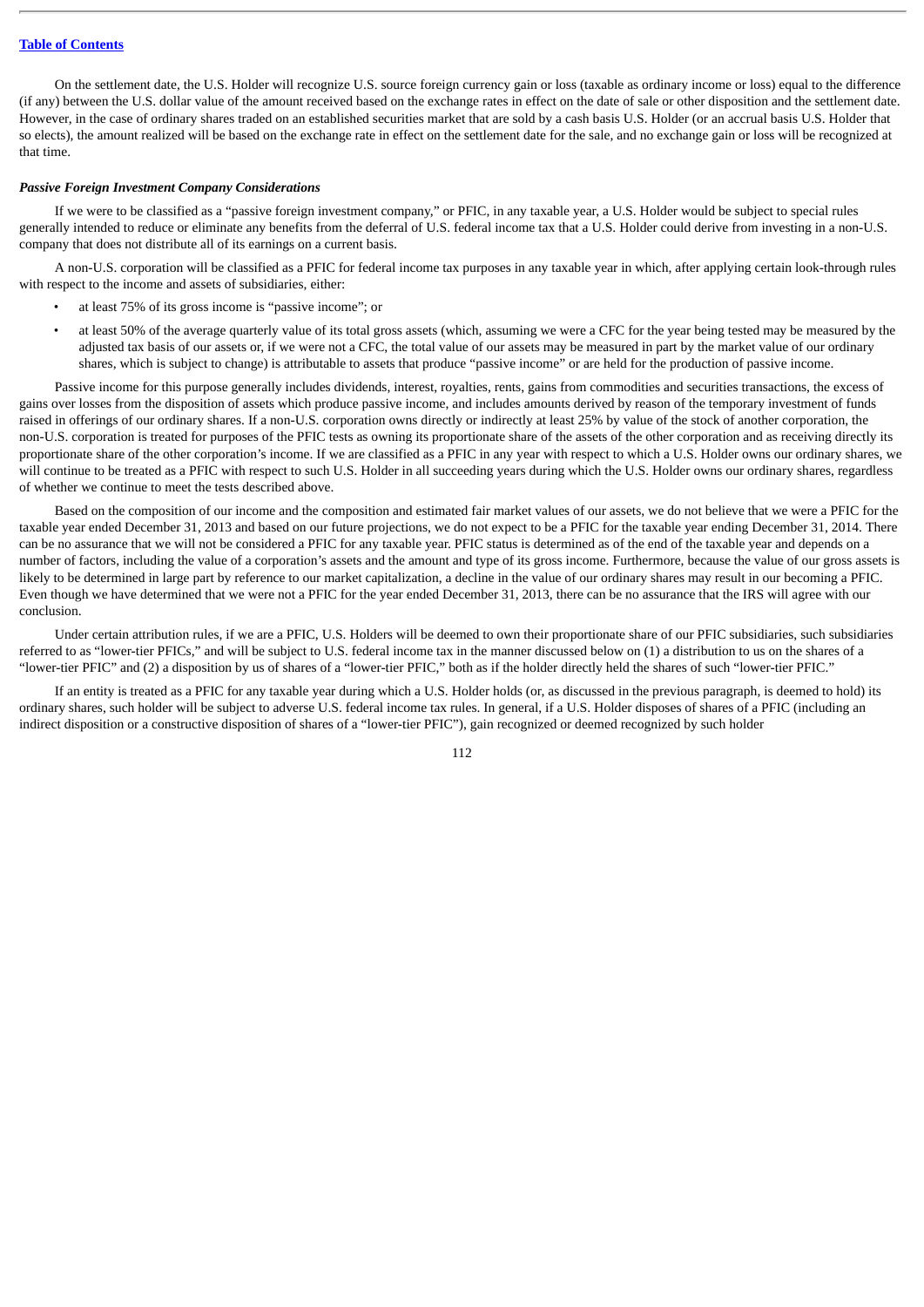On the settlement date, the U.S. Holder will recognize U.S. source foreign currency gain or loss (taxable as ordinary income or loss) equal to the difference (if any) between the U.S. dollar value of the amount received based on the exchange rates in effect on the date of sale or other disposition and the settlement date. However, in the case of ordinary shares traded on an established securities market that are sold by a cash basis U.S. Holder (or an accrual basis U.S. Holder that so elects), the amount realized will be based on the exchange rate in effect on the settlement date for the sale, and no exchange gain or loss will be recognized at that time.

***Passive Foreign Investment Company Considerations***

If we were to be classified as a "passive foreign investment company," or PFIC, in any taxable year, a U.S. Holder would be subject to special rules generally intended to reduce or eliminate any benefits from the deferral of U.S. federal income tax that a U.S. Holder could derive from investing in a non-U.S. company that does not distribute all of its earnings on a current basis.

A non-U.S. corporation will be classified as a PFIC for federal income tax purposes in any taxable year in which, after applying certain look-through rules with respect to the income and assets of subsidiaries, either:

- at least 75% of its gross income is "passive income"; or
- at least 50% of the average quarterly value of its total gross assets (which, assuming we were a CFC for the year being tested may be measured by the adjusted tax basis of our assets or, if we were not a CFC, the total value of our assets may be measured in part by the market value of our ordinary shares, which is subject to change) is attributable to assets that produce "passive income" or are held for the production of passive income.

Passive income for this purpose generally includes dividends, interest, royalties, rents, gains from commodities and securities transactions, the excess of gains over losses from the disposition of assets which produce passive income, and includes amounts derived by reason of the temporary investment of funds raised in offerings of our ordinary shares. If a non-U.S. corporation owns directly or indirectly at least 25% by value of the stock of another corporation, the non-U.S. corporation is treated for purposes of the PFIC tests as owning its proportionate share of the assets of the other corporation and as receiving directly its proportionate share of the other corporation's income. If we are classified as a PFIC in any year with respect to which a U.S. Holder owns our ordinary shares, we will continue to be treated as a PFIC with respect to such U.S. Holder in all succeeding years during which the U.S. Holder owns our ordinary shares, regardless of whether we continue to meet the tests described above.

Based on the composition of our income and the composition and estimated fair market values of our assets, we do not believe that we were a PFIC for the taxable year ended December 31, 2013 and based on our future projections, we do not expect to be a PFIC for the taxable year ending December 31, 2014. There can be no assurance that we will not be considered a PFIC for any taxable year. PFIC status is determined as of the end of the taxable year and depends on a number of factors, including the value of a corporation's assets and the amount and type of its gross income. Furthermore, because the value of our gross assets is likely to be determined in large part by reference to our market capitalization, a decline in the value of our ordinary shares may result in our becoming a PFIC. Even though we have determined that we were not a PFIC for the year ended December 31, 2013, there can be no assurance that the IRS will agree with our conclusion.

Under certain attribution rules, if we are a PFIC, U.S. Holders will be deemed to own their proportionate share of our PFIC subsidiaries, such subsidiaries referred to as "lower-tier PFICs," and will be subject to U.S. federal income tax in the manner discussed below on (1) a distribution to us on the shares of a "lower-tier PFIC" and (2) a disposition by us of shares of a "lower-tier PFIC," both as if the holder directly held the shares of such "lower-tier PFIC."

If an entity is treated as a PFIC for any taxable year during which a U.S. Holder holds (or, as discussed in the previous paragraph, is deemed to hold) its ordinary shares, such holder will be subject to adverse U.S. federal income tax rules. In general, if a U.S. Holder disposes of shares of a PFIC (including an indirect disposition or a constructive disposition of shares of a "lower-tier PFIC"), gain recognized or deemed recognized by such holder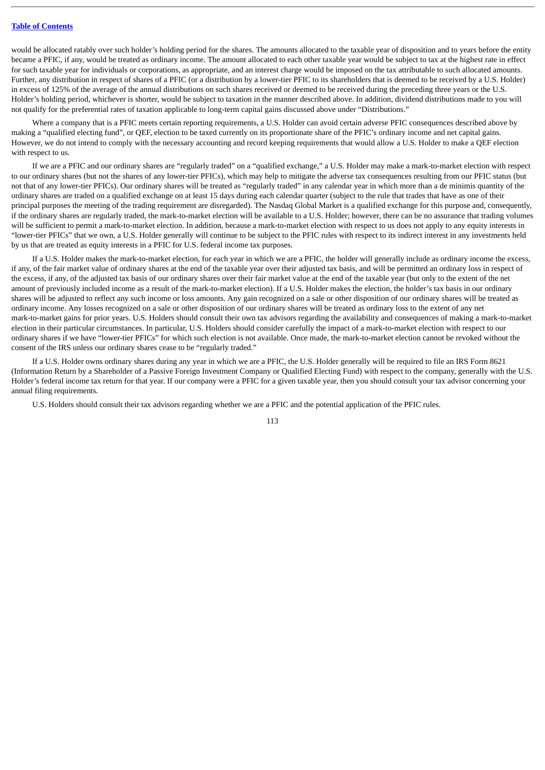would be allocated ratably over such holder's holding period for the shares. The amounts allocated to the taxable year of disposition and to years before the entity became a PFIC, if any, would be treated as ordinary income. The amount allocated to each other taxable year would be subject to tax at the highest rate in effect for such taxable year for individuals or corporations, as appropriate, and an interest charge would be imposed on the tax attributable to such allocated amounts. Further, any distribution in respect of shares of a PFIC (or a distribution by a lower-tier PFIC to its shareholders that is deemed to be received by a U.S. Holder) in excess of 125% of the average of the annual distributions on such shares received or deemed to be received during the preceding three years or the U.S. Holder's holding period, whichever is shorter, would be subject to taxation in the manner described above. In addition, dividend distributions made to you will not qualify for the preferential rates of taxation applicable to long-term capital gains discussed above under "Distributions."

Where a company that is a PFIC meets certain reporting requirements, a U.S. Holder can avoid certain adverse PFIC consequences described above by making a "qualified electing fund", or QEF, election to be taxed currently on its proportionate share of the PFIC's ordinary income and net capital gains. However, we do not intend to comply with the necessary accounting and record keeping requirements that would allow a U.S. Holder to make a QEF election with respect to us.

If we are a PFIC and our ordinary shares are "regularly traded" on a "qualified exchange," a U.S. Holder may make a mark-to-market election with respect to our ordinary shares (but not the shares of any lower-tier PFICs), which may help to mitigate the adverse tax consequences resulting from our PFIC status (but not that of any lower-tier PFICs). Our ordinary shares will be treated as "regularly traded" in any calendar year in which more than a de minimis quantity of the ordinary shares are traded on a qualified exchange on at least 15 days during each calendar quarter (subject to the rule that trades that have as one of their principal purposes the meeting of the trading requirement are disregarded). The Nasdaq Global Market is a qualified exchange for this purpose and, consequently, if the ordinary shares are regularly traded, the mark-to-market election will be available to a U.S. Holder; however, there can be no assurance that trading volumes will be sufficient to permit a mark-to-market election. In addition, because a mark-to-market election with respect to us does not apply to any equity interests in "lower-tier PFICs" that we own, a U.S. Holder generally will continue to be subject to the PFIC rules with respect to its indirect interest in any investments held by us that are treated as equity interests in a PFIC for U.S. federal income tax purposes.

If a U.S. Holder makes the mark-to-market election, for each year in which we are a PFIC, the holder will generally include as ordinary income the excess, if any, of the fair market value of ordinary shares at the end of the taxable year over their adjusted tax basis, and will be permitted an ordinary loss in respect of the excess, if any, of the adjusted tax basis of our ordinary shares over their fair market value at the end of the taxable year (but only to the extent of the net amount of previously included income as a result of the mark-to-market election). If a U.S. Holder makes the election, the holder's tax basis in our ordinary shares will be adjusted to reflect any such income or loss amounts. Any gain recognized on a sale or other disposition of our ordinary shares will be treated as ordinary income. Any losses recognized on a sale or other disposition of our ordinary shares will be treated as ordinary loss to the extent of any net mark-to-market gains for prior years. U.S. Holders should consult their own tax advisors regarding the availability and consequences of making a mark-to-market election in their particular circumstances. In particular, U.S. Holders should consider carefully the impact of a mark-to-market election with respect to our ordinary shares if we have "lower-tier PFICs" for which such election is not available. Once made, the mark-to-market election cannot be revoked without the consent of the IRS unless our ordinary shares cease to be "regularly traded."

If a U.S. Holder owns ordinary shares during any year in which we are a PFIC, the U.S. Holder generally will be required to file an IRS Form 8621 (Information Return by a Shareholder of a Passive Foreign Investment Company or Qualified Electing Fund) with respect to the company, generally with the U.S. Holder's federal income tax return for that year. If our company were a PFIC for a given taxable year, then you should consult your tax advisor concerning your annual filing requirements.

U.S. Holders should consult their tax advisors regarding whether we are a PFIC and the potential application of the PFIC rules.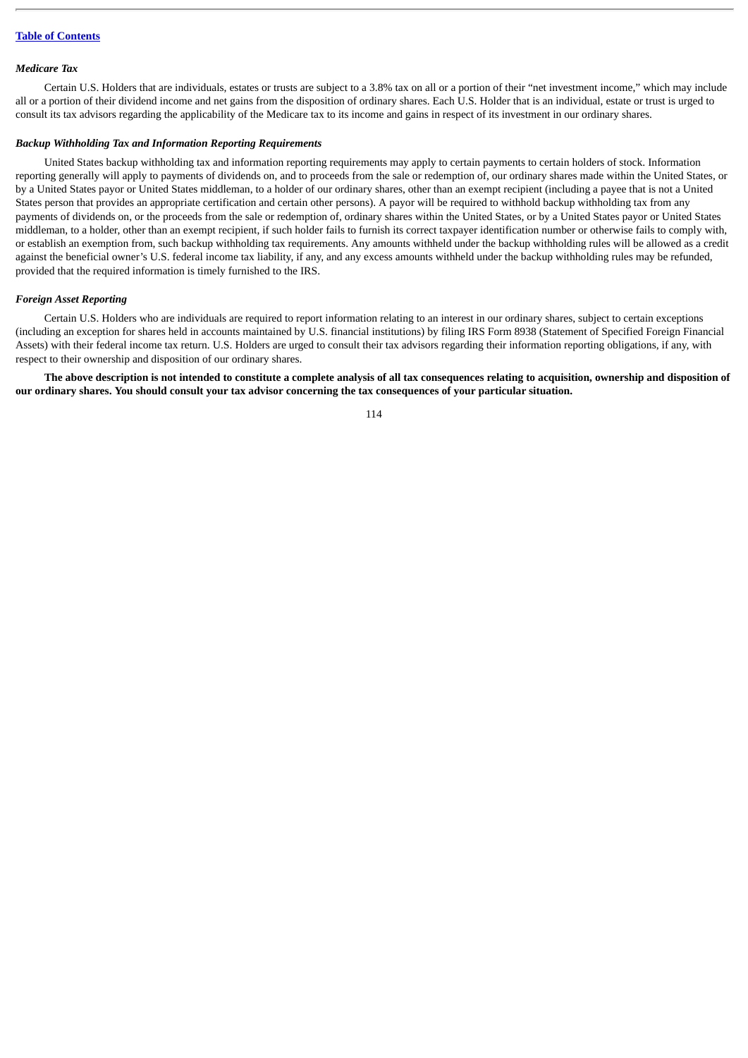*Medicare Tax*

Certain U.S. Holders that are individuals, estates or trusts are subject to a 3.8% tax on all or a portion of their “net investment income,” which may include all or a portion of their dividend income and net gains from the disposition of ordinary shares. Each U.S. Holder that is an individual, estate or trust is urged to consult its tax advisors regarding the applicability of the Medicare tax to its income and gains in respect of its investment in our ordinary shares.

***Backup Withholding Tax and Information Reporting Requirements***

United States backup withholding tax and information reporting requirements may apply to certain payments to certain holders of stock. Information reporting generally will apply to payments of dividends on, and to proceeds from the sale or redemption of, our ordinary shares made within the United States, or by a United States payor or United States middleman, to a holder of our ordinary shares, other than an exempt recipient (including a payee that is not a United States person that provides an appropriate certification and certain other persons). A payor will be required to withhold backup withholding tax from any payments of dividends on, or the proceeds from the sale or redemption of, ordinary shares within the United States, or by a United States payor or United States middleman, to a holder, other than an exempt recipient, if such holder fails to furnish its correct taxpayer identification number or otherwise fails to comply with, or establish an exemption from, such backup withholding tax requirements. Any amounts withheld under the backup withholding rules will be allowed as a credit against the beneficial owner’s U.S. federal income tax liability, if any, and any excess amounts withheld under the backup withholding rules may be refunded, provided that the required information is timely furnished to the IRS.

***Foreign Asset Reporting***

Certain U.S. Holders who are individuals are required to report information relating to an interest in our ordinary shares, subject to certain exceptions (including an exception for shares held in accounts maintained by U.S. financial institutions) by filing IRS Form 8938 (Statement of Specified Foreign Financial Assets) with their federal income tax return. U.S. Holders are urged to consult their tax advisors regarding their information reporting obligations, if any, with respect to their ownership and disposition of our ordinary shares.

**The above description is not intended to constitute a complete analysis of all tax consequences relating to acquisition, ownership and disposition of our ordinary shares. You should consult your tax advisor concerning the tax consequences of your particular situation.**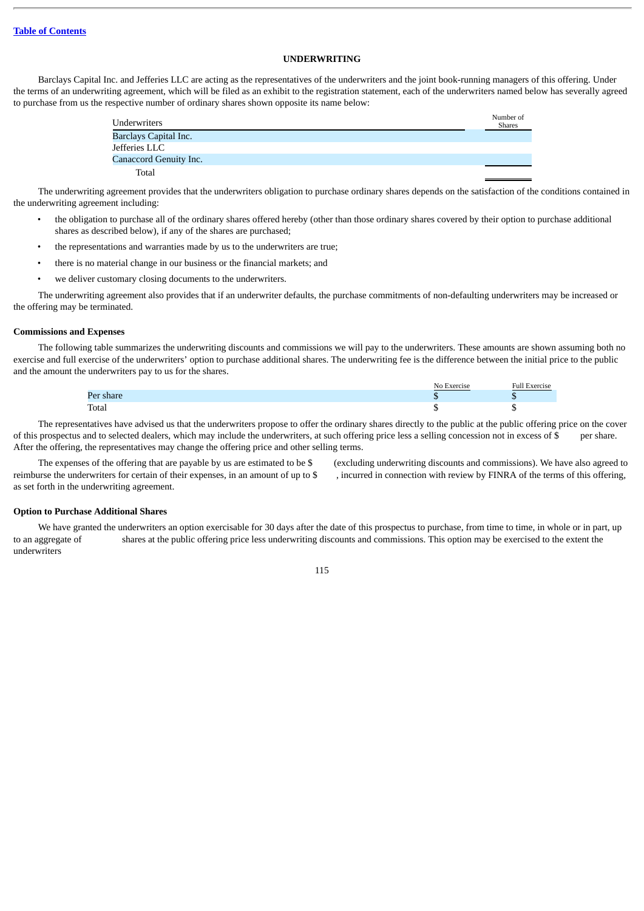## UNDERWRITING

Barclays Capital Inc. and Jefferies LLC are acting as the representatives of the underwriters and the joint book-running managers of this offering. Under the terms of an underwriting agreement, which will be filed as an exhibit to the registration statement, each of the underwriters named below has severally agreed to purchase from us the respective number of ordinary shares shown opposite its name below:

| Underwriters | Number of Shares |
|---|---|
| Barclays Capital Inc. | |
| Jefferies LLC | |
| Canaccord Genuity Inc. | |
| Total | |

The underwriting agreement provides that the underwriters obligation to purchase ordinary shares depends on the satisfaction of the conditions contained in the underwriting agreement including:

- the obligation to purchase all of the ordinary shares offered hereby (other than those ordinary shares covered by their option to purchase additional shares as described below), if any of the shares are purchased;
- the representations and warranties made by us to the underwriters are true;
- there is no material change in our business or the financial markets; and
- we deliver customary closing documents to the underwriters.

The underwriting agreement also provides that if an underwriter defaults, the purchase commitments of non-defaulting underwriters may be increased or the offering may be terminated.

### Commissions and Expenses

The following table summarizes the underwriting discounts and commissions we will pay to the underwriters. These amounts are shown assuming both no exercise and full exercise of the underwriters' option to purchase additional shares. The underwriting fee is the difference between the initial price to the public and the amount the underwriters pay to us for the shares.

| | No Exercise | Full Exercise |
|---|---|---|
| Per share | $ | $ |
| Total | $ | $ |

The representatives have advised us that the underwriters propose to offer the ordinary shares directly to the public at the public offering price on the cover of this prospectus and to selected dealers, which may include the underwriters, at such offering price less a selling concession not in excess of $ per share. After the offering, the representatives may change the offering price and other selling terms.

The expenses of the offering that are payable by us are estimated to be $ (excluding underwriting discounts and commissions). We have also agreed to reimburse the underwriters for certain of their expenses, in an amount of up to $ , incurred in connection with review by FINRA of the terms of this offering, as set forth in the underwriting agreement.

### Option to Purchase Additional Shares

We have granted the underwriters an option exercisable for 30 days after the date of this prospectus to purchase, from time to time, in whole or in part, up to an aggregate of shares at the public offering price less underwriting discounts and commissions. This option may be exercised to the extent the underwriters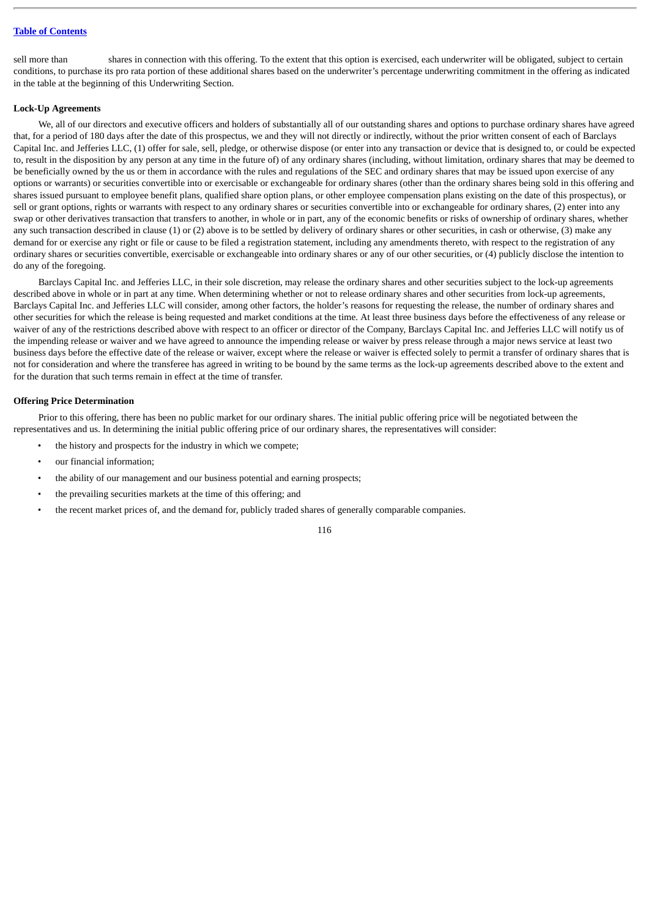sell more than            shares in connection with this offering. To the extent that this option is exercised, each underwriter will be obligated, subject to certain conditions, to purchase its pro rata portion of these additional shares based on the underwriter's percentage underwriting commitment in the offering as indicated in the table at the beginning of this Underwriting Section.

**Lock-Up Agreements**

We, all of our directors and executive officers and holders of substantially all of our outstanding shares and options to purchase ordinary shares have agreed that, for a period of 180 days after the date of this prospectus, we and they will not directly or indirectly, without the prior written consent of each of Barclays Capital Inc. and Jefferies LLC, (1) offer for sale, sell, pledge, or otherwise dispose (or enter into any transaction or device that is designed to, or could be expected to, result in the disposition by any person at any time in the future of) of any ordinary shares (including, without limitation, ordinary shares that may be deemed to be beneficially owned by the us or them in accordance with the rules and regulations of the SEC and ordinary shares that may be issued upon exercise of any options or warrants) or securities convertible into or exercisable or exchangeable for ordinary shares (other than the ordinary shares being sold in this offering and shares issued pursuant to employee benefit plans, qualified share option plans, or other employee compensation plans existing on the date of this prospectus), or sell or grant options, rights or warrants with respect to any ordinary shares or securities convertible into or exchangeable for ordinary shares, (2) enter into any swap or other derivatives transaction that transfers to another, in whole or in part, any of the economic benefits or risks of ownership of ordinary shares, whether any such transaction described in clause (1) or (2) above is to be settled by delivery of ordinary shares or other securities, in cash or otherwise, (3) make any demand for or exercise any right or file or cause to be filed a registration statement, including any amendments thereto, with respect to the registration of any ordinary shares or securities convertible, exercisable or exchangeable into ordinary shares or any of our other securities, or (4) publicly disclose the intention to do any of the foregoing.

Barclays Capital Inc. and Jefferies LLC, in their sole discretion, may release the ordinary shares and other securities subject to the lock-up agreements described above in whole or in part at any time. When determining whether or not to release ordinary shares and other securities from lock-up agreements, Barclays Capital Inc. and Jefferies LLC will consider, among other factors, the holder's reasons for requesting the release, the number of ordinary shares and other securities for which the release is being requested and market conditions at the time. At least three business days before the effectiveness of any release or waiver of any of the restrictions described above with respect to an officer or director of the Company, Barclays Capital Inc. and Jefferies LLC will notify us of the impending release or waiver and we have agreed to announce the impending release or waiver by press release through a major news service at least two business days before the effective date of the release or waiver, except where the release or waiver is effected solely to permit a transfer of ordinary shares that is not for consideration and where the transferee has agreed in writing to be bound by the same terms as the lock-up agreements described above to the extent and for the duration that such terms remain in effect at the time of transfer.

**Offering Price Determination**

Prior to this offering, there has been no public market for our ordinary shares. The initial public offering price will be negotiated between the representatives and us. In determining the initial public offering price of our ordinary shares, the representatives will consider:

- the history and prospects for the industry in which we compete;
- our financial information;
- the ability of our management and our business potential and earning prospects;
- the prevailing securities markets at the time of this offering; and
- the recent market prices of, and the demand for, publicly traded shares of generally comparable companies.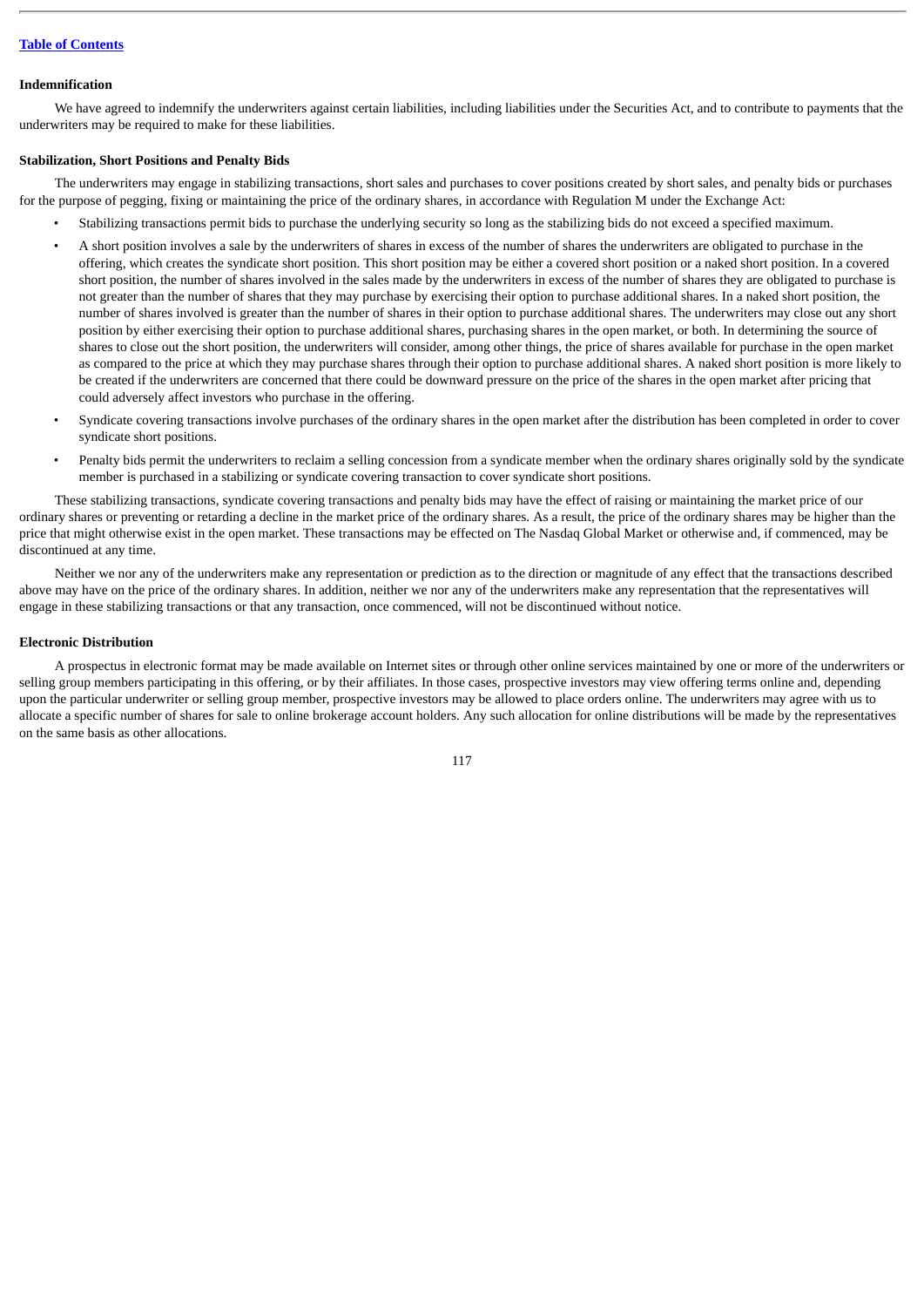### Indemnification

We have agreed to indemnify the underwriters against certain liabilities, including liabilities under the Securities Act, and to contribute to payments that the underwriters may be required to make for these liabilities.

### Stabilization, Short Positions and Penalty Bids

The underwriters may engage in stabilizing transactions, short sales and purchases to cover positions created by short sales, and penalty bids or purchases for the purpose of pegging, fixing or maintaining the price of the ordinary shares, in accordance with Regulation M under the Exchange Act:

- Stabilizing transactions permit bids to purchase the underlying security so long as the stabilizing bids do not exceed a specified maximum.
- A short position involves a sale by the underwriters of shares in excess of the number of shares the underwriters are obligated to purchase in the offering, which creates the syndicate short position. This short position may be either a covered short position or a naked short position. In a covered short position, the number of shares involved in the sales made by the underwriters in excess of the number of shares they are obligated to purchase is not greater than the number of shares that they may purchase by exercising their option to purchase additional shares. In a naked short position, the number of shares involved is greater than the number of shares in their option to purchase additional shares. The underwriters may close out any short position by either exercising their option to purchase additional shares, purchasing shares in the open market, or both. In determining the source of shares to close out the short position, the underwriters will consider, among other things, the price of shares available for purchase in the open market as compared to the price at which they may purchase shares through their option to purchase additional shares. A naked short position is more likely to be created if the underwriters are concerned that there could be downward pressure on the price of the shares in the open market after pricing that could adversely affect investors who purchase in the offering.
- Syndicate covering transactions involve purchases of the ordinary shares in the open market after the distribution has been completed in order to cover syndicate short positions.
- Penalty bids permit the underwriters to reclaim a selling concession from a syndicate member when the ordinary shares originally sold by the syndicate member is purchased in a stabilizing or syndicate covering transaction to cover syndicate short positions.

These stabilizing transactions, syndicate covering transactions and penalty bids may have the effect of raising or maintaining the market price of our ordinary shares or preventing or retarding a decline in the market price of the ordinary shares. As a result, the price of the ordinary shares may be higher than the price that might otherwise exist in the open market. These transactions may be effected on The Nasdaq Global Market or otherwise and, if commenced, may be discontinued at any time.

Neither we nor any of the underwriters make any representation or prediction as to the direction or magnitude of any effect that the transactions described above may have on the price of the ordinary shares. In addition, neither we nor any of the underwriters make any representation that the representatives will engage in these stabilizing transactions or that any transaction, once commenced, will not be discontinued without notice.

### Electronic Distribution

A prospectus in electronic format may be made available on Internet sites or through other online services maintained by one or more of the underwriters or selling group members participating in this offering, or by their affiliates. In those cases, prospective investors may view offering terms online and, depending upon the particular underwriter or selling group member, prospective investors may be allowed to place orders online. The underwriters may agree with us to allocate a specific number of shares for sale to online brokerage account holders. Any such allocation for online distributions will be made by the representatives on the same basis as other allocations.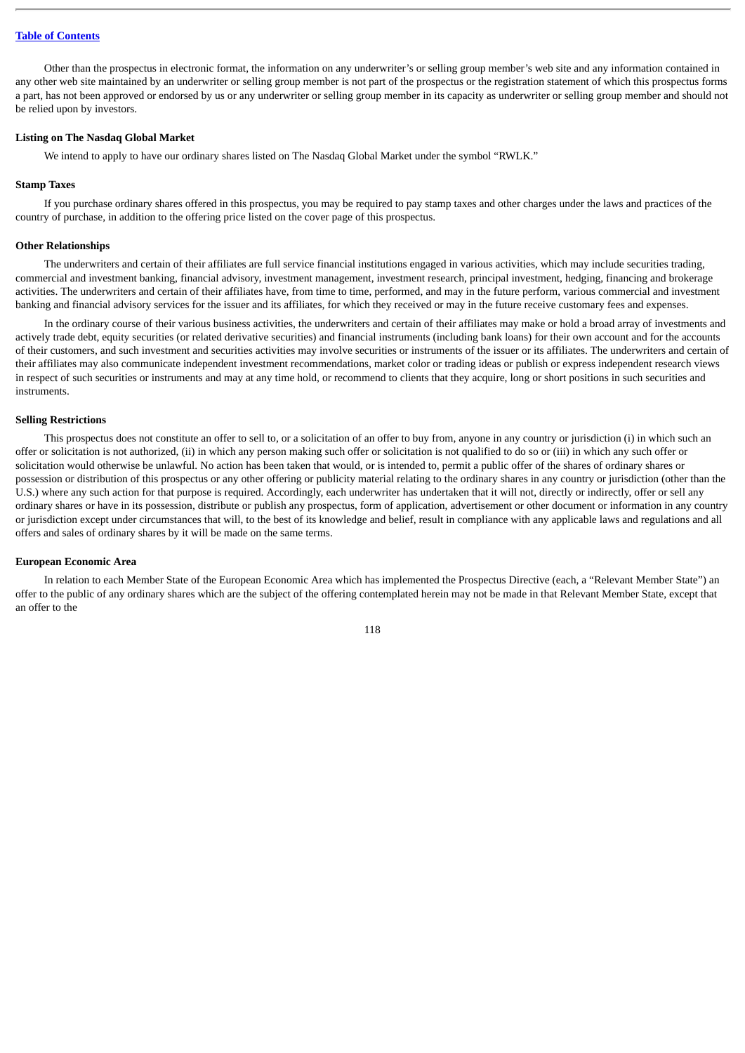Other than the prospectus in electronic format, the information on any underwriter's or selling group member's web site and any information contained in any other web site maintained by an underwriter or selling group member is not part of the prospectus or the registration statement of which this prospectus forms a part, has not been approved or endorsed by us or any underwriter or selling group member in its capacity as underwriter or selling group member and should not be relied upon by investors.

**Listing on The Nasdaq Global Market**

We intend to apply to have our ordinary shares listed on The Nasdaq Global Market under the symbol "RWLK."

**Stamp Taxes**

If you purchase ordinary shares offered in this prospectus, you may be required to pay stamp taxes and other charges under the laws and practices of the country of purchase, in addition to the offering price listed on the cover page of this prospectus.

**Other Relationships**

The underwriters and certain of their affiliates are full service financial institutions engaged in various activities, which may include securities trading, commercial and investment banking, financial advisory, investment management, investment research, principal investment, hedging, financing and brokerage activities. The underwriters and certain of their affiliates have, from time to time, performed, and may in the future perform, various commercial and investment banking and financial advisory services for the issuer and its affiliates, for which they received or may in the future receive customary fees and expenses.

In the ordinary course of their various business activities, the underwriters and certain of their affiliates may make or hold a broad array of investments and actively trade debt, equity securities (or related derivative securities) and financial instruments (including bank loans) for their own account and for the accounts of their customers, and such investment and securities activities may involve securities or instruments of the issuer or its affiliates. The underwriters and certain of their affiliates may also communicate independent investment recommendations, market color or trading ideas or publish or express independent research views in respect of such securities or instruments and may at any time hold, or recommend to clients that they acquire, long or short positions in such securities and instruments.

**Selling Restrictions**

This prospectus does not constitute an offer to sell to, or a solicitation of an offer to buy from, anyone in any country or jurisdiction (i) in which such an offer or solicitation is not authorized, (ii) in which any person making such offer or solicitation is not qualified to do so or (iii) in which any such offer or solicitation would otherwise be unlawful. No action has been taken that would, or is intended to, permit a public offer of the shares of ordinary shares or possession or distribution of this prospectus or any other offering or publicity material relating to the ordinary shares in any country or jurisdiction (other than the U.S.) where any such action for that purpose is required. Accordingly, each underwriter has undertaken that it will not, directly or indirectly, offer or sell any ordinary shares or have in its possession, distribute or publish any prospectus, form of application, advertisement or other document or information in any country or jurisdiction except under circumstances that will, to the best of its knowledge and belief, result in compliance with any applicable laws and regulations and all offers and sales of ordinary shares by it will be made on the same terms.

**European Economic Area**

In relation to each Member State of the European Economic Area which has implemented the Prospectus Directive (each, a "Relevant Member State") an offer to the public of any ordinary shares which are the subject of the offering contemplated herein may not be made in that Relevant Member State, except that an offer to the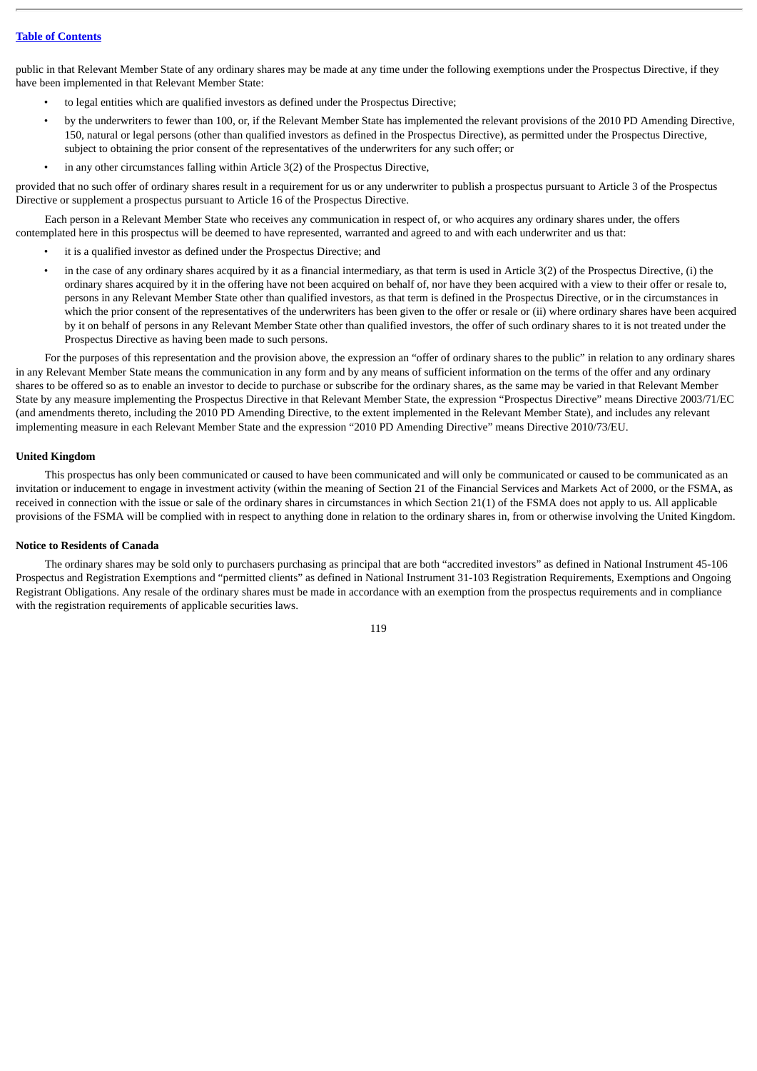public in that Relevant Member State of any ordinary shares may be made at any time under the following exemptions under the Prospectus Directive, if they have been implemented in that Relevant Member State:

- to legal entities which are qualified investors as defined under the Prospectus Directive;
- by the underwriters to fewer than 100, or, if the Relevant Member State has implemented the relevant provisions of the 2010 PD Amending Directive, 150, natural or legal persons (other than qualified investors as defined in the Prospectus Directive), as permitted under the Prospectus Directive, subject to obtaining the prior consent of the representatives of the underwriters for any such offer; or
- in any other circumstances falling within Article 3(2) of the Prospectus Directive,

provided that no such offer of ordinary shares result in a requirement for us or any underwriter to publish a prospectus pursuant to Article 3 of the Prospectus Directive or supplement a prospectus pursuant to Article 16 of the Prospectus Directive.

Each person in a Relevant Member State who receives any communication in respect of, or who acquires any ordinary shares under, the offers contemplated here in this prospectus will be deemed to have represented, warranted and agreed to and with each underwriter and us that:

- it is a qualified investor as defined under the Prospectus Directive; and
- in the case of any ordinary shares acquired by it as a financial intermediary, as that term is used in Article 3(2) of the Prospectus Directive, (i) the ordinary shares acquired by it in the offering have not been acquired on behalf of, nor have they been acquired with a view to their offer or resale to, persons in any Relevant Member State other than qualified investors, as that term is defined in the Prospectus Directive, or in the circumstances in which the prior consent of the representatives of the underwriters has been given to the offer or resale or (ii) where ordinary shares have been acquired by it on behalf of persons in any Relevant Member State other than qualified investors, the offer of such ordinary shares to it is not treated under the Prospectus Directive as having been made to such persons.

For the purposes of this representation and the provision above, the expression an "offer of ordinary shares to the public" in relation to any ordinary shares in any Relevant Member State means the communication in any form and by any means of sufficient information on the terms of the offer and any ordinary shares to be offered so as to enable an investor to decide to purchase or subscribe for the ordinary shares, as the same may be varied in that Relevant Member State by any measure implementing the Prospectus Directive in that Relevant Member State, the expression "Prospectus Directive" means Directive 2003/71/EC (and amendments thereto, including the 2010 PD Amending Directive, to the extent implemented in the Relevant Member State), and includes any relevant implementing measure in each Relevant Member State and the expression "2010 PD Amending Directive" means Directive 2010/73/EU.

**United Kingdom**

This prospectus has only been communicated or caused to have been communicated and will only be communicated or caused to be communicated as an invitation or inducement to engage in investment activity (within the meaning of Section 21 of the Financial Services and Markets Act of 2000, or the FSMA, as received in connection with the issue or sale of the ordinary shares in circumstances in which Section 21(1) of the FSMA does not apply to us. All applicable provisions of the FSMA will be complied with in respect to anything done in relation to the ordinary shares in, from or otherwise involving the United Kingdom.

**Notice to Residents of Canada**

The ordinary shares may be sold only to purchasers purchasing as principal that are both "accredited investors" as defined in National Instrument 45-106 Prospectus and Registration Exemptions and "permitted clients" as defined in National Instrument 31-103 Registration Requirements, Exemptions and Ongoing Registrant Obligations. Any resale of the ordinary shares must be made in accordance with an exemption from the prospectus requirements and in compliance with the registration requirements of applicable securities laws.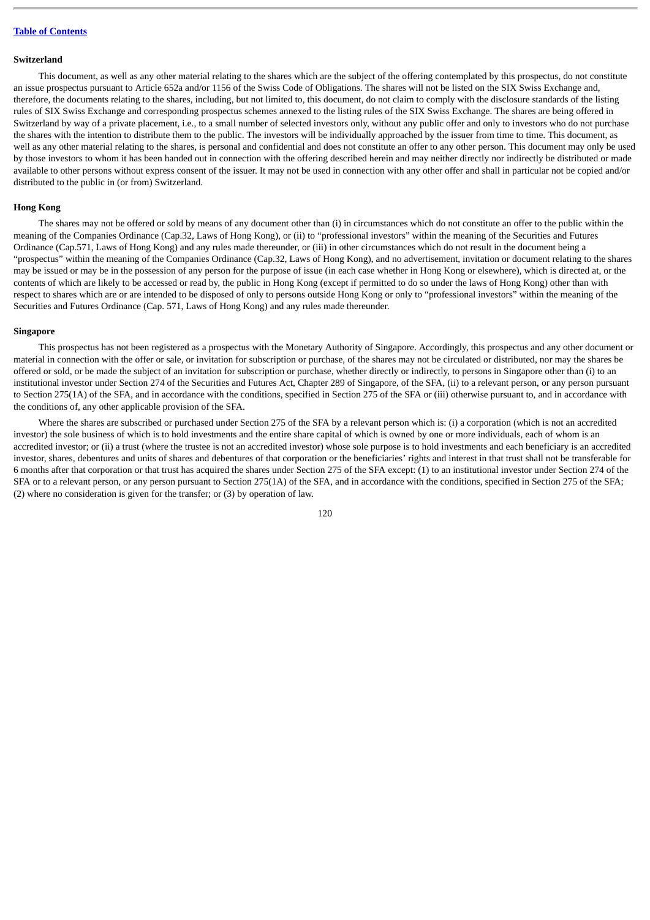### Switzerland

This document, as well as any other material relating to the shares which are the subject of the offering contemplated by this prospectus, do not constitute an issue prospectus pursuant to Article 652a and/or 1156 of the Swiss Code of Obligations. The shares will not be listed on the SIX Swiss Exchange and, therefore, the documents relating to the shares, including, but not limited to, this document, do not claim to comply with the disclosure standards of the listing rules of SIX Swiss Exchange and corresponding prospectus schemes annexed to the listing rules of the SIX Swiss Exchange. The shares are being offered in Switzerland by way of a private placement, i.e., to a small number of selected investors only, without any public offer and only to investors who do not purchase the shares with the intention to distribute them to the public. The investors will be individually approached by the issuer from time to time. This document, as well as any other material relating to the shares, is personal and confidential and does not constitute an offer to any other person. This document may only be used by those investors to whom it has been handed out in connection with the offering described herein and may neither directly nor indirectly be distributed or made available to other persons without express consent of the issuer. It may not be used in connection with any other offer and shall in particular not be copied and/or distributed to the public in (or from) Switzerland.

### Hong Kong

The shares may not be offered or sold by means of any document other than (i) in circumstances which do not constitute an offer to the public within the meaning of the Companies Ordinance (Cap.32, Laws of Hong Kong), or (ii) to "professional investors" within the meaning of the Securities and Futures Ordinance (Cap.571, Laws of Hong Kong) and any rules made thereunder, or (iii) in other circumstances which do not result in the document being a "prospectus" within the meaning of the Companies Ordinance (Cap.32, Laws of Hong Kong), and no advertisement, invitation or document relating to the shares may be issued or may be in the possession of any person for the purpose of issue (in each case whether in Hong Kong or elsewhere), which is directed at, or the contents of which are likely to be accessed or read by, the public in Hong Kong (except if permitted to do so under the laws of Hong Kong) other than with respect to shares which are or are intended to be disposed of only to persons outside Hong Kong or only to "professional investors" within the meaning of the Securities and Futures Ordinance (Cap. 571, Laws of Hong Kong) and any rules made thereunder.

### Singapore

This prospectus has not been registered as a prospectus with the Monetary Authority of Singapore. Accordingly, this prospectus and any other document or material in connection with the offer or sale, or invitation for subscription or purchase, of the shares may not be circulated or distributed, nor may the shares be offered or sold, or be made the subject of an invitation for subscription or purchase, whether directly or indirectly, to persons in Singapore other than (i) to an institutional investor under Section 274 of the Securities and Futures Act, Chapter 289 of Singapore, of the SFA, (ii) to a relevant person, or any person pursuant to Section 275(1A) of the SFA, and in accordance with the conditions, specified in Section 275 of the SFA or (iii) otherwise pursuant to, and in accordance with the conditions of, any other applicable provision of the SFA.

Where the shares are subscribed or purchased under Section 275 of the SFA by a relevant person which is: (i) a corporation (which is not an accredited investor) the sole business of which is to hold investments and the entire share capital of which is owned by one or more individuals, each of whom is an accredited investor; or (ii) a trust (where the trustee is not an accredited investor) whose sole purpose is to hold investments and each beneficiary is an accredited investor, shares, debentures and units of shares and debentures of that corporation or the beneficiaries' rights and interest in that trust shall not be transferable for 6 months after that corporation or that trust has acquired the shares under Section 275 of the SFA except: (1) to an institutional investor under Section 274 of the SFA or to a relevant person, or any person pursuant to Section 275(1A) of the SFA, and in accordance with the conditions, specified in Section 275 of the SFA; (2) where no consideration is given for the transfer; or (3) by operation of law.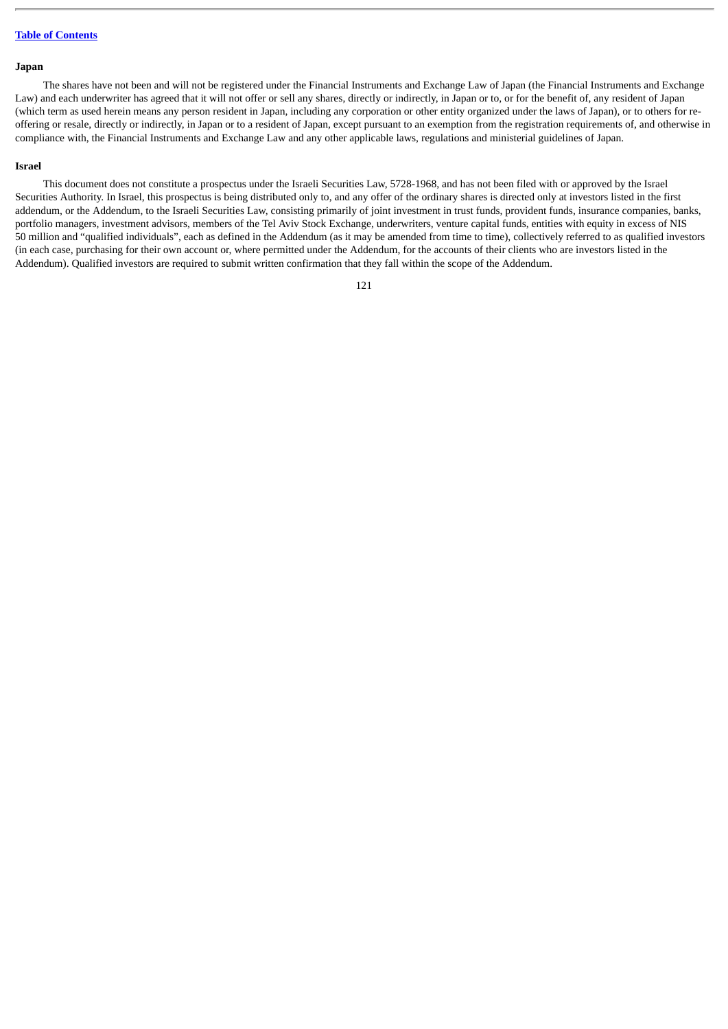**Japan**

The shares have not been and will not be registered under the Financial Instruments and Exchange Law of Japan (the Financial Instruments and Exchange Law) and each underwriter has agreed that it will not offer or sell any shares, directly or indirectly, in Japan or to, or for the benefit of, any resident of Japan (which term as used herein means any person resident in Japan, including any corporation or other entity organized under the laws of Japan), or to others for re-offering or resale, directly or indirectly, in Japan or to a resident of Japan, except pursuant to an exemption from the registration requirements of, and otherwise in compliance with, the Financial Instruments and Exchange Law and any other applicable laws, regulations and ministerial guidelines of Japan.

**Israel**

This document does not constitute a prospectus under the Israeli Securities Law, 5728-1968, and has not been filed with or approved by the Israel Securities Authority. In Israel, this prospectus is being distributed only to, and any offer of the ordinary shares is directed only at investors listed in the first addendum, or the Addendum, to the Israeli Securities Law, consisting primarily of joint investment in trust funds, provident funds, insurance companies, banks, portfolio managers, investment advisors, members of the Tel Aviv Stock Exchange, underwriters, venture capital funds, entities with equity in excess of NIS 50 million and "qualified individuals", each as defined in the Addendum (as it may be amended from time to time), collectively referred to as qualified investors (in each case, purchasing for their own account or, where permitted under the Addendum, for the accounts of their clients who are investors listed in the Addendum). Qualified investors are required to submit written confirmation that they fall within the scope of the Addendum.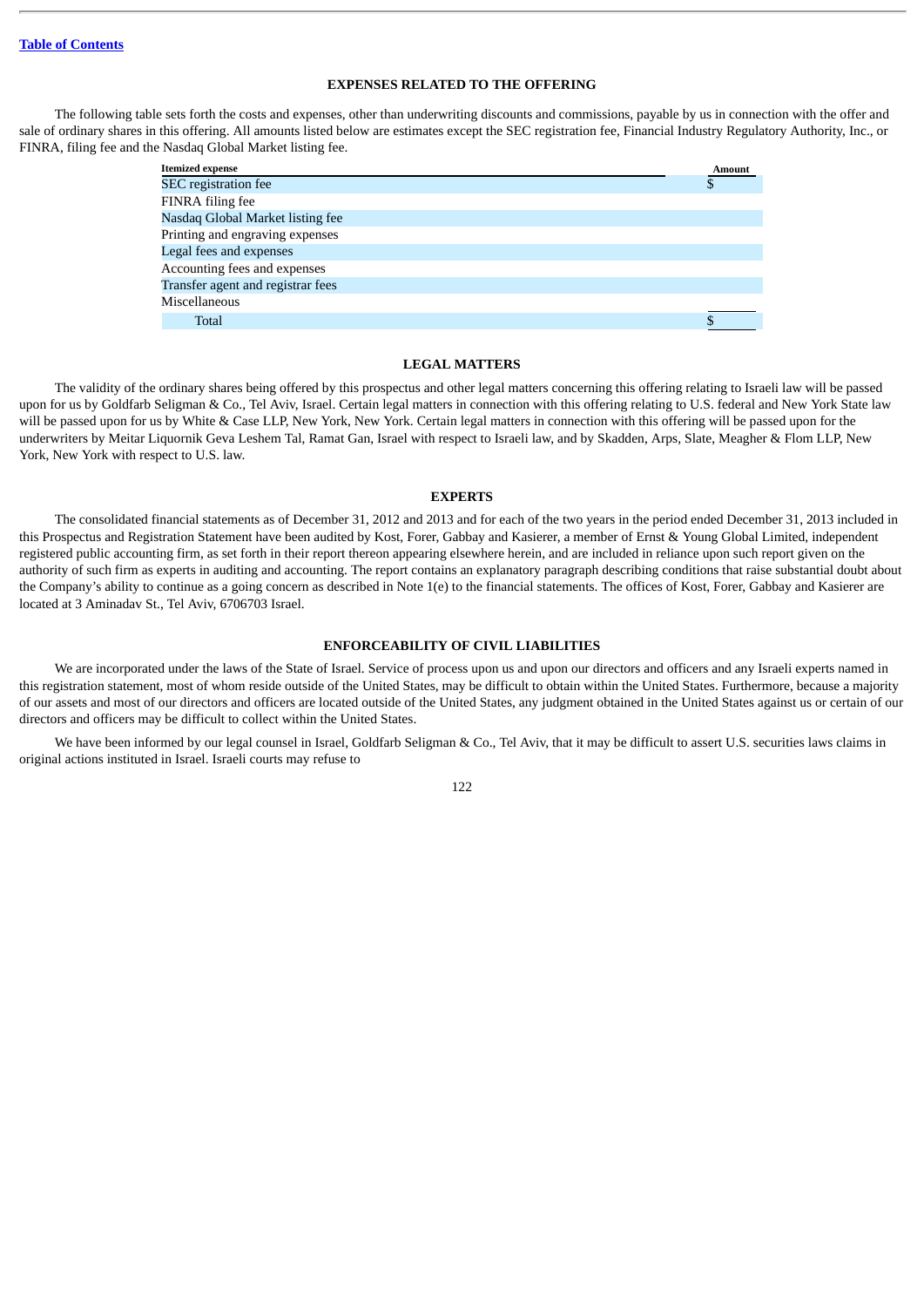## EXPENSES RELATED TO THE OFFERING

The following table sets forth the costs and expenses, other than underwriting discounts and commissions, payable by us in connection with the offer and sale of ordinary shares in this offering. All amounts listed below are estimates except the SEC registration fee, Financial Industry Regulatory Authority, Inc., or FINRA, filing fee and the Nasdaq Global Market listing fee.

| Itemized expense | Amount |
|---|---|
| SEC registration fee | $ |
| FINRA filing fee | |
| Nasdaq Global Market listing fee | |
| Printing and engraving expenses | |
| Legal fees and expenses | |
| Accounting fees and expenses | |
| Transfer agent and registrar fees | |
| Miscellaneous | |
| Total | $ |

## LEGAL MATTERS

The validity of the ordinary shares being offered by this prospectus and other legal matters concerning this offering relating to Israeli law will be passed upon for us by Goldfarb Seligman & Co., Tel Aviv, Israel. Certain legal matters in connection with this offering relating to U.S. federal and New York State law will be passed upon for us by White & Case LLP, New York, New York. Certain legal matters in connection with this offering will be passed upon for the underwriters by Meitar Liquornik Geva Leshem Tal, Ramat Gan, Israel with respect to Israeli law, and by Skadden, Arps, Slate, Meagher & Flom LLP, New York, New York with respect to U.S. law.

## EXPERTS

The consolidated financial statements as of December 31, 2012 and 2013 and for each of the two years in the period ended December 31, 2013 included in this Prospectus and Registration Statement have been audited by Kost, Forer, Gabbay and Kasierer, a member of Ernst & Young Global Limited, independent registered public accounting firm, as set forth in their report thereon appearing elsewhere herein, and are included in reliance upon such report given on the authority of such firm as experts in auditing and accounting. The report contains an explanatory paragraph describing conditions that raise substantial doubt about the Company's ability to continue as a going concern as described in Note 1(e) to the financial statements. The offices of Kost, Forer, Gabbay and Kasierer are located at 3 Aminadav St., Tel Aviv, 6706703 Israel.

## ENFORCEABILITY OF CIVIL LIABILITIES

We are incorporated under the laws of the State of Israel. Service of process upon us and upon our directors and officers and any Israeli experts named in this registration statement, most of whom reside outside of the United States, may be difficult to obtain within the United States. Furthermore, because a majority of our assets and most of our directors and officers are located outside of the United States, any judgment obtained in the United States against us or certain of our directors and officers may be difficult to collect within the United States.

We have been informed by our legal counsel in Israel, Goldfarb Seligman & Co., Tel Aviv, that it may be difficult to assert U.S. securities laws claims in original actions instituted in Israel. Israeli courts may refuse to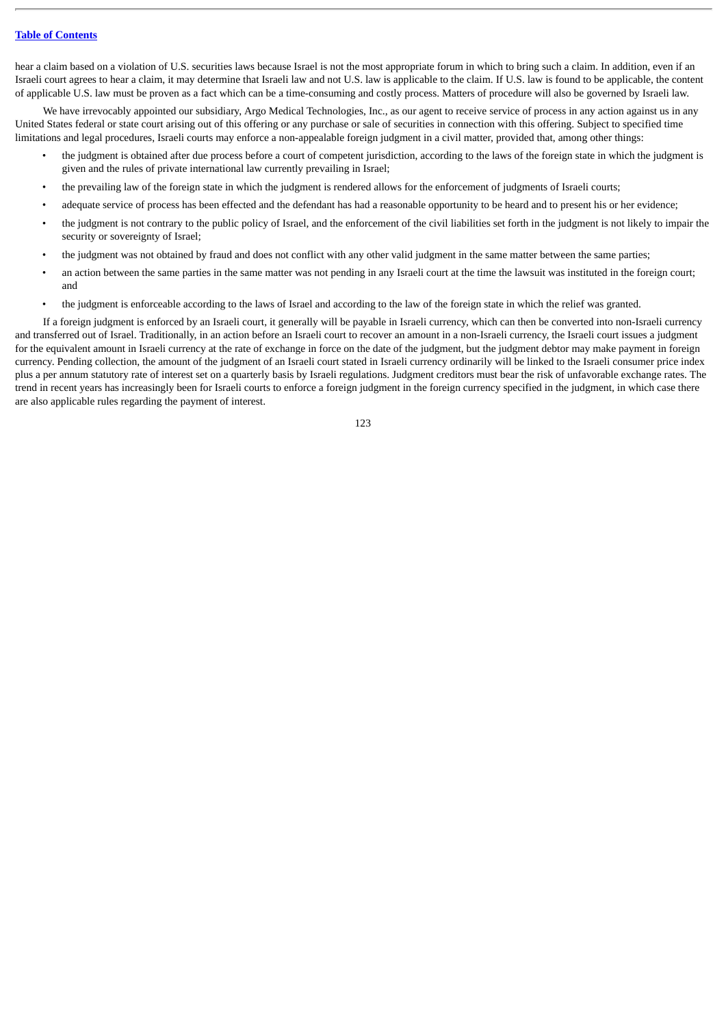hear a claim based on a violation of U.S. securities laws because Israel is not the most appropriate forum in which to bring such a claim. In addition, even if an Israeli court agrees to hear a claim, it may determine that Israeli law and not U.S. law is applicable to the claim. If U.S. law is found to be applicable, the content of applicable U.S. law must be proven as a fact which can be a time-consuming and costly process. Matters of procedure will also be governed by Israeli law.

We have irrevocably appointed our subsidiary, Argo Medical Technologies, Inc., as our agent to receive service of process in any action against us in any United States federal or state court arising out of this offering or any purchase or sale of securities in connection with this offering. Subject to specified time limitations and legal procedures, Israeli courts may enforce a non-appealable foreign judgment in a civil matter, provided that, among other things:

- the judgment is obtained after due process before a court of competent jurisdiction, according to the laws of the foreign state in which the judgment is given and the rules of private international law currently prevailing in Israel;
- the prevailing law of the foreign state in which the judgment is rendered allows for the enforcement of judgments of Israeli courts;
- adequate service of process has been effected and the defendant has had a reasonable opportunity to be heard and to present his or her evidence;
- the judgment is not contrary to the public policy of Israel, and the enforcement of the civil liabilities set forth in the judgment is not likely to impair the security or sovereignty of Israel;
- the judgment was not obtained by fraud and does not conflict with any other valid judgment in the same matter between the same parties;
- an action between the same parties in the same matter was not pending in any Israeli court at the time the lawsuit was instituted in the foreign court; and
- the judgment is enforceable according to the laws of Israel and according to the law of the foreign state in which the relief was granted.

If a foreign judgment is enforced by an Israeli court, it generally will be payable in Israeli currency, which can then be converted into non-Israeli currency and transferred out of Israel. Traditionally, in an action before an Israeli court to recover an amount in a non-Israeli currency, the Israeli court issues a judgment for the equivalent amount in Israeli currency at the rate of exchange in force on the date of the judgment, but the judgment debtor may make payment in foreign currency. Pending collection, the amount of the judgment of an Israeli court stated in Israeli currency ordinarily will be linked to the Israeli consumer price index plus a per annum statutory rate of interest set on a quarterly basis by Israeli regulations. Judgment creditors must bear the risk of unfavorable exchange rates. The trend in recent years has increasingly been for Israeli courts to enforce a foreign judgment in the foreign currency specified in the judgment, in which case there are also applicable rules regarding the payment of interest.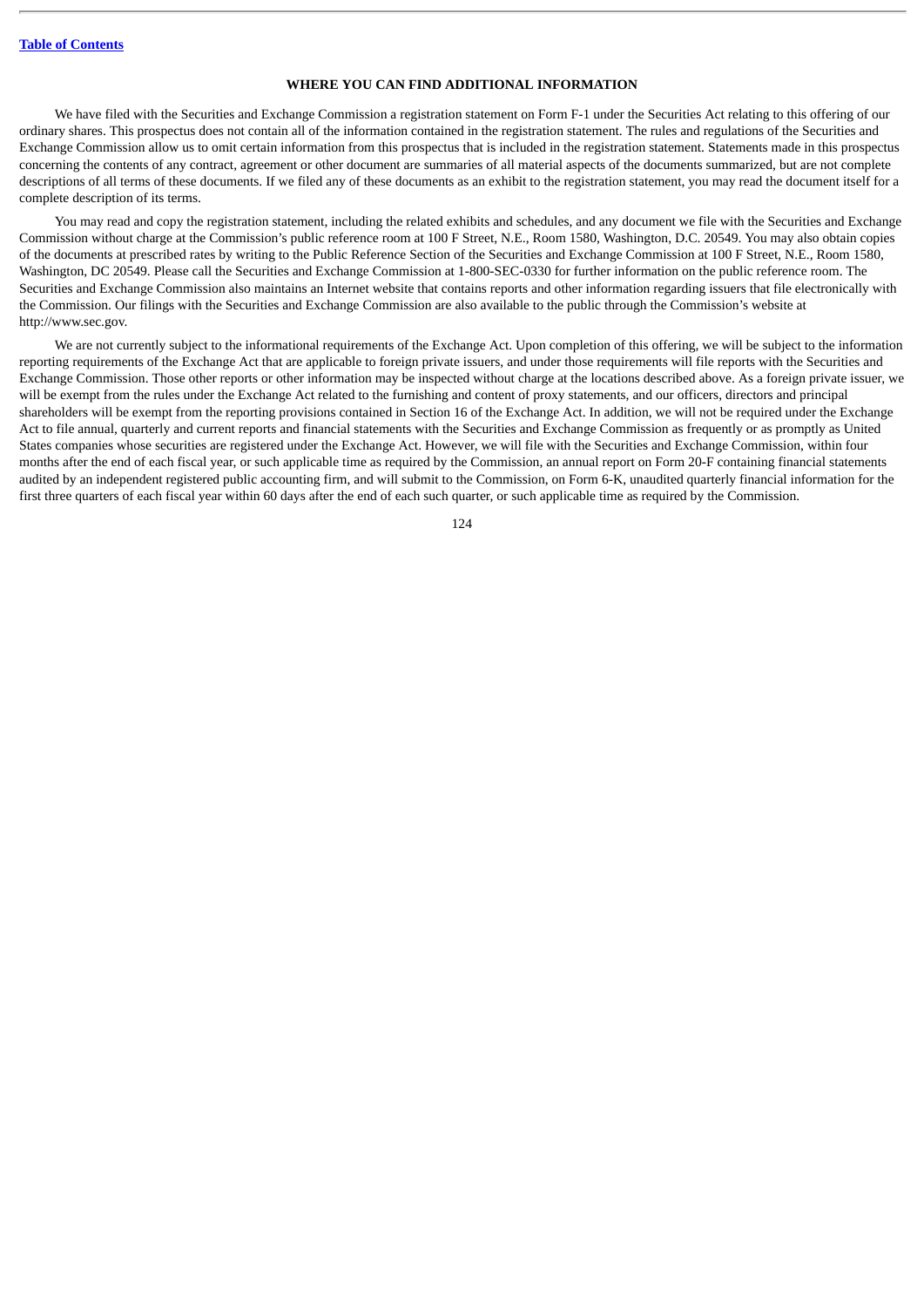## WHERE YOU CAN FIND ADDITIONAL INFORMATION

We have filed with the Securities and Exchange Commission a registration statement on Form F-1 under the Securities Act relating to this offering of our ordinary shares. This prospectus does not contain all of the information contained in the registration statement. The rules and regulations of the Securities and Exchange Commission allow us to omit certain information from this prospectus that is included in the registration statement. Statements made in this prospectus concerning the contents of any contract, agreement or other document are summaries of all material aspects of the documents summarized, but are not complete descriptions of all terms of these documents. If we filed any of these documents as an exhibit to the registration statement, you may read the document itself for a complete description of its terms.

You may read and copy the registration statement, including the related exhibits and schedules, and any document we file with the Securities and Exchange Commission without charge at the Commission's public reference room at 100 F Street, N.E., Room 1580, Washington, D.C. 20549. You may also obtain copies of the documents at prescribed rates by writing to the Public Reference Section of the Securities and Exchange Commission at 100 F Street, N.E., Room 1580, Washington, DC 20549. Please call the Securities and Exchange Commission at 1-800-SEC-0330 for further information on the public reference room. The Securities and Exchange Commission also maintains an Internet website that contains reports and other information regarding issuers that file electronically with the Commission. Our filings with the Securities and Exchange Commission are also available to the public through the Commission's website at http://www.sec.gov.

We are not currently subject to the informational requirements of the Exchange Act. Upon completion of this offering, we will be subject to the information reporting requirements of the Exchange Act that are applicable to foreign private issuers, and under those requirements will file reports with the Securities and Exchange Commission. Those other reports or other information may be inspected without charge at the locations described above. As a foreign private issuer, we will be exempt from the rules under the Exchange Act related to the furnishing and content of proxy statements, and our officers, directors and principal shareholders will be exempt from the reporting provisions contained in Section 16 of the Exchange Act. In addition, we will not be required under the Exchange Act to file annual, quarterly and current reports and financial statements with the Securities and Exchange Commission as frequently or as promptly as United States companies whose securities are registered under the Exchange Act. However, we will file with the Securities and Exchange Commission, within four months after the end of each fiscal year, or such applicable time as required by the Commission, an annual report on Form 20-F containing financial statements audited by an independent registered public accounting firm, and will submit to the Commission, on Form 6-K, unaudited quarterly financial information for the first three quarters of each fiscal year within 60 days after the end of each such quarter, or such applicable time as required by the Commission.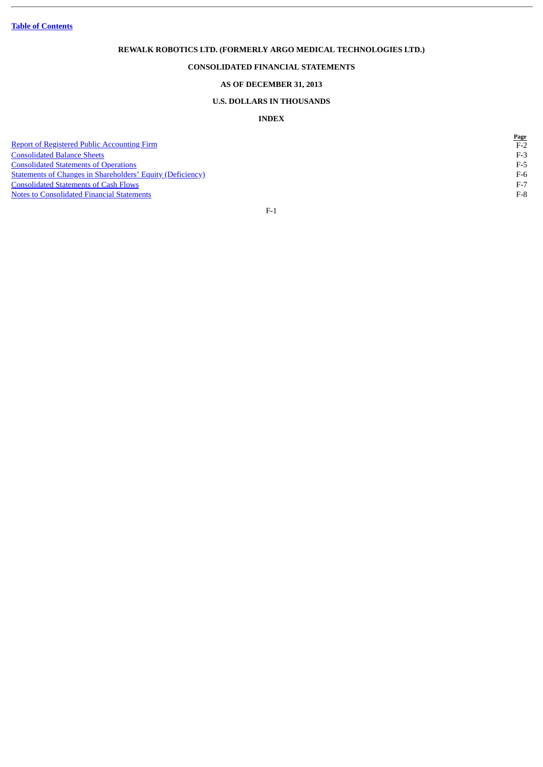**REWALK ROBOTICS LTD. (FORMERLY ARGO MEDICAL TECHNOLOGIES LTD.)**

**CONSOLIDATED FINANCIAL STATEMENTS**

**AS OF DECEMBER 31, 2013**

**U.S. DOLLARS IN THOUSANDS**

**INDEX**

| | Page |
|---|---|
| Report of Registered Public Accounting Firm | F-2 |
| Consolidated Balance Sheets | F-3 |
| Consolidated Statements of Operations | F-5 |
| Statements of Changes in Shareholders' Equity (Deficiency) | F-6 |
| Consolidated Statements of Cash Flows | F-7 |
| Notes to Consolidated Financial Statements | F-8 |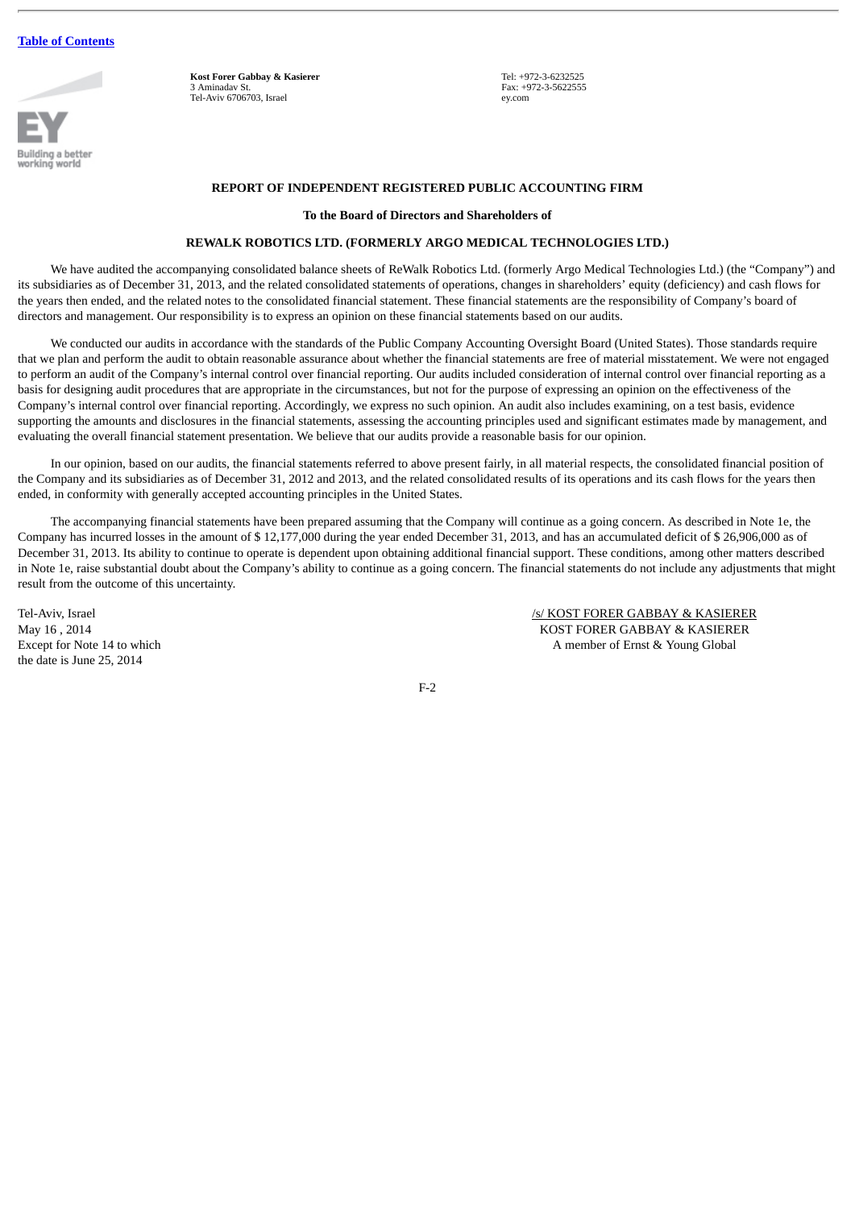Table of Contents

**Kost Forer Gabbay & Kasierer**
3 Aminadav St.
Tel-Aviv 6706703, Israel

Tel: +972-3-6232525
Fax: +972-3-5622555
ey.com

## REPORT OF INDEPENDENT REGISTERED PUBLIC ACCOUNTING FIRM

### To the Board of Directors and Shareholders of

### REWALK ROBOTICS LTD. (FORMERLY ARGO MEDICAL TECHNOLOGIES LTD.)

We have audited the accompanying consolidated balance sheets of ReWalk Robotics Ltd. (formerly Argo Medical Technologies Ltd.) (the "Company") and its subsidiaries as of December 31, 2013, and the related consolidated statements of operations, changes in shareholders' equity (deficiency) and cash flows for the years then ended, and the related notes to the consolidated financial statement. These financial statements are the responsibility of Company's board of directors and management. Our responsibility is to express an opinion on these financial statements based on our audits.

We conducted our audits in accordance with the standards of the Public Company Accounting Oversight Board (United States). Those standards require that we plan and perform the audit to obtain reasonable assurance about whether the financial statements are free of material misstatement. We were not engaged to perform an audit of the Company's internal control over financial reporting. Our audits included consideration of internal control over financial reporting as a basis for designing audit procedures that are appropriate in the circumstances, but not for the purpose of expressing an opinion on the effectiveness of the Company's internal control over financial reporting. Accordingly, we express no such opinion. An audit also includes examining, on a test basis, evidence supporting the amounts and disclosures in the financial statements, assessing the accounting principles used and significant estimates made by management, and evaluating the overall financial statement presentation. We believe that our audits provide a reasonable basis for our opinion.

In our opinion, based on our audits, the financial statements referred to above present fairly, in all material respects, the consolidated financial position of the Company and its subsidiaries as of December 31, 2012 and 2013, and the related consolidated results of its operations and its cash flows for the years then ended, in conformity with generally accepted accounting principles in the United States.

The accompanying financial statements have been prepared assuming that the Company will continue as a going concern. As described in Note 1e, the Company has incurred losses in the amount of $ 12,177,000 during the year ended December 31, 2013, and has an accumulated deficit of $ 26,906,000 as of December 31, 2013. Its ability to continue to operate is dependent upon obtaining additional financial support. These conditions, among other matters described in Note 1e, raise substantial doubt about the Company's ability to continue as a going concern. The financial statements do not include any adjustments that might result from the outcome of this uncertainty.

Tel-Aviv, Israel
May 16 , 2014
Except for Note 14 to which
the date is June 25, 2014

/s/ KOST FORER GABBAY & KASIERER
KOST FORER GABBAY & KASIERER
A member of Ernst & Young Global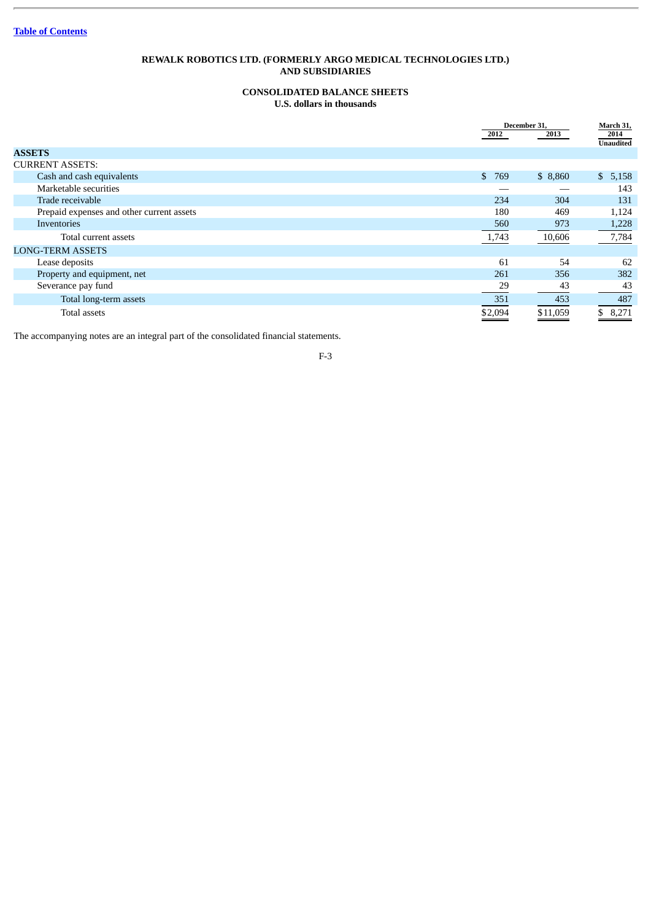[Table of Contents]

**REWALK ROBOTICS LTD. (FORMERLY ARGO MEDICAL TECHNOLOGIES LTD.) AND SUBSIDIARIES**

**CONSOLIDATED BALANCE SHEETS**
**U.S. dollars in thousands**

| | December 31, 2012 | December 31, 2013 | March 31, 2014 Unaudited |
|---|---|---|---|
| **ASSETS** | | | |
| CURRENT ASSETS: | | | |
| Cash and cash equivalents | $ 769 | $ 8,860 | $ 5,158 |
| Marketable securities | — | — | 143 |
| Trade receivable | 234 | 304 | 131 |
| Prepaid expenses and other current assets | 180 | 469 | 1,124 |
| Inventories | 560 | 973 | 1,228 |
| Total current assets | 1,743 | 10,606 | 7,784 |
| LONG-TERM ASSETS | | | |
| Lease deposits | 61 | 54 | 62 |
| Property and equipment, net | 261 | 356 | 382 |
| Severance pay fund | 29 | 43 | 43 |
| Total long-term assets | 351 | 453 | 487 |
| Total assets | $2,094 | $11,059 | $ 8,271 |

The accompanying notes are an integral part of the consolidated financial statements.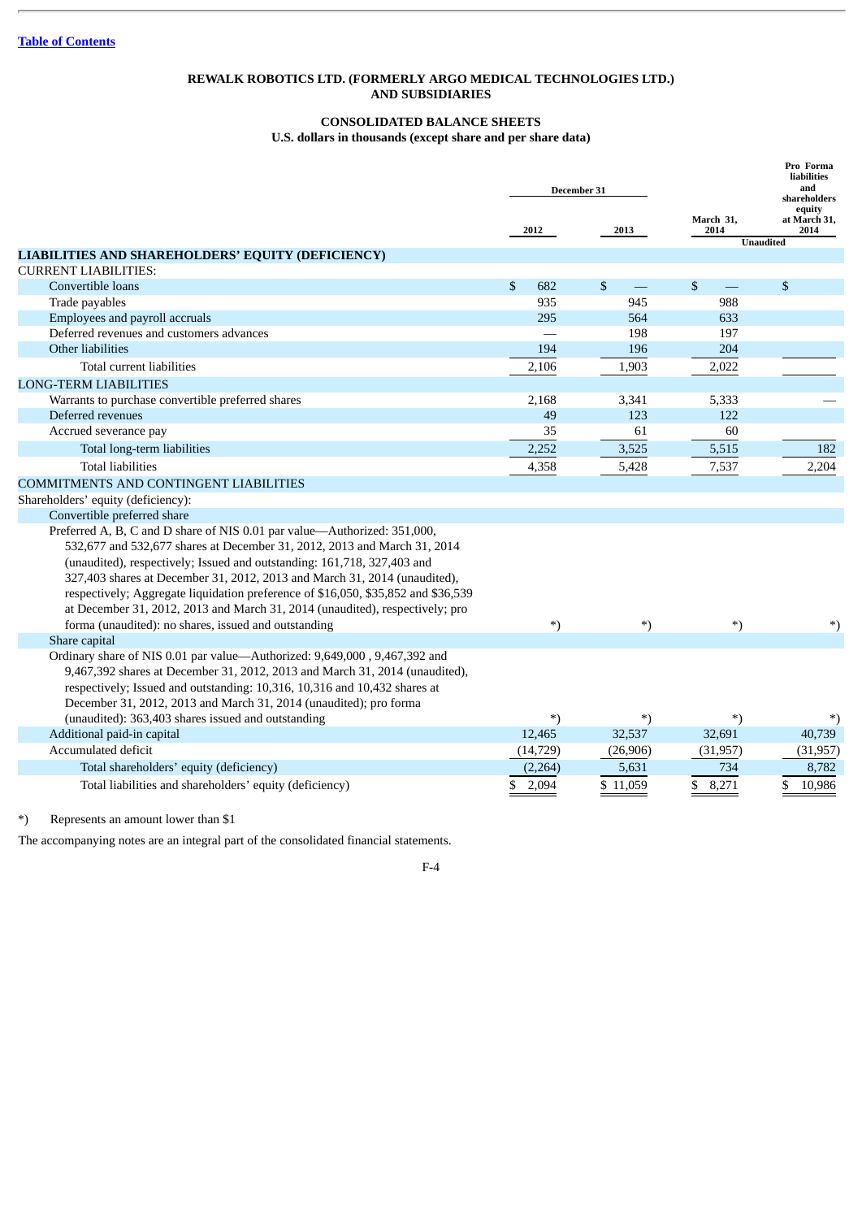**REWALK ROBOTICS LTD. (FORMERLY ARGO MEDICAL TECHNOLOGIES LTD.) AND SUBSIDIARIES**

**CONSOLIDATED BALANCE SHEETS**
**U.S. dollars in thousands (except share and per share data)**

| | December 31 | | March 31, | Pro Forma liabilities and shareholders equity at March 31, |
|---|---|---|---|---|
| | 2012 | 2013 | 2014 | 2014 |
| | | | Unaudited | |
| **LIABILITIES AND SHAREHOLDERS' EQUITY (DEFICIENCY)** | | | | |
| CURRENT LIABILITIES: | | | | |
| Convertible loans | $ 682 | $ — | $ — | $ |
| Trade payables | 935 | 945 | 988 | |
| Employees and payroll accruals | 295 | 564 | 633 | |
| Deferred revenues and customers advances | — | 198 | 197 | |
| Other liabilities | 194 | 196 | 204 | |
| Total current liabilities | 2,106 | 1,903 | 2,022 | |
| LONG-TERM LIABILITIES | | | | |
| Warrants to purchase convertible preferred shares | 2,168 | 3,341 | 5,333 | — |
| Deferred revenues | 49 | 123 | 122 | |
| Accrued severance pay | 35 | 61 | 60 | |
| Total long-term liabilities | 2,252 | 3,525 | 5,515 | 182 |
| Total liabilities | 4,358 | 5,428 | 7,537 | 2,204 |
| COMMITMENTS AND CONTINGENT LIABILITIES | | | | |
| Shareholders' equity (deficiency): | | | | |
| Convertible preferred share | | | | |
| Preferred A, B, C and D share of NIS 0.01 par value—Authorized: 351,000, 532,677 and 532,677 shares at December 31, 2012, 2013 and March 31, 2014 (unaudited), respectively; Issued and outstanding: 161,718, 327,403 and 327,403 shares at December 31, 2012, 2013 and March 31, 2014 (unaudited), respectively; Aggregate liquidation preference of $16,050, $35,852 and $36,539 at December 31, 2012, 2013 and March 31, 2014 (unaudited), respectively; pro forma (unaudited): no shares, issued and outstanding | *) | *) | *) | *) |
| Share capital | | | | |
| Ordinary share of NIS 0.01 par value—Authorized: 9,649,000 , 9,467,392 and 9,467,392 shares at December 31, 2012, 2013 and March 31, 2014 (unaudited), respectively; Issued and outstanding: 10,316, 10,316 and 10,432 shares at December 31, 2012, 2013 and March 31, 2014 (unaudited); pro forma (unaudited): 363,403 shares issued and outstanding | *) | *) | *) | *) |
| Additional paid-in capital | 12,465 | 32,537 | 32,691 | 40,739 |
| Accumulated deficit | (14,729) | (26,906) | (31,957) | (31,957) |
| Total shareholders' equity (deficiency) | (2,264) | 5,631 | 734 | 8,782 |
| Total liabilities and shareholders' equity (deficiency) | $ 2,094 | $ 11,059 | $ 8,271 | $ 10,986 |

*) Represents an amount lower than $1

The accompanying notes are an integral part of the consolidated financial statements.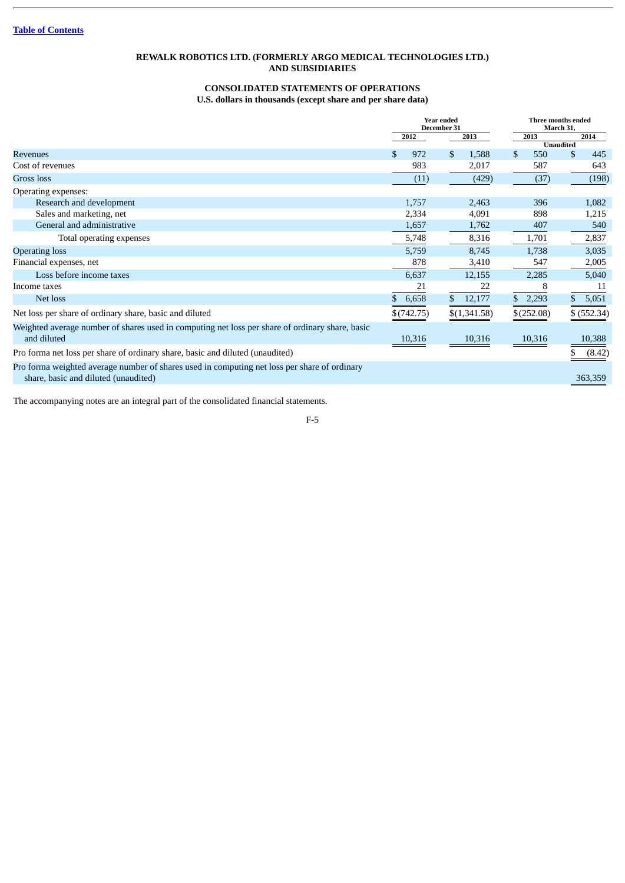Table of Contents

**REWALK ROBOTICS LTD. (FORMERLY ARGO MEDICAL TECHNOLOGIES LTD.) AND SUBSIDIARIES**

**CONSOLIDATED STATEMENTS OF OPERATIONS**
**U.S. dollars in thousands (except share and per share data)**

| | Year ended December 31 | | Three months ended March 31, | |
|---|---|---|---|---|
| | 2012 | 2013 | 2013 | 2014 |
| | | | Unaudited | |
| Revenues | $ 972 | $ 1,588 | $ 550 | $ 445 |
| Cost of revenues | 983 | 2,017 | 587 | 643 |
| Gross loss | (11) | (429) | (37) | (198) |
| Operating expenses: | | | | |
| Research and development | 1,757 | 2,463 | 396 | 1,082 |
| Sales and marketing, net | 2,334 | 4,091 | 898 | 1,215 |
| General and administrative | 1,657 | 1,762 | 407 | 540 |
| Total operating expenses | 5,748 | 8,316 | 1,701 | 2,837 |
| Operating loss | 5,759 | 8,745 | 1,738 | 3,035 |
| Financial expenses, net | 878 | 3,410 | 547 | 2,005 |
| Loss before income taxes | 6,637 | 12,155 | 2,285 | 5,040 |
| Income taxes | 21 | 22 | 8 | 11 |
| Net loss | $ 6,658 | $ 12,177 | $ 2,293 | $ 5,051 |
| Net loss per share of ordinary share, basic and diluted | $(742.75) | $(1,341.58) | $(252.08) | $ (552.34) |
| Weighted average number of shares used in computing net loss per share of ordinary share, basic and diluted | 10,316 | 10,316 | 10,316 | 10,388 |
| Pro forma net loss per share of ordinary share, basic and diluted (unaudited) | | | | $ (8.42) |
| Pro forma weighted average number of shares used in computing net loss per share of ordinary share, basic and diluted (unaudited) | | | | 363,359 |

The accompanying notes are an integral part of the consolidated financial statements.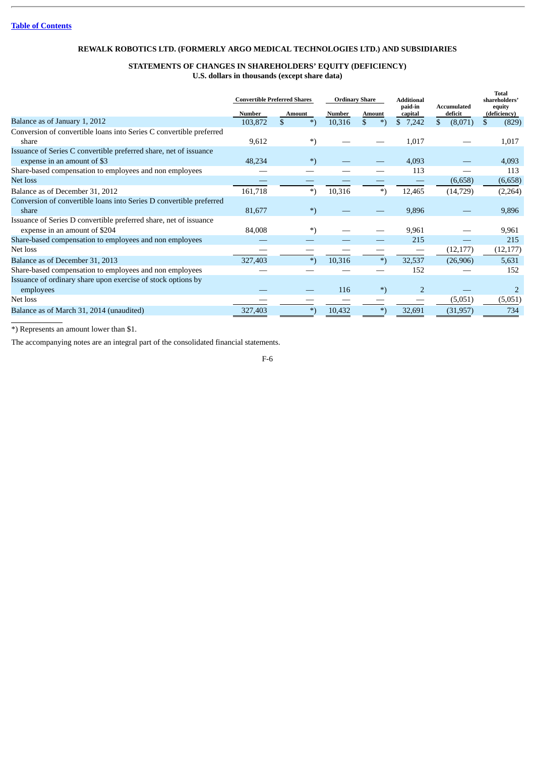[Table of Contents](#)

**REWALK ROBOTICS LTD. (FORMERLY ARGO MEDICAL TECHNOLOGIES LTD.) AND SUBSIDIARIES**

**STATEMENTS OF CHANGES IN SHAREHOLDERS' EQUITY (DEFICIENCY)**
**U.S. dollars in thousands (except share data)**

| | Convertible Preferred Shares | | Ordinary Share | | Additional paid-in capital | Accumulated deficit | Total shareholders' equity (deficiency) |
|---|---|---|---|---|---|---|---|
| | Number | Amount | Number | Amount | | | |
| Balance as of January 1, 2012 | 103,872 | $ *) | 10,316 | $ *) | $ 7,242 | $ (8,071) | $ (829) |
| Conversion of convertible loans into Series C convertible preferred share | 9,612 | *) | — | — | 1,017 | — | 1,017 |
| Issuance of Series C convertible preferred share, net of issuance expense in an amount of $3 | 48,234 | *) | — | — | 4,093 | — | 4,093 |
| Share-based compensation to employees and non employees | — | — | — | — | 113 | — | 113 |
| Net loss | — | — | — | — | — | (6,658) | (6,658) |
| Balance as of December 31, 2012 | 161,718 | *) | 10,316 | *) | 12,465 | (14,729) | (2,264) |
| Conversion of convertible loans into Series D convertible preferred share | 81,677 | *) | — | — | 9,896 | — | 9,896 |
| Issuance of Series D convertible preferred share, net of issuance expense in an amount of $204 | 84,008 | *) | — | — | 9,961 | — | 9,961 |
| Share-based compensation to employees and non employees | — | — | — | — | 215 | — | 215 |
| Net loss | — | — | — | — | — | (12,177) | (12,177) |
| Balance as of December 31, 2013 | 327,403 | *) | 10,316 | *) | 32,537 | (26,906) | 5,631 |
| Share-based compensation to employees and non employees | — | — | — | — | 152 | — | 152 |
| Issuance of ordinary share upon exercise of stock options by employees | — | — | 116 | *) | 2 | — | 2 |
| Net loss | — | — | — | — | — | (5,051) | (5,051) |
| Balance as of March 31, 2014 (unaudited) | 327,403 | *) | 10,432 | *) | 32,691 | (31,957) | 734 |

*) Represents an amount lower than $1.

The accompanying notes are an integral part of the consolidated financial statements.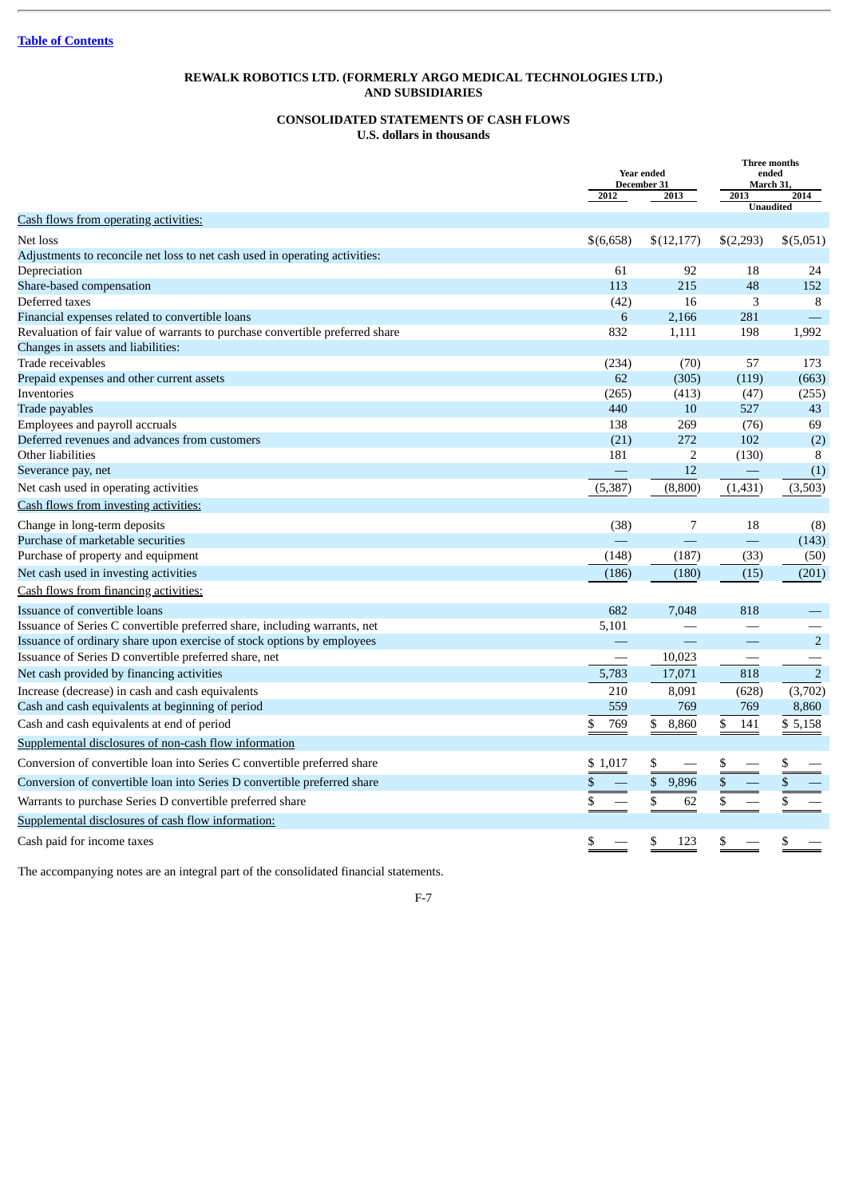[Table of Contents](#)

**REWALK ROBOTICS LTD. (FORMERLY ARGO MEDICAL TECHNOLOGIES LTD.) AND SUBSIDIARIES**

**CONSOLIDATED STATEMENTS OF CASH FLOWS**
**U.S. dollars in thousands**

| | Year ended December 31 | | Three months ended March 31, | |
|---|---|---|---|---|
| | 2012 | 2013 | 2013 | 2014 |
| | | | Unaudited | |
| Cash flows from operating activities: | | | | |
| Net loss | $(6,658) | $(12,177) | $(2,293) | $(5,051) |
| Adjustments to reconcile net loss to net cash used in operating activities: | | | | |
| Depreciation | 61 | 92 | 18 | 24 |
| Share-based compensation | 113 | 215 | 48 | 152 |
| Deferred taxes | (42) | 16 | 3 | 8 |
| Financial expenses related to convertible loans | 6 | 2,166 | 281 | — |
| Revaluation of fair value of warrants to purchase convertible preferred share | 832 | 1,111 | 198 | 1,992 |
| Changes in assets and liabilities: | | | | |
| Trade receivables | (234) | (70) | 57 | 173 |
| Prepaid expenses and other current assets | 62 | (305) | (119) | (663) |
| Inventories | (265) | (413) | (47) | (255) |
| Trade payables | 440 | 10 | 527 | 43 |
| Employees and payroll accruals | 138 | 269 | (76) | 69 |
| Deferred revenues and advances from customers | (21) | 272 | 102 | (2) |
| Other liabilities | 181 | 2 | (130) | 8 |
| Severance pay, net | — | 12 | — | (1) |
| Net cash used in operating activities | (5,387) | (8,800) | (1,431) | (3,503) |
| Cash flows from investing activities: | | | | |
| Change in long-term deposits | (38) | 7 | 18 | (8) |
| Purchase of marketable securities | — | — | — | (143) |
| Purchase of property and equipment | (148) | (187) | (33) | (50) |
| Net cash used in investing activities | (186) | (180) | (15) | (201) |
| Cash flows from financing activities: | | | | |
| Issuance of convertible loans | 682 | 7,048 | 818 | — |
| Issuance of Series C convertible preferred share, including warrants, net | 5,101 | — | — | — |
| Issuance of ordinary share upon exercise of stock options by employees | — | — | — | 2 |
| Issuance of Series D convertible preferred share, net | — | 10,023 | — | — |
| Net cash provided by financing activities | 5,783 | 17,071 | 818 | 2 |
| Increase (decrease) in cash and cash equivalents | 210 | 8,091 | (628) | (3,702) |
| Cash and cash equivalents at beginning of period | 559 | 769 | 769 | 8,860 |
| Cash and cash equivalents at end of period | $ 769 | $ 8,860 | $ 141 | $ 5,158 |
| Supplemental disclosures of non-cash flow information | | | | |
| Conversion of convertible loan into Series C convertible preferred share | $ 1,017 | $ — | $ — | $ — |
| Conversion of convertible loan into Series D convertible preferred share | $ — | $ 9,896 | $ — | $ — |
| Warrants to purchase Series D convertible preferred share | $ — | $ 62 | $ — | $ — |
| Supplemental disclosures of cash flow information: | | | | |
| Cash paid for income taxes | $ — | $ 123 | $ — | $ — |

The accompanying notes are an integral part of the consolidated financial statements.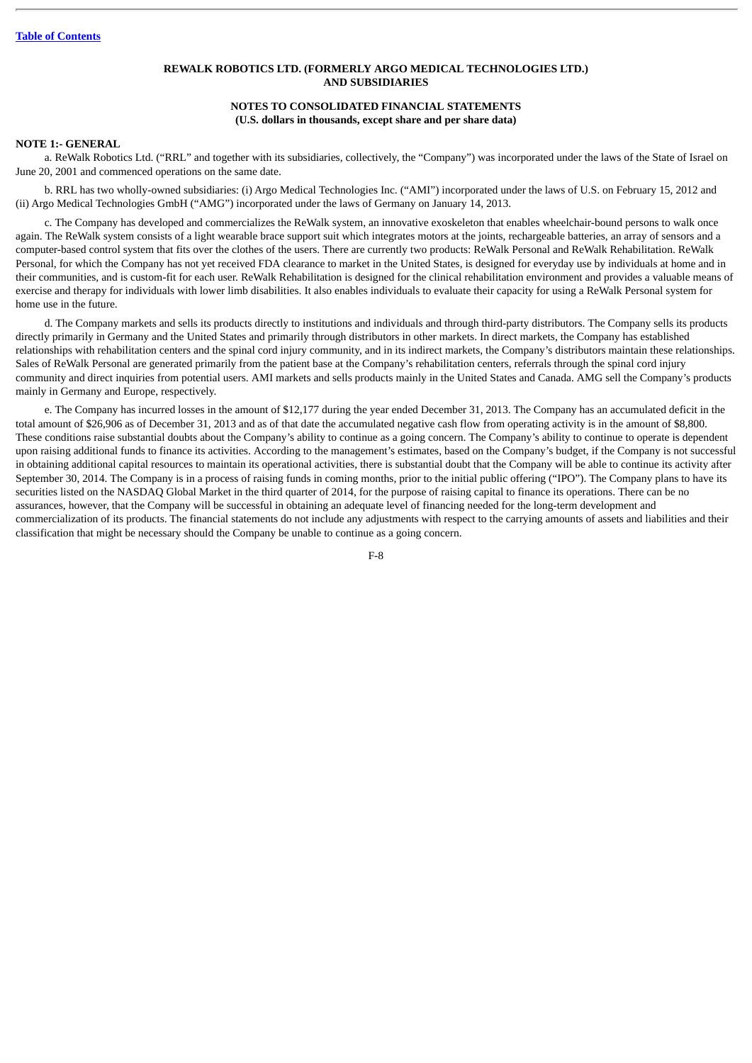**REWALK ROBOTICS LTD. (FORMERLY ARGO MEDICAL TECHNOLOGIES LTD.) AND SUBSIDIARIES**

**NOTES TO CONSOLIDATED FINANCIAL STATEMENTS**
**(U.S. dollars in thousands, except share and per share data)**

**NOTE 1:- GENERAL**

a. ReWalk Robotics Ltd. ("RRL" and together with its subsidiaries, collectively, the "Company") was incorporated under the laws of the State of Israel on June 20, 2001 and commenced operations on the same date.

b. RRL has two wholly-owned subsidiaries: (i) Argo Medical Technologies Inc. ("AMI") incorporated under the laws of U.S. on February 15, 2012 and (ii) Argo Medical Technologies GmbH ("AMG") incorporated under the laws of Germany on January 14, 2013.

c. The Company has developed and commercializes the ReWalk system, an innovative exoskeleton that enables wheelchair-bound persons to walk once again. The ReWalk system consists of a light wearable brace support suit which integrates motors at the joints, rechargeable batteries, an array of sensors and a computer-based control system that fits over the clothes of the users. There are currently two products: ReWalk Personal and ReWalk Rehabilitation. ReWalk Personal, for which the Company has not yet received FDA clearance to market in the United States, is designed for everyday use by individuals at home and in their communities, and is custom-fit for each user. ReWalk Rehabilitation is designed for the clinical rehabilitation environment and provides a valuable means of exercise and therapy for individuals with lower limb disabilities. It also enables individuals to evaluate their capacity for using a ReWalk Personal system for home use in the future.

d. The Company markets and sells its products directly to institutions and individuals and through third-party distributors. The Company sells its products directly primarily in Germany and the United States and primarily through distributors in other markets. In direct markets, the Company has established relationships with rehabilitation centers and the spinal cord injury community, and in its indirect markets, the Company's distributors maintain these relationships. Sales of ReWalk Personal are generated primarily from the patient base at the Company's rehabilitation centers, referrals through the spinal cord injury community and direct inquiries from potential users. AMI markets and sells products mainly in the United States and Canada. AMG sell the Company's products mainly in Germany and Europe, respectively.

e. The Company has incurred losses in the amount of $12,177 during the year ended December 31, 2013. The Company has an accumulated deficit in the total amount of $26,906 as of December 31, 2013 and as of that date the accumulated negative cash flow from operating activity is in the amount of $8,800. These conditions raise substantial doubts about the Company's ability to continue as a going concern. The Company's ability to continue to operate is dependent upon raising additional funds to finance its activities. According to the management's estimates, based on the Company's budget, if the Company is not successful in obtaining additional capital resources to maintain its operational activities, there is substantial doubt that the Company will be able to continue its activity after September 30, 2014. The Company is in a process of raising funds in coming months, prior to the initial public offering ("IPO"). The Company plans to have its securities listed on the NASDAQ Global Market in the third quarter of 2014, for the purpose of raising capital to finance its operations. There can be no assurances, however, that the Company will be successful in obtaining an adequate level of financing needed for the long-term development and commercialization of its products. The financial statements do not include any adjustments with respect to the carrying amounts of assets and liabilities and their classification that might be necessary should the Company be unable to continue as a going concern.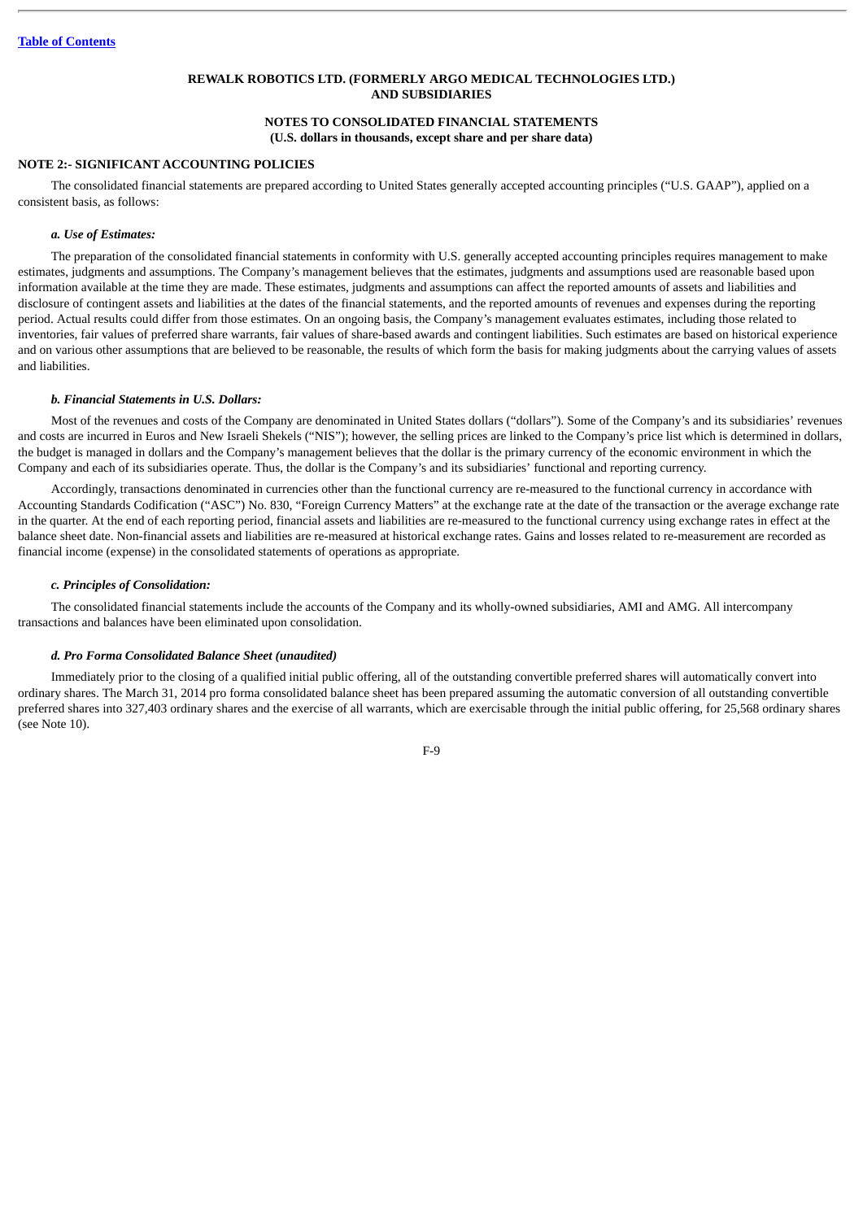**REWALK ROBOTICS LTD. (FORMERLY ARGO MEDICAL TECHNOLOGIES LTD.) AND SUBSIDIARIES**

**NOTES TO CONSOLIDATED FINANCIAL STATEMENTS**
**(U.S. dollars in thousands, except share and per share data)**

**NOTE 2:- SIGNIFICANT ACCOUNTING POLICIES**

The consolidated financial statements are prepared according to United States generally accepted accounting principles ("U.S. GAAP"), applied on a consistent basis, as follows:

***a. Use of Estimates:***

The preparation of the consolidated financial statements in conformity with U.S. generally accepted accounting principles requires management to make estimates, judgments and assumptions. The Company's management believes that the estimates, judgments and assumptions used are reasonable based upon information available at the time they are made. These estimates, judgments and assumptions can affect the reported amounts of assets and liabilities and disclosure of contingent assets and liabilities at the dates of the financial statements, and the reported amounts of revenues and expenses during the reporting period. Actual results could differ from those estimates. On an ongoing basis, the Company's management evaluates estimates, including those related to inventories, fair values of preferred share warrants, fair values of share-based awards and contingent liabilities. Such estimates are based on historical experience and on various other assumptions that are believed to be reasonable, the results of which form the basis for making judgments about the carrying values of assets and liabilities.

***b. Financial Statements in U.S. Dollars:***

Most of the revenues and costs of the Company are denominated in United States dollars ("dollars"). Some of the Company's and its subsidiaries' revenues and costs are incurred in Euros and New Israeli Shekels ("NIS"); however, the selling prices are linked to the Company's price list which is determined in dollars, the budget is managed in dollars and the Company's management believes that the dollar is the primary currency of the economic environment in which the Company and each of its subsidiaries operate. Thus, the dollar is the Company's and its subsidiaries' functional and reporting currency.

Accordingly, transactions denominated in currencies other than the functional currency are re-measured to the functional currency in accordance with Accounting Standards Codification ("ASC") No. 830, "Foreign Currency Matters" at the exchange rate at the date of the transaction or the average exchange rate in the quarter. At the end of each reporting period, financial assets and liabilities are re-measured to the functional currency using exchange rates in effect at the balance sheet date. Non-financial assets and liabilities are re-measured at historical exchange rates. Gains and losses related to re-measurement are recorded as financial income (expense) in the consolidated statements of operations as appropriate.

***c. Principles of Consolidation:***

The consolidated financial statements include the accounts of the Company and its wholly-owned subsidiaries, AMI and AMG. All intercompany transactions and balances have been eliminated upon consolidation.

***d. Pro Forma Consolidated Balance Sheet (unaudited)***

Immediately prior to the closing of a qualified initial public offering, all of the outstanding convertible preferred shares will automatically convert into ordinary shares. The March 31, 2014 pro forma consolidated balance sheet has been prepared assuming the automatic conversion of all outstanding convertible preferred shares into 327,403 ordinary shares and the exercise of all warrants, which are exercisable through the initial public offering, for 25,568 ordinary shares (see Note 10).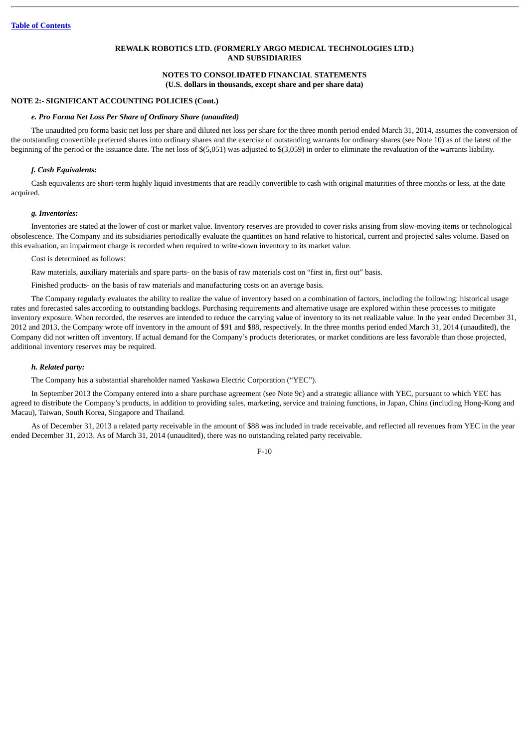**REWALK ROBOTICS LTD. (FORMERLY ARGO MEDICAL TECHNOLOGIES LTD.) AND SUBSIDIARIES**

**NOTES TO CONSOLIDATED FINANCIAL STATEMENTS**
**(U.S. dollars in thousands, except share and per share data)**

**NOTE 2:- SIGNIFICANT ACCOUNTING POLICIES (Cont.)**

***e. Pro Forma Net Loss Per Share of Ordinary Share (unaudited)***

The unaudited pro forma basic net loss per share and diluted net loss per share for the three month period ended March 31, 2014, assumes the conversion of the outstanding convertible preferred shares into ordinary shares and the exercise of outstanding warrants for ordinary shares (see Note 10) as of the latest of the beginning of the period or the issuance date. The net loss of $(5,051) was adjusted to $(3,059) in order to eliminate the revaluation of the warrants liability.

***f. Cash Equivalents:***

Cash equivalents are short-term highly liquid investments that are readily convertible to cash with original maturities of three months or less, at the date acquired.

***g. Inventories:***

Inventories are stated at the lower of cost or market value. Inventory reserves are provided to cover risks arising from slow-moving items or technological obsolescence. The Company and its subsidiaries periodically evaluate the quantities on hand relative to historical, current and projected sales volume. Based on this evaluation, an impairment charge is recorded when required to write-down inventory to its market value.

Cost is determined as follows:

Raw materials, auxiliary materials and spare parts- on the basis of raw materials cost on "first in, first out" basis.

Finished products- on the basis of raw materials and manufacturing costs on an average basis.

The Company regularly evaluates the ability to realize the value of inventory based on a combination of factors, including the following: historical usage rates and forecasted sales according to outstanding backlogs. Purchasing requirements and alternative usage are explored within these processes to mitigate inventory exposure. When recorded, the reserves are intended to reduce the carrying value of inventory to its net realizable value. In the year ended December 31, 2012 and 2013, the Company wrote off inventory in the amount of $91 and $88, respectively. In the three months period ended March 31, 2014 (unaudited), the Company did not written off inventory. If actual demand for the Company's products deteriorates, or market conditions are less favorable than those projected, additional inventory reserves may be required.

***h. Related party:***

The Company has a substantial shareholder named Yaskawa Electric Corporation ("YEC").

In September 2013 the Company entered into a share purchase agreement (see Note 9c) and a strategic alliance with YEC, pursuant to which YEC has agreed to distribute the Company's products, in addition to providing sales, marketing, service and training functions, in Japan, China (including Hong-Kong and Macau), Taiwan, South Korea, Singapore and Thailand.

As of December 31, 2013 a related party receivable in the amount of $88 was included in trade receivable, and reflected all revenues from YEC in the year ended December 31, 2013. As of March 31, 2014 (unaudited), there was no outstanding related party receivable.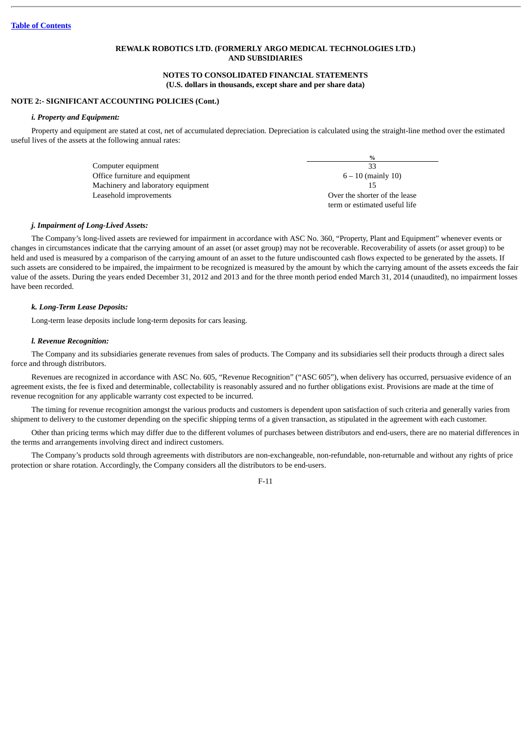**REWALK ROBOTICS LTD. (FORMERLY ARGO MEDICAL TECHNOLOGIES LTD.) AND SUBSIDIARIES**

**NOTES TO CONSOLIDATED FINANCIAL STATEMENTS**
**(U.S. dollars in thousands, except share and per share data)**

**NOTE 2:- SIGNIFICANT ACCOUNTING POLICIES (Cont.)**

***i. Property and Equipment:***

Property and equipment are stated at cost, net of accumulated depreciation. Depreciation is calculated using the straight-line method over the estimated useful lives of the assets at the following annual rates:

| | % |
|---|---|
| Computer equipment | 33 |
| Office furniture and equipment | 6 – 10 (mainly 10) |
| Machinery and laboratory equipment | 15 |
| Leasehold improvements | Over the shorter of the lease term or estimated useful life |

***j. Impairment of Long-Lived Assets:***

The Company's long-lived assets are reviewed for impairment in accordance with ASC No. 360, "Property, Plant and Equipment" whenever events or changes in circumstances indicate that the carrying amount of an asset (or asset group) may not be recoverable. Recoverability of assets (or asset group) to be held and used is measured by a comparison of the carrying amount of an asset to the future undiscounted cash flows expected to be generated by the assets. If such assets are considered to be impaired, the impairment to be recognized is measured by the amount by which the carrying amount of the assets exceeds the fair value of the assets. During the years ended December 31, 2012 and 2013 and for the three month period ended March 31, 2014 (unaudited), no impairment losses have been recorded.

***k. Long-Term Lease Deposits:***

Long-term lease deposits include long-term deposits for cars leasing.

***l. Revenue Recognition:***

The Company and its subsidiaries generate revenues from sales of products. The Company and its subsidiaries sell their products through a direct sales force and through distributors.

Revenues are recognized in accordance with ASC No. 605, "Revenue Recognition" ("ASC 605"), when delivery has occurred, persuasive evidence of an agreement exists, the fee is fixed and determinable, collectability is reasonably assured and no further obligations exist. Provisions are made at the time of revenue recognition for any applicable warranty cost expected to be incurred.

The timing for revenue recognition amongst the various products and customers is dependent upon satisfaction of such criteria and generally varies from shipment to delivery to the customer depending on the specific shipping terms of a given transaction, as stipulated in the agreement with each customer.

Other than pricing terms which may differ due to the different volumes of purchases between distributors and end-users, there are no material differences in the terms and arrangements involving direct and indirect customers.

The Company's products sold through agreements with distributors are non-exchangeable, non-refundable, non-returnable and without any rights of price protection or share rotation. Accordingly, the Company considers all the distributors to be end-users.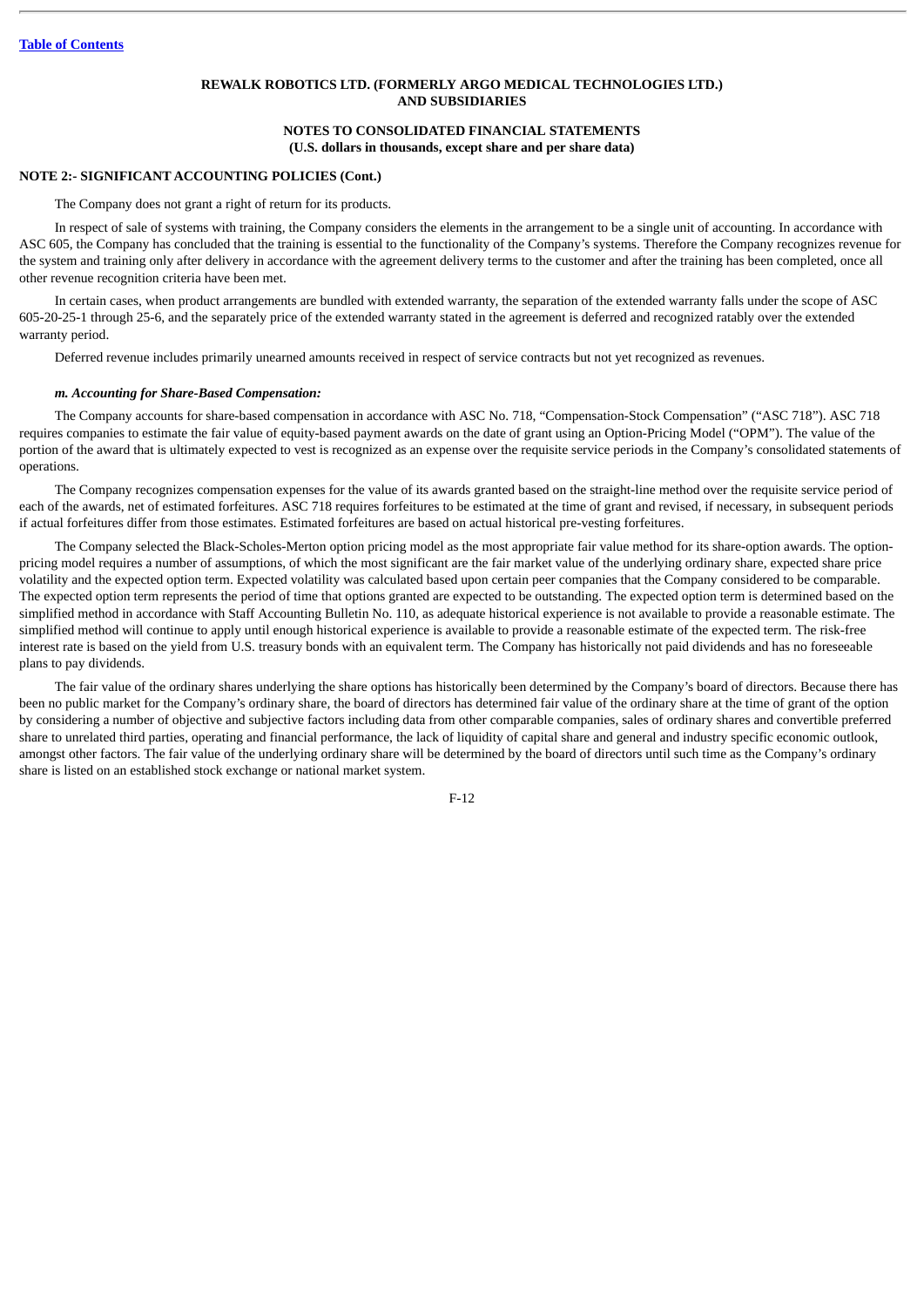**REWALK ROBOTICS LTD. (FORMERLY ARGO MEDICAL TECHNOLOGIES LTD.) AND SUBSIDIARIES**

**NOTES TO CONSOLIDATED FINANCIAL STATEMENTS (U.S. dollars in thousands, except share and per share data)**

**NOTE 2:- SIGNIFICANT ACCOUNTING POLICIES (Cont.)**

The Company does not grant a right of return for its products.

In respect of sale of systems with training, the Company considers the elements in the arrangement to be a single unit of accounting. In accordance with ASC 605, the Company has concluded that the training is essential to the functionality of the Company's systems. Therefore the Company recognizes revenue for the system and training only after delivery in accordance with the agreement delivery terms to the customer and after the training has been completed, once all other revenue recognition criteria have been met.

In certain cases, when product arrangements are bundled with extended warranty, the separation of the extended warranty falls under the scope of ASC 605-20-25-1 through 25-6, and the separately price of the extended warranty stated in the agreement is deferred and recognized ratably over the extended warranty period.

Deferred revenue includes primarily unearned amounts received in respect of service contracts but not yet recognized as revenues.

***m. Accounting for Share-Based Compensation:***

The Company accounts for share-based compensation in accordance with ASC No. 718, "Compensation-Stock Compensation" ("ASC 718"). ASC 718 requires companies to estimate the fair value of equity-based payment awards on the date of grant using an Option-Pricing Model ("OPM"). The value of the portion of the award that is ultimately expected to vest is recognized as an expense over the requisite service periods in the Company's consolidated statements of operations.

The Company recognizes compensation expenses for the value of its awards granted based on the straight-line method over the requisite service period of each of the awards, net of estimated forfeitures. ASC 718 requires forfeitures to be estimated at the time of grant and revised, if necessary, in subsequent periods if actual forfeitures differ from those estimates. Estimated forfeitures are based on actual historical pre-vesting forfeitures.

The Company selected the Black-Scholes-Merton option pricing model as the most appropriate fair value method for its share-option awards. The option-pricing model requires a number of assumptions, of which the most significant are the fair market value of the underlying ordinary share, expected share price volatility and the expected option term. Expected volatility was calculated based upon certain peer companies that the Company considered to be comparable. The expected option term represents the period of time that options granted are expected to be outstanding. The expected option term is determined based on the simplified method in accordance with Staff Accounting Bulletin No. 110, as adequate historical experience is not available to provide a reasonable estimate. The simplified method will continue to apply until enough historical experience is available to provide a reasonable estimate of the expected term. The risk-free interest rate is based on the yield from U.S. treasury bonds with an equivalent term. The Company has historically not paid dividends and has no foreseeable plans to pay dividends.

The fair value of the ordinary shares underlying the share options has historically been determined by the Company's board of directors. Because there has been no public market for the Company's ordinary share, the board of directors has determined fair value of the ordinary share at the time of grant of the option by considering a number of objective and subjective factors including data from other comparable companies, sales of ordinary shares and convertible preferred share to unrelated third parties, operating and financial performance, the lack of liquidity of capital share and general and industry specific economic outlook, amongst other factors. The fair value of the underlying ordinary share will be determined by the board of directors until such time as the Company's ordinary share is listed on an established stock exchange or national market system.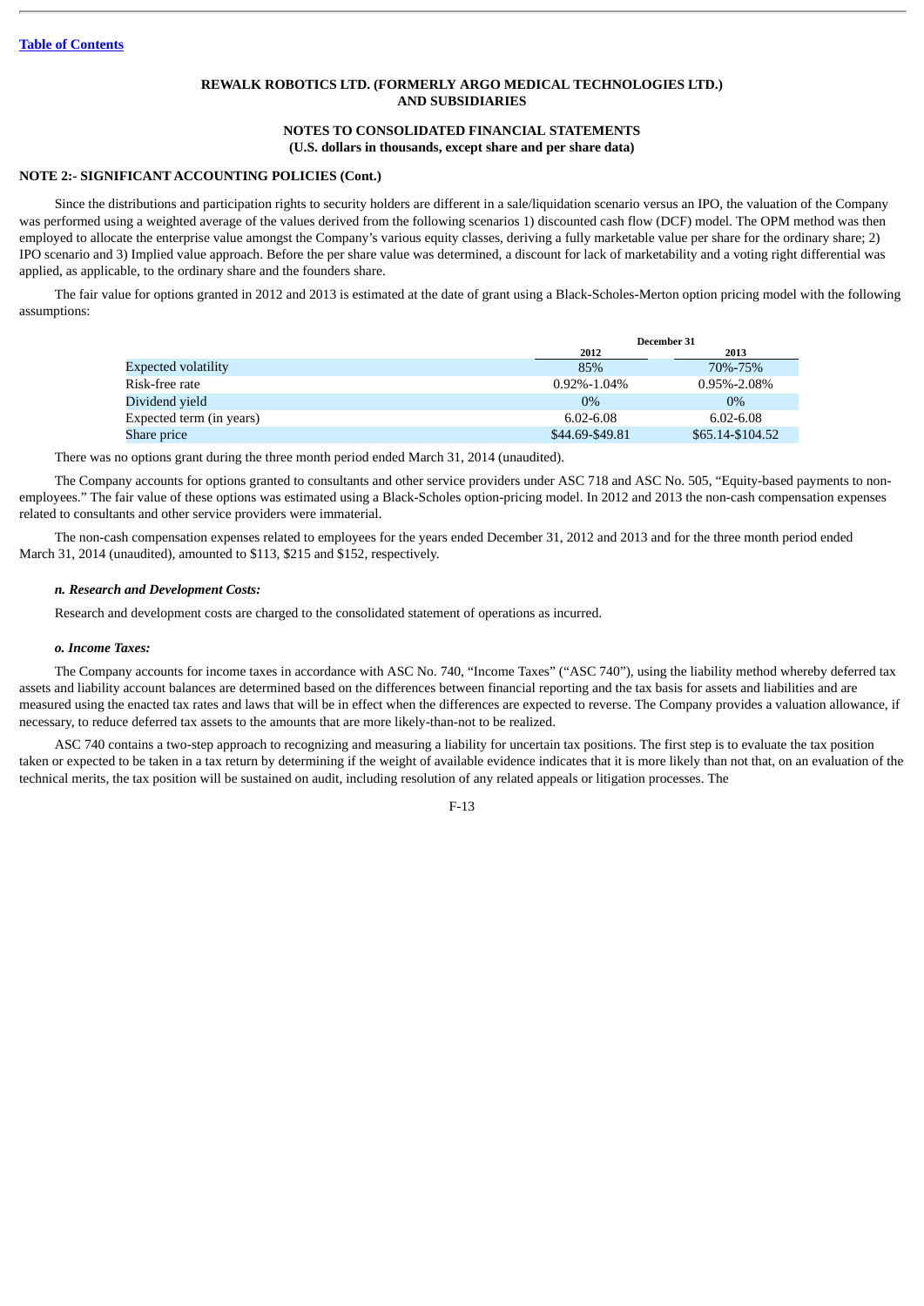**REWALK ROBOTICS LTD. (FORMERLY ARGO MEDICAL TECHNOLOGIES LTD.) AND SUBSIDIARIES**

**NOTES TO CONSOLIDATED FINANCIAL STATEMENTS**
**(U.S. dollars in thousands, except share and per share data)**

**NOTE 2:- SIGNIFICANT ACCOUNTING POLICIES (Cont.)**

Since the distributions and participation rights to security holders are different in a sale/liquidation scenario versus an IPO, the valuation of the Company was performed using a weighted average of the values derived from the following scenarios 1) discounted cash flow (DCF) model. The OPM method was then employed to allocate the enterprise value amongst the Company's various equity classes, deriving a fully marketable value per share for the ordinary share; 2) IPO scenario and 3) Implied value approach. Before the per share value was determined, a discount for lack of marketability and a voting right differential was applied, as applicable, to the ordinary share and the founders share.

The fair value for options granted in 2012 and 2013 is estimated at the date of grant using a Black-Scholes-Merton option pricing model with the following assumptions:

| | December 31 | |
|---|---|---|
| | 2012 | 2013 |
| Expected volatility | 85% | 70%-75% |
| Risk-free rate | 0.92%-1.04% | 0.95%-2.08% |
| Dividend yield | 0% | 0% |
| Expected term (in years) | 6.02-6.08 | 6.02-6.08 |
| Share price | $44.69-$49.81 | $65.14-$104.52 |

There was no options grant during the three month period ended March 31, 2014 (unaudited).

The Company accounts for options granted to consultants and other service providers under ASC 718 and ASC No. 505, "Equity-based payments to non-employees." The fair value of these options was estimated using a Black-Scholes option-pricing model. In 2012 and 2013 the non-cash compensation expenses related to consultants and other service providers were immaterial.

The non-cash compensation expenses related to employees for the years ended December 31, 2012 and 2013 and for the three month period ended March 31, 2014 (unaudited), amounted to $113, $215 and $152, respectively.

***n. Research and Development Costs:***

Research and development costs are charged to the consolidated statement of operations as incurred.

***o. Income Taxes:***

The Company accounts for income taxes in accordance with ASC No. 740, "Income Taxes" ("ASC 740"), using the liability method whereby deferred tax assets and liability account balances are determined based on the differences between financial reporting and the tax basis for assets and liabilities and are measured using the enacted tax rates and laws that will be in effect when the differences are expected to reverse. The Company provides a valuation allowance, if necessary, to reduce deferred tax assets to the amounts that are more likely-than-not to be realized.

ASC 740 contains a two-step approach to recognizing and measuring a liability for uncertain tax positions. The first step is to evaluate the tax position taken or expected to be taken in a tax return by determining if the weight of available evidence indicates that it is more likely than not that, on an evaluation of the technical merits, the tax position will be sustained on audit, including resolution of any related appeals or litigation processes. The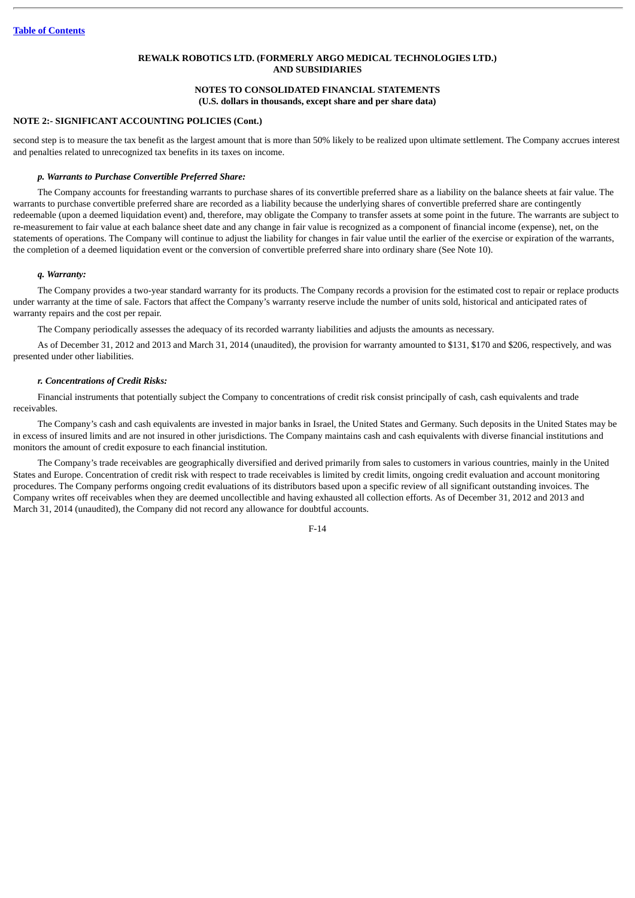**REWALK ROBOTICS LTD. (FORMERLY ARGO MEDICAL TECHNOLOGIES LTD.) AND SUBSIDIARIES**

**NOTES TO CONSOLIDATED FINANCIAL STATEMENTS**
**(U.S. dollars in thousands, except share and per share data)**

**NOTE 2:- SIGNIFICANT ACCOUNTING POLICIES (Cont.)**

second step is to measure the tax benefit as the largest amount that is more than 50% likely to be realized upon ultimate settlement. The Company accrues interest and penalties related to unrecognized tax benefits in its taxes on income.

***p. Warrants to Purchase Convertible Preferred Share:***

The Company accounts for freestanding warrants to purchase shares of its convertible preferred share as a liability on the balance sheets at fair value. The warrants to purchase convertible preferred share are recorded as a liability because the underlying shares of convertible preferred share are contingently redeemable (upon a deemed liquidation event) and, therefore, may obligate the Company to transfer assets at some point in the future. The warrants are subject to re-measurement to fair value at each balance sheet date and any change in fair value is recognized as a component of financial income (expense), net, on the statements of operations. The Company will continue to adjust the liability for changes in fair value until the earlier of the exercise or expiration of the warrants, the completion of a deemed liquidation event or the conversion of convertible preferred share into ordinary share (See Note 10).

***q. Warranty:***

The Company provides a two-year standard warranty for its products. The Company records a provision for the estimated cost to repair or replace products under warranty at the time of sale. Factors that affect the Company's warranty reserve include the number of units sold, historical and anticipated rates of warranty repairs and the cost per repair.

The Company periodically assesses the adequacy of its recorded warranty liabilities and adjusts the amounts as necessary.

As of December 31, 2012 and 2013 and March 31, 2014 (unaudited), the provision for warranty amounted to $131, $170 and $206, respectively, and was presented under other liabilities.

***r. Concentrations of Credit Risks:***

Financial instruments that potentially subject the Company to concentrations of credit risk consist principally of cash, cash equivalents and trade receivables.

The Company's cash and cash equivalents are invested in major banks in Israel, the United States and Germany. Such deposits in the United States may be in excess of insured limits and are not insured in other jurisdictions. The Company maintains cash and cash equivalents with diverse financial institutions and monitors the amount of credit exposure to each financial institution.

The Company's trade receivables are geographically diversified and derived primarily from sales to customers in various countries, mainly in the United States and Europe. Concentration of credit risk with respect to trade receivables is limited by credit limits, ongoing credit evaluation and account monitoring procedures. The Company performs ongoing credit evaluations of its distributors based upon a specific review of all significant outstanding invoices. The Company writes off receivables when they are deemed uncollectible and having exhausted all collection efforts. As of December 31, 2012 and 2013 and March 31, 2014 (unaudited), the Company did not record any allowance for doubtful accounts.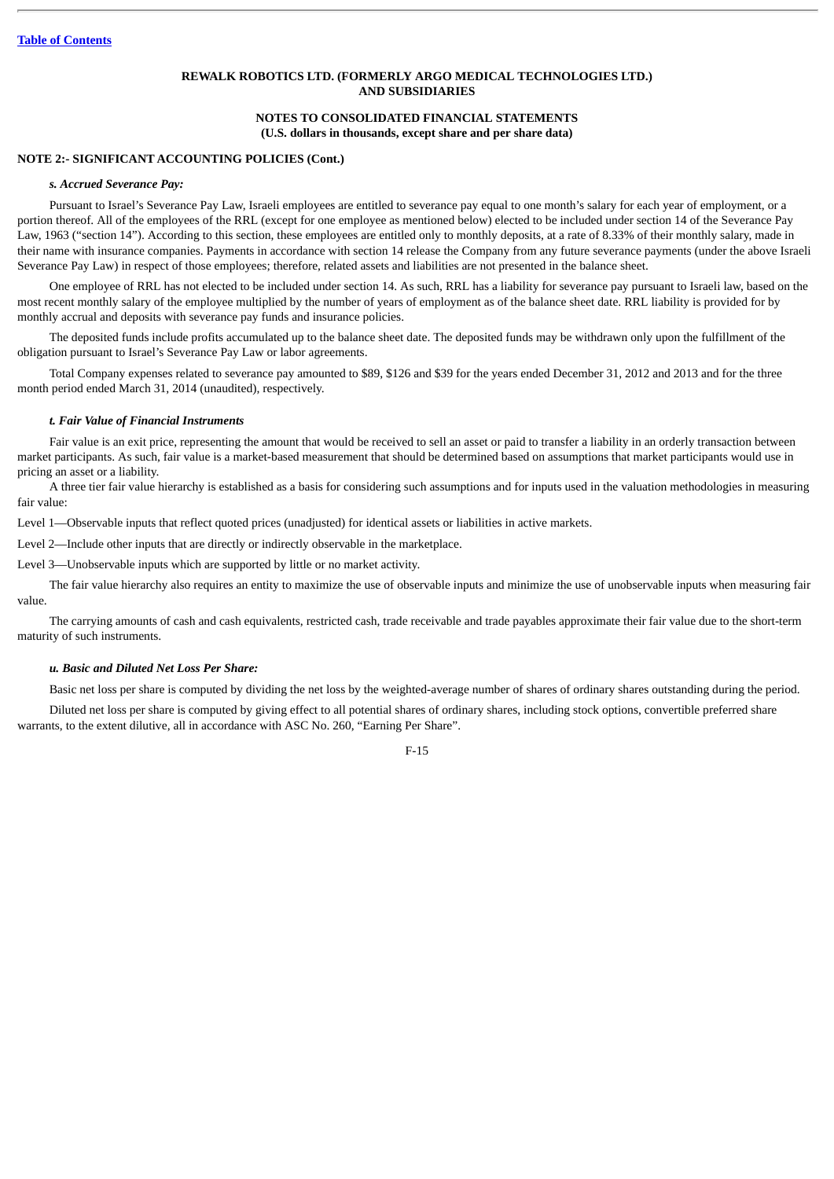**REWALK ROBOTICS LTD. (FORMERLY ARGO MEDICAL TECHNOLOGIES LTD.) AND SUBSIDIARIES**

**NOTES TO CONSOLIDATED FINANCIAL STATEMENTS**
**(U.S. dollars in thousands, except share and per share data)**

**NOTE 2:- SIGNIFICANT ACCOUNTING POLICIES (Cont.)**

***s. Accrued Severance Pay:***

Pursuant to Israel's Severance Pay Law, Israeli employees are entitled to severance pay equal to one month's salary for each year of employment, or a portion thereof. All of the employees of the RRL (except for one employee as mentioned below) elected to be included under section 14 of the Severance Pay Law, 1963 ("section 14"). According to this section, these employees are entitled only to monthly deposits, at a rate of 8.33% of their monthly salary, made in their name with insurance companies. Payments in accordance with section 14 release the Company from any future severance payments (under the above Israeli Severance Pay Law) in respect of those employees; therefore, related assets and liabilities are not presented in the balance sheet.

One employee of RRL has not elected to be included under section 14. As such, RRL has a liability for severance pay pursuant to Israeli law, based on the most recent monthly salary of the employee multiplied by the number of years of employment as of the balance sheet date. RRL liability is provided for by monthly accrual and deposits with severance pay funds and insurance policies.

The deposited funds include profits accumulated up to the balance sheet date. The deposited funds may be withdrawn only upon the fulfillment of the obligation pursuant to Israel's Severance Pay Law or labor agreements.

Total Company expenses related to severance pay amounted to $89, $126 and $39 for the years ended December 31, 2012 and 2013 and for the three month period ended March 31, 2014 (unaudited), respectively.

***t. Fair Value of Financial Instruments***

Fair value is an exit price, representing the amount that would be received to sell an asset or paid to transfer a liability in an orderly transaction between market participants. As such, fair value is a market-based measurement that should be determined based on assumptions that market participants would use in pricing an asset or a liability.

A three tier fair value hierarchy is established as a basis for considering such assumptions and for inputs used in the valuation methodologies in measuring fair value:

Level 1—Observable inputs that reflect quoted prices (unadjusted) for identical assets or liabilities in active markets.

Level 2—Include other inputs that are directly or indirectly observable in the marketplace.

Level 3—Unobservable inputs which are supported by little or no market activity.

The fair value hierarchy also requires an entity to maximize the use of observable inputs and minimize the use of unobservable inputs when measuring fair value.

The carrying amounts of cash and cash equivalents, restricted cash, trade receivable and trade payables approximate their fair value due to the short-term maturity of such instruments.

***u. Basic and Diluted Net Loss Per Share:***

Basic net loss per share is computed by dividing the net loss by the weighted-average number of shares of ordinary shares outstanding during the period.

Diluted net loss per share is computed by giving effect to all potential shares of ordinary shares, including stock options, convertible preferred share warrants, to the extent dilutive, all in accordance with ASC No. 260, "Earning Per Share".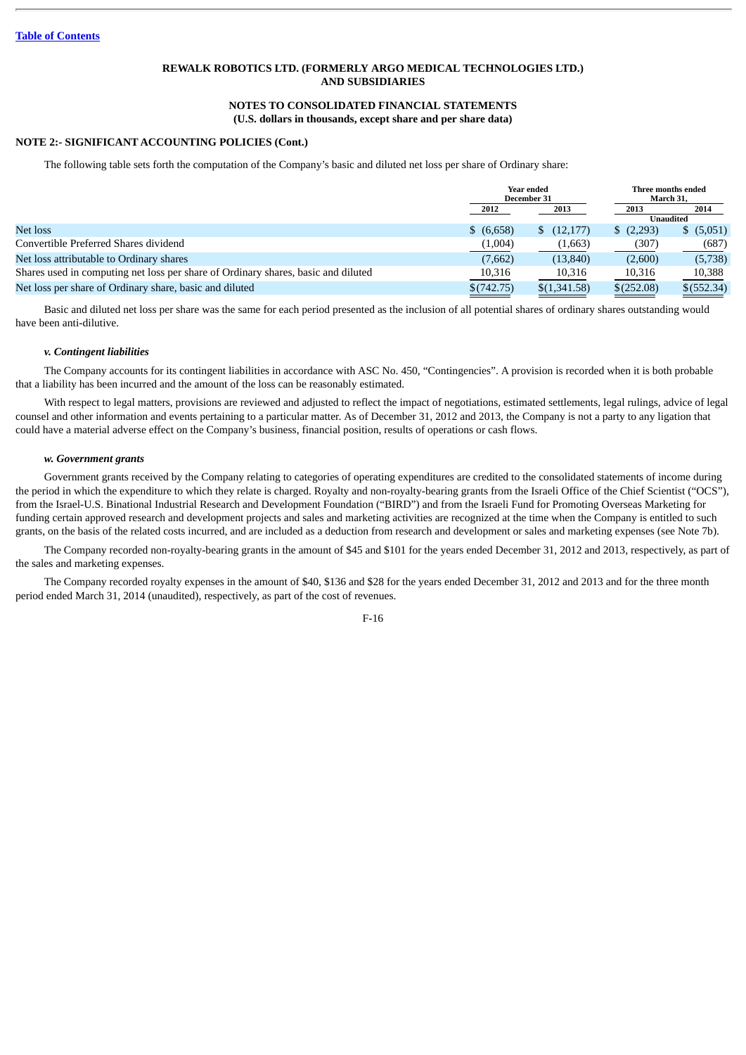**REWALK ROBOTICS LTD. (FORMERLY ARGO MEDICAL TECHNOLOGIES LTD.) AND SUBSIDIARIES**

**NOTES TO CONSOLIDATED FINANCIAL STATEMENTS**
**(U.S. dollars in thousands, except share and per share data)**

**NOTE 2:- SIGNIFICANT ACCOUNTING POLICIES (Cont.)**

The following table sets forth the computation of the Company's basic and diluted net loss per share of Ordinary share:

| | Year ended December 31 | | Three months ended March 31, | |
|---|---|---|---|---|
| | 2012 | 2013 | 2013 | 2014 |
| | | | Unaudited | |
| Net loss | $ (6,658) | $ (12,177) | $ (2,293) | $ (5,051) |
| Convertible Preferred Shares dividend | (1,004) | (1,663) | (307) | (687) |
| Net loss attributable to Ordinary shares | (7,662) | (13,840) | (2,600) | (5,738) |
| Shares used in computing net loss per share of Ordinary shares, basic and diluted | 10,316 | 10,316 | 10,316 | 10,388 |
| Net loss per share of Ordinary share, basic and diluted | $(742.75) | $(1,341.58) | $(252.08) | $(552.34) |

Basic and diluted net loss per share was the same for each period presented as the inclusion of all potential shares of ordinary shares outstanding would have been anti-dilutive.

***v. Contingent liabilities***

The Company accounts for its contingent liabilities in accordance with ASC No. 450, "Contingencies". A provision is recorded when it is both probable that a liability has been incurred and the amount of the loss can be reasonably estimated.

With respect to legal matters, provisions are reviewed and adjusted to reflect the impact of negotiations, estimated settlements, legal rulings, advice of legal counsel and other information and events pertaining to a particular matter. As of December 31, 2012 and 2013, the Company is not a party to any ligation that could have a material adverse effect on the Company's business, financial position, results of operations or cash flows.

***w. Government grants***

Government grants received by the Company relating to categories of operating expenditures are credited to the consolidated statements of income during the period in which the expenditure to which they relate is charged. Royalty and non-royalty-bearing grants from the Israeli Office of the Chief Scientist ("OCS"), from the Israel-U.S. Binational Industrial Research and Development Foundation ("BIRD") and from the Israeli Fund for Promoting Overseas Marketing for funding certain approved research and development projects and sales and marketing activities are recognized at the time when the Company is entitled to such grants, on the basis of the related costs incurred, and are included as a deduction from research and development or sales and marketing expenses (see Note 7b).

The Company recorded non-royalty-bearing grants in the amount of $45 and $101 for the years ended December 31, 2012 and 2013, respectively, as part of the sales and marketing expenses.

The Company recorded royalty expenses in the amount of $40, $136 and $28 for the years ended December 31, 2012 and 2013 and for the three month period ended March 31, 2014 (unaudited), respectively, as part of the cost of revenues.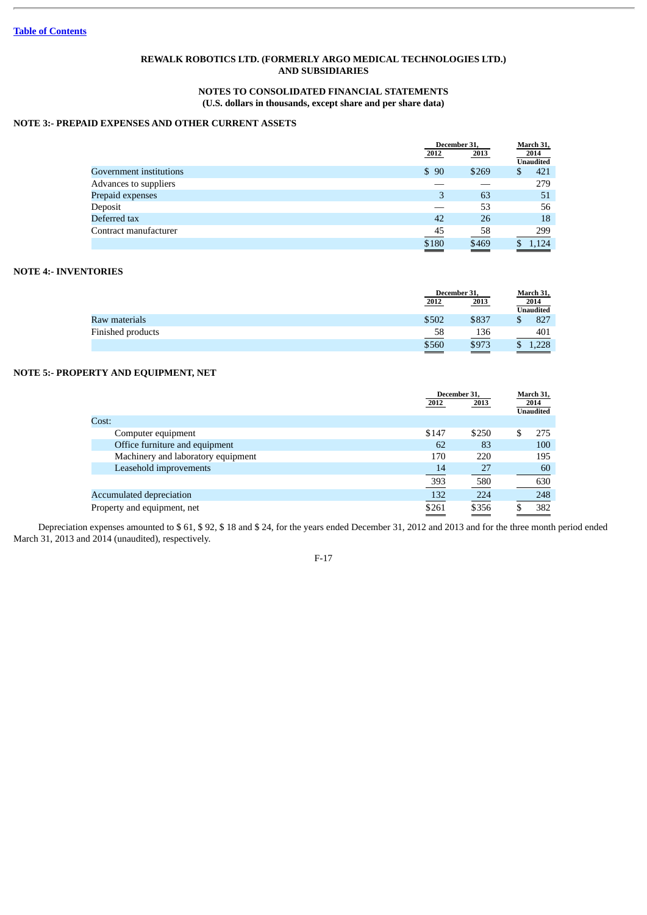**REWALK ROBOTICS LTD. (FORMERLY ARGO MEDICAL TECHNOLOGIES LTD.)**
**AND SUBSIDIARIES**

**NOTES TO CONSOLIDATED FINANCIAL STATEMENTS**
**(U.S. dollars in thousands, except share and per share data)**

## NOTE 3:- PREPAID EXPENSES AND OTHER CURRENT ASSETS

| | December 31, 2012 | December 31, 2013 | March 31, 2014 Unaudited |
|---|---|---|---|
| Government institutions | $ 90 | $269 | $ 421 |
| Advances to suppliers | — | — | 279 |
| Prepaid expenses | 3 | 63 | 51 |
| Deposit | — | 53 | 56 |
| Deferred tax | 42 | 26 | 18 |
| Contract manufacturer | 45 | 58 | 299 |
| | $180 | $469 | $ 1,124 |

## NOTE 4:- INVENTORIES

| | December 31, 2012 | December 31, 2013 | March 31, 2014 Unaudited |
|---|---|---|---|
| Raw materials | $502 | $837 | $ 827 |
| Finished products | 58 | 136 | 401 |
| | $560 | $973 | $ 1,228 |

## NOTE 5:- PROPERTY AND EQUIPMENT, NET

| | December 31, 2012 | December 31, 2013 | March 31, 2014 Unaudited |
|---|---|---|---|
| Cost: | | | |
| Computer equipment | $147 | $250 | $ 275 |
| Office furniture and equipment | 62 | 83 | 100 |
| Machinery and laboratory equipment | 170 | 220 | 195 |
| Leasehold improvements | 14 | 27 | 60 |
| | 393 | 580 | 630 |
| Accumulated depreciation | 132 | 224 | 248 |
| Property and equipment, net | $261 | $356 | $ 382 |

Depreciation expenses amounted to $ 61, $ 92, $ 18 and $ 24, for the years ended December 31, 2012 and 2013 and for the three month period ended March 31, 2013 and 2014 (unaudited), respectively.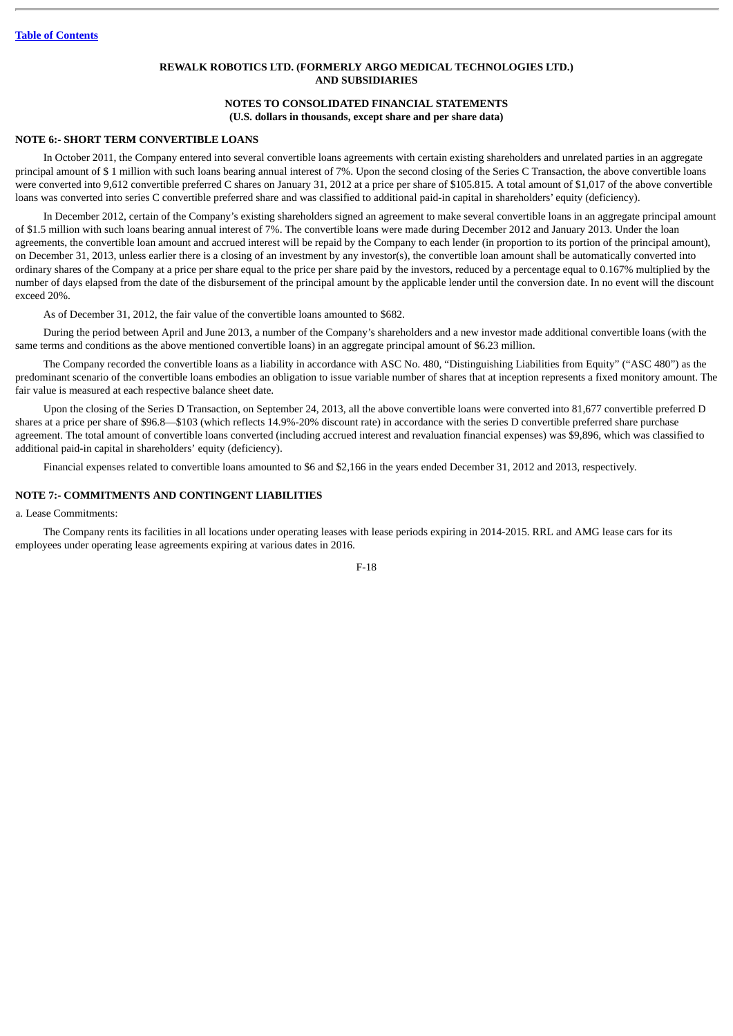**REWALK ROBOTICS LTD. (FORMERLY ARGO MEDICAL TECHNOLOGIES LTD.) AND SUBSIDIARIES**

**NOTES TO CONSOLIDATED FINANCIAL STATEMENTS (U.S. dollars in thousands, except share and per share data)**

## NOTE 6:- SHORT TERM CONVERTIBLE LOANS

In October 2011, the Company entered into several convertible loans agreements with certain existing shareholders and unrelated parties in an aggregate principal amount of $ 1 million with such loans bearing annual interest of 7%. Upon the second closing of the Series C Transaction, the above convertible loans were converted into 9,612 convertible preferred C shares on January 31, 2012 at a price per share of $105.815. A total amount of $1,017 of the above convertible loans was converted into series C convertible preferred share and was classified to additional paid-in capital in shareholders' equity (deficiency).

In December 2012, certain of the Company's existing shareholders signed an agreement to make several convertible loans in an aggregate principal amount of $1.5 million with such loans bearing annual interest of 7%. The convertible loans were made during December 2012 and January 2013. Under the loan agreements, the convertible loan amount and accrued interest will be repaid by the Company to each lender (in proportion to its portion of the principal amount), on December 31, 2013, unless earlier there is a closing of an investment by any investor(s), the convertible loan amount shall be automatically converted into ordinary shares of the Company at a price per share equal to the price per share paid by the investors, reduced by a percentage equal to 0.167% multiplied by the number of days elapsed from the date of the disbursement of the principal amount by the applicable lender until the conversion date. In no event will the discount exceed 20%.

As of December 31, 2012, the fair value of the convertible loans amounted to $682.

During the period between April and June 2013, a number of the Company's shareholders and a new investor made additional convertible loans (with the same terms and conditions as the above mentioned convertible loans) in an aggregate principal amount of $6.23 million.

The Company recorded the convertible loans as a liability in accordance with ASC No. 480, "Distinguishing Liabilities from Equity" ("ASC 480") as the predominant scenario of the convertible loans embodies an obligation to issue variable number of shares that at inception represents a fixed monitory amount. The fair value is measured at each respective balance sheet date.

Upon the closing of the Series D Transaction, on September 24, 2013, all the above convertible loans were converted into 81,677 convertible preferred D shares at a price per share of $96.8—$103 (which reflects 14.9%-20% discount rate) in accordance with the series D convertible preferred share purchase agreement. The total amount of convertible loans converted (including accrued interest and revaluation financial expenses) was $9,896, which was classified to additional paid-in capital in shareholders' equity (deficiency).

Financial expenses related to convertible loans amounted to $6 and $2,166 in the years ended December 31, 2012 and 2013, respectively.

## NOTE 7:- COMMITMENTS AND CONTINGENT LIABILITIES

a. Lease Commitments:

The Company rents its facilities in all locations under operating leases with lease periods expiring in 2014-2015. RRL and AMG lease cars for its employees under operating lease agreements expiring at various dates in 2016.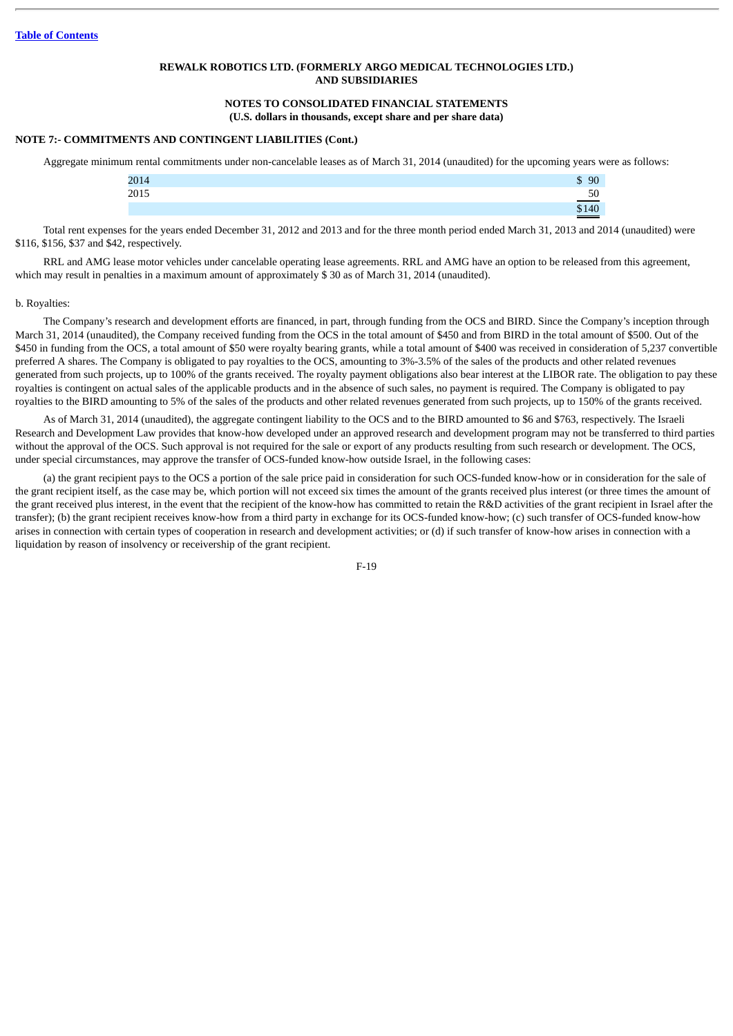**REWALK ROBOTICS LTD. (FORMERLY ARGO MEDICAL TECHNOLOGIES LTD.) AND SUBSIDIARIES**

**NOTES TO CONSOLIDATED FINANCIAL STATEMENTS**
**(U.S. dollars in thousands, except share and per share data)**

**NOTE 7:- COMMITMENTS AND CONTINGENT LIABILITIES (Cont.)**

Aggregate minimum rental commitments under non-cancelable leases as of March 31, 2014 (unaudited) for the upcoming years were as follows:

| | |
|---|---|
| 2014 | $ 90 |
| 2015 | 50 |
| | $140 |

Total rent expenses for the years ended December 31, 2012 and 2013 and for the three month period ended March 31, 2013 and 2014 (unaudited) were $116, $156, $37 and $42, respectively.

RRL and AMG lease motor vehicles under cancelable operating lease agreements. RRL and AMG have an option to be released from this agreement, which may result in penalties in a maximum amount of approximately $ 30 as of March 31, 2014 (unaudited).

b. Royalties:

The Company's research and development efforts are financed, in part, through funding from the OCS and BIRD. Since the Company's inception through March 31, 2014 (unaudited), the Company received funding from the OCS in the total amount of $450 and from BIRD in the total amount of $500. Out of the $450 in funding from the OCS, a total amount of $50 were royalty bearing grants, while a total amount of $400 was received in consideration of 5,237 convertible preferred A shares. The Company is obligated to pay royalties to the OCS, amounting to 3%-3.5% of the sales of the products and other related revenues generated from such projects, up to 100% of the grants received. The royalty payment obligations also bear interest at the LIBOR rate. The obligation to pay these royalties is contingent on actual sales of the applicable products and in the absence of such sales, no payment is required. The Company is obligated to pay royalties to the BIRD amounting to 5% of the sales of the products and other related revenues generated from such projects, up to 150% of the grants received.

As of March 31, 2014 (unaudited), the aggregate contingent liability to the OCS and to the BIRD amounted to $6 and $763, respectively. The Israeli Research and Development Law provides that know-how developed under an approved research and development program may not be transferred to third parties without the approval of the OCS. Such approval is not required for the sale or export of any products resulting from such research or development. The OCS, under special circumstances, may approve the transfer of OCS-funded know-how outside Israel, in the following cases:

(a) the grant recipient pays to the OCS a portion of the sale price paid in consideration for such OCS-funded know-how or in consideration for the sale of the grant recipient itself, as the case may be, which portion will not exceed six times the amount of the grants received plus interest (or three times the amount of the grant received plus interest, in the event that the recipient of the know-how has committed to retain the R&D activities of the grant recipient in Israel after the transfer); (b) the grant recipient receives know-how from a third party in exchange for its OCS-funded know-how; (c) such transfer of OCS-funded know-how arises in connection with certain types of cooperation in research and development activities; or (d) if such transfer of know-how arises in connection with a liquidation by reason of insolvency or receivership of the grant recipient.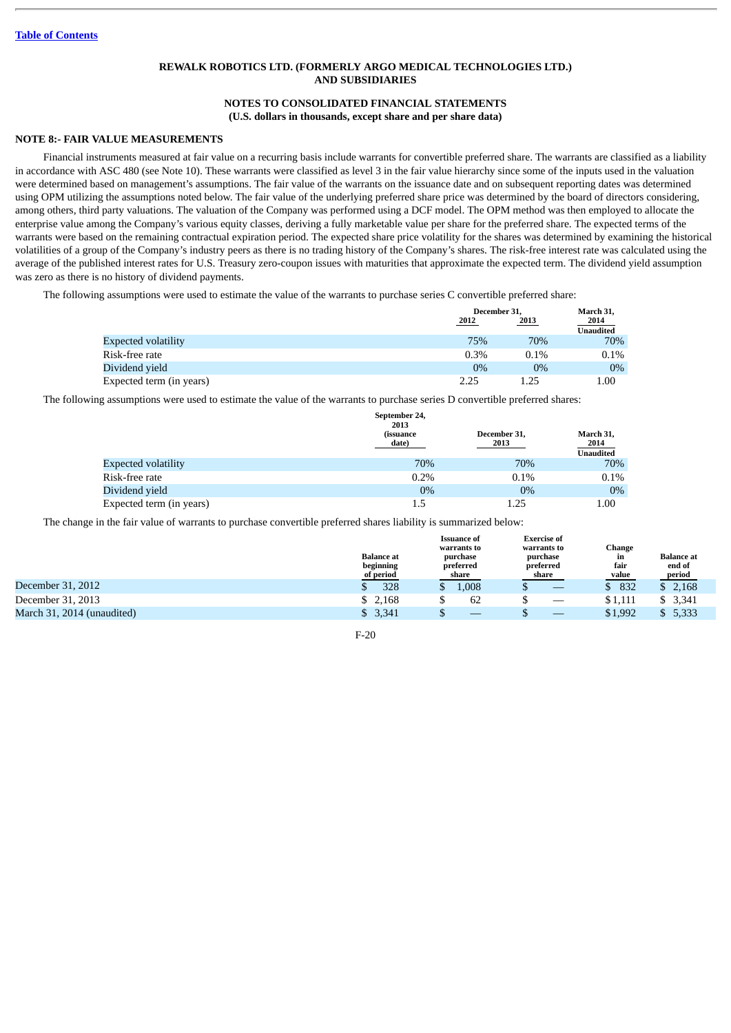[Table of Contents](#)

**REWALK ROBOTICS LTD. (FORMERLY ARGO MEDICAL TECHNOLOGIES LTD.) AND SUBSIDIARIES**

**NOTES TO CONSOLIDATED FINANCIAL STATEMENTS**
**(U.S. dollars in thousands, except share and per share data)**

**NOTE 8:- FAIR VALUE MEASUREMENTS**

Financial instruments measured at fair value on a recurring basis include warrants for convertible preferred share. The warrants are classified as a liability in accordance with ASC 480 (see Note 10). These warrants were classified as level 3 in the fair value hierarchy since some of the inputs used in the valuation were determined based on management's assumptions. The fair value of the warrants on the issuance date and on subsequent reporting dates was determined using OPM utilizing the assumptions noted below. The fair value of the underlying preferred share price was determined by the board of directors considering, among others, third party valuations. The valuation of the Company was performed using a DCF model. The OPM method was then employed to allocate the enterprise value among the Company's various equity classes, deriving a fully marketable value per share for the preferred share. The expected terms of the warrants were based on the remaining contractual expiration period. The expected share price volatility for the shares was determined by examining the historical volatilities of a group of the Company's industry peers as there is no trading history of the Company's shares. The risk-free interest rate was calculated using the average of the published interest rates for U.S. Treasury zero-coupon issues with maturities that approximate the expected term. The dividend yield assumption was zero as there is no history of dividend payments.

The following assumptions were used to estimate the value of the warrants to purchase series C convertible preferred share:

| | December 31, 2012 | December 31, 2013 | March 31, 2014 Unaudited |
|---|---|---|---|
| Expected volatility | 75% | 70% | 70% |
| Risk-free rate | 0.3% | 0.1% | 0.1% |
| Dividend yield | 0% | 0% | 0% |
| Expected term (in years) | 2.25 | 1.25 | 1.00 |

The following assumptions were used to estimate the value of the warrants to purchase series D convertible preferred shares:

| | September 24, 2013 (issuance date) | December 31, 2013 | March 31, 2014 Unaudited |
|---|---|---|---|
| Expected volatility | 70% | 70% | 70% |
| Risk-free rate | 0.2% | 0.1% | 0.1% |
| Dividend yield | 0% | 0% | 0% |
| Expected term (in years) | 1.5 | 1.25 | 1.00 |

The change in the fair value of warrants to purchase convertible preferred shares liability is summarized below:

| | Balance at beginning of period | Issuance of warrants to purchase preferred share | Exercise of warrants to purchase preferred share | Change in fair value | Balance at end of period |
|---|---|---|---|---|---|
| December 31, 2012 | $ 328 | $ 1,008 | $ — | $ 832 | $ 2,168 |
| December 31, 2013 | $ 2,168 | $ 62 | $ — | $1,111 | $ 3,341 |
| March 31, 2014 (unaudited) | $ 3,341 | $ — | $ — | $1,992 | $ 5,333 |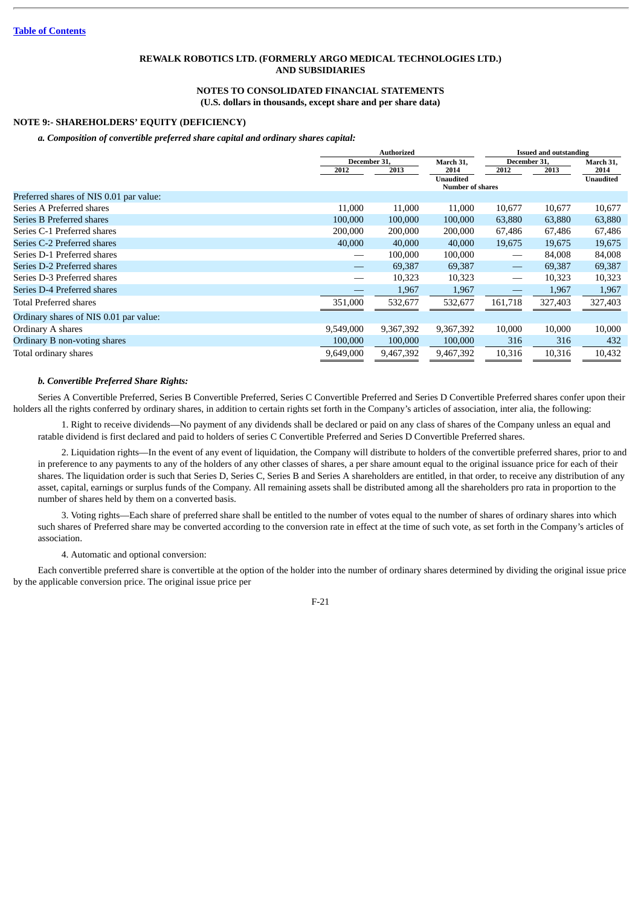[Table of Contents](#)

**REWALK ROBOTICS LTD. (FORMERLY ARGO MEDICAL TECHNOLOGIES LTD.) AND SUBSIDIARIES**

**NOTES TO CONSOLIDATED FINANCIAL STATEMENTS**
**(U.S. dollars in thousands, except share and per share data)**

**NOTE 9:- SHAREHOLDERS' EQUITY (DEFICIENCY)**

***a. Composition of convertible preferred share capital and ordinary shares capital:***

| | Authorized | | | Issued and outstanding | | |
|---|---|---|---|---|---|---|
| | December 31, | | March 31, | December 31, | | March 31, |
| | 2012 | 2013 | 2014 | 2012 | 2013 | 2014 |
| | | | Unaudited | | | Unaudited |
| | Number of shares | | | | | |
| Preferred shares of NIS 0.01 par value: | | | | | | |
| Series A Preferred shares | 11,000 | 11,000 | 11,000 | 10,677 | 10,677 | 10,677 |
| Series B Preferred shares | 100,000 | 100,000 | 100,000 | 63,880 | 63,880 | 63,880 |
| Series C-1 Preferred shares | 200,000 | 200,000 | 200,000 | 67,486 | 67,486 | 67,486 |
| Series C-2 Preferred shares | 40,000 | 40,000 | 40,000 | 19,675 | 19,675 | 19,675 |
| Series D-1 Preferred shares | — | 100,000 | 100,000 | — | 84,008 | 84,008 |
| Series D-2 Preferred shares | — | 69,387 | 69,387 | — | 69,387 | 69,387 |
| Series D-3 Preferred shares | — | 10,323 | 10,323 | — | 10,323 | 10,323 |
| Series D-4 Preferred shares | — | 1,967 | 1,967 | — | 1,967 | 1,967 |
| Total Preferred shares | 351,000 | 532,677 | 532,677 | 161,718 | 327,403 | 327,403 |
| Ordinary shares of NIS 0.01 par value: | | | | | | |
| Ordinary A shares | 9,549,000 | 9,367,392 | 9,367,392 | 10,000 | 10,000 | 10,000 |
| Ordinary B non-voting shares | 100,000 | 100,000 | 100,000 | 316 | 316 | 432 |
| Total ordinary shares | 9,649,000 | 9,467,392 | 9,467,392 | 10,316 | 10,316 | 10,432 |

***b. Convertible Preferred Share Rights:***

Series A Convertible Preferred, Series B Convertible Preferred, Series C Convertible Preferred and Series D Convertible Preferred shares confer upon their holders all the rights conferred by ordinary shares, in addition to certain rights set forth in the Company's articles of association, inter alia, the following:

1. Right to receive dividends—No payment of any dividends shall be declared or paid on any class of shares of the Company unless an equal and ratable dividend is first declared and paid to holders of series C Convertible Preferred and Series D Convertible Preferred shares.

2. Liquidation rights—In the event of any event of liquidation, the Company will distribute to holders of the convertible preferred shares, prior to and in preference to any payments to any of the holders of any other classes of shares, a per share amount equal to the original issuance price for each of their shares. The liquidation order is such that Series D, Series C, Series B and Series A shareholders are entitled, in that order, to receive any distribution of any asset, capital, earnings or surplus funds of the Company. All remaining assets shall be distributed among all the shareholders pro rata in proportion to the number of shares held by them on a converted basis.

3. Voting rights—Each share of preferred share shall be entitled to the number of votes equal to the number of shares of ordinary shares into which such shares of Preferred share may be converted according to the conversion rate in effect at the time of such vote, as set forth in the Company's articles of association.

4. Automatic and optional conversion:

Each convertible preferred share is convertible at the option of the holder into the number of ordinary shares determined by dividing the original issue price by the applicable conversion price. The original issue price per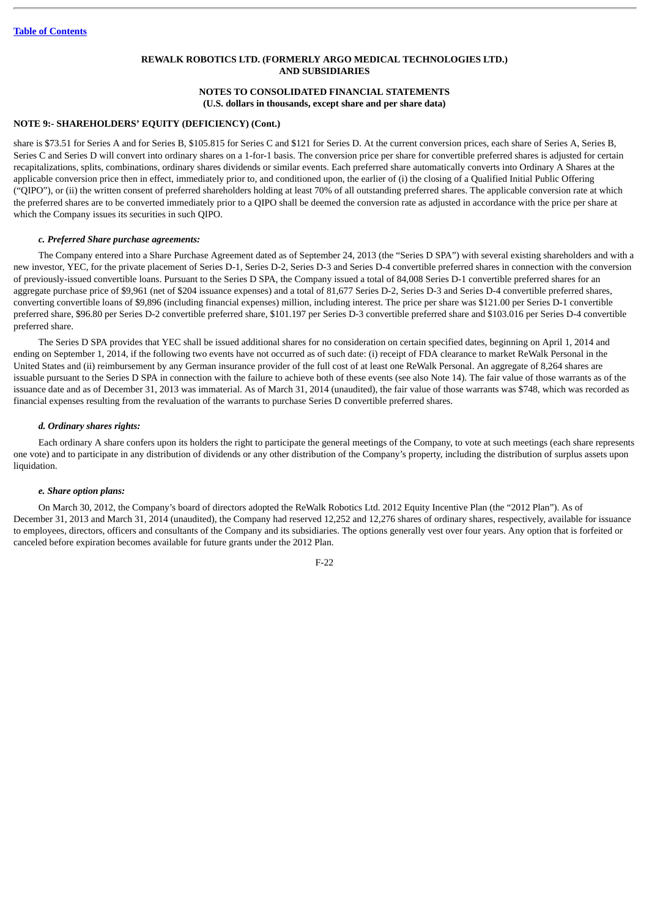REWALK ROBOTICS LTD. (FORMERLY ARGO MEDICAL TECHNOLOGIES LTD.) AND SUBSIDIARIES

NOTES TO CONSOLIDATED FINANCIAL STATEMENTS
(U.S. dollars in thousands, except share and per share data)

## NOTE 9:- SHAREHOLDERS' EQUITY (DEFICIENCY) (Cont.)

share is $73.51 for Series A and for Series B, $105.815 for Series C and $121 for Series D. At the current conversion prices, each share of Series A, Series B, Series C and Series D will convert into ordinary shares on a 1-for-1 basis. The conversion price per share for convertible preferred shares is adjusted for certain recapitalizations, splits, combinations, ordinary shares dividends or similar events. Each preferred share automatically converts into Ordinary A Shares at the applicable conversion price then in effect, immediately prior to, and conditioned upon, the earlier of (i) the closing of a Qualified Initial Public Offering ("QIPO"), or (ii) the written consent of preferred shareholders holding at least 70% of all outstanding preferred shares. The applicable conversion rate at which the preferred shares are to be converted immediately prior to a QIPO shall be deemed the conversion rate as adjusted in accordance with the price per share at which the Company issues its securities in such QIPO.

### *c. Preferred Share purchase agreements:*

The Company entered into a Share Purchase Agreement dated as of September 24, 2013 (the "Series D SPA") with several existing shareholders and with a new investor, YEC, for the private placement of Series D-1, Series D-2, Series D-3 and Series D-4 convertible preferred shares in connection with the conversion of previously-issued convertible loans. Pursuant to the Series D SPA, the Company issued a total of 84,008 Series D-1 convertible preferred shares for an aggregate purchase price of $9,961 (net of $204 issuance expenses) and a total of 81,677 Series D-2, Series D-3 and Series D-4 convertible preferred shares, converting convertible loans of $9,896 (including financial expenses) million, including interest. The price per share was $121.00 per Series D-1 convertible preferred share, $96.80 per Series D-2 convertible preferred share, $101.197 per Series D-3 convertible preferred share and $103.016 per Series D-4 convertible preferred share.

The Series D SPA provides that YEC shall be issued additional shares for no consideration on certain specified dates, beginning on April 1, 2014 and ending on September 1, 2014, if the following two events have not occurred as of such date: (i) receipt of FDA clearance to market ReWalk Personal in the United States and (ii) reimbursement by any German insurance provider of the full cost of at least one ReWalk Personal. An aggregate of 8,264 shares are issuable pursuant to the Series D SPA in connection with the failure to achieve both of these events (see also Note 14). The fair value of those warrants as of the issuance date and as of December 31, 2013 was immaterial. As of March 31, 2014 (unaudited), the fair value of those warrants was $748, which was recorded as financial expenses resulting from the revaluation of the warrants to purchase Series D convertible preferred shares.

### *d. Ordinary shares rights:*

Each ordinary A share confers upon its holders the right to participate the general meetings of the Company, to vote at such meetings (each share represents one vote) and to participate in any distribution of dividends or any other distribution of the Company's property, including the distribution of surplus assets upon liquidation.

### *e. Share option plans:*

On March 30, 2012, the Company's board of directors adopted the ReWalk Robotics Ltd. 2012 Equity Incentive Plan (the "2012 Plan"). As of December 31, 2013 and March 31, 2014 (unaudited), the Company had reserved 12,252 and 12,276 shares of ordinary shares, respectively, available for issuance to employees, directors, officers and consultants of the Company and its subsidiaries. The options generally vest over four years. Any option that is forfeited or canceled before expiration becomes available for future grants under the 2012 Plan.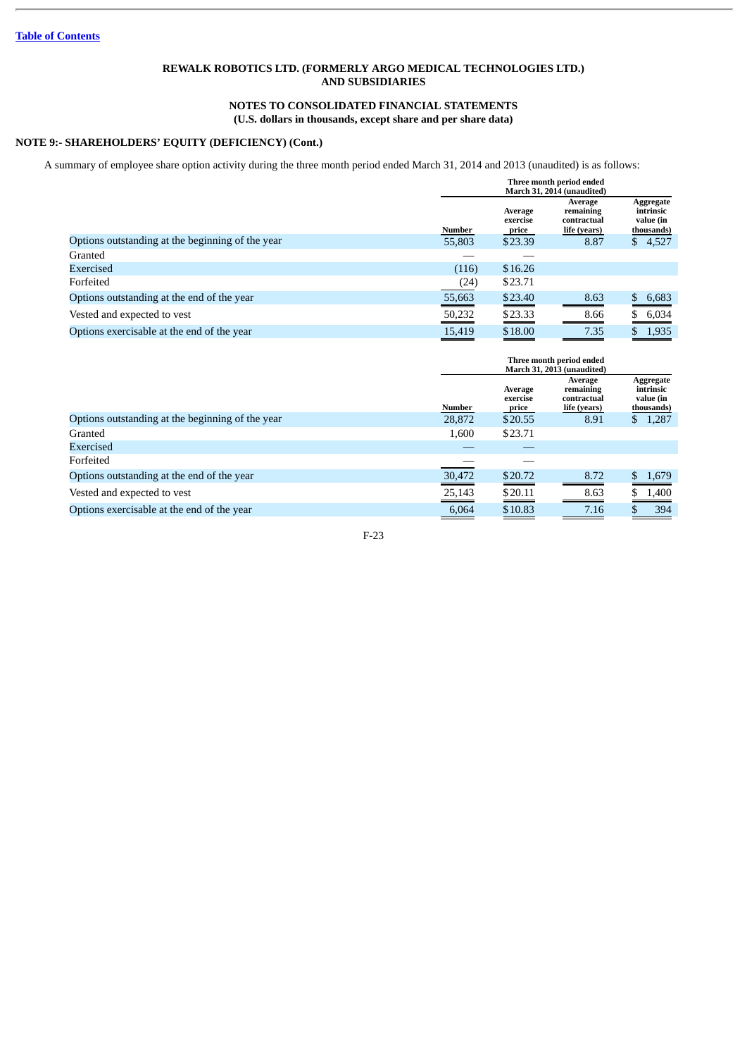[Table of Contents](#)

**REWALK ROBOTICS LTD. (FORMERLY ARGO MEDICAL TECHNOLOGIES LTD.)
AND SUBSIDIARIES**

**NOTES TO CONSOLIDATED FINANCIAL STATEMENTS
(U.S. dollars in thousands, except share and per share data)**

**NOTE 9:- SHAREHOLDERS' EQUITY (DEFICIENCY) (Cont.)**

A summary of employee share option activity during the three month period ended March 31, 2014 and 2013 (unaudited) is as follows:

| | Three month period ended March 31, 2014 (unaudited) | | | |
|---|---|---|---|---|
| | Number | Average exercise price | Average remaining contractual life (years) | Aggregate intrinsic value (in thousands) |
| Options outstanding at the beginning of the year | 55,803 | $23.39 | 8.87 | $ 4,527 |
| Granted | — | — | | |
| Exercised | (116) | $16.26 | | |
| Forfeited | (24) | $23.71 | | |
| Options outstanding at the end of the year | 55,663 | $23.40 | 8.63 | $ 6,683 |
| Vested and expected to vest | 50,232 | $23.33 | 8.66 | $ 6,034 |
| Options exercisable at the end of the year | 15,419 | $18.00 | 7.35 | $ 1,935 |

| | Three month period ended March 31, 2013 (unaudited) | | | |
|---|---|---|---|---|
| | Number | Average exercise price | Average remaining contractual life (years) | Aggregate intrinsic value (in thousands) |
| Options outstanding at the beginning of the year | 28,872 | $20.55 | 8.91 | $ 1,287 |
| Granted | 1,600 | $23.71 | | |
| Exercised | — | — | | |
| Forfeited | — | — | | |
| Options outstanding at the end of the year | 30,472 | $20.72 | 8.72 | $ 1,679 |
| Vested and expected to vest | 25,143 | $20.11 | 8.63 | $ 1,400 |
| Options exercisable at the end of the year | 6,064 | $10.83 | 7.16 | $ 394 |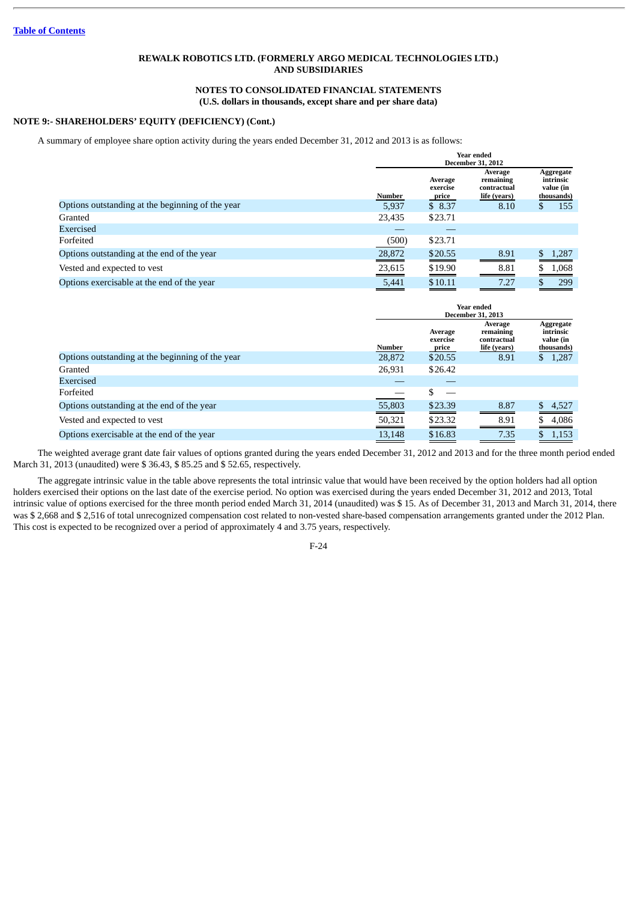**REWALK ROBOTICS LTD. (FORMERLY ARGO MEDICAL TECHNOLOGIES LTD.) AND SUBSIDIARIES**

**NOTES TO CONSOLIDATED FINANCIAL STATEMENTS (U.S. dollars in thousands, except share and per share data)**

**NOTE 9:- SHAREHOLDERS' EQUITY (DEFICIENCY) (Cont.)**

A summary of employee share option activity during the years ended December 31, 2012 and 2013 is as follows:

| | Year ended December 31, 2012 | | | |
|---|---|---|---|---|
| | Number | Average exercise price | Average remaining contractual life (years) | Aggregate intrinsic value (in thousands) |
| Options outstanding at the beginning of the year | 5,937 | $ 8.37 | 8.10 | $ 155 |
| Granted | 23,435 | $23.71 | | |
| Exercised | — | — | | |
| Forfeited | (500) | $23.71 | | |
| Options outstanding at the end of the year | 28,872 | $20.55 | 8.91 | $ 1,287 |
| Vested and expected to vest | 23,615 | $19.90 | 8.81 | $ 1,068 |
| Options exercisable at the end of the year | 5,441 | $10.11 | 7.27 | $ 299 |

| | Year ended December 31, 2013 | | | |
|---|---|---|---|---|
| | Number | Average exercise price | Average remaining contractual life (years) | Aggregate intrinsic value (in thousands) |
| Options outstanding at the beginning of the year | 28,872 | $20.55 | 8.91 | $ 1,287 |
| Granted | 26,931 | $26.42 | | |
| Exercised | — | — | | |
| Forfeited | — | $ — | | |
| Options outstanding at the end of the year | 55,803 | $23.39 | 8.87 | $ 4,527 |
| Vested and expected to vest | 50,321 | $23.32 | 8.91 | $ 4,086 |
| Options exercisable at the end of the year | 13,148 | $16.83 | 7.35 | $ 1,153 |

The weighted average grant date fair values of options granted during the years ended December 31, 2012 and 2013 and for the three month period ended March 31, 2013 (unaudited) were $ 36.43, $ 85.25 and $ 52.65, respectively.

The aggregate intrinsic value in the table above represents the total intrinsic value that would have been received by the option holders had all option holders exercised their options on the last date of the exercise period. No option was exercised during the years ended December 31, 2012 and 2013, Total intrinsic value of options exercised for the three month period ended March 31, 2014 (unaudited) was $ 15. As of December 31, 2013 and March 31, 2014, there was $ 2,668 and $ 2,516 of total unrecognized compensation cost related to non-vested share-based compensation arrangements granted under the 2012 Plan. This cost is expected to be recognized over a period of approximately 4 and 3.75 years, respectively.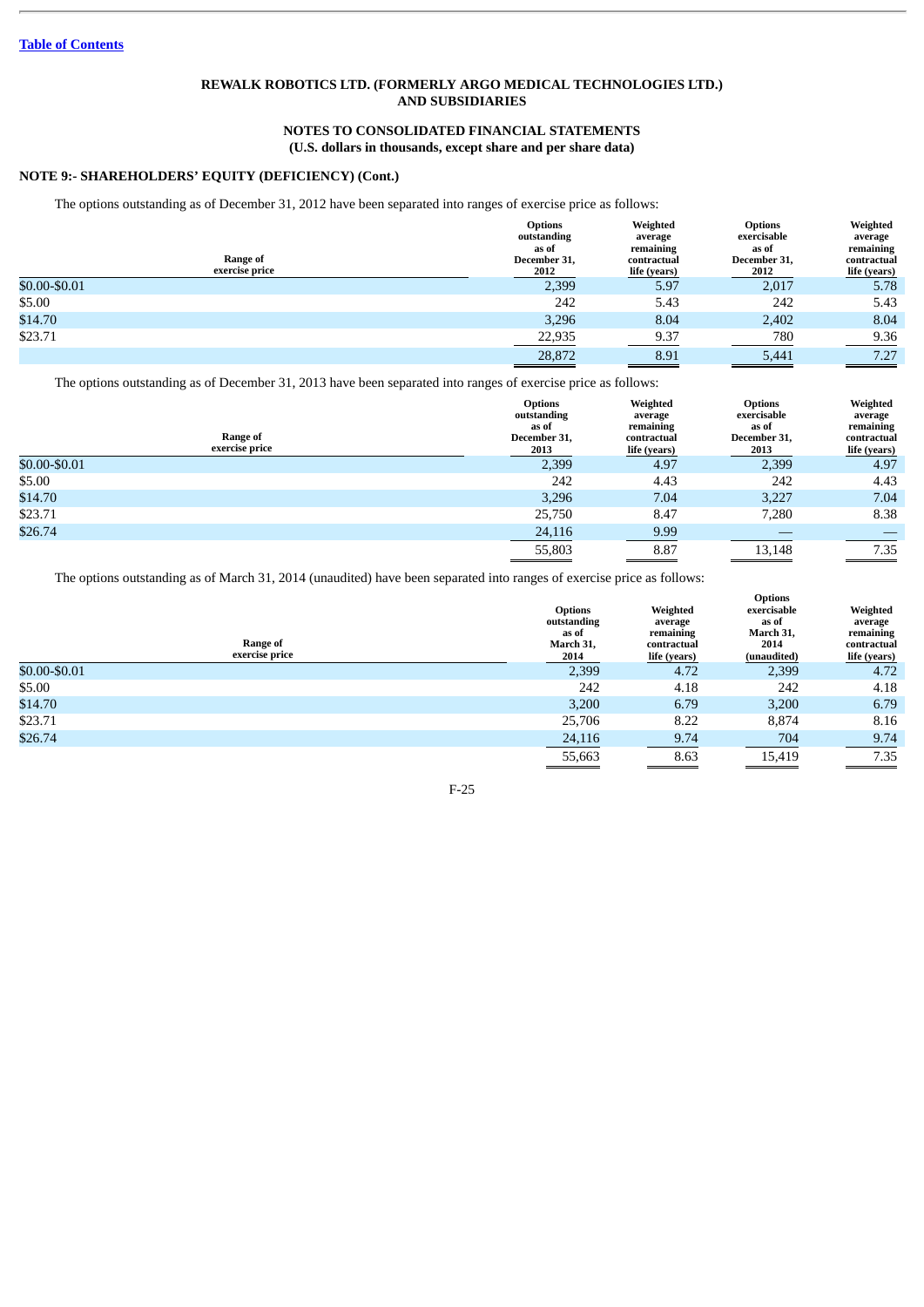[Table of Contents](#)

**REWALK ROBOTICS LTD. (FORMERLY ARGO MEDICAL TECHNOLOGIES LTD.) AND SUBSIDIARIES**

**NOTES TO CONSOLIDATED FINANCIAL STATEMENTS**
**(U.S. dollars in thousands, except share and per share data)**

**NOTE 9:- SHAREHOLDERS' EQUITY (DEFICIENCY) (Cont.)**

The options outstanding as of December 31, 2012 have been separated into ranges of exercise price as follows:

| Range of exercise price | Options outstanding as of December 31, 2012 | Weighted average remaining contractual life (years) | Options exercisable as of December 31, 2012 | Weighted average remaining contractual life (years) |
|---|---|---|---|---|
| $0.00-$0.01 | 2,399 | 5.97 | 2,017 | 5.78 |
| $5.00 | 242 | 5.43 | 242 | 5.43 |
| $14.70 | 3,296 | 8.04 | 2,402 | 8.04 |
| $23.71 | 22,935 | 9.37 | 780 | 9.36 |
| | 28,872 | 8.91 | 5,441 | 7.27 |

The options outstanding as of December 31, 2013 have been separated into ranges of exercise price as follows:

| Range of exercise price | Options outstanding as of December 31, 2013 | Weighted average remaining contractual life (years) | Options exercisable as of December 31, 2013 | Weighted average remaining contractual life (years) |
|---|---|---|---|---|
| $0.00-$0.01 | 2,399 | 4.97 | 2,399 | 4.97 |
| $5.00 | 242 | 4.43 | 242 | 4.43 |
| $14.70 | 3,296 | 7.04 | 3,227 | 7.04 |
| $23.71 | 25,750 | 8.47 | 7,280 | 8.38 |
| $26.74 | 24,116 | 9.99 | — | — |
| | 55,803 | 8.87 | 13,148 | 7.35 |

The options outstanding as of March 31, 2014 (unaudited) have been separated into ranges of exercise price as follows:

| Range of exercise price | Options outstanding as of March 31, 2014 | Weighted average remaining contractual life (years) | Options exercisable as of March 31, 2014 (unaudited) | Weighted average remaining contractual life (years) |
|---|---|---|---|---|
| $0.00-$0.01 | 2,399 | 4.72 | 2,399 | 4.72 |
| $5.00 | 242 | 4.18 | 242 | 4.18 |
| $14.70 | 3,200 | 6.79 | 3,200 | 6.79 |
| $23.71 | 25,706 | 8.22 | 8,874 | 8.16 |
| $26.74 | 24,116 | 9.74 | 704 | 9.74 |
| | 55,663 | 8.63 | 15,419 | 7.35 |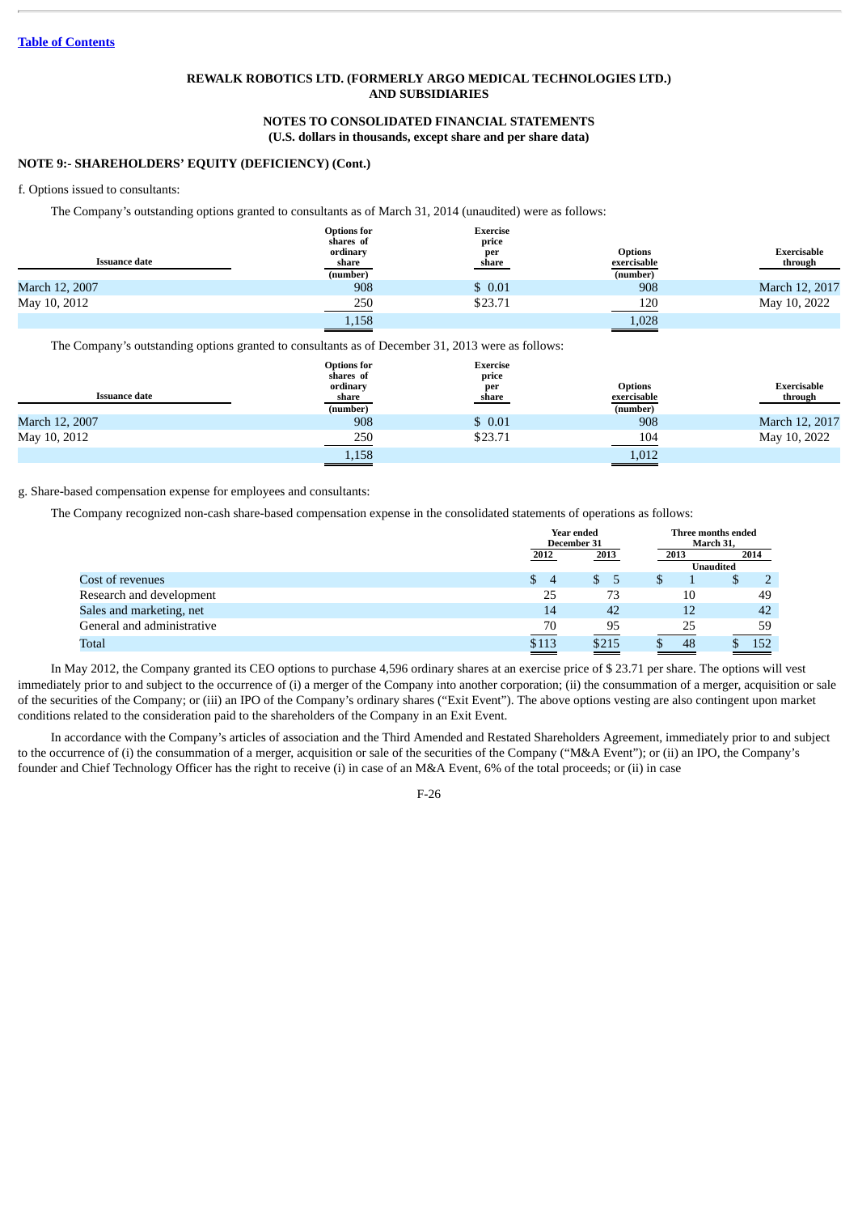**REWALK ROBOTICS LTD. (FORMERLY ARGO MEDICAL TECHNOLOGIES LTD.) AND SUBSIDIARIES**

**NOTES TO CONSOLIDATED FINANCIAL STATEMENTS**
**(U.S. dollars in thousands, except share and per share data)**

**NOTE 9:- SHAREHOLDERS' EQUITY (DEFICIENCY) (Cont.)**

f. Options issued to consultants:

The Company's outstanding options granted to consultants as of March 31, 2014 (unaudited) were as follows:

| Issuance date | Options for shares of ordinary share (number) | Exercise price per share | Options exercisable (number) | Exercisable through |
|---|---|---|---|---|
| March 12, 2007 | 908 | $ 0.01 | 908 | March 12, 2017 |
| May 10, 2012 | 250 | $23.71 | 120 | May 10, 2022 |
| | 1,158 | | 1,028 | |

The Company's outstanding options granted to consultants as of December 31, 2013 were as follows:

| Issuance date | Options for shares of ordinary share (number) | Exercise price per share | Options exercisable (number) | Exercisable through |
|---|---|---|---|---|
| March 12, 2007 | 908 | $ 0.01 | 908 | March 12, 2017 |
| May 10, 2012 | 250 | $23.71 | 104 | May 10, 2022 |
| | 1,158 | | 1,012 | |

g. Share-based compensation expense for employees and consultants:

The Company recognized non-cash share-based compensation expense in the consolidated statements of operations as follows:

| | Year ended December 31 | | Three months ended March 31, | |
|---|---|---|---|---|
| | 2012 | 2013 | 2013 | 2014 |
| | | | Unaudited | |
| Cost of revenues | $ 4 | $ 5 | $ 1 | $ 2 |
| Research and development | 25 | 73 | 10 | 49 |
| Sales and marketing, net | 14 | 42 | 12 | 42 |
| General and administrative | 70 | 95 | 25 | 59 |
| Total | $113 | $215 | $ 48 | $ 152 |

In May 2012, the Company granted its CEO options to purchase 4,596 ordinary shares at an exercise price of $ 23.71 per share. The options will vest immediately prior to and subject to the occurrence of (i) a merger of the Company into another corporation; (ii) the consummation of a merger, acquisition or sale of the securities of the Company; or (iii) an IPO of the Company's ordinary shares ("Exit Event"). The above options vesting are also contingent upon market conditions related to the consideration paid to the shareholders of the Company in an Exit Event.

In accordance with the Company's articles of association and the Third Amended and Restated Shareholders Agreement, immediately prior to and subject to the occurrence of (i) the consummation of a merger, acquisition or sale of the securities of the Company ("M&A Event"); or (ii) an IPO, the Company's founder and Chief Technology Officer has the right to receive (i) in case of an M&A Event, 6% of the total proceeds; or (ii) in case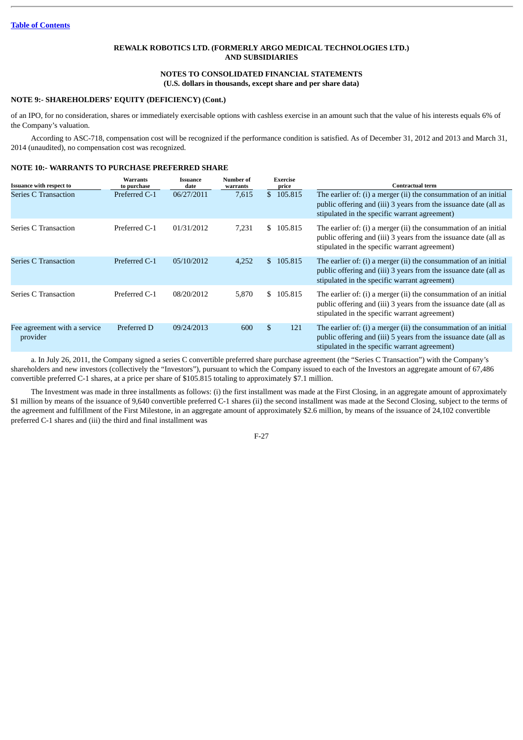**NOTE 9:- SHAREHOLDERS' EQUITY (DEFICIENCY) (Cont.)**

of an IPO, for no consideration, shares or immediately exercisable options with cashless exercise in an amount such that the value of his interests equals 6% of the Company's valuation.

According to ASC-718, compensation cost will be recognized if the performance condition is satisfied. As of December 31, 2012 and 2013 and March 31, 2014 (unaudited), no compensation cost was recognized.

**NOTE 10:- WARRANTS TO PURCHASE PREFERRED SHARE**

| Issuance with respect to | Warrants to purchase | Issuance date | Number of warrants | Exercise price | Contractual term |
|---|---|---|---|---|---|
| Series C Transaction | Preferred C-1 | 06/27/2011 | 7,615 | $ 105.815 | The earlier of: (i) a merger (ii) the consummation of an initial public offering and (iii) 3 years from the issuance date (all as stipulated in the specific warrant agreement) |
| Series C Transaction | Preferred C-1 | 01/31/2012 | 7,231 | $ 105.815 | The earlier of: (i) a merger (ii) the consummation of an initial public offering and (iii) 3 years from the issuance date (all as stipulated in the specific warrant agreement) |
| Series C Transaction | Preferred C-1 | 05/10/2012 | 4,252 | $ 105.815 | The earlier of: (i) a merger (ii) the consummation of an initial public offering and (iii) 3 years from the issuance date (all as stipulated in the specific warrant agreement) |
| Series C Transaction | Preferred C-1 | 08/20/2012 | 5,870 | $ 105.815 | The earlier of: (i) a merger (ii) the consummation of an initial public offering and (iii) 3 years from the issuance date (all as stipulated in the specific warrant agreement) |
| Fee agreement with a service provider | Preferred D | 09/24/2013 | 600 | $ 121 | The earlier of: (i) a merger (ii) the consummation of an initial public offering and (iii) 5 years from the issuance date (all as stipulated in the specific warrant agreement) |

a. In July 26, 2011, the Company signed a series C convertible preferred share purchase agreement (the "Series C Transaction") with the Company's shareholders and new investors (collectively the "Investors"), pursuant to which the Company issued to each of the Investors an aggregate amount of 67,486 convertible preferred C-1 shares, at a price per share of $105.815 totaling to approximately $7.1 million.

The Investment was made in three installments as follows: (i) the first installment was made at the First Closing, in an aggregate amount of approximately $1 million by means of the issuance of 9,640 convertible preferred C-1 shares (ii) the second installment was made at the Second Closing, subject to the terms of the agreement and fulfillment of the First Milestone, in an aggregate amount of approximately $2.6 million, by means of the issuance of 24,102 convertible preferred C-1 shares and (iii) the third and final installment was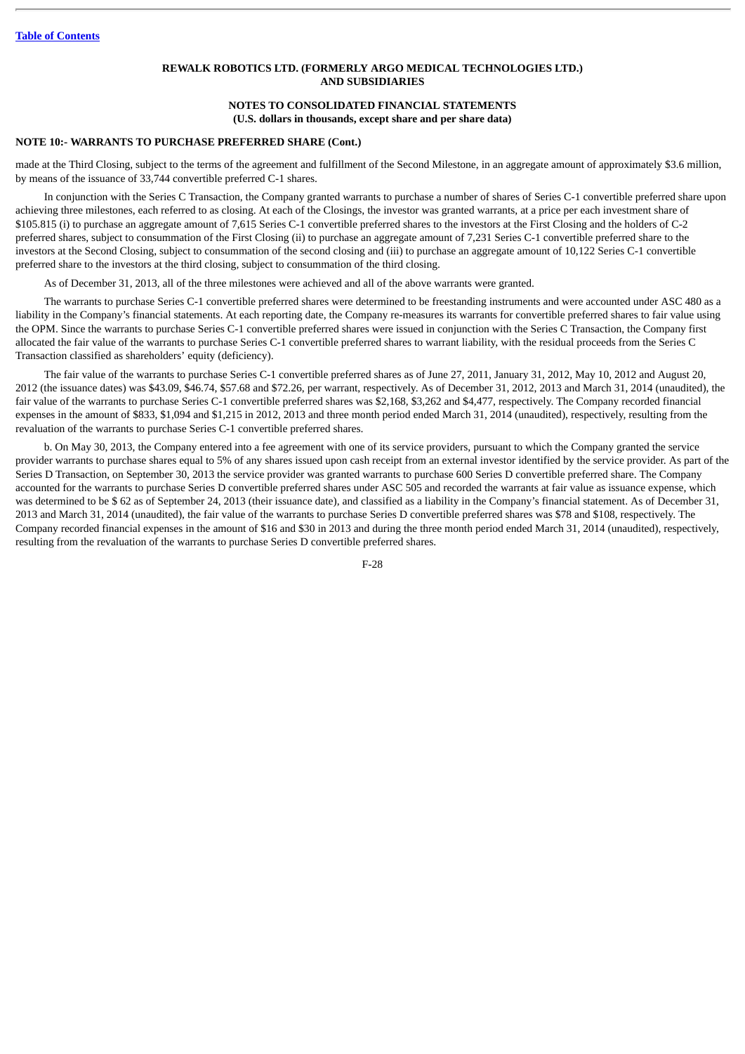**REWALK ROBOTICS LTD. (FORMERLY ARGO MEDICAL TECHNOLOGIES LTD.) AND SUBSIDIARIES**

**NOTES TO CONSOLIDATED FINANCIAL STATEMENTS**
**(U.S. dollars in thousands, except share and per share data)**

**NOTE 10:- WARRANTS TO PURCHASE PREFERRED SHARE (Cont.)**

made at the Third Closing, subject to the terms of the agreement and fulfillment of the Second Milestone, in an aggregate amount of approximately $3.6 million, by means of the issuance of 33,744 convertible preferred C-1 shares.

In conjunction with the Series C Transaction, the Company granted warrants to purchase a number of shares of Series C-1 convertible preferred share upon achieving three milestones, each referred to as closing. At each of the Closings, the investor was granted warrants, at a price per each investment share of $105.815 (i) to purchase an aggregate amount of 7,615 Series C-1 convertible preferred shares to the investors at the First Closing and the holders of C-2 preferred shares, subject to consummation of the First Closing (ii) to purchase an aggregate amount of 7,231 Series C-1 convertible preferred share to the investors at the Second Closing, subject to consummation of the second closing and (iii) to purchase an aggregate amount of 10,122 Series C-1 convertible preferred share to the investors at the third closing, subject to consummation of the third closing.

As of December 31, 2013, all of the three milestones were achieved and all of the above warrants were granted.

The warrants to purchase Series C-1 convertible preferred shares were determined to be freestanding instruments and were accounted under ASC 480 as a liability in the Company's financial statements. At each reporting date, the Company re-measures its warrants for convertible preferred shares to fair value using the OPM. Since the warrants to purchase Series C-1 convertible preferred shares were issued in conjunction with the Series C Transaction, the Company first allocated the fair value of the warrants to purchase Series C-1 convertible preferred shares to warrant liability, with the residual proceeds from the Series C Transaction classified as shareholders' equity (deficiency).

The fair value of the warrants to purchase Series C-1 convertible preferred shares as of June 27, 2011, January 31, 2012, May 10, 2012 and August 20, 2012 (the issuance dates) was $43.09, $46.74, $57.68 and $72.26, per warrant, respectively. As of December 31, 2012, 2013 and March 31, 2014 (unaudited), the fair value of the warrants to purchase Series C-1 convertible preferred shares was $2,168, $3,262 and $4,477, respectively. The Company recorded financial expenses in the amount of $833, $1,094 and $1,215 in 2012, 2013 and three month period ended March 31, 2014 (unaudited), respectively, resulting from the revaluation of the warrants to purchase Series C-1 convertible preferred shares.

b. On May 30, 2013, the Company entered into a fee agreement with one of its service providers, pursuant to which the Company granted the service provider warrants to purchase shares equal to 5% of any shares issued upon cash receipt from an external investor identified by the service provider. As part of the Series D Transaction, on September 30, 2013 the service provider was granted warrants to purchase 600 Series D convertible preferred share. The Company accounted for the warrants to purchase Series D convertible preferred shares under ASC 505 and recorded the warrants at fair value as issuance expense, which was determined to be $ 62 as of September 24, 2013 (their issuance date), and classified as a liability in the Company's financial statement. As of December 31, 2013 and March 31, 2014 (unaudited), the fair value of the warrants to purchase Series D convertible preferred shares was $78 and $108, respectively. The Company recorded financial expenses in the amount of $16 and $30 in 2013 and during the three month period ended March 31, 2014 (unaudited), respectively, resulting from the revaluation of the warrants to purchase Series D convertible preferred shares.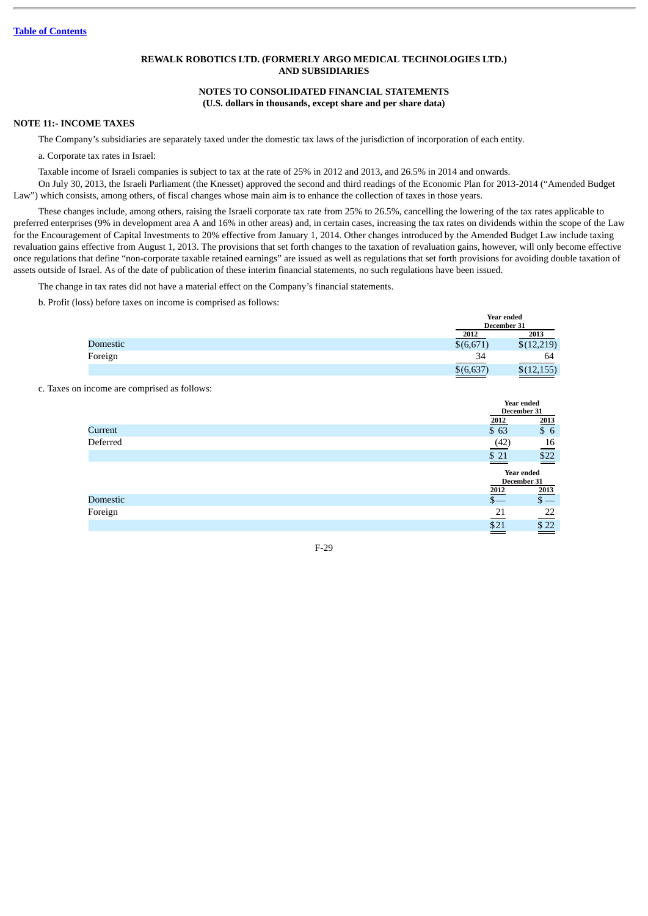[Table of Contents](#)

**REWALK ROBOTICS LTD. (FORMERLY ARGO MEDICAL TECHNOLOGIES LTD.) AND SUBSIDIARIES**

**NOTES TO CONSOLIDATED FINANCIAL STATEMENTS**
**(U.S. dollars in thousands, except share and per share data)**

**NOTE 11:- INCOME TAXES**

The Company's subsidiaries are separately taxed under the domestic tax laws of the jurisdiction of incorporation of each entity.

a. Corporate tax rates in Israel:

Taxable income of Israeli companies is subject to tax at the rate of 25% in 2012 and 2013, and 26.5% in 2014 and onwards.

On July 30, 2013, the Israeli Parliament (the Knesset) approved the second and third readings of the Economic Plan for 2013-2014 ("Amended Budget Law") which consists, among others, of fiscal changes whose main aim is to enhance the collection of taxes in those years.

These changes include, among others, raising the Israeli corporate tax rate from 25% to 26.5%, cancelling the lowering of the tax rates applicable to preferred enterprises (9% in development area A and 16% in other areas) and, in certain cases, increasing the tax rates on dividends within the scope of the Law for the Encouragement of Capital Investments to 20% effective from January 1, 2014. Other changes introduced by the Amended Budget Law include taxing revaluation gains effective from August 1, 2013. The provisions that set forth changes to the taxation of revaluation gains, however, will only become effective once regulations that define "non-corporate taxable retained earnings" are issued as well as regulations that set forth provisions for avoiding double taxation of assets outside of Israel. As of the date of publication of these interim financial statements, no such regulations have been issued.

The change in tax rates did not have a material effect on the Company's financial statements.

b. Profit (loss) before taxes on income is comprised as follows:

| | Year ended December 31 | |
|---|---|---|
| | 2012 | 2013 |
| Domestic | $(6,671) | $(12,219) |
| Foreign | 34 | 64 |
| | $(6,637) | $(12,155) |

c. Taxes on income are comprised as follows:

| | Year ended December 31 | |
|---|---|---|
| | 2012 | 2013 |
| Current | $ 63 | $ 6 |
| Deferred | (42) | 16 |
| | $ 21 | $22 |

| | Year ended December 31 | |
|---|---|---|
| | 2012 | 2013 |
| Domestic | $— | $ — |
| Foreign | 21 | 22 |
| | $21 | $ 22 |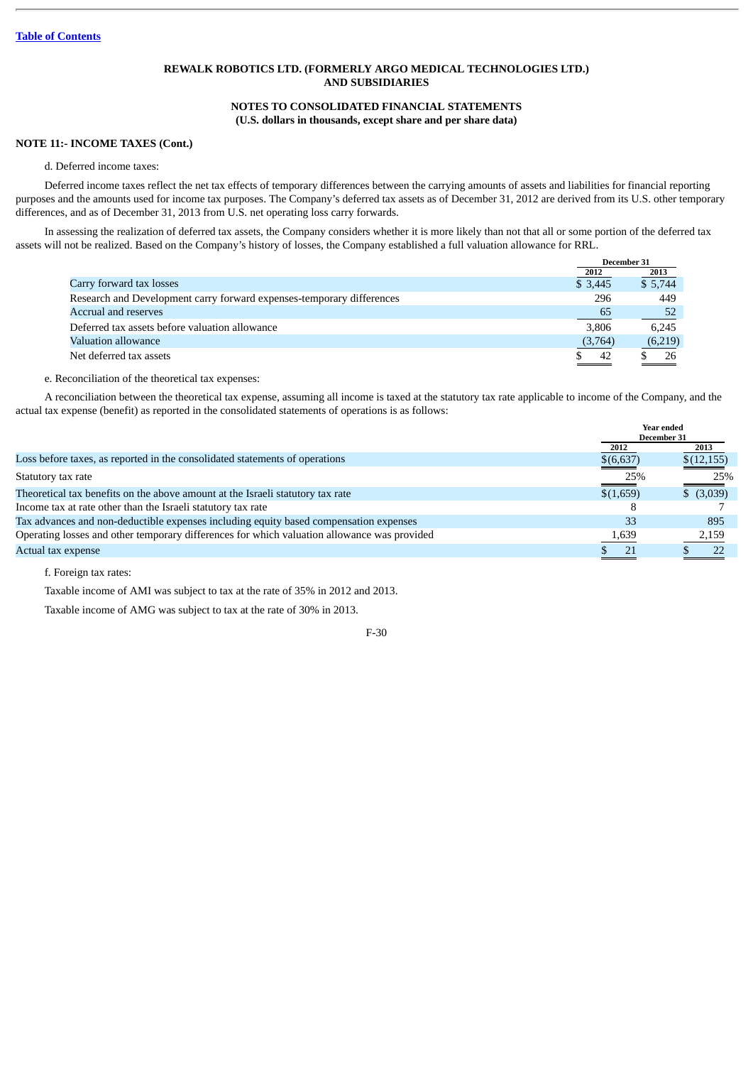**REWALK ROBOTICS LTD. (FORMERLY ARGO MEDICAL TECHNOLOGIES LTD.) AND SUBSIDIARIES**

**NOTES TO CONSOLIDATED FINANCIAL STATEMENTS**
**(U.S. dollars in thousands, except share and per share data)**

**NOTE 11:- INCOME TAXES (Cont.)**

d. Deferred income taxes:

Deferred income taxes reflect the net tax effects of temporary differences between the carrying amounts of assets and liabilities for financial reporting purposes and the amounts used for income tax purposes. The Company's deferred tax assets as of December 31, 2012 are derived from its U.S. other temporary differences, and as of December 31, 2013 from U.S. net operating loss carry forwards.

In assessing the realization of deferred tax assets, the Company considers whether it is more likely than not that all or some portion of the deferred tax assets will not be realized. Based on the Company's history of losses, the Company established a full valuation allowance for RRL.

| | December 31 | |
|---|---|---|
| | 2012 | 2013 |
| Carry forward tax losses | $ 3,445 | $ 5,744 |
| Research and Development carry forward expenses-temporary differences | 296 | 449 |
| Accrual and reserves | 65 | 52 |
| Deferred tax assets before valuation allowance | 3,806 | 6,245 |
| Valuation allowance | (3,764) | (6,219) |
| Net deferred tax assets | $ 42 | $ 26 |

e. Reconciliation of the theoretical tax expenses:

A reconciliation between the theoretical tax expense, assuming all income is taxed at the statutory tax rate applicable to income of the Company, and the actual tax expense (benefit) as reported in the consolidated statements of operations is as follows:

| | Year ended December 31 | |
|---|---|---|
| | 2012 | 2013 |
| Loss before taxes, as reported in the consolidated statements of operations | $(6,637) | $(12,155) |
| Statutory tax rate | 25% | 25% |
| Theoretical tax benefits on the above amount at the Israeli statutory tax rate | $(1,659) | $ (3,039) |
| Income tax at rate other than the Israeli statutory tax rate | 8 | 7 |
| Tax advances and non-deductible expenses including equity based compensation expenses | 33 | 895 |
| Operating losses and other temporary differences for which valuation allowance was provided | 1,639 | 2,159 |
| Actual tax expense | $ 21 | $ 22 |

f. Foreign tax rates:

Taxable income of AMI was subject to tax at the rate of 35% in 2012 and 2013.

Taxable income of AMG was subject to tax at the rate of 30% in 2013.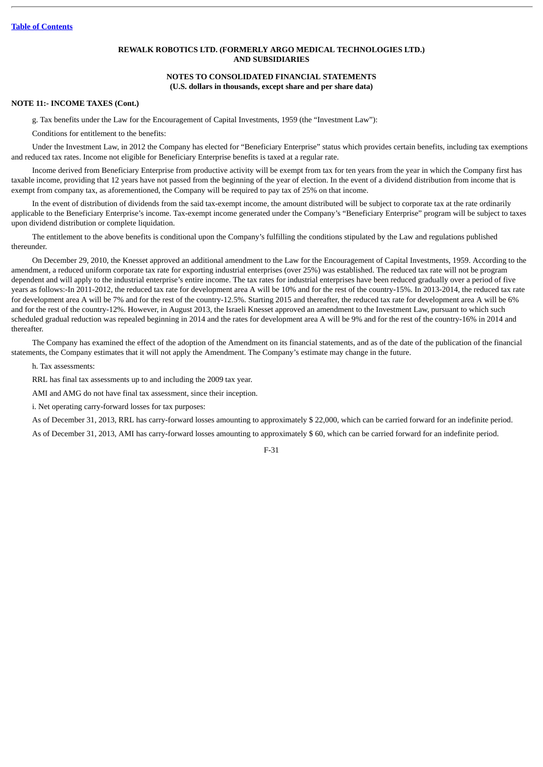**REWALK ROBOTICS LTD. (FORMERLY ARGO MEDICAL TECHNOLOGIES LTD.) AND SUBSIDIARIES**

**NOTES TO CONSOLIDATED FINANCIAL STATEMENTS**
**(U.S. dollars in thousands, except share and per share data)**

**NOTE 11:- INCOME TAXES (Cont.)**

g. Tax benefits under the Law for the Encouragement of Capital Investments, 1959 (the "Investment Law"):

Conditions for entitlement to the benefits:

Under the Investment Law, in 2012 the Company has elected for "Beneficiary Enterprise" status which provides certain benefits, including tax exemptions and reduced tax rates. Income not eligible for Beneficiary Enterprise benefits is taxed at a regular rate.

Income derived from Beneficiary Enterprise from productive activity will be exempt from tax for ten years from the year in which the Company first has taxable income, providing that 12 years have not passed from the beginning of the year of election. In the event of a dividend distribution from income that is exempt from company tax, as aforementioned, the Company will be required to pay tax of 25% on that income.

In the event of distribution of dividends from the said tax-exempt income, the amount distributed will be subject to corporate tax at the rate ordinarily applicable to the Beneficiary Enterprise's income. Tax-exempt income generated under the Company's "Beneficiary Enterprise" program will be subject to taxes upon dividend distribution or complete liquidation.

The entitlement to the above benefits is conditional upon the Company's fulfilling the conditions stipulated by the Law and regulations published thereunder.

On December 29, 2010, the Knesset approved an additional amendment to the Law for the Encouragement of Capital Investments, 1959. According to the amendment, a reduced uniform corporate tax rate for exporting industrial enterprises (over 25%) was established. The reduced tax rate will not be program dependent and will apply to the industrial enterprise's entire income. The tax rates for industrial enterprises have been reduced gradually over a period of five years as follows:-In 2011-2012, the reduced tax rate for development area A will be 10% and for the rest of the country-15%. In 2013-2014, the reduced tax rate for development area A will be 7% and for the rest of the country-12.5%. Starting 2015 and thereafter, the reduced tax rate for development area A will be 6% and for the rest of the country-12%. However, in August 2013, the Israeli Knesset approved an amendment to the Investment Law, pursuant to which such scheduled gradual reduction was repealed beginning in 2014 and the rates for development area A will be 9% and for the rest of the country-16% in 2014 and thereafter.

The Company has examined the effect of the adoption of the Amendment on its financial statements, and as of the date of the publication of the financial statements, the Company estimates that it will not apply the Amendment. The Company's estimate may change in the future.

h. Tax assessments:

RRL has final tax assessments up to and including the 2009 tax year.

AMI and AMG do not have final tax assessment, since their inception.

i. Net operating carry-forward losses for tax purposes:

As of December 31, 2013, RRL has carry-forward losses amounting to approximately $ 22,000, which can be carried forward for an indefinite period.

As of December 31, 2013, AMI has carry-forward losses amounting to approximately $ 60, which can be carried forward for an indefinite period.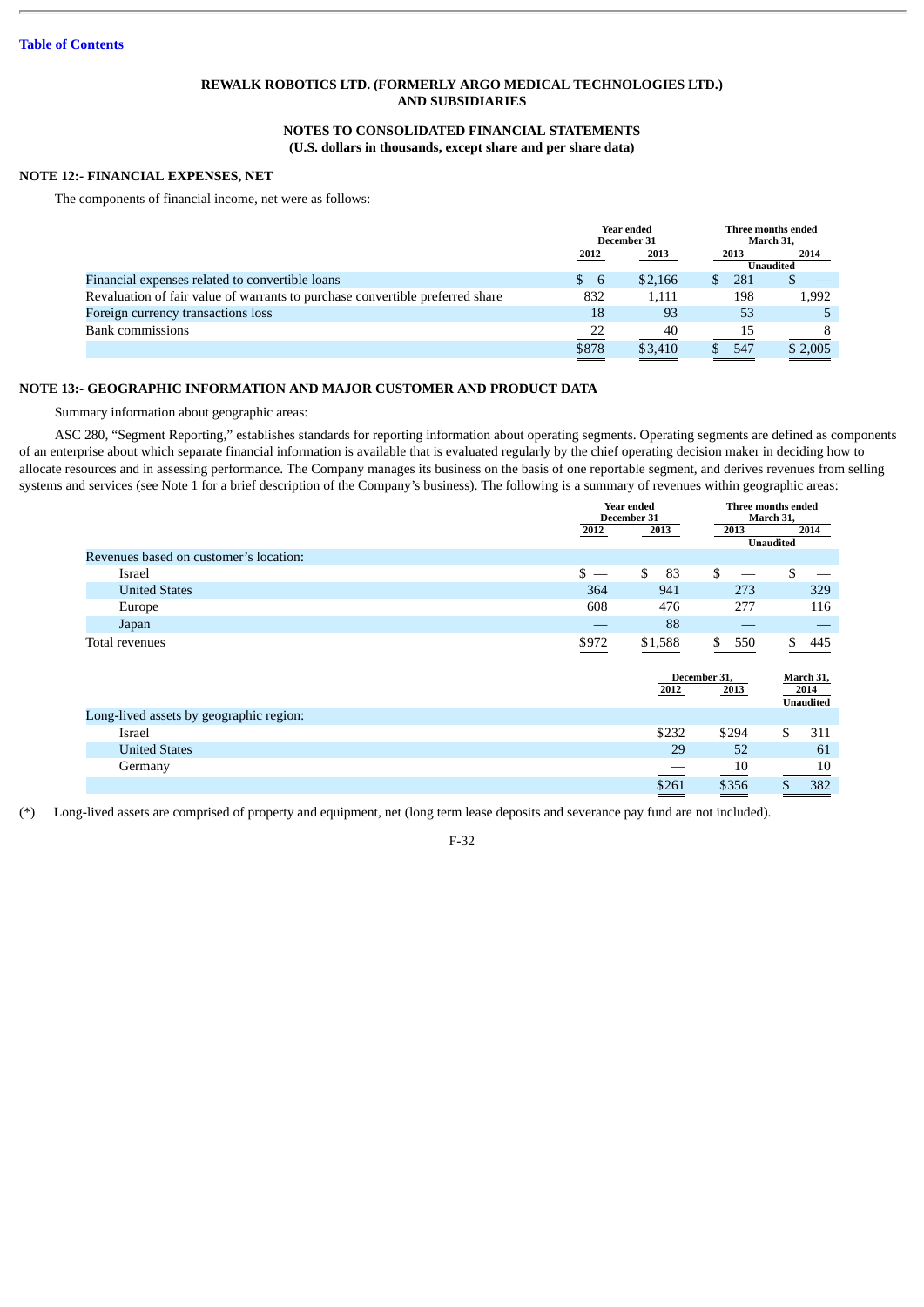[Table of Contents](#)

**REWALK ROBOTICS LTD. (FORMERLY ARGO MEDICAL TECHNOLOGIES LTD.) AND SUBSIDIARIES**

**NOTES TO CONSOLIDATED FINANCIAL STATEMENTS**
**(U.S. dollars in thousands, except share and per share data)**

## NOTE 12:- FINANCIAL EXPENSES, NET

The components of financial income, net were as follows:

| | Year ended December 31 | | Three months ended March 31, | |
|---|---|---|---|---|
| | 2012 | 2013 | 2013 | 2014 |
| | | | Unaudited | |
| Financial expenses related to convertible loans | $ 6 | $2,166 | $ 281 | $ — |
| Revaluation of fair value of warrants to purchase convertible preferred share | 832 | 1,111 | 198 | 1,992 |
| Foreign currency transactions loss | 18 | 93 | 53 | 5 |
| Bank commissions | 22 | 40 | 15 | 8 |
| | $878 | $3,410 | $ 547 | $ 2,005 |

## NOTE 13:- GEOGRAPHIC INFORMATION AND MAJOR CUSTOMER AND PRODUCT DATA

Summary information about geographic areas:

ASC 280, "Segment Reporting," establishes standards for reporting information about operating segments. Operating segments are defined as components of an enterprise about which separate financial information is available that is evaluated regularly by the chief operating decision maker in deciding how to allocate resources and in assessing performance. The Company manages its business on the basis of one reportable segment, and derives revenues from selling systems and services (see Note 1 for a brief description of the Company's business). The following is a summary of revenues within geographic areas:

| | Year ended December 31 | | Three months ended March 31, | |
|---|---|---|---|---|
| | 2012 | 2013 | 2013 | 2014 |
| | | | Unaudited | |
| Revenues based on customer's location: | | | | |
| Israel | $ — | $ 83 | $ — | $ — |
| United States | 364 | 941 | 273 | 329 |
| Europe | 608 | 476 | 277 | 116 |
| Japan | — | 88 | — | — |
| Total revenues | $972 | $1,588 | $ 550 | $ 445 |

| | December 31, | | March 31, |
|---|---|---|---|
| | 2012 | 2013 | 2014 |
| | | | Unaudited |
| Long-lived assets by geographic region: | | | |
| Israel | $232 | $294 | $ 311 |
| United States | 29 | 52 | 61 |
| Germany | — | 10 | 10 |
| | $261 | $356 | $ 382 |

(*) Long-lived assets are comprised of property and equipment, net (long term lease deposits and severance pay fund are not included).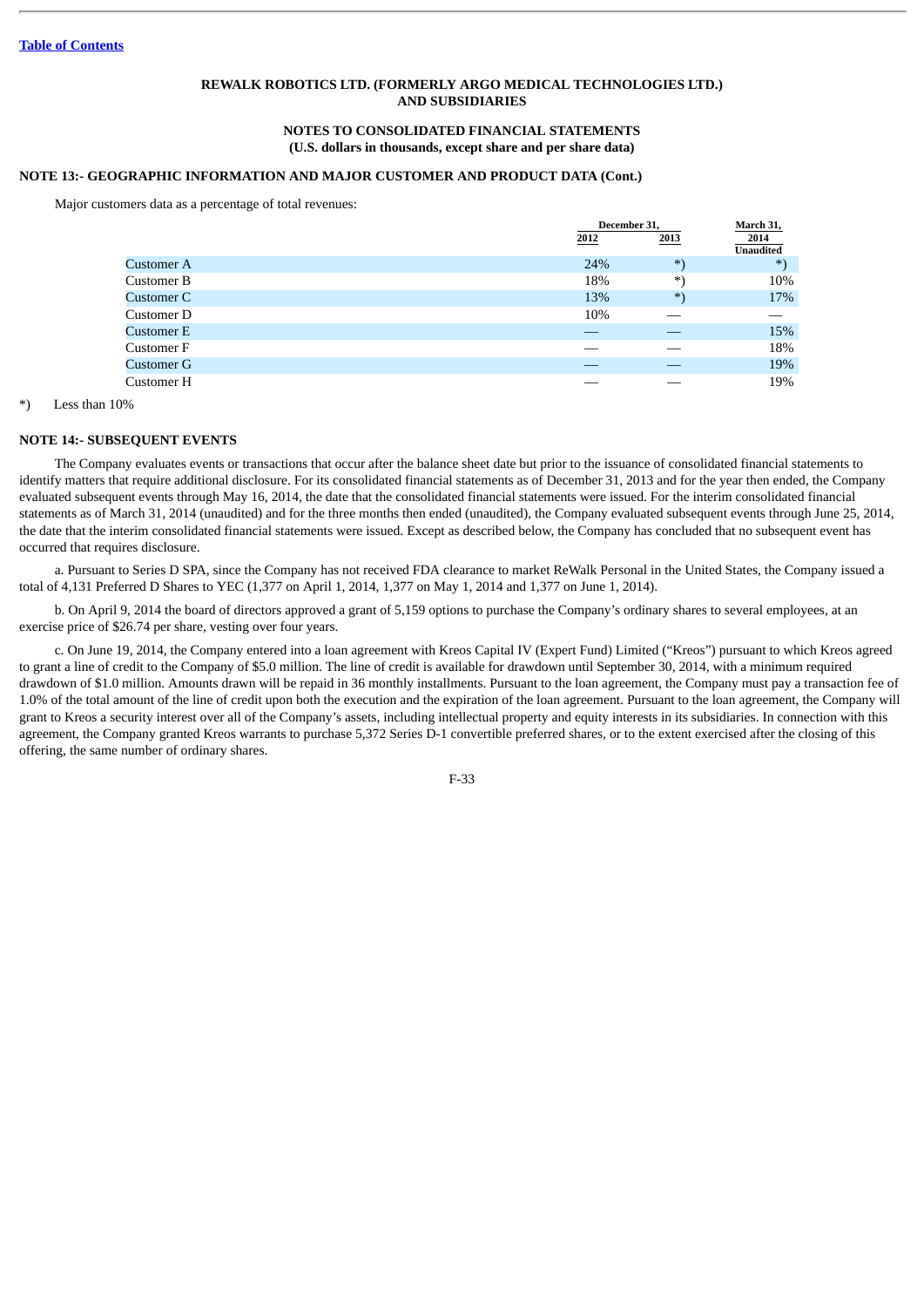**REWALK ROBOTICS LTD. (FORMERLY ARGO MEDICAL TECHNOLOGIES LTD.) AND SUBSIDIARIES**

**NOTES TO CONSOLIDATED FINANCIAL STATEMENTS**
**(U.S. dollars in thousands, except share and per share data)**

## NOTE 13:- GEOGRAPHIC INFORMATION AND MAJOR CUSTOMER AND PRODUCT DATA (Cont.)

Major customers data as a percentage of total revenues:

| | December 31, | | March 31, |
|---|---|---|---|
| | 2012 | 2013 | 2014 Unaudited |
| Customer A | 24% | *) | *) |
| Customer B | 18% | *) | 10% |
| Customer C | 13% | *) | 17% |
| Customer D | 10% | — | — |
| Customer E | — | — | 15% |
| Customer F | — | — | 18% |
| Customer G | — | — | 19% |
| Customer H | — | — | 19% |

*) Less than 10%

## NOTE 14:- SUBSEQUENT EVENTS

The Company evaluates events or transactions that occur after the balance sheet date but prior to the issuance of consolidated financial statements to identify matters that require additional disclosure. For its consolidated financial statements as of December 31, 2013 and for the year then ended, the Company evaluated subsequent events through May 16, 2014, the date that the consolidated financial statements were issued. For the interim consolidated financial statements as of March 31, 2014 (unaudited) and for the three months then ended (unaudited), the Company evaluated subsequent events through June 25, 2014, the date that the interim consolidated financial statements were issued. Except as described below, the Company has concluded that no subsequent event has occurred that requires disclosure.

a. Pursuant to Series D SPA, since the Company has not received FDA clearance to market ReWalk Personal in the United States, the Company issued a total of 4,131 Preferred D Shares to YEC (1,377 on April 1, 2014, 1,377 on May 1, 2014 and 1,377 on June 1, 2014).

b. On April 9, 2014 the board of directors approved a grant of 5,159 options to purchase the Company's ordinary shares to several employees, at an exercise price of $26.74 per share, vesting over four years.

c. On June 19, 2014, the Company entered into a loan agreement with Kreos Capital IV (Expert Fund) Limited ("Kreos") pursuant to which Kreos agreed to grant a line of credit to the Company of $5.0 million. The line of credit is available for drawdown until September 30, 2014, with a minimum required drawdown of $1.0 million. Amounts drawn will be repaid in 36 monthly installments. Pursuant to the loan agreement, the Company must pay a transaction fee of 1.0% of the total amount of the line of credit upon both the execution and the expiration of the loan agreement. Pursuant to the loan agreement, the Company will grant to Kreos a security interest over all of the Company's assets, including intellectual property and equity interests in its subsidiaries. In connection with this agreement, the Company granted Kreos warrants to purchase 5,372 Series D-1 convertible preferred shares, or to the extent exercised after the closing of this offering, the same number of ordinary shares.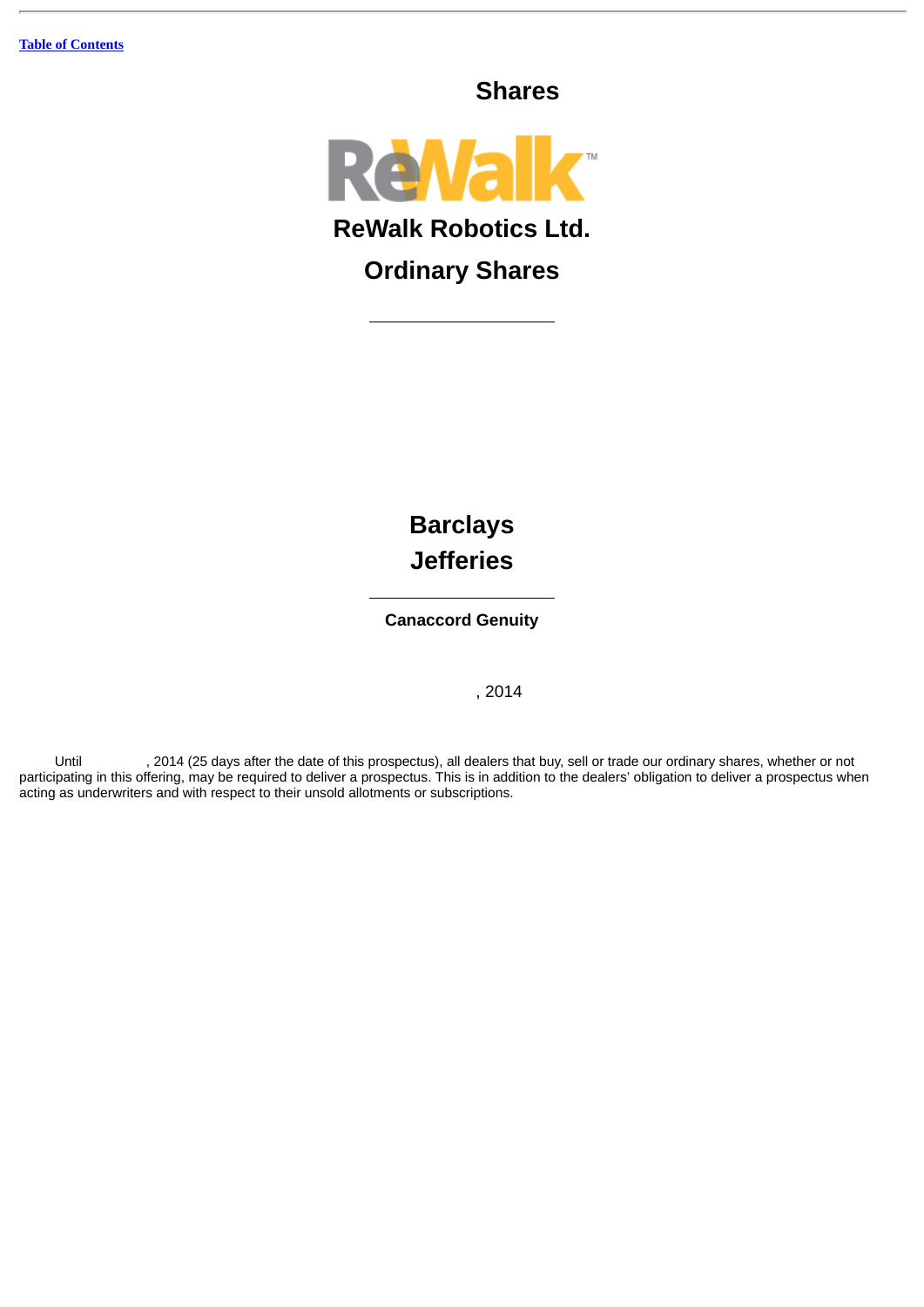Table of Contents

**Shares**

ReWalk™

**ReWalk Robotics Ltd.**

**Ordinary Shares**

---

**Barclays**

**Jefferies**

---

**Canaccord Genuity**

, 2014

Until , 2014 (25 days after the date of this prospectus), all dealers that buy, sell or trade our ordinary shares, whether or not participating in this offering, may be required to deliver a prospectus. This is in addition to the dealers' obligation to deliver a prospectus when acting as underwriters and with respect to their unsold allotments or subscriptions.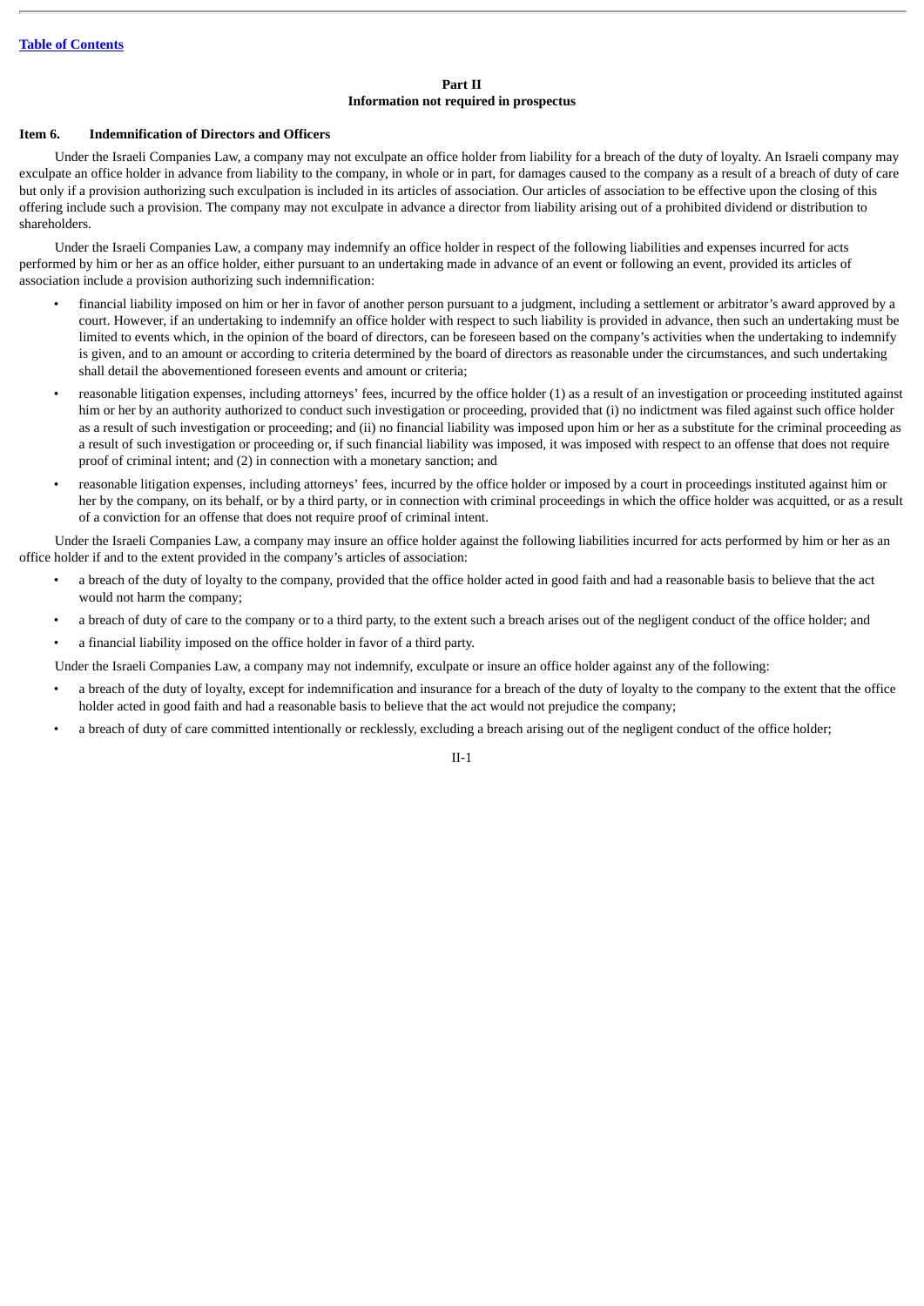## Part II
## Information not required in prospectus

### Item 6. Indemnification of Directors and Officers

Under the Israeli Companies Law, a company may not exculpate an office holder from liability for a breach of the duty of loyalty. An Israeli company may exculpate an office holder in advance from liability to the company, in whole or in part, for damages caused to the company as a result of a breach of duty of care but only if a provision authorizing such exculpation is included in its articles of association. Our articles of association to be effective upon the closing of this offering include such a provision. The company may not exculpate in advance a director from liability arising out of a prohibited dividend or distribution to shareholders.

Under the Israeli Companies Law, a company may indemnify an office holder in respect of the following liabilities and expenses incurred for acts performed by him or her as an office holder, either pursuant to an undertaking made in advance of an event or following an event, provided its articles of association include a provision authorizing such indemnification:

- financial liability imposed on him or her in favor of another person pursuant to a judgment, including a settlement or arbitrator's award approved by a court. However, if an undertaking to indemnify an office holder with respect to such liability is provided in advance, then such an undertaking must be limited to events which, in the opinion of the board of directors, can be foreseen based on the company's activities when the undertaking to indemnify is given, and to an amount or according to criteria determined by the board of directors as reasonable under the circumstances, and such undertaking shall detail the abovementioned foreseen events and amount or criteria;
- reasonable litigation expenses, including attorneys' fees, incurred by the office holder (1) as a result of an investigation or proceeding instituted against him or her by an authority authorized to conduct such investigation or proceeding, provided that (i) no indictment was filed against such office holder as a result of such investigation or proceeding; and (ii) no financial liability was imposed upon him or her as a substitute for the criminal proceeding as a result of such investigation or proceeding or, if such financial liability was imposed, it was imposed with respect to an offense that does not require proof of criminal intent; and (2) in connection with a monetary sanction; and
- reasonable litigation expenses, including attorneys' fees, incurred by the office holder or imposed by a court in proceedings instituted against him or her by the company, on its behalf, or by a third party, or in connection with criminal proceedings in which the office holder was acquitted, or as a result of a conviction for an offense that does not require proof of criminal intent.

Under the Israeli Companies Law, a company may insure an office holder against the following liabilities incurred for acts performed by him or her as an office holder if and to the extent provided in the company's articles of association:

- a breach of the duty of loyalty to the company, provided that the office holder acted in good faith and had a reasonable basis to believe that the act would not harm the company;
- a breach of duty of care to the company or to a third party, to the extent such a breach arises out of the negligent conduct of the office holder; and
- a financial liability imposed on the office holder in favor of a third party.

Under the Israeli Companies Law, a company may not indemnify, exculpate or insure an office holder against any of the following:

- a breach of the duty of loyalty, except for indemnification and insurance for a breach of the duty of loyalty to the company to the extent that the office holder acted in good faith and had a reasonable basis to believe that the act would not prejudice the company;
- a breach of duty of care committed intentionally or recklessly, excluding a breach arising out of the negligent conduct of the office holder;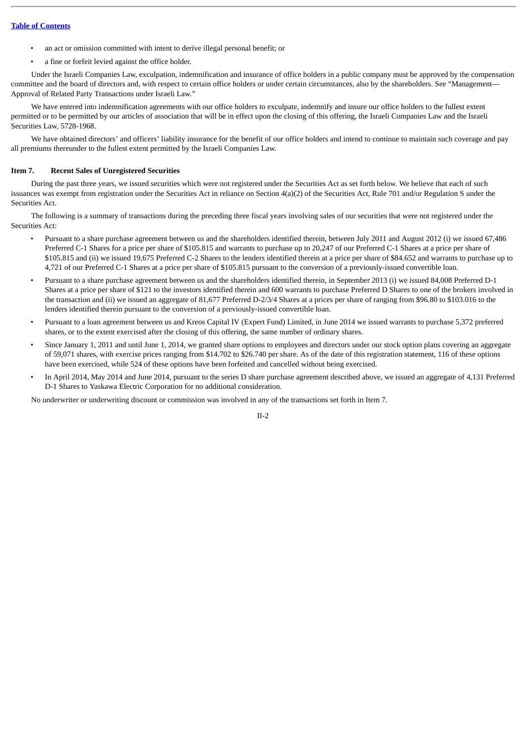- an act or omission committed with intent to derive illegal personal benefit; or
- a fine or forfeit levied against the office holder.

Under the Israeli Companies Law, exculpation, indemnification and insurance of office holders in a public company must be approved by the compensation committee and the board of directors and, with respect to certain office holders or under certain circumstances, also by the shareholders. See "Management—Approval of Related Party Transactions under Israeli Law."

We have entered into indemnification agreements with our office holders to exculpate, indemnify and insure our office holders to the fullest extent permitted or to be permitted by our articles of association that will be in effect upon the closing of this offering, the Israeli Companies Law and the Israeli Securities Law, 5728-1968.

We have obtained directors' and officers' liability insurance for the benefit of our office holders and intend to continue to maintain such coverage and pay all premiums thereunder to the fullest extent permitted by the Israeli Companies Law.

### Item 7. Recent Sales of Unregistered Securities

During the past three years, we issued securities which were not registered under the Securities Act as set forth below. We believe that each of such issuances was exempt from registration under the Securities Act in reliance on Section 4(a)(2) of the Securities Act, Rule 701 and/or Regulation S under the Securities Act.

The following is a summary of transactions during the preceding three fiscal years involving sales of our securities that were not registered under the Securities Act:

- Pursuant to a share purchase agreement between us and the shareholders identified therein, between July 2011 and August 2012 (i) we issued 67,486 Preferred C-1 Shares for a price per share of $105.815 and warrants to purchase up to 20,247 of our Preferred C-1 Shares at a price per share of $105.815 and (ii) we issued 19,675 Preferred C-2 Shares to the lenders identified therein at a price per share of $84.652 and warrants to purchase up to 4,721 of our Preferred C-1 Shares at a price per share of $105.815 pursuant to the conversion of a previously-issued convertible loan.
- Pursuant to a share purchase agreement between us and the shareholders identified therein, in September 2013 (i) we issued 84,008 Preferred D-1 Shares at a price per share of $121 to the investors identified therein and 600 warrants to purchase Preferred D Shares to one of the brokers involved in the transaction and (ii) we issued an aggregate of 81,677 Preferred D-2/3/4 Shares at a prices per share of ranging from $96.80 to $103.016 to the lenders identified therein pursuant to the conversion of a previously-issued convertible loan.
- Pursuant to a loan agreement between us and Kreos Capital IV (Expert Fund) Limited, in June 2014 we issued warrants to purchase 5,372 preferred shares, or to the extent exercised after the closing of this offering, the same number of ordinary shares.
- Since January 1, 2011 and until June 1, 2014, we granted share options to employees and directors under our stock option plans covering an aggregate of 59,071 shares, with exercise prices ranging from $14.702 to $26.740 per share. As of the date of this registration statement, 116 of these options have been exercised, while 524 of these options have been forfeited and cancelled without being exercised.
- In April 2014, May 2014 and June 2014, pursuant to the series D share purchase agreement described above, we issued an aggregate of 4,131 Preferred D-1 Shares to Yaskawa Electric Corporation for no additional consideration.

No underwriter or underwriting discount or commission was involved in any of the transactions set forth in Item 7.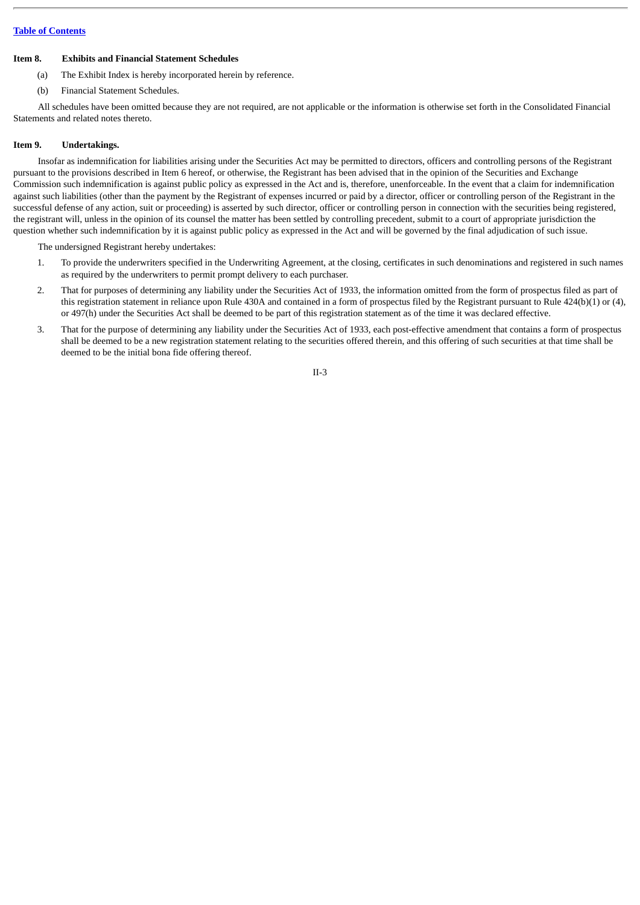**Item 8. Exhibits and Financial Statement Schedules**

(a) The Exhibit Index is hereby incorporated herein by reference.

(b) Financial Statement Schedules.

All schedules have been omitted because they are not required, are not applicable or the information is otherwise set forth in the Consolidated Financial Statements and related notes thereto.

**Item 9. Undertakings.**

Insofar as indemnification for liabilities arising under the Securities Act may be permitted to directors, officers and controlling persons of the Registrant pursuant to the provisions described in Item 6 hereof, or otherwise, the Registrant has been advised that in the opinion of the Securities and Exchange Commission such indemnification is against public policy as expressed in the Act and is, therefore, unenforceable. In the event that a claim for indemnification against such liabilities (other than the payment by the Registrant of expenses incurred or paid by a director, officer or controlling person of the Registrant in the successful defense of any action, suit or proceeding) is asserted by such director, officer or controlling person in connection with the securities being registered, the registrant will, unless in the opinion of its counsel the matter has been settled by controlling precedent, submit to a court of appropriate jurisdiction the question whether such indemnification by it is against public policy as expressed in the Act and will be governed by the final adjudication of such issue.

The undersigned Registrant hereby undertakes:

1. To provide the underwriters specified in the Underwriting Agreement, at the closing, certificates in such denominations and registered in such names as required by the underwriters to permit prompt delivery to each purchaser.
2. That for purposes of determining any liability under the Securities Act of 1933, the information omitted from the form of prospectus filed as part of this registration statement in reliance upon Rule 430A and contained in a form of prospectus filed by the Registrant pursuant to Rule 424(b)(1) or (4), or 497(h) under the Securities Act shall be deemed to be part of this registration statement as of the time it was declared effective.
3. That for the purpose of determining any liability under the Securities Act of 1933, each post-effective amendment that contains a form of prospectus shall be deemed to be a new registration statement relating to the securities offered therein, and this offering of such securities at that time shall be deemed to be the initial bona fide offering thereof.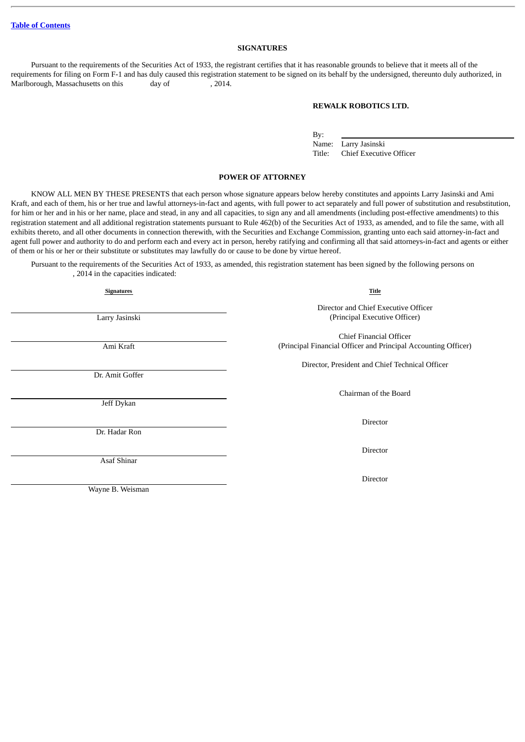[Table of Contents](#)

## SIGNATURES

Pursuant to the requirements of the Securities Act of 1933, the registrant certifies that it has reasonable grounds to believe that it meets all of the requirements for filing on Form F-1 and has duly caused this registration statement to be signed on its behalf by the undersigned, thereunto duly authorized, in Marlborough, Massachusetts on this day of , 2014.

**REWALK ROBOTICS LTD.**

By: \_\_\_\_\_\_\_\_\_\_\_\_\_\_\_\_\_\_\_\_\_\_\_\_\_\_\_\_
Name: Larry Jasinski
Title: Chief Executive Officer

## POWER OF ATTORNEY

KNOW ALL MEN BY THESE PRESENTS that each person whose signature appears below hereby constitutes and appoints Larry Jasinski and Ami Kraft, and each of them, his or her true and lawful attorneys-in-fact and agents, with full power to act separately and full power of substitution and resubstitution, for him or her and in his or her name, place and stead, in any and all capacities, to sign any and all amendments (including post-effective amendments) to this registration statement and all additional registration statements pursuant to Rule 462(b) of the Securities Act of 1933, as amended, and to file the same, with all exhibits thereto, and all other documents in connection therewith, with the Securities and Exchange Commission, granting unto each said attorney-in-fact and agent full power and authority to do and perform each and every act in person, hereby ratifying and confirming all that said attorneys-in-fact and agents or either of them or his or her or their substitute or substitutes may lawfully do or cause to be done by virtue hereof.

Pursuant to the requirements of the Securities Act of 1933, as amended, this registration statement has been signed by the following persons on , 2014 in the capacities indicated:

| Signatures | Title |
|---|---|
| Larry Jasinski | Director and Chief Executive Officer (Principal Executive Officer) |
| Ami Kraft | Chief Financial Officer (Principal Financial Officer and Principal Accounting Officer) |
| Dr. Amit Goffer | Director, President and Chief Technical Officer |
| Jeff Dykan | Chairman of the Board |
| Dr. Hadar Ron | Director |
| Asaf Shinar | Director |
| Wayne B. Weisman | Director |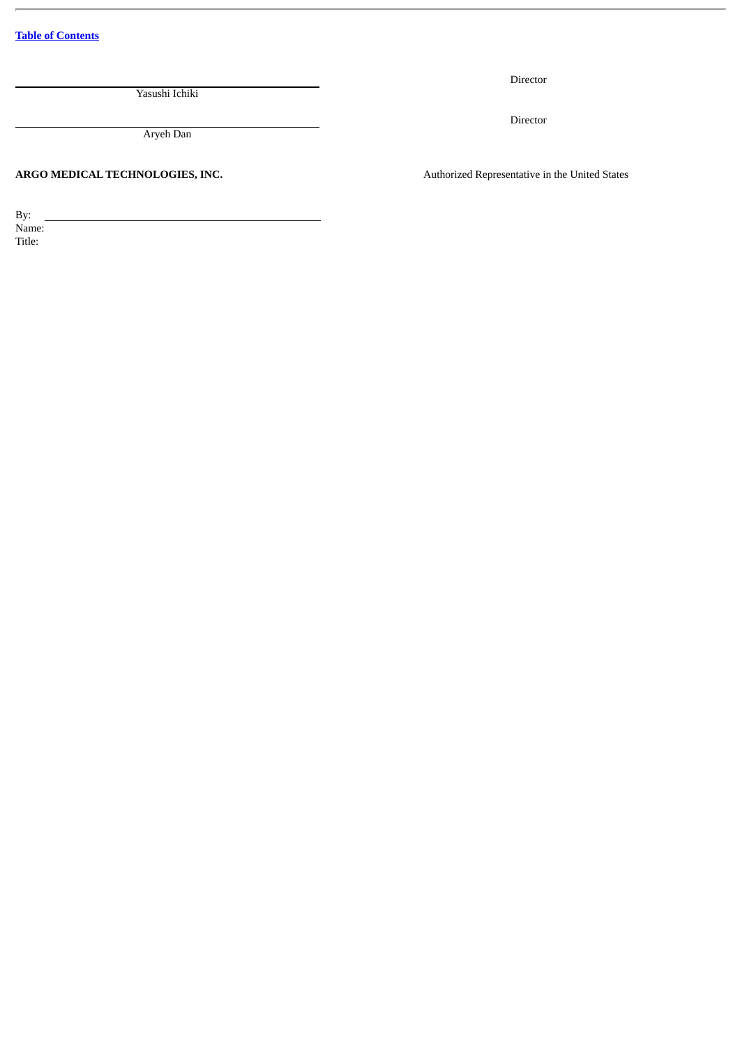| | |
|---|---|
| \_\_\_\_\_\_\_\_\_\_\_\_\_\_\_\_\_\_\_\_\_\_\_\_\_\_\_\_\_\_ Yasushi Ichiki | Director |
| \_\_\_\_\_\_\_\_\_\_\_\_\_\_\_\_\_\_\_\_\_\_\_\_\_\_\_\_\_\_ Aryeh Dan | Director |
| **ARGO MEDICAL TECHNOLOGIES, INC.** | Authorized Representative in the United States |

By: \_\_\_\_\_\_\_\_\_\_\_\_\_\_\_\_\_\_\_\_\_\_\_\_\_\_\_\_\_\_
Name:
Title: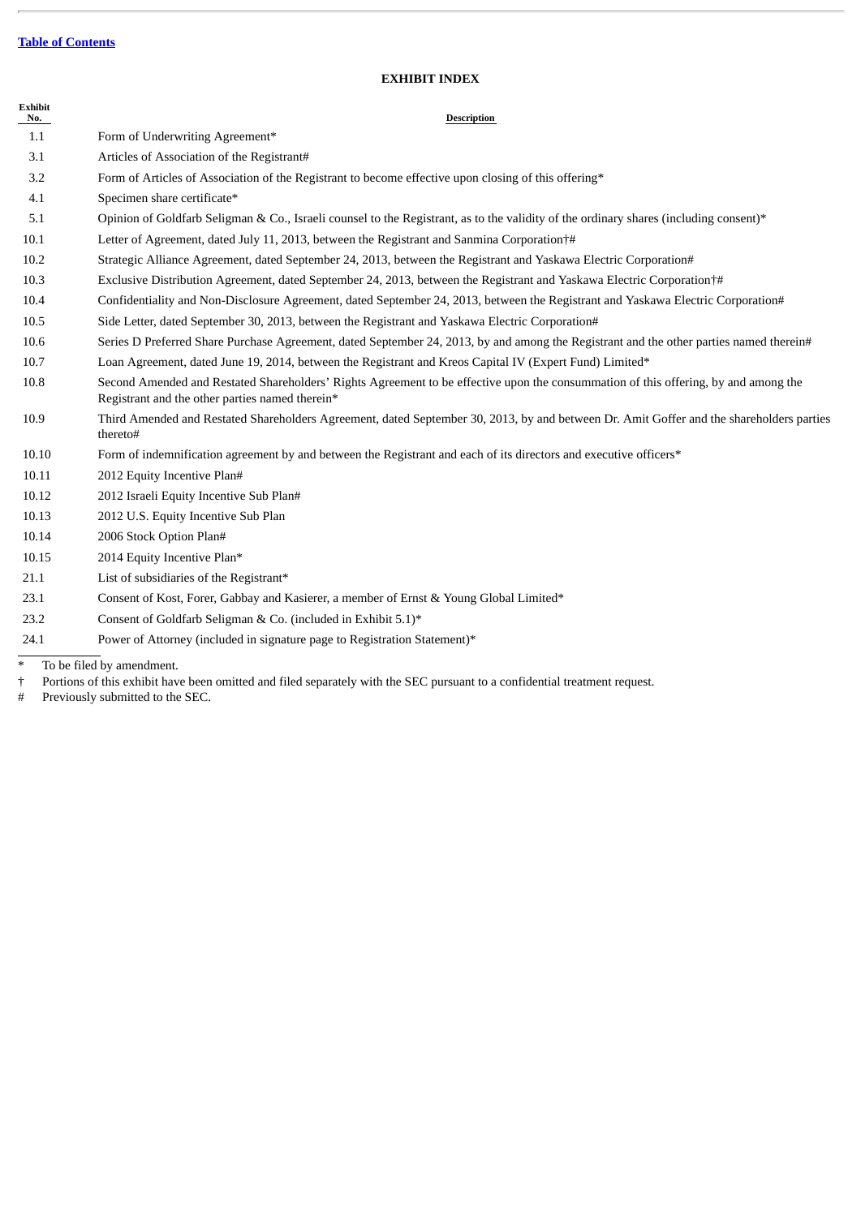[Table of Contents](#)

## EXHIBIT INDEX

| Exhibit No. | Description |
| --- | --- |
| 1.1 | Form of Underwriting Agreement* |
| 3.1 | Articles of Association of the Registrant# |
| 3.2 | Form of Articles of Association of the Registrant to become effective upon closing of this offering* |
| 4.1 | Specimen share certificate* |
| 5.1 | Opinion of Goldfarb Seligman & Co., Israeli counsel to the Registrant, as to the validity of the ordinary shares (including consent)* |
| 10.1 | Letter of Agreement, dated July 11, 2013, between the Registrant and Sanmina Corporation†# |
| 10.2 | Strategic Alliance Agreement, dated September 24, 2013, between the Registrant and Yaskawa Electric Corporation# |
| 10.3 | Exclusive Distribution Agreement, dated September 24, 2013, between the Registrant and Yaskawa Electric Corporation†# |
| 10.4 | Confidentiality and Non-Disclosure Agreement, dated September 24, 2013, between the Registrant and Yaskawa Electric Corporation# |
| 10.5 | Side Letter, dated September 30, 2013, between the Registrant and Yaskawa Electric Corporation# |
| 10.6 | Series D Preferred Share Purchase Agreement, dated September 24, 2013, by and among the Registrant and the other parties named therein# |
| 10.7 | Loan Agreement, dated June 19, 2014, between the Registrant and Kreos Capital IV (Expert Fund) Limited* |
| 10.8 | Second Amended and Restated Shareholders' Rights Agreement to be effective upon the consummation of this offering, by and among the Registrant and the other parties named therein* |
| 10.9 | Third Amended and Restated Shareholders Agreement, dated September 30, 2013, by and between Dr. Amit Goffer and the shareholders parties thereto# |
| 10.10 | Form of indemnification agreement by and between the Registrant and each of its directors and executive officers* |
| 10.11 | 2012 Equity Incentive Plan# |
| 10.12 | 2012 Israeli Equity Incentive Sub Plan# |
| 10.13 | 2012 U.S. Equity Incentive Sub Plan |
| 10.14 | 2006 Stock Option Plan# |
| 10.15 | 2014 Equity Incentive Plan* |
| 21.1 | List of subsidiaries of the Registrant* |
| 23.1 | Consent of Kost, Forer, Gabbay and Kasierer, a member of Ernst & Young Global Limited* |
| 23.2 | Consent of Goldfarb Seligman & Co. (included in Exhibit 5.1)* |
| 24.1 | Power of Attorney (included in signature page to Registration Statement)* |

\* To be filed by amendment.

† Portions of this exhibit have been omitted and filed separately with the SEC pursuant to a confidential treatment request.

\# Previously submitted to the SEC.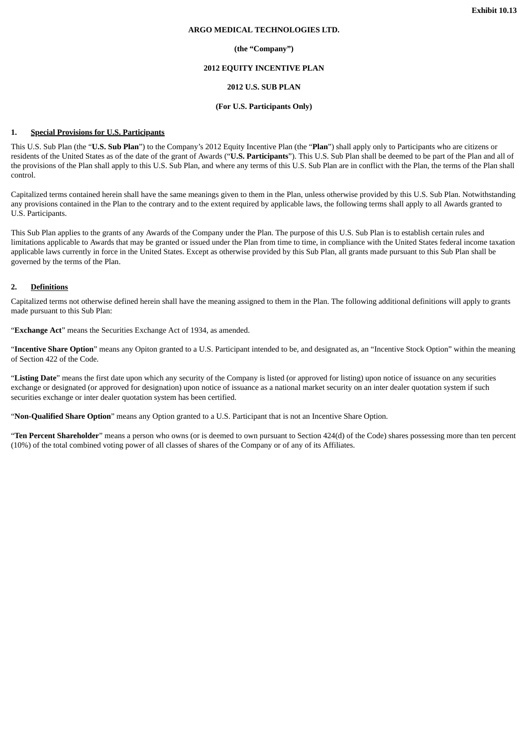**Exhibit 10.13**

**ARGO MEDICAL TECHNOLOGIES LTD.**

**(the "Company")**

**2012 EQUITY INCENTIVE PLAN**

**2012 U.S. SUB PLAN**

**(For U.S. Participants Only)**

## 1. Special Provisions for U.S. Participants

This U.S. Sub Plan (the "**U.S. Sub Plan**") to the Company's 2012 Equity Incentive Plan (the "**Plan**") shall apply only to Participants who are citizens or residents of the United States as of the date of the grant of Awards ("**U.S. Participants**"). This U.S. Sub Plan shall be deemed to be part of the Plan and all of the provisions of the Plan shall apply to this U.S. Sub Plan, and where any terms of this U.S. Sub Plan are in conflict with the Plan, the terms of the Plan shall control.

Capitalized terms contained herein shall have the same meanings given to them in the Plan, unless otherwise provided by this U.S. Sub Plan. Notwithstanding any provisions contained in the Plan to the contrary and to the extent required by applicable laws, the following terms shall apply to all Awards granted to U.S. Participants.

This Sub Plan applies to the grants of any Awards of the Company under the Plan. The purpose of this U.S. Sub Plan is to establish certain rules and limitations applicable to Awards that may be granted or issued under the Plan from time to time, in compliance with the United States federal income taxation applicable laws currently in force in the United States. Except as otherwise provided by this Sub Plan, all grants made pursuant to this Sub Plan shall be governed by the terms of the Plan.

## 2. Definitions

Capitalized terms not otherwise defined herein shall have the meaning assigned to them in the Plan. The following additional definitions will apply to grants made pursuant to this Sub Plan:

"**Exchange Act**" means the Securities Exchange Act of 1934, as amended.

"**Incentive Share Option**" means any Opiton granted to a U.S. Participant intended to be, and designated as, an "Incentive Stock Option" within the meaning of Section 422 of the Code.

"**Listing Date**" means the first date upon which any security of the Company is listed (or approved for listing) upon notice of issuance on any securities exchange or designated (or approved for designation) upon notice of issuance as a national market security on an inter dealer quotation system if such securities exchange or inter dealer quotation system has been certified.

"**Non-Qualified Share Option**" means any Option granted to a U.S. Participant that is not an Incentive Share Option.

"**Ten Percent Shareholder**" means a person who owns (or is deemed to own pursuant to Section 424(d) of the Code) shares possessing more than ten percent (10%) of the total combined voting power of all classes of shares of the Company or of any of its Affiliates.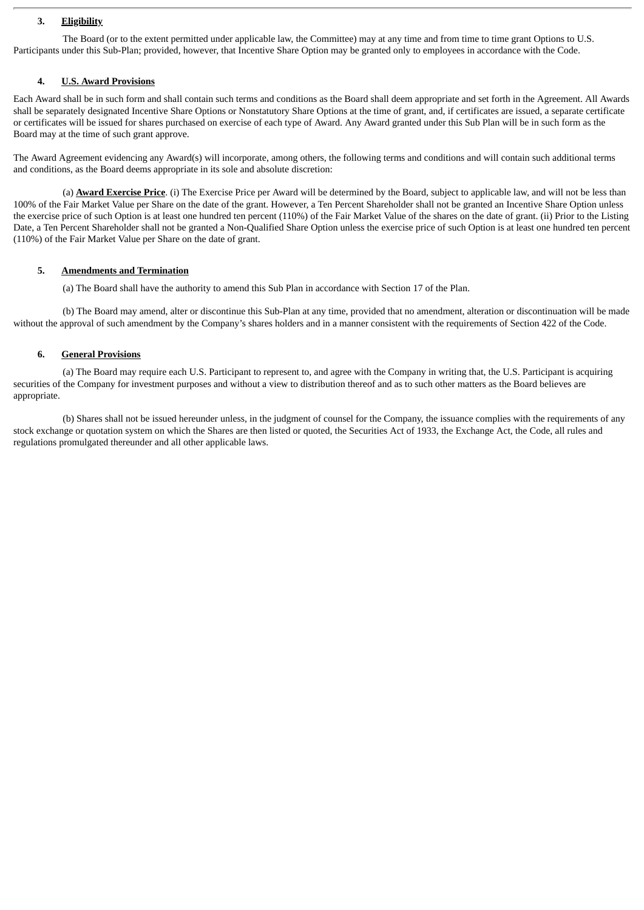## 3. Eligibility

The Board (or to the extent permitted under applicable law, the Committee) may at any time and from time to time grant Options to U.S. Participants under this Sub-Plan; provided, however, that Incentive Share Option may be granted only to employees in accordance with the Code.

## 4. U.S. Award Provisions

Each Award shall be in such form and shall contain such terms and conditions as the Board shall deem appropriate and set forth in the Agreement. All Awards shall be separately designated Incentive Share Options or Nonstatutory Share Options at the time of grant, and, if certificates are issued, a separate certificate or certificates will be issued for shares purchased on exercise of each type of Award. Any Award granted under this Sub Plan will be in such form as the Board may at the time of such grant approve.

The Award Agreement evidencing any Award(s) will incorporate, among others, the following terms and conditions and will contain such additional terms and conditions, as the Board deems appropriate in its sole and absolute discretion:

(a) **Award Exercise Price**. (i) The Exercise Price per Award will be determined by the Board, subject to applicable law, and will not be less than 100% of the Fair Market Value per Share on the date of the grant. However, a Ten Percent Shareholder shall not be granted an Incentive Share Option unless the exercise price of such Option is at least one hundred ten percent (110%) of the Fair Market Value of the shares on the date of grant. (ii) Prior to the Listing Date, a Ten Percent Shareholder shall not be granted a Non-Qualified Share Option unless the exercise price of such Option is at least one hundred ten percent (110%) of the Fair Market Value per Share on the date of grant.

## 5. Amendments and Termination

(a) The Board shall have the authority to amend this Sub Plan in accordance with Section 17 of the Plan.

(b) The Board may amend, alter or discontinue this Sub-Plan at any time, provided that no amendment, alteration or discontinuation will be made without the approval of such amendment by the Company's shares holders and in a manner consistent with the requirements of Section 422 of the Code.

## 6. General Provisions

(a) The Board may require each U.S. Participant to represent to, and agree with the Company in writing that, the U.S. Participant is acquiring securities of the Company for investment purposes and without a view to distribution thereof and as to such other matters as the Board believes are appropriate.

(b) Shares shall not be issued hereunder unless, in the judgment of counsel for the Company, the issuance complies with the requirements of any stock exchange or quotation system on which the Shares are then listed or quoted, the Securities Act of 1933, the Exchange Act, the Code, all rules and regulations promulgated thereunder and all other applicable laws.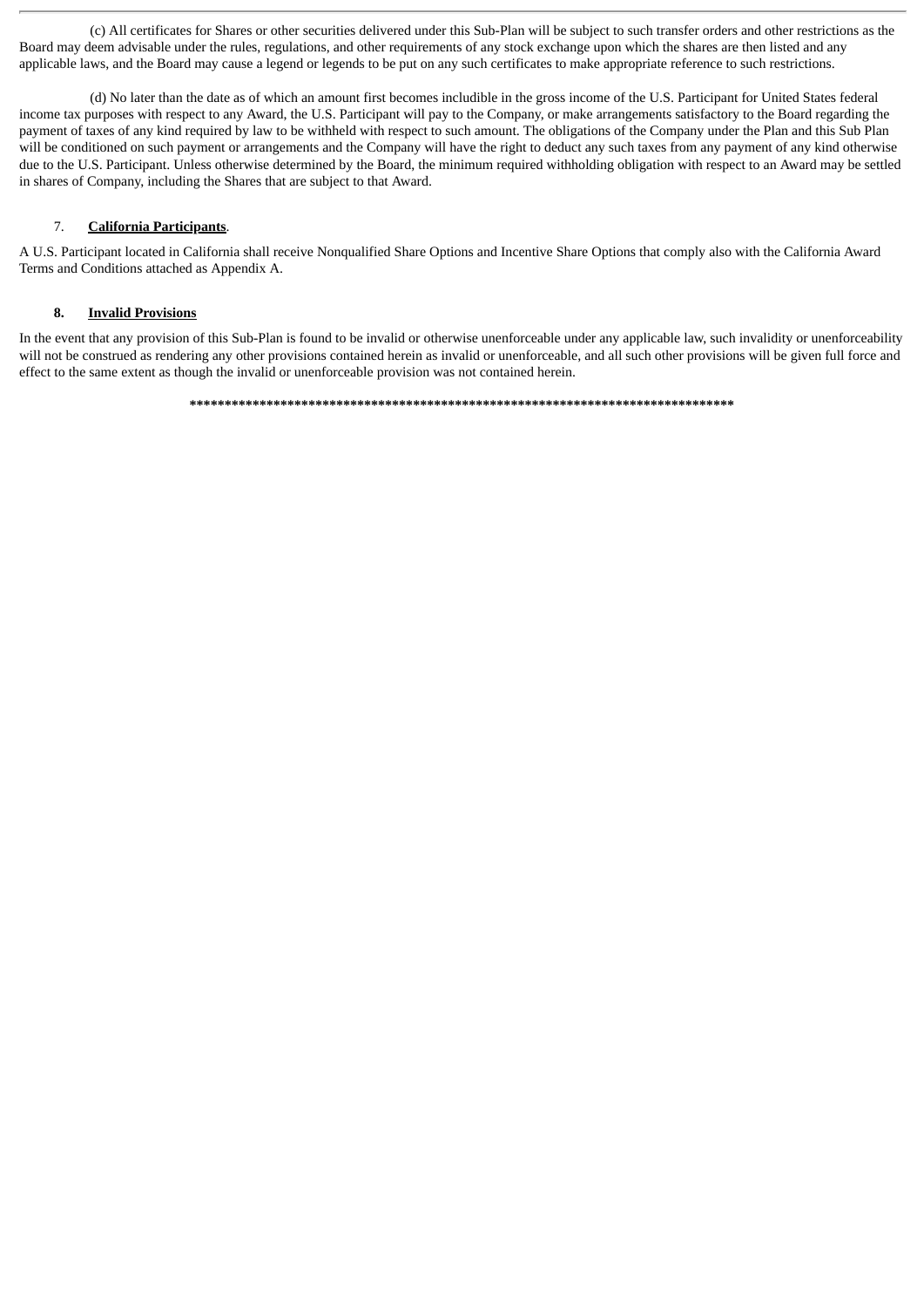(c) All certificates for Shares or other securities delivered under this Sub-Plan will be subject to such transfer orders and other restrictions as the Board may deem advisable under the rules, regulations, and other requirements of any stock exchange upon which the shares are then listed and any applicable laws, and the Board may cause a legend or legends to be put on any such certificates to make appropriate reference to such restrictions.

(d) No later than the date as of which an amount first becomes includible in the gross income of the U.S. Participant for United States federal income tax purposes with respect to any Award, the U.S. Participant will pay to the Company, or make arrangements satisfactory to the Board regarding the payment of taxes of any kind required by law to be withheld with respect to such amount. The obligations of the Company under the Plan and this Sub Plan will be conditioned on such payment or arrangements and the Company will have the right to deduct any such taxes from any payment of any kind otherwise due to the U.S. Participant. Unless otherwise determined by the Board, the minimum required withholding obligation with respect to an Award may be settled in shares of Company, including the Shares that are subject to that Award.

7. **California Participants**.

A U.S. Participant located in California shall receive Nonqualified Share Options and Incentive Share Options that comply also with the California Award Terms and Conditions attached as Appendix A.

**8. Invalid Provisions**

In the event that any provision of this Sub-Plan is found to be invalid or otherwise unenforceable under any applicable law, such invalidity or unenforceability will not be construed as rendering any other provisions contained herein as invalid or unenforceable, and all such other provisions will be given full force and effect to the same extent as though the invalid or unenforceable provision was not contained herein.

********************************************************************************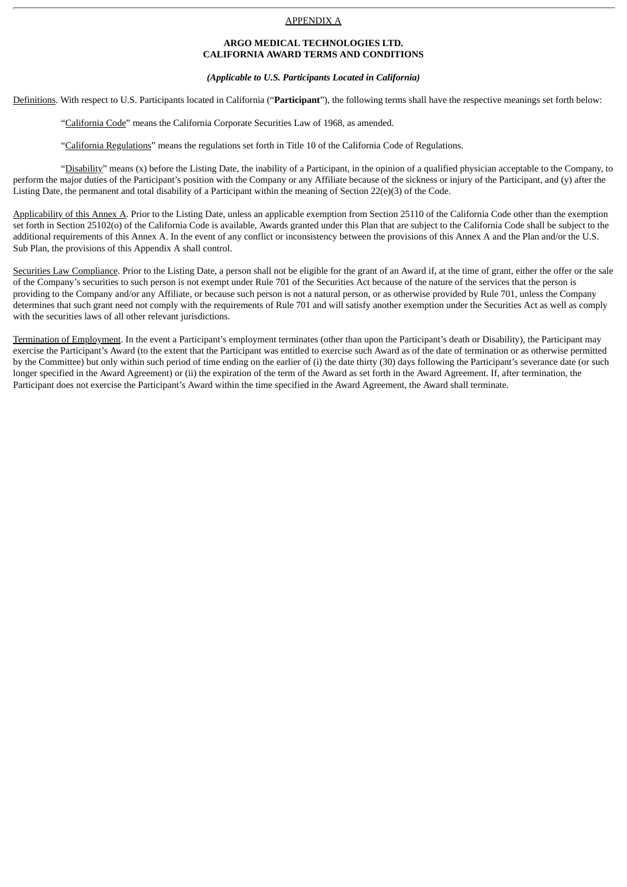APPENDIX A

**ARGO MEDICAL TECHNOLOGIES LTD.**
**CALIFORNIA AWARD TERMS AND CONDITIONS**

***(Applicable to U.S. Participants Located in California)***

Definitions. With respect to U.S. Participants located in California (“**Participant**”), the following terms shall have the respective meanings set forth below:

“California Code” means the California Corporate Securities Law of 1968, as amended.

“California Regulations” means the regulations set forth in Title 10 of the California Code of Regulations.

“Disability” means (x) before the Listing Date, the inability of a Participant, in the opinion of a qualified physician acceptable to the Company, to perform the major duties of the Participant’s position with the Company or any Affiliate because of the sickness or injury of the Participant, and (y) after the Listing Date, the permanent and total disability of a Participant within the meaning of Section 22(e)(3) of the Code.

Applicability of this Annex A. Prior to the Listing Date, unless an applicable exemption from Section 25110 of the California Code other than the exemption set forth in Section 25102(o) of the California Code is available, Awards granted under this Plan that are subject to the California Code shall be subject to the additional requirements of this Annex A. In the event of any conflict or inconsistency between the provisions of this Annex A and the Plan and/or the U.S. Sub Plan, the provisions of this Appendix A shall control.

Securities Law Compliance. Prior to the Listing Date, a person shall not be eligible for the grant of an Award if, at the time of grant, either the offer or the sale of the Company’s securities to such person is not exempt under Rule 701 of the Securities Act because of the nature of the services that the person is providing to the Company and/or any Affiliate, or because such person is not a natural person, or as otherwise provided by Rule 701, unless the Company determines that such grant need not comply with the requirements of Rule 701 and will satisfy another exemption under the Securities Act as well as comply with the securities laws of all other relevant jurisdictions.

Termination of Employment. In the event a Participant’s employment terminates (other than upon the Participant’s death or Disability), the Participant may exercise the Participant’s Award (to the extent that the Participant was entitled to exercise such Award as of the date of termination or as otherwise permitted by the Committee) but only within such period of time ending on the earlier of (i) the date thirty (30) days following the Participant’s severance date (or such longer specified in the Award Agreement) or (ii) the expiration of the term of the Award as set forth in the Award Agreement. If, after termination, the Participant does not exercise the Participant’s Award within the time specified in the Award Agreement, the Award shall terminate.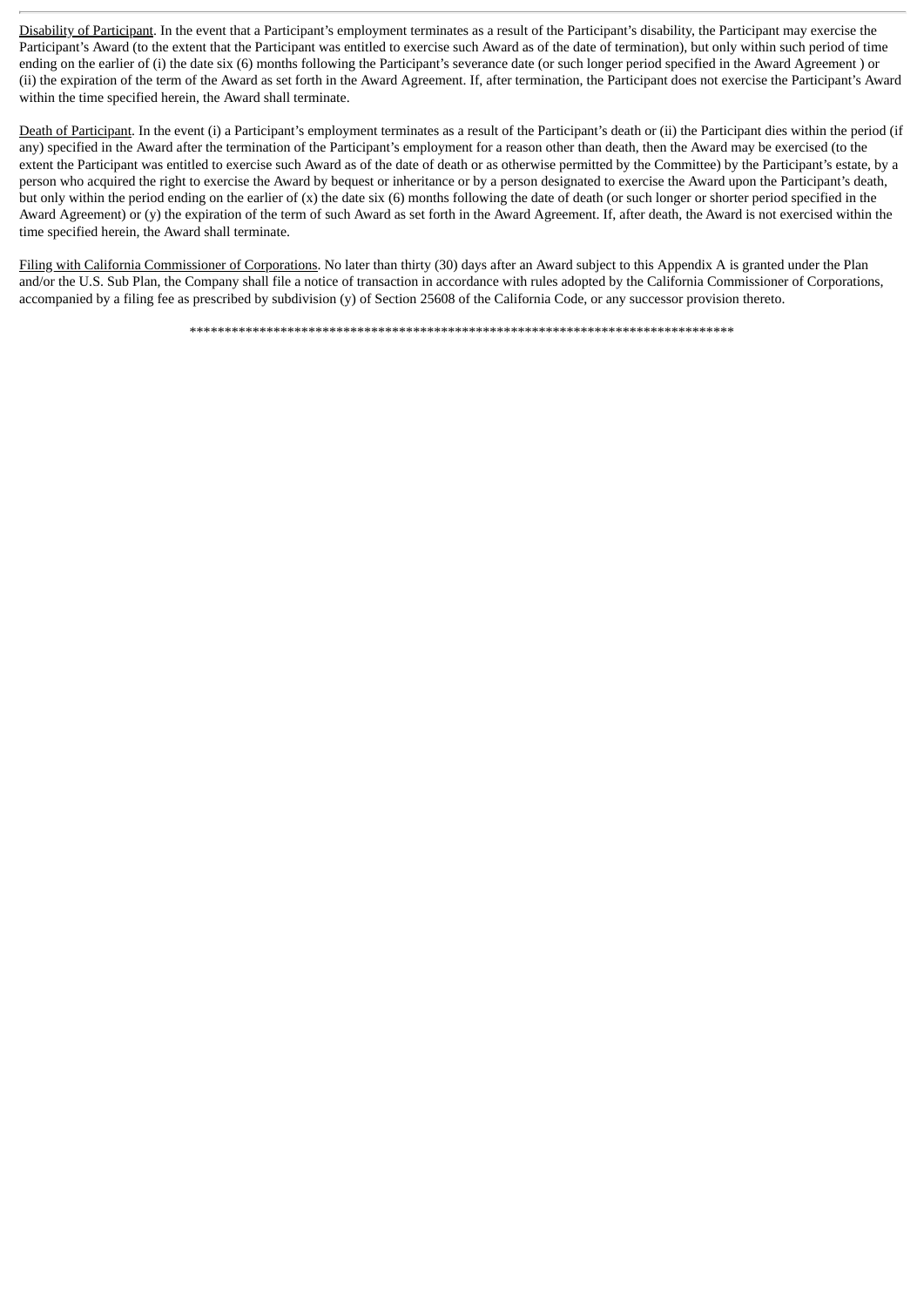Disability of Participant. In the event that a Participant's employment terminates as a result of the Participant's disability, the Participant may exercise the Participant's Award (to the extent that the Participant was entitled to exercise such Award as of the date of termination), but only within such period of time ending on the earlier of (i) the date six (6) months following the Participant's severance date (or such longer period specified in the Award Agreement ) or (ii) the expiration of the term of the Award as set forth in the Award Agreement. If, after termination, the Participant does not exercise the Participant's Award within the time specified herein, the Award shall terminate.

Death of Participant. In the event (i) a Participant's employment terminates as a result of the Participant's death or (ii) the Participant dies within the period (if any) specified in the Award after the termination of the Participant's employment for a reason other than death, then the Award may be exercised (to the extent the Participant was entitled to exercise such Award as of the date of death or as otherwise permitted by the Committee) by the Participant's estate, by a person who acquired the right to exercise the Award by bequest or inheritance or by a person designated to exercise the Award upon the Participant's death, but only within the period ending on the earlier of (x) the date six (6) months following the date of death (or such longer or shorter period specified in the Award Agreement) or (y) the expiration of the term of such Award as set forth in the Award Agreement. If, after death, the Award is not exercised within the time specified herein, the Award shall terminate.

Filing with California Commissioner of Corporations. No later than thirty (30) days after an Award subject to this Appendix A is granted under the Plan and/or the U.S. Sub Plan, the Company shall file a notice of transaction in accordance with rules adopted by the California Commissioner of Corporations, accompanied by a filing fee as prescribed by subdivision (y) of Section 25608 of the California Code, or any successor provision thereto.

*********************************************************************************